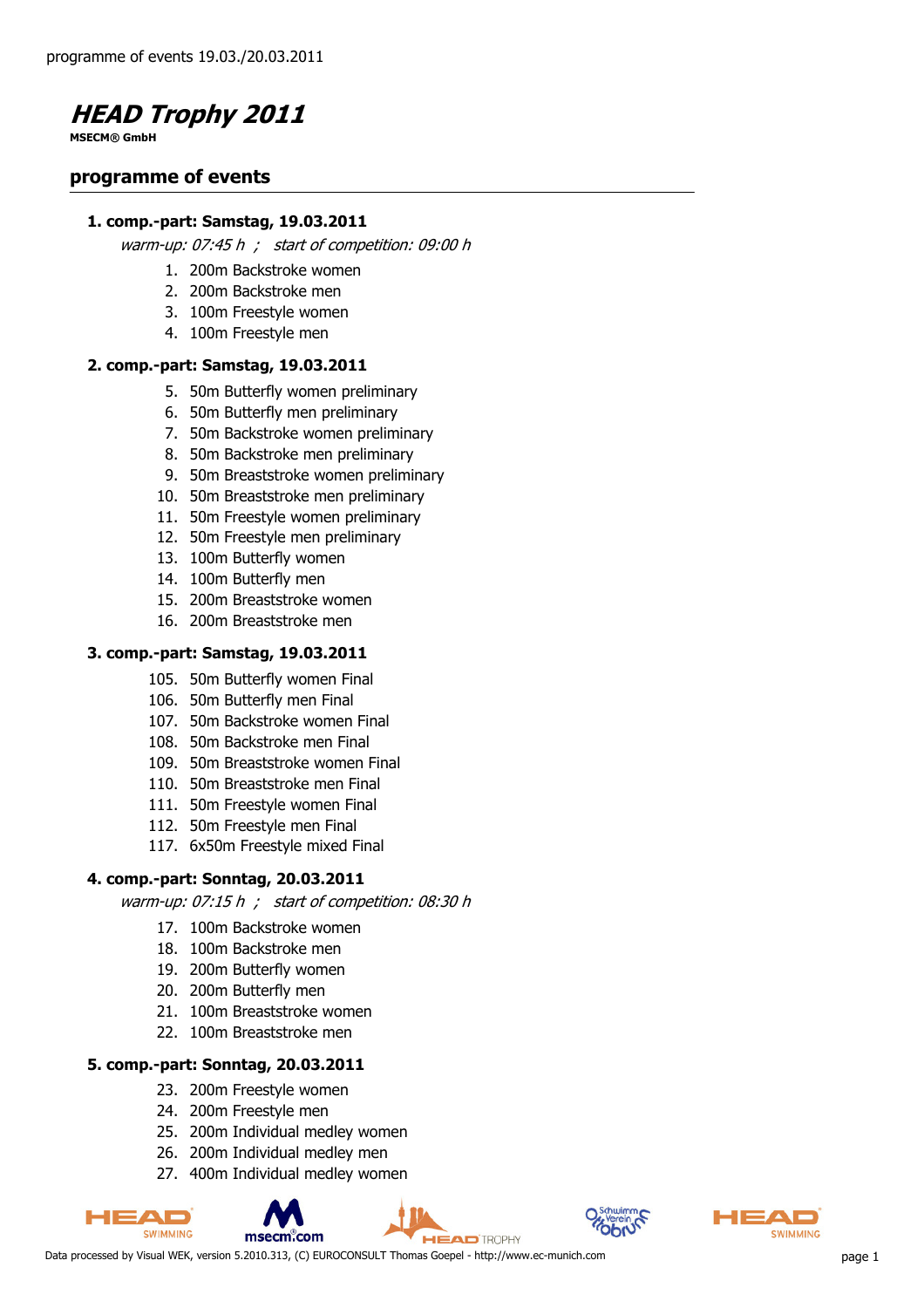programme of events 19.03./20.03.2011

# *HEAD Trophy 2011*

**MSECM® GmbH**

## programme of events

### 1. comp.-part: Samstag, 19.03.2011

*warm-up: 07:45 h ; start of competition: 09:00 h*

1. 200m Backstroke women
2. 200m Backstroke men
3. 100m Freestyle women
4. 100m Freestyle men

### 2. comp.-part: Samstag, 19.03.2011

5. 50m Butterfly women preliminary
6. 50m Butterfly men preliminary
7. 50m Backstroke women preliminary
8. 50m Backstroke men preliminary
9. 50m Breaststroke women preliminary
10. 50m Breaststroke men preliminary
11. 50m Freestyle women preliminary
12. 50m Freestyle men preliminary
13. 100m Butterfly women
14. 100m Butterfly men
15. 200m Breaststroke women
16. 200m Breaststroke men

### 3. comp.-part: Samstag, 19.03.2011

105. 50m Butterfly women Final
106. 50m Butterfly men Final
107. 50m Backstroke women Final
108. 50m Backstroke men Final
109. 50m Breaststroke women Final
110. 50m Breaststroke men Final
111. 50m Freestyle women Final
112. 50m Freestyle men Final
117. 6x50m Freestyle mixed Final

### 4. comp.-part: Sonntag, 20.03.2011

*warm-up: 07:15 h ; start of competition: 08:30 h*

17. 100m Backstroke women
18. 100m Backstroke men
19. 200m Butterfly women
20. 200m Butterfly men
21. 100m Breaststroke women
22. 100m Breaststroke men

### 5. comp.-part: Sonntag, 20.03.2011

23. 200m Freestyle women
24. 200m Freestyle men
25. 200m Individual medley women
26. 200m Individual medley men
27. 400m Individual medley women

Data processed by Visual WEK, version 5.2010.313, (C) EUROCONSULT Thomas Goepel - http://www.ec-munich.com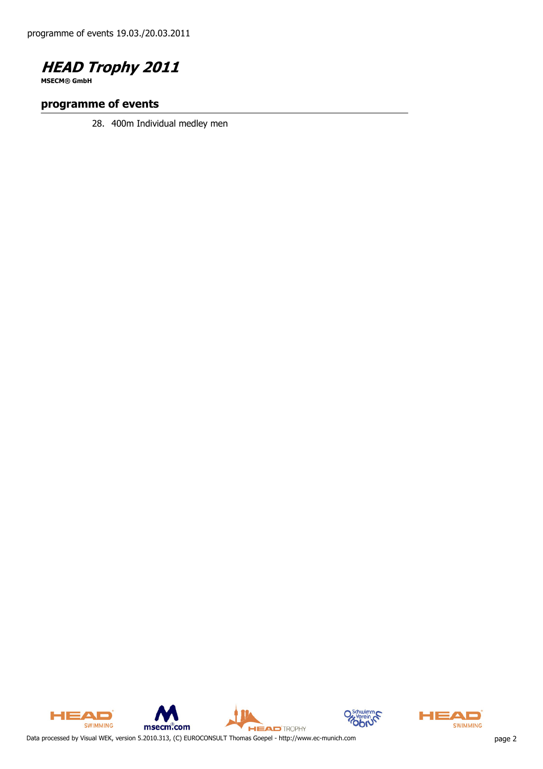## HEAD Trophy 2011

**MSECM® GmbH**

### programme of events

28. 400m Individual medley men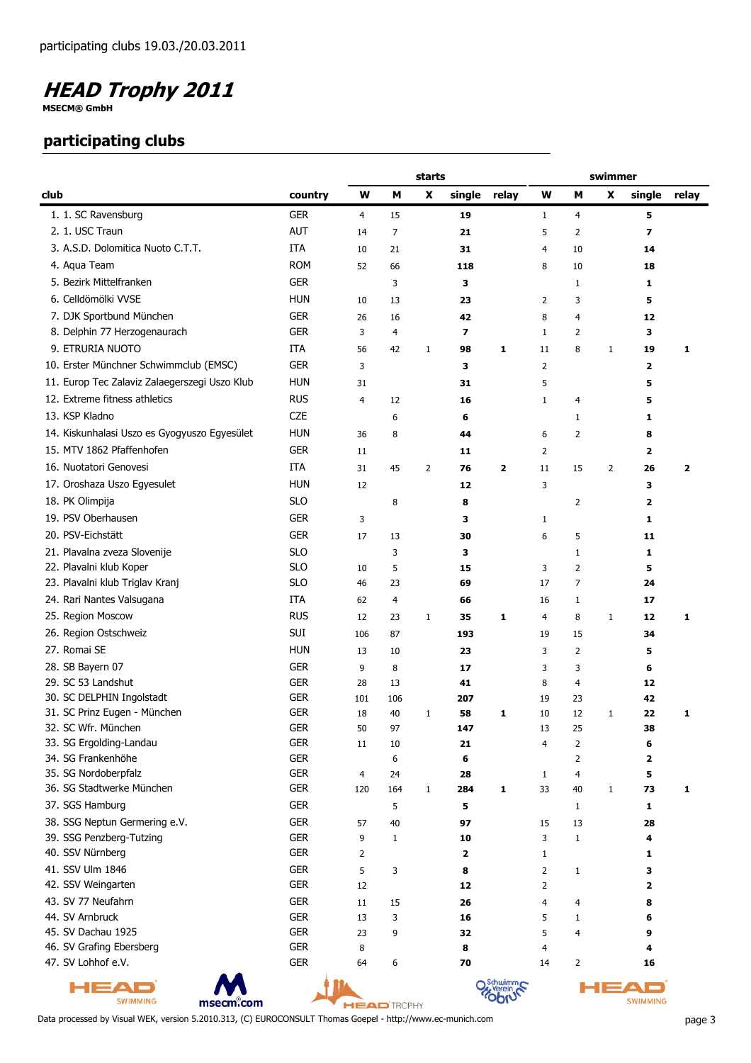participating clubs 19.03./20.03.2011

# *HEAD Trophy 2011*

**MSECM® GmbH**

## participating clubs

| club | country | starts W | starts M | starts X | starts single | starts relay | swimmer W | swimmer M | swimmer X | swimmer single | swimmer relay |
|---|---|---|---|---|---|---|---|---|---|---|---|
| 1. 1. SC Ravensburg | GER | 4 | 15 | | **19** | | 1 | 4 | | **5** | |
| 2. 1. USC Traun | AUT | 14 | 7 | | **21** | | 5 | 2 | | **7** | |
| 3. A.S.D. Dolomitica Nuoto C.T.T. | ITA | 10 | 21 | | **31** | | 4 | 10 | | **14** | |
| 4. Aqua Team | ROM | 52 | 66 | | **118** | | 8 | 10 | | **18** | |
| 5. Bezirk Mittelfranken | GER | | 3 | | **3** | | | 1 | | **1** | |
| 6. Celldömölki VVSE | HUN | 10 | 13 | | **23** | | 2 | 3 | | **5** | |
| 7. DJK Sportbund München | GER | 26 | 16 | | **42** | | 8 | 4 | | **12** | |
| 8. Delphin 77 Herzogenaurach | GER | 3 | 4 | | **7** | | 1 | 2 | | **3** | |
| 9. ETRURIA NUOTO | ITA | 56 | 42 | 1 | **98** | **1** | 11 | 8 | 1 | **19** | **1** |
| 10. Erster Münchner Schwimmclub (EMSC) | GER | 3 | | | **3** | | 2 | | | **2** | |
| 11. Europ Tec Zalaviz Zalaegerszegi Uszo Klub | HUN | 31 | | | **31** | | 5 | | | **5** | |
| 12. Extreme fitness athletics | RUS | 4 | 12 | | **16** | | 1 | 4 | | **5** | |
| 13. KSP Kladno | CZE | | 6 | | **6** | | | 1 | | **1** | |
| 14. Kiskunhalasi Uszo es Gyogyuszo Egyesület | HUN | 36 | 8 | | **44** | | 6 | 2 | | **8** | |
| 15. MTV 1862 Pfaffenhofen | GER | 11 | | | **11** | | 2 | | | **2** | |
| 16. Nuotatori Genovesi | ITA | 31 | 45 | 2 | **76** | **2** | 11 | 15 | 2 | **26** | **2** |
| 17. Oroshaza Uszo Egyesulet | HUN | 12 | | | **12** | | 3 | | | **3** | |
| 18. PK Olimpija | SLO | | 8 | | **8** | | | 2 | | **2** | |
| 19. PSV Oberhausen | GER | 3 | | | **3** | | 1 | | | **1** | |
| 20. PSV-Eichstätt | GER | 17 | 13 | | **30** | | 6 | 5 | | **11** | |
| 21. Plavalna zveza Slovenije | SLO | | 3 | | **3** | | | 1 | | **1** | |
| 22. Plavalni klub Koper | SLO | 10 | 5 | | **15** | | 3 | 2 | | **5** | |
| 23. Plavalni klub Triglav Kranj | SLO | 46 | 23 | | **69** | | 17 | 7 | | **24** | |
| 24. Rari Nantes Valsugana | ITA | 62 | 4 | | **66** | | 16 | 1 | | **17** | |
| 25. Region Moscow | RUS | 12 | 23 | 1 | **35** | **1** | 4 | 8 | 1 | **12** | **1** |
| 26. Region Ostschweiz | SUI | 106 | 87 | | **193** | | 19 | 15 | | **34** | |
| 27. Romai SE | HUN | 13 | 10 | | **23** | | 3 | 2 | | **5** | |
| 28. SB Bayern 07 | GER | 9 | 8 | | **17** | | 3 | 3 | | **6** | |
| 29. SC 53 Landshut | GER | 28 | 13 | | **41** | | 8 | 4 | | **12** | |
| 30. SC DELPHIN Ingolstadt | GER | 101 | 106 | | **207** | | 19 | 23 | | **42** | |
| 31. SC Prinz Eugen - München | GER | 18 | 40 | 1 | **58** | **1** | 10 | 12 | 1 | **22** | **1** |
| 32. SC Wfr. München | GER | 50 | 97 | | **147** | | 13 | 25 | | **38** | |
| 33. SG Ergolding-Landau | GER | 11 | 10 | | **21** | | 4 | 2 | | **6** | |
| 34. SG Frankenhöhe | GER | | 6 | | **6** | | | 2 | | **2** | |
| 35. SG Nordoberpfalz | GER | 4 | 24 | | **28** | | 1 | 4 | | **5** | |
| 36. SG Stadtwerke München | GER | 120 | 164 | 1 | **284** | **1** | 33 | 40 | 1 | **73** | **1** |
| 37. SGS Hamburg | GER | | 5 | | **5** | | | 1 | | **1** | |
| 38. SSG Neptun Germering e.V. | GER | 57 | 40 | | **97** | | 15 | 13 | | **28** | |
| 39. SSG Penzberg-Tutzing | GER | 9 | 1 | | **10** | | 3 | 1 | | **4** | |
| 40. SSV Nürnberg | GER | 2 | | | **2** | | 1 | | | **1** | |
| 41. SSV Ulm 1846 | GER | 5 | 3 | | **8** | | 2 | 1 | | **3** | |
| 42. SSV Weingarten | GER | 12 | | | **12** | | 2 | | | **2** | |
| 43. SV 77 Neufahrn | GER | 11 | 15 | | **26** | | 4 | 4 | | **8** | |
| 44. SV Arnbruck | GER | 13 | 3 | | **16** | | 5 | 1 | | **6** | |
| 45. SV Dachau 1925 | GER | 23 | 9 | | **32** | | 5 | 4 | | **9** | |
| 46. SV Grafing Ebersberg | GER | 8 | | | **8** | | 4 | | | **4** | |
| 47. SV Lohhof e.V. | GER | 64 | 6 | | **70** | | 14 | 2 | | **16** | |

Data processed by Visual WEK, version 5.2010.313, (C) EUROCONSULT Thomas Goepel - http://www.ec-munich.com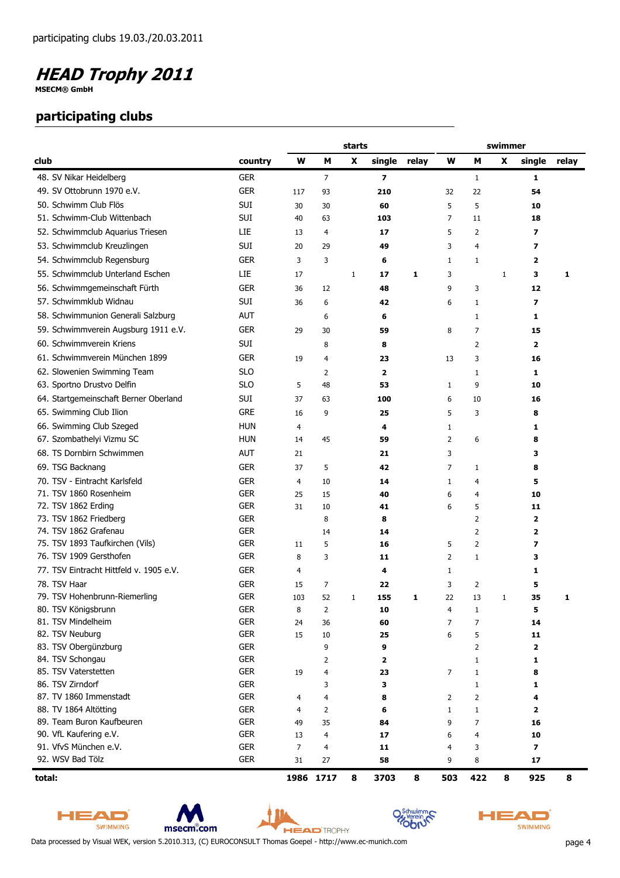participating clubs 19.03./20.03.2011

# *HEAD Trophy 2011*

**MSECM® GmbH**

## participating clubs

| club | country | starts W | starts M | starts X | starts single | starts relay | swimmer W | swimmer M | swimmer X | swimmer single | swimmer relay |
|---|---|---|---|---|---|---|---|---|---|---|---|
| 48. SV Nikar Heidelberg | GER | | 7 | | **7** | | | 1 | | **1** | |
| 49. SV Ottobrunn 1970 e.V. | GER | 117 | 93 | | **210** | | 32 | 22 | | **54** | |
| 50. Schwimm Club Flös | SUI | 30 | 30 | | **60** | | 5 | 5 | | **10** | |
| 51. Schwimm-Club Wittenbach | SUI | 40 | 63 | | **103** | | 7 | 11 | | **18** | |
| 52. Schwimmclub Aquarius Triesen | LIE | 13 | 4 | | **17** | | 5 | 2 | | **7** | |
| 53. Schwimmclub Kreuzlingen | SUI | 20 | 29 | | **49** | | 3 | 4 | | **7** | |
| 54. Schwimmclub Regensburg | GER | 3 | 3 | | **6** | | 1 | 1 | | **2** | |
| 55. Schwimmclub Unterland Eschen | LIE | 17 | | 1 | **17** | **1** | 3 | | 1 | **3** | **1** |
| 56. Schwimmgemeinschaft Fürth | GER | 36 | 12 | | **48** | | 9 | 3 | | **12** | |
| 57. Schwimmklub Widnau | SUI | 36 | 6 | | **42** | | 6 | 1 | | **7** | |
| 58. Schwimmunion Generali Salzburg | AUT | | 6 | | **6** | | | 1 | | **1** | |
| 59. Schwimmverein Augsburg 1911 e.V. | GER | 29 | 30 | | **59** | | 8 | 7 | | **15** | |
| 60. Schwimmverein Kriens | SUI | | 8 | | **8** | | | 2 | | **2** | |
| 61. Schwimmverein München 1899 | GER | 19 | 4 | | **23** | | 13 | 3 | | **16** | |
| 62. Slowenien Swimming Team | SLO | | 2 | | **2** | | | 1 | | **1** | |
| 63. Sportno Drustvo Delfin | SLO | 5 | 48 | | **53** | | 1 | 9 | | **10** | |
| 64. Startgemeinschaft Berner Oberland | SUI | 37 | 63 | | **100** | | 6 | 10 | | **16** | |
| 65. Swimming Club Ilion | GRE | 16 | 9 | | **25** | | 5 | 3 | | **8** | |
| 66. Swimming Club Szeged | HUN | 4 | | | **4** | | 1 | | | **1** | |
| 67. Szombathelyi Vizmu SC | HUN | 14 | 45 | | **59** | | 2 | 6 | | **8** | |
| 68. TS Dornbirn Schwimmen | AUT | 21 | | | **21** | | 3 | | | **3** | |
| 69. TSG Backnang | GER | 37 | 5 | | **42** | | 7 | 1 | | **8** | |
| 70. TSV - Eintracht Karlsfeld | GER | 4 | 10 | | **14** | | 1 | 4 | | **5** | |
| 71. TSV 1860 Rosenheim | GER | 25 | 15 | | **40** | | 6 | 4 | | **10** | |
| 72. TSV 1862 Erding | GER | 31 | 10 | | **41** | | 6 | 5 | | **11** | |
| 73. TSV 1862 Friedberg | GER | | 8 | | **8** | | | 2 | | **2** | |
| 74. TSV 1862 Grafenau | GER | | 14 | | **14** | | | 2 | | **2** | |
| 75. TSV 1893 Taufkirchen (Vils) | GER | 11 | 5 | | **16** | | 5 | 2 | | **7** | |
| 76. TSV 1909 Gersthofen | GER | 8 | 3 | | **11** | | 2 | 1 | | **3** | |
| 77. TSV Eintracht Hittfeld v. 1905 e.V. | GER | 4 | | | **4** | | 1 | | | **1** | |
| 78. TSV Haar | GER | 15 | 7 | | **22** | | 3 | 2 | | **5** | |
| 79. TSV Hohenbrunn-Riemerling | GER | 103 | 52 | 1 | **155** | **1** | 22 | 13 | 1 | **35** | **1** |
| 80. TSV Königsbrunn | GER | 8 | 2 | | **10** | | 4 | 1 | | **5** | |
| 81. TSV Mindelheim | GER | 24 | 36 | | **60** | | 7 | 7 | | **14** | |
| 82. TSV Neuburg | GER | 15 | 10 | | **25** | | 6 | 5 | | **11** | |
| 83. TSV Obergünzburg | GER | | 9 | | **9** | | | 2 | | **2** | |
| 84. TSV Schongau | GER | | 2 | | **2** | | | 1 | | **1** | |
| 85. TSV Vaterstetten | GER | 19 | 4 | | **23** | | 7 | 1 | | **8** | |
| 86. TSV Zirndorf | GER | | 3 | | **3** | | | 1 | | **1** | |
| 87. TV 1860 Immenstadt | GER | 4 | 4 | | **8** | | 2 | 2 | | **4** | |
| 88. TV 1864 Altötting | GER | 4 | 2 | | **6** | | 1 | 1 | | **2** | |
| 89. Team Buron Kaufbeuren | GER | 49 | 35 | | **84** | | 9 | 7 | | **16** | |
| 90. VfL Kaufering e.V. | GER | 13 | 4 | | **17** | | 6 | 4 | | **10** | |
| 91. VfvS München e.V. | GER | 7 | 4 | | **11** | | 4 | 3 | | **7** | |
| 92. WSV Bad Tölz | GER | 31 | 27 | | **58** | | 9 | 8 | | **17** | |
| **total:** | | **1986** | **1717** | **8** | **3703** | **8** | **503** | **422** | **8** | **925** | **8** |

Data processed by Visual WEK, version 5.2010.313, (C) EUROCONSULT Thomas Goepel - http://www.ec-munich.com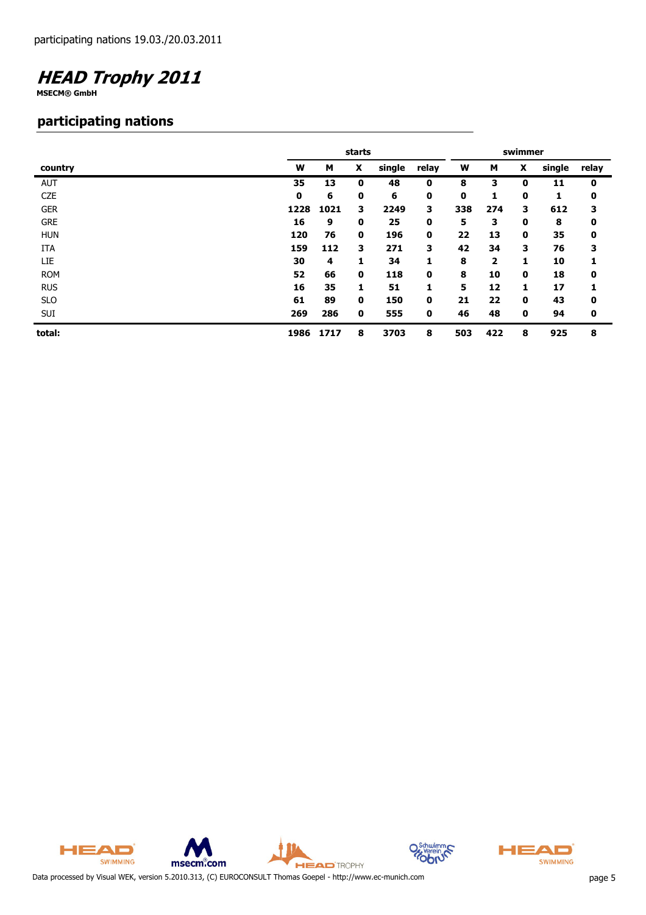participating nations 19.03./20.03.2011

# *HEAD Trophy 2011*

**MSECM® GmbH**

## participating nations

| | starts | | | | | swimmer | | | | |
|---|---|---|---|---|---|---|---|---|---|---|
| **country** | **W** | **M** | **X** | **single** | **relay** | **W** | **M** | **X** | **single** | **relay** |
| AUT | 35 | 13 | 0 | 48 | 0 | 8 | 3 | 0 | 11 | 0 |
| CZE | 0 | 6 | 0 | 6 | 0 | 0 | 1 | 0 | 1 | 0 |
| GER | 1228 | 1021 | 3 | 2249 | 3 | 338 | 274 | 3 | 612 | 3 |
| GRE | 16 | 9 | 0 | 25 | 0 | 5 | 3 | 0 | 8 | 0 |
| HUN | 120 | 76 | 0 | 196 | 0 | 22 | 13 | 0 | 35 | 0 |
| ITA | 159 | 112 | 3 | 271 | 3 | 42 | 34 | 3 | 76 | 3 |
| LIE | 30 | 4 | 1 | 34 | 1 | 8 | 2 | 1 | 10 | 1 |
| ROM | 52 | 66 | 0 | 118 | 0 | 8 | 10 | 0 | 18 | 0 |
| RUS | 16 | 35 | 1 | 51 | 1 | 5 | 12 | 1 | 17 | 1 |
| SLO | 61 | 89 | 0 | 150 | 0 | 21 | 22 | 0 | 43 | 0 |
| SUI | 269 | 286 | 0 | 555 | 0 | 46 | 48 | 0 | 94 | 0 |
| **total:** | **1986** | **1717** | **8** | **3703** | **8** | **503** | **422** | **8** | **925** | **8** |

Data processed by Visual WEK, version 5.2010.313, (C) EUROCONSULT Thomas Goepel - http://www.ec-munich.com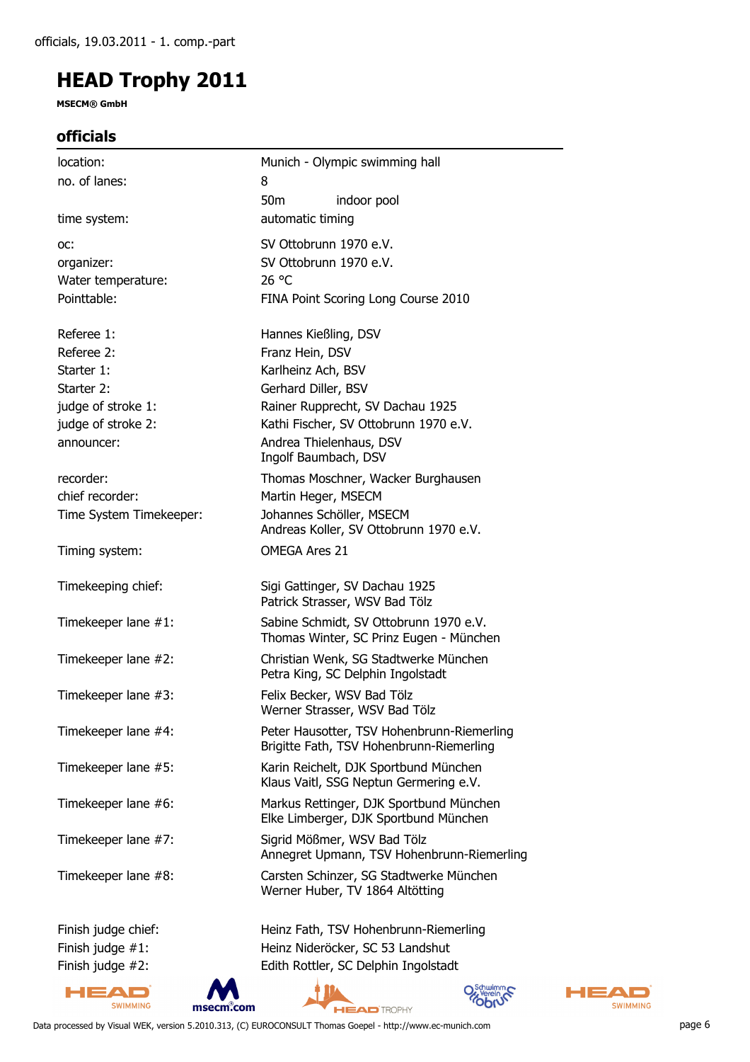officials, 19.03.2011 - 1. comp.-part

# HEAD Trophy 2011

**MSECM® GmbH**

## officials

| | |
|---|---|
| location: | Munich - Olympic swimming hall |
| no. of lanes: | 8 |
| | 50m indoor pool |
| time system: | automatic timing |
| oc: | SV Ottobrunn 1970 e.V. |
| organizer: | SV Ottobrunn 1970 e.V. |
| Water temperature: | 26 °C |
| Pointtable: | FINA Point Scoring Long Course 2010 |
| Referee 1: | Hannes Kießling, DSV |
| Referee 2: | Franz Hein, DSV |
| Starter 1: | Karlheinz Ach, BSV |
| Starter 2: | Gerhard Diller, BSV |
| judge of stroke 1: | Rainer Rupprecht, SV Dachau 1925 |
| judge of stroke 2: | Kathi Fischer, SV Ottobrunn 1970 e.V. |
| announcer: | Andrea Thielenhaus, DSV<br>Ingolf Baumbach, DSV |
| recorder: | Thomas Moschner, Wacker Burghausen |
| chief recorder: | Martin Heger, MSECM |
| Time System Timekeeper: | Johannes Schöller, MSECM<br>Andreas Koller, SV Ottobrunn 1970 e.V. |
| Timing system: | OMEGA Ares 21 |
| Timekeeping chief: | Sigi Gattinger, SV Dachau 1925<br>Patrick Strasser, WSV Bad Tölz |
| Timekeeper lane #1: | Sabine Schmidt, SV Ottobrunn 1970 e.V.<br>Thomas Winter, SC Prinz Eugen - München |
| Timekeeper lane #2: | Christian Wenk, SG Stadtwerke München<br>Petra King, SC Delphin Ingolstadt |
| Timekeeper lane #3: | Felix Becker, WSV Bad Tölz<br>Werner Strasser, WSV Bad Tölz |
| Timekeeper lane #4: | Peter Hausotter, TSV Hohenbrunn-Riemerling<br>Brigitte Fath, TSV Hohenbrunn-Riemerling |
| Timekeeper lane #5: | Karin Reichelt, DJK Sportbund München<br>Klaus Vaitl, SSG Neptun Germering e.V. |
| Timekeeper lane #6: | Markus Rettinger, DJK Sportbund München<br>Elke Limberger, DJK Sportbund München |
| Timekeeper lane #7: | Sigrid Mößmer, WSV Bad Tölz<br>Annegret Upmann, TSV Hohenbrunn-Riemerling |
| Timekeeper lane #8: | Carsten Schinzer, SG Stadtwerke München<br>Werner Huber, TV 1864 Altötting |
| Finish judge chief: | Heinz Fath, TSV Hohenbrunn-Riemerling |
| Finish judge #1: | Heinz Nideröcker, SC 53 Landshut |
| Finish judge #2: | Edith Rottler, SC Delphin Ingolstadt |

Data processed by Visual WEK, version 5.2010.313, (C) EUROCONSULT Thomas Goepel - http://www.ec-munich.com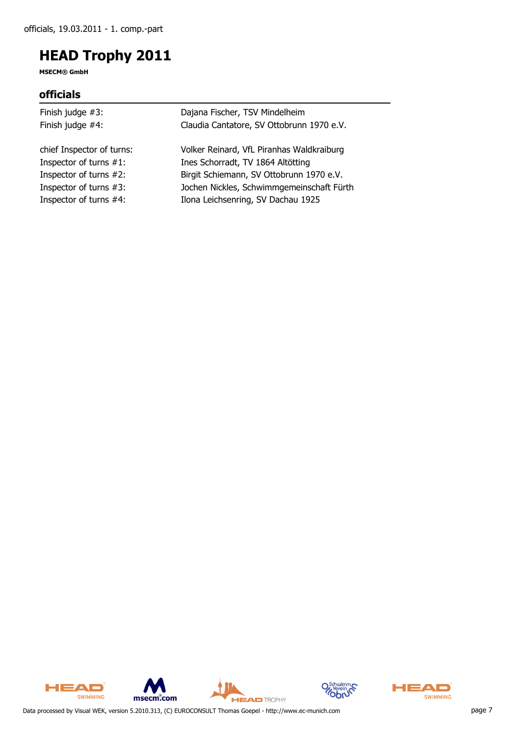# HEAD Trophy 2011

**MSECM® GmbH**

## officials

| | |
|---|---|
| Finish judge #3: | Dajana Fischer, TSV Mindelheim |
| Finish judge #4: | Claudia Cantatore, SV Ottobrunn 1970 e.V. |
| | |
| chief Inspector of turns: | Volker Reinard, VfL Piranhas Waldkraiburg |
| Inspector of turns #1: | Ines Schorradt, TV 1864 Altötting |
| Inspector of turns #2: | Birgit Schiemann, SV Ottobrunn 1970 e.V. |
| Inspector of turns #3: | Jochen Nickles, Schwimmgemeinschaft Fürth |
| Inspector of turns #4: | Ilona Leichsenring, SV Dachau 1925 |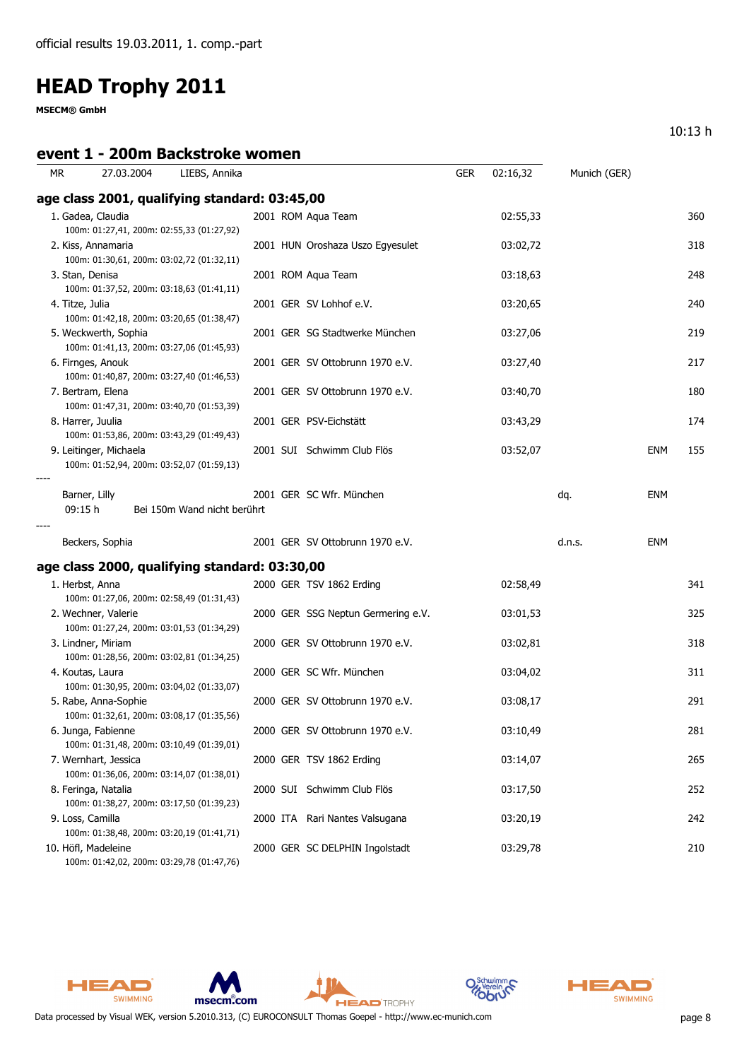official results 19.03.2011, 1. comp.-part

# HEAD Trophy 2011

**MSECM® GmbH**

10:13 h

## event 1 - 200m Backstroke women

| MR | 27.03.2004 | LIEBS, Annika | GER | 02:16,32 | Munich (GER) |
|---|---|---|---|---|---|

### age class 2001, qualifying standard: 03:45,00

| Place | Name / Splits | YoB | Nat | Club | Time | | | Points |
|---|---|---|---|---|---|---|---|---|
| 1. | Gadea, Claudia<br>100m: 01:27,41, 200m: 02:55,33 (01:27,92) | 2001 | ROM | Aqua Team | 02:55,33 | | | 360 |
| 2. | Kiss, Annamaria<br>100m: 01:30,61, 200m: 03:02,72 (01:32,11) | 2001 | HUN | Oroshaza Uszo Egyesulet | 03:02,72 | | | 318 |
| 3. | Stan, Denisa<br>100m: 01:37,52, 200m: 03:18,63 (01:41,11) | 2001 | ROM | Aqua Team | 03:18,63 | | | 248 |
| 4. | Titze, Julia<br>100m: 01:42,18, 200m: 03:20,65 (01:38,47) | 2001 | GER | SV Lohhof e.V. | 03:20,65 | | | 240 |
| 5. | Weckwerth, Sophia<br>100m: 01:41,13, 200m: 03:27,06 (01:45,93) | 2001 | GER | SG Stadtwerke München | 03:27,06 | | | 219 |
| 6. | Firnges, Anouk<br>100m: 01:40,87, 200m: 03:27,40 (01:46,53) | 2001 | GER | SV Ottobrunn 1970 e.V. | 03:27,40 | | | 217 |
| 7. | Bertram, Elena<br>100m: 01:47,31, 200m: 03:40,70 (01:53,39) | 2001 | GER | SV Ottobrunn 1970 e.V. | 03:40,70 | | | 180 |
| 8. | Harrer, Juulia<br>100m: 01:53,86, 200m: 03:43,29 (01:49,43) | 2001 | GER | PSV-Eichstätt | 03:43,29 | | | 174 |
| 9. | Leitinger, Michaela<br>100m: 01:52,94, 200m: 03:52,07 (01:59,13) | 2001 | SUI | Schwimm Club Flös | 03:52,07 | | ENM | 155 |
| ---- | Barner, Lilly<br>09:15 h Bei 150m Wand nicht berührt | 2001 | GER | SC Wfr. München | | dq. | ENM | |
| ---- | Beckers, Sophia | 2001 | GER | SV Ottobrunn 1970 e.V. | | d.n.s. | ENM | |

### age class 2000, qualifying standard: 03:30,00

| Place | Name / Splits | YoB | Nat | Club | Time | Points |
|---|---|---|---|---|---|---|
| 1. | Herbst, Anna<br>100m: 01:27,06, 200m: 02:58,49 (01:31,43) | 2000 | GER | TSV 1862 Erding | 02:58,49 | 341 |
| 2. | Wechner, Valerie<br>100m: 01:27,24, 200m: 03:01,53 (01:34,29) | 2000 | GER | SSG Neptun Germering e.V. | 03:01,53 | 325 |
| 3. | Lindner, Miriam<br>100m: 01:28,56, 200m: 03:02,81 (01:34,25) | 2000 | GER | SV Ottobrunn 1970 e.V. | 03:02,81 | 318 |
| 4. | Koutas, Laura<br>100m: 01:30,95, 200m: 03:04,02 (01:33,07) | 2000 | GER | SC Wfr. München | 03:04,02 | 311 |
| 5. | Rabe, Anna-Sophie<br>100m: 01:32,61, 200m: 03:08,17 (01:35,56) | 2000 | GER | SV Ottobrunn 1970 e.V. | 03:08,17 | 291 |
| 6. | Junga, Fabienne<br>100m: 01:31,48, 200m: 03:10,49 (01:39,01) | 2000 | GER | SV Ottobrunn 1970 e.V. | 03:10,49 | 281 |
| 7. | Wernhart, Jessica<br>100m: 01:36,06, 200m: 03:14,07 (01:38,01) | 2000 | GER | TSV 1862 Erding | 03:14,07 | 265 |
| 8. | Feringa, Natalia<br>100m: 01:38,27, 200m: 03:17,50 (01:39,23) | 2000 | SUI | Schwimm Club Flös | 03:17,50 | 252 |
| 9. | Loss, Camilla<br>100m: 01:38,48, 200m: 03:20,19 (01:41,71) | 2000 | ITA | Rari Nantes Valsugana | 03:20,19 | 242 |
| 10. | Höfl, Madeleine<br>100m: 01:42,02, 200m: 03:29,78 (01:47,76) | 2000 | GER | SC DELPHIN Ingolstadt | 03:29,78 | 210 |

Data processed by Visual WEK, version 5.2010.313, (C) EUROCONSULT Thomas Goepel - http://www.ec-munich.com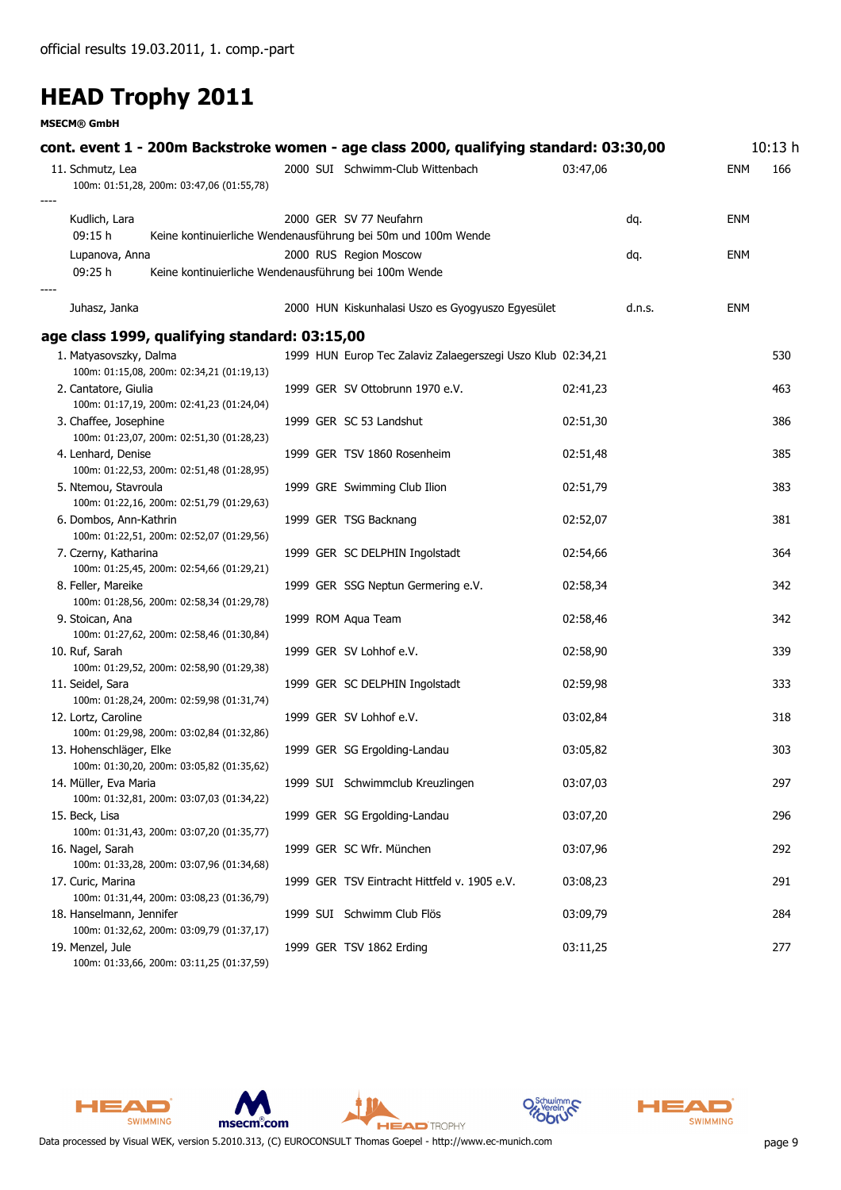official results 19.03.2011, 1. comp.-part

# HEAD Trophy 2011

**MSECM® GmbH**

### cont. event 1 - 200m Backstroke women - age class 2000, qualifying standard: 03:30,00 (10:13 h)

| Place | Name | YOB | Nat | Club | Time | | | Points |
|---|---|---|---|---|---|---|---|---|
| 11. | Schmutz, Lea | 2000 | SUI | Schwimm-Club Wittenbach | 03:47,06 | | ENM | 166 |
| | 100m: 01:51,28, 200m: 03:47,06 (01:55,78) | | | | | | | |
| ---- | | | | | | | | |
| | Kudlich, Lara | 2000 | GER | SV 77 Neufahrn | | dq. | ENM | |
| | 09:15 h Keine kontinuierliche Wendenausführung bei 50m und 100m Wende | | | | | | | |
| | Lupanova, Anna | 2000 | RUS | Region Moscow | | dq. | ENM | |
| | 09:25 h Keine kontinuierliche Wendenausführung bei 100m Wende | | | | | | | |
| ---- | | | | | | | | |
| | Juhasz, Janka | 2000 | HUN | Kiskunhalasi Uszo es Gyogyuszo Egyesület | | d.n.s. | ENM | |

### age class 1999, qualifying standard: 03:15,00

| Place | Name | YOB | Nat | Club | Time | Points |
|---|---|---|---|---|---|---|
| 1. | Matyasovszky, Dalma | 1999 | HUN | Europ Tec Zalaviz Zalaegerszegi Uszo Klub | 02:34,21 | 530 |
| | 100m: 01:15,08, 200m: 02:34,21 (01:19,13) | | | | | |
| 2. | Cantatore, Giulia | 1999 | GER | SV Ottobrunn 1970 e.V. | 02:41,23 | 463 |
| | 100m: 01:17,19, 200m: 02:41,23 (01:24,04) | | | | | |
| 3. | Chaffee, Josephine | 1999 | GER | SC 53 Landshut | 02:51,30 | 386 |
| | 100m: 01:23,07, 200m: 02:51,30 (01:28,23) | | | | | |
| 4. | Lenhard, Denise | 1999 | GER | TSV 1860 Rosenheim | 02:51,48 | 385 |
| | 100m: 01:22,53, 200m: 02:51,48 (01:28,95) | | | | | |
| 5. | Ntemou, Stavroula | 1999 | GRE | Swimming Club Ilion | 02:51,79 | 383 |
| | 100m: 01:22,16, 200m: 02:51,79 (01:29,63) | | | | | |
| 6. | Dombos, Ann-Kathrin | 1999 | GER | TSG Backnang | 02:52,07 | 381 |
| | 100m: 01:22,51, 200m: 02:52,07 (01:29,56) | | | | | |
| 7. | Czerny, Katharina | 1999 | GER | SC DELPHIN Ingolstadt | 02:54,66 | 364 |
| | 100m: 01:25,45, 200m: 02:54,66 (01:29,21) | | | | | |
| 8. | Feller, Mareike | 1999 | GER | SSG Neptun Germering e.V. | 02:58,34 | 342 |
| | 100m: 01:28,56, 200m: 02:58,34 (01:29,78) | | | | | |
| 9. | Stoican, Ana | 1999 | ROM | Aqua Team | 02:58,46 | 342 |
| | 100m: 01:27,62, 200m: 02:58,46 (01:30,84) | | | | | |
| 10. | Ruf, Sarah | 1999 | GER | SV Lohhof e.V. | 02:58,90 | 339 |
| | 100m: 01:29,52, 200m: 02:58,90 (01:29,38) | | | | | |
| 11. | Seidel, Sara | 1999 | GER | SC DELPHIN Ingolstadt | 02:59,98 | 333 |
| | 100m: 01:28,24, 200m: 02:59,98 (01:31,74) | | | | | |
| 12. | Lortz, Caroline | 1999 | GER | SV Lohhof e.V. | 03:02,84 | 318 |
| | 100m: 01:29,98, 200m: 03:02,84 (01:32,86) | | | | | |
| 13. | Hohenschläger, Elke | 1999 | GER | SG Ergolding-Landau | 03:05,82 | 303 |
| | 100m: 01:30,20, 200m: 03:05,82 (01:35,62) | | | | | |
| 14. | Müller, Eva Maria | 1999 | SUI | Schwimmclub Kreuzlingen | 03:07,03 | 297 |
| | 100m: 01:32,81, 200m: 03:07,03 (01:34,22) | | | | | |
| 15. | Beck, Lisa | 1999 | GER | SG Ergolding-Landau | 03:07,20 | 296 |
| | 100m: 01:31,43, 200m: 03:07,20 (01:35,77) | | | | | |
| 16. | Nagel, Sarah | 1999 | GER | SC Wfr. München | 03:07,96 | 292 |
| | 100m: 01:33,28, 200m: 03:07,96 (01:34,68) | | | | | |
| 17. | Curic, Marina | 1999 | GER | TSV Eintracht Hittfeld v. 1905 e.V. | 03:08,23 | 291 |
| | 100m: 01:31,44, 200m: 03:08,23 (01:36,79) | | | | | |
| 18. | Hanselmann, Jennifer | 1999 | SUI | Schwimm Club Flös | 03:09,79 | 284 |
| | 100m: 01:32,62, 200m: 03:09,79 (01:37,17) | | | | | |
| 19. | Menzel, Jule | 1999 | GER | TSV 1862 Erding | 03:11,25 | 277 |
| | 100m: 01:33,66, 200m: 03:11,25 (01:37,59) | | | | | |

Data processed by Visual WEK, version 5.2010.313, (C) EUROCONSULT Thomas Goepel - http://www.ec-munich.com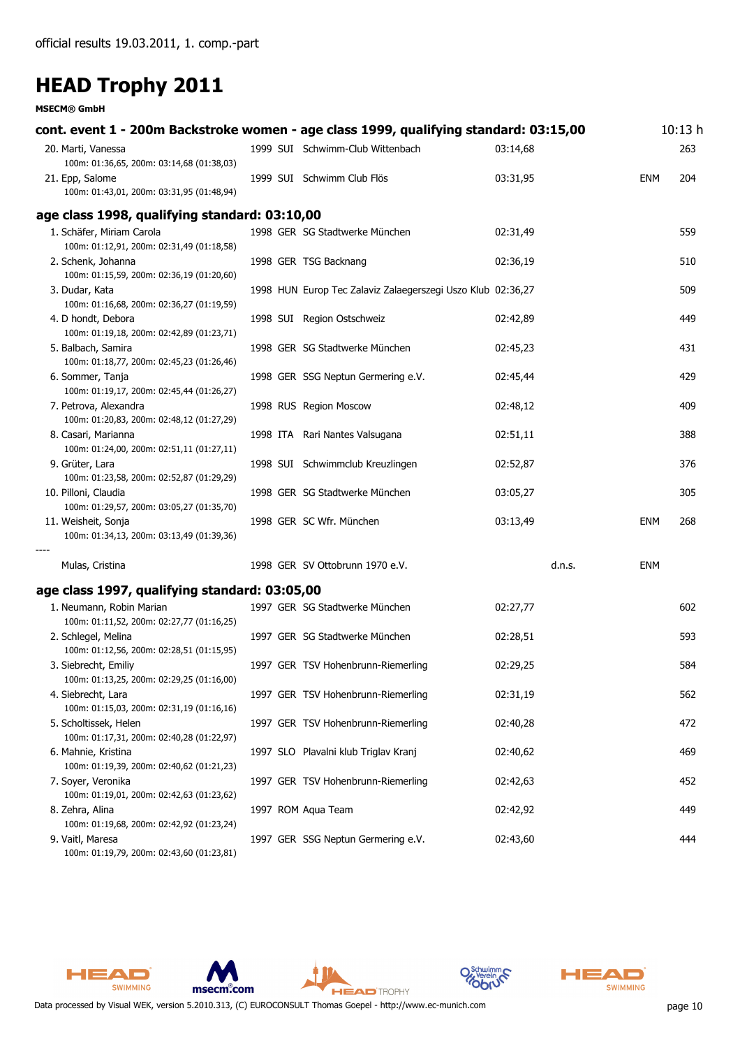official results 19.03.2011, 1. comp.-part

# HEAD Trophy 2011

**MSECM® GmbH**

### cont. event 1 - 200m Backstroke women - age class 1999, qualifying standard: 03:15,00 — 10:13 h

20. Marti, Vanessa — 1999 SUI Schwimm-Club Wittenbach — 03:14,68 — 263
    100m: 01:36,65, 200m: 03:14,68 (01:38,03)
21. Epp, Salome — 1999 SUI Schwimm Club Flös — 03:31,95 — ENM — 204
    100m: 01:43,01, 200m: 03:31,95 (01:48,94)

### age class 1998, qualifying standard: 03:10,00

1. Schäfer, Miriam Carola — 1998 GER SG Stadtwerke München — 02:31,49 — 559
   100m: 01:12,91, 200m: 02:31,49 (01:18,58)
2. Schenk, Johanna — 1998 GER TSG Backnang — 02:36,19 — 510
   100m: 01:15,59, 200m: 02:36,19 (01:20,60)
3. Dudar, Kata — 1998 HUN Europ Tec Zalaviz Zalaegerszegi Uszo Klub — 02:36,27 — 509
   100m: 01:16,68, 200m: 02:36,27 (01:19,59)
4. D hondt, Debora — 1998 SUI Region Ostschweiz — 02:42,89 — 449
   100m: 01:19,18, 200m: 02:42,89 (01:23,71)
5. Balbach, Samira — 1998 GER SG Stadtwerke München — 02:45,23 — 431
   100m: 01:18,77, 200m: 02:45,23 (01:26,46)
6. Sommer, Tanja — 1998 GER SSG Neptun Germering e.V. — 02:45,44 — 429
   100m: 01:19,17, 200m: 02:45,44 (01:26,27)
7. Petrova, Alexandra — 1998 RUS Region Moscow — 02:48,12 — 409
   100m: 01:20,83, 200m: 02:48,12 (01:27,29)
8. Casari, Marianna — 1998 ITA Rari Nantes Valsugana — 02:51,11 — 388
   100m: 01:24,00, 200m: 02:51,11 (01:27,11)
9. Grüter, Lara — 1998 SUI Schwimmclub Kreuzlingen — 02:52,87 — 376
   100m: 01:23,58, 200m: 02:52,87 (01:29,29)
10. Pilloni, Claudia — 1998 GER SG Stadtwerke München — 03:05,27 — 305
    100m: 01:29,57, 200m: 03:05,27 (01:35,70)
11. Weisheit, Sonja — 1998 GER SC Wfr. München — 03:13,49 — ENM — 268
    100m: 01:34,13, 200m: 03:13,49 (01:39,36)

----

Mulas, Cristina — 1998 GER SV Ottobrunn 1970 e.V. — d.n.s. — ENM

### age class 1997, qualifying standard: 03:05,00

1. Neumann, Robin Marian — 1997 GER SG Stadtwerke München — 02:27,77 — 602
   100m: 01:11,52, 200m: 02:27,77 (01:16,25)
2. Schlegel, Melina — 1997 GER SG Stadtwerke München — 02:28,51 — 593
   100m: 01:12,56, 200m: 02:28,51 (01:15,95)
3. Siebrecht, Emiliy — 1997 GER TSV Hohenbrunn-Riemerling — 02:29,25 — 584
   100m: 01:13,25, 200m: 02:29,25 (01:16,00)
4. Siebrecht, Lara — 1997 GER TSV Hohenbrunn-Riemerling — 02:31,19 — 562
   100m: 01:15,03, 200m: 02:31,19 (01:16,16)
5. Scholtissek, Helen — 1997 GER TSV Hohenbrunn-Riemerling — 02:40,28 — 472
   100m: 01:17,31, 200m: 02:40,28 (01:22,97)
6. Mahnie, Kristina — 1997 SLO Plavalni klub Triglav Kranj — 02:40,62 — 469
   100m: 01:19,39, 200m: 02:40,62 (01:21,23)
7. Soyer, Veronika — 1997 GER TSV Hohenbrunn-Riemerling — 02:42,63 — 452
   100m: 01:19,01, 200m: 02:42,63 (01:23,62)
8. Zehra, Alina — 1997 ROM Aqua Team — 02:42,92 — 449
   100m: 01:19,68, 200m: 02:42,92 (01:23,24)
9. Vaitl, Maresa — 1997 GER SSG Neptun Germering e.V. — 02:43,60 — 444
   100m: 01:19,79, 200m: 02:43,60 (01:23,81)

Data processed by Visual WEK, version 5.2010.313, (C) EUROCONSULT Thomas Goepel - http://www.ec-munich.com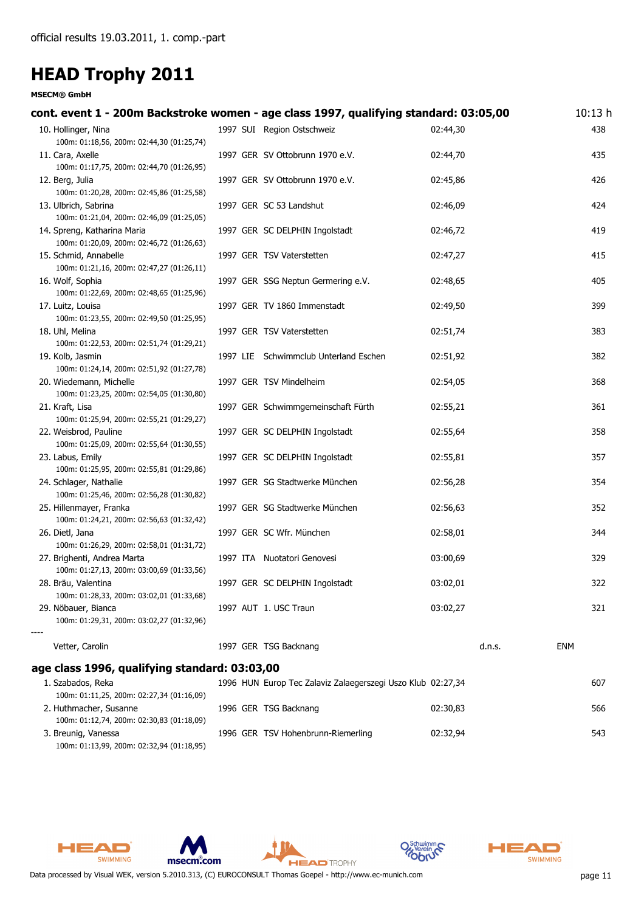official results 19.03.2011, 1. comp.-part

# HEAD Trophy 2011

**MSECM® GmbH**

## cont. event 1 - 200m Backstroke women - age class 1997, qualifying standard: 03:05,00

10:13 h

| Place / Name | Year | Nat | Club | Time | | Points |
|---|---|---|---|---|---|---|
| 10. Hollinger, Nina<br>100m: 01:18,56, 200m: 02:44,30 (01:25,74) | 1997 | SUI | Region Ostschweiz | 02:44,30 | | 438 |
| 11. Cara, Axelle<br>100m: 01:17,75, 200m: 02:44,70 (01:26,95) | 1997 | GER | SV Ottobrunn 1970 e.V. | 02:44,70 | | 435 |
| 12. Berg, Julia<br>100m: 01:20,28, 200m: 02:45,86 (01:25,58) | 1997 | GER | SV Ottobrunn 1970 e.V. | 02:45,86 | | 426 |
| 13. Ulbrich, Sabrina<br>100m: 01:21,04, 200m: 02:46,09 (01:25,05) | 1997 | GER | SC 53 Landshut | 02:46,09 | | 424 |
| 14. Spreng, Katharina Maria<br>100m: 01:20,09, 200m: 02:46,72 (01:26,63) | 1997 | GER | SC DELPHIN Ingolstadt | 02:46,72 | | 419 |
| 15. Schmid, Annabelle<br>100m: 01:21,16, 200m: 02:47,27 (01:26,11) | 1997 | GER | TSV Vaterstetten | 02:47,27 | | 415 |
| 16. Wolf, Sophia<br>100m: 01:22,69, 200m: 02:48,65 (01:25,96) | 1997 | GER | SSG Neptun Germering e.V. | 02:48,65 | | 405 |
| 17. Luitz, Louisa<br>100m: 01:23,55, 200m: 02:49,50 (01:25,95) | 1997 | GER | TV 1860 Immenstadt | 02:49,50 | | 399 |
| 18. Uhl, Melina<br>100m: 01:22,53, 200m: 02:51,74 (01:29,21) | 1997 | GER | TSV Vaterstetten | 02:51,74 | | 383 |
| 19. Kolb, Jasmin<br>100m: 01:24,14, 200m: 02:51,92 (01:27,78) | 1997 | LIE | Schwimmclub Unterland Eschen | 02:51,92 | | 382 |
| 20. Wiedemann, Michelle<br>100m: 01:23,25, 200m: 02:54,05 (01:30,80) | 1997 | GER | TSV Mindelheim | 02:54,05 | | 368 |
| 21. Kraft, Lisa<br>100m: 01:25,94, 200m: 02:55,21 (01:29,27) | 1997 | GER | Schwimmgemeinschaft Fürth | 02:55,21 | | 361 |
| 22. Weisbrod, Pauline<br>100m: 01:25,09, 200m: 02:55,64 (01:30,55) | 1997 | GER | SC DELPHIN Ingolstadt | 02:55,64 | | 358 |
| 23. Labus, Emily<br>100m: 01:25,95, 200m: 02:55,81 (01:29,86) | 1997 | GER | SC DELPHIN Ingolstadt | 02:55,81 | | 357 |
| 24. Schlager, Nathalie<br>100m: 01:25,46, 200m: 02:56,28 (01:30,82) | 1997 | GER | SG Stadtwerke München | 02:56,28 | | 354 |
| 25. Hillenmayer, Franka<br>100m: 01:24,21, 200m: 02:56,63 (01:32,42) | 1997 | GER | SG Stadtwerke München | 02:56,63 | | 352 |
| 26. Dietl, Jana<br>100m: 01:26,29, 200m: 02:58,01 (01:31,72) | 1997 | GER | SC Wfr. München | 02:58,01 | | 344 |
| 27. Brighenti, Andrea Marta<br>100m: 01:27,13, 200m: 03:00,69 (01:33,56) | 1997 | ITA | Nuotatori Genovesi | 03:00,69 | | 329 |
| 28. Bräu, Valentina<br>100m: 01:28,33, 200m: 03:02,01 (01:33,68) | 1997 | GER | SC DELPHIN Ingolstadt | 03:02,01 | | 322 |
| 29. Nöbauer, Bianca<br>100m: 01:29,31, 200m: 03:02,27 (01:32,96) | 1997 | AUT | 1. USC Traun | 03:02,27 | | 321 |
| ---- | | | | | | |
| Vetter, Carolin | 1997 | GER | TSG Backnang | | d.n.s. | ENM |

## age class 1996, qualifying standard: 03:03,00

| Place / Name | Year | Nat | Club | Time | Points |
|---|---|---|---|---|---|
| 1. Szabados, Reka<br>100m: 01:11,25, 200m: 02:27,34 (01:16,09) | 1996 | HUN | Europ Tec Zalaviz Zalaegerszegi Uszo Klub | 02:27,34 | 607 |
| 2. Huthmacher, Susanne<br>100m: 01:12,74, 200m: 02:30,83 (01:18,09) | 1996 | GER | TSG Backnang | 02:30,83 | 566 |
| 3. Breunig, Vanessa<br>100m: 01:13,99, 200m: 02:32,94 (01:18,95) | 1996 | GER | TSV Hohenbrunn-Riemerling | 02:32,94 | 543 |

Data processed by Visual WEK, version 5.2010.313, (C) EUROCONSULT Thomas Goepel - http://www.ec-munich.com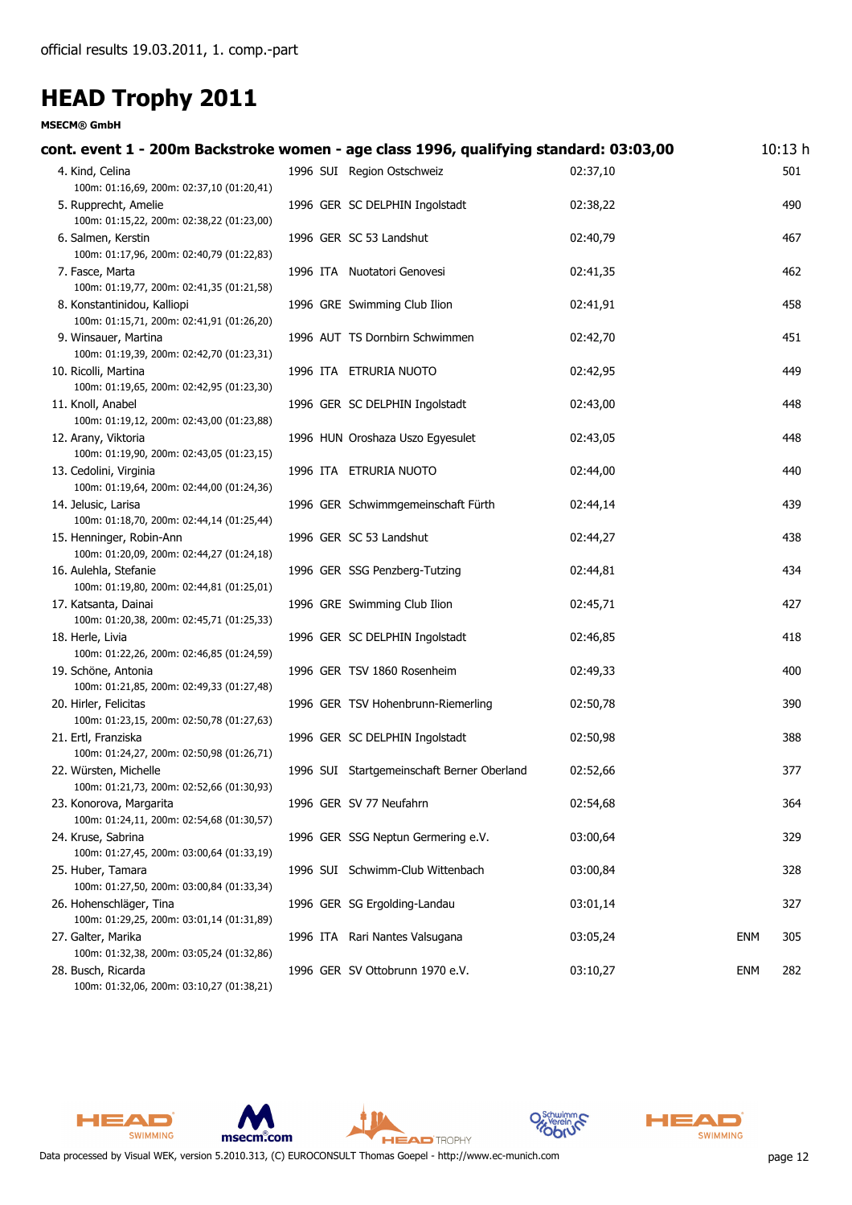official results 19.03.2011, 1. comp.-part

# HEAD Trophy 2011

**MSECM® GmbH**

## cont. event 1 - 200m Backstroke women - age class 1996, qualifying standard: 03:03,00

10:13 h

| Place | Name | Year | Nat | Club | Time | | Points |
|---|---|---|---|---|---|---|---|
| 4. | Kind, Celina<br>100m: 01:16,69, 200m: 02:37,10 (01:20,41) | 1996 | SUI | Region Ostschweiz | 02:37,10 | | 501 |
| 5. | Rupprecht, Amelie<br>100m: 01:15,22, 200m: 02:38,22 (01:23,00) | 1996 | GER | SC DELPHIN Ingolstadt | 02:38,22 | | 490 |
| 6. | Salmen, Kerstin<br>100m: 01:17,96, 200m: 02:40,79 (01:22,83) | 1996 | GER | SC 53 Landshut | 02:40,79 | | 467 |
| 7. | Fasce, Marta<br>100m: 01:19,77, 200m: 02:41,35 (01:21,58) | 1996 | ITA | Nuotatori Genovesi | 02:41,35 | | 462 |
| 8. | Konstantinidou, Kalliopi<br>100m: 01:15,71, 200m: 02:41,91 (01:26,20) | 1996 | GRE | Swimming Club Ilion | 02:41,91 | | 458 |
| 9. | Winsauer, Martina<br>100m: 01:19,39, 200m: 02:42,70 (01:23,31) | 1996 | AUT | TS Dornbirn Schwimmen | 02:42,70 | | 451 |
| 10. | Ricolli, Martina<br>100m: 01:19,65, 200m: 02:42,95 (01:23,30) | 1996 | ITA | ETRURIA NUOTO | 02:42,95 | | 449 |
| 11. | Knoll, Anabel<br>100m: 01:19,12, 200m: 02:43,00 (01:23,88) | 1996 | GER | SC DELPHIN Ingolstadt | 02:43,00 | | 448 |
| 12. | Arany, Viktoria<br>100m: 01:19,90, 200m: 02:43,05 (01:23,15) | 1996 | HUN | Oroshaza Uszo Egyesulet | 02:43,05 | | 448 |
| 13. | Cedolini, Virginia<br>100m: 01:19,64, 200m: 02:44,00 (01:24,36) | 1996 | ITA | ETRURIA NUOTO | 02:44,00 | | 440 |
| 14. | Jelusic, Larisa<br>100m: 01:18,70, 200m: 02:44,14 (01:25,44) | 1996 | GER | Schwimmgemeinschaft Fürth | 02:44,14 | | 439 |
| 15. | Henninger, Robin-Ann<br>100m: 01:20,09, 200m: 02:44,27 (01:24,18) | 1996 | GER | SC 53 Landshut | 02:44,27 | | 438 |
| 16. | Aulehla, Stefanie<br>100m: 01:19,80, 200m: 02:44,81 (01:25,01) | 1996 | GER | SSG Penzberg-Tutzing | 02:44,81 | | 434 |
| 17. | Katsanta, Dainai<br>100m: 01:20,38, 200m: 02:45,71 (01:25,33) | 1996 | GRE | Swimming Club Ilion | 02:45,71 | | 427 |
| 18. | Herle, Livia<br>100m: 01:22,26, 200m: 02:46,85 (01:24,59) | 1996 | GER | SC DELPHIN Ingolstadt | 02:46,85 | | 418 |
| 19. | Schöne, Antonia<br>100m: 01:21,85, 200m: 02:49,33 (01:27,48) | 1996 | GER | TSV 1860 Rosenheim | 02:49,33 | | 400 |
| 20. | Hirler, Felicitas<br>100m: 01:23,15, 200m: 02:50,78 (01:27,63) | 1996 | GER | TSV Hohenbrunn-Riemerling | 02:50,78 | | 390 |
| 21. | Ertl, Franziska<br>100m: 01:24,27, 200m: 02:50,98 (01:26,71) | 1996 | GER | SC DELPHIN Ingolstadt | 02:50,98 | | 388 |
| 22. | Würsten, Michelle<br>100m: 01:21,73, 200m: 02:52,66 (01:30,93) | 1996 | SUI | Startgemeinschaft Berner Oberland | 02:52,66 | | 377 |
| 23. | Konorova, Margarita<br>100m: 01:24,11, 200m: 02:54,68 (01:30,57) | 1996 | GER | SV 77 Neufahrn | 02:54,68 | | 364 |
| 24. | Kruse, Sabrina<br>100m: 01:27,45, 200m: 03:00,64 (01:33,19) | 1996 | GER | SSG Neptun Germering e.V. | 03:00,64 | | 329 |
| 25. | Huber, Tamara<br>100m: 01:27,50, 200m: 03:00,84 (01:33,34) | 1996 | SUI | Schwimm-Club Wittenbach | 03:00,84 | | 328 |
| 26. | Hohenschläger, Tina<br>100m: 01:29,25, 200m: 03:01,14 (01:31,89) | 1996 | GER | SG Ergolding-Landau | 03:01,14 | | 327 |
| 27. | Galter, Marika<br>100m: 01:32,38, 200m: 03:05,24 (01:32,86) | 1996 | ITA | Rari Nantes Valsugana | 03:05,24 | ENM | 305 |
| 28. | Busch, Ricarda<br>100m: 01:32,06, 200m: 03:10,27 (01:38,21) | 1996 | GER | SV Ottobrunn 1970 e.V. | 03:10,27 | ENM | 282 |

Data processed by Visual WEK, version 5.2010.313, (C) EUROCONSULT Thomas Goepel - http://www.ec-munich.com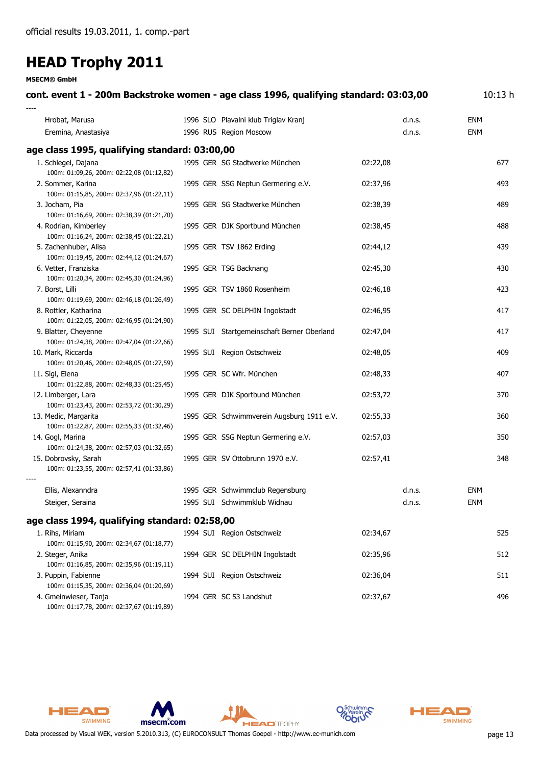official results 19.03.2011, 1. comp.-part

# HEAD Trophy 2011

**MSECM® GmbH**

### cont. event 1 - 200m Backstroke women - age class 1996, qualifying standard: 03:03,00

10:13 h

----

| Name | YOB | Nat | Club | Time | | | Points |
|---|---|---|---|---|---|---|---|
| Hrobat, Marusa | 1996 | SLO | Plavalni klub Triglav Kranj | | d.n.s. | ENM | |
| Eremina, Anastasiya | 1996 | RUS | Region Moscow | | d.n.s. | ENM | |

### age class 1995, qualifying standard: 03:00,00

| Name | YOB | Nat | Club | Time | | | Points |
|---|---|---|---|---|---|---|---|
| 1. Schlegel, Dajana<br>100m: 01:09,26, 200m: 02:22,08 (01:12,82) | 1995 | GER | SG Stadtwerke München | 02:22,08 | | | 677 |
| 2. Sommer, Karina<br>100m: 01:15,85, 200m: 02:37,96 (01:22,11) | 1995 | GER | SSG Neptun Germering e.V. | 02:37,96 | | | 493 |
| 3. Jocham, Pia<br>100m: 01:16,69, 200m: 02:38,39 (01:21,70) | 1995 | GER | SG Stadtwerke München | 02:38,39 | | | 489 |
| 4. Rodrian, Kimberley<br>100m: 01:16,24, 200m: 02:38,45 (01:22,21) | 1995 | GER | DJK Sportbund München | 02:38,45 | | | 488 |
| 5. Zachenhuber, Alisa<br>100m: 01:19,45, 200m: 02:44,12 (01:24,67) | 1995 | GER | TSV 1862 Erding | 02:44,12 | | | 439 |
| 6. Vetter, Franziska<br>100m: 01:20,34, 200m: 02:45,30 (01:24,96) | 1995 | GER | TSG Backnang | 02:45,30 | | | 430 |
| 7. Borst, Lilli<br>100m: 01:19,69, 200m: 02:46,18 (01:26,49) | 1995 | GER | TSV 1860 Rosenheim | 02:46,18 | | | 423 |
| 8. Rottler, Katharina<br>100m: 01:22,05, 200m: 02:46,95 (01:24,90) | 1995 | GER | SC DELPHIN Ingolstadt | 02:46,95 | | | 417 |
| 9. Blatter, Cheyenne<br>100m: 01:24,38, 200m: 02:47,04 (01:22,66) | 1995 | SUI | Startgemeinschaft Berner Oberland | 02:47,04 | | | 417 |
| 10. Mark, Riccarda<br>100m: 01:20,46, 200m: 02:48,05 (01:27,59) | 1995 | SUI | Region Ostschweiz | 02:48,05 | | | 409 |
| 11. Sigl, Elena<br>100m: 01:22,88, 200m: 02:48,33 (01:25,45) | 1995 | GER | SC Wfr. München | 02:48,33 | | | 407 |
| 12. Limberger, Lara<br>100m: 01:23,43, 200m: 02:53,72 (01:30,29) | 1995 | GER | DJK Sportbund München | 02:53,72 | | | 370 |
| 13. Medic, Margarita<br>100m: 01:22,87, 200m: 02:55,33 (01:32,46) | 1995 | GER | Schwimmverein Augsburg 1911 e.V. | 02:55,33 | | | 360 |
| 14. Gogl, Marina<br>100m: 01:24,38, 200m: 02:57,03 (01:32,65) | 1995 | GER | SSG Neptun Germering e.V. | 02:57,03 | | | 350 |
| 15. Dobrovsky, Sarah<br>100m: 01:23,55, 200m: 02:57,41 (01:33,86) | 1995 | GER | SV Ottobrunn 1970 e.V. | 02:57,41 | | | 348 |

----

| Name | YOB | Nat | Club | Time | | | Points |
|---|---|---|---|---|---|---|---|
| Ellis, Alexanndra | 1995 | GER | Schwimmclub Regensburg | | d.n.s. | ENM | |
| Steiger, Seraina | 1995 | SUI | Schwimmklub Widnau | | d.n.s. | ENM | |

### age class 1994, qualifying standard: 02:58,00

| Name | YOB | Nat | Club | Time | | | Points |
|---|---|---|---|---|---|---|---|
| 1. Rihs, Miriam<br>100m: 01:15,90, 200m: 02:34,67 (01:18,77) | 1994 | SUI | Region Ostschweiz | 02:34,67 | | | 525 |
| 2. Steger, Anika<br>100m: 01:16,85, 200m: 02:35,96 (01:19,11) | 1994 | GER | SC DELPHIN Ingolstadt | 02:35,96 | | | 512 |
| 3. Puppin, Fabienne<br>100m: 01:15,35, 200m: 02:36,04 (01:20,69) | 1994 | SUI | Region Ostschweiz | 02:36,04 | | | 511 |
| 4. Gmeinwieser, Tanja<br>100m: 01:17,78, 200m: 02:37,67 (01:19,89) | 1994 | GER | SC 53 Landshut | 02:37,67 | | | 496 |

Data processed by Visual WEK, version 5.2010.313, (C) EUROCONSULT Thomas Goepel - http://www.ec-munich.com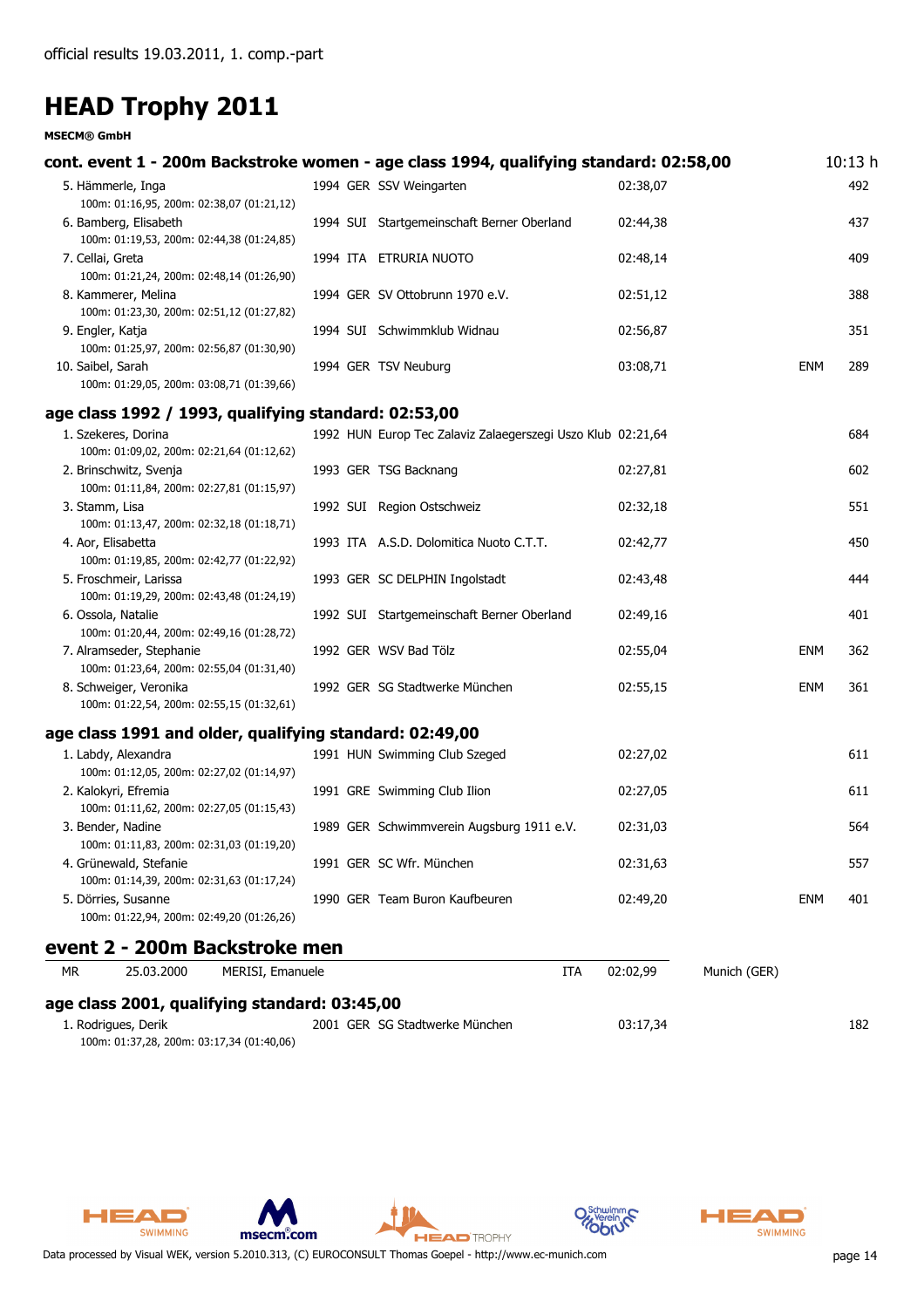official results 19.03.2011, 1. comp.-part

# HEAD Trophy 2011

**MSECM® GmbH**

### cont. event 1 - 200m Backstroke women - age class 1994, qualifying standard: 02:58,00

10:13 h

| Rank / Name | YOB | Nat | Club | Time | | Points |
|---|---|---|---|---|---|---|
| 5. Hämmerle, Inga<br>100m: 01:16,95, 200m: 02:38,07 (01:21,12) | 1994 | GER | SSV Weingarten | 02:38,07 | | 492 |
| 6. Bamberg, Elisabeth<br>100m: 01:19,53, 200m: 02:44,38 (01:24,85) | 1994 | SUI | Startgemeinschaft Berner Oberland | 02:44,38 | | 437 |
| 7. Cellai, Greta<br>100m: 01:21,24, 200m: 02:48,14 (01:26,90) | 1994 | ITA | ETRURIA NUOTO | 02:48,14 | | 409 |
| 8. Kammerer, Melina<br>100m: 01:23,30, 200m: 02:51,12 (01:27,82) | 1994 | GER | SV Ottobrunn 1970 e.V. | 02:51,12 | | 388 |
| 9. Engler, Katja<br>100m: 01:25,97, 200m: 02:56,87 (01:30,90) | 1994 | SUI | Schwimmklub Widnau | 02:56,87 | | 351 |
| 10. Saibel, Sarah<br>100m: 01:29,05, 200m: 03:08,71 (01:39,66) | 1994 | GER | TSV Neuburg | 03:08,71 | ENM | 289 |

### age class 1992 / 1993, qualifying standard: 02:53,00

| Rank / Name | YOB | Nat | Club | Time | | Points |
|---|---|---|---|---|---|---|
| 1. Szekeres, Dorina<br>100m: 01:09,02, 200m: 02:21,64 (01:12,62) | 1992 | HUN | Europ Tec Zalaviz Zalaegerszegi Uszo Klub | 02:21,64 | | 684 |
| 2. Brinschwitz, Svenja<br>100m: 01:11,84, 200m: 02:27,81 (01:15,97) | 1993 | GER | TSG Backnang | 02:27,81 | | 602 |
| 3. Stamm, Lisa<br>100m: 01:13,47, 200m: 02:32,18 (01:18,71) | 1992 | SUI | Region Ostschweiz | 02:32,18 | | 551 |
| 4. Aor, Elisabetta<br>100m: 01:19,85, 200m: 02:42,77 (01:22,92) | 1993 | ITA | A.S.D. Dolomitica Nuoto C.T.T. | 02:42,77 | | 450 |
| 5. Froschmeir, Larissa<br>100m: 01:19,29, 200m: 02:43,48 (01:24,19) | 1993 | GER | SC DELPHIN Ingolstadt | 02:43,48 | | 444 |
| 6. Ossola, Natalie<br>100m: 01:20,44, 200m: 02:49,16 (01:28,72) | 1992 | SUI | Startgemeinschaft Berner Oberland | 02:49,16 | | 401 |
| 7. Alramseder, Stephanie<br>100m: 01:23,64, 200m: 02:55,04 (01:31,40) | 1992 | GER | WSV Bad Tölz | 02:55,04 | ENM | 362 |
| 8. Schweiger, Veronika<br>100m: 01:22,54, 200m: 02:55,15 (01:32,61) | 1992 | GER | SG Stadtwerke München | 02:55,15 | ENM | 361 |

### age class 1991 and older, qualifying standard: 02:49,00

| Rank / Name | YOB | Nat | Club | Time | | Points |
|---|---|---|---|---|---|---|
| 1. Labdy, Alexandra<br>100m: 01:12,05, 200m: 02:27,02 (01:14,97) | 1991 | HUN | Swimming Club Szeged | 02:27,02 | | 611 |
| 2. Kalokyri, Efremia<br>100m: 01:11,62, 200m: 02:27,05 (01:15,43) | 1991 | GRE | Swimming Club Ilion | 02:27,05 | | 611 |
| 3. Bender, Nadine<br>100m: 01:11,83, 200m: 02:31,03 (01:19,20) | 1989 | GER | Schwimmverein Augsburg 1911 e.V. | 02:31,03 | | 564 |
| 4. Grünewald, Stefanie<br>100m: 01:14,39, 200m: 02:31,63 (01:17,24) | 1991 | GER | SC Wfr. München | 02:31,63 | | 557 |
| 5. Dörries, Susanne<br>100m: 01:22,94, 200m: 02:49,20 (01:26,26) | 1990 | GER | Team Buron Kaufbeuren | 02:49,20 | ENM | 401 |

## event 2 - 200m Backstroke men

| MR | 25.03.2000 | MERISI, Emanuele | ITA | 02:02,99 | Munich (GER) |
|---|---|---|---|---|---|

### age class 2001, qualifying standard: 03:45,00

| Rank / Name | YOB | Nat | Club | Time | | Points |
|---|---|---|---|---|---|---|
| 1. Rodrigues, Derik<br>100m: 01:37,28, 200m: 03:17,34 (01:40,06) | 2001 | GER | SG Stadtwerke München | 03:17,34 | | 182 |

Data processed by Visual WEK, version 5.2010.313, (C) EUROCONSULT Thomas Goepel - http://www.ec-munich.com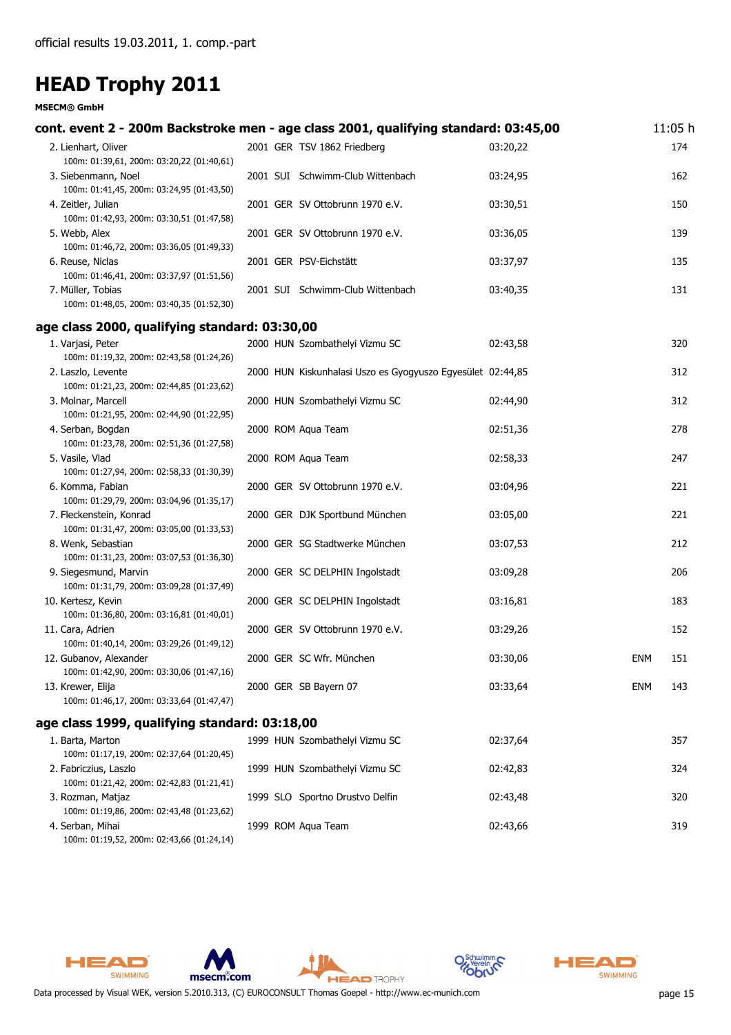official results 19.03.2011, 1. comp.-part

# HEAD Trophy 2011

**MSECM® GmbH**

## cont. event 2 - 200m Backstroke men - age class 2001, qualifying standard: 03:45,00

11:05 h

| Place | Name | Year | Nat | Club | Time | | Points |
|---|---|---|---|---|---|---|---|
| 2. | Lienhart, Oliver<br>100m: 01:39,61, 200m: 03:20,22 (01:40,61) | 2001 | GER | TSV 1862 Friedberg | 03:20,22 | | 174 |
| 3. | Siebenmann, Noel<br>100m: 01:41,45, 200m: 03:24,95 (01:43,50) | 2001 | SUI | Schwimm-Club Wittenbach | 03:24,95 | | 162 |
| 4. | Zeitler, Julian<br>100m: 01:42,93, 200m: 03:30,51 (01:47,58) | 2001 | GER | SV Ottobrunn 1970 e.V. | 03:30,51 | | 150 |
| 5. | Webb, Alex<br>100m: 01:46,72, 200m: 03:36,05 (01:49,33) | 2001 | GER | SV Ottobrunn 1970 e.V. | 03:36,05 | | 139 |
| 6. | Reuse, Niclas<br>100m: 01:46,41, 200m: 03:37,97 (01:51,56) | 2001 | GER | PSV-Eichstätt | 03:37,97 | | 135 |
| 7. | Müller, Tobias<br>100m: 01:48,05, 200m: 03:40,35 (01:52,30) | 2001 | SUI | Schwimm-Club Wittenbach | 03:40,35 | | 131 |

## age class 2000, qualifying standard: 03:30,00

| Place | Name | Year | Nat | Club | Time | | Points |
|---|---|---|---|---|---|---|---|
| 1. | Varjasi, Peter<br>100m: 01:19,32, 200m: 02:43,58 (01:24,26) | 2000 | HUN | Szombathelyi Vizmu SC | 02:43,58 | | 320 |
| 2. | Laszlo, Levente<br>100m: 01:21,23, 200m: 02:44,85 (01:23,62) | 2000 | HUN | Kiskunhalasi Uszo es Gyogyuszo Egyesület | 02:44,85 | | 312 |
| 3. | Molnar, Marcell<br>100m: 01:21,95, 200m: 02:44,90 (01:22,95) | 2000 | HUN | Szombathelyi Vizmu SC | 02:44,90 | | 312 |
| 4. | Serban, Bogdan<br>100m: 01:23,78, 200m: 02:51,36 (01:27,58) | 2000 | ROM | Aqua Team | 02:51,36 | | 278 |
| 5. | Vasile, Vlad<br>100m: 01:27,94, 200m: 02:58,33 (01:30,39) | 2000 | ROM | Aqua Team | 02:58,33 | | 247 |
| 6. | Komma, Fabian<br>100m: 01:29,79, 200m: 03:04,96 (01:35,17) | 2000 | GER | SV Ottobrunn 1970 e.V. | 03:04,96 | | 221 |
| 7. | Fleckenstein, Konrad<br>100m: 01:31,47, 200m: 03:05,00 (01:33,53) | 2000 | GER | DJK Sportbund München | 03:05,00 | | 221 |
| 8. | Wenk, Sebastian<br>100m: 01:31,23, 200m: 03:07,53 (01:36,30) | 2000 | GER | SG Stadtwerke München | 03:07,53 | | 212 |
| 9. | Siegesmund, Marvin<br>100m: 01:31,79, 200m: 03:09,28 (01:37,49) | 2000 | GER | SC DELPHIN Ingolstadt | 03:09,28 | | 206 |
| 10. | Kertesz, Kevin<br>100m: 01:36,80, 200m: 03:16,81 (01:40,01) | 2000 | GER | SC DELPHIN Ingolstadt | 03:16,81 | | 183 |
| 11. | Cara, Adrien<br>100m: 01:40,14, 200m: 03:29,26 (01:49,12) | 2000 | GER | SV Ottobrunn 1970 e.V. | 03:29,26 | | 152 |
| 12. | Gubanov, Alexander<br>100m: 01:42,90, 200m: 03:30,06 (01:47,16) | 2000 | GER | SC Wfr. München | 03:30,06 | ENM | 151 |
| 13. | Krewer, Elija<br>100m: 01:46,17, 200m: 03:33,64 (01:47,47) | 2000 | GER | SB Bayern 07 | 03:33,64 | ENM | 143 |

## age class 1999, qualifying standard: 03:18,00

| Place | Name | Year | Nat | Club | Time | | Points |
|---|---|---|---|---|---|---|---|
| 1. | Barta, Marton<br>100m: 01:17,19, 200m: 02:37,64 (01:20,45) | 1999 | HUN | Szombathelyi Vizmu SC | 02:37,64 | | 357 |
| 2. | Fabriczius, Laszlo<br>100m: 01:21,42, 200m: 02:42,83 (01:21,41) | 1999 | HUN | Szombathelyi Vizmu SC | 02:42,83 | | 324 |
| 3. | Rozman, Matjaz<br>100m: 01:19,86, 200m: 02:43,48 (01:23,62) | 1999 | SLO | Sportno Drustvo Delfin | 02:43,48 | | 320 |
| 4. | Serban, Mihai<br>100m: 01:19,52, 200m: 02:43,66 (01:24,14) | 1999 | ROM | Aqua Team | 02:43,66 | | 319 |

Data processed by Visual WEK, version 5.2010.313, (C) EUROCONSULT Thomas Goepel - http://www.ec-munich.com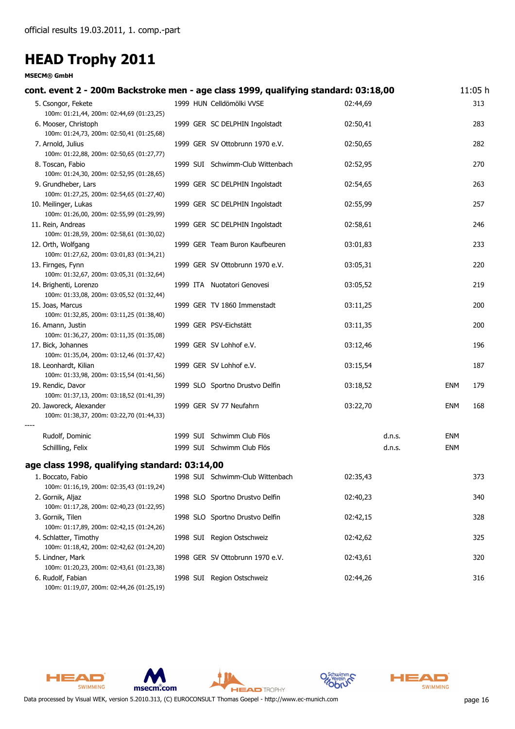official results 19.03.2011, 1. comp.-part

# HEAD Trophy 2011

**MSECM® GmbH**

## cont. event 2 - 200m Backstroke men - age class 1999, qualifying standard: 03:18,00

11:05 h

| Place / Name | Year | Nation | Club | Time | | | Points |
|---|---|---|---|---|---|---|---|
| 5. Csongor, Fekete<br>100m: 01:21,44, 200m: 02:44,69 (01:23,25) | 1999 | HUN | Celldömölki VVSE | 02:44,69 | | | 313 |
| 6. Mooser, Christoph<br>100m: 01:24,73, 200m: 02:50,41 (01:25,68) | 1999 | GER | SC DELPHIN Ingolstadt | 02:50,41 | | | 283 |
| 7. Arnold, Julius<br>100m: 01:22,88, 200m: 02:50,65 (01:27,77) | 1999 | GER | SV Ottobrunn 1970 e.V. | 02:50,65 | | | 282 |
| 8. Toscan, Fabio<br>100m: 01:24,30, 200m: 02:52,95 (01:28,65) | 1999 | SUI | Schwimm-Club Wittenbach | 02:52,95 | | | 270 |
| 9. Grundheber, Lars<br>100m: 01:27,25, 200m: 02:54,65 (01:27,40) | 1999 | GER | SC DELPHIN Ingolstadt | 02:54,65 | | | 263 |
| 10. Meilinger, Lukas<br>100m: 01:26,00, 200m: 02:55,99 (01:29,99) | 1999 | GER | SC DELPHIN Ingolstadt | 02:55,99 | | | 257 |
| 11. Rein, Andreas<br>100m: 01:28,59, 200m: 02:58,61 (01:30,02) | 1999 | GER | SC DELPHIN Ingolstadt | 02:58,61 | | | 246 |
| 12. Orth, Wolfgang<br>100m: 01:27,62, 200m: 03:01,83 (01:34,21) | 1999 | GER | Team Buron Kaufbeuren | 03:01,83 | | | 233 |
| 13. Firnges, Fynn<br>100m: 01:32,67, 200m: 03:05,31 (01:32,64) | 1999 | GER | SV Ottobrunn 1970 e.V. | 03:05,31 | | | 220 |
| 14. Brighenti, Lorenzo<br>100m: 01:33,08, 200m: 03:05,52 (01:32,44) | 1999 | ITA | Nuotatori Genovesi | 03:05,52 | | | 219 |
| 15. Joas, Marcus<br>100m: 01:32,85, 200m: 03:11,25 (01:38,40) | 1999 | GER | TV 1860 Immenstadt | 03:11,25 | | | 200 |
| 16. Amann, Justin<br>100m: 01:36,27, 200m: 03:11,35 (01:35,08) | 1999 | GER | PSV-Eichstätt | 03:11,35 | | | 200 |
| 17. Bick, Johannes<br>100m: 01:35,04, 200m: 03:12,46 (01:37,42) | 1999 | GER | SV Lohhof e.V. | 03:12,46 | | | 196 |
| 18. Leonhardt, Kilian<br>100m: 01:33,98, 200m: 03:15,54 (01:41,56) | 1999 | GER | SV Lohhof e.V. | 03:15,54 | | | 187 |
| 19. Rendic, Davor<br>100m: 01:37,13, 200m: 03:18,52 (01:41,39) | 1999 | SLO | Sportno Drustvo Delfin | 03:18,52 | | ENM | 179 |
| 20. Jaworeck, Alexander<br>100m: 01:38,37, 200m: 03:22,70 (01:44,33) | 1999 | GER | SV 77 Neufahrn | 03:22,70 | | ENM | 168 |
| ---- | | | | | | | |
| Rudolf, Dominic | 1999 | SUI | Schwimm Club Flös | | d.n.s. | ENM | |
| Schillling, Felix | 1999 | SUI | Schwimm Club Flös | | d.n.s. | ENM | |

## age class 1998, qualifying standard: 03:14,00

| Place / Name | Year | Nation | Club | Time | Points |
|---|---|---|---|---|---|
| 1. Boccato, Fabio<br>100m: 01:16,19, 200m: 02:35,43 (01:19,24) | 1998 | SUI | Schwimm-Club Wittenbach | 02:35,43 | 373 |
| 2. Gornik, Aljaz<br>100m: 01:17,28, 200m: 02:40,23 (01:22,95) | 1998 | SLO | Sportno Drustvo Delfin | 02:40,23 | 340 |
| 3. Gornik, Tilen<br>100m: 01:17,89, 200m: 02:42,15 (01:24,26) | 1998 | SLO | Sportno Drustvo Delfin | 02:42,15 | 328 |
| 4. Schlatter, Timothy<br>100m: 01:18,42, 200m: 02:42,62 (01:24,20) | 1998 | SUI | Region Ostschweiz | 02:42,62 | 325 |
| 5. Lindner, Mark<br>100m: 01:20,23, 200m: 02:43,61 (01:23,38) | 1998 | GER | SV Ottobrunn 1970 e.V. | 02:43,61 | 320 |
| 6. Rudolf, Fabian<br>100m: 01:19,07, 200m: 02:44,26 (01:25,19) | 1998 | SUI | Region Ostschweiz | 02:44,26 | 316 |

Data processed by Visual WEK, version 5.2010.313, (C) EUROCONSULT Thomas Goepel - http://www.ec-munich.com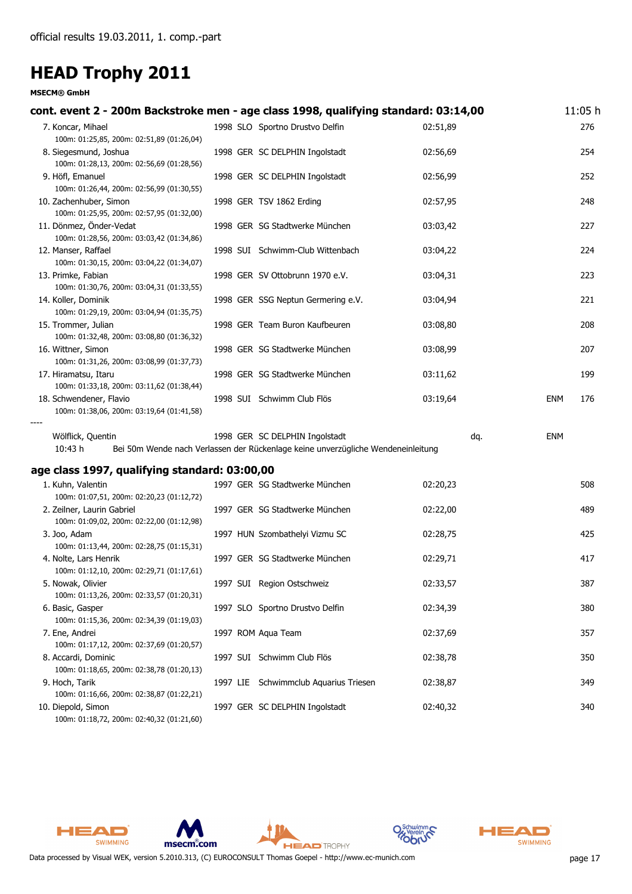official results 19.03.2011, 1. comp.-part

# HEAD Trophy 2011

**MSECM® GmbH**

## cont. event 2 - 200m Backstroke men - age class 1998, qualifying standard: 03:14,00

11:05 h

| Place | Name | YoB | Nat | Club | Time | | | Points |
|---|---|---|---|---|---|---|---|---|
| 7. | Koncar, Mihael<br>100m: 01:25,85, 200m: 02:51,89 (01:26,04) | 1998 | SLO | Sportno Drustvo Delfin | 02:51,89 | | | 276 |
| 8. | Siegesmund, Joshua<br>100m: 01:28,13, 200m: 02:56,69 (01:28,56) | 1998 | GER | SC DELPHIN Ingolstadt | 02:56,69 | | | 254 |
| 9. | Höfl, Emanuel<br>100m: 01:26,44, 200m: 02:56,99 (01:30,55) | 1998 | GER | SC DELPHIN Ingolstadt | 02:56,99 | | | 252 |
| 10. | Zachenhuber, Simon<br>100m: 01:25,95, 200m: 02:57,95 (01:32,00) | 1998 | GER | TSV 1862 Erding | 02:57,95 | | | 248 |
| 11. | Dönmez, Önder-Vedat<br>100m: 01:28,56, 200m: 03:03,42 (01:34,86) | 1998 | GER | SG Stadtwerke München | 03:03,42 | | | 227 |
| 12. | Manser, Raffael<br>100m: 01:30,15, 200m: 03:04,22 (01:34,07) | 1998 | SUI | Schwimm-Club Wittenbach | 03:04,22 | | | 224 |
| 13. | Primke, Fabian<br>100m: 01:30,76, 200m: 03:04,31 (01:33,55) | 1998 | GER | SV Ottobrunn 1970 e.V. | 03:04,31 | | | 223 |
| 14. | Koller, Dominik<br>100m: 01:29,19, 200m: 03:04,94 (01:35,75) | 1998 | GER | SSG Neptun Germering e.V. | 03:04,94 | | | 221 |
| 15. | Trommer, Julian<br>100m: 01:32,48, 200m: 03:08,80 (01:36,32) | 1998 | GER | Team Buron Kaufbeuren | 03:08,80 | | | 208 |
| 16. | Wittner, Simon<br>100m: 01:31,26, 200m: 03:08,99 (01:37,73) | 1998 | GER | SG Stadtwerke München | 03:08,99 | | | 207 |
| 17. | Hiramatsu, Itaru<br>100m: 01:33,18, 200m: 03:11,62 (01:38,44) | 1998 | GER | SG Stadtwerke München | 03:11,62 | | | 199 |
| 18. | Schwendener, Flavio<br>100m: 01:38,06, 200m: 03:19,64 (01:41,58) | 1998 | SUI | Schwimm Club Flös | 03:19,64 | | ENM | 176 |
| ---- | | | | | | | | |
| | Wölflick, Quentin | 1998 | GER | SC DELPHIN Ingolstadt | | dq. | ENM | |

10:43 h Bei 50m Wende nach Verlassen der Rückenlage keine unverzügliche Wendeneinleitung

## age class 1997, qualifying standard: 03:00,00

| Place | Name | YoB | Nat | Club | Time | Points |
|---|---|---|---|---|---|---|
| 1. | Kuhn, Valentin<br>100m: 01:07,51, 200m: 02:20,23 (01:12,72) | 1997 | GER | SG Stadtwerke München | 02:20,23 | 508 |
| 2. | Zeilner, Laurin Gabriel<br>100m: 01:09,02, 200m: 02:22,00 (01:12,98) | 1997 | GER | SG Stadtwerke München | 02:22,00 | 489 |
| 3. | Joo, Adam<br>100m: 01:13,44, 200m: 02:28,75 (01:15,31) | 1997 | HUN | Szombathelyi Vizmu SC | 02:28,75 | 425 |
| 4. | Nolte, Lars Henrik<br>100m: 01:12,10, 200m: 02:29,71 (01:17,61) | 1997 | GER | SG Stadtwerke München | 02:29,71 | 417 |
| 5. | Nowak, Olivier<br>100m: 01:13,26, 200m: 02:33,57 (01:20,31) | 1997 | SUI | Region Ostschweiz | 02:33,57 | 387 |
| 6. | Basic, Gasper<br>100m: 01:15,36, 200m: 02:34,39 (01:19,03) | 1997 | SLO | Sportno Drustvo Delfin | 02:34,39 | 380 |
| 7. | Ene, Andrei<br>100m: 01:17,12, 200m: 02:37,69 (01:20,57) | 1997 | ROM | Aqua Team | 02:37,69 | 357 |
| 8. | Accardi, Dominic<br>100m: 01:18,65, 200m: 02:38,78 (01:20,13) | 1997 | SUI | Schwimm Club Flös | 02:38,78 | 350 |
| 9. | Hoch, Tarik<br>100m: 01:16,66, 200m: 02:38,87 (01:22,21) | 1997 | LIE | Schwimmclub Aquarius Triesen | 02:38,87 | 349 |
| 10. | Diepold, Simon<br>100m: 01:18,72, 200m: 02:40,32 (01:21,60) | 1997 | GER | SC DELPHIN Ingolstadt | 02:40,32 | 340 |

Data processed by Visual WEK, version 5.2010.313, (C) EUROCONSULT Thomas Goepel - http://www.ec-munich.com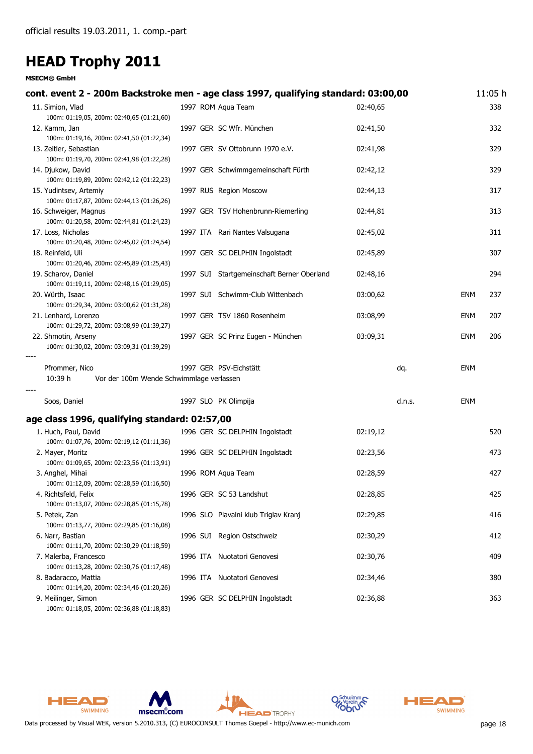official results 19.03.2011, 1. comp.-part

# HEAD Trophy 2011

**MSECM® GmbH**

### cont. event 2 - 200m Backstroke men - age class 1997, qualifying standard: 03:00,00 — 11:05 h

| Place | Name | YOB | Nat | Club | Time | | | Points |
|---|---|---|---|---|---|---|---|---|
| 11. | Simion, Vlad<br>100m: 01:19,05, 200m: 02:40,65 (01:21,60) | 1997 | ROM | Aqua Team | 02:40,65 | | | 338 |
| 12. | Kamm, Jan<br>100m: 01:19,16, 200m: 02:41,50 (01:22,34) | 1997 | GER | SC Wfr. München | 02:41,50 | | | 332 |
| 13. | Zeitler, Sebastian<br>100m: 01:19,70, 200m: 02:41,98 (01:22,28) | 1997 | GER | SV Ottobrunn 1970 e.V. | 02:41,98 | | | 329 |
| 14. | Djukow, David<br>100m: 01:19,89, 200m: 02:42,12 (01:22,23) | 1997 | GER | Schwimmgemeinschaft Fürth | 02:42,12 | | | 329 |
| 15. | Yudintsev, Artemiy<br>100m: 01:17,87, 200m: 02:44,13 (01:26,26) | 1997 | RUS | Region Moscow | 02:44,13 | | | 317 |
| 16. | Schweiger, Magnus<br>100m: 01:20,58, 200m: 02:44,81 (01:24,23) | 1997 | GER | TSV Hohenbrunn-Riemerling | 02:44,81 | | | 313 |
| 17. | Loss, Nicholas<br>100m: 01:20,48, 200m: 02:45,02 (01:24,54) | 1997 | ITA | Rari Nantes Valsugana | 02:45,02 | | | 311 |
| 18. | Reinfeld, Uli<br>100m: 01:20,46, 200m: 02:45,89 (01:25,43) | 1997 | GER | SC DELPHIN Ingolstadt | 02:45,89 | | | 307 |
| 19. | Scharov, Daniel<br>100m: 01:19,11, 200m: 02:48,16 (01:29,05) | 1997 | SUI | Startgemeinschaft Berner Oberland | 02:48,16 | | | 294 |
| 20. | Würth, Isaac<br>100m: 01:29,34, 200m: 03:00,62 (01:31,28) | 1997 | SUI | Schwimm-Club Wittenbach | 03:00,62 | | ENM | 237 |
| 21. | Lenhard, Lorenzo<br>100m: 01:29,72, 200m: 03:08,99 (01:39,27) | 1997 | GER | TSV 1860 Rosenheim | 03:08,99 | | ENM | 207 |
| 22. | Shmotin, Arseny<br>100m: 01:30,02, 200m: 03:09,31 (01:39,29) | 1997 | GER | SC Prinz Eugen - München | 03:09,31 | | ENM | 206 |
| ---- | Pfrommer, Nico<br>10:39 h Vor der 100m Wende Schwimmlage verlassen | 1997 | GER | PSV-Eichstätt | | dq. | ENM | |
| ---- | Soos, Daniel | 1997 | SLO | PK Olimpija | | d.n.s. | ENM | |

### age class 1996, qualifying standard: 02:57,00

| Place | Name | YOB | Nat | Club | Time | Points |
|---|---|---|---|---|---|---|
| 1. | Huch, Paul, David<br>100m: 01:07,76, 200m: 02:19,12 (01:11,36) | 1996 | GER | SC DELPHIN Ingolstadt | 02:19,12 | 520 |
| 2. | Mayer, Moritz<br>100m: 01:09,65, 200m: 02:23,56 (01:13,91) | 1996 | GER | SC DELPHIN Ingolstadt | 02:23,56 | 473 |
| 3. | Anghel, Mihai<br>100m: 01:12,09, 200m: 02:28,59 (01:16,50) | 1996 | ROM | Aqua Team | 02:28,59 | 427 |
| 4. | Richtsfeld, Felix<br>100m: 01:13,07, 200m: 02:28,85 (01:15,78) | 1996 | GER | SC 53 Landshut | 02:28,85 | 425 |
| 5. | Petek, Zan<br>100m: 01:13,77, 200m: 02:29,85 (01:16,08) | 1996 | SLO | Plavalni klub Triglav Kranj | 02:29,85 | 416 |
| 6. | Narr, Bastian<br>100m: 01:11,70, 200m: 02:30,29 (01:18,59) | 1996 | SUI | Region Ostschweiz | 02:30,29 | 412 |
| 7. | Malerba, Francesco<br>100m: 01:13,28, 200m: 02:30,76 (01:17,48) | 1996 | ITA | Nuotatori Genovesi | 02:30,76 | 409 |
| 8. | Badaracco, Mattia<br>100m: 01:14,20, 200m: 02:34,46 (01:20,26) | 1996 | ITA | Nuotatori Genovesi | 02:34,46 | 380 |
| 9. | Meilinger, Simon<br>100m: 01:18,05, 200m: 02:36,88 (01:18,83) | 1996 | GER | SC DELPHIN Ingolstadt | 02:36,88 | 363 |

Data processed by Visual WEK, version 5.2010.313, (C) EUROCONSULT Thomas Goepel - http://www.ec-munich.com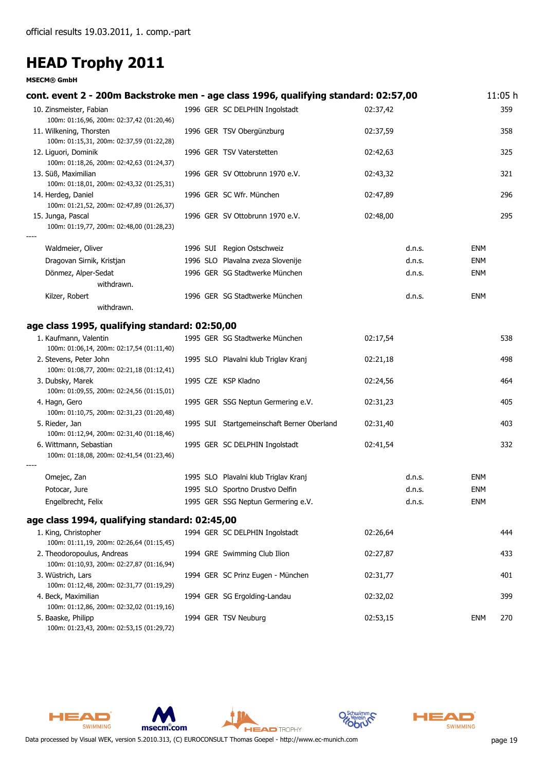official results 19.03.2011, 1. comp.-part

# HEAD Trophy 2011

**MSECM® GmbH**

## cont. event 2 - 200m Backstroke men - age class 1996, qualifying standard: 02:57,00 — 11:05 h

| Place / Name | YOB | Nat | Club | Time | | | Points |
|---|---|---|---|---|---|---|---|
| 10. Zinsmeister, Fabian<br>100m: 01:16,96, 200m: 02:37,42 (01:20,46) | 1996 | GER | SC DELPHIN Ingolstadt | 02:37,42 | | | 359 |
| 11. Wilkening, Thorsten<br>100m: 01:15,31, 200m: 02:37,59 (01:22,28) | 1996 | GER | TSV Obergünzburg | 02:37,59 | | | 358 |
| 12. Liguori, Dominik<br>100m: 01:18,26, 200m: 02:42,63 (01:24,37) | 1996 | GER | TSV Vaterstetten | 02:42,63 | | | 325 |
| 13. Süß, Maximilian<br>100m: 01:18,01, 200m: 02:43,32 (01:25,31) | 1996 | GER | SV Ottobrunn 1970 e.V. | 02:43,32 | | | 321 |
| 14. Herdeg, Daniel<br>100m: 01:21,52, 200m: 02:47,89 (01:26,37) | 1996 | GER | SC Wfr. München | 02:47,89 | | | 296 |
| 15. Junga, Pascal<br>100m: 01:19,77, 200m: 02:48,00 (01:28,23) | 1996 | GER | SV Ottobrunn 1970 e.V. | 02:48,00 | | | 295 |
| ---- | | | | | | | |
| Waldmeier, Oliver | 1996 | SUI | Region Ostschweiz | | d.n.s. | ENM | |
| Dragovan Sirnik, Kristjan | 1996 | SLO | Plavalna zveza Slovenije | | d.n.s. | ENM | |
| Dönmez, Alper-Sedat<br>withdrawn. | 1996 | GER | SG Stadtwerke München | | d.n.s. | ENM | |
| Kilzer, Robert<br>withdrawn. | 1996 | GER | SG Stadtwerke München | | d.n.s. | ENM | |

## age class 1995, qualifying standard: 02:50,00

| Place / Name | YOB | Nat | Club | Time | | | Points |
|---|---|---|---|---|---|---|---|
| 1. Kaufmann, Valentin<br>100m: 01:06,14, 200m: 02:17,54 (01:11,40) | 1995 | GER | SG Stadtwerke München | 02:17,54 | | | 538 |
| 2. Stevens, Peter John<br>100m: 01:08,77, 200m: 02:21,18 (01:12,41) | 1995 | SLO | Plavalni klub Triglav Kranj | 02:21,18 | | | 498 |
| 3. Dubsky, Marek<br>100m: 01:09,55, 200m: 02:24,56 (01:15,01) | 1995 | CZE | KSP Kladno | 02:24,56 | | | 464 |
| 4. Hagn, Gero<br>100m: 01:10,75, 200m: 02:31,23 (01:20,48) | 1995 | GER | SSG Neptun Germering e.V. | 02:31,23 | | | 405 |
| 5. Rieder, Jan<br>100m: 01:12,94, 200m: 02:31,40 (01:18,46) | 1995 | SUI | Startgemeinschaft Berner Oberland | 02:31,40 | | | 403 |
| 6. Wittmann, Sebastian<br>100m: 01:18,08, 200m: 02:41,54 (01:23,46) | 1995 | GER | SC DELPHIN Ingolstadt | 02:41,54 | | | 332 |
| ---- | | | | | | | |
| Omejec, Zan | 1995 | SLO | Plavalni klub Triglav Kranj | | d.n.s. | ENM | |
| Potocar, Jure | 1995 | SLO | Sportno Drustvo Delfin | | d.n.s. | ENM | |
| Engelbrecht, Felix | 1995 | GER | SSG Neptun Germering e.V. | | d.n.s. | ENM | |

## age class 1994, qualifying standard: 02:45,00

| Place / Name | YOB | Nat | Club | Time | | | Points |
|---|---|---|---|---|---|---|---|
| 1. King, Christopher<br>100m: 01:11,19, 200m: 02:26,64 (01:15,45) | 1994 | GER | SC DELPHIN Ingolstadt | 02:26,64 | | | 444 |
| 2. Theodoropoulus, Andreas<br>100m: 01:10,93, 200m: 02:27,87 (01:16,94) | 1994 | GRE | Swimming Club Ilion | 02:27,87 | | | 433 |
| 3. Wüstrich, Lars<br>100m: 01:12,48, 200m: 02:31,77 (01:19,29) | 1994 | GER | SC Prinz Eugen - München | 02:31,77 | | | 401 |
| 4. Beck, Maximilian<br>100m: 01:12,86, 200m: 02:32,02 (01:19,16) | 1994 | GER | SG Ergolding-Landau | 02:32,02 | | | 399 |
| 5. Baaske, Philipp<br>100m: 01:23,43, 200m: 02:53,15 (01:29,72) | 1994 | GER | TSV Neuburg | 02:53,15 | | ENM | 270 |

Data processed by Visual WEK, version 5.2010.313, (C) EUROCONSULT Thomas Goepel - http://www.ec-munich.com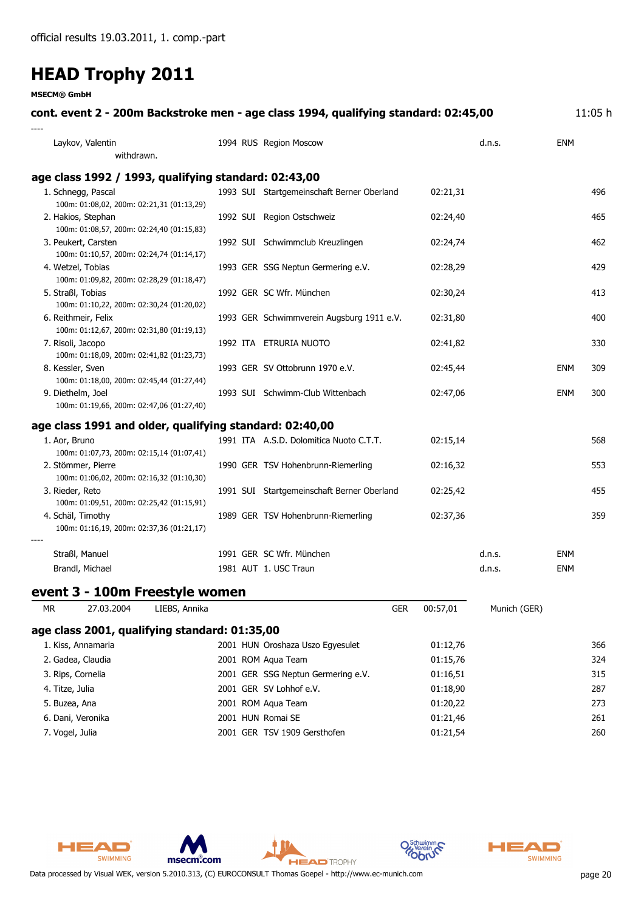official results 19.03.2011, 1. comp.-part

# HEAD Trophy 2011

**MSECM® GmbH**

## cont. event 2 - 200m Backstroke men - age class 1994, qualifying standard: 02:45,00

11:05 h

----

| Name | Year | Nat | Club | Time | | | Points |
|---|---|---|---|---|---|---|---|
| Laykov, Valentin<br>withdrawn. | 1994 | RUS | Region Moscow | | d.n.s. | ENM | |

### age class 1992 / 1993, qualifying standard: 02:43,00

| Name | Year | Nat | Club | Time | | | Points |
|---|---|---|---|---|---|---|---|
| 1. Schnegg, Pascal<br>100m: 01:08,02, 200m: 02:21,31 (01:13,29) | 1993 | SUI | Startgemeinschaft Berner Oberland | 02:21,31 | | | 496 |
| 2. Hakios, Stephan<br>100m: 01:08,57, 200m: 02:24,40 (01:15,83) | 1992 | SUI | Region Ostschweiz | 02:24,40 | | | 465 |
| 3. Peukert, Carsten<br>100m: 01:10,57, 200m: 02:24,74 (01:14,17) | 1992 | SUI | Schwimmclub Kreuzlingen | 02:24,74 | | | 462 |
| 4. Wetzel, Tobias<br>100m: 01:09,82, 200m: 02:28,29 (01:18,47) | 1993 | GER | SSG Neptun Germering e.V. | 02:28,29 | | | 429 |
| 5. Straßl, Tobias<br>100m: 01:10,22, 200m: 02:30,24 (01:20,02) | 1992 | GER | SC Wfr. München | 02:30,24 | | | 413 |
| 6. Reithmeir, Felix<br>100m: 01:12,67, 200m: 02:31,80 (01:19,13) | 1993 | GER | Schwimmverein Augsburg 1911 e.V. | 02:31,80 | | | 400 |
| 7. Risoli, Jacopo<br>100m: 01:18,09, 200m: 02:41,82 (01:23,73) | 1992 | ITA | ETRURIA NUOTO | 02:41,82 | | | 330 |
| 8. Kessler, Sven<br>100m: 01:18,00, 200m: 02:45,44 (01:27,44) | 1993 | GER | SV Ottobrunn 1970 e.V. | 02:45,44 | | ENM | 309 |
| 9. Diethelm, Joel<br>100m: 01:19,66, 200m: 02:47,06 (01:27,40) | 1993 | SUI | Schwimm-Club Wittenbach | 02:47,06 | | ENM | 300 |

### age class 1991 and older, qualifying standard: 02:40,00

| Name | Year | Nat | Club | Time | | | Points |
|---|---|---|---|---|---|---|---|
| 1. Aor, Bruno<br>100m: 01:07,73, 200m: 02:15,14 (01:07,41) | 1991 | ITA | A.S.D. Dolomitica Nuoto C.T.T. | 02:15,14 | | | 568 |
| 2. Stömmer, Pierre<br>100m: 01:06,02, 200m: 02:16,32 (01:10,30) | 1990 | GER | TSV Hohenbrunn-Riemerling | 02:16,32 | | | 553 |
| 3. Rieder, Reto<br>100m: 01:09,51, 200m: 02:25,42 (01:15,91) | 1991 | SUI | Startgemeinschaft Berner Oberland | 02:25,42 | | | 455 |
| 4. Schäl, Timothy<br>100m: 01:16,19, 200m: 02:37,36 (01:21,17) | 1989 | GER | TSV Hohenbrunn-Riemerling | 02:37,36 | | | 359 |

----

| Name | Year | Nat | Club | Time | | | Points |
|---|---|---|---|---|---|---|---|
| Straßl, Manuel | 1991 | GER | SC Wfr. München | | d.n.s. | ENM | |
| Brandl, Michael | 1981 | AUT | 1. USC Traun | | d.n.s. | ENM | |

## event 3 - 100m Freestyle women

| MR | 27.03.2004 | LIEBS, Annika | GER | 00:57,01 | Munich (GER) |
|---|---|---|---|---|---|

### age class 2001, qualifying standard: 01:35,00

| Name | Year | Nat | Club | Time | Points |
|---|---|---|---|---|---|
| 1. Kiss, Annamaria | 2001 | HUN | Oroshaza Uszo Egyesulet | 01:12,76 | 366 |
| 2. Gadea, Claudia | 2001 | ROM | Aqua Team | 01:15,76 | 324 |
| 3. Rips, Cornelia | 2001 | GER | SSG Neptun Germering e.V. | 01:16,51 | 315 |
| 4. Titze, Julia | 2001 | GER | SV Lohhof e.V. | 01:18,90 | 287 |
| 5. Buzea, Ana | 2001 | ROM | Aqua Team | 01:20,22 | 273 |
| 6. Dani, Veronika | 2001 | HUN | Romai SE | 01:21,46 | 261 |
| 7. Vogel, Julia | 2001 | GER | TSV 1909 Gersthofen | 01:21,54 | 260 |

Data processed by Visual WEK, version 5.2010.313, (C) EUROCONSULT Thomas Goepel - http://www.ec-munich.com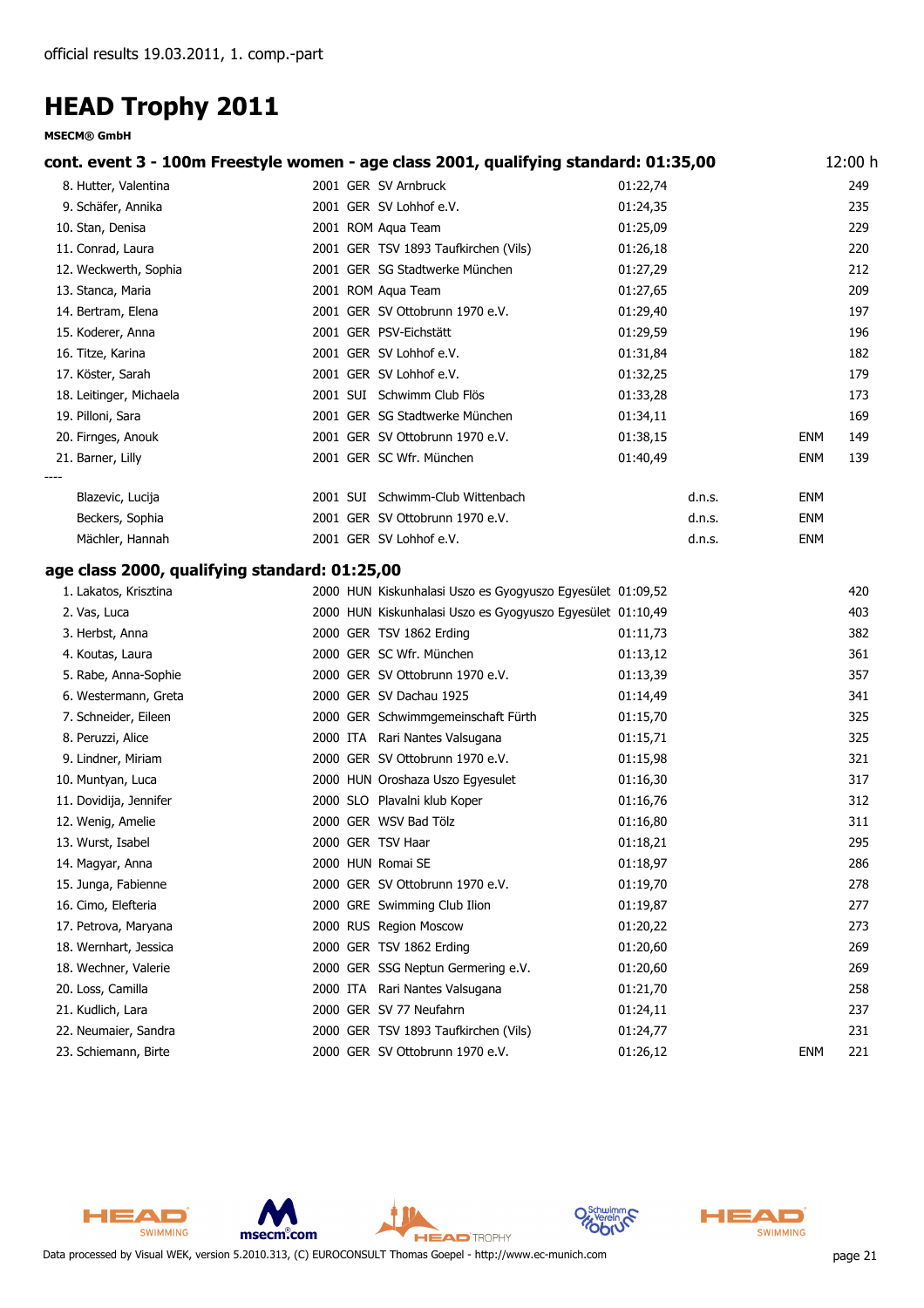official results 19.03.2011, 1. comp.-part

# HEAD Trophy 2011

**MSECM® GmbH**

## cont. event 3 - 100m Freestyle women - age class 2001, qualifying standard: 01:35,00 — 12:00 h

| Rank | Name | YoB | Nat | Club | Time | | | Points |
|---|---|---|---|---|---|---|---|---|
| 8. | Hutter, Valentina | 2001 | GER | SV Arnbruck | 01:22,74 | | | 249 |
| 9. | Schäfer, Annika | 2001 | GER | SV Lohhof e.V. | 01:24,35 | | | 235 |
| 10. | Stan, Denisa | 2001 | ROM | Aqua Team | 01:25,09 | | | 229 |
| 11. | Conrad, Laura | 2001 | GER | TSV 1893 Taufkirchen (Vils) | 01:26,18 | | | 220 |
| 12. | Weckwerth, Sophia | 2001 | GER | SG Stadtwerke München | 01:27,29 | | | 212 |
| 13. | Stanca, Maria | 2001 | ROM | Aqua Team | 01:27,65 | | | 209 |
| 14. | Bertram, Elena | 2001 | GER | SV Ottobrunn 1970 e.V. | 01:29,40 | | | 197 |
| 15. | Koderer, Anna | 2001 | GER | PSV-Eichstätt | 01:29,59 | | | 196 |
| 16. | Titze, Karina | 2001 | GER | SV Lohhof e.V. | 01:31,84 | | | 182 |
| 17. | Köster, Sarah | 2001 | GER | SV Lohhof e.V. | 01:32,25 | | | 179 |
| 18. | Leitinger, Michaela | 2001 | SUI | Schwimm Club Flös | 01:33,28 | | | 173 |
| 19. | Pilloni, Sara | 2001 | GER | SG Stadtwerke München | 01:34,11 | | | 169 |
| 20. | Firnges, Anouk | 2001 | GER | SV Ottobrunn 1970 e.V. | 01:38,15 | | ENM | 149 |
| 21. | Barner, Lilly | 2001 | GER | SC Wfr. München | 01:40,49 | | ENM | 139 |
| ---- | | | | | | | | |
| | Blazevic, Lucija | 2001 | SUI | Schwimm-Club Wittenbach | | d.n.s. | ENM | |
| | Beckers, Sophia | 2001 | GER | SV Ottobrunn 1970 e.V. | | d.n.s. | ENM | |
| | Mächler, Hannah | 2001 | GER | SV Lohhof e.V. | | d.n.s. | ENM | |

## age class 2000, qualifying standard: 01:25,00

| Rank | Name | YoB | Nat | Club | Time | | | Points |
|---|---|---|---|---|---|---|---|---|
| 1. | Lakatos, Krisztina | 2000 | HUN | Kiskunhalasi Uszo es Gyogyuszo Egyesület | 01:09,52 | | | 420 |
| 2. | Vas, Luca | 2000 | HUN | Kiskunhalasi Uszo es Gyogyuszo Egyesület | 01:10,49 | | | 403 |
| 3. | Herbst, Anna | 2000 | GER | TSV 1862 Erding | 01:11,73 | | | 382 |
| 4. | Koutas, Laura | 2000 | GER | SC Wfr. München | 01:13,12 | | | 361 |
| 5. | Rabe, Anna-Sophie | 2000 | GER | SV Ottobrunn 1970 e.V. | 01:13,39 | | | 357 |
| 6. | Westermann, Greta | 2000 | GER | SV Dachau 1925 | 01:14,49 | | | 341 |
| 7. | Schneider, Eileen | 2000 | GER | Schwimmgemeinschaft Fürth | 01:15,70 | | | 325 |
| 8. | Peruzzi, Alice | 2000 | ITA | Rari Nantes Valsugana | 01:15,71 | | | 325 |
| 9. | Lindner, Miriam | 2000 | GER | SV Ottobrunn 1970 e.V. | 01:15,98 | | | 321 |
| 10. | Muntyan, Luca | 2000 | HUN | Oroshaza Uszo Egyesult | 01:16,30 | | | 317 |
| 11. | Dovidija, Jennifer | 2000 | SLO | Plavalni klub Koper | 01:16,76 | | | 312 |
| 12. | Wenig, Amelie | 2000 | GER | WSV Bad Tölz | 01:16,80 | | | 311 |
| 13. | Wurst, Isabel | 2000 | GER | TSV Haar | 01:18,21 | | | 295 |
| 14. | Magyar, Anna | 2000 | HUN | Romai SE | 01:18,97 | | | 286 |
| 15. | Junga, Fabienne | 2000 | GER | SV Ottobrunn 1970 e.V. | 01:19,70 | | | 278 |
| 16. | Cimo, Elefteria | 2000 | GRE | Swimming Club Ilion | 01:19,87 | | | 277 |
| 17. | Petrova, Maryana | 2000 | RUS | Region Moscow | 01:20,22 | | | 273 |
| 18. | Wernhart, Jessica | 2000 | GER | TSV 1862 Erding | 01:20,60 | | | 269 |
| 18. | Wechner, Valerie | 2000 | GER | SSG Neptun Germering e.V. | 01:20,60 | | | 269 |
| 20. | Loss, Camilla | 2000 | ITA | Rari Nantes Valsugana | 01:21,70 | | | 258 |
| 21. | Kudlich, Lara | 2000 | GER | SV 77 Neufahrn | 01:24,11 | | | 237 |
| 22. | Neumaier, Sandra | 2000 | GER | TSV 1893 Taufkirchen (Vils) | 01:24,77 | | | 231 |
| 23. | Schiemann, Birte | 2000 | GER | SV Ottobrunn 1970 e.V. | 01:26,12 | | ENM | 221 |

Data processed by Visual WEK, version 5.2010.313, (C) EUROCONSULT Thomas Goepel - http://www.ec-munich.com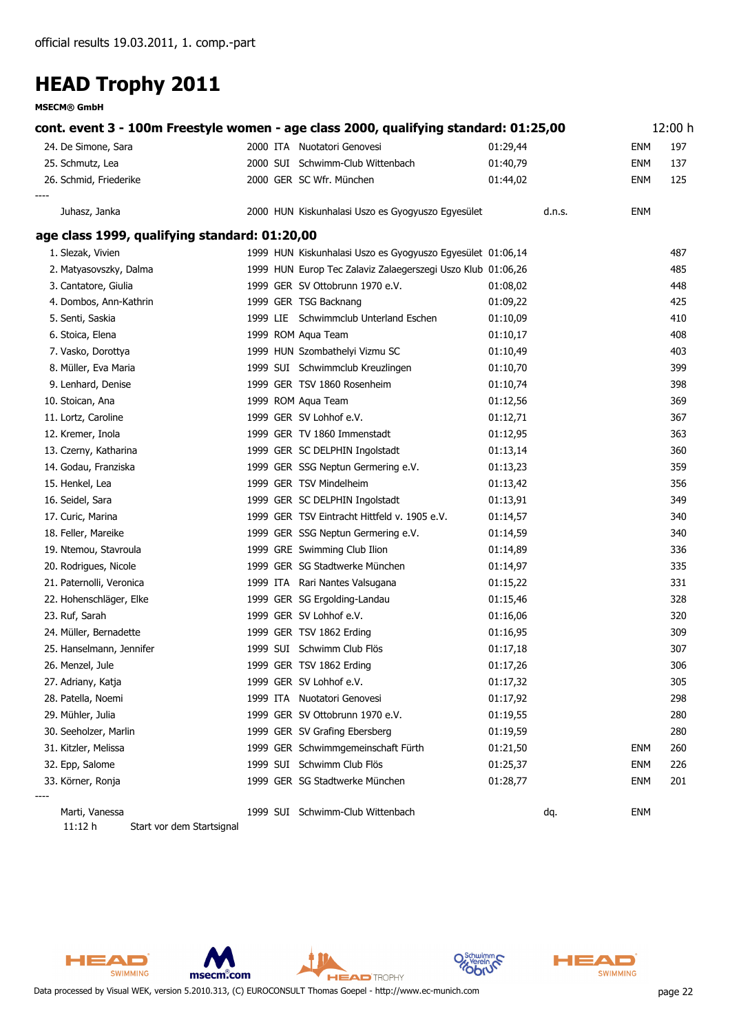official results 19.03.2011, 1. comp.-part

# HEAD Trophy 2011

**MSECM® GmbH**

## cont. event 3 - 100m Freestyle women - age class 2000, qualifying standard: 01:25,00 — 12:00 h

| Place | Name | YoB | Nat | Club | Time | Remark | | Points |
|---|---|---|---|---|---|---|---|---|
| 24. | De Simone, Sara | 2000 | ITA | Nuotatori Genovesi | 01:29,44 | | ENM | 197 |
| 25. | Schmutz, Lea | 2000 | SUI | Schwimm-Club Wittenbach | 01:40,79 | | ENM | 137 |
| 26. | Schmid, Friederike | 2000 | GER | SC Wfr. München | 01:44,02 | | ENM | 125 |
| ---- | | | | | | | | |
| | Juhasz, Janka | 2000 | HUN | Kiskunhalasi Uszo es Gyogyuszo Egyesület | | d.n.s. | ENM | |

## age class 1999, qualifying standard: 01:20,00

| Place | Name | YoB | Nat | Club | Time | Remark | | Points |
|---|---|---|---|---|---|---|---|---|
| 1. | Slezak, Vivien | 1999 | HUN | Kiskunhalasi Uszo es Gyogyuszo Egyesület | 01:06,14 | | | 487 |
| 2. | Matyasovszky, Dalma | 1999 | HUN | Europ Tec Zalaviz Zalaegerszegi Uszo Klub | 01:06,26 | | | 485 |
| 3. | Cantatore, Giulia | 1999 | GER | SV Ottobrunn 1970 e.V. | 01:08,02 | | | 448 |
| 4. | Dombos, Ann-Kathrin | 1999 | GER | TSG Backnang | 01:09,22 | | | 425 |
| 5. | Senti, Saskia | 1999 | LIE | Schwimmclub Unterland Eschen | 01:10,09 | | | 410 |
| 6. | Stoica, Elena | 1999 | ROM | Aqua Team | 01:10,17 | | | 408 |
| 7. | Vasko, Dorottya | 1999 | HUN | Szombathelyi Vizmu SC | 01:10,49 | | | 403 |
| 8. | Müller, Eva Maria | 1999 | SUI | Schwimmclub Kreuzlingen | 01:10,70 | | | 399 |
| 9. | Lenhard, Denise | 1999 | GER | TSV 1860 Rosenheim | 01:10,74 | | | 398 |
| 10. | Stoican, Ana | 1999 | ROM | Aqua Team | 01:12,56 | | | 369 |
| 11. | Lortz, Caroline | 1999 | GER | SV Lohhof e.V. | 01:12,71 | | | 367 |
| 12. | Kremer, Inola | 1999 | GER | TV 1860 Immenstadt | 01:12,95 | | | 363 |
| 13. | Czerny, Katharina | 1999 | GER | SC DELPHIN Ingolstadt | 01:13,14 | | | 360 |
| 14. | Godau, Franziska | 1999 | GER | SSG Neptun Germering e.V. | 01:13,23 | | | 359 |
| 15. | Henkel, Lea | 1999 | GER | TSV Mindelheim | 01:13,42 | | | 356 |
| 16. | Seidel, Sara | 1999 | GER | SC DELPHIN Ingolstadt | 01:13,91 | | | 349 |
| 17. | Curic, Marina | 1999 | GER | TSV Eintracht Hittfeld v. 1905 e.V. | 01:14,57 | | | 340 |
| 18. | Feller, Mareike | 1999 | GER | SSG Neptun Germering e.V. | 01:14,59 | | | 340 |
| 19. | Ntemou, Stavroula | 1999 | GRE | Swimming Club Ilion | 01:14,89 | | | 336 |
| 20. | Rodrigues, Nicole | 1999 | GER | SG Stadtwerke München | 01:14,97 | | | 335 |
| 21. | Paternolli, Veronica | 1999 | ITA | Rari Nantes Valsugana | 01:15,22 | | | 331 |
| 22. | Hohenschläger, Elke | 1999 | GER | SG Ergolding-Landau | 01:15,46 | | | 328 |
| 23. | Ruf, Sarah | 1999 | GER | SV Lohhof e.V. | 01:16,06 | | | 320 |
| 24. | Müller, Bernadette | 1999 | GER | TSV 1862 Erding | 01:16,95 | | | 309 |
| 25. | Hanselmann, Jennifer | 1999 | SUI | Schwimm Club Flös | 01:17,18 | | | 307 |
| 26. | Menzel, Jule | 1999 | GER | TSV 1862 Erding | 01:17,26 | | | 306 |
| 27. | Adriany, Katja | 1999 | GER | SV Lohhof e.V. | 01:17,32 | | | 305 |
| 28. | Patella, Noemi | 1999 | ITA | Nuotatori Genovesi | 01:17,92 | | | 298 |
| 29. | Mühler, Julia | 1999 | GER | SV Ottobrunn 1970 e.V. | 01:19,55 | | | 280 |
| 30. | Seeholzer, Marlin | 1999 | GER | SV Grafing Ebersberg | 01:19,59 | | | 280 |
| 31. | Kitzler, Melissa | 1999 | GER | Schwimmgemeinschaft Fürth | 01:21,50 | | ENM | 260 |
| 32. | Epp, Salome | 1999 | SUI | Schwimm Club Flös | 01:25,37 | | ENM | 226 |
| 33. | Körner, Ronja | 1999 | GER | SG Stadtwerke München | 01:28,77 | | ENM | 201 |
| ---- | | | | | | | | |
| | Marti, Vanessa | 1999 | SUI | Schwimm-Club Wittenbach | | dq. | ENM | |
| | 11:12 h | Start vor dem Startsignal | | | | | | |

Data processed by Visual WEK, version 5.2010.313, (C) EUROCONSULT Thomas Goepel - http://www.ec-munich.com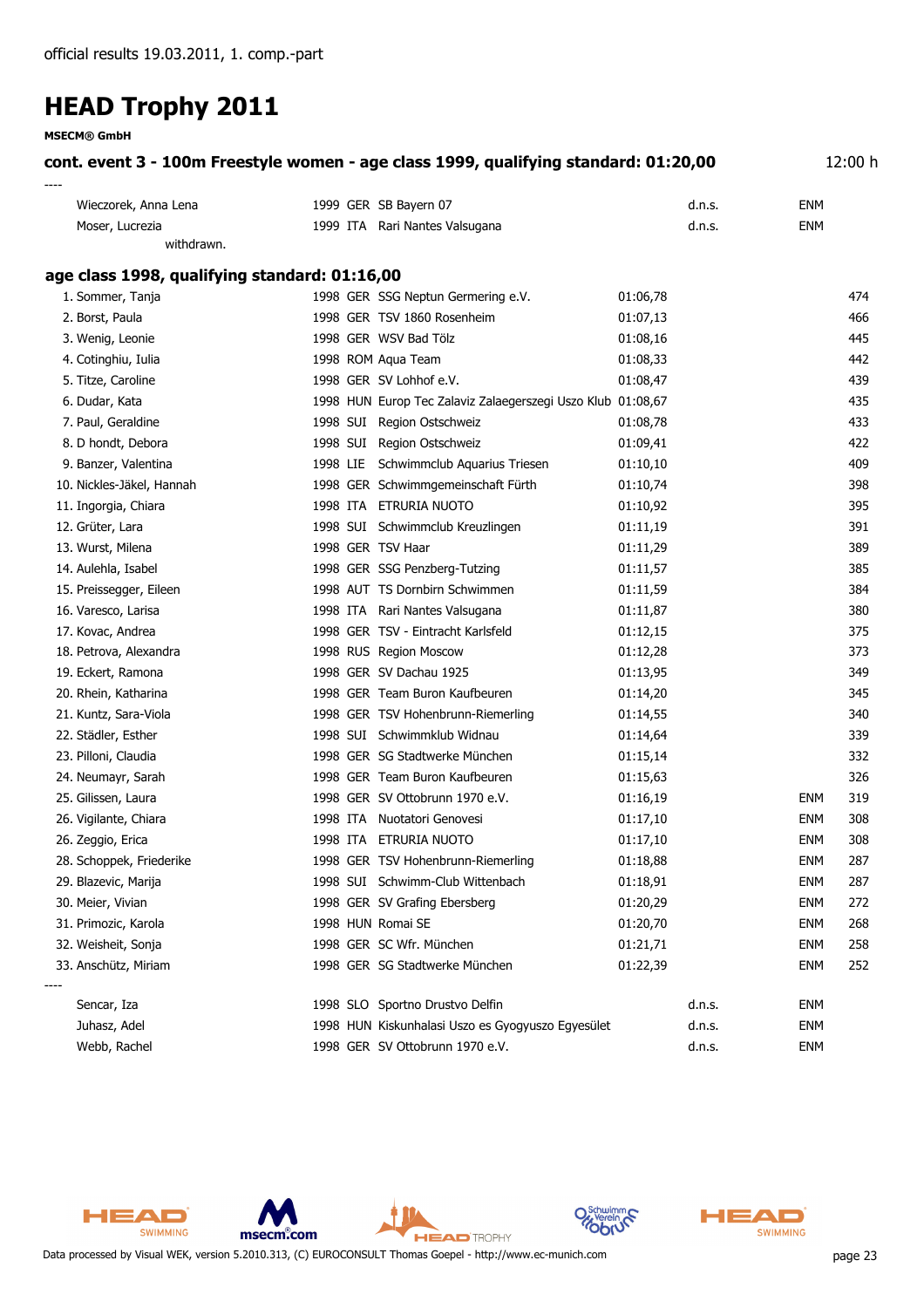official results 19.03.2011, 1. comp.-part

# HEAD Trophy 2011

**MSECM® GmbH**

**cont. event 3 - 100m Freestyle women - age class 1999, qualifying standard: 01:20,00** 12:00 h

----

| Name | YOB | Nat | Club | Time | | | Points |
|---|---|---|---|---|---|---|---|
| Wieczorek, Anna Lena | 1999 | GER | SB Bayern 07 | | d.n.s. | ENM | |
| Moser, Lucrezia | 1999 | ITA | Rari Nantes Valsugana | | d.n.s. | ENM | |

withdrawn.

## age class 1998, qualifying standard: 01:16,00

| Place/Name | YOB | Nat | Club | Time | | | Points |
|---|---|---|---|---|---|---|---|
| 1. Sommer, Tanja | 1998 | GER | SSG Neptun Germering e.V. | 01:06,78 | | | 474 |
| 2. Borst, Paula | 1998 | GER | TSV 1860 Rosenheim | 01:07,13 | | | 466 |
| 3. Wenig, Leonie | 1998 | GER | WSV Bad Tölz | 01:08,16 | | | 445 |
| 4. Cotinghiu, Iulia | 1998 | ROM | Aqua Team | 01:08,33 | | | 442 |
| 5. Titze, Caroline | 1998 | GER | SV Lohhof e.V. | 01:08,47 | | | 439 |
| 6. Dudar, Kata | 1998 | HUN | Europ Tec Zalaviz Zalaegerszegi Uszo Klub | 01:08,67 | | | 435 |
| 7. Paul, Geraldine | 1998 | SUI | Region Ostschweiz | 01:08,78 | | | 433 |
| 8. D hondt, Debora | 1998 | SUI | Region Ostschweiz | 01:09,41 | | | 422 |
| 9. Banzer, Valentina | 1998 | LIE | Schwimmclub Aquarius Triesen | 01:10,10 | | | 409 |
| 10. Nickles-Jäkel, Hannah | 1998 | GER | Schwimmgemeinschaft Fürth | 01:10,74 | | | 398 |
| 11. Ingorgia, Chiara | 1998 | ITA | ETRURIA NUOTO | 01:10,92 | | | 395 |
| 12. Grüter, Lara | 1998 | SUI | Schwimmclub Kreuzlingen | 01:11,19 | | | 391 |
| 13. Wurst, Milena | 1998 | GER | TSV Haar | 01:11,29 | | | 389 |
| 14. Aulehla, Isabel | 1998 | GER | SSG Penzberg-Tutzing | 01:11,57 | | | 385 |
| 15. Preissegger, Eileen | 1998 | AUT | TS Dornbirn Schwimmen | 01:11,59 | | | 384 |
| 16. Varesco, Larisa | 1998 | ITA | Rari Nantes Valsugana | 01:11,87 | | | 380 |
| 17. Kovac, Andrea | 1998 | GER | TSV - Eintracht Karlsfeld | 01:12,15 | | | 375 |
| 18. Petrova, Alexandra | 1998 | RUS | Region Moscow | 01:12,28 | | | 373 |
| 19. Eckert, Ramona | 1998 | GER | SV Dachau 1925 | 01:13,95 | | | 349 |
| 20. Rhein, Katharina | 1998 | GER | Team Buron Kaufbeuren | 01:14,20 | | | 345 |
| 21. Kuntz, Sara-Viola | 1998 | GER | TSV Hohenbrunn-Riemerling | 01:14,55 | | | 340 |
| 22. Städler, Esther | 1998 | SUI | Schwimmklub Widnau | 01:14,64 | | | 339 |
| 23. Pilloni, Claudia | 1998 | GER | SG Stadtwerke München | 01:15,14 | | | 332 |
| 24. Neumayr, Sarah | 1998 | GER | Team Buron Kaufbeuren | 01:15,63 | | | 326 |
| 25. Gilissen, Laura | 1998 | GER | SV Ottobrunn 1970 e.V. | 01:16,19 | | ENM | 319 |
| 26. Vigilante, Chiara | 1998 | ITA | Nuotatori Genovesi | 01:17,10 | | ENM | 308 |
| 26. Zeggio, Erica | 1998 | ITA | ETRURIA NUOTO | 01:17,10 | | ENM | 308 |
| 28. Schoppek, Friederike | 1998 | GER | TSV Hohenbrunn-Riemerling | 01:18,88 | | ENM | 287 |
| 29. Blazevic, Marija | 1998 | SUI | Schwimm-Club Wittenbach | 01:18,91 | | ENM | 287 |
| 30. Meier, Vivian | 1998 | GER | SV Grafing Ebersberg | 01:20,29 | | ENM | 272 |
| 31. Primozic, Karola | 1998 | HUN | Romai SE | 01:20,70 | | ENM | 268 |
| 32. Weisheit, Sonja | 1998 | GER | SC Wfr. München | 01:21,71 | | ENM | 258 |
| 33. Anschütz, Miriam | 1998 | GER | SG Stadtwerke München | 01:22,39 | | ENM | 252 |

----

| Name | YOB | Nat | Club | Time | | | Points |
|---|---|---|---|---|---|---|---|
| Sencar, Iza | 1998 | SLO | Sportno Drustvo Delfin | | d.n.s. | ENM | |
| Juhasz, Adel | 1998 | HUN | Kiskunhalasi Uszo es Gyogyuszo Egyesület | | d.n.s. | ENM | |
| Webb, Rachel | 1998 | GER | SV Ottobrunn 1970 e.V. | | d.n.s. | ENM | |

Data processed by Visual WEK, version 5.2010.313, (C) EUROCONSULT Thomas Goepel - http://www.ec-munich.com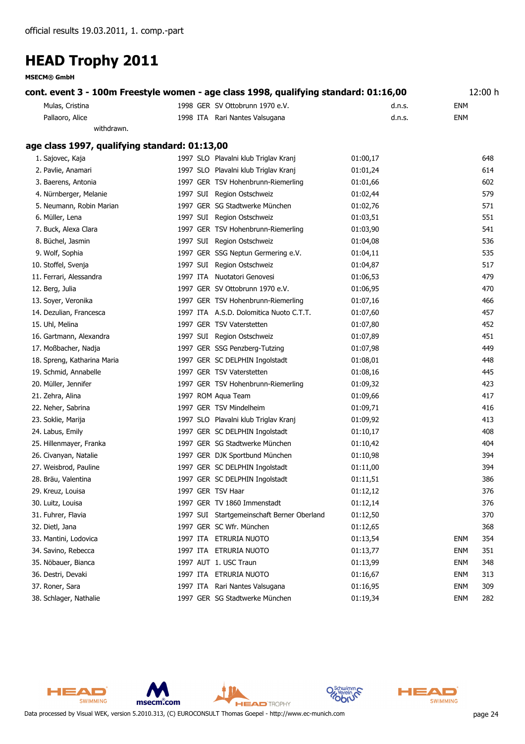official results 19.03.2011, 1. comp.-part

# HEAD Trophy 2011

**MSECM® GmbH**

### cont. event 3 - 100m Freestyle women - age class 1998, qualifying standard: 01:16,00 — 12:00 h

| Name | Year | Nat | Club | Time | | ENM | Points |
|---|---|---|---|---|---|---|---|
| Mulas, Cristina | 1998 | GER | SV Ottobrunn 1970 e.V. | | d.n.s. | ENM | |
| Pallaoro, Alice | 1998 | ITA | Rari Nantes Valsugana | | d.n.s. | ENM | |

withdrawn.

### age class 1997, qualifying standard: 01:13,00

| Name | Year | Nat | Club | Time | | ENM | Points |
|---|---|---|---|---|---|---|---|
| 1. Sajovec, Kaja | 1997 | SLO | Plavalni klub Triglav Kranj | 01:00,17 | | | 648 |
| 2. Pavlie, Anamari | 1997 | SLO | Plavalni klub Triglav Kranj | 01:01,24 | | | 614 |
| 3. Baerens, Antonia | 1997 | GER | TSV Hohenbrunn-Riemerling | 01:01,66 | | | 602 |
| 4. Nürnberger, Melanie | 1997 | SUI | Region Ostschweiz | 01:02,44 | | | 579 |
| 5. Neumann, Robin Marian | 1997 | GER | SG Stadtwerke München | 01:02,76 | | | 571 |
| 6. Müller, Lena | 1997 | SUI | Region Ostschweiz | 01:03,51 | | | 551 |
| 7. Buck, Alexa Clara | 1997 | GER | TSV Hohenbrunn-Riemerling | 01:03,90 | | | 541 |
| 8. Büchel, Jasmin | 1997 | SUI | Region Ostschweiz | 01:04,08 | | | 536 |
| 9. Wolf, Sophia | 1997 | GER | SSG Neptun Germering e.V. | 01:04,11 | | | 535 |
| 10. Stoffel, Svenja | 1997 | SUI | Region Ostschweiz | 01:04,87 | | | 517 |
| 11. Ferrari, Alessandra | 1997 | ITA | Nuotatori Genovesi | 01:06,53 | | | 479 |
| 12. Berg, Julia | 1997 | GER | SV Ottobrunn 1970 e.V. | 01:06,95 | | | 470 |
| 13. Soyer, Veronika | 1997 | GER | TSV Hohenbrunn-Riemerling | 01:07,16 | | | 466 |
| 14. Dezulian, Francesca | 1997 | ITA | A.S.D. Dolomitica Nuoto C.T.T. | 01:07,60 | | | 457 |
| 15. Uhl, Melina | 1997 | GER | TSV Vaterstetten | 01:07,80 | | | 452 |
| 16. Gartmann, Alexandra | 1997 | SUI | Region Ostschweiz | 01:07,89 | | | 451 |
| 17. Moßbacher, Nadja | 1997 | GER | SSG Penzberg-Tutzing | 01:07,98 | | | 449 |
| 18. Spreng, Katharina Maria | 1997 | GER | SC DELPHIN Ingolstadt | 01:08,01 | | | 448 |
| 19. Schmid, Annabelle | 1997 | GER | TSV Vaterstetten | 01:08,16 | | | 445 |
| 20. Müller, Jennifer | 1997 | GER | TSV Hohenbrunn-Riemerling | 01:09,32 | | | 423 |
| 21. Zehra, Alina | 1997 | ROM | Aqua Team | 01:09,66 | | | 417 |
| 22. Neher, Sabrina | 1997 | GER | TSV Mindelheim | 01:09,71 | | | 416 |
| 23. Soklie, Marija | 1997 | SLO | Plavalni klub Triglav Kranj | 01:09,92 | | | 413 |
| 24. Labus, Emily | 1997 | GER | SC DELPHIN Ingolstadt | 01:10,17 | | | 408 |
| 25. Hillenmayer, Franka | 1997 | GER | SG Stadtwerke München | 01:10,42 | | | 404 |
| 26. Civanyan, Natalie | 1997 | GER | DJK Sportbund München | 01:10,98 | | | 394 |
| 27. Weisbrod, Pauline | 1997 | GER | SC DELPHIN Ingolstadt | 01:11,00 | | | 394 |
| 28. Bräu, Valentina | 1997 | GER | SC DELPHIN Ingolstadt | 01:11,51 | | | 386 |
| 29. Kreuz, Louisa | 1997 | GER | TSV Haar | 01:12,12 | | | 376 |
| 30. Luitz, Louisa | 1997 | GER | TV 1860 Immenstadt | 01:12,14 | | | 376 |
| 31. Fuhrer, Flavia | 1997 | SUI | Startgemeinschaft Berner Oberland | 01:12,50 | | | 370 |
| 32. Dietl, Jana | 1997 | GER | SC Wfr. München | 01:12,65 | | | 368 |
| 33. Mantini, Lodovica | 1997 | ITA | ETRURIA NUOTO | 01:13,54 | | ENM | 354 |
| 34. Savino, Rebecca | 1997 | ITA | ETRURIA NUOTO | 01:13,77 | | ENM | 351 |
| 35. Nöbauer, Bianca | 1997 | AUT | 1. USC Traun | 01:13,99 | | ENM | 348 |
| 36. Destri, Devaki | 1997 | ITA | ETRURIA NUOTO | 01:16,67 | | ENM | 313 |
| 37. Roner, Sara | 1997 | ITA | Rari Nantes Valsugana | 01:16,95 | | ENM | 309 |
| 38. Schlager, Nathalie | 1997 | GER | SG Stadtwerke München | 01:19,34 | | ENM | 282 |

Data processed by Visual WEK, version 5.2010.313, (C) EUROCONSULT Thomas Goepel - http://www.ec-munich.com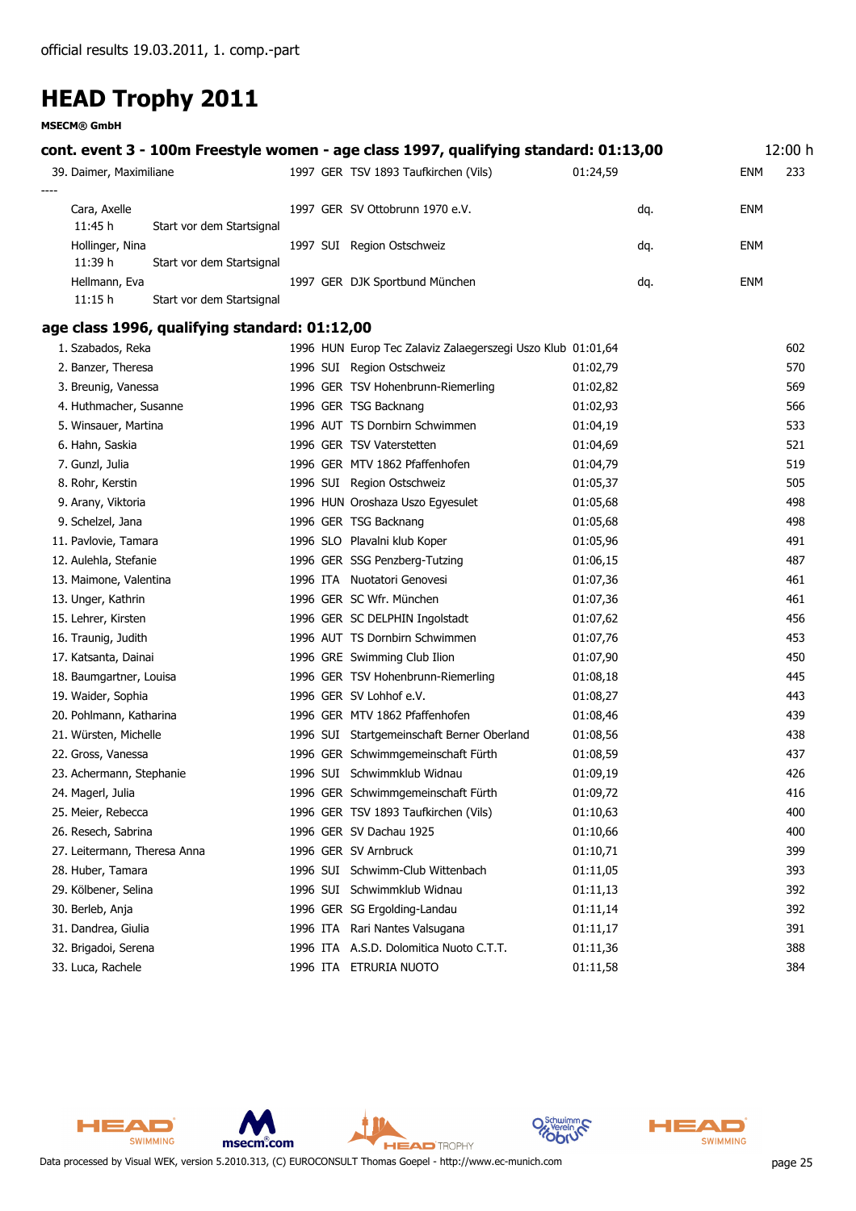official results 19.03.2011, 1. comp.-part

# HEAD Trophy 2011

**MSECM® GmbH**

## cont. event 3 - 100m Freestyle women - age class 1997, qualifying standard: 01:13,00 — 12:00 h

| Place | Name | YoB | Nat | Club | Time | | | Points |
|---|---|---|---|---|---|---|---|---|
| 39. | Daimer, Maximiliane | 1997 | GER | TSV 1893 Taufkirchen (Vils) | 01:24,59 | | ENM | 233 |
| ---- | | | | | | | | |
| | Cara, Axelle | 1997 | GER | SV Ottobrunn 1970 e.V. | | dq. | ENM | |
| | 11:45 h Start vor dem Startsignal | | | | | | | |
| | Hollinger, Nina | 1997 | SUI | Region Ostschweiz | | dq. | ENM | |
| | 11:39 h Start vor dem Startsignal | | | | | | | |
| | Hellmann, Eva | 1997 | GER | DJK Sportbund München | | dq. | ENM | |
| | 11:15 h Start vor dem Startsignal | | | | | | | |

## age class 1996, qualifying standard: 01:12,00

| Place | Name | YoB | Nat | Club | Time | Points |
|---|---|---|---|---|---|---|
| 1. | Szabados, Reka | 1996 | HUN | Europ Tec Zalaviz Zalaegerszegi Uszo Klub | 01:01,64 | 602 |
| 2. | Banzer, Theresa | 1996 | SUI | Region Ostschweiz | 01:02,79 | 570 |
| 3. | Breunig, Vanessa | 1996 | GER | TSV Hohenbrunn-Riemerling | 01:02,82 | 569 |
| 4. | Huthmacher, Susanne | 1996 | GER | TSG Backnang | 01:02,93 | 566 |
| 5. | Winsauer, Martina | 1996 | AUT | TS Dornbirn Schwimmen | 01:04,19 | 533 |
| 6. | Hahn, Saskia | 1996 | GER | TSV Vaterstetten | 01:04,69 | 521 |
| 7. | Gunzl, Julia | 1996 | GER | MTV 1862 Pfaffenhofen | 01:04,79 | 519 |
| 8. | Rohr, Kerstin | 1996 | SUI | Region Ostschweiz | 01:05,37 | 505 |
| 9. | Arany, Viktoria | 1996 | HUN | Oroshaza Uszo Egyesulet | 01:05,68 | 498 |
| 9. | Schelzel, Jana | 1996 | GER | TSG Backnang | 01:05,68 | 498 |
| 11. | Pavlovie, Tamara | 1996 | SLO | Plavalni klub Koper | 01:05,96 | 491 |
| 12. | Aulehla, Stefanie | 1996 | GER | SSG Penzberg-Tutzing | 01:06,15 | 487 |
| 13. | Maimone, Valentina | 1996 | ITA | Nuotatori Genovesi | 01:07,36 | 461 |
| 13. | Unger, Kathrin | 1996 | GER | SC Wfr. München | 01:07,36 | 461 |
| 15. | Lehrer, Kirsten | 1996 | GER | SC DELPHIN Ingolstadt | 01:07,62 | 456 |
| 16. | Traunig, Judith | 1996 | AUT | TS Dornbirn Schwimmen | 01:07,76 | 453 |
| 17. | Katsanta, Dainai | 1996 | GRE | Swimming Club Ilion | 01:07,90 | 450 |
| 18. | Baumgartner, Louisa | 1996 | GER | TSV Hohenbrunn-Riemerling | 01:08,18 | 445 |
| 19. | Waider, Sophia | 1996 | GER | SV Lohhof e.V. | 01:08,27 | 443 |
| 20. | Pohlmann, Katharina | 1996 | GER | MTV 1862 Pfaffenhofen | 01:08,46 | 439 |
| 21. | Würsten, Michelle | 1996 | SUI | Startgemeinschaft Berner Oberland | 01:08,56 | 438 |
| 22. | Gross, Vanessa | 1996 | GER | Schwimmgemeinschaft Fürth | 01:08,59 | 437 |
| 23. | Achermann, Stephanie | 1996 | SUI | Schwimmklub Widnau | 01:09,19 | 426 |
| 24. | Magerl, Julia | 1996 | GER | Schwimmgemeinschaft Fürth | 01:09,72 | 416 |
| 25. | Meier, Rebecca | 1996 | GER | TSV 1893 Taufkirchen (Vils) | 01:10,63 | 400 |
| 26. | Resech, Sabrina | 1996 | GER | SV Dachau 1925 | 01:10,66 | 400 |
| 27. | Leitermann, Theresa Anna | 1996 | GER | SV Arnbruck | 01:10,71 | 399 |
| 28. | Huber, Tamara | 1996 | SUI | Schwimm-Club Wittenbach | 01:11,05 | 393 |
| 29. | Kölbener, Selina | 1996 | SUI | Schwimmklub Widnau | 01:11,13 | 392 |
| 30. | Berleb, Anja | 1996 | GER | SG Ergolding-Landau | 01:11,14 | 392 |
| 31. | Dandrea, Giulia | 1996 | ITA | Rari Nantes Valsugana | 01:11,17 | 391 |
| 32. | Brigadoi, Serena | 1996 | ITA | A.S.D. Dolomitica Nuoto C.T.T. | 01:11,36 | 388 |
| 33. | Luca, Rachele | 1996 | ITA | ETRURIA NUOTO | 01:11,58 | 384 |

Data processed by Visual WEK, version 5.2010.313, (C) EUROCONSULT Thomas Goepel - http://www.ec-munich.com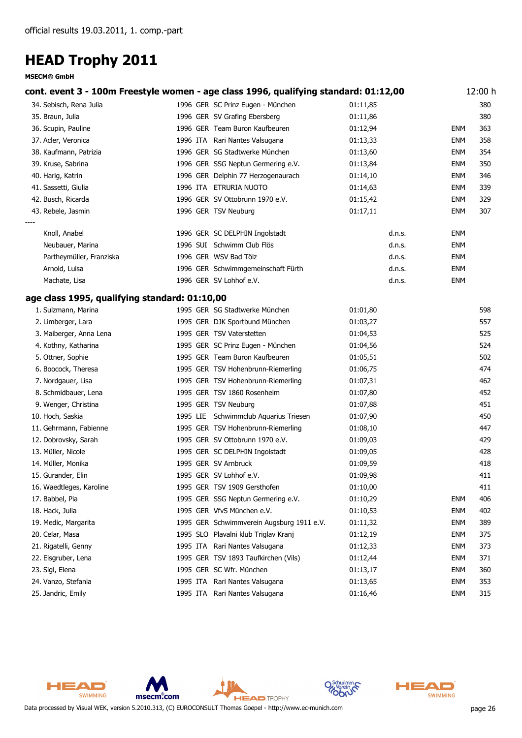official results 19.03.2011, 1. comp.-part

# HEAD Trophy 2011

**MSECM® GmbH**

### cont. event 3 - 100m Freestyle women - age class 1996, qualifying standard: 01:12,00 — 12:00 h

| Place | Name | Year | Nat | Club | Time | | Note | Points |
|---|---|---|---|---|---|---|---|---|
| 34. | Sebisch, Rena Julia | 1996 | GER | SC Prinz Eugen - München | 01:11,85 | | | 380 |
| 35. | Braun, Julia | 1996 | GER | SV Grafing Ebersberg | 01:11,86 | | | 380 |
| 36. | Scupin, Pauline | 1996 | GER | Team Buron Kaufbeuren | 01:12,94 | | ENM | 363 |
| 37. | Acler, Veronica | 1996 | ITA | Rari Nantes Valsugana | 01:13,33 | | ENM | 358 |
| 38. | Kaufmann, Patrizia | 1996 | GER | SG Stadtwerke München | 01:13,60 | | ENM | 354 |
| 39. | Kruse, Sabrina | 1996 | GER | SSG Neptun Germering e.V. | 01:13,84 | | ENM | 350 |
| 40. | Harig, Katrin | 1996 | GER | Delphin 77 Herzogenaurach | 01:14,10 | | ENM | 346 |
| 41. | Sassetti, Giulia | 1996 | ITA | ETRURIA NUOTO | 01:14,63 | | ENM | 339 |
| 42. | Busch, Ricarda | 1996 | GER | SV Ottobrunn 1970 e.V. | 01:15,42 | | ENM | 329 |
| 43. | Rebele, Jasmin | 1996 | GER | TSV Neuburg | 01:17,11 | | ENM | 307 |
| ---- | | | | | | | | |
| | Knoll, Anabel | 1996 | GER | SC DELPHIN Ingolstadt | | d.n.s. | ENM | |
| | Neubauer, Marina | 1996 | SUI | Schwimm Club Flös | | d.n.s. | ENM | |
| | Partheymüller, Franziska | 1996 | GER | WSV Bad Tölz | | d.n.s. | ENM | |
| | Arnold, Luisa | 1996 | GER | Schwimmgemeinschaft Fürth | | d.n.s. | ENM | |
| | Machate, Lisa | 1996 | GER | SV Lohhof e.V. | | d.n.s. | ENM | |

### age class 1995, qualifying standard: 01:10,00

| Place | Name | Year | Nat | Club | Time | | Note | Points |
|---|---|---|---|---|---|---|---|---|
| 1. | Sulzmann, Marina | 1995 | GER | SG Stadtwerke München | 01:01,80 | | | 598 |
| 2. | Limberger, Lara | 1995 | GER | DJK Sportbund München | 01:03,27 | | | 557 |
| 3. | Maiberger, Anna Lena | 1995 | GER | TSV Vaterstetten | 01:04,53 | | | 525 |
| 4. | Kothny, Katharina | 1995 | GER | SC Prinz Eugen - München | 01:04,56 | | | 524 |
| 5. | Ottner, Sophie | 1995 | GER | Team Buron Kaufbeuren | 01:05,51 | | | 502 |
| 6. | Boocock, Theresa | 1995 | GER | TSV Hohenbrunn-Riemerling | 01:06,75 | | | 474 |
| 7. | Nordgauer, Lisa | 1995 | GER | TSV Hohenbrunn-Riemerling | 01:07,31 | | | 462 |
| 8. | Schmidbauer, Lena | 1995 | GER | TSV 1860 Rosenheim | 01:07,80 | | | 452 |
| 9. | Wenger, Christina | 1995 | GER | TSV Neuburg | 01:07,88 | | | 451 |
| 10. | Hoch, Saskia | 1995 | LIE | Schwimmclub Aquarius Triesen | 01:07,90 | | | 450 |
| 11. | Gehrmann, Fabienne | 1995 | GER | TSV Hohenbrunn-Riemerling | 01:08,10 | | | 447 |
| 12. | Dobrovsky, Sarah | 1995 | GER | SV Ottobrunn 1970 e.V. | 01:09,03 | | | 429 |
| 13. | Müller, Nicole | 1995 | GER | SC DELPHIN Ingolstadt | 01:09,05 | | | 428 |
| 14. | Müller, Monika | 1995 | GER | SV Arnbruck | 01:09,59 | | | 418 |
| 15. | Gurander, Elin | 1995 | GER | SV Lohhof e.V. | 01:09,98 | | | 411 |
| 16. | Waedtleges, Karoline | 1995 | GER | TSV 1909 Gersthofen | 01:10,00 | | | 411 |
| 17. | Babbel, Pia | 1995 | GER | SSG Neptun Germering e.V. | 01:10,29 | | ENM | 406 |
| 18. | Hack, Julia | 1995 | GER | VfvS München e.V. | 01:10,53 | | ENM | 402 |
| 19. | Medic, Margarita | 1995 | GER | Schwimmverein Augsburg 1911 e.V. | 01:11,32 | | ENM | 389 |
| 20. | Celar, Masa | 1995 | SLO | Plavalni klub Triglav Kranj | 01:12,19 | | ENM | 375 |
| 21. | Rigatelli, Genny | 1995 | ITA | Rari Nantes Valsugana | 01:12,33 | | ENM | 373 |
| 22. | Eisgruber, Lena | 1995 | GER | TSV 1893 Taufkirchen (Vils) | 01:12,44 | | ENM | 371 |
| 23. | Sigl, Elena | 1995 | GER | SC Wfr. München | 01:13,17 | | ENM | 360 |
| 24. | Vanzo, Stefania | 1995 | ITA | Rari Nantes Valsugana | 01:13,65 | | ENM | 353 |
| 25. | Jandric, Emily | 1995 | ITA | Rari Nantes Valsugana | 01:16,46 | | ENM | 315 |

Data processed by Visual WEK, version 5.2010.313, (C) EUROCONSULT Thomas Goepel - http://www.ec-munich.com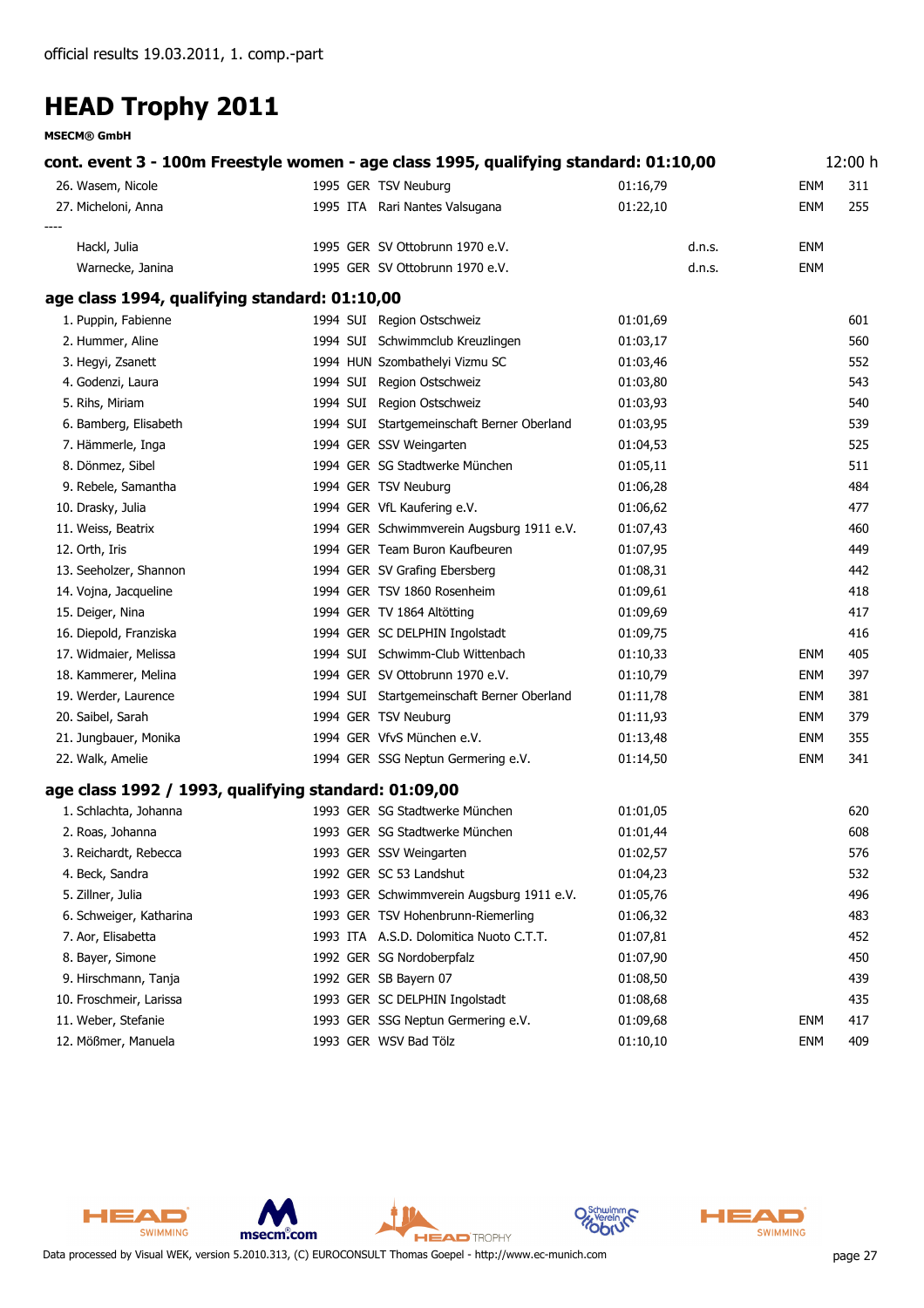official results 19.03.2011, 1. comp.-part

# HEAD Trophy 2011

**MSECM® GmbH**

## cont. event 3 - 100m Freestyle women - age class 1995, qualifying standard: 01:10,00 — 12:00 h

| Place | Name | YOB | Nat | Club | Time | | | Points |
|---|---|---|---|---|---|---|---|---|
| 26. | Wasem, Nicole | 1995 | GER | TSV Neuburg | 01:16,79 | | ENM | 311 |
| 27. | Micheloni, Anna | 1995 | ITA | Rari Nantes Valsugana | 01:22,10 | | ENM | 255 |
| ---- | | | | | | | | |
| | Hackl, Julia | 1995 | GER | SV Ottobrunn 1970 e.V. | | d.n.s. | ENM | |
| | Warnecke, Janina | 1995 | GER | SV Ottobrunn 1970 e.V. | | d.n.s. | ENM | |

### age class 1994, qualifying standard: 01:10,00

| Place | Name | YOB | Nat | Club | Time | | | Points |
|---|---|---|---|---|---|---|---|---|
| 1. | Puppin, Fabienne | 1994 | SUI | Region Ostschweiz | 01:01,69 | | | 601 |
| 2. | Hummer, Aline | 1994 | SUI | Schwimmclub Kreuzlingen | 01:03,17 | | | 560 |
| 3. | Hegyi, Zsanett | 1994 | HUN | Szombathelyi Vizmu SC | 01:03,46 | | | 552 |
| 4. | Godenzi, Laura | 1994 | SUI | Region Ostschweiz | 01:03,80 | | | 543 |
| 5. | Rihs, Miriam | 1994 | SUI | Region Ostschweiz | 01:03,93 | | | 540 |
| 6. | Bamberg, Elisabeth | 1994 | SUI | Startgemeinschaft Berner Oberland | 01:03,95 | | | 539 |
| 7. | Hämmerle, Inga | 1994 | GER | SSV Weingarten | 01:04,53 | | | 525 |
| 8. | Dönmez, Sibel | 1994 | GER | SG Stadtwerke München | 01:05,11 | | | 511 |
| 9. | Rebele, Samantha | 1994 | GER | TSV Neuburg | 01:06,28 | | | 484 |
| 10. | Drasky, Julia | 1994 | GER | VfL Kaufering e.V. | 01:06,62 | | | 477 |
| 11. | Weiss, Beatrix | 1994 | GER | Schwimmverein Augsburg 1911 e.V. | 01:07,43 | | | 460 |
| 12. | Orth, Iris | 1994 | GER | Team Buron Kaufbeuren | 01:07,95 | | | 449 |
| 13. | Seeholzer, Shannon | 1994 | GER | SV Grafing Ebersberg | 01:08,31 | | | 442 |
| 14. | Vojna, Jacqueline | 1994 | GER | TSV 1860 Rosenheim | 01:09,61 | | | 418 |
| 15. | Deiger, Nina | 1994 | GER | TV 1864 Altötting | 01:09,69 | | | 417 |
| 16. | Diepold, Franziska | 1994 | GER | SC DELPHIN Ingolstadt | 01:09,75 | | | 416 |
| 17. | Widmaier, Melissa | 1994 | SUI | Schwimm-Club Wittenbach | 01:10,33 | | ENM | 405 |
| 18. | Kammerer, Melina | 1994 | GER | SV Ottobrunn 1970 e.V. | 01:10,79 | | ENM | 397 |
| 19. | Werder, Laurence | 1994 | SUI | Startgemeinschaft Berner Oberland | 01:11,78 | | ENM | 381 |
| 20. | Saibel, Sarah | 1994 | GER | TSV Neuburg | 01:11,93 | | ENM | 379 |
| 21. | Jungbauer, Monika | 1994 | GER | VfvS München e.V. | 01:13,48 | | ENM | 355 |
| 22. | Walk, Amelie | 1994 | GER | SSG Neptun Germering e.V. | 01:14,50 | | ENM | 341 |

### age class 1992 / 1993, qualifying standard: 01:09,00

| Place | Name | YOB | Nat | Club | Time | | | Points |
|---|---|---|---|---|---|---|---|---|
| 1. | Schlachta, Johanna | 1993 | GER | SG Stadtwerke München | 01:01,05 | | | 620 |
| 2. | Roas, Johanna | 1993 | GER | SG Stadtwerke München | 01:01,44 | | | 608 |
| 3. | Reichardt, Rebecca | 1993 | GER | SSV Weingarten | 01:02,57 | | | 576 |
| 4. | Beck, Sandra | 1992 | GER | SC 53 Landshut | 01:04,23 | | | 532 |
| 5. | Zillner, Julia | 1993 | GER | Schwimmverein Augsburg 1911 e.V. | 01:05,76 | | | 496 |
| 6. | Schweiger, Katharina | 1993 | GER | TSV Hohenbrunn-Riemerling | 01:06,32 | | | 483 |
| 7. | Aor, Elisabetta | 1993 | ITA | A.S.D. Dolomitica Nuoto C.T.T. | 01:07,81 | | | 452 |
| 8. | Bayer, Simone | 1992 | GER | SG Nordoberpfalz | 01:07,90 | | | 450 |
| 9. | Hirschmann, Tanja | 1992 | GER | SB Bayern 07 | 01:08,50 | | | 439 |
| 10. | Froschmeir, Larissa | 1993 | GER | SC DELPHIN Ingolstadt | 01:08,68 | | | 435 |
| 11. | Weber, Stefanie | 1993 | GER | SSG Neptun Germering e.V. | 01:09,68 | | ENM | 417 |
| 12. | Mößmer, Manuela | 1993 | GER | WSV Bad Tölz | 01:10,10 | | ENM | 409 |

Data processed by Visual WEK, version 5.2010.313, (C) EUROCONSULT Thomas Goepel - http://www.ec-munich.com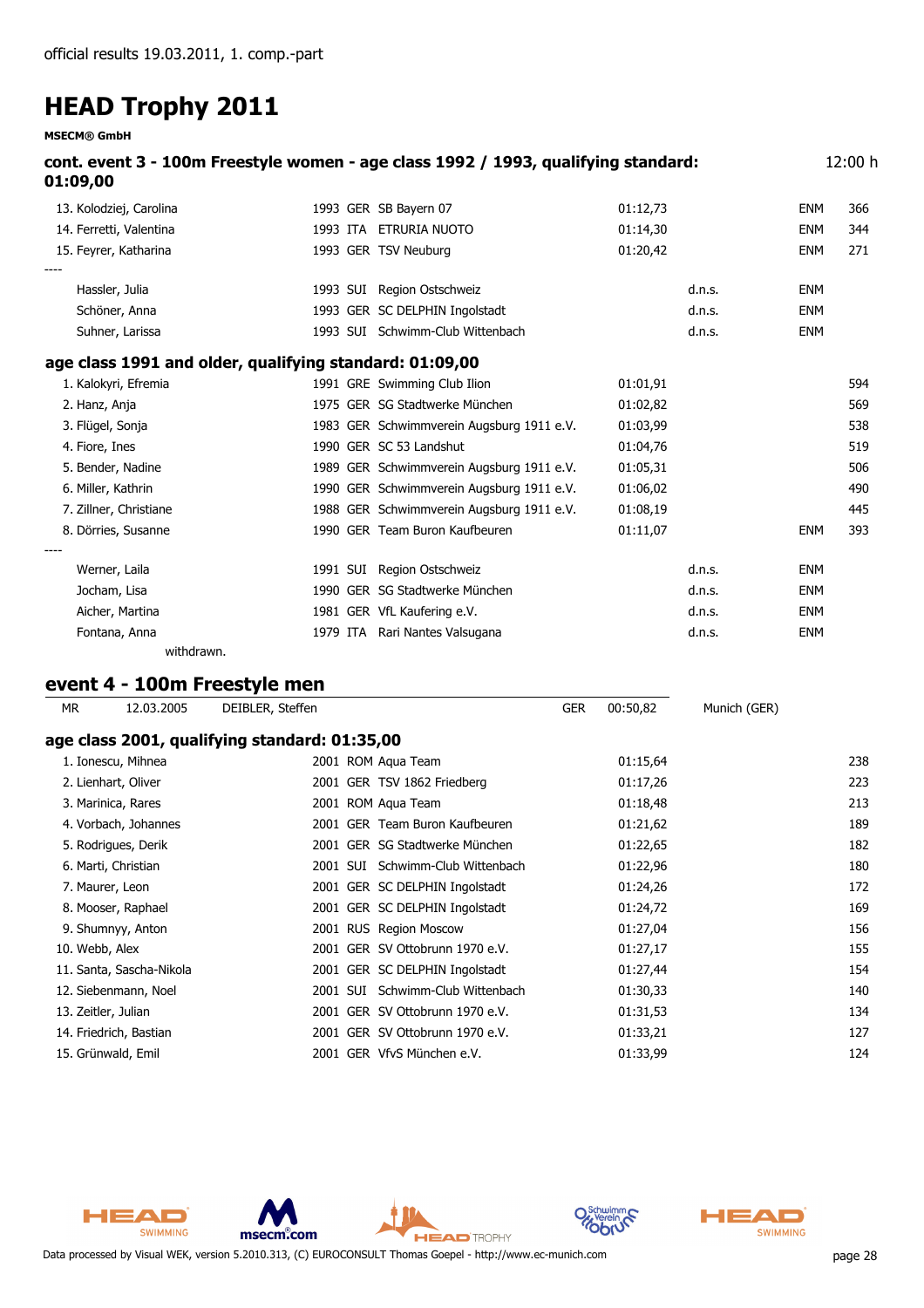official results 19.03.2011, 1. comp.-part

# HEAD Trophy 2011

**MSECM® GmbH**

### cont. event 3 - 100m Freestyle women - age class 1992 / 1993, qualifying standard: 01:09,00

12:00 h

| Place | Name | YoB | Nat | Club | Time | | | Points |
|---|---|---|---|---|---|---|---|---|
| 13. | Kolodziej, Carolina | 1993 | GER | SB Bayern 07 | 01:12,73 | | ENM | 366 |
| 14. | Ferretti, Valentina | 1993 | ITA | ETRURIA NUOTO | 01:14,30 | | ENM | 344 |
| 15. | Feyrer, Katharina | 1993 | GER | TSV Neuburg | 01:20,42 | | ENM | 271 |
| ---- | | | | | | | | |
| | Hassler, Julia | 1993 | SUI | Region Ostschweiz | | d.n.s. | ENM | |
| | Schöner, Anna | 1993 | GER | SC DELPHIN Ingolstadt | | d.n.s. | ENM | |
| | Suhner, Larissa | 1993 | SUI | Schwimm-Club Wittenbach | | d.n.s. | ENM | |

### age class 1991 and older, qualifying standard: 01:09,00

| Place | Name | YoB | Nat | Club | Time | | | Points |
|---|---|---|---|---|---|---|---|---|
| 1. | Kalokyri, Efremia | 1991 | GRE | Swimming Club Ilion | 01:01,91 | | | 594 |
| 2. | Hanz, Anja | 1975 | GER | SG Stadtwerke München | 01:02,82 | | | 569 |
| 3. | Flügel, Sonja | 1983 | GER | Schwimmverein Augsburg 1911 e.V. | 01:03,99 | | | 538 |
| 4. | Fiore, Ines | 1990 | GER | SC 53 Landshut | 01:04,76 | | | 519 |
| 5. | Bender, Nadine | 1989 | GER | Schwimmverein Augsburg 1911 e.V. | 01:05,31 | | | 506 |
| 6. | Miller, Kathrin | 1990 | GER | Schwimmverein Augsburg 1911 e.V. | 01:06,02 | | | 490 |
| 7. | Zillner, Christiane | 1988 | GER | Schwimmverein Augsburg 1911 e.V. | 01:08,19 | | | 445 |
| 8. | Dörries, Susanne | 1990 | GER | Team Buron Kaufbeuren | 01:11,07 | | ENM | 393 |
| ---- | | | | | | | | |
| | Werner, Laila | 1991 | SUI | Region Ostschweiz | | d.n.s. | ENM | |
| | Jocham, Lisa | 1990 | GER | SG Stadtwerke München | | d.n.s. | ENM | |
| | Aicher, Martina | 1981 | GER | VfL Kaufering e.V. | | d.n.s. | ENM | |
| | Fontana, Anna | 1979 | ITA | Rari Nantes Valsugana | | d.n.s. | ENM | |

withdrawn.

## event 4 - 100m Freestyle men

| MR | 12.03.2005 | DEIBLER, Steffen | GER | 00:50,82 | Munich (GER) |
|---|---|---|---|---|---|

### age class 2001, qualifying standard: 01:35,00

| Place | Name | YoB | Nat | Club | Time | Points |
|---|---|---|---|---|---|---|
| 1. | Ionescu, Mihnea | 2001 | ROM | Aqua Team | 01:15,64 | 238 |
| 2. | Lienhart, Oliver | 2001 | GER | TSV 1862 Friedberg | 01:17,26 | 223 |
| 3. | Marinica, Rares | 2001 | ROM | Aqua Team | 01:18,48 | 213 |
| 4. | Vorbach, Johannes | 2001 | GER | Team Buron Kaufbeuren | 01:21,62 | 189 |
| 5. | Rodrigues, Derik | 2001 | GER | SG Stadtwerke München | 01:22,65 | 182 |
| 6. | Marti, Christian | 2001 | SUI | Schwimm-Club Wittenbach | 01:22,96 | 180 |
| 7. | Maurer, Leon | 2001 | GER | SC DELPHIN Ingolstadt | 01:24,26 | 172 |
| 8. | Mooser, Raphael | 2001 | GER | SC DELPHIN Ingolstadt | 01:24,72 | 169 |
| 9. | Shumnyy, Anton | 2001 | RUS | Region Moscow | 01:27,04 | 156 |
| 10. | Webb, Alex | 2001 | GER | SV Ottobrunn 1970 e.V. | 01:27,17 | 155 |
| 11. | Santa, Sascha-Nikola | 2001 | GER | SC DELPHIN Ingolstadt | 01:27,44 | 154 |
| 12. | Siebenmann, Noel | 2001 | SUI | Schwimm-Club Wittenbach | 01:30,33 | 140 |
| 13. | Zeitler, Julian | 2001 | GER | SV Ottobrunn 1970 e.V. | 01:31,53 | 134 |
| 14. | Friedrich, Bastian | 2001 | GER | SV Ottobrunn 1970 e.V. | 01:33,21 | 127 |
| 15. | Grünwald, Emil | 2001 | GER | VfvS München e.V. | 01:33,99 | 124 |

Data processed by Visual WEK, version 5.2010.313, (C) EUROCONSULT Thomas Goepel - http://www.ec-munich.com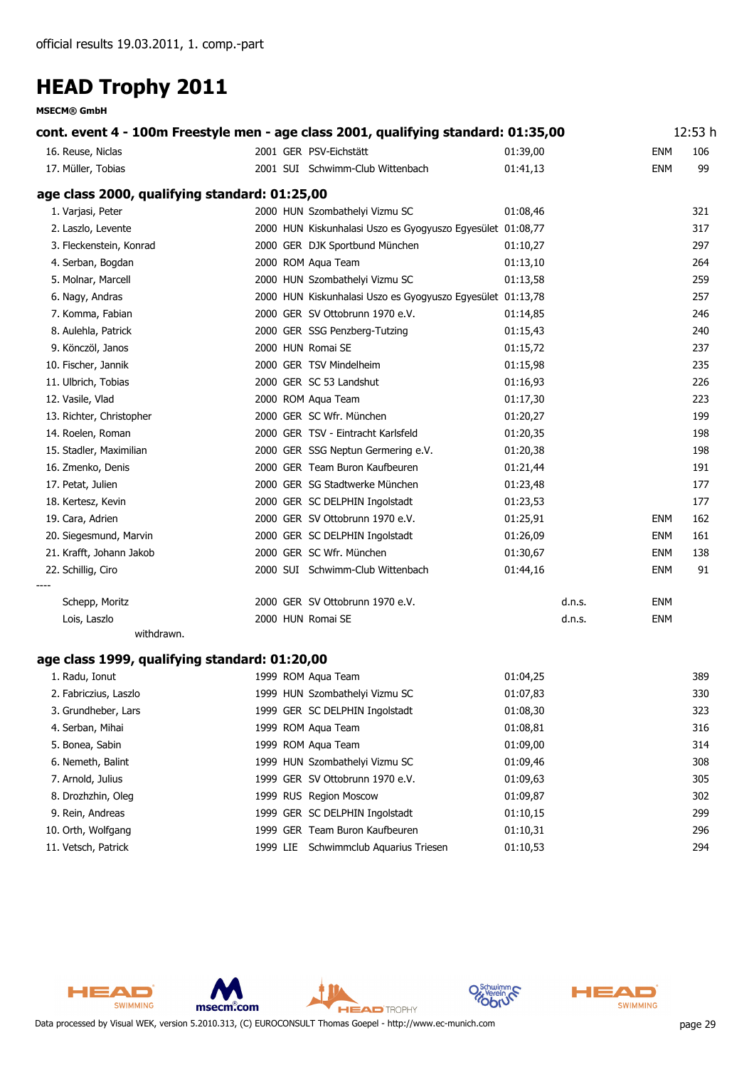official results 19.03.2011, 1. comp.-part

# HEAD Trophy 2011

**MSECM® GmbH**

### cont. event 4 - 100m Freestyle men - age class 2001, qualifying standard: 01:35,00 — 12:53 h

| Place | Name | YoB | Nat | Club | Time | | | Points |
|---|---|---|---|---|---|---|---|---|
| 16. | Reuse, Niclas | 2001 | GER | PSV-Eichstätt | 01:39,00 | | ENM | 106 |
| 17. | Müller, Tobias | 2001 | SUI | Schwimm-Club Wittenbach | 01:41,13 | | ENM | 99 |

### age class 2000, qualifying standard: 01:25,00

| Place | Name | YoB | Nat | Club | Time | | | Points |
|---|---|---|---|---|---|---|---|---|
| 1. | Varjasi, Peter | 2000 | HUN | Szombathelyi Vizmu SC | 01:08,46 | | | 321 |
| 2. | Laszlo, Levente | 2000 | HUN | Kiskunhalasi Uszo es Gyogyuszo Egyesület | 01:08,77 | | | 317 |
| 3. | Fleckenstein, Konrad | 2000 | GER | DJK Sportbund München | 01:10,27 | | | 297 |
| 4. | Serban, Bogdan | 2000 | ROM | Aqua Team | 01:13,10 | | | 264 |
| 5. | Molnar, Marcell | 2000 | HUN | Szombathelyi Vizmu SC | 01:13,58 | | | 259 |
| 6. | Nagy, Andras | 2000 | HUN | Kiskunhalasi Uszo es Gyogyuszo Egyesület | 01:13,78 | | | 257 |
| 7. | Komma, Fabian | 2000 | GER | SV Ottobrunn 1970 e.V. | 01:14,85 | | | 246 |
| 8. | Aulehla, Patrick | 2000 | GER | SSG Penzberg-Tutzing | 01:15,43 | | | 240 |
| 9. | Könczöl, Janos | 2000 | HUN | Romai SE | 01:15,72 | | | 237 |
| 10. | Fischer, Jannik | 2000 | GER | TSV Mindelheim | 01:15,98 | | | 235 |
| 11. | Ulbrich, Tobias | 2000 | GER | SC 53 Landshut | 01:16,93 | | | 226 |
| 12. | Vasile, Vlad | 2000 | ROM | Aqua Team | 01:17,30 | | | 223 |
| 13. | Richter, Christopher | 2000 | GER | SC Wfr. München | 01:20,27 | | | 199 |
| 14. | Roelen, Roman | 2000 | GER | TSV - Eintracht Karlsfeld | 01:20,35 | | | 198 |
| 15. | Stadler, Maximilian | 2000 | GER | SSG Neptun Germering e.V. | 01:20,38 | | | 198 |
| 16. | Zmenko, Denis | 2000 | GER | Team Buron Kaufbeuren | 01:21,44 | | | 191 |
| 17. | Petat, Julien | 2000 | GER | SG Stadtwerke München | 01:23,48 | | | 177 |
| 18. | Kertesz, Kevin | 2000 | GER | SC DELPHIN Ingolstadt | 01:23,53 | | | 177 |
| 19. | Cara, Adrien | 2000 | GER | SV Ottobrunn 1970 e.V. | 01:25,91 | | ENM | 162 |
| 20. | Siegesmund, Marvin | 2000 | GER | SC DELPHIN Ingolstadt | 01:26,09 | | ENM | 161 |
| 21. | Krafft, Johann Jakob | 2000 | GER | SC Wfr. München | 01:30,67 | | ENM | 138 |
| 22. | Schillig, Ciro | 2000 | SUI | Schwimm-Club Wittenbach | 01:44,16 | | ENM | 91 |
| ---- | | | | | | | | |
| | Schepp, Moritz | 2000 | GER | SV Ottobrunn 1970 e.V. | | d.n.s. | ENM | |
| | Lois, Laszlo | 2000 | HUN | Romai SE | | d.n.s. | ENM | |
| | withdrawn. | | | | | | | |

### age class 1999, qualifying standard: 01:20,00

| Place | Name | YoB | Nat | Club | Time | | | Points |
|---|---|---|---|---|---|---|---|---|
| 1. | Radu, Ionut | 1999 | ROM | Aqua Team | 01:04,25 | | | 389 |
| 2. | Fabriczius, Laszlo | 1999 | HUN | Szombathelyi Vizmu SC | 01:07,83 | | | 330 |
| 3. | Grundheber, Lars | 1999 | GER | SC DELPHIN Ingolstadt | 01:08,30 | | | 323 |
| 4. | Serban, Mihai | 1999 | ROM | Aqua Team | 01:08,81 | | | 316 |
| 5. | Bonea, Sabin | 1999 | ROM | Aqua Team | 01:09,00 | | | 314 |
| 6. | Nemeth, Balint | 1999 | HUN | Szombathelyi Vizmu SC | 01:09,46 | | | 308 |
| 7. | Arnold, Julius | 1999 | GER | SV Ottobrunn 1970 e.V. | 01:09,63 | | | 305 |
| 8. | Drozhzhin, Oleg | 1999 | RUS | Region Moscow | 01:09,87 | | | 302 |
| 9. | Rein, Andreas | 1999 | GER | SC DELPHIN Ingolstadt | 01:10,15 | | | 299 |
| 10. | Orth, Wolfgang | 1999 | GER | Team Buron Kaufbeuren | 01:10,31 | | | 296 |
| 11. | Vetsch, Patrick | 1999 | LIE | Schwimmclub Aquarius Triesen | 01:10,53 | | | 294 |

Data processed by Visual WEK, version 5.2010.313, (C) EUROCONSULT Thomas Goepel - http://www.ec-munich.com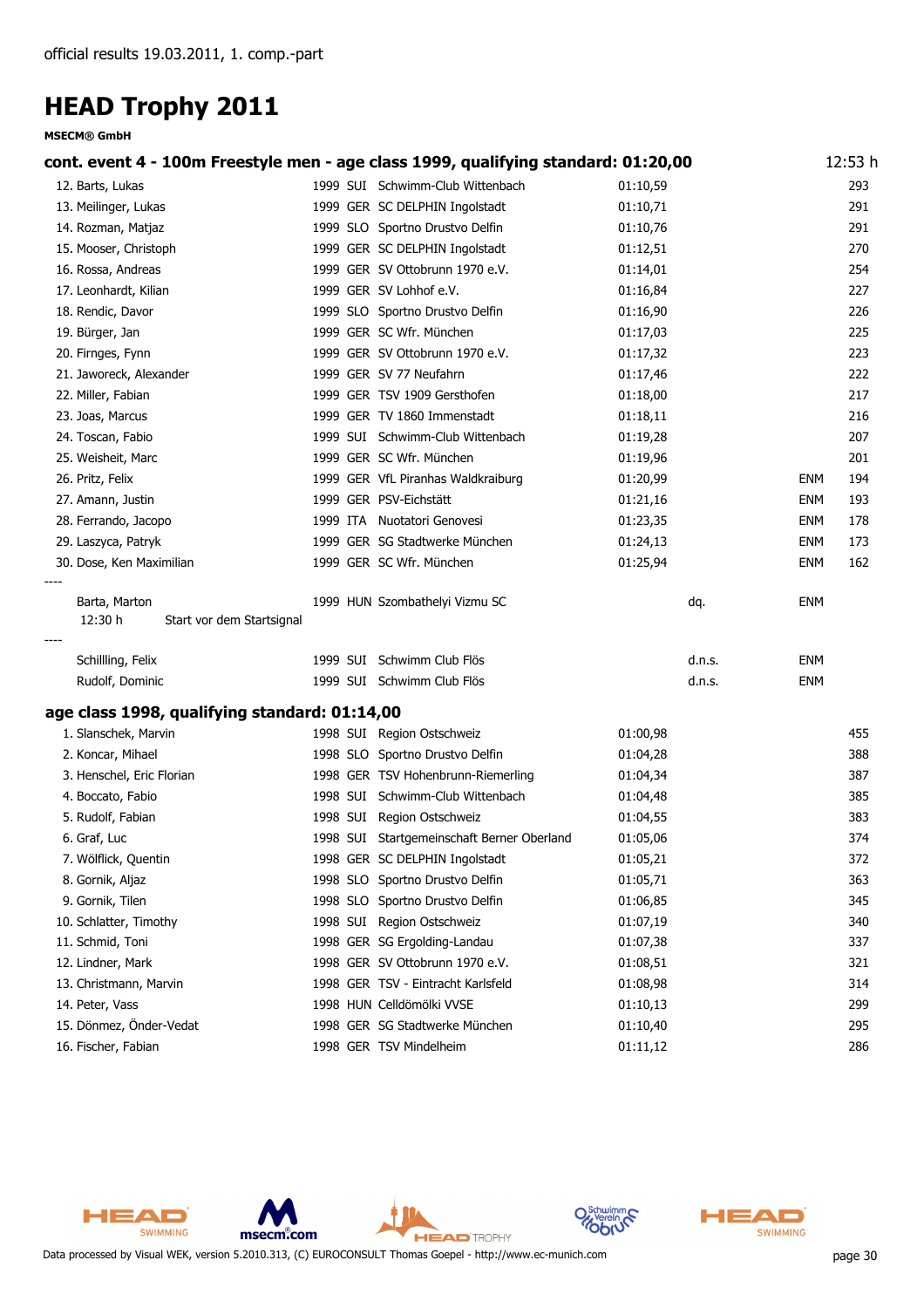official results 19.03.2011, 1. comp.-part

# HEAD Trophy 2011

**MSECM® GmbH**

## cont. event 4 - 100m Freestyle men - age class 1999, qualifying standard: 01:20,00

12:53 h

| Place | Name | Year | Nat | Club | Time | | | Points |
|---|---|---|---|---|---|---|---|---|
| 12. | Barts, Lukas | 1999 | SUI | Schwimm-Club Wittenbach | 01:10,59 | | | 293 |
| 13. | Meilinger, Lukas | 1999 | GER | SC DELPHIN Ingolstadt | 01:10,71 | | | 291 |
| 14. | Rozman, Matjaz | 1999 | SLO | Sportno Drustvo Delfin | 01:10,76 | | | 291 |
| 15. | Mooser, Christoph | 1999 | GER | SC DELPHIN Ingolstadt | 01:12,51 | | | 270 |
| 16. | Rossa, Andreas | 1999 | GER | SV Ottobrunn 1970 e.V. | 01:14,01 | | | 254 |
| 17. | Leonhardt, Kilian | 1999 | GER | SV Lohhof e.V. | 01:16,84 | | | 227 |
| 18. | Rendic, Davor | 1999 | SLO | Sportno Drustvo Delfin | 01:16,90 | | | 226 |
| 19. | Bürger, Jan | 1999 | GER | SC Wfr. München | 01:17,03 | | | 225 |
| 20. | Firnges, Fynn | 1999 | GER | SV Ottobrunn 1970 e.V. | 01:17,32 | | | 223 |
| 21. | Jaworeck, Alexander | 1999 | GER | SV 77 Neufahrn | 01:17,46 | | | 222 |
| 22. | Miller, Fabian | 1999 | GER | TSV 1909 Gersthofen | 01:18,00 | | | 217 |
| 23. | Joas, Marcus | 1999 | GER | TV 1860 Immenstadt | 01:18,11 | | | 216 |
| 24. | Toscan, Fabio | 1999 | SUI | Schwimm-Club Wittenbach | 01:19,28 | | | 207 |
| 25. | Weisheit, Marc | 1999 | GER | SC Wfr. München | 01:19,96 | | | 201 |
| 26. | Pritz, Felix | 1999 | GER | VfL Piranhas Waldkraiburg | 01:20,99 | | ENM | 194 |
| 27. | Amann, Justin | 1999 | GER | PSV-Eichstätt | 01:21,16 | | ENM | 193 |
| 28. | Ferrando, Jacopo | 1999 | ITA | Nuotatori Genovesi | 01:23,35 | | ENM | 178 |
| 29. | Laszyca, Patryk | 1999 | GER | SG Stadtwerke München | 01:24,13 | | ENM | 173 |
| 30. | Dose, Ken Maximilian | 1999 | GER | SC Wfr. München | 01:25,94 | | ENM | 162 |
| ---- | | | | | | | | |
| | Barta, Marton | 1999 | HUN | Szombathelyi Vizmu SC | | dq. | ENM | |
| | 12:30 h Start vor dem Startsignal | | | | | | | |
| ---- | | | | | | | | |
| | Schillling, Felix | 1999 | SUI | Schwimm Club Flös | | d.n.s. | ENM | |
| | Rudolf, Dominic | 1999 | SUI | Schwimm Club Flös | | d.n.s. | ENM | |

## age class 1998, qualifying standard: 01:14,00

| Place | Name | Year | Nat | Club | Time | Points |
|---|---|---|---|---|---|---|
| 1. | Slanschek, Marvin | 1998 | SUI | Region Ostschweiz | 01:00,98 | 455 |
| 2. | Koncar, Mihael | 1998 | SLO | Sportno Drustvo Delfin | 01:04,28 | 388 |
| 3. | Henschel, Eric Florian | 1998 | GER | TSV Hohenbrunn-Riemerling | 01:04,34 | 387 |
| 4. | Boccato, Fabio | 1998 | SUI | Schwimm-Club Wittenbach | 01:04,48 | 385 |
| 5. | Rudolf, Fabian | 1998 | SUI | Region Ostschweiz | 01:04,55 | 383 |
| 6. | Graf, Luc | 1998 | SUI | Startgemeinschaft Berner Oberland | 01:05,06 | 374 |
| 7. | Wölflick, Quentin | 1998 | GER | SC DELPHIN Ingolstadt | 01:05,21 | 372 |
| 8. | Gornik, Aljaz | 1998 | SLO | Sportno Drustvo Delfin | 01:05,71 | 363 |
| 9. | Gornik, Tilen | 1998 | SLO | Sportno Drustvo Delfin | 01:06,85 | 345 |
| 10. | Schlatter, Timothy | 1998 | SUI | Region Ostschweiz | 01:07,19 | 340 |
| 11. | Schmid, Toni | 1998 | GER | SG Ergolding-Landau | 01:07,38 | 337 |
| 12. | Lindner, Mark | 1998 | GER | SV Ottobrunn 1970 e.V. | 01:08,51 | 321 |
| 13. | Christmann, Marvin | 1998 | GER | TSV - Eintracht Karlsfeld | 01:08,98 | 314 |
| 14. | Peter, Vass | 1998 | HUN | Celldömölki VVSE | 01:10,13 | 299 |
| 15. | Dönmez, Önder-Vedat | 1998 | GER | SG Stadtwerke München | 01:10,40 | 295 |
| 16. | Fischer, Fabian | 1998 | GER | TSV Mindelheim | 01:11,12 | 286 |

Data processed by Visual WEK, version 5.2010.313, (C) EUROCONSULT Thomas Goepel - http://www.ec-munich.com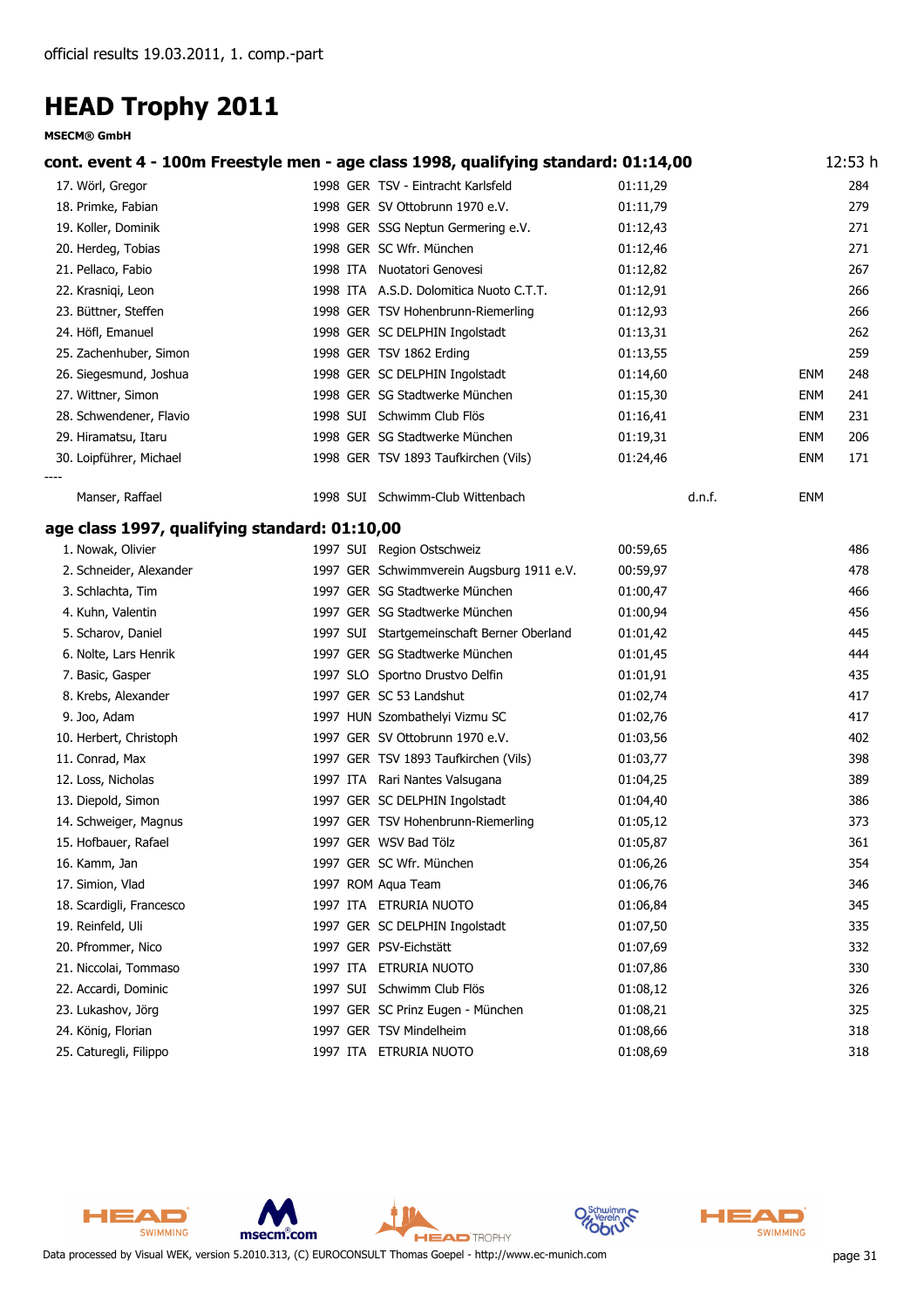official results 19.03.2011, 1. comp.-part

# HEAD Trophy 2011

**MSECM® GmbH**

### cont. event 4 - 100m Freestyle men - age class 1998, qualifying standard: 01:14,00 — 12:53 h

| Place | Name | YoB | Nat | Club | Time | | | Points |
|---|---|---|---|---|---|---|---|---|
| 17. | Wörl, Gregor | 1998 | GER | TSV - Eintracht Karlsfeld | 01:11,29 | | | 284 |
| 18. | Primke, Fabian | 1998 | GER | SV Ottobrunn 1970 e.V. | 01:11,79 | | | 279 |
| 19. | Koller, Dominik | 1998 | GER | SSG Neptun Germering e.V. | 01:12,43 | | | 271 |
| 20. | Herdeg, Tobias | 1998 | GER | SC Wfr. München | 01:12,46 | | | 271 |
| 21. | Pellaco, Fabio | 1998 | ITA | Nuotatori Genovesi | 01:12,82 | | | 267 |
| 22. | Krasniqi, Leon | 1998 | ITA | A.S.D. Dolomitica Nuoto C.T.T. | 01:12,91 | | | 266 |
| 23. | Büttner, Steffen | 1998 | GER | TSV Hohenbrunn-Riemerling | 01:12,93 | | | 266 |
| 24. | Höfl, Emanuel | 1998 | GER | SC DELPHIN Ingolstadt | 01:13,31 | | | 262 |
| 25. | Zachenhuber, Simon | 1998 | GER | TSV 1862 Erding | 01:13,55 | | | 259 |
| 26. | Siegesmund, Joshua | 1998 | GER | SC DELPHIN Ingolstadt | 01:14,60 | | ENM | 248 |
| 27. | Wittner, Simon | 1998 | GER | SG Stadtwerke München | 01:15,30 | | ENM | 241 |
| 28. | Schwendener, Flavio | 1998 | SUI | Schwimm Club Flös | 01:16,41 | | ENM | 231 |
| 29. | Hiramatsu, Itaru | 1998 | GER | SG Stadtwerke München | 01:19,31 | | ENM | 206 |
| 30. | Loipführer, Michael | 1998 | GER | TSV 1893 Taufkirchen (Vils) | 01:24,46 | | ENM | 171 |
| ---- | | | | | | | | |
| | Manser, Raffael | 1998 | SUI | Schwimm-Club Wittenbach | | d.n.f. | ENM | |

### age class 1997, qualifying standard: 01:10,00

| Place | Name | YoB | Nat | Club | Time | Points |
|---|---|---|---|---|---|---|
| 1. | Nowak, Olivier | 1997 | SUI | Region Ostschweiz | 00:59,65 | 486 |
| 2. | Schneider, Alexander | 1997 | GER | Schwimmverein Augsburg 1911 e.V. | 00:59,97 | 478 |
| 3. | Schlachta, Tim | 1997 | GER | SG Stadtwerke München | 01:00,47 | 466 |
| 4. | Kuhn, Valentin | 1997 | GER | SG Stadtwerke München | 01:00,94 | 456 |
| 5. | Scharov, Daniel | 1997 | SUI | Startgemeinschaft Berner Oberland | 01:01,42 | 445 |
| 6. | Nolte, Lars Henrik | 1997 | GER | SG Stadtwerke München | 01:01,45 | 444 |
| 7. | Basic, Gasper | 1997 | SLO | Sportno Drustvo Delfin | 01:01,91 | 435 |
| 8. | Krebs, Alexander | 1997 | GER | SC 53 Landshut | 01:02,74 | 417 |
| 9. | Joo, Adam | 1997 | HUN | Szombathelyi Vizmu SC | 01:02,76 | 417 |
| 10. | Herbert, Christoph | 1997 | GER | SV Ottobrunn 1970 e.V. | 01:03,56 | 402 |
| 11. | Conrad, Max | 1997 | GER | TSV 1893 Taufkirchen (Vils) | 01:03,77 | 398 |
| 12. | Loss, Nicholas | 1997 | ITA | Rari Nantes Valsugana | 01:04,25 | 389 |
| 13. | Diepold, Simon | 1997 | GER | SC DELPHIN Ingolstadt | 01:04,40 | 386 |
| 14. | Schweiger, Magnus | 1997 | GER | TSV Hohenbrunn-Riemerling | 01:05,12 | 373 |
| 15. | Hofbauer, Rafael | 1997 | GER | WSV Bad Tölz | 01:05,87 | 361 |
| 16. | Kamm, Jan | 1997 | GER | SC Wfr. München | 01:06,26 | 354 |
| 17. | Simion, Vlad | 1997 | ROM | Aqua Team | 01:06,76 | 346 |
| 18. | Scardigli, Francesco | 1997 | ITA | ETRURIA NUOTO | 01:06,84 | 345 |
| 19. | Reinfeld, Uli | 1997 | GER | SC DELPHIN Ingolstadt | 01:07,50 | 335 |
| 20. | Pfrommer, Nico | 1997 | GER | PSV-Eichstätt | 01:07,69 | 332 |
| 21. | Niccolai, Tommaso | 1997 | ITA | ETRURIA NUOTO | 01:07,86 | 330 |
| 22. | Accardi, Dominic | 1997 | SUI | Schwimm Club Flös | 01:08,12 | 326 |
| 23. | Lukashov, Jörg | 1997 | GER | SC Prinz Eugen - München | 01:08,21 | 325 |
| 24. | König, Florian | 1997 | GER | TSV Mindelheim | 01:08,66 | 318 |
| 25. | Caturegli, Filippo | 1997 | ITA | ETRURIA NUOTO | 01:08,69 | 318 |

Data processed by Visual WEK, version 5.2010.313, (C) EUROCONSULT Thomas Goepel - http://www.ec-munich.com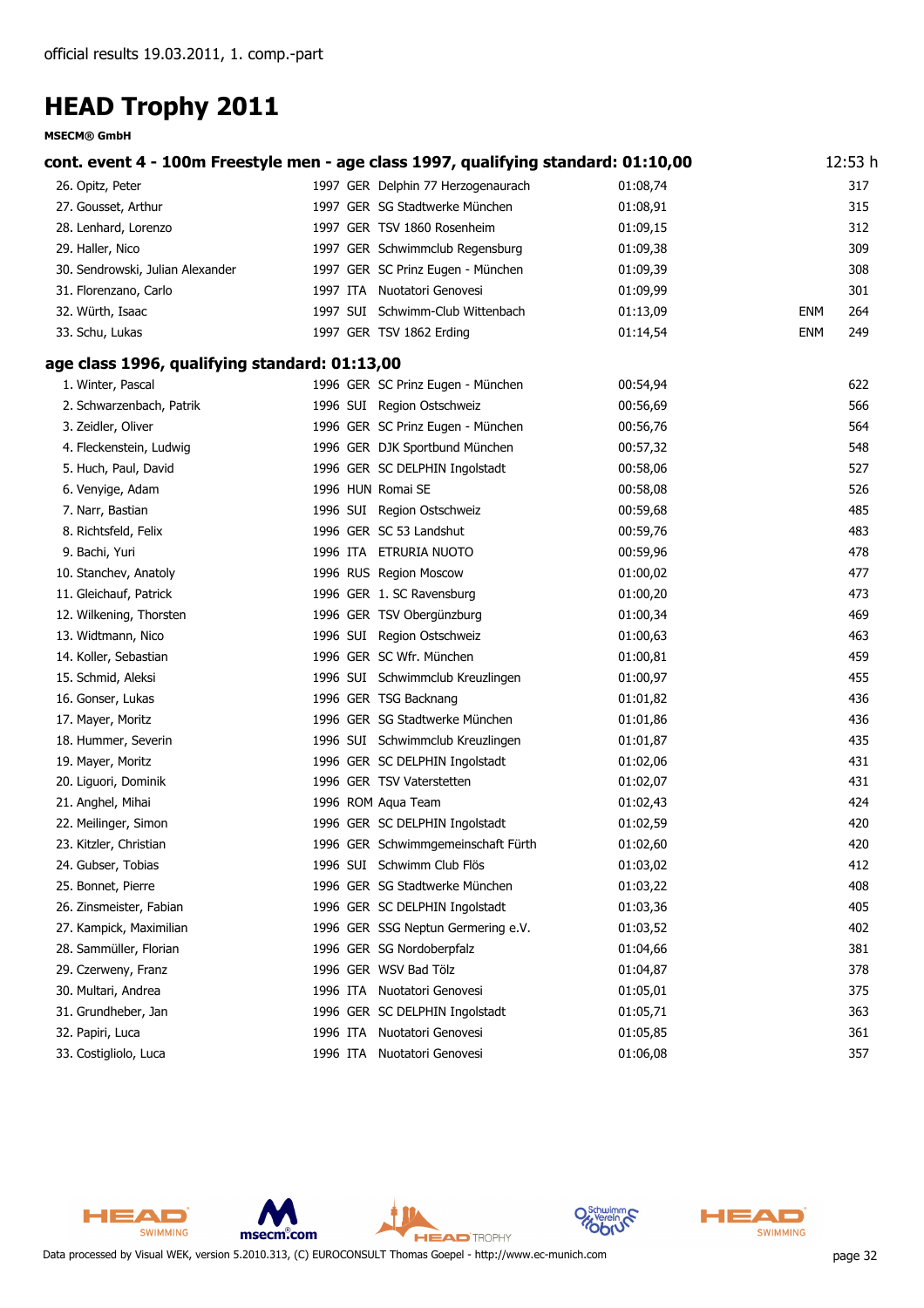official results 19.03.2011, 1. comp.-part

# HEAD Trophy 2011

**MSECM® GmbH**

## cont. event 4 - 100m Freestyle men - age class 1997, qualifying standard: 01:10,00

12:53 h

| Place | Name | YoB | Nat | Club | Time | | Points |
|---|---|---|---|---|---|---|---|
| 26. | Opitz, Peter | 1997 | GER | Delphin 77 Herzogenaurach | 01:08,74 | | 317 |
| 27. | Gousset, Arthur | 1997 | GER | SG Stadtwerke München | 01:08,91 | | 315 |
| 28. | Lenhard, Lorenzo | 1997 | GER | TSV 1860 Rosenheim | 01:09,15 | | 312 |
| 29. | Haller, Nico | 1997 | GER | Schwimmclub Regensburg | 01:09,38 | | 309 |
| 30. | Sendrowski, Julian Alexander | 1997 | GER | SC Prinz Eugen - München | 01:09,39 | | 308 |
| 31. | Florenzano, Carlo | 1997 | ITA | Nuotatori Genovesi | 01:09,99 | | 301 |
| 32. | Würth, Isaac | 1997 | SUI | Schwimm-Club Wittenbach | 01:13,09 | ENM | 264 |
| 33. | Schu, Lukas | 1997 | GER | TSV 1862 Erding | 01:14,54 | ENM | 249 |

## age class 1996, qualifying standard: 01:13,00

| Place | Name | YoB | Nat | Club | Time | | Points |
|---|---|---|---|---|---|---|---|
| 1. | Winter, Pascal | 1996 | GER | SC Prinz Eugen - München | 00:54,94 | | 622 |
| 2. | Schwarzenbach, Patrik | 1996 | SUI | Region Ostschweiz | 00:56,69 | | 566 |
| 3. | Zeidler, Oliver | 1996 | GER | SC Prinz Eugen - München | 00:56,76 | | 564 |
| 4. | Fleckenstein, Ludwig | 1996 | GER | DJK Sportbund München | 00:57,32 | | 548 |
| 5. | Huch, Paul, David | 1996 | GER | SC DELPHIN Ingolstadt | 00:58,06 | | 527 |
| 6. | Venyige, Adam | 1996 | HUN | Romai SE | 00:58,08 | | 526 |
| 7. | Narr, Bastian | 1996 | SUI | Region Ostschweiz | 00:59,68 | | 485 |
| 8. | Richtsfeld, Felix | 1996 | GER | SC 53 Landshut | 00:59,76 | | 483 |
| 9. | Bachi, Yuri | 1996 | ITA | ETRURIA NUOTO | 00:59,96 | | 478 |
| 10. | Stanchev, Anatoly | 1996 | RUS | Region Moscow | 01:00,02 | | 477 |
| 11. | Gleichauf, Patrick | 1996 | GER | 1. SC Ravensburg | 01:00,20 | | 473 |
| 12. | Wilkening, Thorsten | 1996 | GER | TSV Obergünzburg | 01:00,34 | | 469 |
| 13. | Widtmann, Nico | 1996 | SUI | Region Ostschweiz | 01:00,63 | | 463 |
| 14. | Koller, Sebastian | 1996 | GER | SC Wfr. München | 01:00,81 | | 459 |
| 15. | Schmid, Aleksi | 1996 | SUI | Schwimmclub Kreuzlingen | 01:00,97 | | 455 |
| 16. | Gonser, Lukas | 1996 | GER | TSG Backnang | 01:01,82 | | 436 |
| 17. | Mayer, Moritz | 1996 | GER | SG Stadtwerke München | 01:01,86 | | 436 |
| 18. | Hummer, Severin | 1996 | SUI | Schwimmclub Kreuzlingen | 01:01,87 | | 435 |
| 19. | Mayer, Moritz | 1996 | GER | SC DELPHIN Ingolstadt | 01:02,06 | | 431 |
| 20. | Liguori, Dominik | 1996 | GER | TSV Vaterstetten | 01:02,07 | | 431 |
| 21. | Anghel, Mihai | 1996 | ROM | Aqua Team | 01:02,43 | | 424 |
| 22. | Meilinger, Simon | 1996 | GER | SC DELPHIN Ingolstadt | 01:02,59 | | 420 |
| 23. | Kitzler, Christian | 1996 | GER | Schwimmgemeinschaft Fürth | 01:02,60 | | 420 |
| 24. | Gubser, Tobias | 1996 | SUI | Schwimm Club Flös | 01:03,02 | | 412 |
| 25. | Bonnet, Pierre | 1996 | GER | SG Stadtwerke München | 01:03,22 | | 408 |
| 26. | Zinsmeister, Fabian | 1996 | GER | SC DELPHIN Ingolstadt | 01:03,36 | | 405 |
| 27. | Kampick, Maximilian | 1996 | GER | SSG Neptun Germering e.V. | 01:03,52 | | 402 |
| 28. | Sammüller, Florian | 1996 | GER | SG Nordoberpfalz | 01:04,66 | | 381 |
| 29. | Czerweny, Franz | 1996 | GER | WSV Bad Tölz | 01:04,87 | | 378 |
| 30. | Multari, Andrea | 1996 | ITA | Nuotatori Genovesi | 01:05,01 | | 375 |
| 31. | Grundheber, Jan | 1996 | GER | SC DELPHIN Ingolstadt | 01:05,71 | | 363 |
| 32. | Papiri, Luca | 1996 | ITA | Nuotatori Genovesi | 01:05,85 | | 361 |
| 33. | Costigliolo, Luca | 1996 | ITA | Nuotatori Genovesi | 01:06,08 | | 357 |

Data processed by Visual WEK, version 5.2010.313, (C) EUROCONSULT Thomas Goepel - http://www.ec-munich.com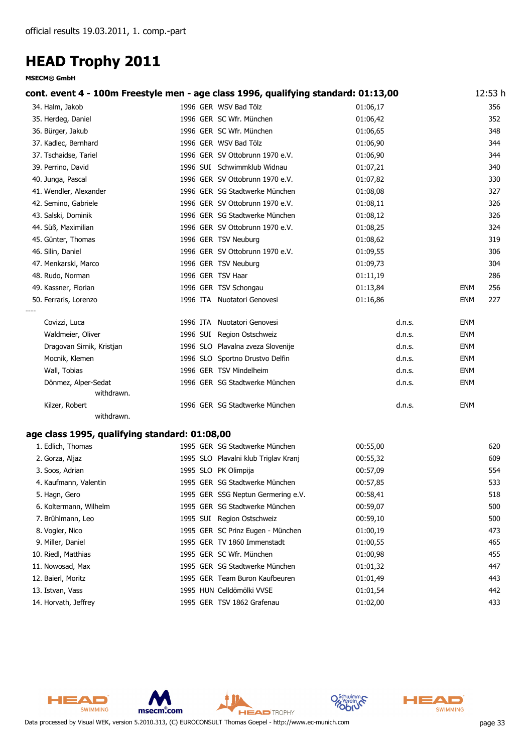official results 19.03.2011, 1. comp.-part

# HEAD Trophy 2011

**MSECM® GmbH**

### cont. event 4 - 100m Freestyle men - age class 1996, qualifying standard: 01:13,00

12:53 h

| Rank | Name | YoB | Nat | Club | Time | | | Points |
|---|---|---|---|---|---|---|---|---|
| 34. | Halm, Jakob | 1996 | GER | WSV Bad Tölz | 01:06,17 | | | 356 |
| 35. | Herdeg, Daniel | 1996 | GER | SC Wfr. München | 01:06,42 | | | 352 |
| 36. | Bürger, Jakub | 1996 | GER | SC Wfr. München | 01:06,65 | | | 348 |
| 37. | Kadlec, Bernhard | 1996 | GER | WSV Bad Tölz | 01:06,90 | | | 344 |
| 37. | Tschaidse, Tariel | 1996 | GER | SV Ottobrunn 1970 e.V. | 01:06,90 | | | 344 |
| 39. | Perrino, David | 1996 | SUI | Schwimmklub Widnau | 01:07,21 | | | 340 |
| 40. | Junga, Pascal | 1996 | GER | SV Ottobrunn 1970 e.V. | 01:07,82 | | | 330 |
| 41. | Wendler, Alexander | 1996 | GER | SG Stadtwerke München | 01:08,08 | | | 327 |
| 42. | Semino, Gabriele | 1996 | GER | SV Ottobrunn 1970 e.V. | 01:08,11 | | | 326 |
| 43. | Salski, Dominik | 1996 | GER | SG Stadtwerke München | 01:08,12 | | | 326 |
| 44. | Süß, Maximilian | 1996 | GER | SV Ottobrunn 1970 e.V. | 01:08,25 | | | 324 |
| 45. | Günter, Thomas | 1996 | GER | TSV Neuburg | 01:08,62 | | | 319 |
| 46. | Silin, Daniel | 1996 | GER | SV Ottobrunn 1970 e.V. | 01:09,55 | | | 306 |
| 47. | Menkarski, Marco | 1996 | GER | TSV Neuburg | 01:09,73 | | | 304 |
| 48. | Rudo, Norman | 1996 | GER | TSV Haar | 01:11,19 | | | 286 |
| 49. | Kassner, Florian | 1996 | GER | TSV Schongau | 01:13,84 | | ENM | 256 |
| 50. | Ferraris, Lorenzo | 1996 | ITA | Nuotatori Genovesi | 01:16,86 | | ENM | 227 |
| ---- | | | | | | | | |
| | Covizzi, Luca | 1996 | ITA | Nuotatori Genovesi | | d.n.s. | ENM | |
| | Waldmeier, Oliver | 1996 | SUI | Region Ostschweiz | | d.n.s. | ENM | |
| | Dragovan Sirnik, Kristjan | 1996 | SLO | Plavalna zveza Slovenije | | d.n.s. | ENM | |
| | Mocnik, Klemen | 1996 | SLO | Sportno Drustvo Delfin | | d.n.s. | ENM | |
| | Wall, Tobias | 1996 | GER | TSV Mindelheim | | d.n.s. | ENM | |
| | Dönmez, Alper-Sedat withdrawn. | 1996 | GER | SG Stadtwerke München | | d.n.s. | ENM | |
| | Kilzer, Robert withdrawn. | 1996 | GER | SG Stadtwerke München | | d.n.s. | ENM | |

### age class 1995, qualifying standard: 01:08,00

| Rank | Name | YoB | Nat | Club | Time | Points |
|---|---|---|---|---|---|---|
| 1. | Edlich, Thomas | 1995 | GER | SG Stadtwerke München | 00:55,00 | 620 |
| 2. | Gorza, Aljaz | 1995 | SLO | Plavalni klub Triglav Kranj | 00:55,32 | 609 |
| 3. | Soos, Adrian | 1995 | SLO | PK Olimpija | 00:57,09 | 554 |
| 4. | Kaufmann, Valentin | 1995 | GER | SG Stadtwerke München | 00:57,85 | 533 |
| 5. | Hagn, Gero | 1995 | GER | SSG Neptun Germering e.V. | 00:58,41 | 518 |
| 6. | Koltermann, Wilhelm | 1995 | GER | SG Stadtwerke München | 00:59,07 | 500 |
| 7. | Brühlmann, Leo | 1995 | SUI | Region Ostschweiz | 00:59,10 | 500 |
| 8. | Vogler, Nico | 1995 | GER | SC Prinz Eugen - München | 01:00,19 | 473 |
| 9. | Miller, Daniel | 1995 | GER | TV 1860 Immenstadt | 01:00,55 | 465 |
| 10. | Riedl, Matthias | 1995 | GER | SC Wfr. München | 01:00,98 | 455 |
| 11. | Nowosad, Max | 1995 | GER | SG Stadtwerke München | 01:01,32 | 447 |
| 12. | Baierl, Moritz | 1995 | GER | Team Buron Kaufbeuren | 01:01,49 | 443 |
| 13. | Istvan, Vass | 1995 | HUN | Celldömölki VVSE | 01:01,54 | 442 |
| 14. | Horvath, Jeffrey | 1995 | GER | TSV 1862 Grafenau | 01:02,00 | 433 |

Data processed by Visual WEK, version 5.2010.313, (C) EUROCONSULT Thomas Goepel - http://www.ec-munich.com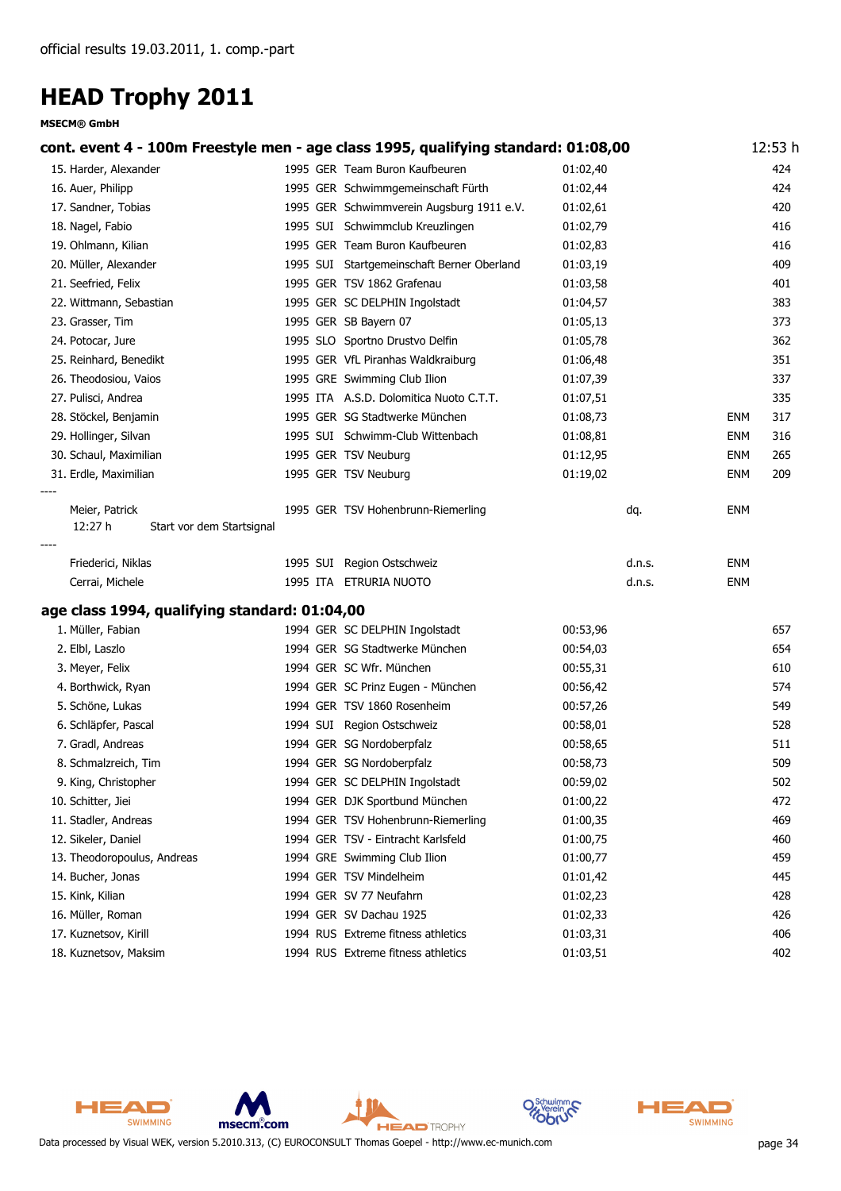official results 19.03.2011, 1. comp.-part

# HEAD Trophy 2011

**MSECM® GmbH**

## cont. event 4 - 100m Freestyle men - age class 1995, qualifying standard: 01:08,00 — 12:53 h

| Rank | Name | YoB | Nat | Club | Time | | | Points |
|---|---|---|---|---|---|---|---|---|
| 15. | Harder, Alexander | 1995 | GER | Team Buron Kaufbeuren | 01:02,40 | | | 424 |
| 16. | Auer, Philipp | 1995 | GER | Schwimmgemeinschaft Fürth | 01:02,44 | | | 424 |
| 17. | Sandner, Tobias | 1995 | GER | Schwimmverein Augsburg 1911 e.V. | 01:02,61 | | | 420 |
| 18. | Nagel, Fabio | 1995 | SUI | Schwimmclub Kreuzlingen | 01:02,79 | | | 416 |
| 19. | Ohlmann, Kilian | 1995 | GER | Team Buron Kaufbeuren | 01:02,83 | | | 416 |
| 20. | Müller, Alexander | 1995 | SUI | Startgemeinschaft Berner Oberland | 01:03,19 | | | 409 |
| 21. | Seefried, Felix | 1995 | GER | TSV 1862 Grafenau | 01:03,58 | | | 401 |
| 22. | Wittmann, Sebastian | 1995 | GER | SC DELPHIN Ingolstadt | 01:04,57 | | | 383 |
| 23. | Grasser, Tim | 1995 | GER | SB Bayern 07 | 01:05,13 | | | 373 |
| 24. | Potocar, Jure | 1995 | SLO | Sportno Drustvo Delfin | 01:05,78 | | | 362 |
| 25. | Reinhard, Benedikt | 1995 | GER | VfL Piranhas Waldkraiburg | 01:06,48 | | | 351 |
| 26. | Theodosiou, Vaios | 1995 | GRE | Swimming Club Ilion | 01:07,39 | | | 337 |
| 27. | Pulisci, Andrea | 1995 | ITA | A.S.D. Dolomitica Nuoto C.T.T. | 01:07,51 | | | 335 |
| 28. | Stöckel, Benjamin | 1995 | GER | SG Stadtwerke München | 01:08,73 | | ENM | 317 |
| 29. | Hollinger, Silvan | 1995 | SUI | Schwimm-Club Wittenbach | 01:08,81 | | ENM | 316 |
| 30. | Schaul, Maximilian | 1995 | GER | TSV Neuburg | 01:12,95 | | ENM | 265 |
| 31. | Erdle, Maximilian | 1995 | GER | TSV Neuburg | 01:19,02 | | ENM | 209 |
| ---- | | | | | | | | |
| | Meier, Patrick | 1995 | GER | TSV Hohenbrunn-Riemerling | | dq. | ENM | |
| | 12:27 h Start vor dem Startsignal | | | | | | | |
| ---- | | | | | | | | |
| | Friederici, Niklas | 1995 | SUI | Region Ostschweiz | | d.n.s. | ENM | |
| | Cerrai, Michele | 1995 | ITA | ETRURIA NUOTO | | d.n.s. | ENM | |

## age class 1994, qualifying standard: 01:04,00

| Rank | Name | YoB | Nat | Club | Time | Points |
|---|---|---|---|---|---|---|
| 1. | Müller, Fabian | 1994 | GER | SC DELPHIN Ingolstadt | 00:53,96 | 657 |
| 2. | Elbl, Laszlo | 1994 | GER | SG Stadtwerke München | 00:54,03 | 654 |
| 3. | Meyer, Felix | 1994 | GER | SC Wfr. München | 00:55,31 | 610 |
| 4. | Borthwick, Ryan | 1994 | GER | SC Prinz Eugen - München | 00:56,42 | 574 |
| 5. | Schöne, Lukas | 1994 | GER | TSV 1860 Rosenheim | 00:57,26 | 549 |
| 6. | Schläpfer, Pascal | 1994 | SUI | Region Ostschweiz | 00:58,01 | 528 |
| 7. | Gradl, Andreas | 1994 | GER | SG Nordoberpfalz | 00:58,65 | 511 |
| 8. | Schmalzreich, Tim | 1994 | GER | SG Nordoberpfalz | 00:58,73 | 509 |
| 9. | King, Christopher | 1994 | GER | SC DELPHIN Ingolstadt | 00:59,02 | 502 |
| 10. | Schitter, Jiei | 1994 | GER | DJK Sportbund München | 01:00,22 | 472 |
| 11. | Stadler, Andreas | 1994 | GER | TSV Hohenbrunn-Riemerling | 01:00,35 | 469 |
| 12. | Sikeler, Daniel | 1994 | GER | TSV - Eintracht Karlsfeld | 01:00,75 | 460 |
| 13. | Theodoropoulus, Andreas | 1994 | GRE | Swimming Club Ilion | 01:00,77 | 459 |
| 14. | Bucher, Jonas | 1994 | GER | TSV Mindelheim | 01:01,42 | 445 |
| 15. | Kink, Kilian | 1994 | GER | SV 77 Neufahrn | 01:02,23 | 428 |
| 16. | Müller, Roman | 1994 | GER | SV Dachau 1925 | 01:02,33 | 426 |
| 17. | Kuznetsov, Kirill | 1994 | RUS | Extreme fitness athletics | 01:03,31 | 406 |
| 18. | Kuznetsov, Maksim | 1994 | RUS | Extreme fitness athletics | 01:03,51 | 402 |

Data processed by Visual WEK, version 5.2010.313, (C) EUROCONSULT Thomas Goepel - http://www.ec-munich.com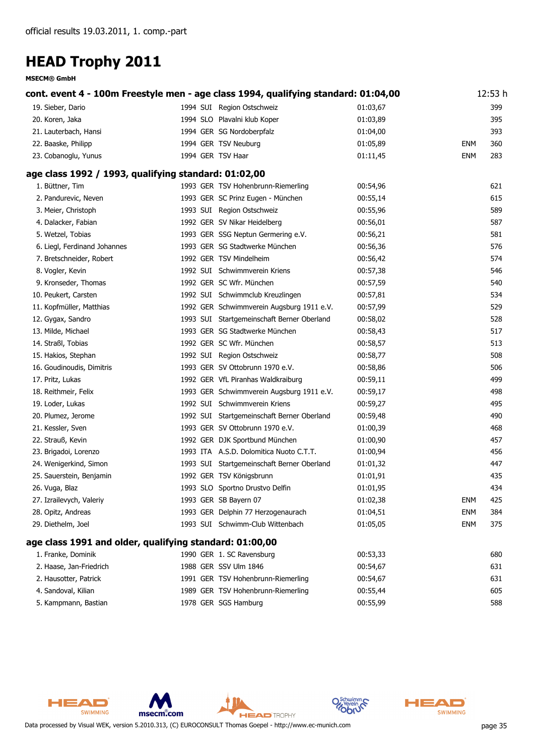official results 19.03.2011, 1. comp.-part

# HEAD Trophy 2011

**MSECM® GmbH**

## cont. event 4 - 100m Freestyle men - age class 1994, qualifying standard: 01:04,00 — 12:53 h

| Place | Name | YOB | Nat | Club | Time | Note | Points |
|---|---|---|---|---|---|---|---|
| 19. | Sieber, Dario | 1994 | SUI | Region Ostschweiz | 01:03,67 | | 399 |
| 20. | Koren, Jaka | 1994 | SLO | Plavalni klub Koper | 01:03,89 | | 395 |
| 21. | Lauterbach, Hansi | 1994 | GER | SG Nordoberpfalz | 01:04,00 | | 393 |
| 22. | Baaske, Philipp | 1994 | GER | TSV Neuburg | 01:05,89 | ENM | 360 |
| 23. | Cobanoglu, Yunus | 1994 | GER | TSV Haar | 01:11,45 | ENM | 283 |

## age class 1992 / 1993, qualifying standard: 01:02,00

| Place | Name | YOB | Nat | Club | Time | Note | Points |
|---|---|---|---|---|---|---|---|
| 1. | Büttner, Tim | 1993 | GER | TSV Hohenbrunn-Riemerling | 00:54,96 | | 621 |
| 2. | Pandurevic, Neven | 1993 | GER | SC Prinz Eugen - München | 00:55,14 | | 615 |
| 3. | Meier, Christoph | 1993 | SUI | Region Ostschweiz | 00:55,96 | | 589 |
| 4. | Dalacker, Fabian | 1992 | GER | SV Nikar Heidelberg | 00:56,01 | | 587 |
| 5. | Wetzel, Tobias | 1993 | GER | SSG Neptun Germering e.V. | 00:56,21 | | 581 |
| 6. | Liegl, Ferdinand Johannes | 1993 | GER | SG Stadtwerke München | 00:56,36 | | 576 |
| 7. | Bretschneider, Robert | 1992 | GER | TSV Mindelheim | 00:56,42 | | 574 |
| 8. | Vogler, Kevin | 1992 | SUI | Schwimmverein Kriens | 00:57,38 | | 546 |
| 9. | Kronseder, Thomas | 1992 | GER | SC Wfr. München | 00:57,59 | | 540 |
| 10. | Peukert, Carsten | 1992 | SUI | Schwimmclub Kreuzlingen | 00:57,81 | | 534 |
| 11. | Kopfmüller, Matthias | 1992 | GER | Schwimmverein Augsburg 1911 e.V. | 00:57,99 | | 529 |
| 12. | Gygax, Sandro | 1993 | SUI | Startgemeinschaft Berner Oberland | 00:58,02 | | 528 |
| 13. | Milde, Michael | 1993 | GER | SG Stadtwerke München | 00:58,43 | | 517 |
| 14. | Straßl, Tobias | 1992 | GER | SC Wfr. München | 00:58,57 | | 513 |
| 15. | Hakios, Stephan | 1992 | SUI | Region Ostschweiz | 00:58,77 | | 508 |
| 16. | Goudinoudis, Dimitris | 1993 | GER | SV Ottobrunn 1970 e.V. | 00:58,86 | | 506 |
| 17. | Pritz, Lukas | 1992 | GER | VfL Piranhas Waldkraiburg | 00:59,11 | | 499 |
| 18. | Reithmeir, Felix | 1993 | GER | Schwimmverein Augsburg 1911 e.V. | 00:59,17 | | 498 |
| 19. | Loder, Lukas | 1992 | SUI | Schwimmverein Kriens | 00:59,27 | | 495 |
| 20. | Plumez, Jerome | 1992 | SUI | Startgemeinschaft Berner Oberland | 00:59,48 | | 490 |
| 21. | Kessler, Sven | 1993 | GER | SV Ottobrunn 1970 e.V. | 01:00,39 | | 468 |
| 22. | Strauß, Kevin | 1992 | GER | DJK Sportbund München | 01:00,90 | | 457 |
| 23. | Brigadoi, Lorenzo | 1993 | ITA | A.S.D. Dolomitica Nuoto C.T.T. | 01:00,94 | | 456 |
| 24. | Wenigerkind, Simon | 1993 | SUI | Startgemeinschaft Berner Oberland | 01:01,32 | | 447 |
| 25. | Sauerstein, Benjamin | 1992 | GER | TSV Königsbrunn | 01:01,91 | | 435 |
| 26. | Vuga, Blaz | 1993 | SLO | Sportno Drustvo Delfin | 01:01,95 | | 434 |
| 27. | Izrailevych, Valeriy | 1993 | GER | SB Bayern 07 | 01:02,38 | ENM | 425 |
| 28. | Opitz, Andreas | 1993 | GER | Delphin 77 Herzogenaurach | 01:04,51 | ENM | 384 |
| 29. | Diethelm, Joel | 1993 | SUI | Schwimm-Club Wittenbach | 01:05,05 | ENM | 375 |

## age class 1991 and older, qualifying standard: 01:00,00

| Place | Name | YOB | Nat | Club | Time | Note | Points |
|---|---|---|---|---|---|---|---|
| 1. | Franke, Dominik | 1990 | GER | 1. SC Ravensburg | 00:53,33 | | 680 |
| 2. | Haase, Jan-Friedrich | 1988 | GER | SSV Ulm 1846 | 00:54,67 | | 631 |
| 2. | Hausotter, Patrick | 1991 | GER | TSV Hohenbrunn-Riemerling | 00:54,67 | | 631 |
| 4. | Sandoval, Kilian | 1989 | GER | TSV Hohenbrunn-Riemerling | 00:55,44 | | 605 |
| 5. | Kampmann, Bastian | 1978 | GER | SGS Hamburg | 00:55,99 | | 588 |

Data processed by Visual WEK, version 5.2010.313, (C) EUROCONSULT Thomas Goepel - http://www.ec-munich.com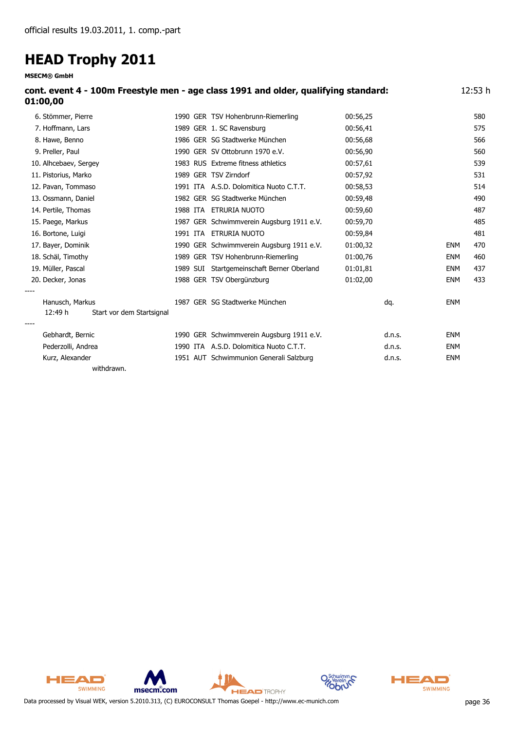official results 19.03.2011, 1. comp.-part

# HEAD Trophy 2011

**MSECM® GmbH**

**cont. event 4 - 100m Freestyle men - age class 1991 and older, qualifying standard: 01:00,00** 12:53 h

| Place | Name | YOB | Nat. | Club | Time | Status | Note | Points |
|---|---|---|---|---|---|---|---|---|
| 6. | Stömmer, Pierre | 1990 | GER | TSV Hohenbrunn-Riemerling | 00:56,25 | | | 580 |
| 7. | Hoffmann, Lars | 1989 | GER | 1. SC Ravensburg | 00:56,41 | | | 575 |
| 8. | Hawe, Benno | 1986 | GER | SG Stadtwerke München | 00:56,68 | | | 566 |
| 9. | Preller, Paul | 1990 | GER | SV Ottobrunn 1970 e.V. | 00:56,90 | | | 560 |
| 10. | Alhcebaev, Sergey | 1983 | RUS | Extreme fitness athletics | 00:57,61 | | | 539 |
| 11. | Pistorius, Marko | 1989 | GER | TSV Zirndorf | 00:57,92 | | | 531 |
| 12. | Pavan, Tommaso | 1991 | ITA | A.S.D. Dolomitica Nuoto C.T.T. | 00:58,53 | | | 514 |
| 13. | Ossmann, Daniel | 1982 | GER | SG Stadtwerke München | 00:59,48 | | | 490 |
| 14. | Pertile, Thomas | 1988 | ITA | ETRURIA NUOTO | 00:59,60 | | | 487 |
| 15. | Paege, Markus | 1987 | GER | Schwimmverein Augsburg 1911 e.V. | 00:59,70 | | | 485 |
| 16. | Bortone, Luigi | 1991 | ITA | ETRURIA NUOTO | 00:59,84 | | | 481 |
| 17. | Bayer, Dominik | 1990 | GER | Schwimmverein Augsburg 1911 e.V. | 01:00,32 | | ENM | 470 |
| 18. | Schäl, Timothy | 1989 | GER | TSV Hohenbrunn-Riemerling | 01:00,76 | | ENM | 460 |
| 19. | Müller, Pascal | 1989 | SUI | Startgemeinschaft Berner Oberland | 01:01,81 | | ENM | 437 |
| 20. | Decker, Jonas | 1988 | GER | TSV Obergünzburg | 01:02,00 | | ENM | 433 |
| ---- | | | | | | | | |
| | Hanusch, Markus (12:49 h Start vor dem Startsignal) | 1987 | GER | SG Stadtwerke München | | dq. | ENM | |
| ---- | | | | | | | | |
| | Gebhardt, Bernic | 1990 | GER | Schwimmverein Augsburg 1911 e.V. | | d.n.s. | ENM | |
| | Pederzolli, Andrea | 1990 | ITA | A.S.D. Dolomitica Nuoto C.T.T. | | d.n.s. | ENM | |
| | Kurz, Alexander (withdrawn.) | 1951 | AUT | Schwimmunion Generali Salzburg | | d.n.s. | ENM | |

Data processed by Visual WEK, version 5.2010.313, (C) EUROCONSULT Thomas Goepel - http://www.ec-munich.com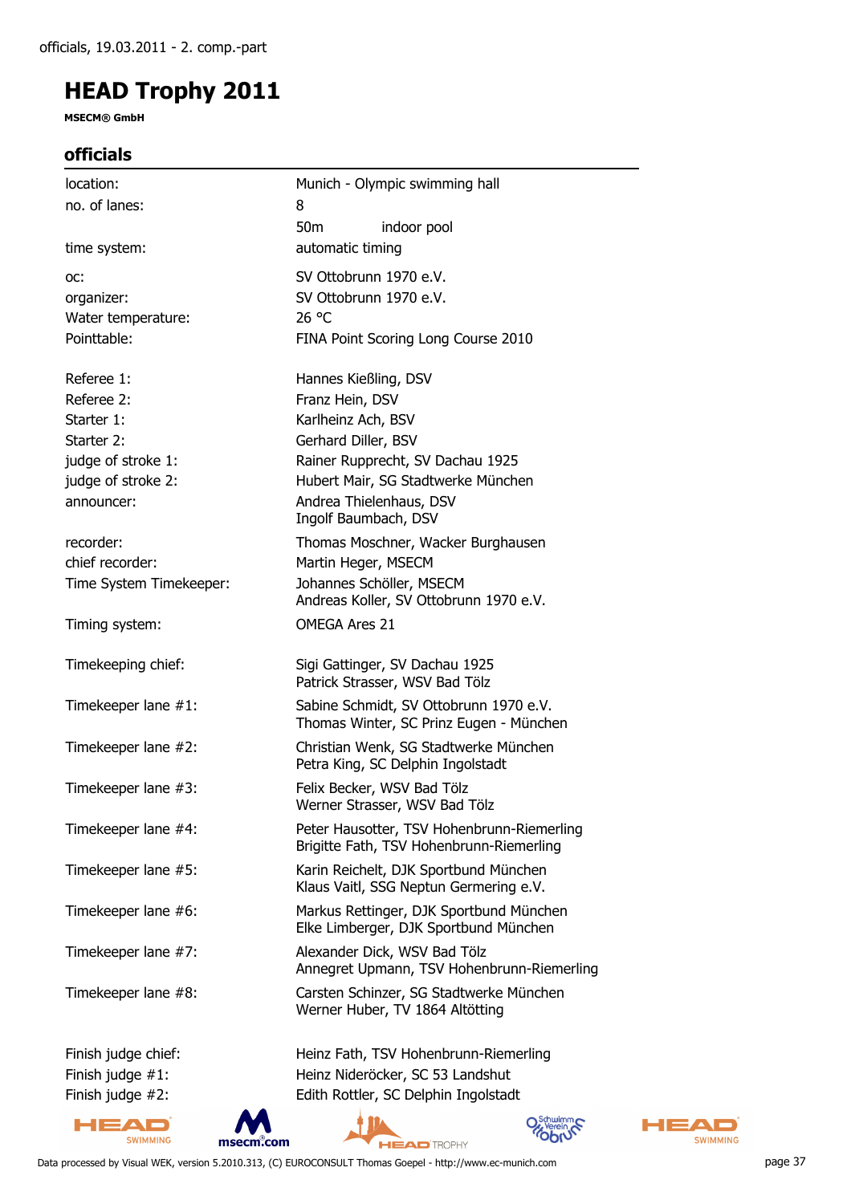officials, 19.03.2011 - 2. comp.-part

# HEAD Trophy 2011

**MSECM® GmbH**

## officials

| | |
|---|---|
| location: | Munich - Olympic swimming hall |
| no. of lanes: | 8 |
| | 50m indoor pool |
| time system: | automatic timing |
| oc: | SV Ottobrunn 1970 e.V. |
| organizer: | SV Ottobrunn 1970 e.V. |
| Water temperature: | 26 °C |
| Pointtable: | FINA Point Scoring Long Course 2010 |
| Referee 1: | Hannes Kießling, DSV |
| Referee 2: | Franz Hein, DSV |
| Starter 1: | Karlheinz Ach, BSV |
| Starter 2: | Gerhard Diller, BSV |
| judge of stroke 1: | Rainer Rupprecht, SV Dachau 1925 |
| judge of stroke 2: | Hubert Mair, SG Stadtwerke München |
| announcer: | Andrea Thielenhaus, DSV<br>Ingolf Baumbach, DSV |
| recorder: | Thomas Moschner, Wacker Burghausen |
| chief recorder: | Martin Heger, MSECM |
| Time System Timekeeper: | Johannes Schöller, MSECM<br>Andreas Koller, SV Ottobrunn 1970 e.V. |
| Timing system: | OMEGA Ares 21 |
| Timekeeping chief: | Sigi Gattinger, SV Dachau 1925<br>Patrick Strasser, WSV Bad Tölz |
| Timekeeper lane #1: | Sabine Schmidt, SV Ottobrunn 1970 e.V.<br>Thomas Winter, SC Prinz Eugen - München |
| Timekeeper lane #2: | Christian Wenk, SG Stadtwerke München<br>Petra King, SC Delphin Ingolstadt |
| Timekeeper lane #3: | Felix Becker, WSV Bad Tölz<br>Werner Strasser, WSV Bad Tölz |
| Timekeeper lane #4: | Peter Hausotter, TSV Hohenbrunn-Riemerling<br>Brigitte Fath, TSV Hohenbrunn-Riemerling |
| Timekeeper lane #5: | Karin Reichelt, DJK Sportbund München<br>Klaus Vaitl, SSG Neptun Germering e.V. |
| Timekeeper lane #6: | Markus Rettinger, DJK Sportbund München<br>Elke Limberger, DJK Sportbund München |
| Timekeeper lane #7: | Alexander Dick, WSV Bad Tölz<br>Annegret Upmann, TSV Hohenbrunn-Riemerling |
| Timekeeper lane #8: | Carsten Schinzer, SG Stadtwerke München<br>Werner Huber, TV 1864 Altötting |
| Finish judge chief: | Heinz Fath, TSV Hohenbrunn-Riemerling |
| Finish judge #1: | Heinz Nideröcker, SC 53 Landshut |
| Finish judge #2: | Edith Rottler, SC Delphin Ingolstadt |

Data processed by Visual WEK, version 5.2010.313, (C) EUROCONSULT Thomas Goepel - http://www.ec-munich.com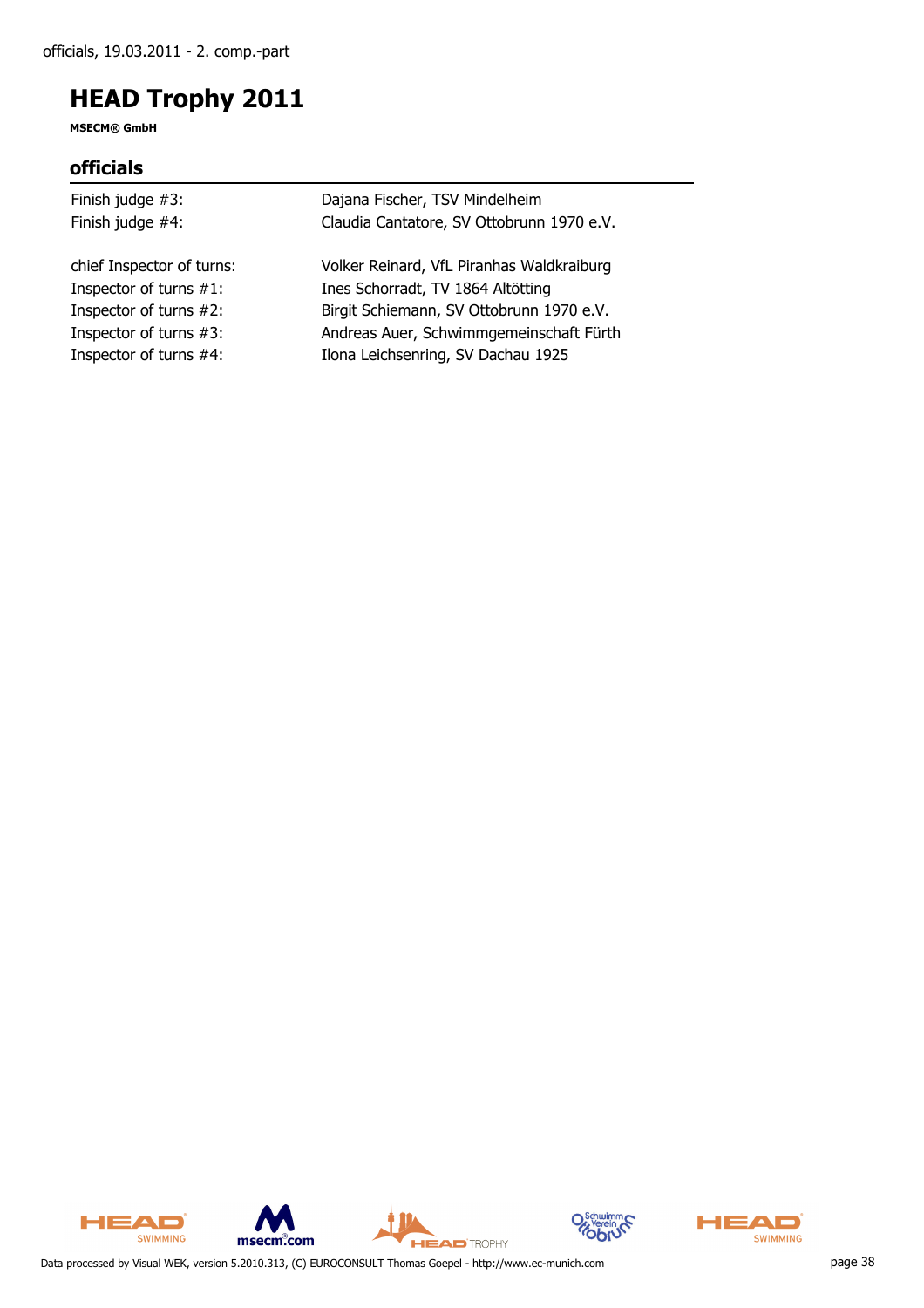# HEAD Trophy 2011

**MSECM® GmbH**

## officials

| | |
|---|---|
| Finish judge #3: | Dajana Fischer, TSV Mindelheim |
| Finish judge #4: | Claudia Cantatore, SV Ottobrunn 1970 e.V. |
| | |
| chief Inspector of turns: | Volker Reinard, VfL Piranhas Waldkraiburg |
| Inspector of turns #1: | Ines Schorradt, TV 1864 Altötting |
| Inspector of turns #2: | Birgit Schiemann, SV Ottobrunn 1970 e.V. |
| Inspector of turns #3: | Andreas Auer, Schwimmgemeinschaft Fürth |
| Inspector of turns #4: | Ilona Leichsenring, SV Dachau 1925 |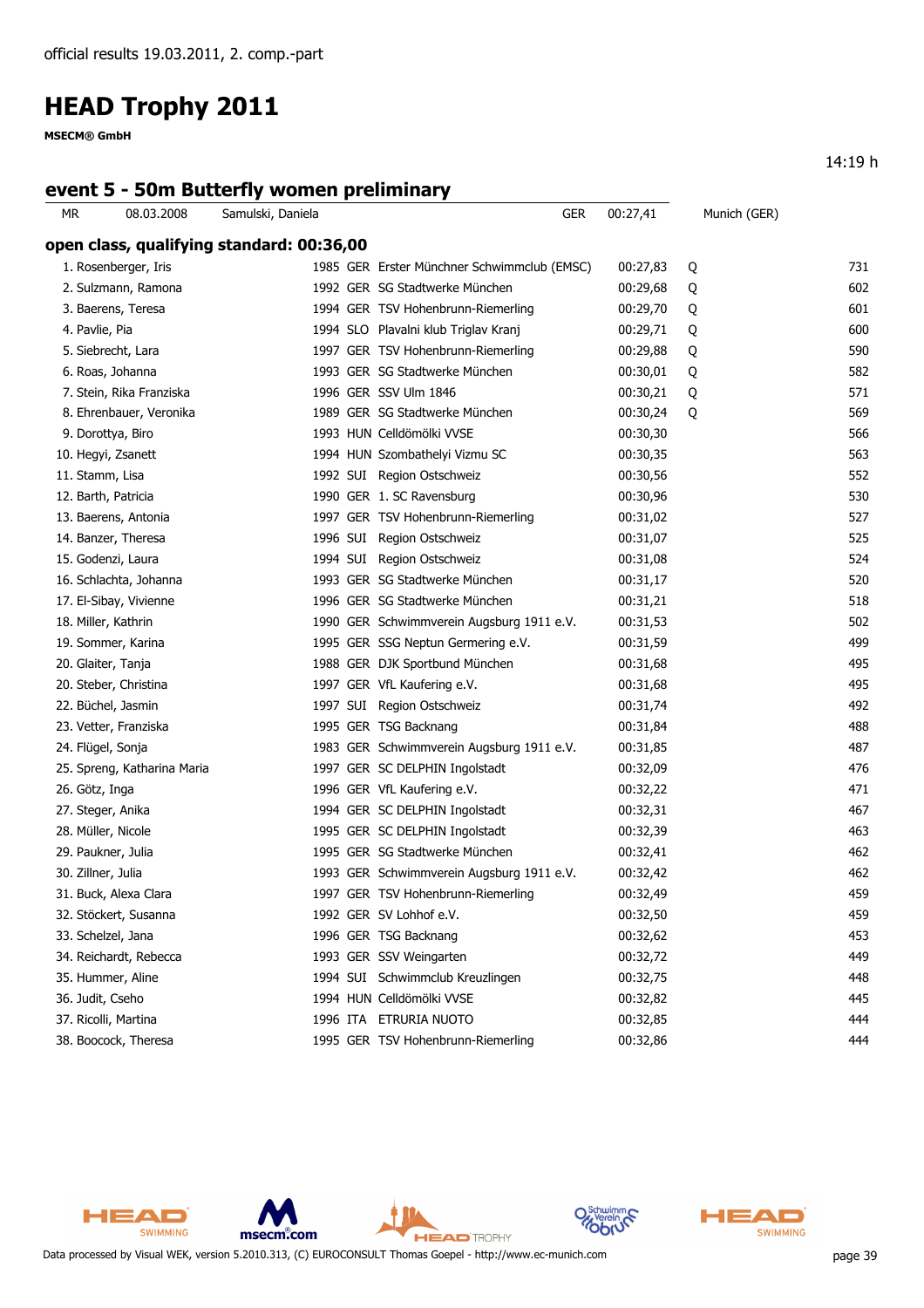official results 19.03.2011, 2. comp.-part

# HEAD Trophy 2011

**MSECM® GmbH**

14:19 h

## event 5 - 50m Butterfly women preliminary

| MR | 08.03.2008 | Samulski, Daniela | GER | 00:27,41 | Munich (GER) |
|---|---|---|---|---|---|

### open class, qualifying standard: 00:36,00

| Rank | Name | Year | Nat | Club | Time | Q | Points |
|---|---|---|---|---|---|---|---|
| 1. | Rosenberger, Iris | 1985 | GER | Erster Münchner Schwimmclub (EMSC) | 00:27,83 | Q | 731 |
| 2. | Sulzmann, Ramona | 1992 | GER | SG Stadtwerke München | 00:29,68 | Q | 602 |
| 3. | Baerens, Teresa | 1994 | GER | TSV Hohenbrunn-Riemerling | 00:29,70 | Q | 601 |
| 4. | Pavlie, Pia | 1994 | SLO | Plavalni klub Triglav Kranj | 00:29,71 | Q | 600 |
| 5. | Siebrecht, Lara | 1997 | GER | TSV Hohenbrunn-Riemerling | 00:29,88 | Q | 590 |
| 6. | Roas, Johanna | 1993 | GER | SG Stadtwerke München | 00:30,01 | Q | 582 |
| 7. | Stein, Rika Franziska | 1996 | GER | SSV Ulm 1846 | 00:30,21 | Q | 571 |
| 8. | Ehrenbauer, Veronika | 1989 | GER | SG Stadtwerke München | 00:30,24 | Q | 569 |
| 9. | Dorottya, Biro | 1993 | HUN | Celldömölki VVSE | 00:30,30 | | 566 |
| 10. | Hegyi, Zsanett | 1994 | HUN | Szombathelyi Vizmu SC | 00:30,35 | | 563 |
| 11. | Stamm, Lisa | 1992 | SUI | Region Ostschweiz | 00:30,56 | | 552 |
| 12. | Barth, Patricia | 1990 | GER | 1. SC Ravensburg | 00:30,96 | | 530 |
| 13. | Baerens, Antonia | 1997 | GER | TSV Hohenbrunn-Riemerling | 00:31,02 | | 527 |
| 14. | Banzer, Theresa | 1996 | SUI | Region Ostschweiz | 00:31,07 | | 525 |
| 15. | Godenzi, Laura | 1994 | SUI | Region Ostschweiz | 00:31,08 | | 524 |
| 16. | Schlachta, Johanna | 1993 | GER | SG Stadtwerke München | 00:31,17 | | 520 |
| 17. | El-Sibay, Vivienne | 1996 | GER | SG Stadtwerke München | 00:31,21 | | 518 |
| 18. | Miller, Kathrin | 1990 | GER | Schwimmverein Augsburg 1911 e.V. | 00:31,53 | | 502 |
| 19. | Sommer, Karina | 1995 | GER | SSG Neptun Germering e.V. | 00:31,59 | | 499 |
| 20. | Glaiter, Tanja | 1988 | GER | DJK Sportbund München | 00:31,68 | | 495 |
| 20. | Steber, Christina | 1997 | GER | VfL Kaufering e.V. | 00:31,68 | | 495 |
| 22. | Büchel, Jasmin | 1997 | SUI | Region Ostschweiz | 00:31,74 | | 492 |
| 23. | Vetter, Franziska | 1995 | GER | TSG Backnang | 00:31,84 | | 488 |
| 24. | Flügel, Sonja | 1983 | GER | Schwimmverein Augsburg 1911 e.V. | 00:31,85 | | 487 |
| 25. | Spreng, Katharina Maria | 1997 | GER | SC DELPHIN Ingolstadt | 00:32,09 | | 476 |
| 26. | Götz, Inga | 1996 | GER | VfL Kaufering e.V. | 00:32,22 | | 471 |
| 27. | Steger, Anika | 1994 | GER | SC DELPHIN Ingolstadt | 00:32,31 | | 467 |
| 28. | Müller, Nicole | 1995 | GER | SC DELPHIN Ingolstadt | 00:32,39 | | 463 |
| 29. | Paukner, Julia | 1995 | GER | SG Stadtwerke München | 00:32,41 | | 462 |
| 30. | Zillner, Julia | 1993 | GER | Schwimmverein Augsburg 1911 e.V. | 00:32,42 | | 462 |
| 31. | Buck, Alexa Clara | 1997 | GER | TSV Hohenbrunn-Riemerling | 00:32,49 | | 459 |
| 32. | Stöckert, Susanna | 1992 | GER | SV Lohhof e.V. | 00:32,50 | | 459 |
| 33. | Schelzel, Jana | 1996 | GER | TSG Backnang | 00:32,62 | | 453 |
| 34. | Reichardt, Rebecca | 1993 | GER | SSV Weingarten | 00:32,72 | | 449 |
| 35. | Hummer, Aline | 1994 | SUI | Schwimmclub Kreuzlingen | 00:32,75 | | 448 |
| 36. | Judit, Cseho | 1994 | HUN | Celldömölki VVSE | 00:32,82 | | 445 |
| 37. | Ricolli, Martina | 1996 | ITA | ETRURIA NUOTO | 00:32,85 | | 444 |
| 38. | Boocock, Theresa | 1995 | GER | TSV Hohenbrunn-Riemerling | 00:32,86 | | 444 |

Data processed by Visual WEK, version 5.2010.313, (C) EUROCONSULT Thomas Goepel - http://www.ec-munich.com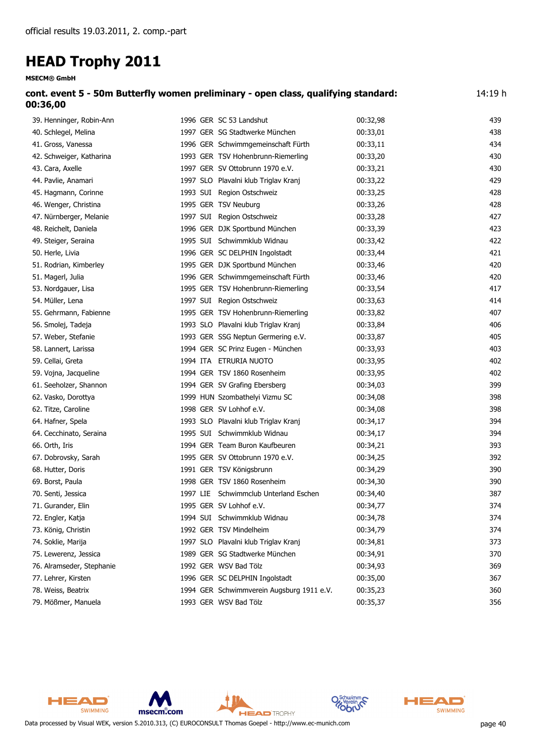official results 19.03.2011, 2. comp.-part

# HEAD Trophy 2011

**MSECM® GmbH**

### cont. event 5 - 50m Butterfly women preliminary - open class, qualifying standard: 00:36,00

14:19 h

| Place | Name | Year | Nat | Club | Time | Points |
|---|---|---|---|---|---|---|
| 39. | Henninger, Robin-Ann | 1996 | GER | SC 53 Landshut | 00:32,98 | 439 |
| 40. | Schlegel, Melina | 1997 | GER | SG Stadtwerke München | 00:33,01 | 438 |
| 41. | Gross, Vanessa | 1996 | GER | Schwimmgemeinschaft Fürth | 00:33,11 | 434 |
| 42. | Schweiger, Katharina | 1993 | GER | TSV Hohenbrunn-Riemerling | 00:33,20 | 430 |
| 43. | Cara, Axelle | 1997 | GER | SV Ottobrunn 1970 e.V. | 00:33,21 | 430 |
| 44. | Pavlie, Anamari | 1997 | SLO | Plavalni klub Triglav Kranj | 00:33,22 | 429 |
| 45. | Hagmann, Corinne | 1993 | SUI | Region Ostschweiz | 00:33,25 | 428 |
| 46. | Wenger, Christina | 1995 | GER | TSV Neuburg | 00:33,26 | 428 |
| 47. | Nürnberger, Melanie | 1997 | SUI | Region Ostschweiz | 00:33,28 | 427 |
| 48. | Reichelt, Daniela | 1996 | GER | DJK Sportbund München | 00:33,39 | 423 |
| 49. | Steiger, Seraina | 1995 | SUI | Schwimmklub Widnau | 00:33,42 | 422 |
| 50. | Herle, Livia | 1996 | GER | SC DELPHIN Ingolstadt | 00:33,44 | 421 |
| 51. | Rodrian, Kimberley | 1995 | GER | DJK Sportbund München | 00:33,46 | 420 |
| 51. | Magerl, Julia | 1996 | GER | Schwimmgemeinschaft Fürth | 00:33,46 | 420 |
| 53. | Nordgauer, Lisa | 1995 | GER | TSV Hohenbrunn-Riemerling | 00:33,54 | 417 |
| 54. | Müller, Lena | 1997 | SUI | Region Ostschweiz | 00:33,63 | 414 |
| 55. | Gehrmann, Fabienne | 1995 | GER | TSV Hohenbrunn-Riemerling | 00:33,82 | 407 |
| 56. | Smolej, Tadeja | 1993 | SLO | Plavalni klub Triglav Kranj | 00:33,84 | 406 |
| 57. | Weber, Stefanie | 1993 | GER | SSG Neptun Germering e.V. | 00:33,87 | 405 |
| 58. | Lannert, Larissa | 1994 | GER | SC Prinz Eugen - München | 00:33,93 | 403 |
| 59. | Cellai, Greta | 1994 | ITA | ETRURIA NUOTO | 00:33,95 | 402 |
| 59. | Vojna, Jacqueline | 1994 | GER | TSV 1860 Rosenheim | 00:33,95 | 402 |
| 61. | Seeholzer, Shannon | 1994 | GER | SV Grafing Ebersberg | 00:34,03 | 399 |
| 62. | Vasko, Dorottya | 1999 | HUN | Szombathelyi Vizmu SC | 00:34,08 | 398 |
| 62. | Titze, Caroline | 1998 | GER | SV Lohhof e.V. | 00:34,08 | 398 |
| 64. | Hafner, Spela | 1993 | SLO | Plavalni klub Triglav Kranj | 00:34,17 | 394 |
| 64. | Cecchinato, Seraina | 1995 | SUI | Schwimmklub Widnau | 00:34,17 | 394 |
| 66. | Orth, Iris | 1994 | GER | Team Buron Kaufbeuren | 00:34,21 | 393 |
| 67. | Dobrovsky, Sarah | 1995 | GER | SV Ottobrunn 1970 e.V. | 00:34,25 | 392 |
| 68. | Hutter, Doris | 1991 | GER | TSV Königsbrunn | 00:34,29 | 390 |
| 69. | Borst, Paula | 1998 | GER | TSV 1860 Rosenheim | 00:34,30 | 390 |
| 70. | Senti, Jessica | 1997 | LIE | Schwimmclub Unterland Eschen | 00:34,40 | 387 |
| 71. | Gurander, Elin | 1995 | GER | SV Lohhof e.V. | 00:34,77 | 374 |
| 72. | Engler, Katja | 1994 | SUI | Schwimmklub Widnau | 00:34,78 | 374 |
| 73. | König, Christin | 1992 | GER | TSV Mindelheim | 00:34,79 | 374 |
| 74. | Soklie, Marija | 1997 | SLO | Plavalni klub Triglav Kranj | 00:34,81 | 373 |
| 75. | Lewerenz, Jessica | 1989 | GER | SG Stadtwerke München | 00:34,91 | 370 |
| 76. | Alramseder, Stephanie | 1992 | GER | WSV Bad Tölz | 00:34,93 | 369 |
| 77. | Lehrer, Kirsten | 1996 | GER | SC DELPHIN Ingolstadt | 00:35,00 | 367 |
| 78. | Weiss, Beatrix | 1994 | GER | Schwimmverein Augsburg 1911 e.V. | 00:35,23 | 360 |
| 79. | Mößmer, Manuela | 1993 | GER | WSV Bad Tölz | 00:35,37 | 356 |

Data processed by Visual WEK, version 5.2010.313, (C) EUROCONSULT Thomas Goepel - http://www.ec-munich.com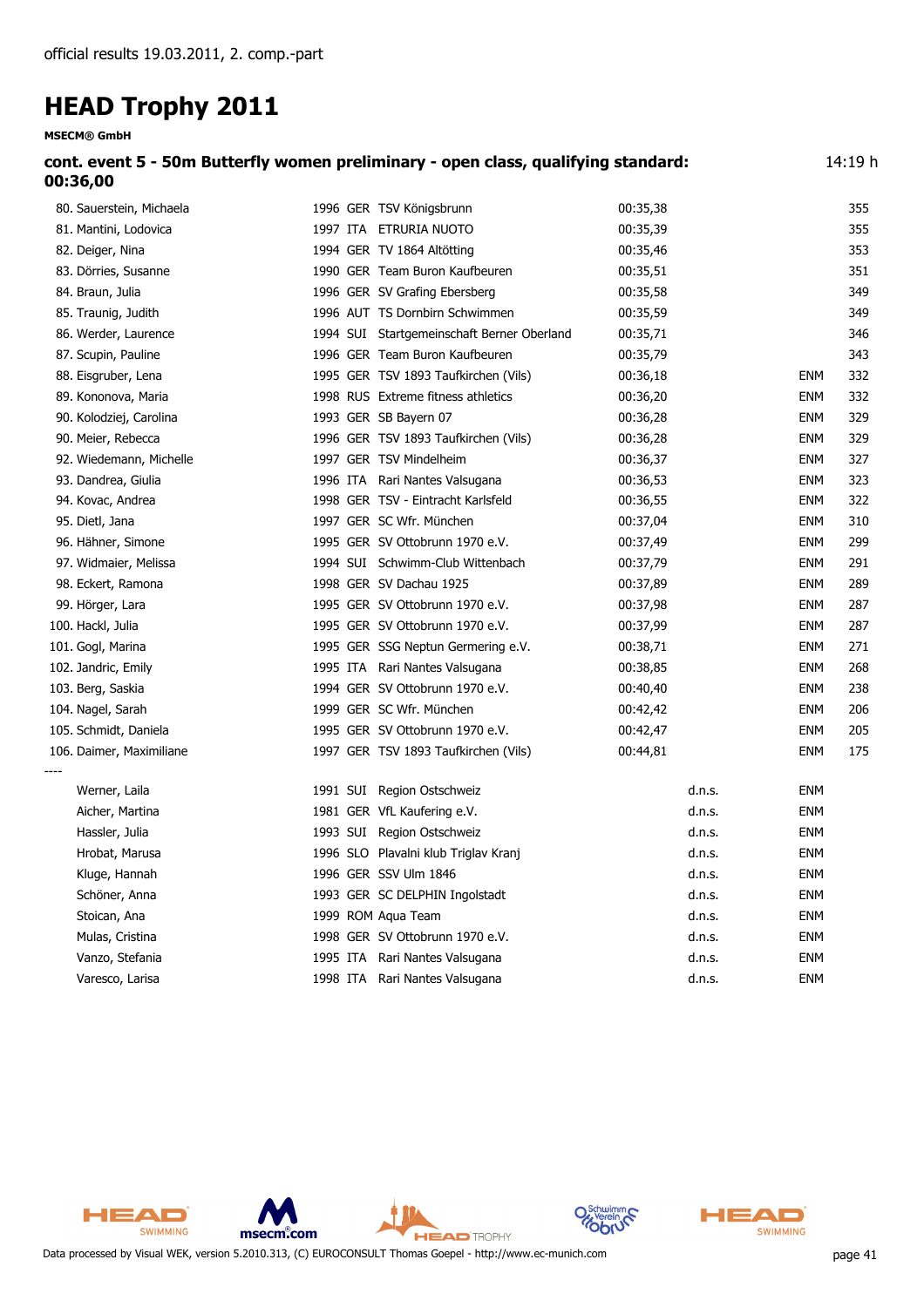official results 19.03.2011, 2. comp.-part

# HEAD Trophy 2011

**MSECM® GmbH**

### cont. event 5 - 50m Butterfly women preliminary - open class, qualifying standard: 00:36,00

14:19 h

| Rank | Name | YOB | Nat | Club | Time | | | Points |
|---|---|---|---|---|---|---|---|---|
| 80. | Sauerstein, Michaela | 1996 | GER | TSV Königsbrunn | 00:35,38 | | | 355 |
| 81. | Mantini, Lodovica | 1997 | ITA | ETRURIA NUOTO | 00:35,39 | | | 355 |
| 82. | Deiger, Nina | 1994 | GER | TV 1864 Altötting | 00:35,46 | | | 353 |
| 83. | Dörries, Susanne | 1990 | GER | Team Buron Kaufbeuren | 00:35,51 | | | 351 |
| 84. | Braun, Julia | 1996 | GER | SV Grafing Ebersberg | 00:35,58 | | | 349 |
| 85. | Traunig, Judith | 1996 | AUT | TS Dornbirn Schwimmen | 00:35,59 | | | 349 |
| 86. | Werder, Laurence | 1994 | SUI | Startgemeinschaft Berner Oberland | 00:35,71 | | | 346 |
| 87. | Scupin, Pauline | 1996 | GER | Team Buron Kaufbeuren | 00:35,79 | | | 343 |
| 88. | Eisgruber, Lena | 1995 | GER | TSV 1893 Taufkirchen (Vils) | 00:36,18 | | ENM | 332 |
| 89. | Kononova, Maria | 1998 | RUS | Extreme fitness athletics | 00:36,20 | | ENM | 332 |
| 90. | Kolodziej, Carolina | 1993 | GER | SB Bayern 07 | 00:36,28 | | ENM | 329 |
| 90. | Meier, Rebecca | 1996 | GER | TSV 1893 Taufkirchen (Vils) | 00:36,28 | | ENM | 329 |
| 92. | Wiedemann, Michelle | 1997 | GER | TSV Mindelheim | 00:36,37 | | ENM | 327 |
| 93. | Dandrea, Giulia | 1996 | ITA | Rari Nantes Valsugana | 00:36,53 | | ENM | 323 |
| 94. | Kovac, Andrea | 1998 | GER | TSV - Eintracht Karlsfeld | 00:36,55 | | ENM | 322 |
| 95. | Dietl, Jana | 1997 | GER | SC Wfr. München | 00:37,04 | | ENM | 310 |
| 96. | Hähner, Simone | 1995 | GER | SV Ottobrunn 1970 e.V. | 00:37,49 | | ENM | 299 |
| 97. | Widmaier, Melissa | 1994 | SUI | Schwimm-Club Wittenbach | 00:37,79 | | ENM | 291 |
| 98. | Eckert, Ramona | 1998 | GER | SV Dachau 1925 | 00:37,89 | | ENM | 289 |
| 99. | Hörger, Lara | 1995 | GER | SV Ottobrunn 1970 e.V. | 00:37,98 | | ENM | 287 |
| 100. | Hackl, Julia | 1995 | GER | SV Ottobrunn 1970 e.V. | 00:37,99 | | ENM | 287 |
| 101. | Gogl, Marina | 1995 | GER | SSG Neptun Germering e.V. | 00:38,71 | | ENM | 271 |
| 102. | Jandric, Emily | 1995 | ITA | Rari Nantes Valsugana | 00:38,85 | | ENM | 268 |
| 103. | Berg, Saskia | 1994 | GER | SV Ottobrunn 1970 e.V. | 00:40,40 | | ENM | 238 |
| 104. | Nagel, Sarah | 1999 | GER | SC Wfr. München | 00:42,42 | | ENM | 206 |
| 105. | Schmidt, Daniela | 1995 | GER | SV Ottobrunn 1970 e.V. | 00:42,47 | | ENM | 205 |
| 106. | Daimer, Maximiliane | 1997 | GER | TSV 1893 Taufkirchen (Vils) | 00:44,81 | | ENM | 175 |
| ---- | | | | | | | | |
| | Werner, Laila | 1991 | SUI | Region Ostschweiz | | d.n.s. | ENM | |
| | Aicher, Martina | 1981 | GER | VfL Kaufering e.V. | | d.n.s. | ENM | |
| | Hassler, Julia | 1993 | SUI | Region Ostschweiz | | d.n.s. | ENM | |
| | Hrobat, Marusa | 1996 | SLO | Plavalni klub Triglav Kranj | | d.n.s. | ENM | |
| | Kluge, Hannah | 1996 | GER | SSV Ulm 1846 | | d.n.s. | ENM | |
| | Schöner, Anna | 1993 | GER | SC DELPHIN Ingolstadt | | d.n.s. | ENM | |
| | Stoican, Ana | 1999 | ROM | Aqua Team | | d.n.s. | ENM | |
| | Mulas, Cristina | 1998 | GER | SV Ottobrunn 1970 e.V. | | d.n.s. | ENM | |
| | Vanzo, Stefania | 1995 | ITA | Rari Nantes Valsugana | | d.n.s. | ENM | |
| | Varesco, Larisa | 1998 | ITA | Rari Nantes Valsugana | | d.n.s. | ENM | |

Data processed by Visual WEK, version 5.2010.313, (C) EUROCONSULT Thomas Goepel - http://www.ec-munich.com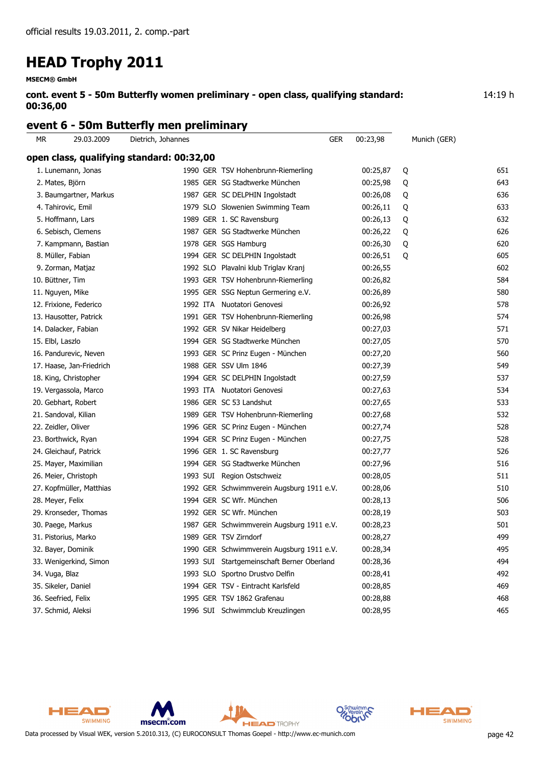official results 19.03.2011, 2. comp.-part

# HEAD Trophy 2011

**MSECM® GmbH**

**cont. event 5 - 50m Butterfly women preliminary - open class, qualifying standard: 00:36,00** 14:19 h

## event 6 - 50m Butterfly men preliminary

| MR | 29.03.2009 | Dietrich, Johannes | GER | 00:23,98 | Munich (GER) |
|---|---|---|---|---|---|

### open class, qualifying standard: 00:32,00

| Place | Name | Year | Nat | Club | Time | Q | Points |
|---|---|---|---|---|---|---|---|
| 1. | Lunemann, Jonas | 1990 | GER | TSV Hohenbrunn-Riemerling | 00:25,87 | Q | 651 |
| 2. | Mates, Björn | 1985 | GER | SG Stadtwerke München | 00:25,98 | Q | 643 |
| 3. | Baumgartner, Markus | 1987 | GER | SC DELPHIN Ingolstadt | 00:26,08 | Q | 636 |
| 4. | Tahirovic, Emil | 1979 | SLO | Slowenien Swimming Team | 00:26,11 | Q | 633 |
| 5. | Hoffmann, Lars | 1989 | GER | 1. SC Ravensburg | 00:26,13 | Q | 632 |
| 6. | Sebisch, Clemens | 1987 | GER | SG Stadtwerke München | 00:26,22 | Q | 626 |
| 7. | Kampmann, Bastian | 1978 | GER | SGS Hamburg | 00:26,30 | Q | 620 |
| 8. | Müller, Fabian | 1994 | GER | SC DELPHIN Ingolstadt | 00:26,51 | Q | 605 |
| 9. | Zorman, Matjaz | 1992 | SLO | Plavalni klub Triglav Kranj | 00:26,55 | | 602 |
| 10. | Büttner, Tim | 1993 | GER | TSV Hohenbrunn-Riemerling | 00:26,82 | | 584 |
| 11. | Nguyen, Mike | 1995 | GER | SSG Neptun Germering e.V. | 00:26,89 | | 580 |
| 12. | Frixione, Federico | 1992 | ITA | Nuotatori Genovesi | 00:26,92 | | 578 |
| 13. | Hausotter, Patrick | 1991 | GER | TSV Hohenbrunn-Riemerling | 00:26,98 | | 574 |
| 14. | Dalacker, Fabian | 1992 | GER | SV Nikar Heidelberg | 00:27,03 | | 571 |
| 15. | Elbl, Laszlo | 1994 | GER | SG Stadtwerke München | 00:27,05 | | 570 |
| 16. | Pandurevic, Neven | 1993 | GER | SC Prinz Eugen - München | 00:27,20 | | 560 |
| 17. | Haase, Jan-Friedrich | 1988 | GER | SSV Ulm 1846 | 00:27,39 | | 549 |
| 18. | King, Christopher | 1994 | GER | SC DELPHIN Ingolstadt | 00:27,59 | | 537 |
| 19. | Vergassola, Marco | 1993 | ITA | Nuotatori Genovesi | 00:27,63 | | 534 |
| 20. | Gebhart, Robert | 1986 | GER | SC 53 Landshut | 00:27,65 | | 533 |
| 21. | Sandoval, Kilian | 1989 | GER | TSV Hohenbrunn-Riemerling | 00:27,68 | | 532 |
| 22. | Zeidler, Oliver | 1996 | GER | SC Prinz Eugen - München | 00:27,74 | | 528 |
| 23. | Borthwick, Ryan | 1994 | GER | SC Prinz Eugen - München | 00:27,75 | | 528 |
| 24. | Gleichauf, Patrick | 1996 | GER | 1. SC Ravensburg | 00:27,77 | | 526 |
| 25. | Mayer, Maximilian | 1994 | GER | SG Stadtwerke München | 00:27,96 | | 516 |
| 26. | Meier, Christoph | 1993 | SUI | Region Ostschweiz | 00:28,05 | | 511 |
| 27. | Kopfmüller, Matthias | 1992 | GER | Schwimmverein Augsburg 1911 e.V. | 00:28,06 | | 510 |
| 28. | Meyer, Felix | 1994 | GER | SC Wfr. München | 00:28,13 | | 506 |
| 29. | Kronseder, Thomas | 1992 | GER | SC Wfr. München | 00:28,19 | | 503 |
| 30. | Paege, Markus | 1987 | GER | Schwimmverein Augsburg 1911 e.V. | 00:28,23 | | 501 |
| 31. | Pistorius, Marko | 1989 | GER | TSV Zirndorf | 00:28,27 | | 499 |
| 32. | Bayer, Dominik | 1990 | GER | Schwimmverein Augsburg 1911 e.V. | 00:28,34 | | 495 |
| 33. | Wenigerkind, Simon | 1993 | SUI | Startgemeinschaft Berner Oberland | 00:28,36 | | 494 |
| 34. | Vuga, Blaz | 1993 | SLO | Sportno Drustvo Delfin | 00:28,41 | | 492 |
| 35. | Sikeler, Daniel | 1994 | GER | TSV - Eintracht Karlsfeld | 00:28,85 | | 469 |
| 36. | Seefried, Felix | 1995 | GER | TSV 1862 Grafenau | 00:28,88 | | 468 |
| 37. | Schmid, Aleksi | 1996 | SUI | Schwimmclub Kreuzlingen | 00:28,95 | | 465 |

Data processed by Visual WEK, version 5.2010.313, (C) EUROCONSULT Thomas Goepel - http://www.ec-munich.com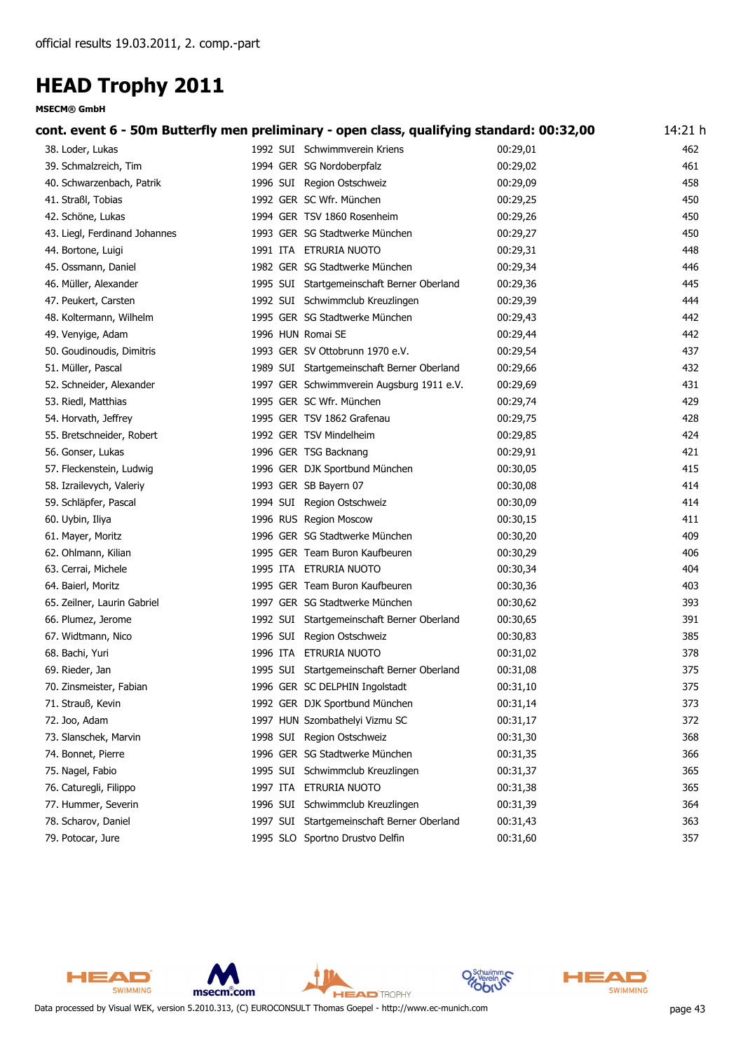official results 19.03.2011, 2. comp.-part

# HEAD Trophy 2011

**MSECM® GmbH**

### cont. event 6 - 50m Butterfly men preliminary - open class, qualifying standard: 00:32,00

14:21 h

| Rank | Name | YoB | Nat | Club | Time | Points |
|---|---|---|---|---|---|---|
| 38. | Loder, Lukas | 1992 | SUI | Schwimmverein Kriens | 00:29,01 | 462 |
| 39. | Schmalzreich, Tim | 1994 | GER | SG Nordoberpfalz | 00:29,02 | 461 |
| 40. | Schwarzenbach, Patrik | 1996 | SUI | Region Ostschweiz | 00:29,09 | 458 |
| 41. | Straßl, Tobias | 1992 | GER | SC Wfr. München | 00:29,25 | 450 |
| 42. | Schöne, Lukas | 1994 | GER | TSV 1860 Rosenheim | 00:29,26 | 450 |
| 43. | Liegl, Ferdinand Johannes | 1993 | GER | SG Stadtwerke München | 00:29,27 | 450 |
| 44. | Bortone, Luigi | 1991 | ITA | ETRURIA NUOTO | 00:29,31 | 448 |
| 45. | Ossmann, Daniel | 1982 | GER | SG Stadtwerke München | 00:29,34 | 446 |
| 46. | Müller, Alexander | 1995 | SUI | Startgemeinschaft Berner Oberland | 00:29,36 | 445 |
| 47. | Peukert, Carsten | 1992 | SUI | Schwimmclub Kreuzlingen | 00:29,39 | 444 |
| 48. | Koltermann, Wilhelm | 1995 | GER | SG Stadtwerke München | 00:29,43 | 442 |
| 49. | Venyige, Adam | 1996 | HUN | Romai SE | 00:29,44 | 442 |
| 50. | Goudinoudis, Dimitris | 1993 | GER | SV Ottobrunn 1970 e.V. | 00:29,54 | 437 |
| 51. | Müller, Pascal | 1989 | SUI | Startgemeinschaft Berner Oberland | 00:29,66 | 432 |
| 52. | Schneider, Alexander | 1997 | GER | Schwimmverein Augsburg 1911 e.V. | 00:29,69 | 431 |
| 53. | Riedl, Matthias | 1995 | GER | SC Wfr. München | 00:29,74 | 429 |
| 54. | Horvath, Jeffrey | 1995 | GER | TSV 1862 Grafenau | 00:29,75 | 428 |
| 55. | Bretschneider, Robert | 1992 | GER | TSV Mindelheim | 00:29,85 | 424 |
| 56. | Gonser, Lukas | 1996 | GER | TSG Backnang | 00:29,91 | 421 |
| 57. | Fleckenstein, Ludwig | 1996 | GER | DJK Sportbund München | 00:30,05 | 415 |
| 58. | Izrailevych, Valeriy | 1993 | GER | SB Bayern 07 | 00:30,08 | 414 |
| 59. | Schläpfer, Pascal | 1994 | SUI | Region Ostschweiz | 00:30,09 | 414 |
| 60. | Uybin, Iliya | 1996 | RUS | Region Moscow | 00:30,15 | 411 |
| 61. | Mayer, Moritz | 1996 | GER | SG Stadtwerke München | 00:30,20 | 409 |
| 62. | Ohlmann, Kilian | 1995 | GER | Team Buron Kaufbeuren | 00:30,29 | 406 |
| 63. | Cerrai, Michele | 1995 | ITA | ETRURIA NUOTO | 00:30,34 | 404 |
| 64. | Baierl, Moritz | 1995 | GER | Team Buron Kaufbeuren | 00:30,36 | 403 |
| 65. | Zeilner, Laurin Gabriel | 1997 | GER | SG Stadtwerke München | 00:30,62 | 393 |
| 66. | Plumez, Jerome | 1992 | SUI | Startgemeinschaft Berner Oberland | 00:30,65 | 391 |
| 67. | Widtmann, Nico | 1996 | SUI | Region Ostschweiz | 00:30,83 | 385 |
| 68. | Bachi, Yuri | 1996 | ITA | ETRURIA NUOTO | 00:31,02 | 378 |
| 69. | Rieder, Jan | 1995 | SUI | Startgemeinschaft Berner Oberland | 00:31,08 | 375 |
| 70. | Zinsmeister, Fabian | 1996 | GER | SC DELPHIN Ingolstadt | 00:31,10 | 375 |
| 71. | Strauß, Kevin | 1992 | GER | DJK Sportbund München | 00:31,14 | 373 |
| 72. | Joo, Adam | 1997 | HUN | Szombathelyi Vizmu SC | 00:31,17 | 372 |
| 73. | Slanschek, Marvin | 1998 | SUI | Region Ostschweiz | 00:31,30 | 368 |
| 74. | Bonnet, Pierre | 1996 | GER | SG Stadtwerke München | 00:31,35 | 366 |
| 75. | Nagel, Fabio | 1995 | SUI | Schwimmclub Kreuzlingen | 00:31,37 | 365 |
| 76. | Caturegli, Filippo | 1997 | ITA | ETRURIA NUOTO | 00:31,38 | 365 |
| 77. | Hummer, Severin | 1996 | SUI | Schwimmclub Kreuzlingen | 00:31,39 | 364 |
| 78. | Scharov, Daniel | 1997 | SUI | Startgemeinschaft Berner Oberland | 00:31,43 | 363 |
| 79. | Potocar, Jure | 1995 | SLO | Sportno Drustvo Delfin | 00:31,60 | 357 |

Data processed by Visual WEK, version 5.2010.313, (C) EUROCONSULT Thomas Goepel - http://www.ec-munich.com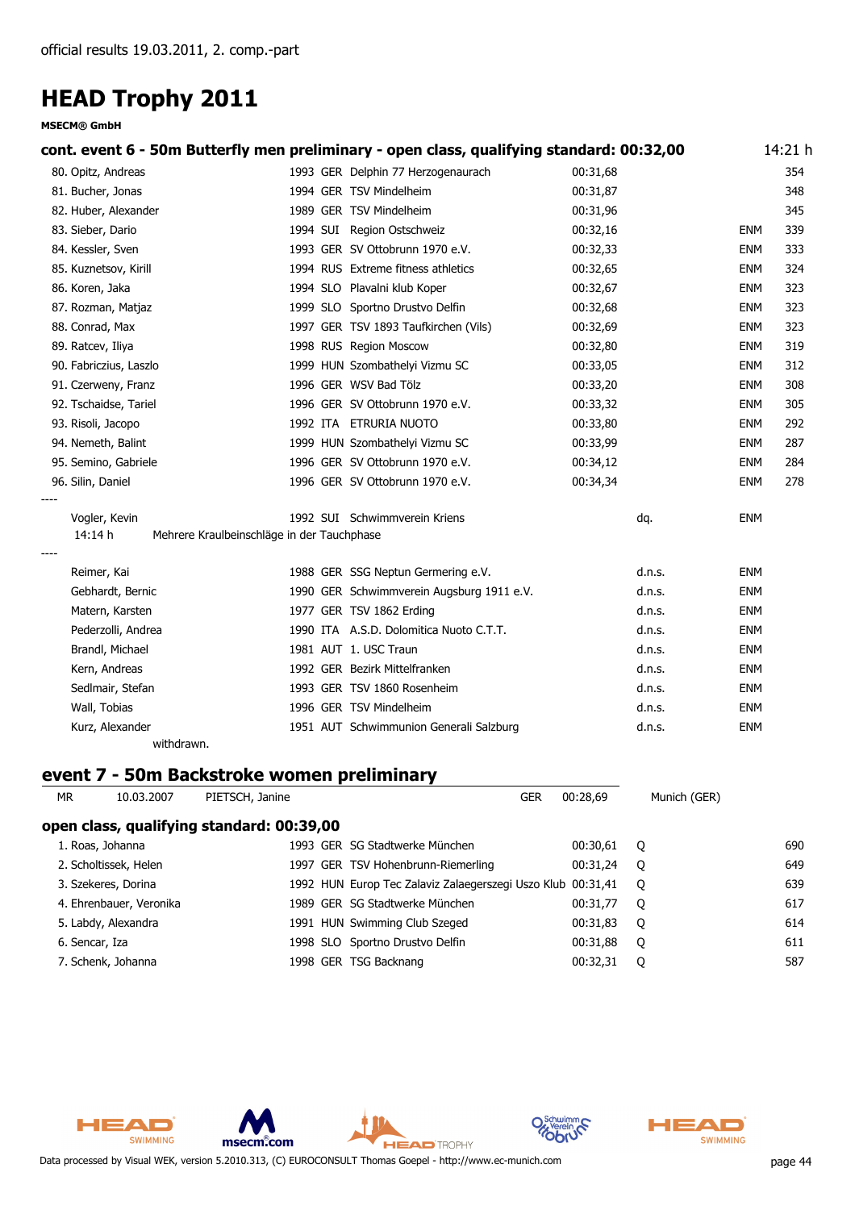official results 19.03.2011, 2. comp.-part

# HEAD Trophy 2011

**MSECM® GmbH**

## cont. event 6 - 50m Butterfly men preliminary - open class, qualifying standard: 00:32,00

14:21 h

| Rank | Name | Year | Nat | Club | Time | | | Points |
|---|---|---|---|---|---|---|---|---|
| 80. | Opitz, Andreas | 1993 | GER | Delphin 77 Herzogenaurach | 00:31,68 | | | 354 |
| 81. | Bucher, Jonas | 1994 | GER | TSV Mindelheim | 00:31,87 | | | 348 |
| 82. | Huber, Alexander | 1989 | GER | TSV Mindelheim | 00:31,96 | | | 345 |
| 83. | Sieber, Dario | 1994 | SUI | Region Ostschweiz | 00:32,16 | | ENM | 339 |
| 84. | Kessler, Sven | 1993 | GER | SV Ottobrunn 1970 e.V. | 00:32,33 | | ENM | 333 |
| 85. | Kuznetsov, Kirill | 1994 | RUS | Extreme fitness athletics | 00:32,65 | | ENM | 324 |
| 86. | Koren, Jaka | 1994 | SLO | Plavalni klub Koper | 00:32,67 | | ENM | 323 |
| 87. | Rozman, Matjaz | 1999 | SLO | Sportno Drustvo Delfin | 00:32,68 | | ENM | 323 |
| 88. | Conrad, Max | 1997 | GER | TSV 1893 Taufkirchen (Vils) | 00:32,69 | | ENM | 323 |
| 89. | Ratcev, Iliya | 1998 | RUS | Region Moscow | 00:32,80 | | ENM | 319 |
| 90. | Fabriczius, Laszlo | 1999 | HUN | Szombathelyi Vizmu SC | 00:33,05 | | ENM | 312 |
| 91. | Czerweny, Franz | 1996 | GER | WSV Bad Tölz | 00:33,20 | | ENM | 308 |
| 92. | Tschaidse, Tariel | 1996 | GER | SV Ottobrunn 1970 e.V. | 00:33,32 | | ENM | 305 |
| 93. | Risoli, Jacopo | 1992 | ITA | ETRURIA NUOTO | 00:33,80 | | ENM | 292 |
| 94. | Nemeth, Balint | 1999 | HUN | Szombathelyi Vizmu SC | 00:33,99 | | ENM | 287 |
| 95. | Semino, Gabriele | 1996 | GER | SV Ottobrunn 1970 e.V. | 00:34,12 | | ENM | 284 |
| 96. | Silin, Daniel | 1996 | GER | SV Ottobrunn 1970 e.V. | 00:34,34 | | ENM | 278 |
| ---- | | | | | | | | |
| | Vogler, Kevin | 1992 | SUI | Schwimmverein Kriens | | dq. | ENM | |
| | 14:14 h Mehrere Kraulbeinschläge in der Tauchphase | | | | | | | |
| ---- | | | | | | | | |
| | Reimer, Kai | 1988 | GER | SSG Neptun Germering e.V. | | d.n.s. | ENM | |
| | Gebhardt, Bernic | 1990 | GER | Schwimmverein Augsburg 1911 e.V. | | d.n.s. | ENM | |
| | Matern, Karsten | 1977 | GER | TSV 1862 Erding | | d.n.s. | ENM | |
| | Pederzolli, Andrea | 1990 | ITA | A.S.D. Dolomitica Nuoto C.T.T. | | d.n.s. | ENM | |
| | Brandl, Michael | 1981 | AUT | 1. USC Traun | | d.n.s. | ENM | |
| | Kern, Andreas | 1992 | GER | Bezirk Mittelfranken | | d.n.s. | ENM | |
| | Sedlmair, Stefan | 1993 | GER | TSV 1860 Rosenheim | | d.n.s. | ENM | |
| | Wall, Tobias | 1996 | GER | TSV Mindelheim | | d.n.s. | ENM | |
| | Kurz, Alexander | 1951 | AUT | Schwimmunion Generali Salzburg | | d.n.s. | ENM | |
| | withdrawn. | | | | | | | |

## event 7 - 50m Backstroke women preliminary

| MR | 10.03.2007 | PIETSCH, Janine | GER | 00:28,69 | Munich (GER) |
|---|---|---|---|---|---|

### open class, qualifying standard: 00:39,00

| Rank | Name | Year | Nat | Club | Time | Q | Points |
|---|---|---|---|---|---|---|---|
| 1. | Roas, Johanna | 1993 | GER | SG Stadtwerke München | 00:30,61 | Q | 690 |
| 2. | Scholtissek, Helen | 1997 | GER | TSV Hohenbrunn-Riemerling | 00:31,24 | Q | 649 |
| 3. | Szekeres, Dorina | 1992 | HUN | Europ Tec Zalaviz Zalaegerszegi Uszo Klub | 00:31,41 | Q | 639 |
| 4. | Ehrenbauer, Veronika | 1989 | GER | SG Stadtwerke München | 00:31,77 | Q | 617 |
| 5. | Labdy, Alexandra | 1991 | HUN | Swimming Club Szeged | 00:31,83 | Q | 614 |
| 6. | Sencar, Iza | 1998 | SLO | Sportno Drustvo Delfin | 00:31,88 | Q | 611 |
| 7. | Schenk, Johanna | 1998 | GER | TSG Backnang | 00:32,31 | Q | 587 |

Data processed by Visual WEK, version 5.2010.313, (C) EUROCONSULT Thomas Goepel - http://www.ec-munich.com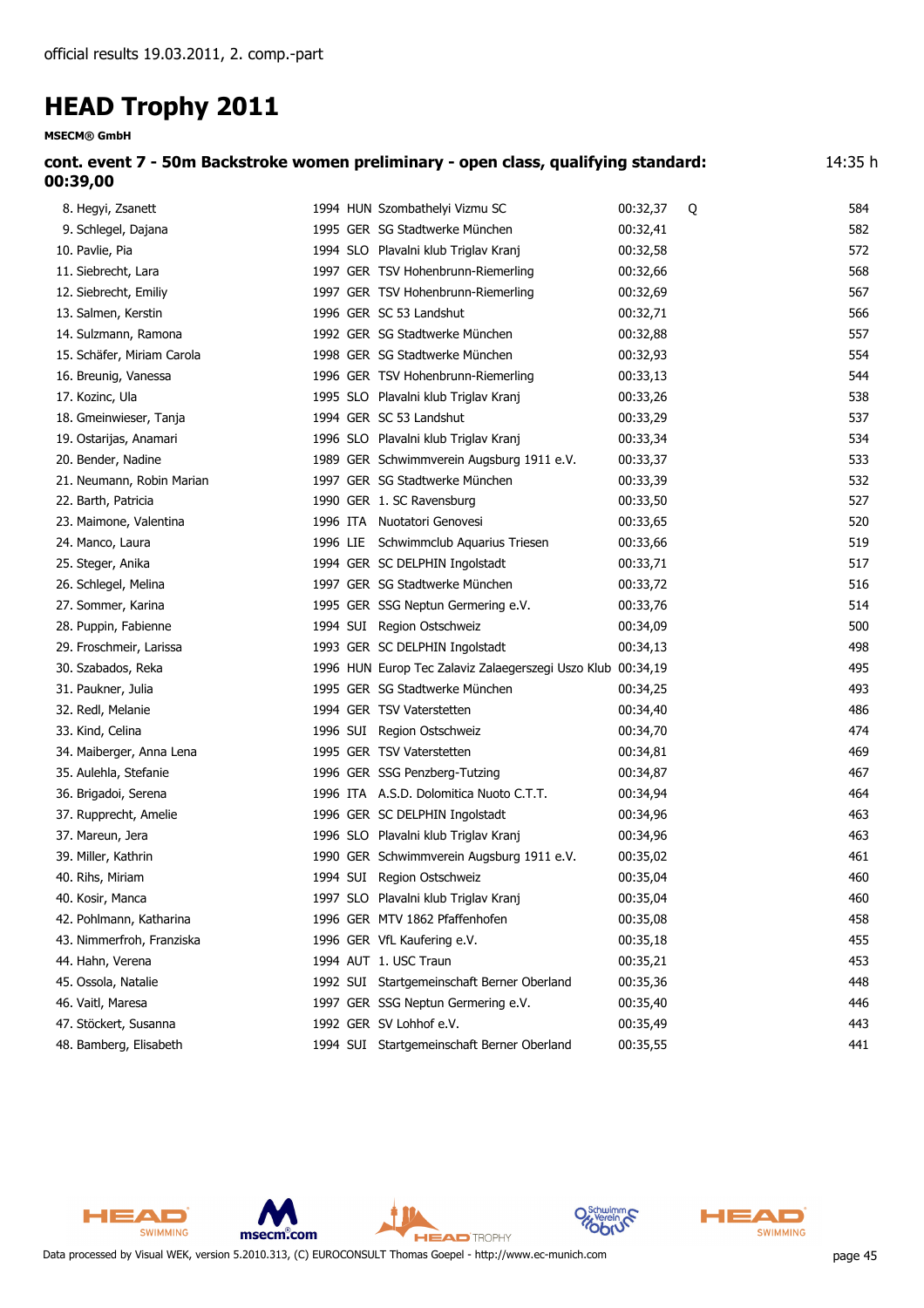official results 19.03.2011, 2. comp.-part

# HEAD Trophy 2011

**MSECM® GmbH**

**cont. event 7 - 50m Backstroke women preliminary - open class, qualifying standard: 00:39,00** 14:35 h

| Rank | Name | Year | Nat | Club | Time | Q | Points |
|---|---|---|---|---|---|---|---|
| 8. | Hegyi, Zsanett | 1994 | HUN | Szombathelyi Vizmu SC | 00:32,37 | Q | 584 |
| 9. | Schlegel, Dajana | 1995 | GER | SG Stadtwerke München | 00:32,41 | | 582 |
| 10. | Pavlie, Pia | 1994 | SLO | Plavalni klub Triglav Kranj | 00:32,58 | | 572 |
| 11. | Siebrecht, Lara | 1997 | GER | TSV Hohenbrunn-Riemerling | 00:32,66 | | 568 |
| 12. | Siebrecht, Emiliy | 1997 | GER | TSV Hohenbrunn-Riemerling | 00:32,69 | | 567 |
| 13. | Salmen, Kerstin | 1996 | GER | SC 53 Landshut | 00:32,71 | | 566 |
| 14. | Sulzmann, Ramona | 1992 | GER | SG Stadtwerke München | 00:32,88 | | 557 |
| 15. | Schäfer, Miriam Carola | 1998 | GER | SG Stadtwerke München | 00:32,93 | | 554 |
| 16. | Breunig, Vanessa | 1996 | GER | TSV Hohenbrunn-Riemerling | 00:33,13 | | 544 |
| 17. | Kozinc, Ula | 1995 | SLO | Plavalni klub Triglav Kranj | 00:33,26 | | 538 |
| 18. | Gmeinwieser, Tanja | 1994 | GER | SC 53 Landshut | 00:33,29 | | 537 |
| 19. | Ostarijas, Anamari | 1996 | SLO | Plavalni klub Triglav Kranj | 00:33,34 | | 534 |
| 20. | Bender, Nadine | 1989 | GER | Schwimmverein Augsburg 1911 e.V. | 00:33,37 | | 533 |
| 21. | Neumann, Robin Marian | 1997 | GER | SG Stadtwerke München | 00:33,39 | | 532 |
| 22. | Barth, Patricia | 1990 | GER | 1. SC Ravensburg | 00:33,50 | | 527 |
| 23. | Maimone, Valentina | 1996 | ITA | Nuotatori Genovesi | 00:33,65 | | 520 |
| 24. | Manco, Laura | 1996 | LIE | Schwimmclub Aquarius Triesen | 00:33,66 | | 519 |
| 25. | Steger, Anika | 1994 | GER | SC DELPHIN Ingolstadt | 00:33,71 | | 517 |
| 26. | Schlegel, Melina | 1997 | GER | SG Stadtwerke München | 00:33,72 | | 516 |
| 27. | Sommer, Karina | 1995 | GER | SSG Neptun Germering e.V. | 00:33,76 | | 514 |
| 28. | Puppin, Fabienne | 1994 | SUI | Region Ostschweiz | 00:34,09 | | 500 |
| 29. | Froschmeir, Larissa | 1993 | GER | SC DELPHIN Ingolstadt | 00:34,13 | | 498 |
| 30. | Szabados, Reka | 1996 | HUN | Europ Tec Zalaviz Zalaegerszegi Uszo Klub | 00:34,19 | | 495 |
| 31. | Paukner, Julia | 1995 | GER | SG Stadtwerke München | 00:34,25 | | 493 |
| 32. | Redl, Melanie | 1994 | GER | TSV Vaterstetten | 00:34,40 | | 486 |
| 33. | Kind, Celina | 1996 | SUI | Region Ostschweiz | 00:34,70 | | 474 |
| 34. | Maiberger, Anna Lena | 1995 | GER | TSV Vaterstetten | 00:34,81 | | 469 |
| 35. | Aulehla, Stefanie | 1996 | GER | SSG Penzberg-Tutzing | 00:34,87 | | 467 |
| 36. | Brigadoi, Serena | 1996 | ITA | A.S.D. Dolomitica Nuoto C.T.T. | 00:34,94 | | 464 |
| 37. | Rupprecht, Amelie | 1996 | GER | SC DELPHIN Ingolstadt | 00:34,96 | | 463 |
| 37. | Mareun, Jera | 1996 | SLO | Plavalni klub Triglav Kranj | 00:34,96 | | 463 |
| 39. | Miller, Kathrin | 1990 | GER | Schwimmverein Augsburg 1911 e.V. | 00:35,02 | | 461 |
| 40. | Rihs, Miriam | 1994 | SUI | Region Ostschweiz | 00:35,04 | | 460 |
| 40. | Kosir, Manca | 1997 | SLO | Plavalni klub Triglav Kranj | 00:35,04 | | 460 |
| 42. | Pohlmann, Katharina | 1996 | GER | MTV 1862 Pfaffenhofen | 00:35,08 | | 458 |
| 43. | Nimmerfroh, Franziska | 1996 | GER | VfL Kaufering e.V. | 00:35,18 | | 455 |
| 44. | Hahn, Verena | 1994 | AUT | 1. USC Traun | 00:35,21 | | 453 |
| 45. | Ossola, Natalie | 1992 | SUI | Startgemeinschaft Berner Oberland | 00:35,36 | | 448 |
| 46. | Vaitl, Maresa | 1997 | GER | SSG Neptun Germering e.V. | 00:35,40 | | 446 |
| 47. | Stöckert, Susanna | 1992 | GER | SV Lohhof e.V. | 00:35,49 | | 443 |
| 48. | Bamberg, Elisabeth | 1994 | SUI | Startgemeinschaft Berner Oberland | 00:35,55 | | 441 |

Data processed by Visual WEK, version 5.2010.313, (C) EUROCONSULT Thomas Goepel - http://www.ec-munich.com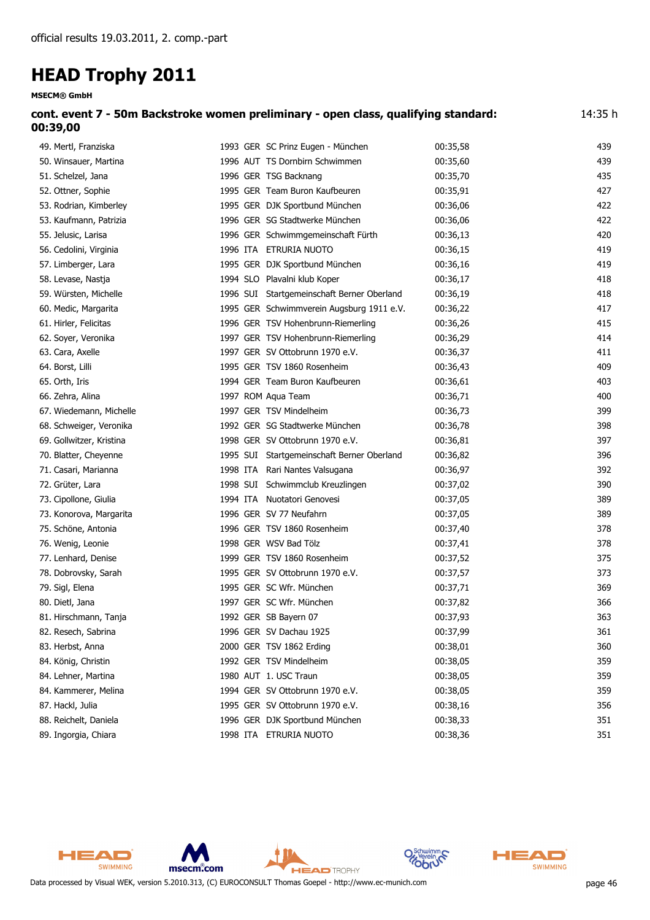official results 19.03.2011, 2. comp.-part

# HEAD Trophy 2011

**MSECM® GmbH**

### cont. event 7 - 50m Backstroke women preliminary - open class, qualifying standard: 00:39,00

14:35 h

| Place | Name | Year | Nat. | Club | Time | Points |
|---|---|---|---|---|---|---|
| 49. | Mertl, Franziska | 1993 | GER | SC Prinz Eugen - München | 00:35,58 | 439 |
| 50. | Winsauer, Martina | 1996 | AUT | TS Dornbirn Schwimmen | 00:35,60 | 439 |
| 51. | Schelzel, Jana | 1996 | GER | TSG Backnang | 00:35,70 | 435 |
| 52. | Ottner, Sophie | 1995 | GER | Team Buron Kaufbeuren | 00:35,91 | 427 |
| 53. | Rodrian, Kimberley | 1995 | GER | DJK Sportbund München | 00:36,06 | 422 |
| 53. | Kaufmann, Patrizia | 1996 | GER | SG Stadtwerke München | 00:36,06 | 422 |
| 55. | Jelusic, Larisa | 1996 | GER | Schwimmgemeinschaft Fürth | 00:36,13 | 420 |
| 56. | Cedolini, Virginia | 1996 | ITA | ETRURIA NUOTO | 00:36,15 | 419 |
| 57. | Limberger, Lara | 1995 | GER | DJK Sportbund München | 00:36,16 | 419 |
| 58. | Levase, Nastja | 1994 | SLO | Plavalni klub Koper | 00:36,17 | 418 |
| 59. | Würsten, Michelle | 1996 | SUI | Startgemeinschaft Berner Oberland | 00:36,19 | 418 |
| 60. | Medic, Margarita | 1995 | GER | Schwimmverein Augsburg 1911 e.V. | 00:36,22 | 417 |
| 61. | Hirler, Felicitas | 1996 | GER | TSV Hohenbrunn-Riemerling | 00:36,26 | 415 |
| 62. | Soyer, Veronika | 1997 | GER | TSV Hohenbrunn-Riemerling | 00:36,29 | 414 |
| 63. | Cara, Axelle | 1997 | GER | SV Ottobrunn 1970 e.V. | 00:36,37 | 411 |
| 64. | Borst, Lilli | 1995 | GER | TSV 1860 Rosenheim | 00:36,43 | 409 |
| 65. | Orth, Iris | 1994 | GER | Team Buron Kaufbeuren | 00:36,61 | 403 |
| 66. | Zehra, Alina | 1997 | ROM | Aqua Team | 00:36,71 | 400 |
| 67. | Wiedemann, Michelle | 1997 | GER | TSV Mindelheim | 00:36,73 | 399 |
| 68. | Schweiger, Veronika | 1992 | GER | SG Stadtwerke München | 00:36,78 | 398 |
| 69. | Gollwitzer, Kristina | 1998 | GER | SV Ottobrunn 1970 e.V. | 00:36,81 | 397 |
| 70. | Blatter, Cheyenne | 1995 | SUI | Startgemeinschaft Berner Oberland | 00:36,82 | 396 |
| 71. | Casari, Marianna | 1998 | ITA | Rari Nantes Valsugana | 00:36,97 | 392 |
| 72. | Grüter, Lara | 1998 | SUI | Schwimmclub Kreuzlingen | 00:37,02 | 390 |
| 73. | Cipollone, Giulia | 1994 | ITA | Nuotatori Genovesi | 00:37,05 | 389 |
| 73. | Konorova, Margarita | 1996 | GER | SV 77 Neufahrn | 00:37,05 | 389 |
| 75. | Schöne, Antonia | 1996 | GER | TSV 1860 Rosenheim | 00:37,40 | 378 |
| 76. | Wenig, Leonie | 1998 | GER | WSV Bad Tölz | 00:37,41 | 378 |
| 77. | Lenhard, Denise | 1999 | GER | TSV 1860 Rosenheim | 00:37,52 | 375 |
| 78. | Dobrovsky, Sarah | 1995 | GER | SV Ottobrunn 1970 e.V. | 00:37,57 | 373 |
| 79. | Sigl, Elena | 1995 | GER | SC Wfr. München | 00:37,71 | 369 |
| 80. | Dietl, Jana | 1997 | GER | SC Wfr. München | 00:37,82 | 366 |
| 81. | Hirschmann, Tanja | 1992 | GER | SB Bayern 07 | 00:37,93 | 363 |
| 82. | Resech, Sabrina | 1996 | GER | SV Dachau 1925 | 00:37,99 | 361 |
| 83. | Herbst, Anna | 2000 | GER | TSV 1862 Erding | 00:38,01 | 360 |
| 84. | König, Christin | 1992 | GER | TSV Mindelheim | 00:38,05 | 359 |
| 84. | Lehner, Martina | 1980 | AUT | 1. USC Traun | 00:38,05 | 359 |
| 84. | Kammerer, Melina | 1994 | GER | SV Ottobrunn 1970 e.V. | 00:38,05 | 359 |
| 87. | Hackl, Julia | 1995 | GER | SV Ottobrunn 1970 e.V. | 00:38,16 | 356 |
| 88. | Reichelt, Daniela | 1996 | GER | DJK Sportbund München | 00:38,33 | 351 |
| 89. | Ingorgia, Chiara | 1998 | ITA | ETRURIA NUOTO | 00:38,36 | 351 |

Data processed by Visual WEK, version 5.2010.313, (C) EUROCONSULT Thomas Goepel - http://www.ec-munich.com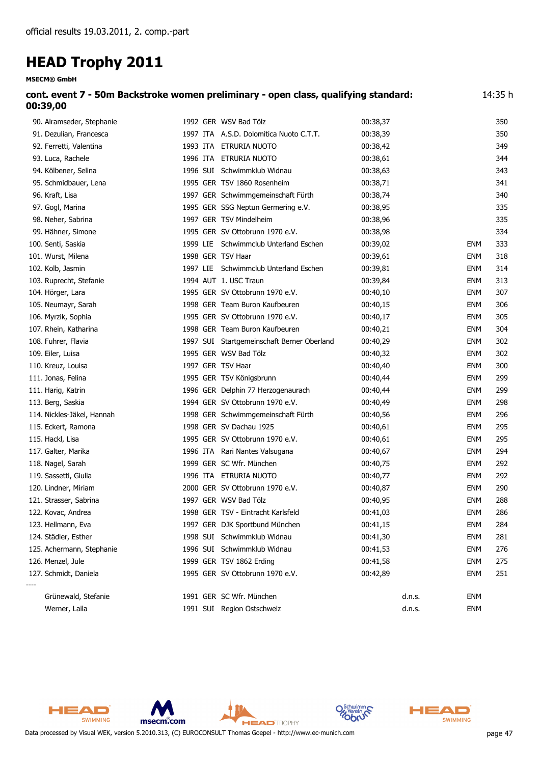official results 19.03.2011, 2. comp.-part

# HEAD Trophy 2011

**MSECM® GmbH**

**cont. event 7 - 50m Backstroke women preliminary - open class, qualifying standard: 00:39,00** 14:35 h

| Rank | Name | Year | Nation | Club | Time | | | Points |
|---|---|---|---|---|---|---|---|---|
| 90. | Alramseder, Stephanie | 1992 | GER | WSV Bad Tölz | 00:38,37 | | | 350 |
| 91. | Dezulian, Francesca | 1997 | ITA | A.S.D. Dolomitica Nuoto C.T.T. | 00:38,39 | | | 350 |
| 92. | Ferretti, Valentina | 1993 | ITA | ETRURIA NUOTO | 00:38,42 | | | 349 |
| 93. | Luca, Rachele | 1996 | ITA | ETRURIA NUOTO | 00:38,61 | | | 344 |
| 94. | Kölbener, Selina | 1996 | SUI | Schwimmklub Widnau | 00:38,63 | | | 343 |
| 95. | Schmidbauer, Lena | 1995 | GER | TSV 1860 Rosenheim | 00:38,71 | | | 341 |
| 96. | Kraft, Lisa | 1997 | GER | Schwimmgemeinschaft Fürth | 00:38,74 | | | 340 |
| 97. | Gogl, Marina | 1995 | GER | SSG Neptun Germering e.V. | 00:38,95 | | | 335 |
| 98. | Neher, Sabrina | 1997 | GER | TSV Mindelheim | 00:38,96 | | | 335 |
| 99. | Hähner, Simone | 1995 | GER | SV Ottobrunn 1970 e.V. | 00:38,98 | | | 334 |
| 100. | Senti, Saskia | 1999 | LIE | Schwimmclub Unterland Eschen | 00:39,02 | | ENM | 333 |
| 101. | Wurst, Milena | 1998 | GER | TSV Haar | 00:39,61 | | ENM | 318 |
| 102. | Kolb, Jasmin | 1997 | LIE | Schwimmclub Unterland Eschen | 00:39,81 | | ENM | 314 |
| 103. | Ruprecht, Stefanie | 1994 | AUT | 1. USC Traun | 00:39,84 | | ENM | 313 |
| 104. | Hörger, Lara | 1995 | GER | SV Ottobrunn 1970 e.V. | 00:40,10 | | ENM | 307 |
| 105. | Neumayr, Sarah | 1998 | GER | Team Buron Kaufbeuren | 00:40,15 | | ENM | 306 |
| 106. | Myrzik, Sophia | 1995 | GER | SV Ottobrunn 1970 e.V. | 00:40,17 | | ENM | 305 |
| 107. | Rhein, Katharina | 1998 | GER | Team Buron Kaufbeuren | 00:40,21 | | ENM | 304 |
| 108. | Fuhrer, Flavia | 1997 | SUI | Startgemeinschaft Berner Oberland | 00:40,29 | | ENM | 302 |
| 109. | Eiler, Luisa | 1995 | GER | WSV Bad Tölz | 00:40,32 | | ENM | 302 |
| 110. | Kreuz, Louisa | 1997 | GER | TSV Haar | 00:40,40 | | ENM | 300 |
| 111. | Jonas, Felina | 1995 | GER | TSV Königsbrunn | 00:40,44 | | ENM | 299 |
| 111. | Harig, Katrin | 1996 | GER | Delphin 77 Herzogenaurach | 00:40,44 | | ENM | 299 |
| 113. | Berg, Saskia | 1994 | GER | SV Ottobrunn 1970 e.V. | 00:40,49 | | ENM | 298 |
| 114. | Nickles-Jäkel, Hannah | 1998 | GER | Schwimmgemeinschaft Fürth | 00:40,56 | | ENM | 296 |
| 115. | Eckert, Ramona | 1998 | GER | SV Dachau 1925 | 00:40,61 | | ENM | 295 |
| 115. | Hackl, Lisa | 1995 | GER | SV Ottobrunn 1970 e.V. | 00:40,61 | | ENM | 295 |
| 117. | Galter, Marika | 1996 | ITA | Rari Nantes Valsugana | 00:40,67 | | ENM | 294 |
| 118. | Nagel, Sarah | 1999 | GER | SC Wfr. München | 00:40,75 | | ENM | 292 |
| 119. | Sassetti, Giulia | 1996 | ITA | ETRURIA NUOTO | 00:40,77 | | ENM | 292 |
| 120. | Lindner, Miriam | 2000 | GER | SV Ottobrunn 1970 e.V. | 00:40,87 | | ENM | 290 |
| 121. | Strasser, Sabrina | 1997 | GER | WSV Bad Tölz | 00:40,95 | | ENM | 288 |
| 122. | Kovac, Andrea | 1998 | GER | TSV - Eintracht Karlsfeld | 00:41,03 | | ENM | 286 |
| 123. | Hellmann, Eva | 1997 | GER | DJK Sportbund München | 00:41,15 | | ENM | 284 |
| 124. | Städler, Esther | 1998 | SUI | Schwimmklub Widnau | 00:41,30 | | ENM | 281 |
| 125. | Achermann, Stephanie | 1996 | SUI | Schwimmklub Widnau | 00:41,53 | | ENM | 276 |
| 126. | Menzel, Jule | 1999 | GER | TSV 1862 Erding | 00:41,58 | | ENM | 275 |
| 127. | Schmidt, Daniela | 1995 | GER | SV Ottobrunn 1970 e.V. | 00:42,89 | | ENM | 251 |
| ---- | | | | | | | | |
| | Grünewald, Stefanie | 1991 | GER | SC Wfr. München | | d.n.s. | ENM | |
| | Werner, Laila | 1991 | SUI | Region Ostschweiz | | d.n.s. | ENM | |

Data processed by Visual WEK, version 5.2010.313, (C) EUROCONSULT Thomas Goepel - http://www.ec-munich.com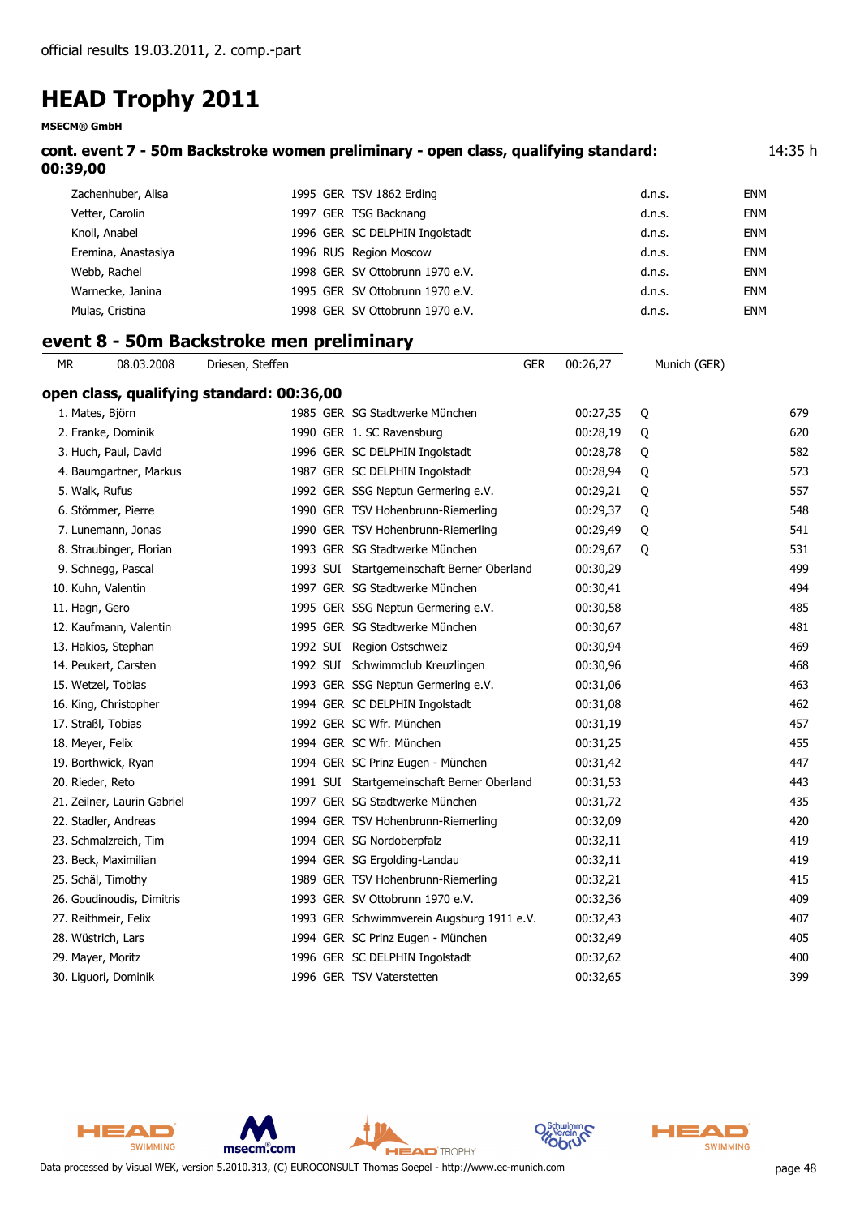official results 19.03.2011, 2. comp.-part

# HEAD Trophy 2011

**MSECM® GmbH**

### cont. event 7 - 50m Backstroke women preliminary - open class, qualifying standard: 00:39,00

14:35 h

| Name | YoB | Nat | Club | Time | |
|---|---|---|---|---|---|
| Zachenhuber, Alisa | 1995 | GER | TSV 1862 Erding | d.n.s. | ENM |
| Vetter, Carolin | 1997 | GER | TSG Backnang | d.n.s. | ENM |
| Knoll, Anabel | 1996 | GER | SC DELPHIN Ingolstadt | d.n.s. | ENM |
| Eremina, Anastasiya | 1996 | RUS | Region Moscow | d.n.s. | ENM |
| Webb, Rachel | 1998 | GER | SV Ottobrunn 1970 e.V. | d.n.s. | ENM |
| Warnecke, Janina | 1995 | GER | SV Ottobrunn 1970 e.V. | d.n.s. | ENM |
| Mulas, Cristina | 1998 | GER | SV Ottobrunn 1970 e.V. | d.n.s. | ENM |

## event 8 - 50m Backstroke men preliminary

MR 08.03.2008 Driesen, Steffen GER 00:26,27 Munich (GER)

### open class, qualifying standard: 00:36,00

| Place | Name | YoB | Nat | Club | Time | | Points |
|---|---|---|---|---|---|---|---|
| 1. | Mates, Björn | 1985 | GER | SG Stadtwerke München | 00:27,35 | Q | 679 |
| 2. | Franke, Dominik | 1990 | GER | 1. SC Ravensburg | 00:28,19 | Q | 620 |
| 3. | Huch, Paul, David | 1996 | GER | SC DELPHIN Ingolstadt | 00:28,78 | Q | 582 |
| 4. | Baumgartner, Markus | 1987 | GER | SC DELPHIN Ingolstadt | 00:28,94 | Q | 573 |
| 5. | Walk, Rufus | 1992 | GER | SSG Neptun Germering e.V. | 00:29,21 | Q | 557 |
| 6. | Stömmer, Pierre | 1990 | GER | TSV Hohenbrunn-Riemerling | 00:29,37 | Q | 548 |
| 7. | Lunemann, Jonas | 1990 | GER | TSV Hohenbrunn-Riemerling | 00:29,49 | Q | 541 |
| 8. | Straubinger, Florian | 1993 | GER | SG Stadtwerke München | 00:29,67 | Q | 531 |
| 9. | Schnegg, Pascal | 1993 | SUI | Startgemeinschaft Berner Oberland | 00:30,29 | | 499 |
| 10. | Kuhn, Valentin | 1997 | GER | SG Stadtwerke München | 00:30,41 | | 494 |
| 11. | Hagn, Gero | 1995 | GER | SSG Neptun Germering e.V. | 00:30,58 | | 485 |
| 12. | Kaufmann, Valentin | 1995 | GER | SG Stadtwerke München | 00:30,67 | | 481 |
| 13. | Hakios, Stephan | 1992 | SUI | Region Ostschweiz | 00:30,94 | | 469 |
| 14. | Peukert, Carsten | 1992 | SUI | Schwimmclub Kreuzlingen | 00:30,96 | | 468 |
| 15. | Wetzel, Tobias | 1993 | GER | SSG Neptun Germering e.V. | 00:31,06 | | 463 |
| 16. | King, Christopher | 1994 | GER | SC DELPHIN Ingolstadt | 00:31,08 | | 462 |
| 17. | Straßl, Tobias | 1992 | GER | SC Wfr. München | 00:31,19 | | 457 |
| 18. | Meyer, Felix | 1994 | GER | SC Wfr. München | 00:31,25 | | 455 |
| 19. | Borthwick, Ryan | 1994 | GER | SC Prinz Eugen - München | 00:31,42 | | 447 |
| 20. | Rieder, Reto | 1991 | SUI | Startgemeinschaft Berner Oberland | 00:31,53 | | 443 |
| 21. | Zeilner, Laurin Gabriel | 1997 | GER | SG Stadtwerke München | 00:31,72 | | 435 |
| 22. | Stadler, Andreas | 1994 | GER | TSV Hohenbrunn-Riemerling | 00:32,09 | | 420 |
| 23. | Schmalzreich, Tim | 1994 | GER | SG Nordoberpfalz | 00:32,11 | | 419 |
| 23. | Beck, Maximilian | 1994 | GER | SG Ergolding-Landau | 00:32,11 | | 419 |
| 25. | Schäl, Timothy | 1989 | GER | TSV Hohenbrunn-Riemerling | 00:32,21 | | 415 |
| 26. | Goudinoudis, Dimitris | 1993 | GER | SV Ottobrunn 1970 e.V. | 00:32,36 | | 409 |
| 27. | Reithmeir, Felix | 1993 | GER | Schwimmverein Augsburg 1911 e.V. | 00:32,43 | | 407 |
| 28. | Wüstrich, Lars | 1994 | GER | SC Prinz Eugen - München | 00:32,49 | | 405 |
| 29. | Mayer, Moritz | 1996 | GER | SC DELPHIN Ingolstadt | 00:32,62 | | 400 |
| 30. | Liguori, Dominik | 1996 | GER | TSV Vaterstetten | 00:32,65 | | 399 |

Data processed by Visual WEK, version 5.2010.313, (C) EUROCONSULT Thomas Goepel - http://www.ec-munich.com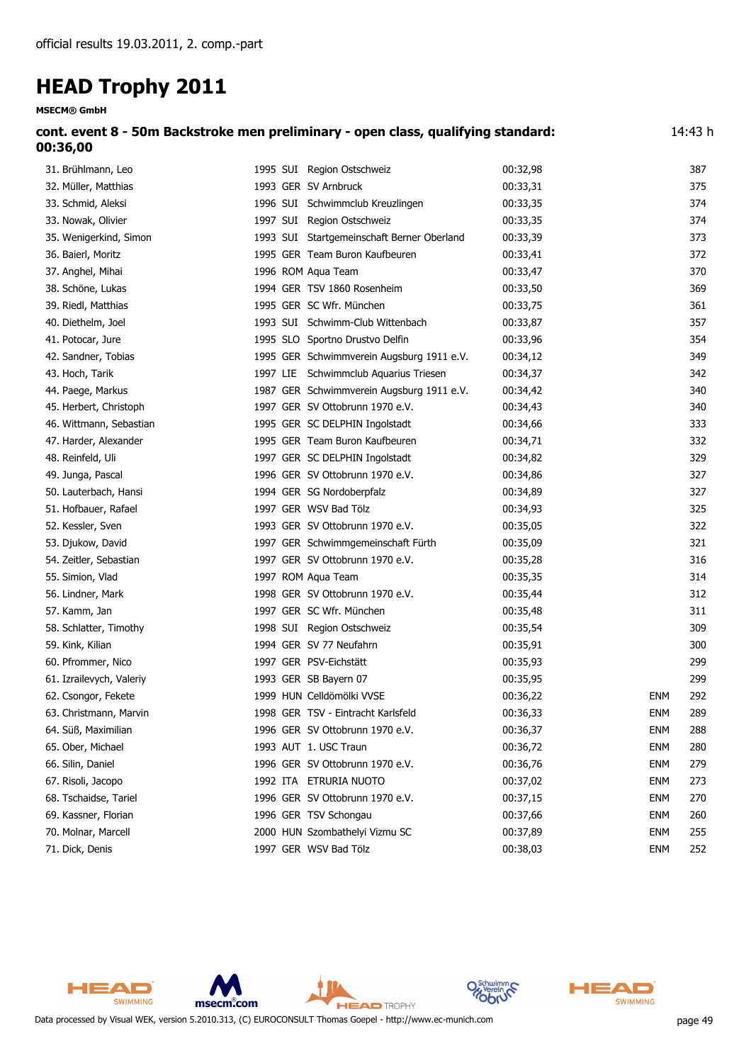official results 19.03.2011, 2. comp.-part

# HEAD Trophy 2011

**MSECM® GmbH**

**cont. event 8 - 50m Backstroke men preliminary - open class, qualifying standard: 00:36,00** 14:43 h

| Rank | Name | Year | Nation | Club | Time | | Points |
|---|---|---|---|---|---|---|---|
| 31. | Brühlmann, Leo | 1995 | SUI | Region Ostschweiz | 00:32,98 | | 387 |
| 32. | Müller, Matthias | 1993 | GER | SV Arnbruck | 00:33,31 | | 375 |
| 33. | Schmid, Aleksi | 1996 | SUI | Schwimmclub Kreuzlingen | 00:33,35 | | 374 |
| 33. | Nowak, Olivier | 1997 | SUI | Region Ostschweiz | 00:33,35 | | 374 |
| 35. | Wenigerkind, Simon | 1993 | SUI | Startgemeinschaft Berner Oberland | 00:33,39 | | 373 |
| 36. | Baierl, Moritz | 1995 | GER | Team Buron Kaufbeuren | 00:33,41 | | 372 |
| 37. | Anghel, Mihai | 1996 | ROM | Aqua Team | 00:33,47 | | 370 |
| 38. | Schöne, Lukas | 1994 | GER | TSV 1860 Rosenheim | 00:33,50 | | 369 |
| 39. | Riedl, Matthias | 1995 | GER | SC Wfr. München | 00:33,75 | | 361 |
| 40. | Diethelm, Joel | 1993 | SUI | Schwimm-Club Wittenbach | 00:33,87 | | 357 |
| 41. | Potocar, Jure | 1995 | SLO | Sportno Drustvo Delfin | 00:33,96 | | 354 |
| 42. | Sandner, Tobias | 1995 | GER | Schwimmverein Augsburg 1911 e.V. | 00:34,12 | | 349 |
| 43. | Hoch, Tarik | 1997 | LIE | Schwimmclub Aquarius Triesen | 00:34,37 | | 342 |
| 44. | Paege, Markus | 1987 | GER | Schwimmverein Augsburg 1911 e.V. | 00:34,42 | | 340 |
| 45. | Herbert, Christoph | 1997 | GER | SV Ottobrunn 1970 e.V. | 00:34,43 | | 340 |
| 46. | Wittmann, Sebastian | 1995 | GER | SC DELPHIN Ingolstadt | 00:34,66 | | 333 |
| 47. | Harder, Alexander | 1995 | GER | Team Buron Kaufbeuren | 00:34,71 | | 332 |
| 48. | Reinfeld, Uli | 1997 | GER | SC DELPHIN Ingolstadt | 00:34,82 | | 329 |
| 49. | Junga, Pascal | 1996 | GER | SV Ottobrunn 1970 e.V. | 00:34,86 | | 327 |
| 50. | Lauterbach, Hansi | 1994 | GER | SG Nordoberpfalz | 00:34,89 | | 327 |
| 51. | Hofbauer, Rafael | 1997 | GER | WSV Bad Tölz | 00:34,93 | | 325 |
| 52. | Kessler, Sven | 1993 | GER | SV Ottobrunn 1970 e.V. | 00:35,05 | | 322 |
| 53. | Djukow, David | 1997 | GER | Schwimmgemeinschaft Fürth | 00:35,09 | | 321 |
| 54. | Zeitler, Sebastian | 1997 | GER | SV Ottobrunn 1970 e.V. | 00:35,28 | | 316 |
| 55. | Simion, Vlad | 1997 | ROM | Aqua Team | 00:35,35 | | 314 |
| 56. | Lindner, Mark | 1998 | GER | SV Ottobrunn 1970 e.V. | 00:35,44 | | 312 |
| 57. | Kamm, Jan | 1997 | GER | SC Wfr. München | 00:35,48 | | 311 |
| 58. | Schlatter, Timothy | 1998 | SUI | Region Ostschweiz | 00:35,54 | | 309 |
| 59. | Kink, Kilian | 1994 | GER | SV 77 Neufahrn | 00:35,91 | | 300 |
| 60. | Pfrommer, Nico | 1997 | GER | PSV-Eichstätt | 00:35,93 | | 299 |
| 61. | Izrailevych, Valeriy | 1993 | GER | SB Bayern 07 | 00:35,95 | | 299 |
| 62. | Csongor, Fekete | 1999 | HUN | Celldömölki VVSE | 00:36,22 | ENM | 292 |
| 63. | Christmann, Marvin | 1998 | GER | TSV - Eintracht Karlsfeld | 00:36,33 | ENM | 289 |
| 64. | Süß, Maximilian | 1996 | GER | SV Ottobrunn 1970 e.V. | 00:36,37 | ENM | 288 |
| 65. | Ober, Michael | 1993 | AUT | 1. USC Traun | 00:36,72 | ENM | 280 |
| 66. | Silin, Daniel | 1996 | GER | SV Ottobrunn 1970 e.V. | 00:36,76 | ENM | 279 |
| 67. | Risoli, Jacopo | 1992 | ITA | ETRURIA NUOTO | 00:37,02 | ENM | 273 |
| 68. | Tschaidse, Tariel | 1996 | GER | SV Ottobrunn 1970 e.V. | 00:37,15 | ENM | 270 |
| 69. | Kassner, Florian | 1996 | GER | TSV Schongau | 00:37,66 | ENM | 260 |
| 70. | Molnar, Marcell | 2000 | HUN | Szombathelyi Vizmu SC | 00:37,89 | ENM | 255 |
| 71. | Dick, Denis | 1997 | GER | WSV Bad Tölz | 00:38,03 | ENM | 252 |

Data processed by Visual WEK, version 5.2010.313, (C) EUROCONSULT Thomas Goepel - http://www.ec-munich.com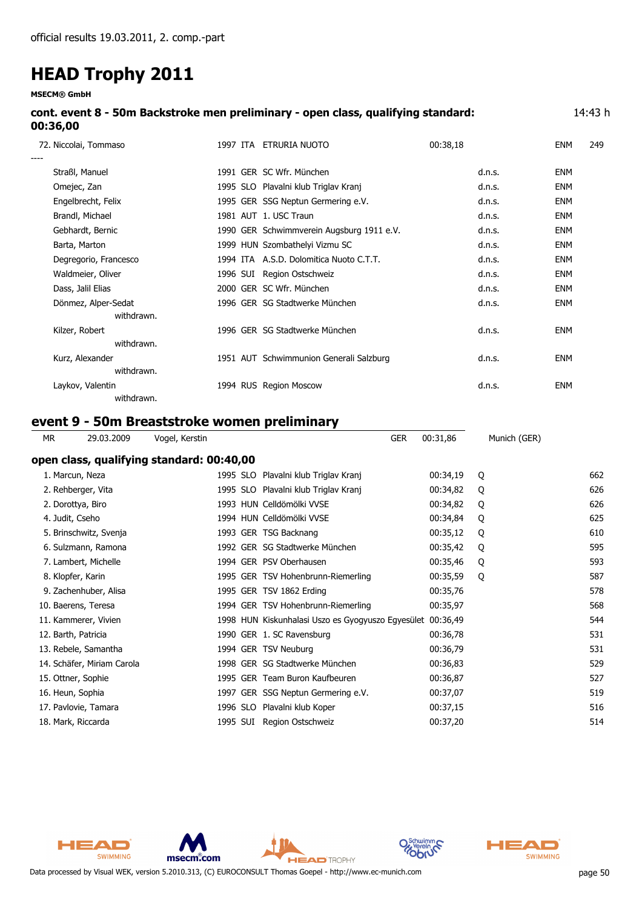official results 19.03.2011, 2. comp.-part

# HEAD Trophy 2011

**MSECM® GmbH**

### cont. event 8 - 50m Backstroke men preliminary - open class, qualifying standard: 00:36,00

14:43 h

| Rank | Name | Year | Nat | Club | Time | | | Points |
|---|---|---|---|---|---|---|---|---|
| 72. | Niccolai, Tommaso | 1997 | ITA | ETRURIA NUOTO | 00:38,18 | | ENM | 249 |
| ---- | | | | | | | | |
| | Straßl, Manuel | 1991 | GER | SC Wfr. München | | d.n.s. | ENM | |
| | Omejec, Zan | 1995 | SLO | Plavalni klub Triglav Kranj | | d.n.s. | ENM | |
| | Engelbrecht, Felix | 1995 | GER | SSG Neptun Germering e.V. | | d.n.s. | ENM | |
| | Brandl, Michael | 1981 | AUT | 1. USC Traun | | d.n.s. | ENM | |
| | Gebhardt, Bernic | 1990 | GER | Schwimmverein Augsburg 1911 e.V. | | d.n.s. | ENM | |
| | Barta, Marton | 1999 | HUN | Szombathelyi Vizmu SC | | d.n.s. | ENM | |
| | Degregorio, Francesco | 1994 | ITA | A.S.D. Dolomitica Nuoto C.T.T. | | d.n.s. | ENM | |
| | Waldmeier, Oliver | 1996 | SUI | Region Ostschweiz | | d.n.s. | ENM | |
| | Dass, Jalil Elias | 2000 | GER | SC Wfr. München | | d.n.s. | ENM | |
| | Dönmez, Alper-Sedat (withdrawn.) | 1996 | GER | SG Stadtwerke München | | d.n.s. | ENM | |
| | Kilzer, Robert (withdrawn.) | 1996 | GER | SG Stadtwerke München | | d.n.s. | ENM | |
| | Kurz, Alexander (withdrawn.) | 1951 | AUT | Schwimmunion Generali Salzburg | | d.n.s. | ENM | |
| | Laykov, Valentin (withdrawn.) | 1994 | RUS | Region Moscow | | d.n.s. | ENM | |

## event 9 - 50m Breaststroke women preliminary

MR 29.03.2009 Vogel, Kerstin GER 00:31,86 Munich (GER)

### open class, qualifying standard: 00:40,00

| Rank | Name | Year | Nat | Club | Time | Q | Points |
|---|---|---|---|---|---|---|---|
| 1. | Marcun, Neza | 1995 | SLO | Plavalni klub Triglav Kranj | 00:34,19 | Q | 662 |
| 2. | Rehberger, Vita | 1995 | SLO | Plavalni klub Triglav Kranj | 00:34,82 | Q | 626 |
| 2. | Dorottya, Biro | 1993 | HUN | Celldömölki VVSE | 00:34,82 | Q | 626 |
| 4. | Judit, Cseho | 1994 | HUN | Celldömölki VVSE | 00:34,84 | Q | 625 |
| 5. | Brinschwitz, Svenja | 1993 | GER | TSG Backnang | 00:35,12 | Q | 610 |
| 6. | Sulzmann, Ramona | 1992 | GER | SG Stadtwerke München | 00:35,42 | Q | 595 |
| 7. | Lambert, Michelle | 1994 | GER | PSV Oberhausen | 00:35,46 | Q | 593 |
| 8. | Klopfer, Karin | 1995 | GER | TSV Hohenbrunn-Riemerling | 00:35,59 | Q | 587 |
| 9. | Zachenhuber, Alisa | 1995 | GER | TSV 1862 Erding | 00:35,76 | | 578 |
| 10. | Baerens, Teresa | 1994 | GER | TSV Hohenbrunn-Riemerling | 00:35,97 | | 568 |
| 11. | Kammerer, Vivien | 1998 | HUN | Kiskunhalasi Uszo es Gyogyuszo Egyesület | 00:36,49 | | 544 |
| 12. | Barth, Patricia | 1990 | GER | 1. SC Ravensburg | 00:36,78 | | 531 |
| 13. | Rebele, Samantha | 1994 | GER | TSV Neuburg | 00:36,79 | | 531 |
| 14. | Schäfer, Miriam Carola | 1998 | GER | SG Stadtwerke München | 00:36,83 | | 529 |
| 15. | Ottner, Sophie | 1995 | GER | Team Buron Kaufbeuren | 00:36,87 | | 527 |
| 16. | Heun, Sophia | 1997 | GER | SSG Neptun Germering e.V. | 00:37,07 | | 519 |
| 17. | Pavlovie, Tamara | 1996 | SLO | Plavalni klub Koper | 00:37,15 | | 516 |
| 18. | Mark, Riccarda | 1995 | SUI | Region Ostschweiz | 00:37,20 | | 514 |

Data processed by Visual WEK, version 5.2010.313, (C) EUROCONSULT Thomas Goepel - http://www.ec-munich.com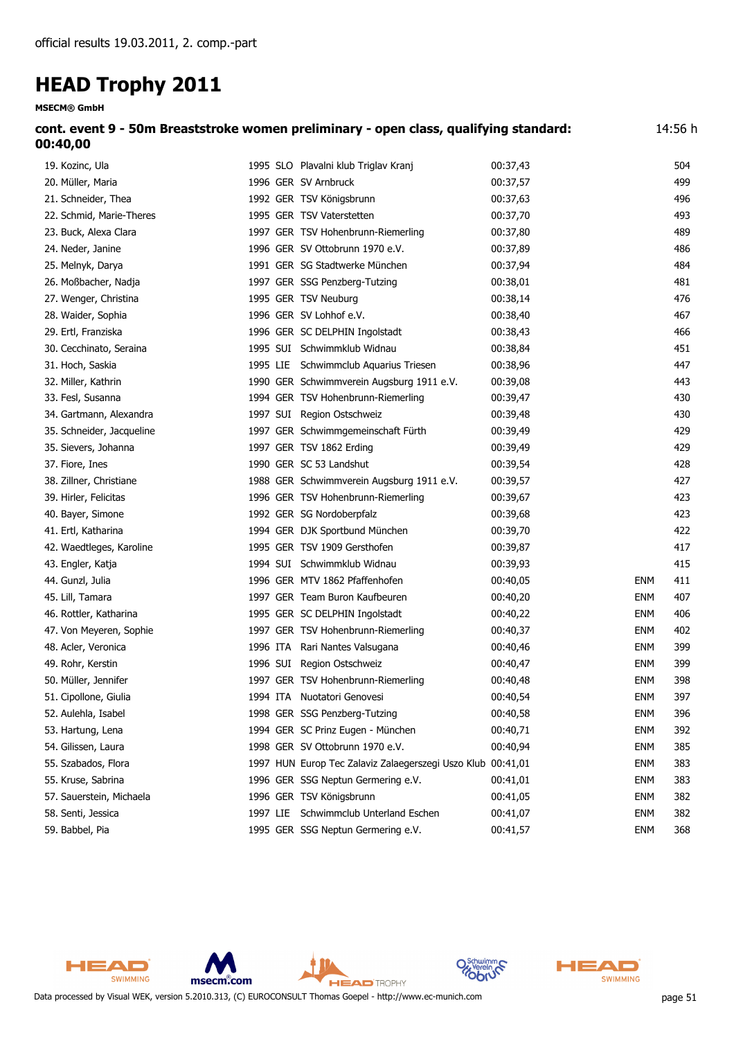official results 19.03.2011, 2. comp.-part

# HEAD Trophy 2011

**MSECM® GmbH**

**cont. event 9 - 50m Breaststroke women preliminary - open class, qualifying standard: 00:40,00** 14:56 h

| Rank | Name | YoB | Nat | Club | Time | | Points |
|---|---|---|---|---|---|---|---|
| 19. | Kozinc, Ula | 1995 | SLO | Plavalni klub Triglav Kranj | 00:37,43 | | 504 |
| 20. | Müller, Maria | 1996 | GER | SV Arnbruck | 00:37,57 | | 499 |
| 21. | Schneider, Thea | 1992 | GER | TSV Königsbrunn | 00:37,63 | | 496 |
| 22. | Schmid, Marie-Theres | 1995 | GER | TSV Vaterstetten | 00:37,70 | | 493 |
| 23. | Buck, Alexa Clara | 1997 | GER | TSV Hohenbrunn-Riemerling | 00:37,80 | | 489 |
| 24. | Neder, Janine | 1996 | GER | SV Ottobrunn 1970 e.V. | 00:37,89 | | 486 |
| 25. | Melnyk, Darya | 1991 | GER | SG Stadtwerke München | 00:37,94 | | 484 |
| 26. | Moßbacher, Nadja | 1997 | GER | SSG Penzberg-Tutzing | 00:38,01 | | 481 |
| 27. | Wenger, Christina | 1995 | GER | TSV Neuburg | 00:38,14 | | 476 |
| 28. | Waider, Sophia | 1996 | GER | SV Lohhof e.V. | 00:38,40 | | 467 |
| 29. | Ertl, Franziska | 1996 | GER | SC DELPHIN Ingolstadt | 00:38,43 | | 466 |
| 30. | Cecchinato, Seraina | 1995 | SUI | Schwimmklub Widnau | 00:38,84 | | 451 |
| 31. | Hoch, Saskia | 1995 | LIE | Schwimmclub Aquarius Triesen | 00:38,96 | | 447 |
| 32. | Miller, Kathrin | 1990 | GER | Schwimmverein Augsburg 1911 e.V. | 00:39,08 | | 443 |
| 33. | Fesl, Susanna | 1994 | GER | TSV Hohenbrunn-Riemerling | 00:39,47 | | 430 |
| 34. | Gartmann, Alexandra | 1997 | SUI | Region Ostschweiz | 00:39,48 | | 430 |
| 35. | Schneider, Jacqueline | 1997 | GER | Schwimmgemeinschaft Fürth | 00:39,49 | | 429 |
| 35. | Sievers, Johanna | 1997 | GER | TSV 1862 Erding | 00:39,49 | | 429 |
| 37. | Fiore, Ines | 1990 | GER | SC 53 Landshut | 00:39,54 | | 428 |
| 38. | Zillner, Christiane | 1988 | GER | Schwimmverein Augsburg 1911 e.V. | 00:39,57 | | 427 |
| 39. | Hirler, Felicitas | 1996 | GER | TSV Hohenbrunn-Riemerling | 00:39,67 | | 423 |
| 40. | Bayer, Simone | 1992 | GER | SG Nordoberpfalz | 00:39,68 | | 423 |
| 41. | Ertl, Katharina | 1994 | GER | DJK Sportbund München | 00:39,70 | | 422 |
| 42. | Waedtleges, Karoline | 1995 | GER | TSV 1909 Gersthofen | 00:39,87 | | 417 |
| 43. | Engler, Katja | 1994 | SUI | Schwimmklub Widnau | 00:39,93 | | 415 |
| 44. | Gunzl, Julia | 1996 | GER | MTV 1862 Pfaffenhofen | 00:40,05 | ENM | 411 |
| 45. | Lill, Tamara | 1997 | GER | Team Buron Kaufbeuren | 00:40,20 | ENM | 407 |
| 46. | Rottler, Katharina | 1995 | GER | SC DELPHIN Ingolstadt | 00:40,22 | ENM | 406 |
| 47. | Von Meyeren, Sophie | 1997 | GER | TSV Hohenbrunn-Riemerling | 00:40,37 | ENM | 402 |
| 48. | Acler, Veronica | 1996 | ITA | Rari Nantes Valsugana | 00:40,46 | ENM | 399 |
| 49. | Rohr, Kerstin | 1996 | SUI | Region Ostschweiz | 00:40,47 | ENM | 399 |
| 50. | Müller, Jennifer | 1997 | GER | TSV Hohenbrunn-Riemerling | 00:40,48 | ENM | 398 |
| 51. | Cipollone, Giulia | 1994 | ITA | Nuotatori Genovesi | 00:40,54 | ENM | 397 |
| 52. | Aulehla, Isabel | 1998 | GER | SSG Penzberg-Tutzing | 00:40,58 | ENM | 396 |
| 53. | Hartung, Lena | 1994 | GER | SC Prinz Eugen - München | 00:40,71 | ENM | 392 |
| 54. | Gilissen, Laura | 1998 | GER | SV Ottobrunn 1970 e.V. | 00:40,94 | ENM | 385 |
| 55. | Szabados, Flora | 1997 | HUN | Europ Tec Zalaviz Zalaegerszegi Uszo Klub | 00:41,01 | ENM | 383 |
| 55. | Kruse, Sabrina | 1996 | GER | SSG Neptun Germering e.V. | 00:41,01 | ENM | 383 |
| 57. | Sauerstein, Michaela | 1996 | GER | TSV Königsbrunn | 00:41,05 | ENM | 382 |
| 58. | Senti, Jessica | 1997 | LIE | Schwimmclub Unterland Eschen | 00:41,07 | ENM | 382 |
| 59. | Babbel, Pia | 1995 | GER | SSG Neptun Germering e.V. | 00:41,57 | ENM | 368 |

Data processed by Visual WEK, version 5.2010.313, (C) EUROCONSULT Thomas Goepel - http://www.ec-munich.com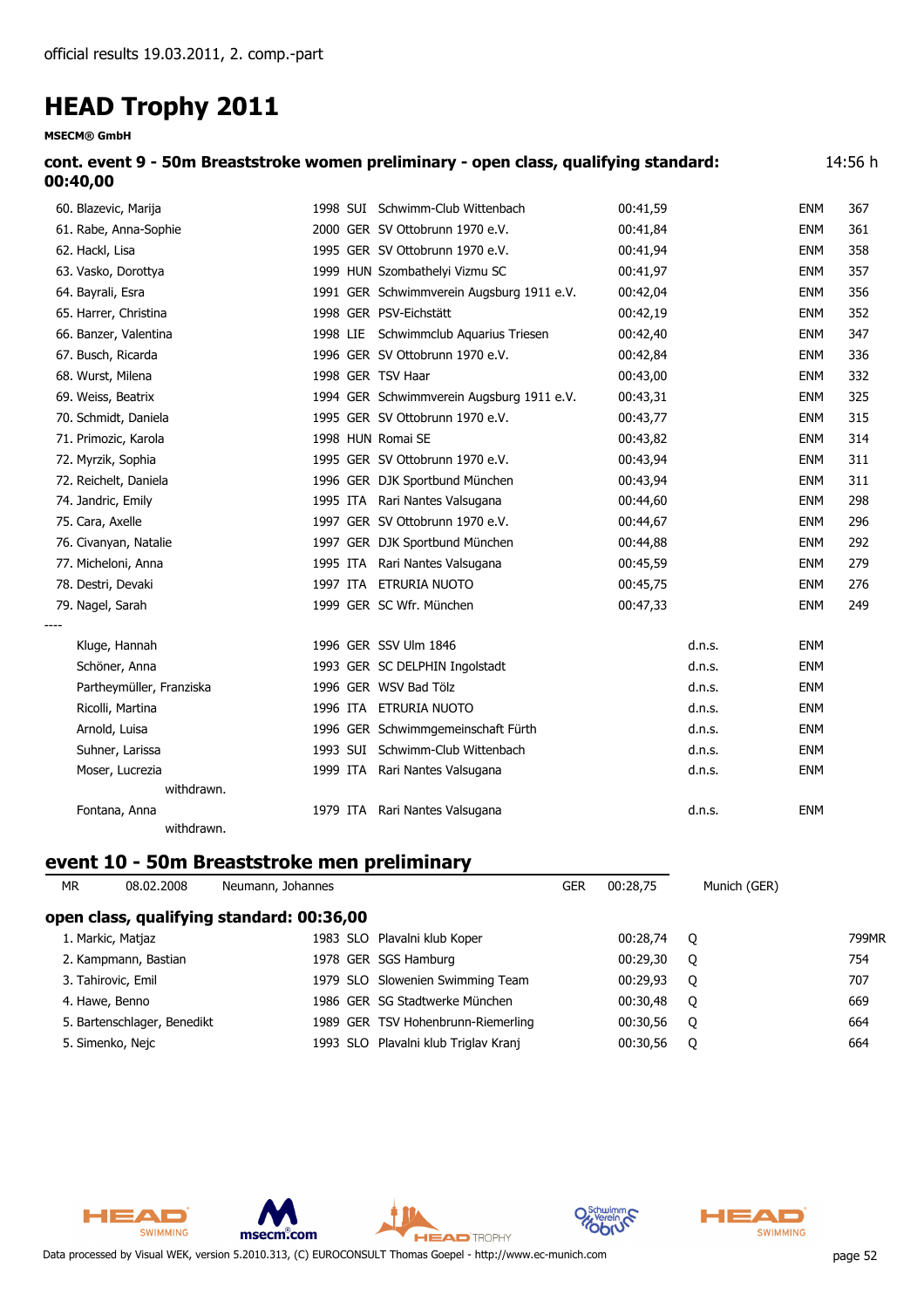official results 19.03.2011, 2. comp.-part

# HEAD Trophy 2011

**MSECM® GmbH**

### cont. event 9 - 50m Breaststroke women preliminary - open class, qualifying standard: 00:40,00

14:56 h

| Place | Name | YOB | Nat | Club | Time | Status | | Points |
|---|---|---|---|---|---|---|---|---|
| 60. | Blazevic, Marija | 1998 | SUI | Schwimm-Club Wittenbach | 00:41,59 | | ENM | 367 |
| 61. | Rabe, Anna-Sophie | 2000 | GER | SV Ottobrunn 1970 e.V. | 00:41,84 | | ENM | 361 |
| 62. | Hackl, Lisa | 1995 | GER | SV Ottobrunn 1970 e.V. | 00:41,94 | | ENM | 358 |
| 63. | Vasko, Dorottya | 1999 | HUN | Szombathelyi Vizmu SC | 00:41,97 | | ENM | 357 |
| 64. | Bayrali, Esra | 1991 | GER | Schwimmverein Augsburg 1911 e.V. | 00:42,04 | | ENM | 356 |
| 65. | Harrer, Christina | 1998 | GER | PSV-Eichstätt | 00:42,19 | | ENM | 352 |
| 66. | Banzer, Valentina | 1998 | LIE | Schwimmclub Aquarius Triesen | 00:42,40 | | ENM | 347 |
| 67. | Busch, Ricarda | 1996 | GER | SV Ottobrunn 1970 e.V. | 00:42,84 | | ENM | 336 |
| 68. | Wurst, Milena | 1998 | GER | TSV Haar | 00:43,00 | | ENM | 332 |
| 69. | Weiss, Beatrix | 1994 | GER | Schwimmverein Augsburg 1911 e.V. | 00:43,31 | | ENM | 325 |
| 70. | Schmidt, Daniela | 1995 | GER | SV Ottobrunn 1970 e.V. | 00:43,77 | | ENM | 315 |
| 71. | Primozic, Karola | 1998 | HUN | Romai SE | 00:43,82 | | ENM | 314 |
| 72. | Myrzik, Sophia | 1995 | GER | SV Ottobrunn 1970 e.V. | 00:43,94 | | ENM | 311 |
| 72. | Reichelt, Daniela | 1996 | GER | DJK Sportbund München | 00:43,94 | | ENM | 311 |
| 74. | Jandric, Emily | 1995 | ITA | Rari Nantes Valsugana | 00:44,60 | | ENM | 298 |
| 75. | Cara, Axelle | 1997 | GER | SV Ottobrunn 1970 e.V. | 00:44,67 | | ENM | 296 |
| 76. | Civanyan, Natalie | 1997 | GER | DJK Sportbund München | 00:44,88 | | ENM | 292 |
| 77. | Micheloni, Anna | 1995 | ITA | Rari Nantes Valsugana | 00:45,59 | | ENM | 279 |
| 78. | Destri, Devaki | 1997 | ITA | ETRURIA NUOTO | 00:45,75 | | ENM | 276 |
| 79. | Nagel, Sarah | 1999 | GER | SC Wfr. München | 00:47,33 | | ENM | 249 |
| ---- | | | | | | | | |
| | Kluge, Hannah | 1996 | GER | SSV Ulm 1846 | | d.n.s. | ENM | |
| | Schöner, Anna | 1993 | GER | SC DELPHIN Ingolstadt | | d.n.s. | ENM | |
| | Partheymüller, Franziska | 1996 | GER | WSV Bad Tölz | | d.n.s. | ENM | |
| | Ricolli, Martina | 1996 | ITA | ETRURIA NUOTO | | d.n.s. | ENM | |
| | Arnold, Luisa | 1996 | GER | Schwimmgemeinschaft Fürth | | d.n.s. | ENM | |
| | Suhner, Larissa | 1993 | SUI | Schwimm-Club Wittenbach | | d.n.s. | ENM | |
| | Moser, Lucrezia (withdrawn.) | 1999 | ITA | Rari Nantes Valsugana | | d.n.s. | ENM | |
| | Fontana, Anna (withdrawn.) | 1979 | ITA | Rari Nantes Valsugana | | d.n.s. | ENM | |

## event 10 - 50m Breaststroke men preliminary

MR 08.02.2008 Neumann, Johannes GER 00:28,75 Munich (GER)

### open class, qualifying standard: 00:36,00

| Place | Name | YOB | Nat | Club | Time | Status | Points |
|---|---|---|---|---|---|---|---|
| 1. | Markic, Matjaz | 1983 | SLO | Plavalni klub Koper | 00:28,74 | Q | 799MR |
| 2. | Kampmann, Bastian | 1978 | GER | SGS Hamburg | 00:29,30 | Q | 754 |
| 3. | Tahirovic, Emil | 1979 | SLO | Slowenien Swimming Team | 00:29,93 | Q | 707 |
| 4. | Hawe, Benno | 1986 | GER | SG Stadtwerke München | 00:30,48 | Q | 669 |
| 5. | Bartenschlager, Benedikt | 1989 | GER | TSV Hohenbrunn-Riemerling | 00:30,56 | Q | 664 |
| 5. | Simenko, Nejc | 1993 | SLO | Plavalni klub Triglav Kranj | 00:30,56 | Q | 664 |

Data processed by Visual WEK, version 5.2010.313, (C) EUROCONSULT Thomas Goepel - http://www.ec-munich.com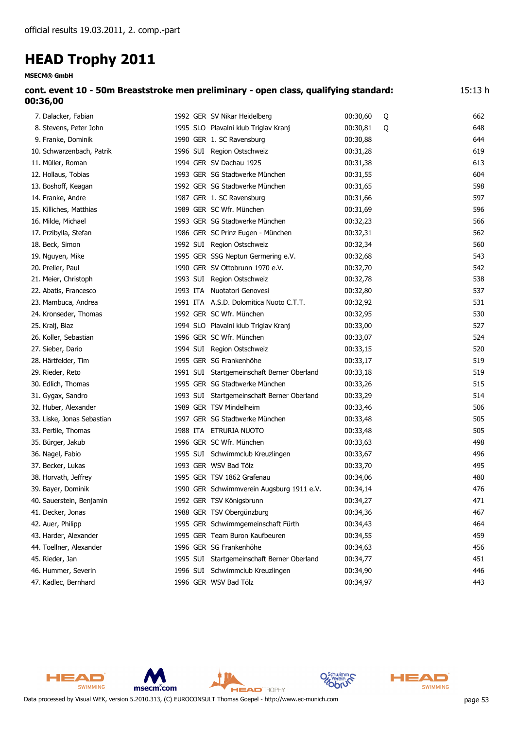official results 19.03.2011, 2. comp.-part

# HEAD Trophy 2011

**MSECM® GmbH**

### cont. event 10 - 50m Breaststroke men preliminary - open class, qualifying standard: 00:36,00

15:13 h

| Rank | Name | Year | Nat | Club | Time | Q | Points |
|---|---|---|---|---|---|---|---|
| 7. | Dalacker, Fabian | 1992 | GER | SV Nikar Heidelberg | 00:30,60 | Q | 662 |
| 8. | Stevens, Peter John | 1995 | SLO | Plavalni klub Triglav Kranj | 00:30,81 | Q | 648 |
| 9. | Franke, Dominik | 1990 | GER | 1. SC Ravensburg | 00:30,88 | | 644 |
| 10. | Schwarzenbach, Patrik | 1996 | SUI | Region Ostschweiz | 00:31,28 | | 619 |
| 11. | Müller, Roman | 1994 | GER | SV Dachau 1925 | 00:31,38 | | 613 |
| 12. | Hollaus, Tobias | 1993 | GER | SG Stadtwerke München | 00:31,55 | | 604 |
| 13. | Boshoff, Keagan | 1992 | GER | SG Stadtwerke München | 00:31,65 | | 598 |
| 14. | Franke, Andre | 1987 | GER | 1. SC Ravensburg | 00:31,66 | | 597 |
| 15. | Killiches, Matthias | 1989 | GER | SC Wfr. München | 00:31,69 | | 596 |
| 16. | Milde, Michael | 1993 | GER | SG Stadtwerke München | 00:32,23 | | 566 |
| 17. | Przibylla, Stefan | 1986 | GER | SC Prinz Eugen - München | 00:32,31 | | 562 |
| 18. | Beck, Simon | 1992 | SUI | Region Ostschweiz | 00:32,34 | | 560 |
| 19. | Nguyen, Mike | 1995 | GER | SSG Neptun Germering e.V. | 00:32,68 | | 543 |
| 20. | Preller, Paul | 1990 | GER | SV Ottobrunn 1970 e.V. | 00:32,70 | | 542 |
| 21. | Meier, Christoph | 1993 | SUI | Region Ostschweiz | 00:32,78 | | 538 |
| 22. | Abatis, Francesco | 1993 | ITA | Nuotatori Genovesi | 00:32,80 | | 537 |
| 23. | Mambuca, Andrea | 1991 | ITA | A.S.D. Dolomitica Nuoto C.T.T. | 00:32,92 | | 531 |
| 24. | Kronseder, Thomas | 1992 | GER | SC Wfr. München | 00:32,95 | | 530 |
| 25. | Kralj, Blaz | 1994 | SLO | Plavalni klub Triglav Kranj | 00:33,00 | | 527 |
| 26. | Koller, Sebastian | 1996 | GER | SC Wfr. München | 00:33,07 | | 524 |
| 27. | Sieber, Dario | 1994 | SUI | Region Ostschweiz | 00:33,15 | | 520 |
| 28. | Härtfelder, Tim | 1995 | GER | SG Frankenhöhe | 00:33,17 | | 519 |
| 29. | Rieder, Reto | 1991 | SUI | Startgemeinschaft Berner Oberland | 00:33,18 | | 519 |
| 30. | Edlich, Thomas | 1995 | GER | SG Stadtwerke München | 00:33,26 | | 515 |
| 31. | Gygax, Sandro | 1993 | SUI | Startgemeinschaft Berner Oberland | 00:33,29 | | 514 |
| 32. | Huber, Alexander | 1989 | GER | TSV Mindelheim | 00:33,46 | | 506 |
| 33. | Liske, Jonas Sebastian | 1997 | GER | SG Stadtwerke München | 00:33,48 | | 505 |
| 33. | Pertile, Thomas | 1988 | ITA | ETRURIA NUOTO | 00:33,48 | | 505 |
| 35. | Bürger, Jakub | 1996 | GER | SC Wfr. München | 00:33,63 | | 498 |
| 36. | Nagel, Fabio | 1995 | SUI | Schwimmclub Kreuzlingen | 00:33,67 | | 496 |
| 37. | Becker, Lukas | 1993 | GER | WSV Bad Tölz | 00:33,70 | | 495 |
| 38. | Horvath, Jeffrey | 1995 | GER | TSV 1862 Grafenau | 00:34,06 | | 480 |
| 39. | Bayer, Dominik | 1990 | GER | Schwimmverein Augsburg 1911 e.V. | 00:34,14 | | 476 |
| 40. | Sauerstein, Benjamin | 1992 | GER | TSV Königsbrunn | 00:34,27 | | 471 |
| 41. | Decker, Jonas | 1988 | GER | TSV Obergünzburg | 00:34,36 | | 467 |
| 42. | Auer, Philipp | 1995 | GER | Schwimmgemeinschaft Fürth | 00:34,43 | | 464 |
| 43. | Harder, Alexander | 1995 | GER | Team Buron Kaufbeuren | 00:34,55 | | 459 |
| 44. | Toellner, Alexander | 1996 | GER | SG Frankenhöhe | 00:34,63 | | 456 |
| 45. | Rieder, Jan | 1995 | SUI | Startgemeinschaft Berner Oberland | 00:34,77 | | 451 |
| 46. | Hummer, Severin | 1996 | SUI | Schwimmclub Kreuzlingen | 00:34,90 | | 446 |
| 47. | Kadlec, Bernhard | 1996 | GER | WSV Bad Tölz | 00:34,97 | | 443 |

Data processed by Visual WEK, version 5.2010.313, (C) EUROCONSULT Thomas Goepel - http://www.ec-munich.com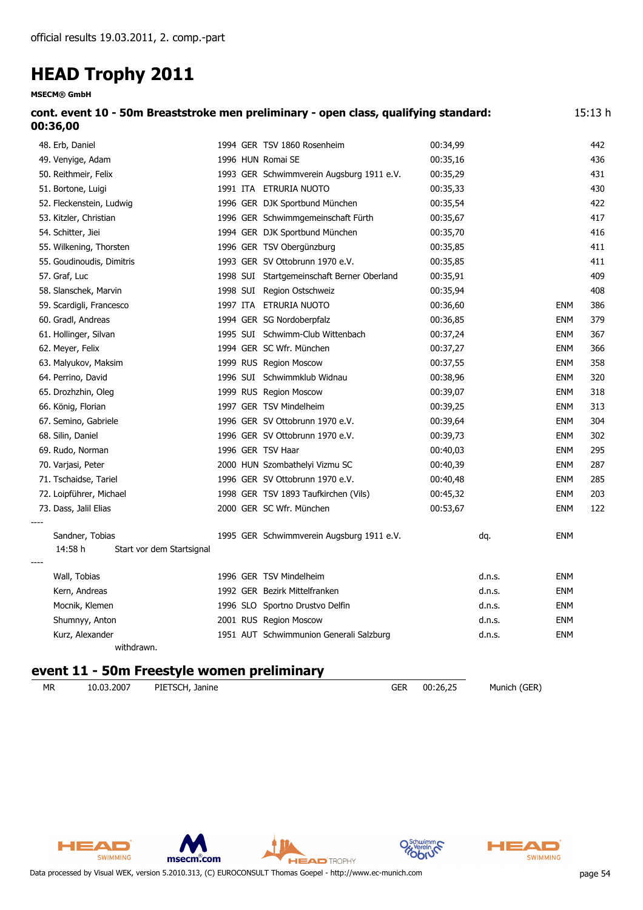official results 19.03.2011, 2. comp.-part

# HEAD Trophy 2011

**MSECM® GmbH**

### cont. event 10 - 50m Breaststroke men preliminary - open class, qualifying standard: 00:36,00

15:13 h

| Place | Name | Year | Nation | Club | Time | Status | Remark | Points |
|---|---|---|---|---|---|---|---|---|
| 48. | Erb, Daniel | 1994 | GER | TSV 1860 Rosenheim | 00:34,99 | | | 442 |
| 49. | Venyige, Adam | 1996 | HUN | Romai SE | 00:35,16 | | | 436 |
| 50. | Reithmeir, Felix | 1993 | GER | Schwimmverein Augsburg 1911 e.V. | 00:35,29 | | | 431 |
| 51. | Bortone, Luigi | 1991 | ITA | ETRURIA NUOTO | 00:35,33 | | | 430 |
| 52. | Fleckenstein, Ludwig | 1996 | GER | DJK Sportbund München | 00:35,54 | | | 422 |
| 53. | Kitzler, Christian | 1996 | GER | Schwimmgemeinschaft Fürth | 00:35,67 | | | 417 |
| 54. | Schitter, Jiei | 1994 | GER | DJK Sportbund München | 00:35,70 | | | 416 |
| 55. | Wilkening, Thorsten | 1996 | GER | TSV Obergünzburg | 00:35,85 | | | 411 |
| 55. | Goudinoudis, Dimitris | 1993 | GER | SV Ottobrunn 1970 e.V. | 00:35,85 | | | 411 |
| 57. | Graf, Luc | 1998 | SUI | Startgemeinschaft Berner Oberland | 00:35,91 | | | 409 |
| 58. | Slanschek, Marvin | 1998 | SUI | Region Ostschweiz | 00:35,94 | | | 408 |
| 59. | Scardigli, Francesco | 1997 | ITA | ETRURIA NUOTO | 00:36,60 | | ENM | 386 |
| 60. | Gradl, Andreas | 1994 | GER | SG Nordoberpfalz | 00:36,85 | | ENM | 379 |
| 61. | Hollinger, Silvan | 1995 | SUI | Schwimm-Club Wittenbach | 00:37,24 | | ENM | 367 |
| 62. | Meyer, Felix | 1994 | GER | SC Wfr. München | 00:37,27 | | ENM | 366 |
| 63. | Malyukov, Maksim | 1999 | RUS | Region Moscow | 00:37,55 | | ENM | 358 |
| 64. | Perrino, David | 1996 | SUI | Schwimmklub Widnau | 00:38,96 | | ENM | 320 |
| 65. | Drozhzhin, Oleg | 1999 | RUS | Region Moscow | 00:39,07 | | ENM | 318 |
| 66. | König, Florian | 1997 | GER | TSV Mindelheim | 00:39,25 | | ENM | 313 |
| 67. | Semino, Gabriele | 1996 | GER | SV Ottobrunn 1970 e.V. | 00:39,64 | | ENM | 304 |
| 68. | Silin, Daniel | 1996 | GER | SV Ottobrunn 1970 e.V. | 00:39,73 | | ENM | 302 |
| 69. | Rudo, Norman | 1996 | GER | TSV Haar | 00:40,03 | | ENM | 295 |
| 70. | Varjasi, Peter | 2000 | HUN | Szombathelyi Vizmu SC | 00:40,39 | | ENM | 287 |
| 71. | Tschaidse, Tariel | 1996 | GER | SV Ottobrunn 1970 e.V. | 00:40,48 | | ENM | 285 |
| 72. | Loipführer, Michael | 1998 | GER | TSV 1893 Taufkirchen (Vils) | 00:45,32 | | ENM | 203 |
| 73. | Dass, Jalil Elias | 2000 | GER | SC Wfr. München | 00:53,67 | | ENM | 122 |

----

| Name | Year | Nation | Club | Status | Remark |
|---|---|---|---|---|---|
| Sandner, Tobias | 1995 | GER | Schwimmverein Augsburg 1911 e.V. | dq. | ENM |

14:58 h Start vor dem Startsignal

----

| Name | Year | Nation | Club | Status | Remark |
|---|---|---|---|---|---|
| Wall, Tobias | 1996 | GER | TSV Mindelheim | d.n.s. | ENM |
| Kern, Andreas | 1992 | GER | Bezirk Mittelfranken | d.n.s. | ENM |
| Mocnik, Klemen | 1996 | SLO | Sportno Drustvo Delfin | d.n.s. | ENM |
| Shumnyy, Anton | 2001 | RUS | Region Moscow | d.n.s. | ENM |
| Kurz, Alexander | 1951 | AUT | Schwimmunion Generali Salzburg | d.n.s. | ENM |

withdrawn.

### event 11 - 50m Freestyle women preliminary

| MR | 10.03.2007 | PIETSCH, Janine | GER | 00:26,25 | Munich (GER) |
|---|---|---|---|---|---|

Data processed by Visual WEK, version 5.2010.313, (C) EUROCONSULT Thomas Goepel - http://www.ec-munich.com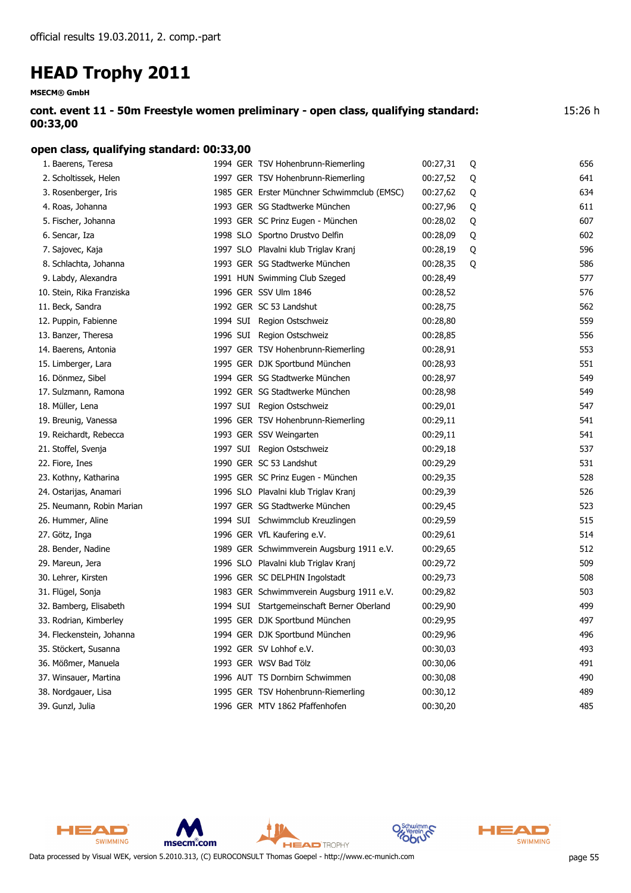official results 19.03.2011, 2. comp.-part

# HEAD Trophy 2011

**MSECM® GmbH**

**cont. event 11 - 50m Freestyle women preliminary - open class, qualifying standard: 00:33,00** 15:26 h

### open class, qualifying standard: 00:33,00

| Rank | Name | Year | Nat | Club | Time | Q | Points |
|---|---|---|---|---|---|---|---|
| 1. | Baerens, Teresa | 1994 | GER | TSV Hohenbrunn-Riemerling | 00:27,31 | Q | 656 |
| 2. | Scholtissek, Helen | 1997 | GER | TSV Hohenbrunn-Riemerling | 00:27,52 | Q | 641 |
| 3. | Rosenberger, Iris | 1985 | GER | Erster Münchner Schwimmclub (EMSC) | 00:27,62 | Q | 634 |
| 4. | Roas, Johanna | 1993 | GER | SG Stadtwerke München | 00:27,96 | Q | 611 |
| 5. | Fischer, Johanna | 1993 | GER | SC Prinz Eugen - München | 00:28,02 | Q | 607 |
| 6. | Sencar, Iza | 1998 | SLO | Sportno Drustvo Delfin | 00:28,09 | Q | 602 |
| 7. | Sajovec, Kaja | 1997 | SLO | Plavalni klub Triglav Kranj | 00:28,19 | Q | 596 |
| 8. | Schlachta, Johanna | 1993 | GER | SG Stadtwerke München | 00:28,35 | Q | 586 |
| 9. | Labdy, Alexandra | 1991 | HUN | Swimming Club Szeged | 00:28,49 | | 577 |
| 10. | Stein, Rika Franziska | 1996 | GER | SSV Ulm 1846 | 00:28,52 | | 576 |
| 11. | Beck, Sandra | 1992 | GER | SC 53 Landshut | 00:28,75 | | 562 |
| 12. | Puppin, Fabienne | 1994 | SUI | Region Ostschweiz | 00:28,80 | | 559 |
| 13. | Banzer, Theresa | 1996 | SUI | Region Ostschweiz | 00:28,85 | | 556 |
| 14. | Baerens, Antonia | 1997 | GER | TSV Hohenbrunn-Riemerling | 00:28,91 | | 553 |
| 15. | Limberger, Lara | 1995 | GER | DJK Sportbund München | 00:28,93 | | 551 |
| 16. | Dönmez, Sibel | 1994 | GER | SG Stadtwerke München | 00:28,97 | | 549 |
| 17. | Sulzmann, Ramona | 1992 | GER | SG Stadtwerke München | 00:28,98 | | 549 |
| 18. | Müller, Lena | 1997 | SUI | Region Ostschweiz | 00:29,01 | | 547 |
| 19. | Breunig, Vanessa | 1996 | GER | TSV Hohenbrunn-Riemerling | 00:29,11 | | 541 |
| 19. | Reichardt, Rebecca | 1993 | GER | SSV Weingarten | 00:29,11 | | 541 |
| 21. | Stoffel, Svenja | 1997 | SUI | Region Ostschweiz | 00:29,18 | | 537 |
| 22. | Fiore, Ines | 1990 | GER | SC 53 Landshut | 00:29,29 | | 531 |
| 23. | Kothny, Katharina | 1995 | GER | SC Prinz Eugen - München | 00:29,35 | | 528 |
| 24. | Ostarijas, Anamari | 1996 | SLO | Plavalni klub Triglav Kranj | 00:29,39 | | 526 |
| 25. | Neumann, Robin Marian | 1997 | GER | SG Stadtwerke München | 00:29,45 | | 523 |
| 26. | Hummer, Aline | 1994 | SUI | Schwimmclub Kreuzlingen | 00:29,59 | | 515 |
| 27. | Götz, Inga | 1996 | GER | VfL Kaufering e.V. | 00:29,61 | | 514 |
| 28. | Bender, Nadine | 1989 | GER | Schwimmverein Augsburg 1911 e.V. | 00:29,65 | | 512 |
| 29. | Mareun, Jera | 1996 | SLO | Plavalni klub Triglav Kranj | 00:29,72 | | 509 |
| 30. | Lehrer, Kirsten | 1996 | GER | SC DELPHIN Ingolstadt | 00:29,73 | | 508 |
| 31. | Flügel, Sonja | 1983 | GER | Schwimmverein Augsburg 1911 e.V. | 00:29,82 | | 503 |
| 32. | Bamberg, Elisabeth | 1994 | SUI | Startgemeinschaft Berner Oberland | 00:29,90 | | 499 |
| 33. | Rodrian, Kimberley | 1995 | GER | DJK Sportbund München | 00:29,95 | | 497 |
| 34. | Fleckenstein, Johanna | 1994 | GER | DJK Sportbund München | 00:29,96 | | 496 |
| 35. | Stöckert, Susanna | 1992 | GER | SV Lohhof e.V. | 00:30,03 | | 493 |
| 36. | Mößmer, Manuela | 1993 | GER | WSV Bad Tölz | 00:30,06 | | 491 |
| 37. | Winsauer, Martina | 1996 | AUT | TS Dornbirn Schwimmen | 00:30,08 | | 490 |
| 38. | Nordgauer, Lisa | 1995 | GER | TSV Hohenbrunn-Riemerling | 00:30,12 | | 489 |
| 39. | Gunzl, Julia | 1996 | GER | MTV 1862 Pfaffenhofen | 00:30,20 | | 485 |

Data processed by Visual WEK, version 5.2010.313, (C) EUROCONSULT Thomas Goepel - http://www.ec-munich.com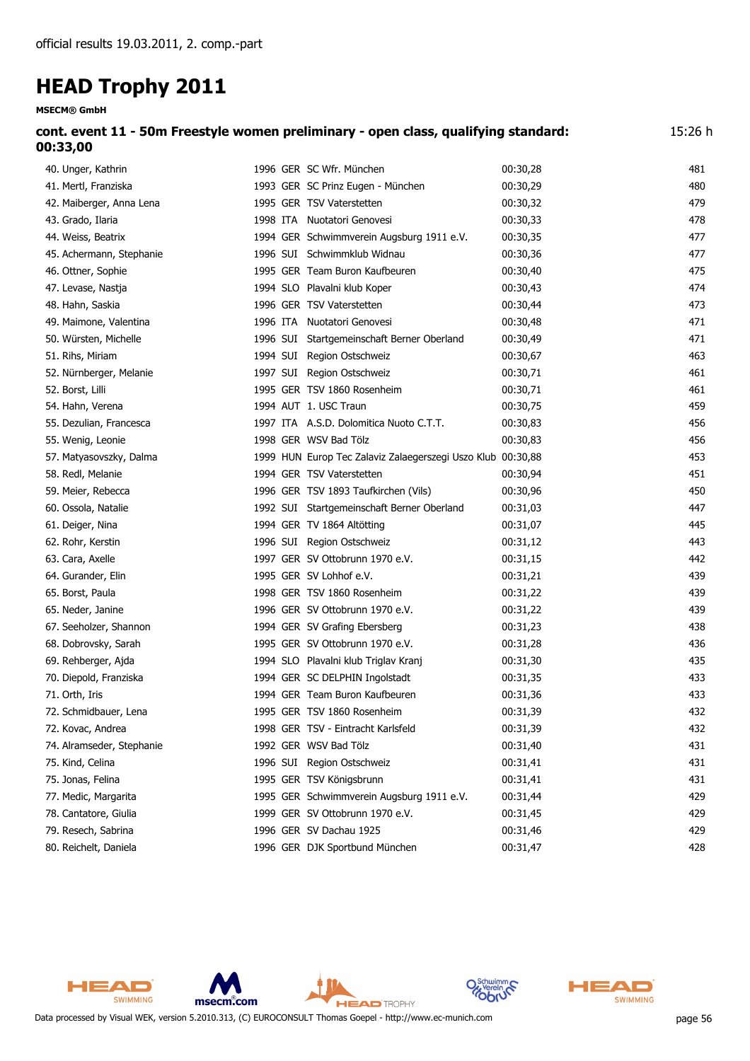official results 19.03.2011, 2. comp.-part

# HEAD Trophy 2011

**MSECM® GmbH**

**cont. event 11 - 50m Freestyle women preliminary - open class, qualifying standard: 00:33,00** 15:26 h

| | | | | | |
|---|---|---|---|---|---|
| 40. Unger, Kathrin | 1996 | GER | SC Wfr. München | 00:30,28 | 481 |
| 41. Mertl, Franziska | 1993 | GER | SC Prinz Eugen - München | 00:30,29 | 480 |
| 42. Maiberger, Anna Lena | 1995 | GER | TSV Vaterstetten | 00:30,32 | 479 |
| 43. Grado, Ilaria | 1998 | ITA | Nuotatori Genovesi | 00:30,33 | 478 |
| 44. Weiss, Beatrix | 1994 | GER | Schwimmverein Augsburg 1911 e.V. | 00:30,35 | 477 |
| 45. Achermann, Stephanie | 1996 | SUI | Schwimmklub Widnau | 00:30,36 | 477 |
| 46. Ottner, Sophie | 1995 | GER | Team Buron Kaufbeuren | 00:30,40 | 475 |
| 47. Levase, Nastja | 1994 | SLO | Plavalni klub Koper | 00:30,43 | 474 |
| 48. Hahn, Saskia | 1996 | GER | TSV Vaterstetten | 00:30,44 | 473 |
| 49. Maimone, Valentina | 1996 | ITA | Nuotatori Genovesi | 00:30,48 | 471 |
| 50. Würsten, Michelle | 1996 | SUI | Startgemeinschaft Berner Oberland | 00:30,49 | 471 |
| 51. Rihs, Miriam | 1994 | SUI | Region Ostschweiz | 00:30,67 | 463 |
| 52. Nürnberger, Melanie | 1997 | SUI | Region Ostschweiz | 00:30,71 | 461 |
| 52. Borst, Lilli | 1995 | GER | TSV 1860 Rosenheim | 00:30,71 | 461 |
| 54. Hahn, Verena | 1994 | AUT | 1. USC Traun | 00:30,75 | 459 |
| 55. Dezulian, Francesca | 1997 | ITA | A.S.D. Dolomitica Nuoto C.T.T. | 00:30,83 | 456 |
| 55. Wenig, Leonie | 1998 | GER | WSV Bad Tölz | 00:30,83 | 456 |
| 57. Matyasovszky, Dalma | 1999 | HUN | Europ Tec Zalaviz Zalaegerszegi Uszo Klub | 00:30,88 | 453 |
| 58. Redl, Melanie | 1994 | GER | TSV Vaterstetten | 00:30,94 | 451 |
| 59. Meier, Rebecca | 1996 | GER | TSV 1893 Taufkirchen (Vils) | 00:30,96 | 450 |
| 60. Ossola, Natalie | 1992 | SUI | Startgemeinschaft Berner Oberland | 00:31,03 | 447 |
| 61. Deiger, Nina | 1994 | GER | TV 1864 Altötting | 00:31,07 | 445 |
| 62. Rohr, Kerstin | 1996 | SUI | Region Ostschweiz | 00:31,12 | 443 |
| 63. Cara, Axelle | 1997 | GER | SV Ottobrunn 1970 e.V. | 00:31,15 | 442 |
| 64. Gurander, Elin | 1995 | GER | SV Lohhof e.V. | 00:31,21 | 439 |
| 65. Borst, Paula | 1998 | GER | TSV 1860 Rosenheim | 00:31,22 | 439 |
| 65. Neder, Janine | 1996 | GER | SV Ottobrunn 1970 e.V. | 00:31,22 | 439 |
| 67. Seeholzer, Shannon | 1994 | GER | SV Grafing Ebersberg | 00:31,23 | 438 |
| 68. Dobrovsky, Sarah | 1995 | GER | SV Ottobrunn 1970 e.V. | 00:31,28 | 436 |
| 69. Rehberger, Ajda | 1994 | SLO | Plavalni klub Triglav Kranj | 00:31,30 | 435 |
| 70. Diepold, Franziska | 1994 | GER | SC DELPHIN Ingolstadt | 00:31,35 | 433 |
| 71. Orth, Iris | 1994 | GER | Team Buron Kaufbeuren | 00:31,36 | 433 |
| 72. Schmidbauer, Lena | 1995 | GER | TSV 1860 Rosenheim | 00:31,39 | 432 |
| 72. Kovac, Andrea | 1998 | GER | TSV - Eintracht Karlsfeld | 00:31,39 | 432 |
| 74. Alramseder, Stephanie | 1992 | GER | WSV Bad Tölz | 00:31,40 | 431 |
| 75. Kind, Celina | 1996 | SUI | Region Ostschweiz | 00:31,41 | 431 |
| 75. Jonas, Felina | 1995 | GER | TSV Königsbrunn | 00:31,41 | 431 |
| 77. Medic, Margarita | 1995 | GER | Schwimmverein Augsburg 1911 e.V. | 00:31,44 | 429 |
| 78. Cantatore, Giulia | 1999 | GER | SV Ottobrunn 1970 e.V. | 00:31,45 | 429 |
| 79. Resech, Sabrina | 1996 | GER | SV Dachau 1925 | 00:31,46 | 429 |
| 80. Reichelt, Daniela | 1996 | GER | DJK Sportbund München | 00:31,47 | 428 |

Data processed by Visual WEK, version 5.2010.313, (C) EUROCONSULT Thomas Goepel - http://www.ec-munich.com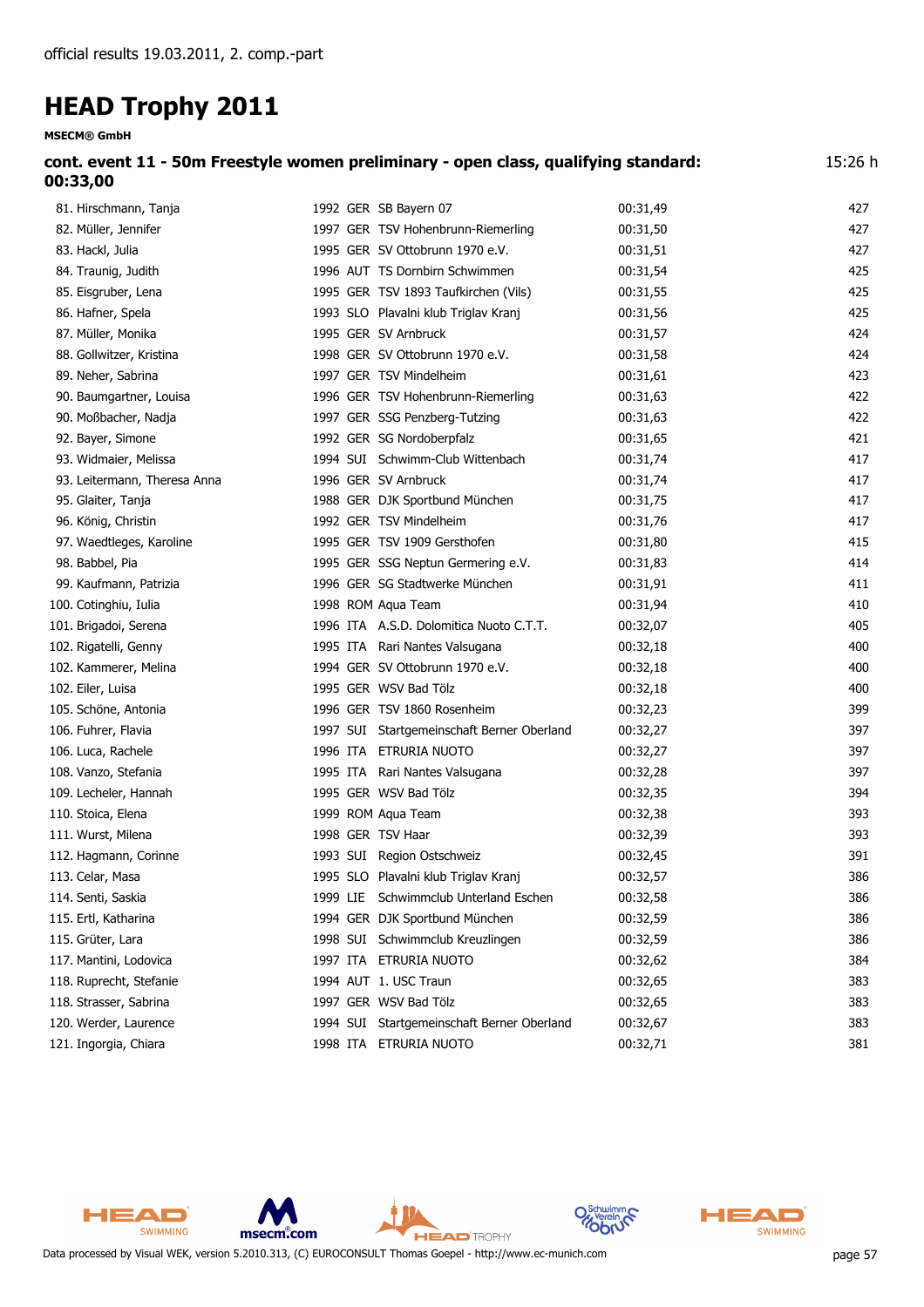official results 19.03.2011, 2. comp.-part

# HEAD Trophy 2011

**MSECM® GmbH**

**cont. event 11 - 50m Freestyle women preliminary - open class, qualifying standard: 00:33,00** 15:26 h

| Rank | Name | Year | Nation | Club | Time | Points |
|---|---|---|---|---|---|---|
| 81. | Hirschmann, Tanja | 1992 | GER | SB Bayern 07 | 00:31,49 | 427 |
| 82. | Müller, Jennifer | 1997 | GER | TSV Hohenbrunn-Riemerling | 00:31,50 | 427 |
| 83. | Hackl, Julia | 1995 | GER | SV Ottobrunn 1970 e.V. | 00:31,51 | 427 |
| 84. | Traunig, Judith | 1996 | AUT | TS Dornbirn Schwimmen | 00:31,54 | 425 |
| 85. | Eisgruber, Lena | 1995 | GER | TSV 1893 Taufkirchen (Vils) | 00:31,55 | 425 |
| 86. | Hafner, Spela | 1993 | SLO | Plavalni klub Triglav Kranj | 00:31,56 | 425 |
| 87. | Müller, Monika | 1995 | GER | SV Arnbruck | 00:31,57 | 424 |
| 88. | Gollwitzer, Kristina | 1998 | GER | SV Ottobrunn 1970 e.V. | 00:31,58 | 424 |
| 89. | Neher, Sabrina | 1997 | GER | TSV Mindelheim | 00:31,61 | 423 |
| 90. | Baumgartner, Louisa | 1996 | GER | TSV Hohenbrunn-Riemerling | 00:31,63 | 422 |
| 90. | Moßbacher, Nadja | 1997 | GER | SSG Penzberg-Tutzing | 00:31,63 | 422 |
| 92. | Bayer, Simone | 1992 | GER | SG Nordoberpfalz | 00:31,65 | 421 |
| 93. | Widmaier, Melissa | 1994 | SUI | Schwimm-Club Wittenbach | 00:31,74 | 417 |
| 93. | Leitermann, Theresa Anna | 1996 | GER | SV Arnbruck | 00:31,74 | 417 |
| 95. | Glaiter, Tanja | 1988 | GER | DJK Sportbund München | 00:31,75 | 417 |
| 96. | König, Christin | 1992 | GER | TSV Mindelheim | 00:31,76 | 417 |
| 97. | Waedtleges, Karoline | 1995 | GER | TSV 1909 Gersthofen | 00:31,80 | 415 |
| 98. | Babbel, Pia | 1995 | GER | SSG Neptun Germering e.V. | 00:31,83 | 414 |
| 99. | Kaufmann, Patrizia | 1996 | GER | SG Stadtwerke München | 00:31,91 | 411 |
| 100. | Cotinghiu, Iulia | 1998 | ROM | Aqua Team | 00:31,94 | 410 |
| 101. | Brigadoi, Serena | 1996 | ITA | A.S.D. Dolomitica Nuoto C.T.T. | 00:32,07 | 405 |
| 102. | Rigatelli, Genny | 1995 | ITA | Rari Nantes Valsugana | 00:32,18 | 400 |
| 102. | Kammerer, Melina | 1994 | GER | SV Ottobrunn 1970 e.V. | 00:32,18 | 400 |
| 102. | Eiler, Luisa | 1995 | GER | WSV Bad Tölz | 00:32,18 | 400 |
| 105. | Schöne, Antonia | 1996 | GER | TSV 1860 Rosenheim | 00:32,23 | 399 |
| 106. | Fuhrer, Flavia | 1997 | SUI | Startgemeinschaft Berner Oberland | 00:32,27 | 397 |
| 106. | Luca, Rachele | 1996 | ITA | ETRURIA NUOTO | 00:32,27 | 397 |
| 108. | Vanzo, Stefania | 1995 | ITA | Rari Nantes Valsugana | 00:32,28 | 397 |
| 109. | Lecheler, Hannah | 1995 | GER | WSV Bad Tölz | 00:32,35 | 394 |
| 110. | Stoica, Elena | 1999 | ROM | Aqua Team | 00:32,38 | 393 |
| 111. | Wurst, Milena | 1998 | GER | TSV Haar | 00:32,39 | 393 |
| 112. | Hagmann, Corinne | 1993 | SUI | Region Ostschweiz | 00:32,45 | 391 |
| 113. | Celar, Masa | 1995 | SLO | Plavalni klub Triglav Kranj | 00:32,57 | 386 |
| 114. | Senti, Saskia | 1999 | LIE | Schwimmclub Unterland Eschen | 00:32,58 | 386 |
| 115. | Ertl, Katharina | 1994 | GER | DJK Sportbund München | 00:32,59 | 386 |
| 115. | Grüter, Lara | 1998 | SUI | Schwimmclub Kreuzlingen | 00:32,59 | 386 |
| 117. | Mantini, Lodovica | 1997 | ITA | ETRURIA NUOTO | 00:32,62 | 384 |
| 118. | Ruprecht, Stefanie | 1994 | AUT | 1. USC Traun | 00:32,65 | 383 |
| 118. | Strasser, Sabrina | 1997 | GER | WSV Bad Tölz | 00:32,65 | 383 |
| 120. | Werder, Laurence | 1994 | SUI | Startgemeinschaft Berner Oberland | 00:32,67 | 383 |
| 121. | Ingorgia, Chiara | 1998 | ITA | ETRURIA NUOTO | 00:32,71 | 381 |

Data processed by Visual WEK, version 5.2010.313, (C) EUROCONSULT Thomas Goepel - http://www.ec-munich.com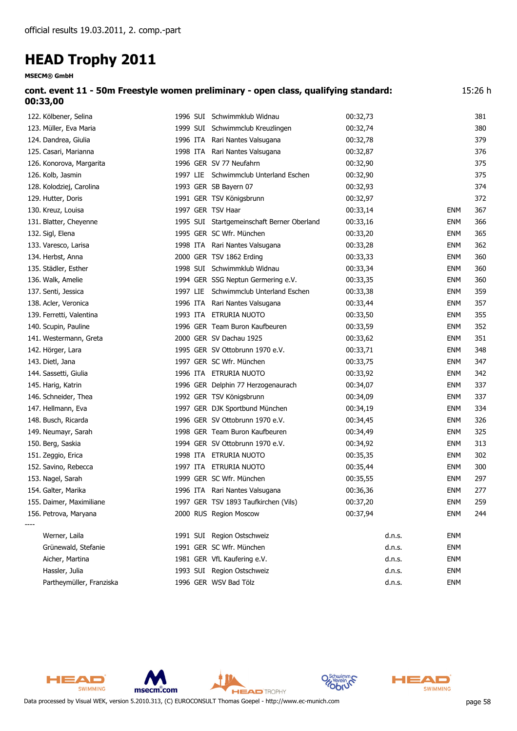official results 19.03.2011, 2. comp.-part

# HEAD Trophy 2011

**MSECM® GmbH**

**cont. event 11 - 50m Freestyle women preliminary - open class, qualifying standard: 00:33,00** 15:26 h

| Place | Name | Year | Nat | Club | Time | | | Points |
|---|---|---|---|---|---|---|---|---|
| 122. | Kölbener, Selina | 1996 | SUI | Schwimmklub Widnau | 00:32,73 | | | 381 |
| 123. | Müller, Eva Maria | 1999 | SUI | Schwimmclub Kreuzlingen | 00:32,74 | | | 380 |
| 124. | Dandrea, Giulia | 1996 | ITA | Rari Nantes Valsugana | 00:32,78 | | | 379 |
| 125. | Casari, Marianna | 1998 | ITA | Rari Nantes Valsugana | 00:32,87 | | | 376 |
| 126. | Konorova, Margarita | 1996 | GER | SV 77 Neufahrn | 00:32,90 | | | 375 |
| 126. | Kolb, Jasmin | 1997 | LIE | Schwimmclub Unterland Eschen | 00:32,90 | | | 375 |
| 128. | Kolodziej, Carolina | 1993 | GER | SB Bayern 07 | 00:32,93 | | | 374 |
| 129. | Hutter, Doris | 1991 | GER | TSV Königsbrunn | 00:32,97 | | | 372 |
| 130. | Kreuz, Louisa | 1997 | GER | TSV Haar | 00:33,14 | | ENM | 367 |
| 131. | Blatter, Cheyenne | 1995 | SUI | Startgemeinschaft Berner Oberland | 00:33,16 | | ENM | 366 |
| 132. | Sigl, Elena | 1995 | GER | SC Wfr. München | 00:33,20 | | ENM | 365 |
| 133. | Varesco, Larisa | 1998 | ITA | Rari Nantes Valsugana | 00:33,28 | | ENM | 362 |
| 134. | Herbst, Anna | 2000 | GER | TSV 1862 Erding | 00:33,33 | | ENM | 360 |
| 135. | Städler, Esther | 1998 | SUI | Schwimmklub Widnau | 00:33,34 | | ENM | 360 |
| 136. | Walk, Amelie | 1994 | GER | SSG Neptun Germering e.V. | 00:33,35 | | ENM | 360 |
| 137. | Senti, Jessica | 1997 | LIE | Schwimmclub Unterland Eschen | 00:33,38 | | ENM | 359 |
| 138. | Acler, Veronica | 1996 | ITA | Rari Nantes Valsugana | 00:33,44 | | ENM | 357 |
| 139. | Ferretti, Valentina | 1993 | ITA | ETRURIA NUOTO | 00:33,50 | | ENM | 355 |
| 140. | Scupin, Pauline | 1996 | GER | Team Buron Kaufbeuren | 00:33,59 | | ENM | 352 |
| 141. | Westermann, Greta | 2000 | GER | SV Dachau 1925 | 00:33,62 | | ENM | 351 |
| 142. | Hörger, Lara | 1995 | GER | SV Ottobrunn 1970 e.V. | 00:33,71 | | ENM | 348 |
| 143. | Dietl, Jana | 1997 | GER | SC Wfr. München | 00:33,75 | | ENM | 347 |
| 144. | Sassetti, Giulia | 1996 | ITA | ETRURIA NUOTO | 00:33,92 | | ENM | 342 |
| 145. | Harig, Katrin | 1996 | GER | Delphin 77 Herzogenaurach | 00:34,07 | | ENM | 337 |
| 146. | Schneider, Thea | 1992 | GER | TSV Königsbrunn | 00:34,09 | | ENM | 337 |
| 147. | Hellmann, Eva | 1997 | GER | DJK Sportbund München | 00:34,19 | | ENM | 334 |
| 148. | Busch, Ricarda | 1996 | GER | SV Ottobrunn 1970 e.V. | 00:34,45 | | ENM | 326 |
| 149. | Neumayr, Sarah | 1998 | GER | Team Buron Kaufbeuren | 00:34,49 | | ENM | 325 |
| 150. | Berg, Saskia | 1994 | GER | SV Ottobrunn 1970 e.V. | 00:34,92 | | ENM | 313 |
| 151. | Zeggio, Erica | 1998 | ITA | ETRURIA NUOTO | 00:35,35 | | ENM | 302 |
| 152. | Savino, Rebecca | 1997 | ITA | ETRURIA NUOTO | 00:35,44 | | ENM | 300 |
| 153. | Nagel, Sarah | 1999 | GER | SC Wfr. München | 00:35,55 | | ENM | 297 |
| 154. | Galter, Marika | 1996 | ITA | Rari Nantes Valsugana | 00:36,36 | | ENM | 277 |
| 155. | Daimer, Maximiliane | 1997 | GER | TSV 1893 Taufkirchen (Vils) | 00:37,20 | | ENM | 259 |
| 156. | Petrova, Maryana | 2000 | RUS | Region Moscow | 00:37,94 | | ENM | 244 |
| ---- | | | | | | | | |
| | Werner, Laila | 1991 | SUI | Region Ostschweiz | | d.n.s. | ENM | |
| | Grünewald, Stefanie | 1991 | GER | SC Wfr. München | | d.n.s. | ENM | |
| | Aicher, Martina | 1981 | GER | VfL Kaufering e.V. | | d.n.s. | ENM | |
| | Hassler, Julia | 1993 | SUI | Region Ostschweiz | | d.n.s. | ENM | |
| | Partheymüller, Franziska | 1996 | GER | WSV Bad Tölz | | d.n.s. | ENM | |

Data processed by Visual WEK, version 5.2010.313, (C) EUROCONSULT Thomas Goepel - http://www.ec-munich.com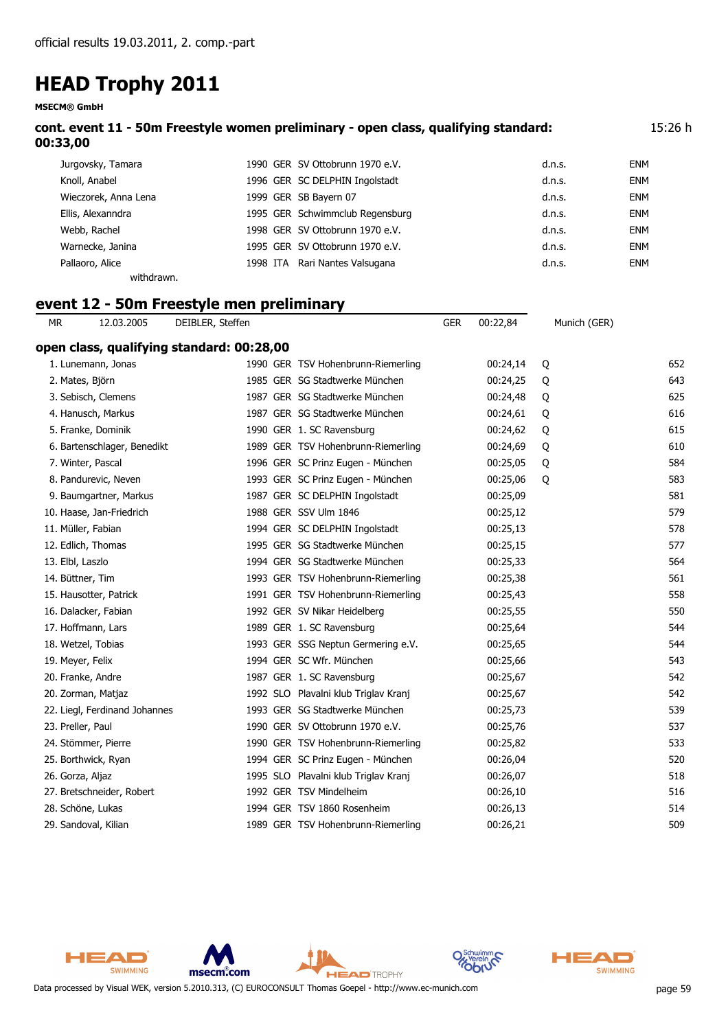official results 19.03.2011, 2. comp.-part

# HEAD Trophy 2011

**MSECM® GmbH**

**cont. event 11 - 50m Freestyle women preliminary - open class, qualifying standard: 00:33,00** 15:26 h

| Name | YOB | Nat | Club | Time | |
|---|---|---|---|---|---|
| Jurgovsky, Tamara | 1990 | GER | SV Ottobrunn 1970 e.V. | d.n.s. | ENM |
| Knoll, Anabel | 1996 | GER | SC DELPHIN Ingolstadt | d.n.s. | ENM |
| Wieczorek, Anna Lena | 1999 | GER | SB Bayern 07 | d.n.s. | ENM |
| Ellis, Alexanndra | 1995 | GER | Schwimmclub Regensburg | d.n.s. | ENM |
| Webb, Rachel | 1998 | GER | SV Ottobrunn 1970 e.V. | d.n.s. | ENM |
| Warnecke, Janina | 1995 | GER | SV Ottobrunn 1970 e.V. | d.n.s. | ENM |
| Pallaoro, Alice | 1998 | ITA | Rari Nantes Valsugana | d.n.s. | ENM |

withdrawn.

## event 12 - 50m Freestyle men preliminary

| MR | 12.03.2005 | DEIBLER, Steffen | GER | 00:22,84 | Munich (GER) |
|---|---|---|---|---|---|

**open class, qualifying standard: 00:28,00**

| Rank | Name | YOB | Nat | Club | Time | Q | Points |
|---|---|---|---|---|---|---|---|
| 1. | Lunemann, Jonas | 1990 | GER | TSV Hohenbrunn-Riemerling | 00:24,14 | Q | 652 |
| 2. | Mates, Björn | 1985 | GER | SG Stadtwerke München | 00:24,25 | Q | 643 |
| 3. | Sebisch, Clemens | 1987 | GER | SG Stadtwerke München | 00:24,48 | Q | 625 |
| 4. | Hanusch, Markus | 1987 | GER | SG Stadtwerke München | 00:24,61 | Q | 616 |
| 5. | Franke, Dominik | 1990 | GER | 1. SC Ravensburg | 00:24,62 | Q | 615 |
| 6. | Bartenschlager, Benedikt | 1989 | GER | TSV Hohenbrunn-Riemerling | 00:24,69 | Q | 610 |
| 7. | Winter, Pascal | 1996 | GER | SC Prinz Eugen - München | 00:25,05 | Q | 584 |
| 8. | Pandurevic, Neven | 1993 | GER | SC Prinz Eugen - München | 00:25,06 | Q | 583 |
| 9. | Baumgartner, Markus | 1987 | GER | SC DELPHIN Ingolstadt | 00:25,09 | | 581 |
| 10. | Haase, Jan-Friedrich | 1988 | GER | SSV Ulm 1846 | 00:25,12 | | 579 |
| 11. | Müller, Fabian | 1994 | GER | SC DELPHIN Ingolstadt | 00:25,13 | | 578 |
| 12. | Edlich, Thomas | 1995 | GER | SG Stadtwerke München | 00:25,15 | | 577 |
| 13. | Elbl, Laszlo | 1994 | GER | SG Stadtwerke München | 00:25,33 | | 564 |
| 14. | Büttner, Tim | 1993 | GER | TSV Hohenbrunn-Riemerling | 00:25,38 | | 561 |
| 15. | Hausotter, Patrick | 1991 | GER | TSV Hohenbrunn-Riemerling | 00:25,43 | | 558 |
| 16. | Dalacker, Fabian | 1992 | GER | SV Nikar Heidelberg | 00:25,55 | | 550 |
| 17. | Hoffmann, Lars | 1989 | GER | 1. SC Ravensburg | 00:25,64 | | 544 |
| 18. | Wetzel, Tobias | 1993 | GER | SSG Neptun Germering e.V. | 00:25,65 | | 544 |
| 19. | Meyer, Felix | 1994 | GER | SC Wfr. München | 00:25,66 | | 543 |
| 20. | Franke, Andre | 1987 | GER | 1. SC Ravensburg | 00:25,67 | | 542 |
| 20. | Zorman, Matjaz | 1992 | SLO | Plavalni klub Triglav Kranj | 00:25,67 | | 542 |
| 22. | Liegl, Ferdinand Johannes | 1993 | GER | SG Stadtwerke München | 00:25,73 | | 539 |
| 23. | Preller, Paul | 1990 | GER | SV Ottobrunn 1970 e.V. | 00:25,76 | | 537 |
| 24. | Stömmer, Pierre | 1990 | GER | TSV Hohenbrunn-Riemerling | 00:25,82 | | 533 |
| 25. | Borthwick, Ryan | 1994 | GER | SC Prinz Eugen - München | 00:26,04 | | 520 |
| 26. | Gorza, Aljaz | 1995 | SLO | Plavalni klub Triglav Kranj | 00:26,07 | | 518 |
| 27. | Bretschneider, Robert | 1992 | GER | TSV Mindelheim | 00:26,10 | | 516 |
| 28. | Schöne, Lukas | 1994 | GER | TSV 1860 Rosenheim | 00:26,13 | | 514 |
| 29. | Sandoval, Kilian | 1989 | GER | TSV Hohenbrunn-Riemerling | 00:26,21 | | 509 |

Data processed by Visual WEK, version 5.2010.313, (C) EUROCONSULT Thomas Goepel - http://www.ec-munich.com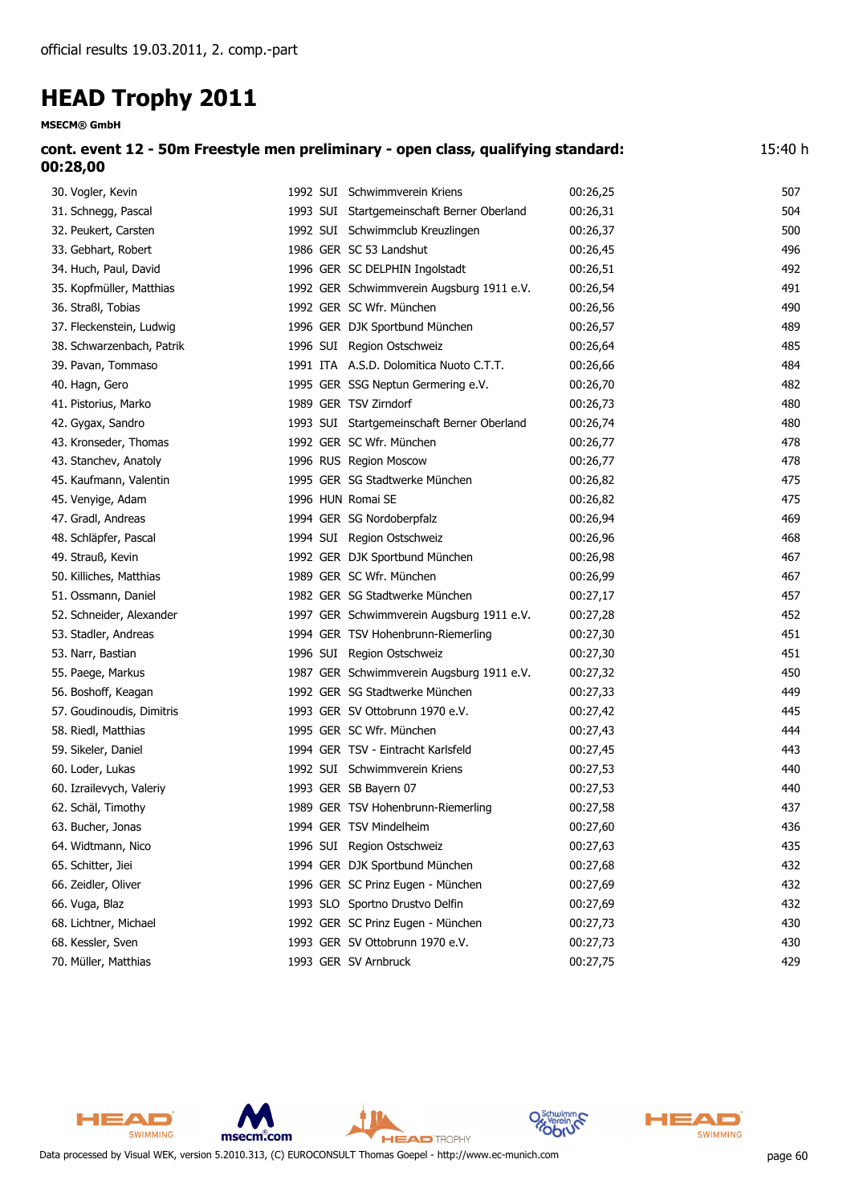official results 19.03.2011, 2. comp.-part

# HEAD Trophy 2011

**MSECM® GmbH**

**cont. event 12 - 50m Freestyle men preliminary - open class, qualifying standard: 00:28,00** 15:40 h

| Place / Name | Year | Nat | Club | Time | Points |
|---|---|---|---|---|---|
| 30. Vogler, Kevin | 1992 | SUI | Schwimmverein Kriens | 00:26,25 | 507 |
| 31. Schnegg, Pascal | 1993 | SUI | Startgemeinschaft Berner Oberland | 00:26,31 | 504 |
| 32. Peukert, Carsten | 1992 | SUI | Schwimmclub Kreuzlingen | 00:26,37 | 500 |
| 33. Gebhart, Robert | 1986 | GER | SC 53 Landshut | 00:26,45 | 496 |
| 34. Huch, Paul, David | 1996 | GER | SC DELPHIN Ingolstadt | 00:26,51 | 492 |
| 35. Kopfmüller, Matthias | 1992 | GER | Schwimmverein Augsburg 1911 e.V. | 00:26,54 | 491 |
| 36. Straßl, Tobias | 1992 | GER | SC Wfr. München | 00:26,56 | 490 |
| 37. Fleckenstein, Ludwig | 1996 | GER | DJK Sportbund München | 00:26,57 | 489 |
| 38. Schwarzenbach, Patrik | 1996 | SUI | Region Ostschweiz | 00:26,64 | 485 |
| 39. Pavan, Tommaso | 1991 | ITA | A.S.D. Dolomitica Nuoto C.T.T. | 00:26,66 | 484 |
| 40. Hagn, Gero | 1995 | GER | SSG Neptun Germering e.V. | 00:26,70 | 482 |
| 41. Pistorius, Marko | 1989 | GER | TSV Zirndorf | 00:26,73 | 480 |
| 42. Gygax, Sandro | 1993 | SUI | Startgemeinschaft Berner Oberland | 00:26,74 | 480 |
| 43. Kronseder, Thomas | 1992 | GER | SC Wfr. München | 00:26,77 | 478 |
| 43. Stanchev, Anatoly | 1996 | RUS | Region Moscow | 00:26,77 | 478 |
| 45. Kaufmann, Valentin | 1995 | GER | SG Stadtwerke München | 00:26,82 | 475 |
| 45. Venyige, Adam | 1996 | HUN | Romai SE | 00:26,82 | 475 |
| 47. Gradl, Andreas | 1994 | GER | SG Nordoberpfalz | 00:26,94 | 469 |
| 48. Schläpfer, Pascal | 1994 | SUI | Region Ostschweiz | 00:26,96 | 468 |
| 49. Strauß, Kevin | 1992 | GER | DJK Sportbund München | 00:26,98 | 467 |
| 50. Killiches, Matthias | 1989 | GER | SC Wfr. München | 00:26,99 | 467 |
| 51. Ossmann, Daniel | 1982 | GER | SG Stadtwerke München | 00:27,17 | 457 |
| 52. Schneider, Alexander | 1997 | GER | Schwimmverein Augsburg 1911 e.V. | 00:27,28 | 452 |
| 53. Stadler, Andreas | 1994 | GER | TSV Hohenbrunn-Riemerling | 00:27,30 | 451 |
| 53. Narr, Bastian | 1996 | SUI | Region Ostschweiz | 00:27,30 | 451 |
| 55. Paege, Markus | 1987 | GER | Schwimmverein Augsburg 1911 e.V. | 00:27,32 | 450 |
| 56. Boshoff, Keagan | 1992 | GER | SG Stadtwerke München | 00:27,33 | 449 |
| 57. Goudinoudis, Dimitris | 1993 | GER | SV Ottobrunn 1970 e.V. | 00:27,42 | 445 |
| 58. Riedl, Matthias | 1995 | GER | SC Wfr. München | 00:27,43 | 444 |
| 59. Sikeler, Daniel | 1994 | GER | TSV - Eintracht Karlsfeld | 00:27,45 | 443 |
| 60. Loder, Lukas | 1992 | SUI | Schwimmverein Kriens | 00:27,53 | 440 |
| 60. Izrailevych, Valeriy | 1993 | GER | SB Bayern 07 | 00:27,53 | 440 |
| 62. Schäl, Timothy | 1989 | GER | TSV Hohenbrunn-Riemerling | 00:27,58 | 437 |
| 63. Bucher, Jonas | 1994 | GER | TSV Mindelheim | 00:27,60 | 436 |
| 64. Widtmann, Nico | 1996 | SUI | Region Ostschweiz | 00:27,63 | 435 |
| 65. Schitter, Jiei | 1994 | GER | DJK Sportbund München | 00:27,68 | 432 |
| 66. Zeidler, Oliver | 1996 | GER | SC Prinz Eugen - München | 00:27,69 | 432 |
| 66. Vuga, Blaz | 1993 | SLO | Sportno Drustvo Delfin | 00:27,69 | 432 |
| 68. Lichtner, Michael | 1992 | GER | SC Prinz Eugen - München | 00:27,73 | 430 |
| 68. Kessler, Sven | 1993 | GER | SV Ottobrunn 1970 e.V. | 00:27,73 | 430 |
| 70. Müller, Matthias | 1993 | GER | SV Arnbruck | 00:27,75 | 429 |

Data processed by Visual WEK, version 5.2010.313, (C) EUROCONSULT Thomas Goepel - http://www.ec-munich.com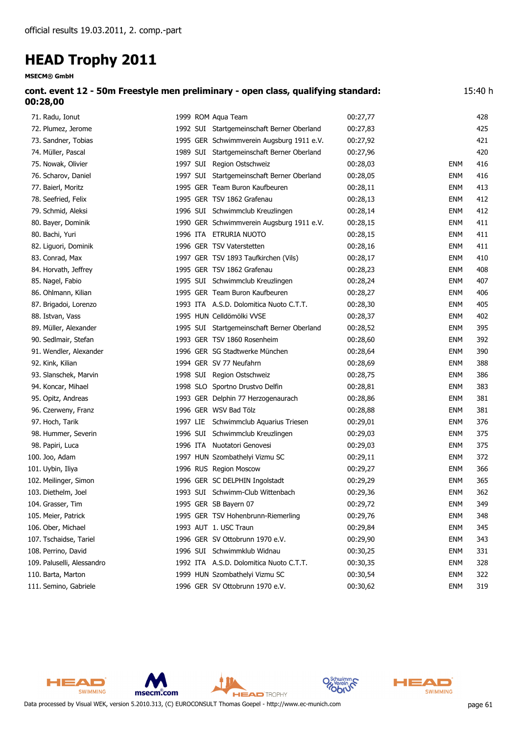official results 19.03.2011, 2. comp.-part

# HEAD Trophy 2011

**MSECM® GmbH**

### cont. event 12 - 50m Freestyle men preliminary - open class, qualifying standard: 00:28,00

15:40 h

| Rank | Name | Year | Nat | Club | Time | | Points |
|---|---|---|---|---|---|---|---|
| 71. | Radu, Ionut | 1999 | ROM | Aqua Team | 00:27,77 | | 428 |
| 72. | Plumez, Jerome | 1992 | SUI | Startgemeinschaft Berner Oberland | 00:27,83 | | 425 |
| 73. | Sandner, Tobias | 1995 | GER | Schwimmverein Augsburg 1911 e.V. | 00:27,92 | | 421 |
| 74. | Müller, Pascal | 1989 | SUI | Startgemeinschaft Berner Oberland | 00:27,96 | | 420 |
| 75. | Nowak, Olivier | 1997 | SUI | Region Ostschweiz | 00:28,03 | ENM | 416 |
| 76. | Scharov, Daniel | 1997 | SUI | Startgemeinschaft Berner Oberland | 00:28,05 | ENM | 416 |
| 77. | Baierl, Moritz | 1995 | GER | Team Buron Kaufbeuren | 00:28,11 | ENM | 413 |
| 78. | Seefried, Felix | 1995 | GER | TSV 1862 Grafenau | 00:28,13 | ENM | 412 |
| 79. | Schmid, Aleksi | 1996 | SUI | Schwimmclub Kreuzlingen | 00:28,14 | ENM | 412 |
| 80. | Bayer, Dominik | 1990 | GER | Schwimmverein Augsburg 1911 e.V. | 00:28,15 | ENM | 411 |
| 80. | Bachi, Yuri | 1996 | ITA | ETRURIA NUOTO | 00:28,15 | ENM | 411 |
| 82. | Liguori, Dominik | 1996 | GER | TSV Vaterstetten | 00:28,16 | ENM | 411 |
| 83. | Conrad, Max | 1997 | GER | TSV 1893 Taufkirchen (Vils) | 00:28,17 | ENM | 410 |
| 84. | Horvath, Jeffrey | 1995 | GER | TSV 1862 Grafenau | 00:28,23 | ENM | 408 |
| 85. | Nagel, Fabio | 1995 | SUI | Schwimmclub Kreuzlingen | 00:28,24 | ENM | 407 |
| 86. | Ohlmann, Kilian | 1995 | GER | Team Buron Kaufbeuren | 00:28,27 | ENM | 406 |
| 87. | Brigadoi, Lorenzo | 1993 | ITA | A.S.D. Dolomitica Nuoto C.T.T. | 00:28,30 | ENM | 405 |
| 88. | Istvan, Vass | 1995 | HUN | Celldömölki VVSE | 00:28,37 | ENM | 402 |
| 89. | Müller, Alexander | 1995 | SUI | Startgemeinschaft Berner Oberland | 00:28,52 | ENM | 395 |
| 90. | Sedlmair, Stefan | 1993 | GER | TSV 1860 Rosenheim | 00:28,60 | ENM | 392 |
| 91. | Wendler, Alexander | 1996 | GER | SG Stadtwerke München | 00:28,64 | ENM | 390 |
| 92. | Kink, Kilian | 1994 | GER | SV 77 Neufahrn | 00:28,69 | ENM | 388 |
| 93. | Slanschek, Marvin | 1998 | SUI | Region Ostschweiz | 00:28,75 | ENM | 386 |
| 94. | Koncar, Mihael | 1998 | SLO | Sportno Drustvo Delfin | 00:28,81 | ENM | 383 |
| 95. | Opitz, Andreas | 1993 | GER | Delphin 77 Herzogenaurach | 00:28,86 | ENM | 381 |
| 96. | Czerweny, Franz | 1996 | GER | WSV Bad Tölz | 00:28,88 | ENM | 381 |
| 97. | Hoch, Tarik | 1997 | LIE | Schwimmclub Aquarius Triesen | 00:29,01 | ENM | 376 |
| 98. | Hummer, Severin | 1996 | SUI | Schwimmclub Kreuzlingen | 00:29,03 | ENM | 375 |
| 98. | Papiri, Luca | 1996 | ITA | Nuotatori Genovesi | 00:29,03 | ENM | 375 |
| 100. | Joo, Adam | 1997 | HUN | Szombathelyi Vizmu SC | 00:29,11 | ENM | 372 |
| 101. | Uybin, Iliya | 1996 | RUS | Region Moscow | 00:29,27 | ENM | 366 |
| 102. | Meilinger, Simon | 1996 | GER | SC DELPHIN Ingolstadt | 00:29,29 | ENM | 365 |
| 103. | Diethelm, Joel | 1993 | SUI | Schwimm-Club Wittenbach | 00:29,36 | ENM | 362 |
| 104. | Grasser, Tim | 1995 | GER | SB Bayern 07 | 00:29,72 | ENM | 349 |
| 105. | Meier, Patrick | 1995 | GER | TSV Hohenbrunn-Riemerling | 00:29,76 | ENM | 348 |
| 106. | Ober, Michael | 1993 | AUT | 1. USC Traun | 00:29,84 | ENM | 345 |
| 107. | Tschaidse, Tariel | 1996 | GER | SV Ottobrunn 1970 e.V. | 00:29,90 | ENM | 343 |
| 108. | Perrino, David | 1996 | SUI | Schwimmklub Widnau | 00:30,25 | ENM | 331 |
| 109. | Paluselli, Alessandro | 1992 | ITA | A.S.D. Dolomitica Nuoto C.T.T. | 00:30,35 | ENM | 328 |
| 110. | Barta, Marton | 1999 | HUN | Szombathelyi Vizmu SC | 00:30,54 | ENM | 322 |
| 111. | Semino, Gabriele | 1996 | GER | SV Ottobrunn 1970 e.V. | 00:30,62 | ENM | 319 |

Data processed by Visual WEK, version 5.2010.313, (C) EUROCONSULT Thomas Goepel - http://www.ec-munich.com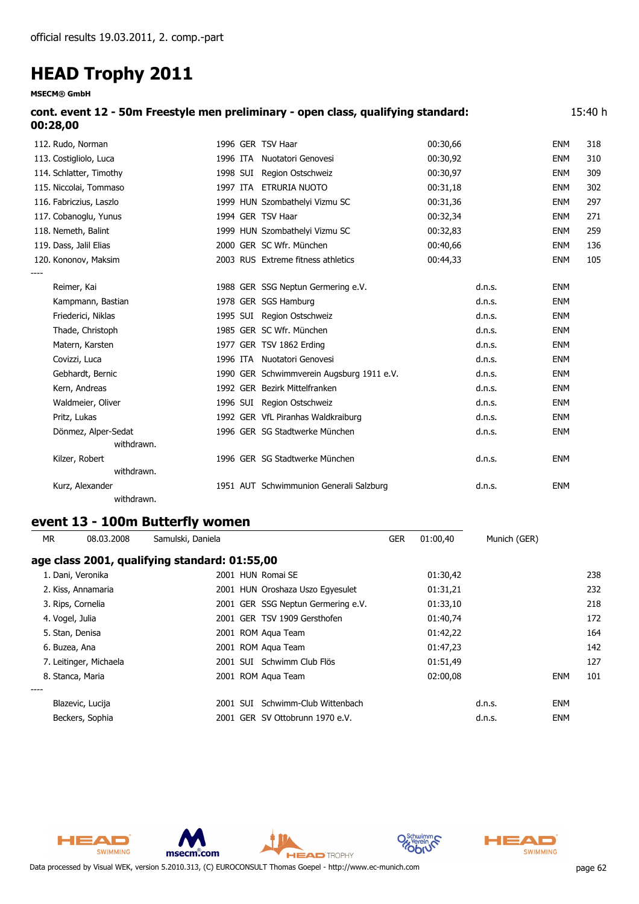official results 19.03.2011, 2. comp.-part

# HEAD Trophy 2011

**MSECM® GmbH**

### cont. event 12 - 50m Freestyle men preliminary - open class, qualifying standard: 00:28,00

15:40 h

| Rank | Name | YOB | Nat | Club | Time | | | Points |
|---|---|---|---|---|---|---|---|---|
| 112. | Rudo, Norman | 1996 | GER | TSV Haar | 00:30,66 | | ENM | 318 |
| 113. | Costigliolo, Luca | 1996 | ITA | Nuotatori Genovesi | 00:30,92 | | ENM | 310 |
| 114. | Schlatter, Timothy | 1998 | SUI | Region Ostschweiz | 00:30,97 | | ENM | 309 |
| 115. | Niccolai, Tommaso | 1997 | ITA | ETRURIA NUOTO | 00:31,18 | | ENM | 302 |
| 116. | Fabriczius, Laszlo | 1999 | HUN | Szombathelyi Vizmu SC | 00:31,36 | | ENM | 297 |
| 117. | Cobanoglu, Yunus | 1994 | GER | TSV Haar | 00:32,34 | | ENM | 271 |
| 118. | Nemeth, Balint | 1999 | HUN | Szombathelyi Vizmu SC | 00:32,83 | | ENM | 259 |
| 119. | Dass, Jalil Elias | 2000 | GER | SC Wfr. München | 00:40,66 | | ENM | 136 |
| 120. | Kononov, Maksim | 2003 | RUS | Extreme fitness athletics | 00:44,33 | | ENM | 105 |
| ---- | | | | | | | | |
| | Reimer, Kai | 1988 | GER | SSG Neptun Germering e.V. | | d.n.s. | ENM | |
| | Kampmann, Bastian | 1978 | GER | SGS Hamburg | | d.n.s. | ENM | |
| | Friederici, Niklas | 1995 | SUI | Region Ostschweiz | | d.n.s. | ENM | |
| | Thade, Christoph | 1985 | GER | SC Wfr. München | | d.n.s. | ENM | |
| | Matern, Karsten | 1977 | GER | TSV 1862 Erding | | d.n.s. | ENM | |
| | Covizzi, Luca | 1996 | ITA | Nuotatori Genovesi | | d.n.s. | ENM | |
| | Gebhardt, Bernic | 1990 | GER | Schwimmverein Augsburg 1911 e.V. | | d.n.s. | ENM | |
| | Kern, Andreas | 1992 | GER | Bezirk Mittelfranken | | d.n.s. | ENM | |
| | Waldmeier, Oliver | 1996 | SUI | Region Ostschweiz | | d.n.s. | ENM | |
| | Pritz, Lukas | 1992 | GER | VfL Piranhas Waldkraiburg | | d.n.s. | ENM | |
| | Dönmez, Alper-Sedat withdrawn. | 1996 | GER | SG Stadtwerke München | | d.n.s. | ENM | |
| | Kilzer, Robert withdrawn. | 1996 | GER | SG Stadtwerke München | | d.n.s. | ENM | |
| | Kurz, Alexander withdrawn. | 1951 | AUT | Schwimmunion Generali Salzburg | | d.n.s. | ENM | |

## event 13 - 100m Butterfly women

MR 08.03.2008 Samulski, Daniela GER 01:00,40 Munich (GER)

### age class 2001, qualifying standard: 01:55,00

| Rank | Name | YOB | Nat | Club | Time | | | Points |
|---|---|---|---|---|---|---|---|---|
| 1. | Dani, Veronika | 2001 | HUN | Romai SE | 01:30,42 | | | 238 |
| 2. | Kiss, Annamaria | 2001 | HUN | Oroshaza Uszo Egyesulet | 01:31,21 | | | 232 |
| 3. | Rips, Cornelia | 2001 | GER | SSG Neptun Germering e.V. | 01:33,10 | | | 218 |
| 4. | Vogel, Julia | 2001 | GER | TSV 1909 Gersthofen | 01:40,74 | | | 172 |
| 5. | Stan, Denisa | 2001 | ROM | Aqua Team | 01:42,22 | | | 164 |
| 6. | Buzea, Ana | 2001 | ROM | Aqua Team | 01:47,23 | | | 142 |
| 7. | Leitinger, Michaela | 2001 | SUI | Schwimm Club Flös | 01:51,49 | | | 127 |
| 8. | Stanca, Maria | 2001 | ROM | Aqua Team | 02:00,08 | | ENM | 101 |
| ---- | | | | | | | | |
| | Blazevic, Lucija | 2001 | SUI | Schwimm-Club Wittenbach | | d.n.s. | ENM | |
| | Beckers, Sophia | 2001 | GER | SV Ottobrunn 1970 e.V. | | d.n.s. | ENM | |

Data processed by Visual WEK, version 5.2010.313, (C) EUROCONSULT Thomas Goepel - http://www.ec-munich.com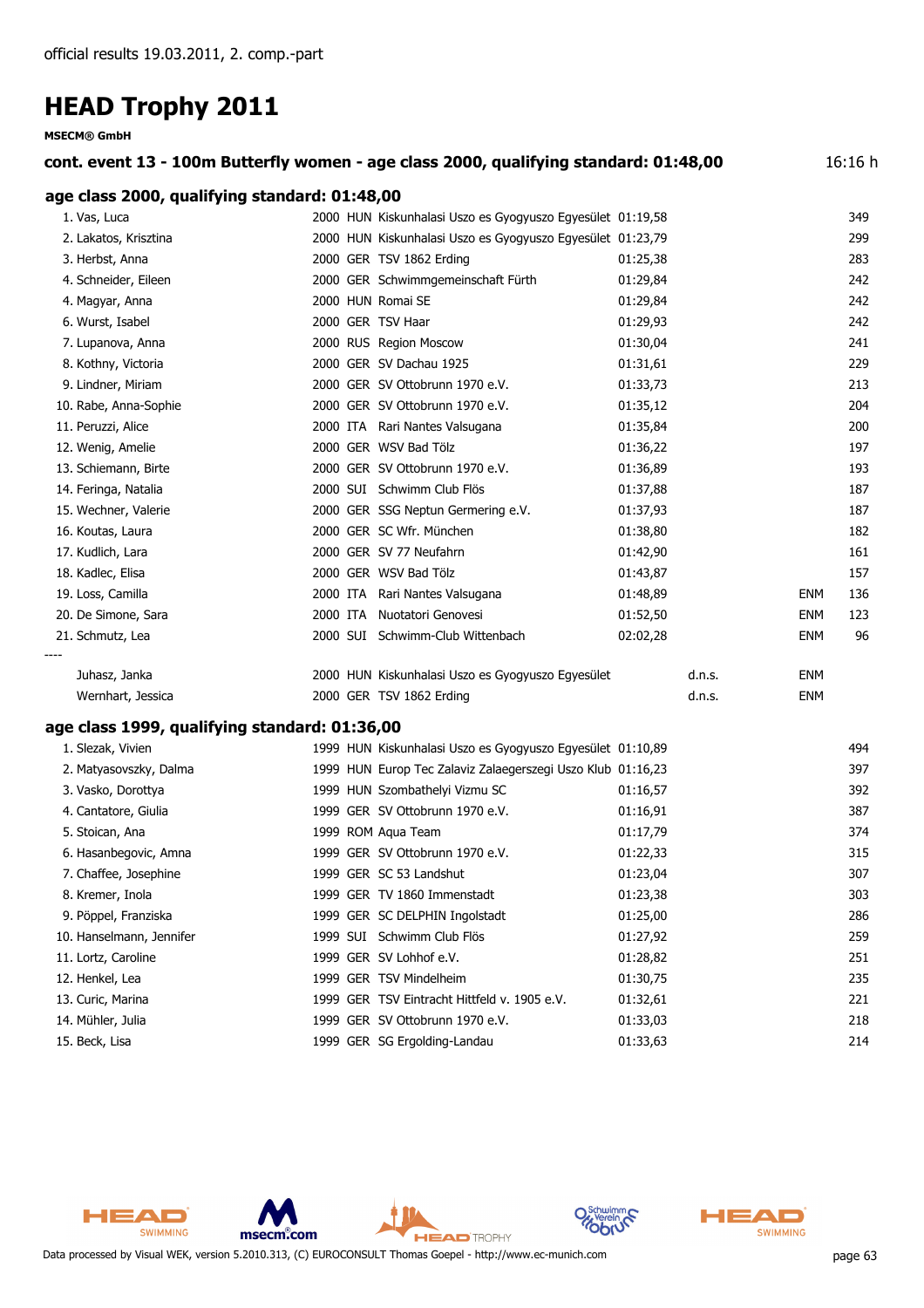official results 19.03.2011, 2. comp.-part

# HEAD Trophy 2011

**MSECM® GmbH**

### cont. event 13 - 100m Butterfly women - age class 2000, qualifying standard: 01:48,00

16:16 h

## age class 2000, qualifying standard: 01:48,00

| Place | Name | YoB | Nat | Club | Time | | | Points |
|---|---|---|---|---|---|---|---|---|
| 1. | Vas, Luca | 2000 | HUN | Kiskunhalasi Uszo es Gyogyuszo Egyesület | 01:19,58 | | | 349 |
| 2. | Lakatos, Krisztina | 2000 | HUN | Kiskunhalasi Uszo es Gyogyuszo Egyesület | 01:23,79 | | | 299 |
| 3. | Herbst, Anna | 2000 | GER | TSV 1862 Erding | 01:25,38 | | | 283 |
| 4. | Schneider, Eileen | 2000 | GER | Schwimmgemeinschaft Fürth | 01:29,84 | | | 242 |
| 4. | Magyar, Anna | 2000 | HUN | Romai SE | 01:29,84 | | | 242 |
| 6. | Wurst, Isabel | 2000 | GER | TSV Haar | 01:29,93 | | | 242 |
| 7. | Lupanova, Anna | 2000 | RUS | Region Moscow | 01:30,04 | | | 241 |
| 8. | Kothny, Victoria | 2000 | GER | SV Dachau 1925 | 01:31,61 | | | 229 |
| 9. | Lindner, Miriam | 2000 | GER | SV Ottobrunn 1970 e.V. | 01:33,73 | | | 213 |
| 10. | Rabe, Anna-Sophie | 2000 | GER | SV Ottobrunn 1970 e.V. | 01:35,12 | | | 204 |
| 11. | Peruzzi, Alice | 2000 | ITA | Rari Nantes Valsugana | 01:35,84 | | | 200 |
| 12. | Wenig, Amelie | 2000 | GER | WSV Bad Tölz | 01:36,22 | | | 197 |
| 13. | Schiemann, Birte | 2000 | GER | SV Ottobrunn 1970 e.V. | 01:36,89 | | | 193 |
| 14. | Feringa, Natalia | 2000 | SUI | Schwimm Club Flös | 01:37,88 | | | 187 |
| 15. | Wechner, Valerie | 2000 | GER | SSG Neptun Germering e.V. | 01:37,93 | | | 187 |
| 16. | Koutas, Laura | 2000 | GER | SC Wfr. München | 01:38,80 | | | 182 |
| 17. | Kudlich, Lara | 2000 | GER | SV 77 Neufahrn | 01:42,90 | | | 161 |
| 18. | Kadlec, Elisa | 2000 | GER | WSV Bad Tölz | 01:43,87 | | | 157 |
| 19. | Loss, Camilla | 2000 | ITA | Rari Nantes Valsugana | 01:48,89 | | ENM | 136 |
| 20. | De Simone, Sara | 2000 | ITA | Nuotatori Genovesi | 01:52,50 | | ENM | 123 |
| 21. | Schmutz, Lea | 2000 | SUI | Schwimm-Club Wittenbach | 02:02,28 | | ENM | 96 |
| ---- | | | | | | | | |
| | Juhasz, Janka | 2000 | HUN | Kiskunhalasi Uszo es Gyogyuszo Egyesület | | d.n.s. | ENM | |
| | Wernhart, Jessica | 2000 | GER | TSV 1862 Erding | | d.n.s. | ENM | |

## age class 1999, qualifying standard: 01:36,00

| Place | Name | YoB | Nat | Club | Time | | | Points |
|---|---|---|---|---|---|---|---|---|
| 1. | Slezak, Vivien | 1999 | HUN | Kiskunhalasi Uszo es Gyogyuszo Egyesület | 01:10,89 | | | 494 |
| 2. | Matyasovszky, Dalma | 1999 | HUN | Europ Tec Zalaviz Zalaegerszegi Uszo Klub | 01:16,23 | | | 397 |
| 3. | Vasko, Dorottya | 1999 | HUN | Szombathelyi Vizmu SC | 01:16,57 | | | 392 |
| 4. | Cantatore, Giulia | 1999 | GER | SV Ottobrunn 1970 e.V. | 01:16,91 | | | 387 |
| 5. | Stoican, Ana | 1999 | ROM | Aqua Team | 01:17,79 | | | 374 |
| 6. | Hasanbegovic, Amna | 1999 | GER | SV Ottobrunn 1970 e.V. | 01:22,33 | | | 315 |
| 7. | Chaffee, Josephine | 1999 | GER | SC 53 Landshut | 01:23,04 | | | 307 |
| 8. | Kremer, Inola | 1999 | GER | TV 1860 Immenstadt | 01:23,38 | | | 303 |
| 9. | Pöppel, Franziska | 1999 | GER | SC DELPHIN Ingolstadt | 01:25,00 | | | 286 |
| 10. | Hanselmann, Jennifer | 1999 | SUI | Schwimm Club Flös | 01:27,92 | | | 259 |
| 11. | Lortz, Caroline | 1999 | GER | SV Lohhof e.V. | 01:28,82 | | | 251 |
| 12. | Henkel, Lea | 1999 | GER | TSV Mindelheim | 01:30,75 | | | 235 |
| 13. | Curic, Marina | 1999 | GER | TSV Eintracht Hittfeld v. 1905 e.V. | 01:32,61 | | | 221 |
| 14. | Mühler, Julia | 1999 | GER | SV Ottobrunn 1970 e.V. | 01:33,03 | | | 218 |
| 15. | Beck, Lisa | 1999 | GER | SG Ergolding-Landau | 01:33,63 | | | 214 |

Data processed by Visual WEK, version 5.2010.313, (C) EUROCONSULT Thomas Goepel - http://www.ec-munich.com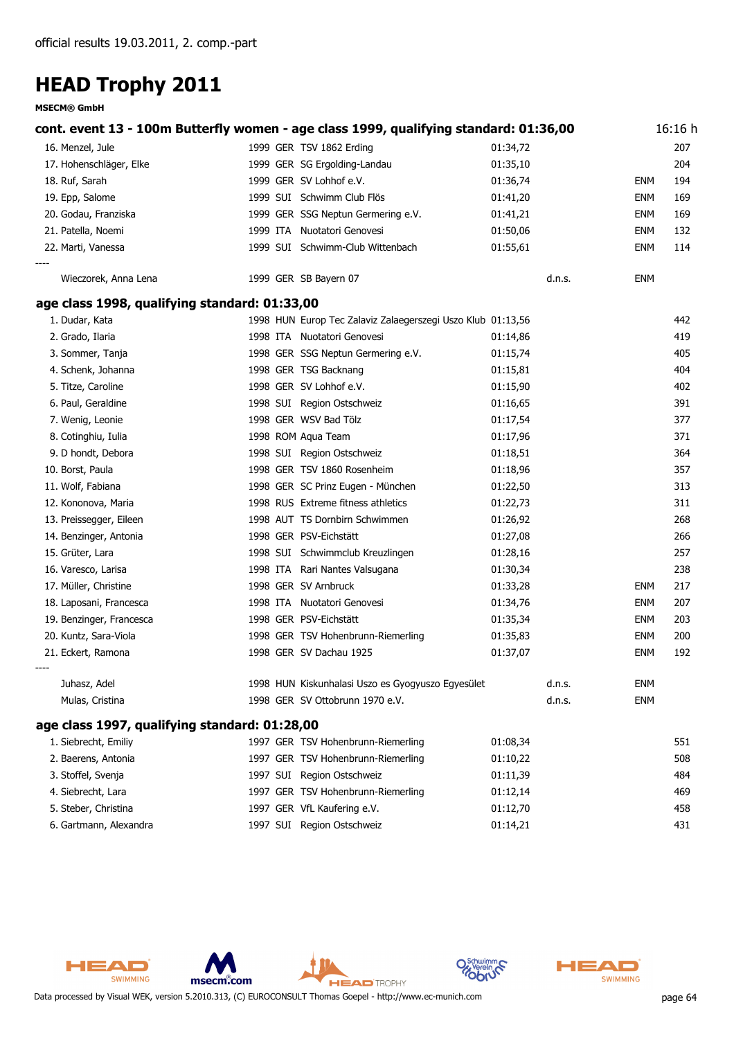official results 19.03.2011, 2. comp.-part

# HEAD Trophy 2011

**MSECM® GmbH**

## cont. event 13 - 100m Butterfly women - age class 1999, qualifying standard: 01:36,00 — 16:16 h

| Place | Name | YoB | Nat | Club | Time | | | Points |
|---|---|---|---|---|---|---|---|---|
| 16. | Menzel, Jule | 1999 | GER | TSV 1862 Erding | 01:34,72 | | | 207 |
| 17. | Hohenschläger, Elke | 1999 | GER | SG Ergolding-Landau | 01:35,10 | | | 204 |
| 18. | Ruf, Sarah | 1999 | GER | SV Lohhof e.V. | 01:36,74 | | ENM | 194 |
| 19. | Epp, Salome | 1999 | SUI | Schwimm Club Flös | 01:41,20 | | ENM | 169 |
| 20. | Godau, Franziska | 1999 | GER | SSG Neptun Germering e.V. | 01:41,21 | | ENM | 169 |
| 21. | Patella, Noemi | 1999 | ITA | Nuotatori Genovesi | 01:50,06 | | ENM | 132 |
| 22. | Marti, Vanessa | 1999 | SUI | Schwimm-Club Wittenbach | 01:55,61 | | ENM | 114 |
| ---- | | | | | | | | |
| | Wieczorek, Anna Lena | 1999 | GER | SB Bayern 07 | | d.n.s. | ENM | |

## age class 1998, qualifying standard: 01:33,00

| Place | Name | YoB | Nat | Club | Time | | | Points |
|---|---|---|---|---|---|---|---|---|
| 1. | Dudar, Kata | 1998 | HUN | Europ Tec Zalaviz Zalaegerszegi Uszo Klub | 01:13,56 | | | 442 |
| 2. | Grado, Ilaria | 1998 | ITA | Nuotatori Genovesi | 01:14,86 | | | 419 |
| 3. | Sommer, Tanja | 1998 | GER | SSG Neptun Germering e.V. | 01:15,74 | | | 405 |
| 4. | Schenk, Johanna | 1998 | GER | TSG Backnang | 01:15,81 | | | 404 |
| 5. | Titze, Caroline | 1998 | GER | SV Lohhof e.V. | 01:15,90 | | | 402 |
| 6. | Paul, Geraldine | 1998 | SUI | Region Ostschweiz | 01:16,65 | | | 391 |
| 7. | Wenig, Leonie | 1998 | GER | WSV Bad Tölz | 01:17,54 | | | 377 |
| 8. | Cotinghiu, Iulia | 1998 | ROM | Aqua Team | 01:17,96 | | | 371 |
| 9. | D hondt, Debora | 1998 | SUI | Region Ostschweiz | 01:18,51 | | | 364 |
| 10. | Borst, Paula | 1998 | GER | TSV 1860 Rosenheim | 01:18,96 | | | 357 |
| 11. | Wolf, Fabiana | 1998 | GER | SC Prinz Eugen - München | 01:22,50 | | | 313 |
| 12. | Kononova, Maria | 1998 | RUS | Extreme fitness athletics | 01:22,73 | | | 311 |
| 13. | Preissegger, Eileen | 1998 | AUT | TS Dornbirn Schwimmen | 01:26,92 | | | 268 |
| 14. | Benzinger, Antonia | 1998 | GER | PSV-Eichstätt | 01:27,08 | | | 266 |
| 15. | Grüter, Lara | 1998 | SUI | Schwimmclub Kreuzlingen | 01:28,16 | | | 257 |
| 16. | Varesco, Larisa | 1998 | ITA | Rari Nantes Valsugana | 01:30,34 | | | 238 |
| 17. | Müller, Christine | 1998 | GER | SV Arnbruck | 01:33,28 | | ENM | 217 |
| 18. | Laposani, Francesca | 1998 | ITA | Nuotatori Genovesi | 01:34,76 | | ENM | 207 |
| 19. | Benzinger, Francesca | 1998 | GER | PSV-Eichstätt | 01:35,34 | | ENM | 203 |
| 20. | Kuntz, Sara-Viola | 1998 | GER | TSV Hohenbrunn-Riemerling | 01:35,83 | | ENM | 200 |
| 21. | Eckert, Ramona | 1998 | GER | SV Dachau 1925 | 01:37,07 | | ENM | 192 |
| ---- | | | | | | | | |
| | Juhasz, Adel | 1998 | HUN | Kiskunhalasi Uszo es Gyogyuszo Egyesület | | d.n.s. | ENM | |
| | Mulas, Cristina | 1998 | GER | SV Ottobrunn 1970 e.V. | | d.n.s. | ENM | |

## age class 1997, qualifying standard: 01:28,00

| Place | Name | YoB | Nat | Club | Time | | | Points |
|---|---|---|---|---|---|---|---|---|
| 1. | Siebrecht, Emiliy | 1997 | GER | TSV Hohenbrunn-Riemerling | 01:08,34 | | | 551 |
| 2. | Baerens, Antonia | 1997 | GER | TSV Hohenbrunn-Riemerling | 01:10,22 | | | 508 |
| 3. | Stoffel, Svenja | 1997 | SUI | Region Ostschweiz | 01:11,39 | | | 484 |
| 4. | Siebrecht, Lara | 1997 | GER | TSV Hohenbrunn-Riemerling | 01:12,14 | | | 469 |
| 5. | Steber, Christina | 1997 | GER | VfL Kaufering e.V. | 01:12,70 | | | 458 |
| 6. | Gartmann, Alexandra | 1997 | SUI | Region Ostschweiz | 01:14,21 | | | 431 |

Data processed by Visual WEK, version 5.2010.313, (C) EUROCONSULT Thomas Goepel - http://www.ec-munich.com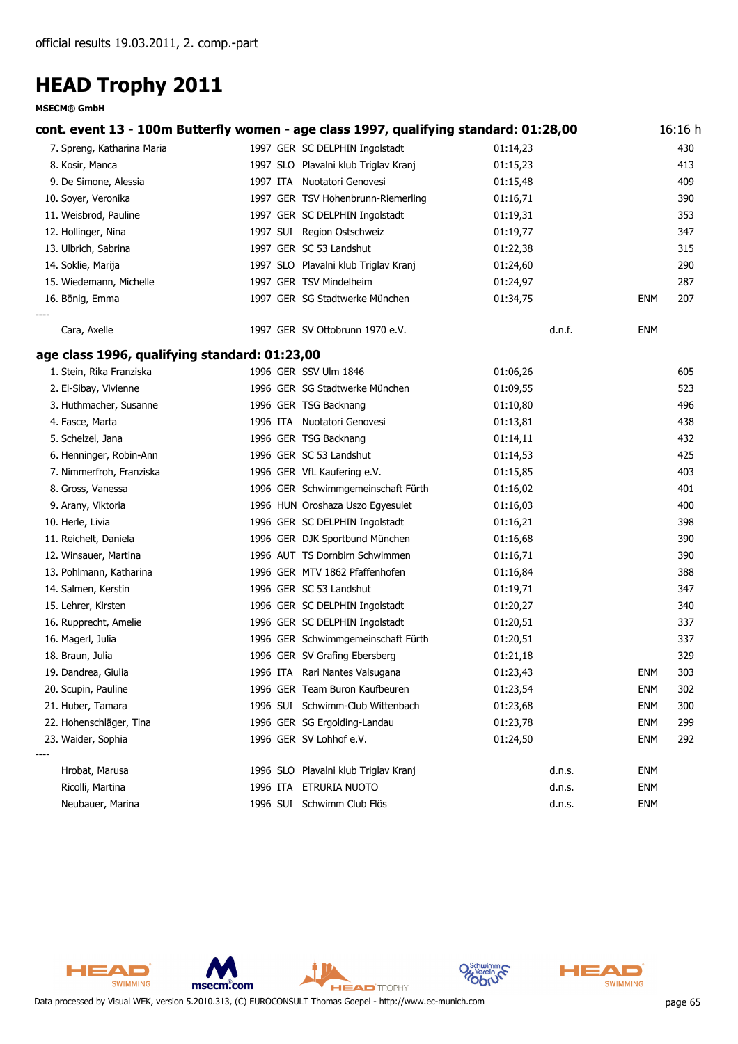official results 19.03.2011, 2. comp.-part

# HEAD Trophy 2011

**MSECM® GmbH**

## cont. event 13 - 100m Butterfly women - age class 1997, qualifying standard: 01:28,00 — 16:16 h

| Place | Name | Year | Nation | Club | Time | | | Points |
|---|---|---|---|---|---|---|---|---|
| 7. | Spreng, Katharina Maria | 1997 | GER | SC DELPHIN Ingolstadt | 01:14,23 | | | 430 |
| 8. | Kosir, Manca | 1997 | SLO | Plavalni klub Triglav Kranj | 01:15,23 | | | 413 |
| 9. | De Simone, Alessia | 1997 | ITA | Nuotatori Genovesi | 01:15,48 | | | 409 |
| 10. | Soyer, Veronika | 1997 | GER | TSV Hohenbrunn-Riemerling | 01:16,71 | | | 390 |
| 11. | Weisbrod, Pauline | 1997 | GER | SC DELPHIN Ingolstadt | 01:19,31 | | | 353 |
| 12. | Hollinger, Nina | 1997 | SUI | Region Ostschweiz | 01:19,77 | | | 347 |
| 13. | Ulbrich, Sabrina | 1997 | GER | SC 53 Landshut | 01:22,38 | | | 315 |
| 14. | Soklie, Marija | 1997 | SLO | Plavalni klub Triglav Kranj | 01:24,60 | | | 290 |
| 15. | Wiedemann, Michelle | 1997 | GER | TSV Mindelheim | 01:24,97 | | | 287 |
| 16. | Bönig, Emma | 1997 | GER | SG Stadtwerke München | 01:34,75 | | ENM | 207 |
| ---- | | | | | | | | |
| | Cara, Axelle | 1997 | GER | SV Ottobrunn 1970 e.V. | | d.n.f. | ENM | |

## age class 1996, qualifying standard: 01:23,00

| Place | Name | Year | Nation | Club | Time | | | Points |
|---|---|---|---|---|---|---|---|---|
| 1. | Stein, Rika Franziska | 1996 | GER | SSV Ulm 1846 | 01:06,26 | | | 605 |
| 2. | El-Sibay, Vivienne | 1996 | GER | SG Stadtwerke München | 01:09,55 | | | 523 |
| 3. | Huthmacher, Susanne | 1996 | GER | TSG Backnang | 01:10,80 | | | 496 |
| 4. | Fasce, Marta | 1996 | ITA | Nuotatori Genovesi | 01:13,81 | | | 438 |
| 5. | Schelzel, Jana | 1996 | GER | TSG Backnang | 01:14,11 | | | 432 |
| 6. | Henninger, Robin-Ann | 1996 | GER | SC 53 Landshut | 01:14,53 | | | 425 |
| 7. | Nimmerfroh, Franziska | 1996 | GER | VfL Kaufering e.V. | 01:15,85 | | | 403 |
| 8. | Gross, Vanessa | 1996 | GER | Schwimmgemeinschaft Fürth | 01:16,02 | | | 401 |
| 9. | Arany, Viktoria | 1996 | HUN | Oroshaza Uszo Egyesulet | 01:16,03 | | | 400 |
| 10. | Herle, Livia | 1996 | GER | SC DELPHIN Ingolstadt | 01:16,21 | | | 398 |
| 11. | Reichelt, Daniela | 1996 | GER | DJK Sportbund München | 01:16,68 | | | 390 |
| 12. | Winsauer, Martina | 1996 | AUT | TS Dornbirn Schwimmen | 01:16,71 | | | 390 |
| 13. | Pohlmann, Katharina | 1996 | GER | MTV 1862 Pfaffenhofen | 01:16,84 | | | 388 |
| 14. | Salmen, Kerstin | 1996 | GER | SC 53 Landshut | 01:19,71 | | | 347 |
| 15. | Lehrer, Kirsten | 1996 | GER | SC DELPHIN Ingolstadt | 01:20,27 | | | 340 |
| 16. | Rupprecht, Amelie | 1996 | GER | SC DELPHIN Ingolstadt | 01:20,51 | | | 337 |
| 16. | Magerl, Julia | 1996 | GER | Schwimmgemeinschaft Fürth | 01:20,51 | | | 337 |
| 18. | Braun, Julia | 1996 | GER | SV Grafing Ebersberg | 01:21,18 | | | 329 |
| 19. | Dandrea, Giulia | 1996 | ITA | Rari Nantes Valsugana | 01:23,43 | | ENM | 303 |
| 20. | Scupin, Pauline | 1996 | GER | Team Buron Kaufbeuren | 01:23,54 | | ENM | 302 |
| 21. | Huber, Tamara | 1996 | SUI | Schwimm-Club Wittenbach | 01:23,68 | | ENM | 300 |
| 22. | Hohenschläger, Tina | 1996 | GER | SG Ergolding-Landau | 01:23,78 | | ENM | 299 |
| 23. | Waider, Sophia | 1996 | GER | SV Lohhof e.V. | 01:24,50 | | ENM | 292 |
| ---- | | | | | | | | |
| | Hrobat, Marusa | 1996 | SLO | Plavalni klub Triglav Kranj | | d.n.s. | ENM | |
| | Ricolli, Martina | 1996 | ITA | ETRURIA NUOTO | | d.n.s. | ENM | |
| | Neubauer, Marina | 1996 | SUI | Schwimm Club Flös | | d.n.s. | ENM | |

Data processed by Visual WEK, version 5.2010.313, (C) EUROCONSULT Thomas Goepel - http://www.ec-munich.com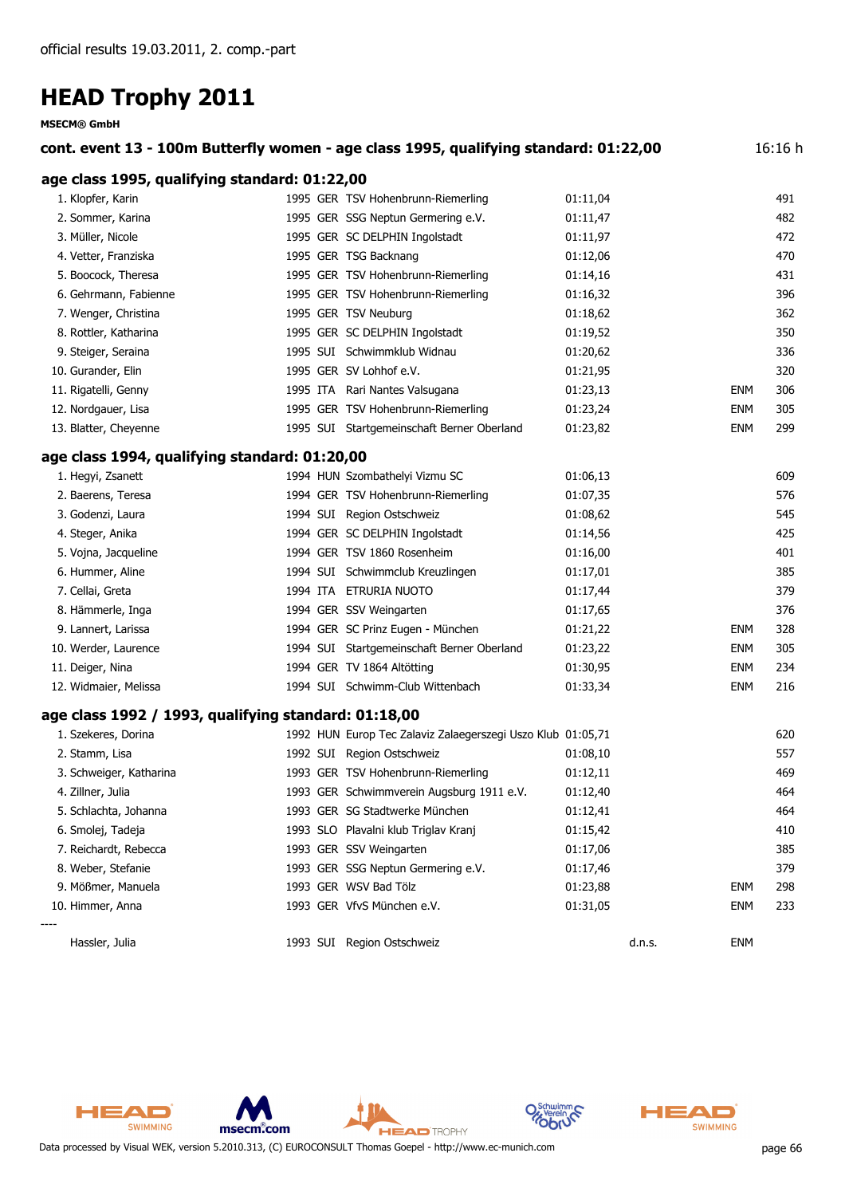official results 19.03.2011, 2. comp.-part

# HEAD Trophy 2011

**MSECM® GmbH**

### cont. event 13 - 100m Butterfly women - age class 1995, qualifying standard: 01:22,00 — 16:16 h

### age class 1995, qualifying standard: 01:22,00

| Place | Name | YoB | Nat | Club | Time | | Remark | Points |
|---|---|---|---|---|---|---|---|---|
| 1. | Klopfer, Karin | 1995 | GER | TSV Hohenbrunn-Riemerling | 01:11,04 | | | 491 |
| 2. | Sommer, Karina | 1995 | GER | SSG Neptun Germering e.V. | 01:11,47 | | | 482 |
| 3. | Müller, Nicole | 1995 | GER | SC DELPHIN Ingolstadt | 01:11,97 | | | 472 |
| 4. | Vetter, Franziska | 1995 | GER | TSG Backnang | 01:12,06 | | | 470 |
| 5. | Boocock, Theresa | 1995 | GER | TSV Hohenbrunn-Riemerling | 01:14,16 | | | 431 |
| 6. | Gehrmann, Fabienne | 1995 | GER | TSV Hohenbrunn-Riemerling | 01:16,32 | | | 396 |
| 7. | Wenger, Christina | 1995 | GER | TSV Neuburg | 01:18,62 | | | 362 |
| 8. | Rottler, Katharina | 1995 | GER | SC DELPHIN Ingolstadt | 01:19,52 | | | 350 |
| 9. | Steiger, Seraina | 1995 | SUI | Schwimmklub Widnau | 01:20,62 | | | 336 |
| 10. | Gurander, Elin | 1995 | GER | SV Lohhof e.V. | 01:21,95 | | | 320 |
| 11. | Rigatelli, Genny | 1995 | ITA | Rari Nantes Valsugana | 01:23,13 | | ENM | 306 |
| 12. | Nordgauer, Lisa | 1995 | GER | TSV Hohenbrunn-Riemerling | 01:23,24 | | ENM | 305 |
| 13. | Blatter, Cheyenne | 1995 | SUI | Startgemeinschaft Berner Oberland | 01:23,82 | | ENM | 299 |

### age class 1994, qualifying standard: 01:20,00

| Place | Name | YoB | Nat | Club | Time | | Remark | Points |
|---|---|---|---|---|---|---|---|---|
| 1. | Hegyi, Zsanett | 1994 | HUN | Szombathelyi Vizmu SC | 01:06,13 | | | 609 |
| 2. | Baerens, Teresa | 1994 | GER | TSV Hohenbrunn-Riemerling | 01:07,35 | | | 576 |
| 3. | Godenzi, Laura | 1994 | SUI | Region Ostschweiz | 01:08,62 | | | 545 |
| 4. | Steger, Anika | 1994 | GER | SC DELPHIN Ingolstadt | 01:14,56 | | | 425 |
| 5. | Vojna, Jacqueline | 1994 | GER | TSV 1860 Rosenheim | 01:16,00 | | | 401 |
| 6. | Hummer, Aline | 1994 | SUI | Schwimmclub Kreuzlingen | 01:17,01 | | | 385 |
| 7. | Cellai, Greta | 1994 | ITA | ETRURIA NUOTO | 01:17,44 | | | 379 |
| 8. | Hämmerle, Inga | 1994 | GER | SSV Weingarten | 01:17,65 | | | 376 |
| 9. | Lannert, Larissa | 1994 | GER | SC Prinz Eugen - München | 01:21,22 | | ENM | 328 |
| 10. | Werder, Laurence | 1994 | SUI | Startgemeinschaft Berner Oberland | 01:23,22 | | ENM | 305 |
| 11. | Deiger, Nina | 1994 | GER | TV 1864 Altötting | 01:30,95 | | ENM | 234 |
| 12. | Widmaier, Melissa | 1994 | SUI | Schwimm-Club Wittenbach | 01:33,34 | | ENM | 216 |

### age class 1992 / 1993, qualifying standard: 01:18,00

| Place | Name | YoB | Nat | Club | Time | | Remark | Points |
|---|---|---|---|---|---|---|---|---|
| 1. | Szekeres, Dorina | 1992 | HUN | Europ Tec Zalaviz Zalaegerszegi Uszo Klub | 01:05,71 | | | 620 |
| 2. | Stamm, Lisa | 1992 | SUI | Region Ostschweiz | 01:08,10 | | | 557 |
| 3. | Schweiger, Katharina | 1993 | GER | TSV Hohenbrunn-Riemerling | 01:12,11 | | | 469 |
| 4. | Zillner, Julia | 1993 | GER | Schwimmverein Augsburg 1911 e.V. | 01:12,40 | | | 464 |
| 5. | Schlachta, Johanna | 1993 | GER | SG Stadtwerke München | 01:12,41 | | | 464 |
| 6. | Smolej, Tadeja | 1993 | SLO | Plavalni klub Triglav Kranj | 01:15,42 | | | 410 |
| 7. | Reichardt, Rebecca | 1993 | GER | SSV Weingarten | 01:17,06 | | | 385 |
| 8. | Weber, Stefanie | 1993 | GER | SSG Neptun Germering e.V. | 01:17,46 | | | 379 |
| 9. | Mößmer, Manuela | 1993 | GER | WSV Bad Tölz | 01:23,88 | | ENM | 298 |
| 10. | Himmer, Anna | 1993 | GER | VfvS München e.V. | 01:31,05 | | ENM | 233 |
| ---- | | | | | | | | |
| | Hassler, Julia | 1993 | SUI | Region Ostschweiz | | d.n.s. | ENM | |

Data processed by Visual WEK, version 5.2010.313, (C) EUROCONSULT Thomas Goepel - http://www.ec-munich.com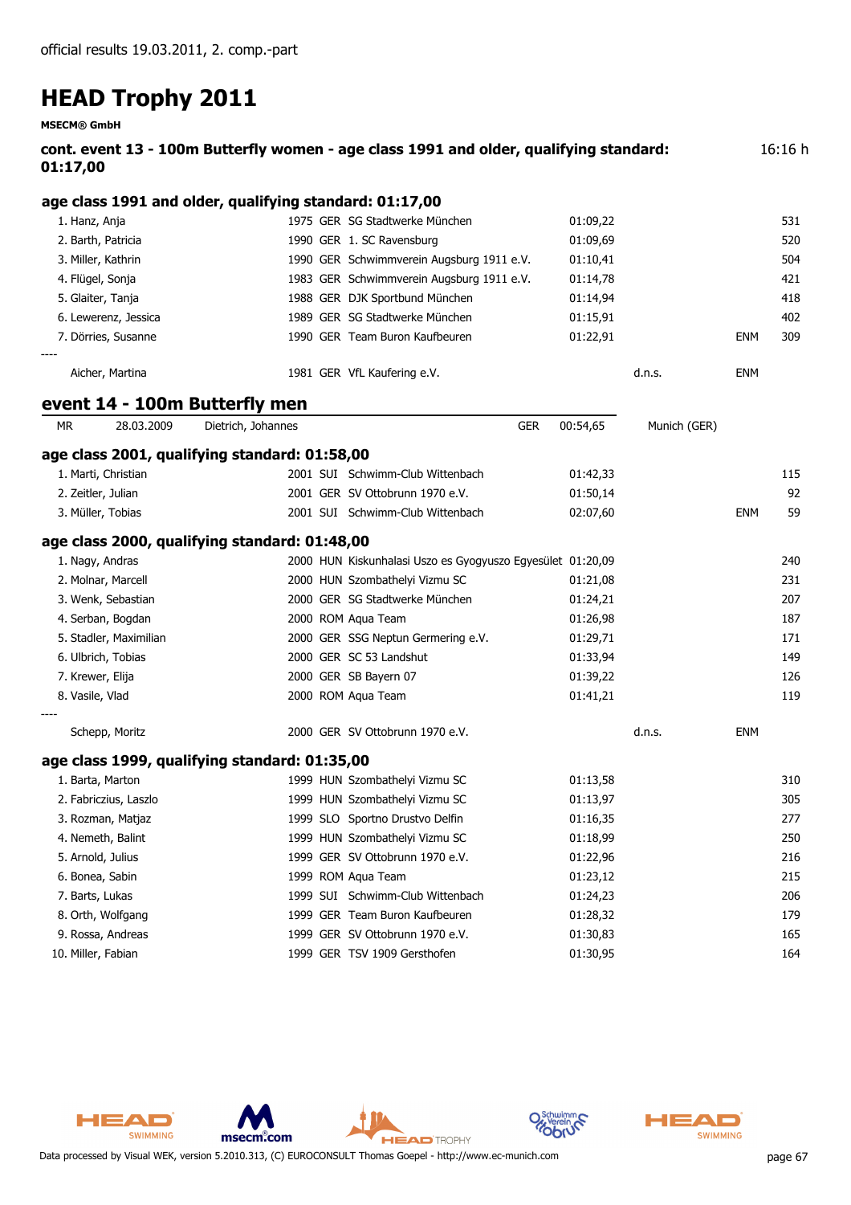official results 19.03.2011, 2. comp.-part

# HEAD Trophy 2011

**MSECM® GmbH**

**cont. event 13 - 100m Butterfly women - age class 1991 and older, qualifying standard: 01:17,00** 16:16 h

## age class 1991 and older, qualifying standard: 01:17,00

| Place | Name | Year | Nat | Club | Time | | | Points |
|---|---|---|---|---|---|---|---|---|
| 1. | Hanz, Anja | 1975 | GER | SG Stadtwerke München | 01:09,22 | | | 531 |
| 2. | Barth, Patricia | 1990 | GER | 1. SC Ravensburg | 01:09,69 | | | 520 |
| 3. | Miller, Kathrin | 1990 | GER | Schwimmverein Augsburg 1911 e.V. | 01:10,41 | | | 504 |
| 4. | Flügel, Sonja | 1983 | GER | Schwimmverein Augsburg 1911 e.V. | 01:14,78 | | | 421 |
| 5. | Glaiter, Tanja | 1988 | GER | DJK Sportbund München | 01:14,94 | | | 418 |
| 6. | Lewerenz, Jessica | 1989 | GER | SG Stadtwerke München | 01:15,91 | | | 402 |
| 7. | Dörries, Susanne | 1990 | GER | Team Buron Kaufbeuren | 01:22,91 | | ENM | 309 |
| ---- | | | | | | | | |
| | Aicher, Martina | 1981 | GER | VfL Kaufering e.V. | | d.n.s. | ENM | |

## event 14 - 100m Butterfly men

| MR | 28.03.2009 | Dietrich, Johannes | GER | 00:54,65 | Munich (GER) |
|---|---|---|---|---|---|

### age class 2001, qualifying standard: 01:58,00

| Place | Name | Year | Nat | Club | Time | | | Points |
|---|---|---|---|---|---|---|---|---|
| 1. | Marti, Christian | 2001 | SUI | Schwimm-Club Wittenbach | 01:42,33 | | | 115 |
| 2. | Zeitler, Julian | 2001 | GER | SV Ottobrunn 1970 e.V. | 01:50,14 | | | 92 |
| 3. | Müller, Tobias | 2001 | SUI | Schwimm-Club Wittenbach | 02:07,60 | | ENM | 59 |

### age class 2000, qualifying standard: 01:48,00

| Place | Name | Year | Nat | Club | Time | | | Points |
|---|---|---|---|---|---|---|---|---|
| 1. | Nagy, Andras | 2000 | HUN | Kiskunhalasi Uszo es Gyogyuszo Egyesület | 01:20,09 | | | 240 |
| 2. | Molnar, Marcell | 2000 | HUN | Szombathelyi Vizmu SC | 01:21,08 | | | 231 |
| 3. | Wenk, Sebastian | 2000 | GER | SG Stadtwerke München | 01:24,21 | | | 207 |
| 4. | Serban, Bogdan | 2000 | ROM | Aqua Team | 01:26,98 | | | 187 |
| 5. | Stadler, Maximilian | 2000 | GER | SSG Neptun Germering e.V. | 01:29,71 | | | 171 |
| 6. | Ulbrich, Tobias | 2000 | GER | SC 53 Landshut | 01:33,94 | | | 149 |
| 7. | Krewer, Elija | 2000 | GER | SB Bayern 07 | 01:39,22 | | | 126 |
| 8. | Vasile, Vlad | 2000 | ROM | Aqua Team | 01:41,21 | | | 119 |
| ---- | | | | | | | | |
| | Schepp, Moritz | 2000 | GER | SV Ottobrunn 1970 e.V. | | d.n.s. | ENM | |

### age class 1999, qualifying standard: 01:35,00

| Place | Name | Year | Nat | Club | Time | | | Points |
|---|---|---|---|---|---|---|---|---|
| 1. | Barta, Marton | 1999 | HUN | Szombathelyi Vizmu SC | 01:13,58 | | | 310 |
| 2. | Fabriczius, Laszlo | 1999 | HUN | Szombathelyi Vizmu SC | 01:13,97 | | | 305 |
| 3. | Rozman, Matjaz | 1999 | SLO | Sportno Drustvo Delfin | 01:16,35 | | | 277 |
| 4. | Nemeth, Balint | 1999 | HUN | Szombathelyi Vizmu SC | 01:18,99 | | | 250 |
| 5. | Arnold, Julius | 1999 | GER | SV Ottobrunn 1970 e.V. | 01:22,96 | | | 216 |
| 6. | Bonea, Sabin | 1999 | ROM | Aqua Team | 01:23,12 | | | 215 |
| 7. | Barts, Lukas | 1999 | SUI | Schwimm-Club Wittenbach | 01:24,23 | | | 206 |
| 8. | Orth, Wolfgang | 1999 | GER | Team Buron Kaufbeuren | 01:28,32 | | | 179 |
| 9. | Rossa, Andreas | 1999 | GER | SV Ottobrunn 1970 e.V. | 01:30,83 | | | 165 |
| 10. | Miller, Fabian | 1999 | GER | TSV 1909 Gersthofen | 01:30,95 | | | 164 |

Data processed by Visual WEK, version 5.2010.313, (C) EUROCONSULT Thomas Goepel - http://www.ec-munich.com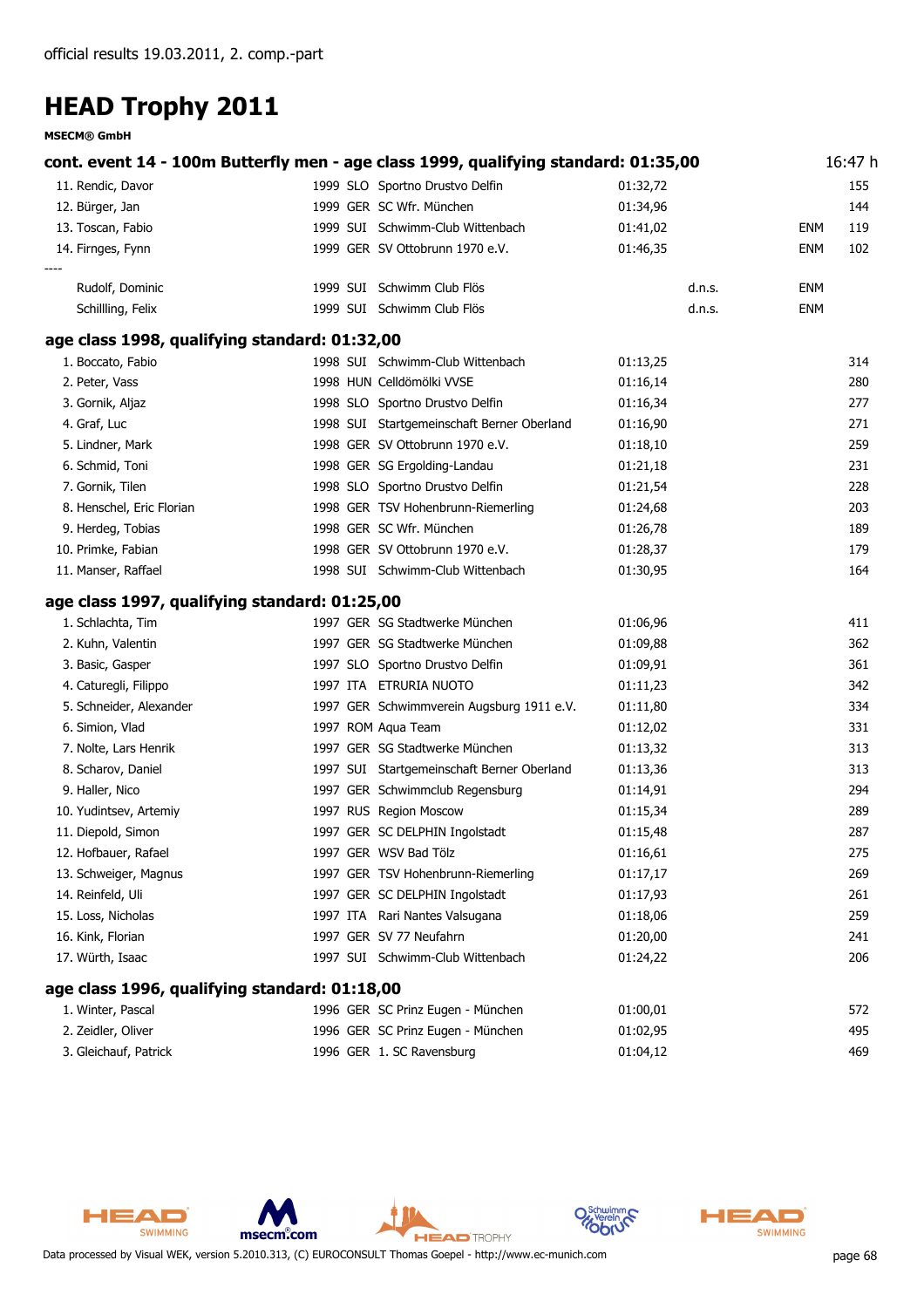official results 19.03.2011, 2. comp.-part

# HEAD Trophy 2011

**MSECM® GmbH**

### cont. event 14 - 100m Butterfly men - age class 1999, qualifying standard: 01:35,00 — 16:47 h

| Rank | Name | Year | Nation | Club | Time | | | Points |
|---|---|---|---|---|---|---|---|---|
| 11. | Rendic, Davor | 1999 | SLO | Sportno Drustvo Delfin | 01:32,72 | | | 155 |
| 12. | Bürger, Jan | 1999 | GER | SC Wfr. München | 01:34,96 | | | 144 |
| 13. | Toscan, Fabio | 1999 | SUI | Schwimm-Club Wittenbach | 01:41,02 | | ENM | 119 |
| 14. | Firnges, Fynn | 1999 | GER | SV Ottobrunn 1970 e.V. | 01:46,35 | | ENM | 102 |
| ---- | | | | | | | | |
| | Rudolf, Dominic | 1999 | SUI | Schwimm Club Flös | | d.n.s. | ENM | |
| | Schillling, Felix | 1999 | SUI | Schwimm Club Flös | | d.n.s. | ENM | |

### age class 1998, qualifying standard: 01:32,00

| Rank | Name | Year | Nation | Club | Time | Points |
|---|---|---|---|---|---|---|
| 1. | Boccato, Fabio | 1998 | SUI | Schwimm-Club Wittenbach | 01:13,25 | 314 |
| 2. | Peter, Vass | 1998 | HUN | Celldömölki VVSE | 01:16,14 | 280 |
| 3. | Gornik, Aljaz | 1998 | SLO | Sportno Drustvo Delfin | 01:16,34 | 277 |
| 4. | Graf, Luc | 1998 | SUI | Startgemeinschaft Berner Oberland | 01:16,90 | 271 |
| 5. | Lindner, Mark | 1998 | GER | SV Ottobrunn 1970 e.V. | 01:18,10 | 259 |
| 6. | Schmid, Toni | 1998 | GER | SG Ergolding-Landau | 01:21,18 | 231 |
| 7. | Gornik, Tilen | 1998 | SLO | Sportno Drustvo Delfin | 01:21,54 | 228 |
| 8. | Henschel, Eric Florian | 1998 | GER | TSV Hohenbrunn-Riemerling | 01:24,68 | 203 |
| 9. | Herdeg, Tobias | 1998 | GER | SC Wfr. München | 01:26,78 | 189 |
| 10. | Primke, Fabian | 1998 | GER | SV Ottobrunn 1970 e.V. | 01:28,37 | 179 |
| 11. | Manser, Raffael | 1998 | SUI | Schwimm-Club Wittenbach | 01:30,95 | 164 |

### age class 1997, qualifying standard: 01:25,00

| Rank | Name | Year | Nation | Club | Time | Points |
|---|---|---|---|---|---|---|
| 1. | Schlachta, Tim | 1997 | GER | SG Stadtwerke München | 01:06,96 | 411 |
| 2. | Kuhn, Valentin | 1997 | GER | SG Stadtwerke München | 01:09,88 | 362 |
| 3. | Basic, Gasper | 1997 | SLO | Sportno Drustvo Delfin | 01:09,91 | 361 |
| 4. | Caturegli, Filippo | 1997 | ITA | ETRURIA NUOTO | 01:11,23 | 342 |
| 5. | Schneider, Alexander | 1997 | GER | Schwimmverein Augsburg 1911 e.V. | 01:11,80 | 334 |
| 6. | Simion, Vlad | 1997 | ROM | Aqua Team | 01:12,02 | 331 |
| 7. | Nolte, Lars Henrik | 1997 | GER | SG Stadtwerke München | 01:13,32 | 313 |
| 8. | Scharov, Daniel | 1997 | SUI | Startgemeinschaft Berner Oberland | 01:13,36 | 313 |
| 9. | Haller, Nico | 1997 | GER | Schwimmclub Regensburg | 01:14,91 | 294 |
| 10. | Yudintsev, Artemiy | 1997 | RUS | Region Moscow | 01:15,34 | 289 |
| 11. | Diepold, Simon | 1997 | GER | SC DELPHIN Ingolstadt | 01:15,48 | 287 |
| 12. | Hofbauer, Rafael | 1997 | GER | WSV Bad Tölz | 01:16,61 | 275 |
| 13. | Schweiger, Magnus | 1997 | GER | TSV Hohenbrunn-Riemerling | 01:17,17 | 269 |
| 14. | Reinfeld, Uli | 1997 | GER | SC DELPHIN Ingolstadt | 01:17,93 | 261 |
| 15. | Loss, Nicholas | 1997 | ITA | Rari Nantes Valsugana | 01:18,06 | 259 |
| 16. | Kink, Florian | 1997 | GER | SV 77 Neufahrn | 01:20,00 | 241 |
| 17. | Würth, Isaac | 1997 | SUI | Schwimm-Club Wittenbach | 01:24,22 | 206 |

### age class 1996, qualifying standard: 01:18,00

| Rank | Name | Year | Nation | Club | Time | Points |
|---|---|---|---|---|---|---|
| 1. | Winter, Pascal | 1996 | GER | SC Prinz Eugen - München | 01:00,01 | 572 |
| 2. | Zeidler, Oliver | 1996 | GER | SC Prinz Eugen - München | 01:02,95 | 495 |
| 3. | Gleichauf, Patrick | 1996 | GER | 1. SC Ravensburg | 01:04,12 | 469 |

Data processed by Visual WEK, version 5.2010.313, (C) EUROCONSULT Thomas Goepel - http://www.ec-munich.com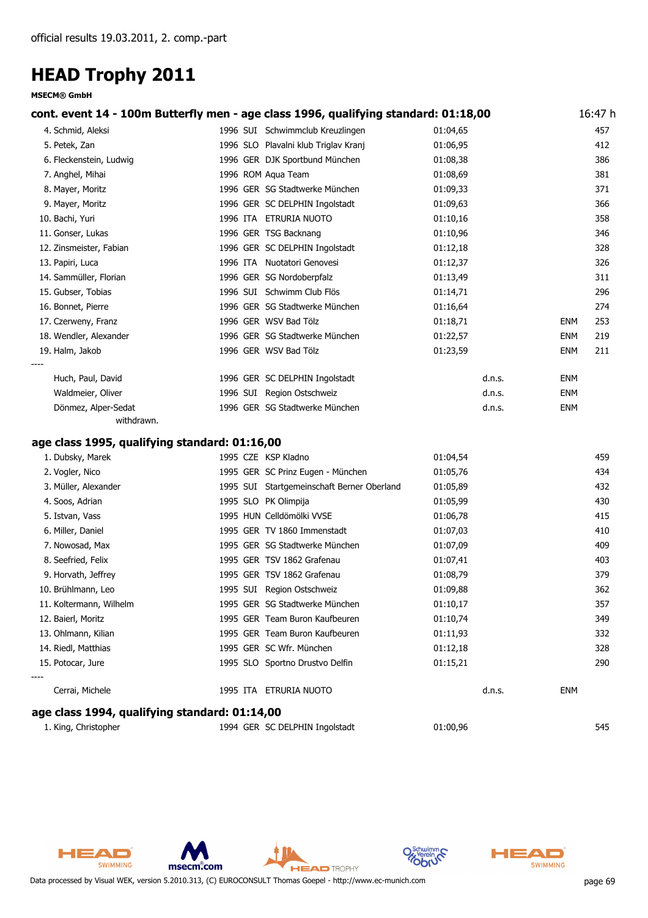official results 19.03.2011, 2. comp.-part

# HEAD Trophy 2011

**MSECM® GmbH**

### cont. event 14 - 100m Butterfly men - age class 1996, qualifying standard: 01:18,00 — 16:47 h

| Place | Name | YOB | Nat | Club | Time | | | Points |
|---|---|---|---|---|---|---|---|---|
| 4. | Schmid, Aleksi | 1996 | SUI | Schwimmclub Kreuzlingen | 01:04,65 | | | 457 |
| 5. | Petek, Zan | 1996 | SLO | Plavalni klub Triglav Kranj | 01:06,95 | | | 412 |
| 6. | Fleckenstein, Ludwig | 1996 | GER | DJK Sportbund München | 01:08,38 | | | 386 |
| 7. | Anghel, Mihai | 1996 | ROM | Aqua Team | 01:08,69 | | | 381 |
| 8. | Mayer, Moritz | 1996 | GER | SG Stadtwerke München | 01:09,33 | | | 371 |
| 9. | Mayer, Moritz | 1996 | GER | SC DELPHIN Ingolstadt | 01:09,63 | | | 366 |
| 10. | Bachi, Yuri | 1996 | ITA | ETRURIA NUOTO | 01:10,16 | | | 358 |
| 11. | Gonser, Lukas | 1996 | GER | TSG Backnang | 01:10,96 | | | 346 |
| 12. | Zinsmeister, Fabian | 1996 | GER | SC DELPHIN Ingolstadt | 01:12,18 | | | 328 |
| 13. | Papiri, Luca | 1996 | ITA | Nuotatori Genovesi | 01:12,37 | | | 326 |
| 14. | Sammüller, Florian | 1996 | GER | SG Nordoberpfalz | 01:13,49 | | | 311 |
| 15. | Gubser, Tobias | 1996 | SUI | Schwimm Club Flös | 01:14,71 | | | 296 |
| 16. | Bonnet, Pierre | 1996 | GER | SG Stadtwerke München | 01:16,64 | | | 274 |
| 17. | Czerweny, Franz | 1996 | GER | WSV Bad Tölz | 01:18,71 | | ENM | 253 |
| 18. | Wendler, Alexander | 1996 | GER | SG Stadtwerke München | 01:22,57 | | ENM | 219 |
| 19. | Halm, Jakob | 1996 | GER | WSV Bad Tölz | 01:23,59 | | ENM | 211 |
| ---- | | | | | | | | |
| | Huch, Paul, David | 1996 | GER | SC DELPHIN Ingolstadt | | d.n.s. | ENM | |
| | Waldmeier, Oliver | 1996 | SUI | Region Ostschweiz | | d.n.s. | ENM | |
| | Dönmez, Alper-Sedat (withdrawn.) | 1996 | GER | SG Stadtwerke München | | d.n.s. | ENM | |

### age class 1995, qualifying standard: 01:16,00

| Place | Name | YOB | Nat | Club | Time | | | Points |
|---|---|---|---|---|---|---|---|---|
| 1. | Dubsky, Marek | 1995 | CZE | KSP Kladno | 01:04,54 | | | 459 |
| 2. | Vogler, Nico | 1995 | GER | SC Prinz Eugen - München | 01:05,76 | | | 434 |
| 3. | Müller, Alexander | 1995 | SUI | Startgemeinschaft Berner Oberland | 01:05,89 | | | 432 |
| 4. | Soos, Adrian | 1995 | SLO | PK Olimpija | 01:05,99 | | | 430 |
| 5. | Istvan, Vass | 1995 | HUN | Celldömölki VVSE | 01:06,78 | | | 415 |
| 6. | Miller, Daniel | 1995 | GER | TV 1860 Immenstadt | 01:07,03 | | | 410 |
| 7. | Nowosad, Max | 1995 | GER | SG Stadtwerke München | 01:07,09 | | | 409 |
| 8. | Seefried, Felix | 1995 | GER | TSV 1862 Grafenau | 01:07,41 | | | 403 |
| 9. | Horvath, Jeffrey | 1995 | GER | TSV 1862 Grafenau | 01:08,79 | | | 379 |
| 10. | Brühlmann, Leo | 1995 | SUI | Region Ostschweiz | 01:09,88 | | | 362 |
| 11. | Koltermann, Wilhelm | 1995 | GER | SG Stadtwerke München | 01:10,17 | | | 357 |
| 12. | Baierl, Moritz | 1995 | GER | Team Buron Kaufbeuren | 01:10,74 | | | 349 |
| 13. | Ohlmann, Kilian | 1995 | GER | Team Buron Kaufbeuren | 01:11,93 | | | 332 |
| 14. | Riedl, Matthias | 1995 | GER | SC Wfr. München | 01:12,18 | | | 328 |
| 15. | Potocar, Jure | 1995 | SLO | Sportno Drustvo Delfin | 01:15,21 | | | 290 |
| ---- | | | | | | | | |
| | Cerrai, Michele | 1995 | ITA | ETRURIA NUOTO | | d.n.s. | ENM | |

### age class 1994, qualifying standard: 01:14,00

| Place | Name | YOB | Nat | Club | Time | | | Points |
|---|---|---|---|---|---|---|---|---|
| 1. | King, Christopher | 1994 | GER | SC DELPHIN Ingolstadt | 01:00,96 | | | 545 |

Data processed by Visual WEK, version 5.2010.313, (C) EUROCONSULT Thomas Goepel - http://www.ec-munich.com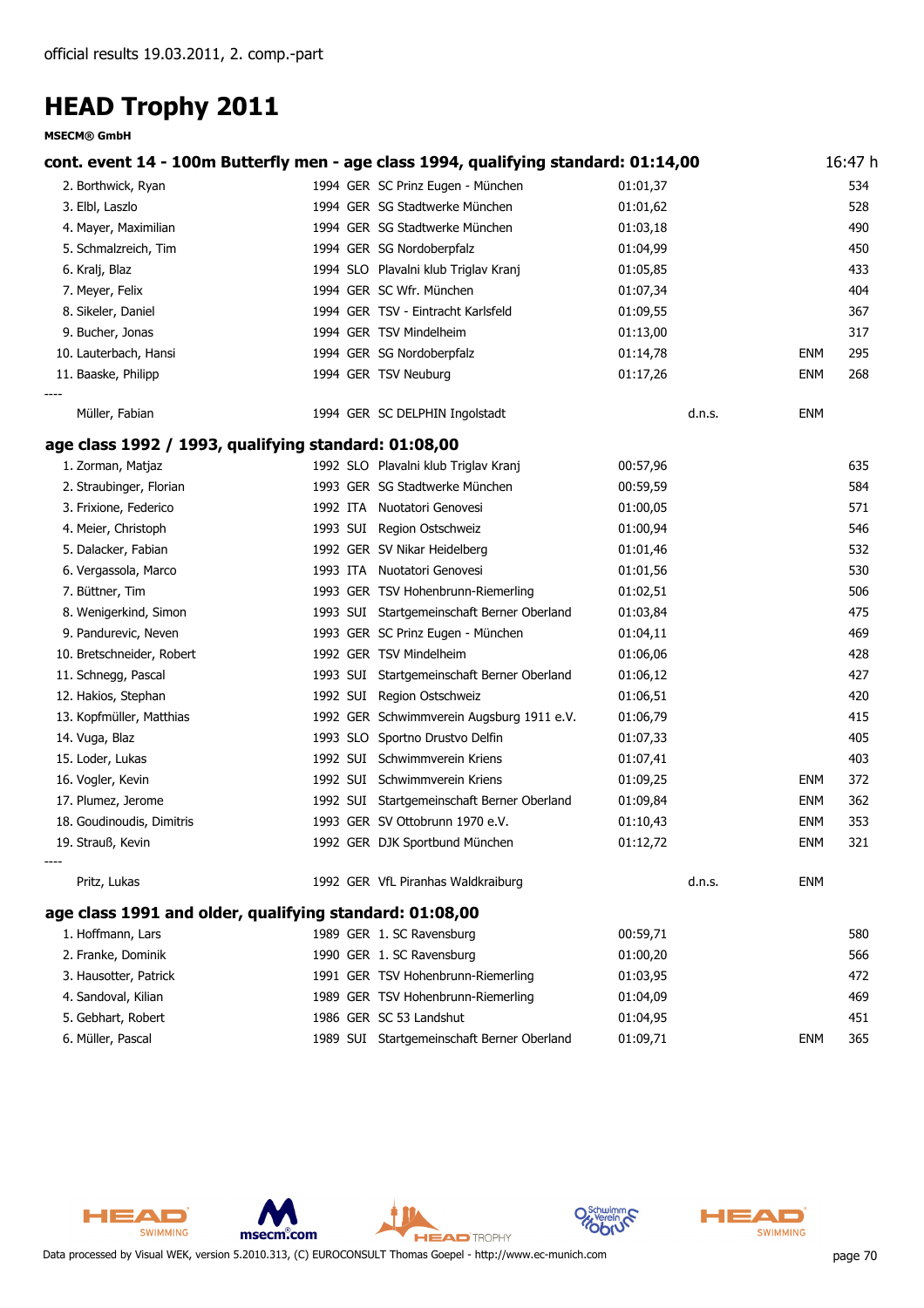official results 19.03.2011, 2. comp.-part

# HEAD Trophy 2011

**MSECM® GmbH**

## cont. event 14 - 100m Butterfly men - age class 1994, qualifying standard: 01:14,00

16:47 h

| Place | Name | YoB | Nat | Club | Time | | | Points |
|---|---|---|---|---|---|---|---|---|
| 2. | Borthwick, Ryan | 1994 | GER | SC Prinz Eugen - München | 01:01,37 | | | 534 |
| 3. | Elbl, Laszlo | 1994 | GER | SG Stadtwerke München | 01:01,62 | | | 528 |
| 4. | Mayer, Maximilian | 1994 | GER | SG Stadtwerke München | 01:03,18 | | | 490 |
| 5. | Schmalzreich, Tim | 1994 | GER | SG Nordoberpfalz | 01:04,99 | | | 450 |
| 6. | Kralj, Blaz | 1994 | SLO | Plavalni klub Triglav Kranj | 01:05,85 | | | 433 |
| 7. | Meyer, Felix | 1994 | GER | SC Wfr. München | 01:07,34 | | | 404 |
| 8. | Sikeler, Daniel | 1994 | GER | TSV - Eintracht Karlsfeld | 01:09,55 | | | 367 |
| 9. | Bucher, Jonas | 1994 | GER | TSV Mindelheim | 01:13,00 | | | 317 |
| 10. | Lauterbach, Hansi | 1994 | GER | SG Nordoberpfalz | 01:14,78 | | ENM | 295 |
| 11. | Baaske, Philipp | 1994 | GER | TSV Neuburg | 01:17,26 | | ENM | 268 |
| ---- | | | | | | | | |
| | Müller, Fabian | 1994 | GER | SC DELPHIN Ingolstadt | | d.n.s. | ENM | |

## age class 1992 / 1993, qualifying standard: 01:08,00

| Place | Name | YoB | Nat | Club | Time | | | Points |
|---|---|---|---|---|---|---|---|---|
| 1. | Zorman, Matjaz | 1992 | SLO | Plavalni klub Triglav Kranj | 00:57,96 | | | 635 |
| 2. | Straubinger, Florian | 1993 | GER | SG Stadtwerke München | 00:59,59 | | | 584 |
| 3. | Frixione, Federico | 1992 | ITA | Nuotatori Genovesi | 01:00,05 | | | 571 |
| 4. | Meier, Christoph | 1993 | SUI | Region Ostschweiz | 01:00,94 | | | 546 |
| 5. | Dalacker, Fabian | 1992 | GER | SV Nikar Heidelberg | 01:01,46 | | | 532 |
| 6. | Vergassola, Marco | 1993 | ITA | Nuotatori Genovesi | 01:01,56 | | | 530 |
| 7. | Büttner, Tim | 1993 | GER | TSV Hohenbrunn-Riemerling | 01:02,51 | | | 506 |
| 8. | Wenigerkind, Simon | 1993 | SUI | Startgemeinschaft Berner Oberland | 01:03,84 | | | 475 |
| 9. | Pandurevic, Neven | 1993 | GER | SC Prinz Eugen - München | 01:04,11 | | | 469 |
| 10. | Bretschneider, Robert | 1992 | GER | TSV Mindelheim | 01:06,06 | | | 428 |
| 11. | Schnegg, Pascal | 1993 | SUI | Startgemeinschaft Berner Oberland | 01:06,12 | | | 427 |
| 12. | Hakios, Stephan | 1992 | SUI | Region Ostschweiz | 01:06,51 | | | 420 |
| 13. | Kopfmüller, Matthias | 1992 | GER | Schwimmverein Augsburg 1911 e.V. | 01:06,79 | | | 415 |
| 14. | Vuga, Blaz | 1993 | SLO | Sportno Drustvo Delfin | 01:07,33 | | | 405 |
| 15. | Loder, Lukas | 1992 | SUI | Schwimmverein Kriens | 01:07,41 | | | 403 |
| 16. | Vogler, Kevin | 1992 | SUI | Schwimmverein Kriens | 01:09,25 | | ENM | 372 |
| 17. | Plumez, Jerome | 1992 | SUI | Startgemeinschaft Berner Oberland | 01:09,84 | | ENM | 362 |
| 18. | Goudinoudis, Dimitris | 1993 | GER | SV Ottobrunn 1970 e.V. | 01:10,43 | | ENM | 353 |
| 19. | Strauß, Kevin | 1992 | GER | DJK Sportbund München | 01:12,72 | | ENM | 321 |
| ---- | | | | | | | | |
| | Pritz, Lukas | 1992 | GER | VfL Piranhas Waldkraiburg | | d.n.s. | ENM | |

## age class 1991 and older, qualifying standard: 01:08,00

| Place | Name | YoB | Nat | Club | Time | | | Points |
|---|---|---|---|---|---|---|---|---|
| 1. | Hoffmann, Lars | 1989 | GER | 1. SC Ravensburg | 00:59,71 | | | 580 |
| 2. | Franke, Dominik | 1990 | GER | 1. SC Ravensburg | 01:00,20 | | | 566 |
| 3. | Hausotter, Patrick | 1991 | GER | TSV Hohenbrunn-Riemerling | 01:03,95 | | | 472 |
| 4. | Sandoval, Kilian | 1989 | GER | TSV Hohenbrunn-Riemerling | 01:04,09 | | | 469 |
| 5. | Gebhart, Robert | 1986 | GER | SC 53 Landshut | 01:04,95 | | | 451 |
| 6. | Müller, Pascal | 1989 | SUI | Startgemeinschaft Berner Oberland | 01:09,71 | | ENM | 365 |

Data processed by Visual WEK, version 5.2010.313, (C) EUROCONSULT Thomas Goepel - http://www.ec-munich.com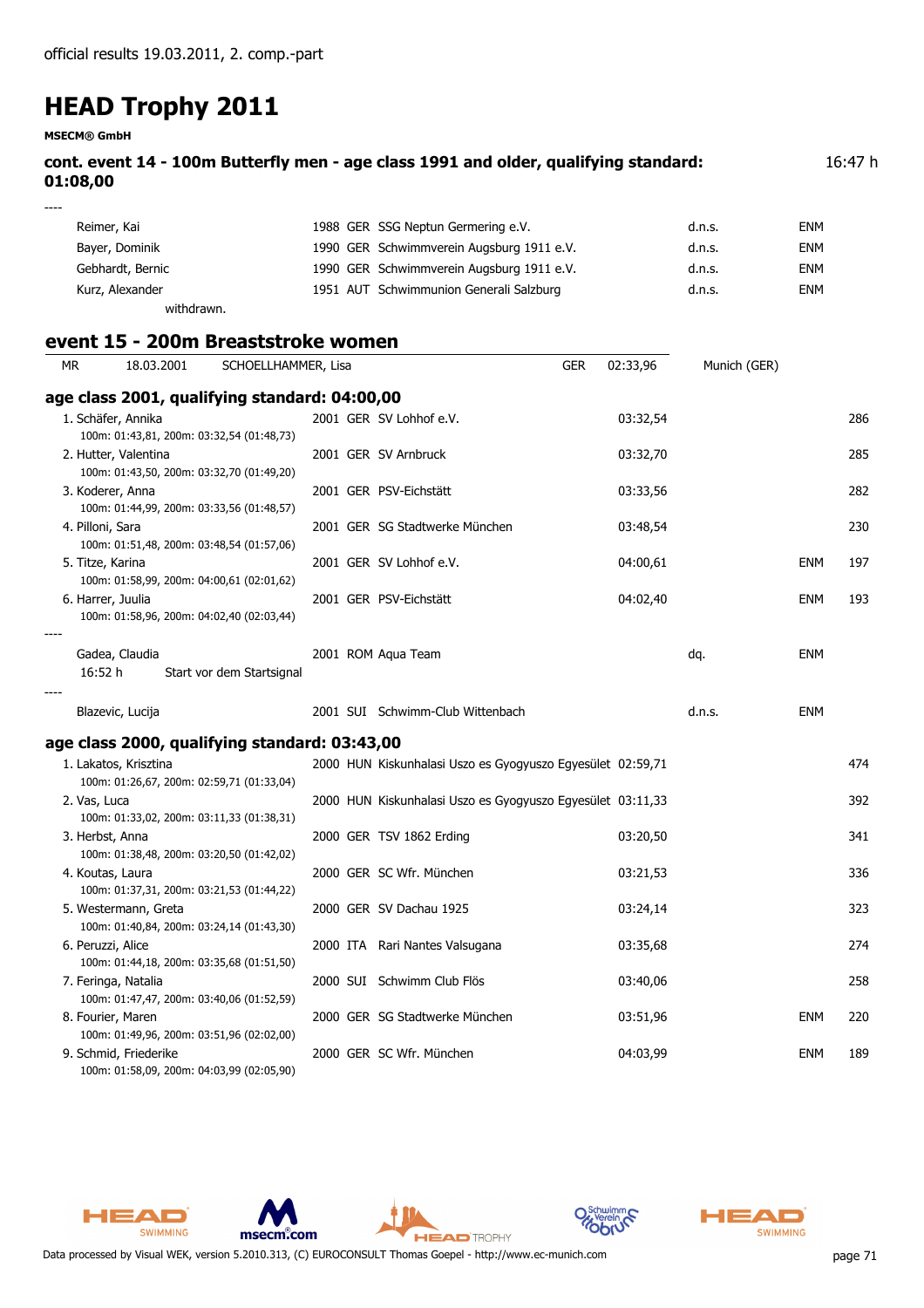official results 19.03.2011, 2. comp.-part

# HEAD Trophy 2011

**MSECM® GmbH**

**cont. event 14 - 100m Butterfly men - age class 1991 and older, qualifying standard: 01:08,00** 16:47 h

----

| Name | YoB | Nat | Club | Time | | | Pts |
|---|---|---|---|---|---|---|---|
| Reimer, Kai | 1988 | GER | SSG Neptun Germering e.V. | | d.n.s. | ENM | |
| Bayer, Dominik | 1990 | GER | Schwimmverein Augsburg 1911 e.V. | | d.n.s. | ENM | |
| Gebhardt, Bernic | 1990 | GER | Schwimmverein Augsburg 1911 e.V. | | d.n.s. | ENM | |
| Kurz, Alexander | 1951 | AUT | Schwimmunion Generali Salzburg | | d.n.s. | ENM | |

withdrawn.

## event 15 - 200m Breaststroke women

| MR | 18.03.2001 | SCHOELLHAMMER, Lisa | GER | 02:33,96 | Munich (GER) |
|---|---|---|---|---|---|

### age class 2001, qualifying standard: 04:00,00

| Place / Name / Splits | YoB | Nat | Club | Time | | | Pts |
|---|---|---|---|---|---|---|---|
| 1. Schäfer, Annika<br>100m: 01:43,81, 200m: 03:32,54 (01:48,73) | 2001 | GER | SV Lohhof e.V. | 03:32,54 | | | 286 |
| 2. Hutter, Valentina<br>100m: 01:43,50, 200m: 03:32,70 (01:49,20) | 2001 | GER | SV Arnbruck | 03:32,70 | | | 285 |
| 3. Koderer, Anna<br>100m: 01:44,99, 200m: 03:33,56 (01:48,57) | 2001 | GER | PSV-Eichstätt | 03:33,56 | | | 282 |
| 4. Pilloni, Sara<br>100m: 01:51,48, 200m: 03:48,54 (01:57,06) | 2001 | GER | SG Stadtwerke München | 03:48,54 | | | 230 |
| 5. Titze, Karina<br>100m: 01:58,99, 200m: 04:00,61 (02:01,62) | 2001 | GER | SV Lohhof e.V. | 04:00,61 | | ENM | 197 |
| 6. Harrer, Juulia<br>100m: 01:58,96, 200m: 04:02,40 (02:03,44) | 2001 | GER | PSV-Eichstätt | 04:02,40 | | ENM | 193 |

----

| Name | YoB | Nat | Club | Time | | | Pts |
|---|---|---|---|---|---|---|---|
| Gadea, Claudia<br>16:52 h Start vor dem Startsignal | 2001 | ROM | Aqua Team | | dq. | ENM | |

----

| Name | YoB | Nat | Club | Time | | | Pts |
|---|---|---|---|---|---|---|---|
| Blazevic, Lucija | 2001 | SUI | Schwimm-Club Wittenbach | | d.n.s. | ENM | |

### age class 2000, qualifying standard: 03:43,00

| Place / Name / Splits | YoB | Nat | Club | Time | | | Pts |
|---|---|---|---|---|---|---|---|
| 1. Lakatos, Krisztina<br>100m: 01:26,67, 200m: 02:59,71 (01:33,04) | 2000 | HUN | Kiskunhalasi Uszo es Gyogyuszo Egyesület | 02:59,71 | | | 474 |
| 2. Vas, Luca<br>100m: 01:33,02, 200m: 03:11,33 (01:38,31) | 2000 | HUN | Kiskunhalasi Uszo es Gyogyuszo Egyesület | 03:11,33 | | | 392 |
| 3. Herbst, Anna<br>100m: 01:38,48, 200m: 03:20,50 (01:42,02) | 2000 | GER | TSV 1862 Erding | 03:20,50 | | | 341 |
| 4. Koutas, Laura<br>100m: 01:37,31, 200m: 03:21,53 (01:44,22) | 2000 | GER | SC Wfr. München | 03:21,53 | | | 336 |
| 5. Westermann, Greta<br>100m: 01:40,84, 200m: 03:24,14 (01:43,30) | 2000 | GER | SV Dachau 1925 | 03:24,14 | | | 323 |
| 6. Peruzzi, Alice<br>100m: 01:44,18, 200m: 03:35,68 (01:51,50) | 2000 | ITA | Rari Nantes Valsugana | 03:35,68 | | | 274 |
| 7. Feringa, Natalia<br>100m: 01:47,47, 200m: 03:40,06 (01:52,59) | 2000 | SUI | Schwimm Club Flös | 03:40,06 | | | 258 |
| 8. Fourier, Maren<br>100m: 01:49,96, 200m: 03:51,96 (02:02,00) | 2000 | GER | SG Stadtwerke München | 03:51,96 | | ENM | 220 |
| 9. Schmid, Friederike<br>100m: 01:58,09, 200m: 04:03,99 (02:05,90) | 2000 | GER | SC Wfr. München | 04:03,99 | | ENM | 189 |

Data processed by Visual WEK, version 5.2010.313, (C) EUROCONSULT Thomas Goepel - http://www.ec-munich.com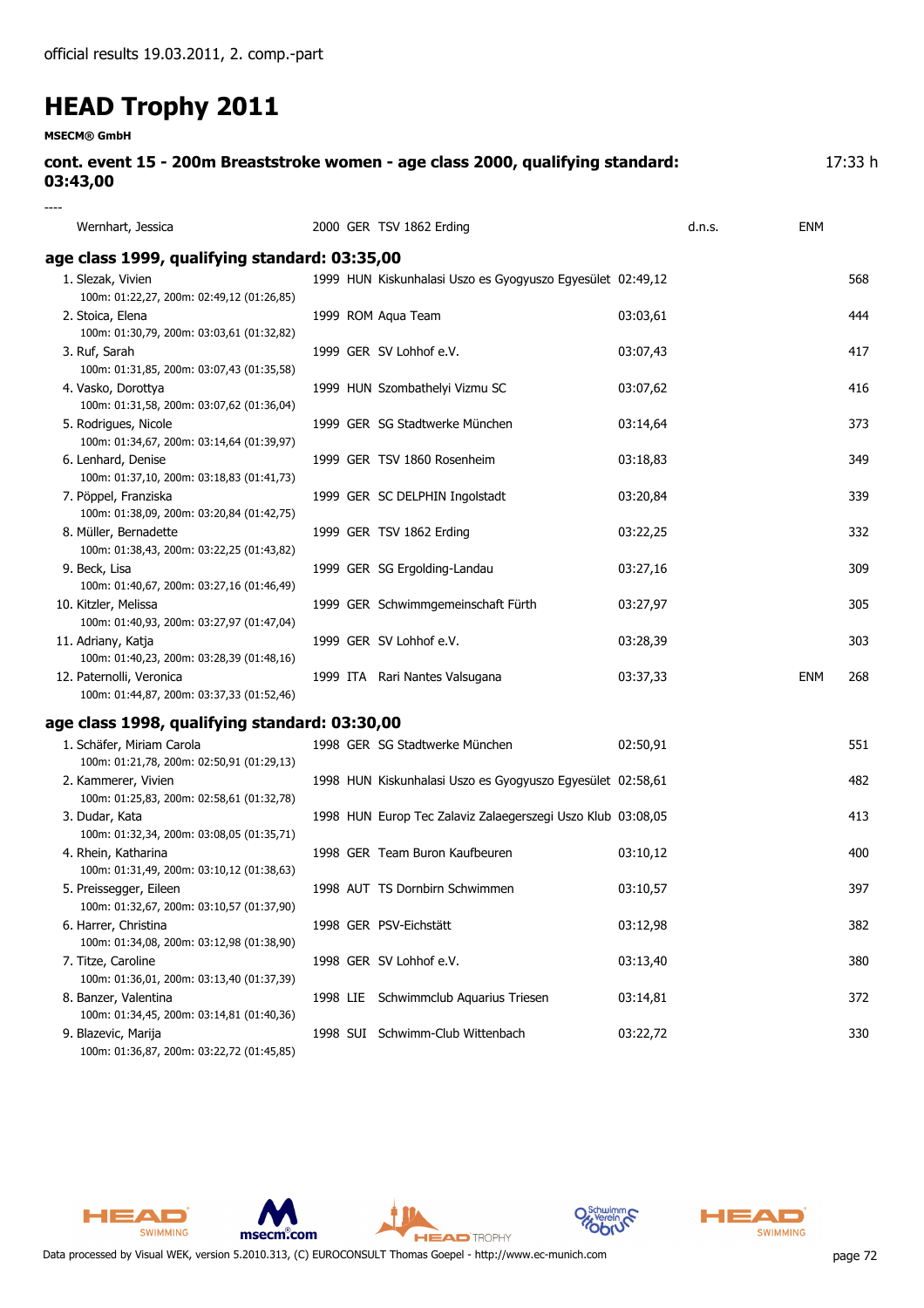official results 19.03.2011, 2. comp.-part

# HEAD Trophy 2011

**MSECM® GmbH**

**cont. event 15 - 200m Breaststroke women - age class 2000, qualifying standard: 03:43,00** 17:33 h

----

| Name | YOB | Nat | Club | Time | | | Points |
|---|---|---|---|---|---|---|---|
| Wernhart, Jessica | 2000 | GER | TSV 1862 Erding | | d.n.s. | ENM | |

## age class 1999, qualifying standard: 03:35,00

| Rank | Name | YOB | Nat | Club | Time | | Points |
|---|---|---|---|---|---|---|---|
| 1. | Slezak, Vivien<br>100m: 01:22,27, 200m: 02:49,12 (01:26,85) | 1999 | HUN | Kiskunhalasi Uszo es Gyogyuszo Egyesület | 02:49,12 | | 568 |
| 2. | Stoica, Elena<br>100m: 01:30,79, 200m: 03:03,61 (01:32,82) | 1999 | ROM | Aqua Team | 03:03,61 | | 444 |
| 3. | Ruf, Sarah<br>100m: 01:31,85, 200m: 03:07,43 (01:35,58) | 1999 | GER | SV Lohhof e.V. | 03:07,43 | | 417 |
| 4. | Vasko, Dorottya<br>100m: 01:31,58, 200m: 03:07,62 (01:36,04) | 1999 | HUN | Szombathelyi Vizmu SC | 03:07,62 | | 416 |
| 5. | Rodrigues, Nicole<br>100m: 01:34,67, 200m: 03:14,64 (01:39,97) | 1999 | GER | SG Stadtwerke München | 03:14,64 | | 373 |
| 6. | Lenhard, Denise<br>100m: 01:37,10, 200m: 03:18,83 (01:41,73) | 1999 | GER | TSV 1860 Rosenheim | 03:18,83 | | 349 |
| 7. | Pöppel, Franziska<br>100m: 01:38,09, 200m: 03:20,84 (01:42,75) | 1999 | GER | SC DELPHIN Ingolstadt | 03:20,84 | | 339 |
| 8. | Müller, Bernadette<br>100m: 01:38,43, 200m: 03:22,25 (01:43,82) | 1999 | GER | TSV 1862 Erding | 03:22,25 | | 332 |
| 9. | Beck, Lisa<br>100m: 01:40,67, 200m: 03:27,16 (01:46,49) | 1999 | GER | SG Ergolding-Landau | 03:27,16 | | 309 |
| 10. | Kitzler, Melissa<br>100m: 01:40,93, 200m: 03:27,97 (01:47,04) | 1999 | GER | Schwimmgemeinschaft Fürth | 03:27,97 | | 305 |
| 11. | Adriany, Katja<br>100m: 01:40,23, 200m: 03:28,39 (01:48,16) | 1999 | GER | SV Lohhof e.V. | 03:28,39 | | 303 |
| 12. | Paternolli, Veronica<br>100m: 01:44,87, 200m: 03:37,33 (01:52,46) | 1999 | ITA | Rari Nantes Valsugana | 03:37,33 | ENM | 268 |

## age class 1998, qualifying standard: 03:30,00

| Rank | Name | YOB | Nat | Club | Time | | Points |
|---|---|---|---|---|---|---|---|
| 1. | Schäfer, Miriam Carola<br>100m: 01:21,78, 200m: 02:50,91 (01:29,13) | 1998 | GER | SG Stadtwerke München | 02:50,91 | | 551 |
| 2. | Kammerer, Vivien<br>100m: 01:25,83, 200m: 02:58,61 (01:32,78) | 1998 | HUN | Kiskunhalasi Uszo es Gyogyuszo Egyesület | 02:58,61 | | 482 |
| 3. | Dudar, Kata<br>100m: 01:32,34, 200m: 03:08,05 (01:35,71) | 1998 | HUN | Europ Tec Zalaviz Zalaegerszegi Uszo Klub | 03:08,05 | | 413 |
| 4. | Rhein, Katharina<br>100m: 01:31,49, 200m: 03:10,12 (01:38,63) | 1998 | GER | Team Buron Kaufbeuren | 03:10,12 | | 400 |
| 5. | Preissegger, Eileen<br>100m: 01:32,67, 200m: 03:10,57 (01:37,90) | 1998 | AUT | TS Dornbirn Schwimmen | 03:10,57 | | 397 |
| 6. | Harrer, Christina<br>100m: 01:34,08, 200m: 03:12,98 (01:38,90) | 1998 | GER | PSV-Eichstätt | 03:12,98 | | 382 |
| 7. | Titze, Caroline<br>100m: 01:36,01, 200m: 03:13,40 (01:37,39) | 1998 | GER | SV Lohhof e.V. | 03:13,40 | | 380 |
| 8. | Banzer, Valentina<br>100m: 01:34,45, 200m: 03:14,81 (01:40,36) | 1998 | LIE | Schwimmclub Aquarius Triesen | 03:14,81 | | 372 |
| 9. | Blazevic, Marija<br>100m: 01:36,87, 200m: 03:22,72 (01:45,85) | 1998 | SUI | Schwimm-Club Wittenbach | 03:22,72 | | 330 |

Data processed by Visual WEK, version 5.2010.313, (C) EUROCONSULT Thomas Goepel - http://www.ec-munich.com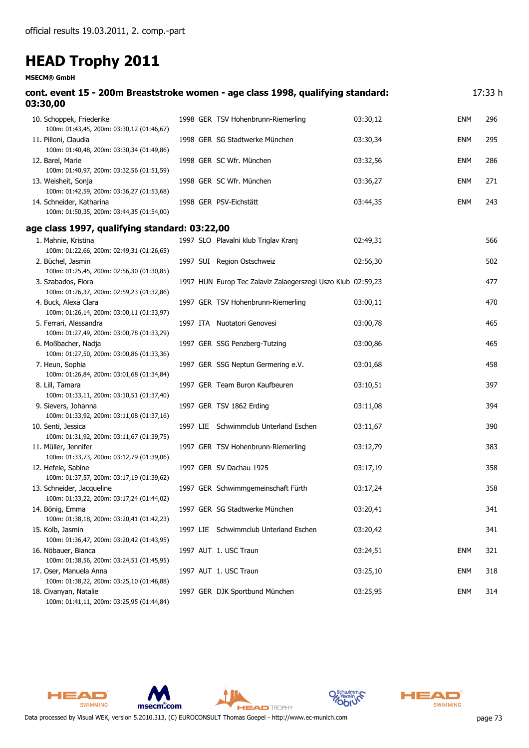official results 19.03.2011, 2. comp.-part

# HEAD Trophy 2011

**MSECM® GmbH**

## cont. event 15 - 200m Breaststroke women - age class 1998, qualifying standard: 03:30,00

17:33 h

| Place / Name | YOB | Nat | Club | Time | | Points |
|---|---|---|---|---|---|---|
| 10. Schoppek, Friederike<br>100m: 01:43,45, 200m: 03:30,12 (01:46,67) | 1998 | GER | TSV Hohenbrunn-Riemerling | 03:30,12 | ENM | 296 |
| 11. Pilloni, Claudia<br>100m: 01:40,48, 200m: 03:30,34 (01:49,86) | 1998 | GER | SG Stadtwerke München | 03:30,34 | ENM | 295 |
| 12. Barel, Marie<br>100m: 01:40,97, 200m: 03:32,56 (01:51,59) | 1998 | GER | SC Wfr. München | 03:32,56 | ENM | 286 |
| 13. Weisheit, Sonja<br>100m: 01:42,59, 200m: 03:36,27 (01:53,68) | 1998 | GER | SC Wfr. München | 03:36,27 | ENM | 271 |
| 14. Schneider, Katharina<br>100m: 01:50,35, 200m: 03:44,35 (01:54,00) | 1998 | GER | PSV-Eichstätt | 03:44,35 | ENM | 243 |

## age class 1997, qualifying standard: 03:22,00

| Place / Name | YOB | Nat | Club | Time | | Points |
|---|---|---|---|---|---|---|
| 1. Mahnie, Kristina<br>100m: 01:22,66, 200m: 02:49,31 (01:26,65) | 1997 | SLO | Plavalni klub Triglav Kranj | 02:49,31 | | 566 |
| 2. Büchel, Jasmin<br>100m: 01:25,45, 200m: 02:56,30 (01:30,85) | 1997 | SUI | Region Ostschweiz | 02:56,30 | | 502 |
| 3. Szabados, Flora<br>100m: 01:26,37, 200m: 02:59,23 (01:32,86) | 1997 | HUN | Europ Tec Zalaviz Zalaegerszegi Uszo Klub | 02:59,23 | | 477 |
| 4. Buck, Alexa Clara<br>100m: 01:26,14, 200m: 03:00,11 (01:33,97) | 1997 | GER | TSV Hohenbrunn-Riemerling | 03:00,11 | | 470 |
| 5. Ferrari, Alessandra<br>100m: 01:27,49, 200m: 03:00,78 (01:33,29) | 1997 | ITA | Nuotatori Genovesi | 03:00,78 | | 465 |
| 6. Moßbacher, Nadja<br>100m: 01:27,50, 200m: 03:00,86 (01:33,36) | 1997 | GER | SSG Penzberg-Tutzing | 03:00,86 | | 465 |
| 7. Heun, Sophia<br>100m: 01:26,84, 200m: 03:01,68 (01:34,84) | 1997 | GER | SSG Neptun Germering e.V. | 03:01,68 | | 458 |
| 8. Lill, Tamara<br>100m: 01:33,11, 200m: 03:10,51 (01:37,40) | 1997 | GER | Team Buron Kaufbeuren | 03:10,51 | | 397 |
| 9. Sievers, Johanna<br>100m: 01:33,92, 200m: 03:11,08 (01:37,16) | 1997 | GER | TSV 1862 Erding | 03:11,08 | | 394 |
| 10. Senti, Jessica<br>100m: 01:31,92, 200m: 03:11,67 (01:39,75) | 1997 | LIE | Schwimmclub Unterland Eschen | 03:11,67 | | 390 |
| 11. Müller, Jennifer<br>100m: 01:33,73, 200m: 03:12,79 (01:39,06) | 1997 | GER | TSV Hohenbrunn-Riemerling | 03:12,79 | | 383 |
| 12. Hefele, Sabine<br>100m: 01:37,57, 200m: 03:17,19 (01:39,62) | 1997 | GER | SV Dachau 1925 | 03:17,19 | | 358 |
| 13. Schneider, Jacqueline<br>100m: 01:33,22, 200m: 03:17,24 (01:44,02) | 1997 | GER | Schwimmgemeinschaft Fürth | 03:17,24 | | 358 |
| 14. Bönig, Emma<br>100m: 01:38,18, 200m: 03:20,41 (01:42,23) | 1997 | GER | SG Stadtwerke München | 03:20,41 | | 341 |
| 15. Kolb, Jasmin<br>100m: 01:36,47, 200m: 03:20,42 (01:43,95) | 1997 | LIE | Schwimmclub Unterland Eschen | 03:20,42 | | 341 |
| 16. Nöbauer, Bianca<br>100m: 01:38,56, 200m: 03:24,51 (01:45,95) | 1997 | AUT | 1. USC Traun | 03:24,51 | ENM | 321 |
| 17. Oser, Manuela Anna<br>100m: 01:38,22, 200m: 03:25,10 (01:46,88) | 1997 | AUT | 1. USC Traun | 03:25,10 | ENM | 318 |
| 18. Civanyan, Natalie<br>100m: 01:41,11, 200m: 03:25,95 (01:44,84) | 1997 | GER | DJK Sportbund München | 03:25,95 | ENM | 314 |

Data processed by Visual WEK, version 5.2010.313, (C) EUROCONSULT Thomas Goepel - http://www.ec-munich.com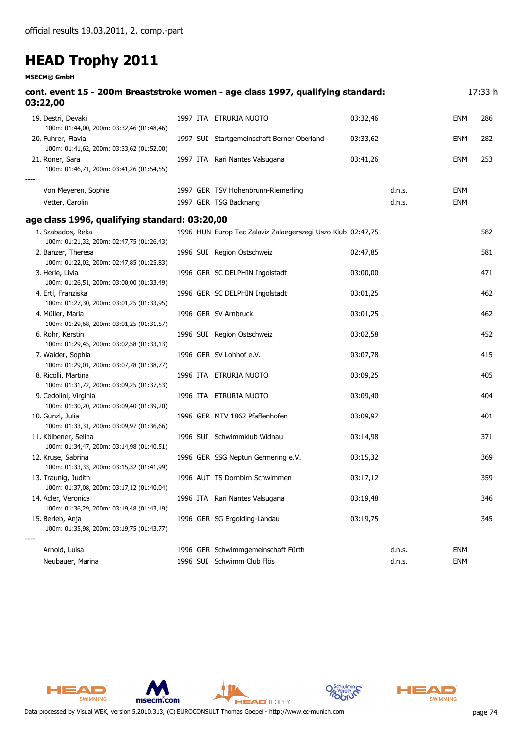official results 19.03.2011, 2. comp.-part

# HEAD Trophy 2011

**MSECM® GmbH**

## cont. event 15 - 200m Breaststroke women - age class 1997, qualifying standard: 03:22,00

17:33 h

| Place | Name | Year | Nat | Club | Time | | | Points |
|---|---|---|---|---|---|---|---|---|
| 19. | Destri, Devaki<br>100m: 01:44,00, 200m: 03:32,46 (01:48,46) | 1997 | ITA | ETRURIA NUOTO | 03:32,46 | | ENM | 286 |
| 20. | Fuhrer, Flavia<br>100m: 01:41,62, 200m: 03:33,62 (01:52,00) | 1997 | SUI | Startgemeinschaft Berner Oberland | 03:33,62 | | ENM | 282 |
| 21. | Roner, Sara<br>100m: 01:46,71, 200m: 03:41,26 (01:54,55) | 1997 | ITA | Rari Nantes Valsugana | 03:41,26 | | ENM | 253 |
| ---- | | | | | | | | |
| | Von Meyeren, Sophie | 1997 | GER | TSV Hohenbrunn-Riemerling | | d.n.s. | ENM | |
| | Vetter, Carolin | 1997 | GER | TSG Backnang | | d.n.s. | ENM | |

## age class 1996, qualifying standard: 03:20,00

| Place | Name | Year | Nat | Club | Time | | | Points |
|---|---|---|---|---|---|---|---|---|
| 1. | Szabados, Reka<br>100m: 01:21,32, 200m: 02:47,75 (01:26,43) | 1996 | HUN | Europ Tec Zalaviz Zalaegerszegi Uszo Klub | 02:47,75 | | | 582 |
| 2. | Banzer, Theresa<br>100m: 01:22,02, 200m: 02:47,85 (01:25,83) | 1996 | SUI | Region Ostschweiz | 02:47,85 | | | 581 |
| 3. | Herle, Livia<br>100m: 01:26,51, 200m: 03:00,00 (01:33,49) | 1996 | GER | SC DELPHIN Ingolstadt | 03:00,00 | | | 471 |
| 4. | Ertl, Franziska<br>100m: 01:27,30, 200m: 03:01,25 (01:33,95) | 1996 | GER | SC DELPHIN Ingolstadt | 03:01,25 | | | 462 |
| 4. | Müller, Maria<br>100m: 01:29,68, 200m: 03:01,25 (01:31,57) | 1996 | GER | SV Arnbruck | 03:01,25 | | | 462 |
| 6. | Rohr, Kerstin<br>100m: 01:29,45, 200m: 03:02,58 (01:33,13) | 1996 | SUI | Region Ostschweiz | 03:02,58 | | | 452 |
| 7. | Waider, Sophia<br>100m: 01:29,01, 200m: 03:07,78 (01:38,77) | 1996 | GER | SV Lohhof e.V. | 03:07,78 | | | 415 |
| 8. | Ricolli, Martina<br>100m: 01:31,72, 200m: 03:09,25 (01:37,53) | 1996 | ITA | ETRURIA NUOTO | 03:09,25 | | | 405 |
| 9. | Cedolini, Virginia<br>100m: 01:30,20, 200m: 03:09,40 (01:39,20) | 1996 | ITA | ETRURIA NUOTO | 03:09,40 | | | 404 |
| 10. | Gunzl, Julia<br>100m: 01:33,31, 200m: 03:09,97 (01:36,66) | 1996 | GER | MTV 1862 Pfaffenhofen | 03:09,97 | | | 401 |
| 11. | Kölbener, Selina<br>100m: 01:34,47, 200m: 03:14,98 (01:40,51) | 1996 | SUI | Schwimmklub Widnau | 03:14,98 | | | 371 |
| 12. | Kruse, Sabrina<br>100m: 01:33,33, 200m: 03:15,32 (01:41,99) | 1996 | GER | SSG Neptun Germering e.V. | 03:15,32 | | | 369 |
| 13. | Traunig, Judith<br>100m: 01:37,08, 200m: 03:17,12 (01:40,04) | 1996 | AUT | TS Dornbirn Schwimmen | 03:17,12 | | | 359 |
| 14. | Acler, Veronica<br>100m: 01:36,29, 200m: 03:19,48 (01:43,19) | 1996 | ITA | Rari Nantes Valsugana | 03:19,48 | | | 346 |
| 15. | Berleb, Anja<br>100m: 01:35,98, 200m: 03:19,75 (01:43,77) | 1996 | GER | SG Ergolding-Landau | 03:19,75 | | | 345 |
| ---- | | | | | | | | |
| | Arnold, Luisa | 1996 | GER | Schwimmgemeinschaft Fürth | | d.n.s. | ENM | |
| | Neubauer, Marina | 1996 | SUI | Schwimm Club Flös | | d.n.s. | ENM | |

Data processed by Visual WEK, version 5.2010.313, (C) EUROCONSULT Thomas Goepel - http://www.ec-munich.com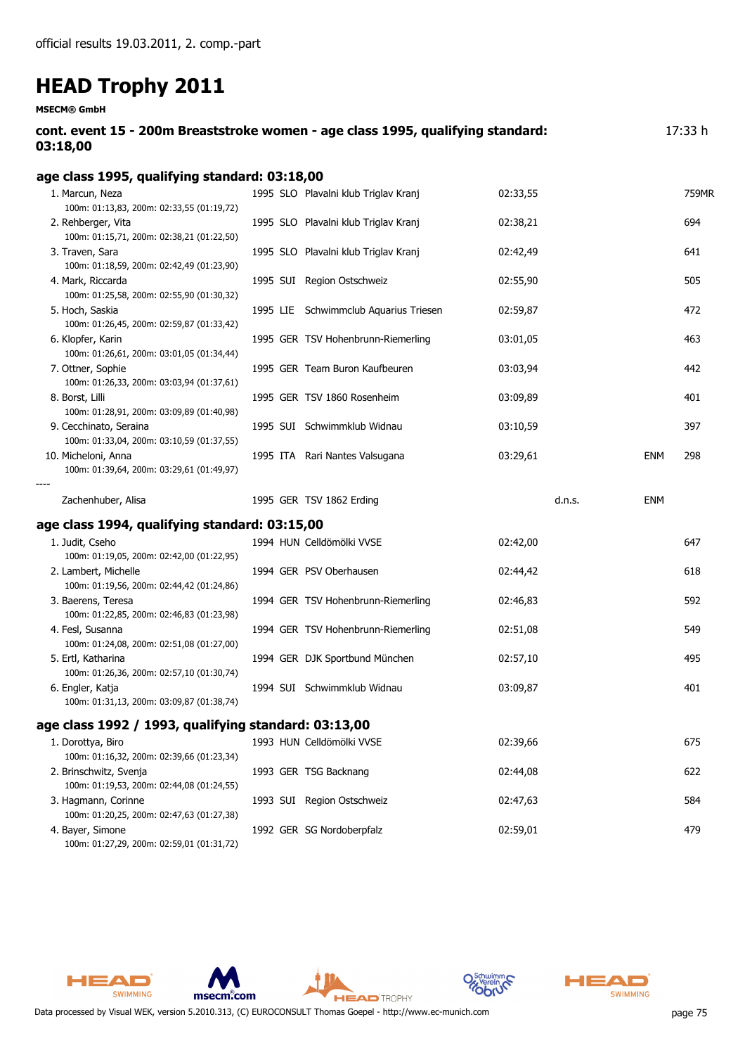official results 19.03.2011, 2. comp.-part

# HEAD Trophy 2011

**MSECM® GmbH**

**cont. event 15 - 200m Breaststroke women - age class 1995, qualifying standard: 03:18,00** 17:33 h

## age class 1995, qualifying standard: 03:18,00

| Place | Name | YoB | Nat | Club | Time | | | Points |
|---|---|---|---|---|---|---|---|---|
| 1. | Marcun, Neza<br>100m: 01:13,83, 200m: 02:33,55 (01:19,72) | 1995 | SLO | Plavalni klub Triglav Kranj | 02:33,55 | | | 759MR |
| 2. | Rehberger, Vita<br>100m: 01:15,71, 200m: 02:38,21 (01:22,50) | 1995 | SLO | Plavalni klub Triglav Kranj | 02:38,21 | | | 694 |
| 3. | Traven, Sara<br>100m: 01:18,59, 200m: 02:42,49 (01:23,90) | 1995 | SLO | Plavalni klub Triglav Kranj | 02:42,49 | | | 641 |
| 4. | Mark, Riccarda<br>100m: 01:25,58, 200m: 02:55,90 (01:30,32) | 1995 | SUI | Region Ostschweiz | 02:55,90 | | | 505 |
| 5. | Hoch, Saskia<br>100m: 01:26,45, 200m: 02:59,87 (01:33,42) | 1995 | LIE | Schwimmclub Aquarius Triesen | 02:59,87 | | | 472 |
| 6. | Klopfer, Karin<br>100m: 01:26,61, 200m: 03:01,05 (01:34,44) | 1995 | GER | TSV Hohenbrunn-Riemerling | 03:01,05 | | | 463 |
| 7. | Ottner, Sophie<br>100m: 01:26,33, 200m: 03:03,94 (01:37,61) | 1995 | GER | Team Buron Kaufbeuren | 03:03,94 | | | 442 |
| 8. | Borst, Lilli<br>100m: 01:28,91, 200m: 03:09,89 (01:40,98) | 1995 | GER | TSV 1860 Rosenheim | 03:09,89 | | | 401 |
| 9. | Cecchinato, Seraina<br>100m: 01:33,04, 200m: 03:10,59 (01:37,55) | 1995 | SUI | Schwimmklub Widnau | 03:10,59 | | | 397 |
| 10. | Micheloni, Anna<br>100m: 01:39,64, 200m: 03:29,61 (01:49,97) | 1995 | ITA | Rari Nantes Valsugana | 03:29,61 | | ENM | 298 |
| ---- | | | | | | | | |
| | Zachenhuber, Alisa | 1995 | GER | TSV 1862 Erding | | d.n.s. | ENM | |

## age class 1994, qualifying standard: 03:15,00

| Place | Name | YoB | Nat | Club | Time | Points |
|---|---|---|---|---|---|---|
| 1. | Judit, Cseho<br>100m: 01:19,05, 200m: 02:42,00 (01:22,95) | 1994 | HUN | Celldömölki VVSE | 02:42,00 | 647 |
| 2. | Lambert, Michelle<br>100m: 01:19,56, 200m: 02:44,42 (01:24,86) | 1994 | GER | PSV Oberhausen | 02:44,42 | 618 |
| 3. | Baerens, Teresa<br>100m: 01:22,85, 200m: 02:46,83 (01:23,98) | 1994 | GER | TSV Hohenbrunn-Riemerling | 02:46,83 | 592 |
| 4. | Fesl, Susanna<br>100m: 01:24,08, 200m: 02:51,08 (01:27,00) | 1994 | GER | TSV Hohenbrunn-Riemerling | 02:51,08 | 549 |
| 5. | Ertl, Katharina<br>100m: 01:26,36, 200m: 02:57,10 (01:30,74) | 1994 | GER | DJK Sportbund München | 02:57,10 | 495 |
| 6. | Engler, Katja<br>100m: 01:31,13, 200m: 03:09,87 (01:38,74) | 1994 | SUI | Schwimmklub Widnau | 03:09,87 | 401 |

## age class 1992 / 1993, qualifying standard: 03:13,00

| Place | Name | YoB | Nat | Club | Time | Points |
|---|---|---|---|---|---|---|
| 1. | Dorottya, Biro<br>100m: 01:16,32, 200m: 02:39,66 (01:23,34) | 1993 | HUN | Celldömölki VVSE | 02:39,66 | 675 |
| 2. | Brinschwitz, Svenja<br>100m: 01:19,53, 200m: 02:44,08 (01:24,55) | 1993 | GER | TSG Backnang | 02:44,08 | 622 |
| 3. | Hagmann, Corinne<br>100m: 01:20,25, 200m: 02:47,63 (01:27,38) | 1993 | SUI | Region Ostschweiz | 02:47,63 | 584 |
| 4. | Bayer, Simone<br>100m: 01:27,29, 200m: 02:59,01 (01:31,72) | 1992 | GER | SG Nordoberpfalz | 02:59,01 | 479 |

Data processed by Visual WEK, version 5.2010.313, (C) EUROCONSULT Thomas Goepel - http://www.ec-munich.com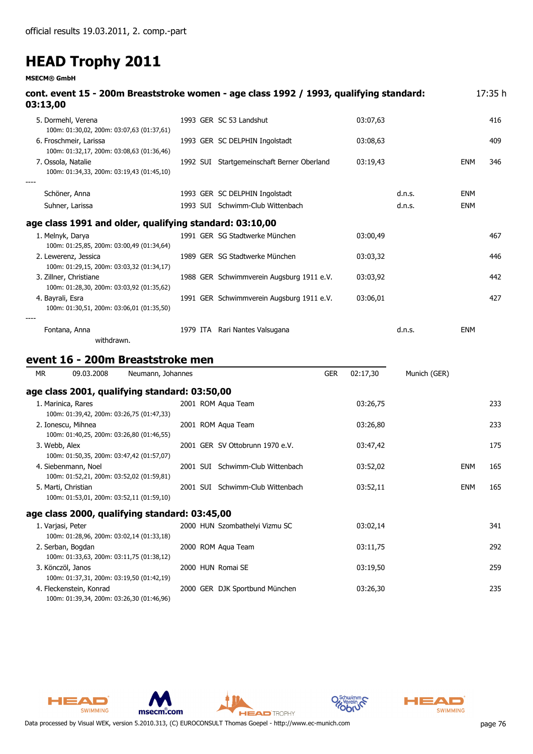official results 19.03.2011, 2. comp.-part

# HEAD Trophy 2011

**MSECM® GmbH**

### cont. event 15 - 200m Breaststroke women - age class 1992 / 1993, qualifying standard: 03:13,00

17:35 h

| Place / Name | Year | Nat | Club | Time | | | Points |
|---|---|---|---|---|---|---|---|
| 5. Dormehl, Verena<br>100m: 01:30,02, 200m: 03:07,63 (01:37,61) | 1993 | GER | SC 53 Landshut | 03:07,63 | | | 416 |
| 6. Froschmeir, Larissa<br>100m: 01:32,17, 200m: 03:08,63 (01:36,46) | 1993 | GER | SC DELPHIN Ingolstadt | 03:08,63 | | | 409 |
| 7. Ossola, Natalie<br>100m: 01:34,33, 200m: 03:19,43 (01:45,10) | 1992 | SUI | Startgemeinschaft Berner Oberland | 03:19,43 | | ENM | 346 |
| ---- | | | | | | | |
| Schöner, Anna | 1993 | GER | SC DELPHIN Ingolstadt | | d.n.s. | ENM | |
| Suhner, Larissa | 1993 | SUI | Schwimm-Club Wittenbach | | d.n.s. | ENM | |

### age class 1991 and older, qualifying standard: 03:10,00

| Place / Name | Year | Nat | Club | Time | | | Points |
|---|---|---|---|---|---|---|---|
| 1. Melnyk, Darya<br>100m: 01:25,85, 200m: 03:00,49 (01:34,64) | 1991 | GER | SG Stadtwerke München | 03:00,49 | | | 467 |
| 2. Lewerenz, Jessica<br>100m: 01:29,15, 200m: 03:03,32 (01:34,17) | 1989 | GER | SG Stadtwerke München | 03:03,32 | | | 446 |
| 3. Zillner, Christiane<br>100m: 01:28,30, 200m: 03:03,92 (01:35,62) | 1988 | GER | Schwimmverein Augsburg 1911 e.V. | 03:03,92 | | | 442 |
| 4. Bayrali, Esra<br>100m: 01:30,51, 200m: 03:06,01 (01:35,50) | 1991 | GER | Schwimmverein Augsburg 1911 e.V. | 03:06,01 | | | 427 |
| ---- | | | | | | | |
| Fontana, Anna<br>withdrawn. | 1979 | ITA | Rari Nantes Valsugana | | d.n.s. | ENM | |

## event 16 - 200m Breaststroke men

| MR | 09.03.2008 | Neumann, Johannes | GER | 02:17,30 | Munich (GER) |
|---|---|---|---|---|---|

### age class 2001, qualifying standard: 03:50,00

| Place / Name | Year | Nat | Club | Time | | | Points |
|---|---|---|---|---|---|---|---|
| 1. Marinica, Rares<br>100m: 01:39,42, 200m: 03:26,75 (01:47,33) | 2001 | ROM | Aqua Team | 03:26,75 | | | 233 |
| 2. Ionescu, Mihnea<br>100m: 01:40,25, 200m: 03:26,80 (01:46,55) | 2001 | ROM | Aqua Team | 03:26,80 | | | 233 |
| 3. Webb, Alex<br>100m: 01:50,35, 200m: 03:47,42 (01:57,07) | 2001 | GER | SV Ottobrunn 1970 e.V. | 03:47,42 | | | 175 |
| 4. Siebenmann, Noel<br>100m: 01:52,21, 200m: 03:52,02 (01:59,81) | 2001 | SUI | Schwimm-Club Wittenbach | 03:52,02 | | ENM | 165 |
| 5. Marti, Christian<br>100m: 01:53,01, 200m: 03:52,11 (01:59,10) | 2001 | SUI | Schwimm-Club Wittenbach | 03:52,11 | | ENM | 165 |

### age class 2000, qualifying standard: 03:45,00

| Place / Name | Year | Nat | Club | Time | | | Points |
|---|---|---|---|---|---|---|---|
| 1. Varjasi, Peter<br>100m: 01:28,96, 200m: 03:02,14 (01:33,18) | 2000 | HUN | Szombathelyi Vizmu SC | 03:02,14 | | | 341 |
| 2. Serban, Bogdan<br>100m: 01:33,63, 200m: 03:11,75 (01:38,12) | 2000 | ROM | Aqua Team | 03:11,75 | | | 292 |
| 3. Könczöl, Janos<br>100m: 01:37,31, 200m: 03:19,50 (01:42,19) | 2000 | HUN | Romai SE | 03:19,50 | | | 259 |
| 4. Fleckenstein, Konrad<br>100m: 01:39,34, 200m: 03:26,30 (01:46,96) | 2000 | GER | DJK Sportbund München | 03:26,30 | | | 235 |

Data processed by Visual WEK, version 5.2010.313, (C) EUROCONSULT Thomas Goepel - http://www.ec-munich.com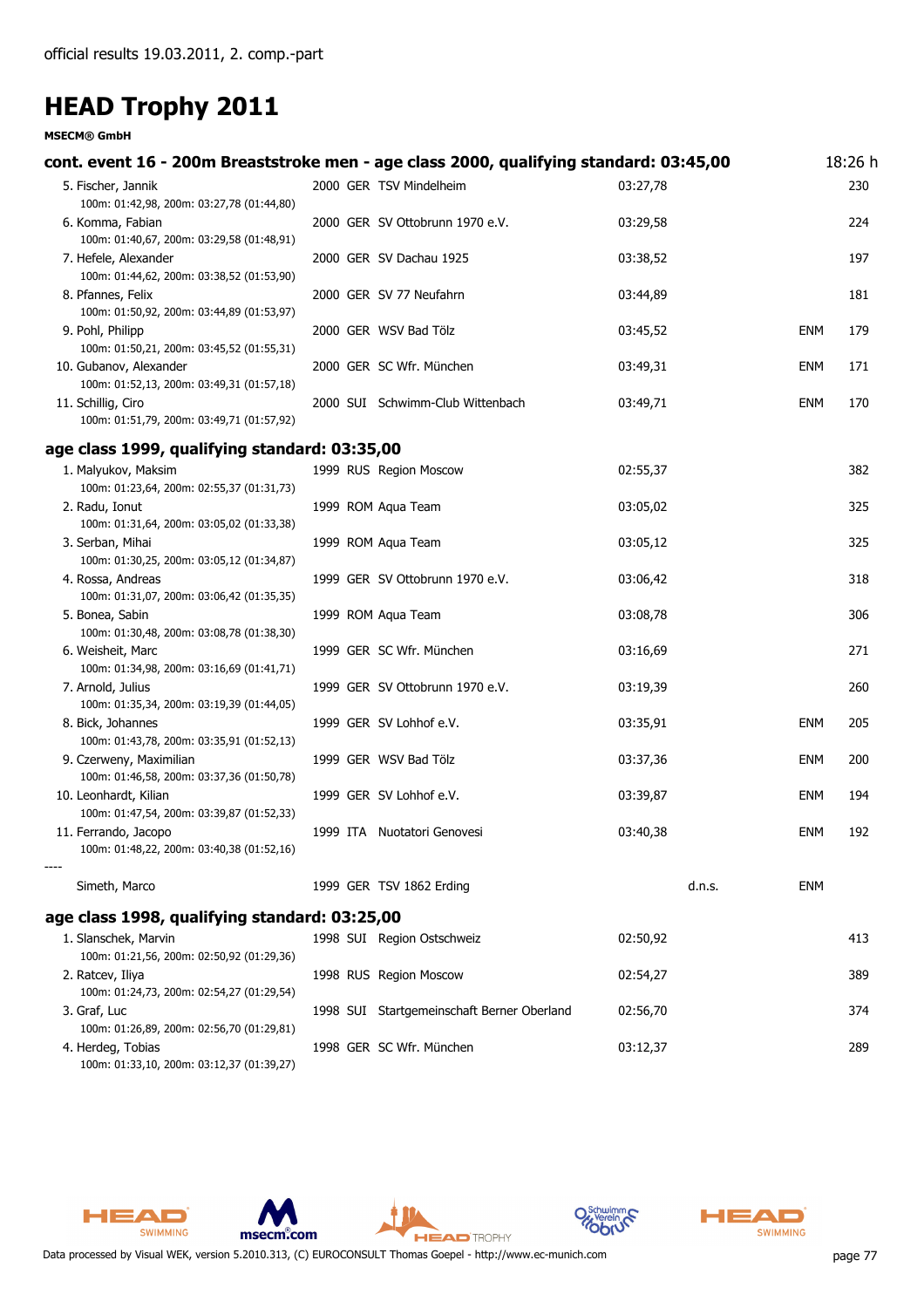official results 19.03.2011, 2. comp.-part

# HEAD Trophy 2011

**MSECM® GmbH**

## cont. event 16 - 200m Breaststroke men - age class 2000, qualifying standard: 03:45,00

18:26 h

| Place | Name / Splits | Year | Nat | Club | Time | | | Points |
|---|---|---|---|---|---|---|---|---|
| 5. | Fischer, Jannik<br>100m: 01:42,98, 200m: 03:27,78 (01:44,80) | 2000 | GER | TSV Mindelheim | 03:27,78 | | | 230 |
| 6. | Komma, Fabian<br>100m: 01:40,67, 200m: 03:29,58 (01:48,91) | 2000 | GER | SV Ottobrunn 1970 e.V. | 03:29,58 | | | 224 |
| 7. | Hefele, Alexander<br>100m: 01:44,62, 200m: 03:38,52 (01:53,90) | 2000 | GER | SV Dachau 1925 | 03:38,52 | | | 197 |
| 8. | Pfannes, Felix<br>100m: 01:50,92, 200m: 03:44,89 (01:53,97) | 2000 | GER | SV 77 Neufahrn | 03:44,89 | | | 181 |
| 9. | Pohl, Philipp<br>100m: 01:50,21, 200m: 03:45,52 (01:55,31) | 2000 | GER | WSV Bad Tölz | 03:45,52 | | ENM | 179 |
| 10. | Gubanov, Alexander<br>100m: 01:52,13, 200m: 03:49,31 (01:57,18) | 2000 | GER | SC Wfr. München | 03:49,31 | | ENM | 171 |
| 11. | Schillig, Ciro<br>100m: 01:51,79, 200m: 03:49,71 (01:57,92) | 2000 | SUI | Schwimm-Club Wittenbach | 03:49,71 | | ENM | 170 |

## age class 1999, qualifying standard: 03:35,00

| Place | Name / Splits | Year | Nat | Club | Time | | | Points |
|---|---|---|---|---|---|---|---|---|
| 1. | Malyukov, Maksim<br>100m: 01:23,64, 200m: 02:55,37 (01:31,73) | 1999 | RUS | Region Moscow | 02:55,37 | | | 382 |
| 2. | Radu, Ionut<br>100m: 01:31,64, 200m: 03:05,02 (01:33,38) | 1999 | ROM | Aqua Team | 03:05,02 | | | 325 |
| 3. | Serban, Mihai<br>100m: 01:30,25, 200m: 03:05,12 (01:34,87) | 1999 | ROM | Aqua Team | 03:05,12 | | | 325 |
| 4. | Rossa, Andreas<br>100m: 01:31,07, 200m: 03:06,42 (01:35,35) | 1999 | GER | SV Ottobrunn 1970 e.V. | 03:06,42 | | | 318 |
| 5. | Bonea, Sabin<br>100m: 01:30,48, 200m: 03:08,78 (01:38,30) | 1999 | ROM | Aqua Team | 03:08,78 | | | 306 |
| 6. | Weisheit, Marc<br>100m: 01:34,98, 200m: 03:16,69 (01:41,71) | 1999 | GER | SC Wfr. München | 03:16,69 | | | 271 |
| 7. | Arnold, Julius<br>100m: 01:35,34, 200m: 03:19,39 (01:44,05) | 1999 | GER | SV Ottobrunn 1970 e.V. | 03:19,39 | | | 260 |
| 8. | Bick, Johannes<br>100m: 01:43,78, 200m: 03:35,91 (01:52,13) | 1999 | GER | SV Lohhof e.V. | 03:35,91 | | ENM | 205 |
| 9. | Czerweny, Maximilian<br>100m: 01:46,58, 200m: 03:37,36 (01:50,78) | 1999 | GER | WSV Bad Tölz | 03:37,36 | | ENM | 200 |
| 10. | Leonhardt, Kilian<br>100m: 01:47,54, 200m: 03:39,87 (01:52,33) | 1999 | GER | SV Lohhof e.V. | 03:39,87 | | ENM | 194 |
| 11. | Ferrando, Jacopo<br>100m: 01:48,22, 200m: 03:40,38 (01:52,16) | 1999 | ITA | Nuotatori Genovesi | 03:40,38 | | ENM | 192 |
| ---- | | | | | | | | |
| | Simeth, Marco | 1999 | GER | TSV 1862 Erding | | d.n.s. | ENM | |

## age class 1998, qualifying standard: 03:25,00

| Place | Name / Splits | Year | Nat | Club | Time | | | Points |
|---|---|---|---|---|---|---|---|---|
| 1. | Slanschek, Marvin<br>100m: 01:21,56, 200m: 02:50,92 (01:29,36) | 1998 | SUI | Region Ostschweiz | 02:50,92 | | | 413 |
| 2. | Ratcev, Iliya<br>100m: 01:24,73, 200m: 02:54,27 (01:29,54) | 1998 | RUS | Region Moscow | 02:54,27 | | | 389 |
| 3. | Graf, Luc<br>100m: 01:26,89, 200m: 02:56,70 (01:29,81) | 1998 | SUI | Startgemeinschaft Berner Oberland | 02:56,70 | | | 374 |
| 4. | Herdeg, Tobias<br>100m: 01:33,10, 200m: 03:12,37 (01:39,27) | 1998 | GER | SC Wfr. München | 03:12,37 | | | 289 |

Data processed by Visual WEK, version 5.2010.313, (C) EUROCONSULT Thomas Goepel - http://www.ec-munich.com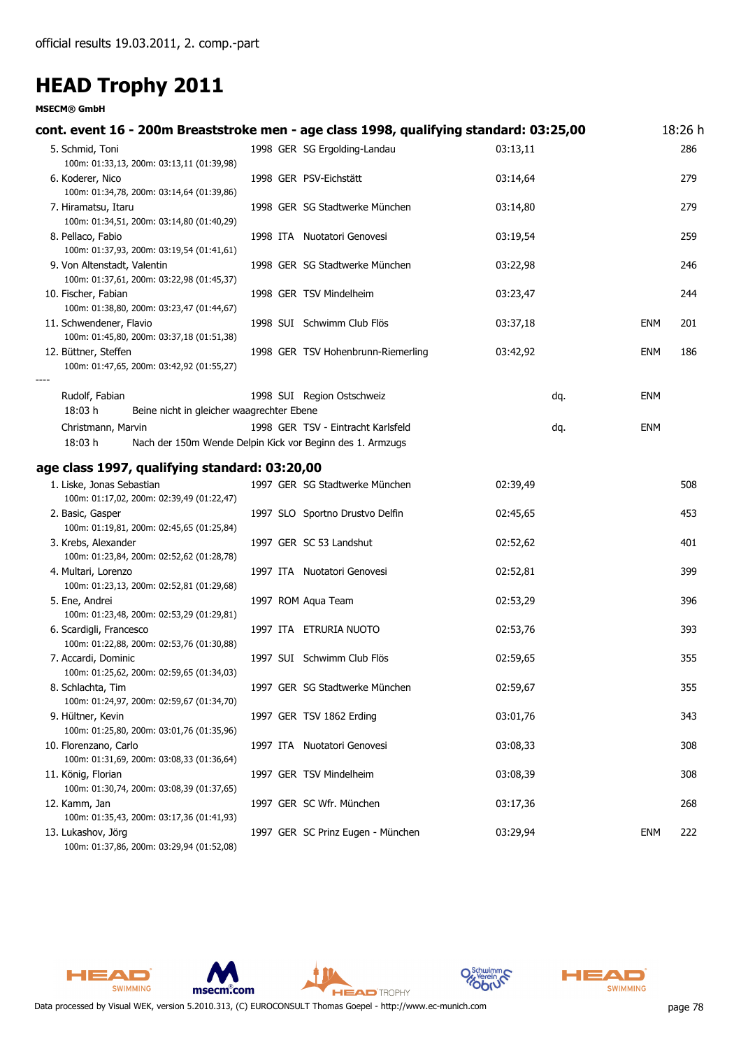official results 19.03.2011, 2. comp.-part

# HEAD Trophy 2011

**MSECM® GmbH**

## cont. event 16 - 200m Breaststroke men - age class 1998, qualifying standard: 03:25,00

18:26 h

| Place | Name | Year | Nation | Club | Time | | | Points |
|---|---|---|---|---|---|---|---|---|
| 5. | Schmid, Toni | 1998 | GER | SG Ergolding-Landau | 03:13,11 | | | 286 |
| | 100m: 01:33,13, 200m: 03:13,11 (01:39,98) | | | | | | | |
| 6. | Koderer, Nico | 1998 | GER | PSV-Eichstätt | 03:14,64 | | | 279 |
| | 100m: 01:34,78, 200m: 03:14,64 (01:39,86) | | | | | | | |
| 7. | Hiramatsu, Itaru | 1998 | GER | SG Stadtwerke München | 03:14,80 | | | 279 |
| | 100m: 01:34,51, 200m: 03:14,80 (01:40,29) | | | | | | | |
| 8. | Pellaco, Fabio | 1998 | ITA | Nuotatori Genovesi | 03:19,54 | | | 259 |
| | 100m: 01:37,93, 200m: 03:19,54 (01:41,61) | | | | | | | |
| 9. | Von Altenstadt, Valentin | 1998 | GER | SG Stadtwerke München | 03:22,98 | | | 246 |
| | 100m: 01:37,61, 200m: 03:22,98 (01:45,37) | | | | | | | |
| 10. | Fischer, Fabian | 1998 | GER | TSV Mindelheim | 03:23,47 | | | 244 |
| | 100m: 01:38,80, 200m: 03:23,47 (01:44,67) | | | | | | | |
| 11. | Schwendener, Flavio | 1998 | SUI | Schwimm Club Flös | 03:37,18 | | ENM | 201 |
| | 100m: 01:45,80, 200m: 03:37,18 (01:51,38) | | | | | | | |
| 12. | Büttner, Steffen | 1998 | GER | TSV Hohenbrunn-Riemerling | 03:42,92 | | ENM | 186 |
| | 100m: 01:47,65, 200m: 03:42,92 (01:55,27) | | | | | | | |
| ---- | | | | | | | | |
| | Rudolf, Fabian | 1998 | SUI | Region Ostschweiz | | dq. | ENM | |
| | 18:03 h Beine nicht in gleicher waagrechter Ebene | | | | | | | |
| | Christmann, Marvin | 1998 | GER | TSV - Eintracht Karlsfeld | | dq. | ENM | |
| | 18:03 h Nach der 150m Wende Delpin Kick vor Beginn des 1. Armzugs | | | | | | | |

## age class 1997, qualifying standard: 03:20,00

| Place | Name | Year | Nation | Club | Time | | | Points |
|---|---|---|---|---|---|---|---|---|
| 1. | Liske, Jonas Sebastian | 1997 | GER | SG Stadtwerke München | 02:39,49 | | | 508 |
| | 100m: 01:17,02, 200m: 02:39,49 (01:22,47) | | | | | | | |
| 2. | Basic, Gasper | 1997 | SLO | Sportno Drustvo Delfin | 02:45,65 | | | 453 |
| | 100m: 01:19,81, 200m: 02:45,65 (01:25,84) | | | | | | | |
| 3. | Krebs, Alexander | 1997 | GER | SC 53 Landshut | 02:52,62 | | | 401 |
| | 100m: 01:23,84, 200m: 02:52,62 (01:28,78) | | | | | | | |
| 4. | Multari, Lorenzo | 1997 | ITA | Nuotatori Genovesi | 02:52,81 | | | 399 |
| | 100m: 01:23,13, 200m: 02:52,81 (01:29,68) | | | | | | | |
| 5. | Ene, Andrei | 1997 | ROM | Aqua Team | 02:53,29 | | | 396 |
| | 100m: 01:23,48, 200m: 02:53,29 (01:29,81) | | | | | | | |
| 6. | Scardigli, Francesco | 1997 | ITA | ETRURIA NUOTO | 02:53,76 | | | 393 |
| | 100m: 01:22,88, 200m: 02:53,76 (01:30,88) | | | | | | | |
| 7. | Accardi, Dominic | 1997 | SUI | Schwimm Club Flös | 02:59,65 | | | 355 |
| | 100m: 01:25,62, 200m: 02:59,65 (01:34,03) | | | | | | | |
| 8. | Schlachta, Tim | 1997 | GER | SG Stadtwerke München | 02:59,67 | | | 355 |
| | 100m: 01:24,97, 200m: 02:59,67 (01:34,70) | | | | | | | |
| 9. | Hültner, Kevin | 1997 | GER | TSV 1862 Erding | 03:01,76 | | | 343 |
| | 100m: 01:25,80, 200m: 03:01,76 (01:35,96) | | | | | | | |
| 10. | Florenzano, Carlo | 1997 | ITA | Nuotatori Genovesi | 03:08,33 | | | 308 |
| | 100m: 01:31,69, 200m: 03:08,33 (01:36,64) | | | | | | | |
| 11. | König, Florian | 1997 | GER | TSV Mindelheim | 03:08,39 | | | 308 |
| | 100m: 01:30,74, 200m: 03:08,39 (01:37,65) | | | | | | | |
| 12. | Kamm, Jan | 1997 | GER | SC Wfr. München | 03:17,36 | | | 268 |
| | 100m: 01:35,43, 200m: 03:17,36 (01:41,93) | | | | | | | |
| 13. | Lukashov, Jörg | 1997 | GER | SC Prinz Eugen - München | 03:29,94 | | ENM | 222 |
| | 100m: 01:37,86, 200m: 03:29,94 (01:52,08) | | | | | | | |

Data processed by Visual WEK, version 5.2010.313, (C) EUROCONSULT Thomas Goepel - http://www.ec-munich.com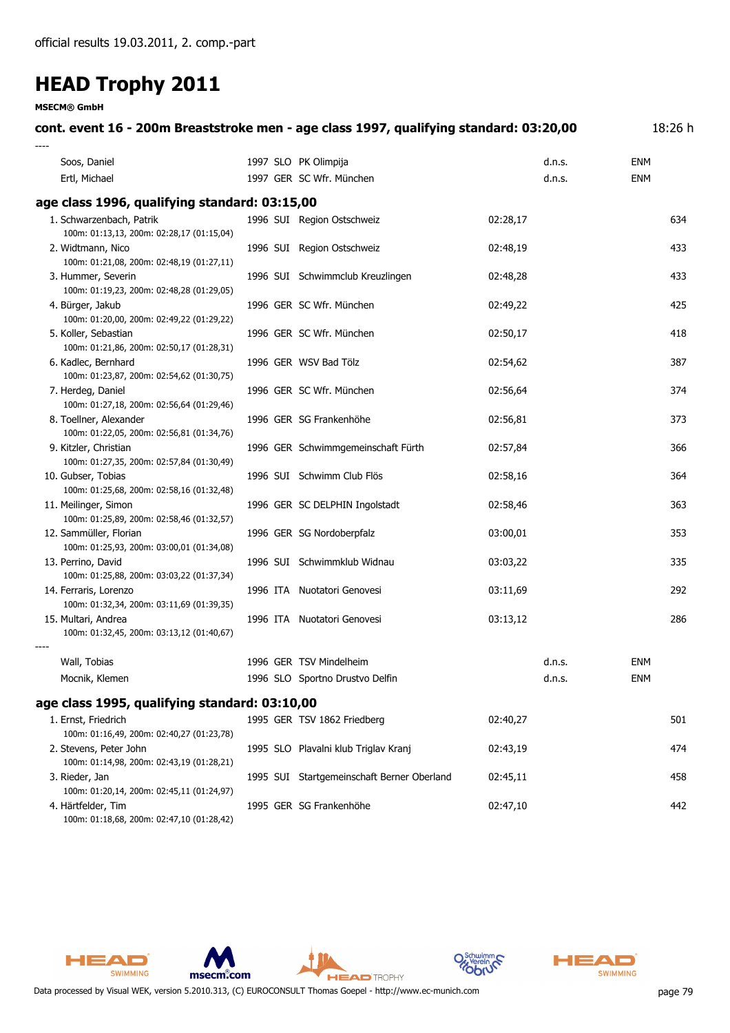official results 19.03.2011, 2. comp.-part

# HEAD Trophy 2011

**MSECM® GmbH**

### cont. event 16 - 200m Breaststroke men - age class 1997, qualifying standard: 03:20,00

18:26 h

----

| Name | YOB | Nat | Club | Time | | | Points |
|---|---|---|---|---|---|---|---|
| Soos, Daniel | 1997 | SLO | PK Olimpija | | d.n.s. | ENM | |
| Ertl, Michael | 1997 | GER | SC Wfr. München | | d.n.s. | ENM | |

### age class 1996, qualifying standard: 03:15,00

| Name | YOB | Nat | Club | Time | | | Points |
|---|---|---|---|---|---|---|---|
| 1. Schwarzenbach, Patrik<br>100m: 01:13,13, 200m: 02:28,17 (01:15,04) | 1996 | SUI | Region Ostschweiz | 02:28,17 | | | 634 |
| 2. Widtmann, Nico<br>100m: 01:21,08, 200m: 02:48,19 (01:27,11) | 1996 | SUI | Region Ostschweiz | 02:48,19 | | | 433 |
| 3. Hummer, Severin<br>100m: 01:19,23, 200m: 02:48,28 (01:29,05) | 1996 | SUI | Schwimmclub Kreuzlingen | 02:48,28 | | | 433 |
| 4. Bürger, Jakub<br>100m: 01:20,00, 200m: 02:49,22 (01:29,22) | 1996 | GER | SC Wfr. München | 02:49,22 | | | 425 |
| 5. Koller, Sebastian<br>100m: 01:21,86, 200m: 02:50,17 (01:28,31) | 1996 | GER | SC Wfr. München | 02:50,17 | | | 418 |
| 6. Kadlec, Bernhard<br>100m: 01:23,87, 200m: 02:54,62 (01:30,75) | 1996 | GER | WSV Bad Tölz | 02:54,62 | | | 387 |
| 7. Herdeg, Daniel<br>100m: 01:27,18, 200m: 02:56,64 (01:29,46) | 1996 | GER | SC Wfr. München | 02:56,64 | | | 374 |
| 8. Toellner, Alexander<br>100m: 01:22,05, 200m: 02:56,81 (01:34,76) | 1996 | GER | SG Frankenhöhe | 02:56,81 | | | 373 |
| 9. Kitzler, Christian<br>100m: 01:27,35, 200m: 02:57,84 (01:30,49) | 1996 | GER | Schwimmgemeinschaft Fürth | 02:57,84 | | | 366 |
| 10. Gubser, Tobias<br>100m: 01:25,68, 200m: 02:58,16 (01:32,48) | 1996 | SUI | Schwimm Club Flös | 02:58,16 | | | 364 |
| 11. Meilinger, Simon<br>100m: 01:25,89, 200m: 02:58,46 (01:32,57) | 1996 | GER | SC DELPHIN Ingolstadt | 02:58,46 | | | 363 |
| 12. Sammüller, Florian<br>100m: 01:25,93, 200m: 03:00,01 (01:34,08) | 1996 | GER | SG Nordoberpfalz | 03:00,01 | | | 353 |
| 13. Perrino, David<br>100m: 01:25,88, 200m: 03:03,22 (01:37,34) | 1996 | SUI | Schwimmklub Widnau | 03:03,22 | | | 335 |
| 14. Ferraris, Lorenzo<br>100m: 01:32,34, 200m: 03:11,69 (01:39,35) | 1996 | ITA | Nuotatori Genovesi | 03:11,69 | | | 292 |
| 15. Multari, Andrea<br>100m: 01:32,45, 200m: 03:13,12 (01:40,67) | 1996 | ITA | Nuotatori Genovesi | 03:13,12 | | | 286 |

----

| Name | YOB | Nat | Club | Time | | | Points |
|---|---|---|---|---|---|---|---|
| Wall, Tobias | 1996 | GER | TSV Mindelheim | | d.n.s. | ENM | |
| Mocnik, Klemen | 1996 | SLO | Sportno Drustvo Delfin | | d.n.s. | ENM | |

### age class 1995, qualifying standard: 03:10,00

| Name | YOB | Nat | Club | Time | | | Points |
|---|---|---|---|---|---|---|---|
| 1. Ernst, Friedrich<br>100m: 01:16,49, 200m: 02:40,27 (01:23,78) | 1995 | GER | TSV 1862 Friedberg | 02:40,27 | | | 501 |
| 2. Stevens, Peter John<br>100m: 01:14,98, 200m: 02:43,19 (01:28,21) | 1995 | SLO | Plavalni klub Triglav Kranj | 02:43,19 | | | 474 |
| 3. Rieder, Jan<br>100m: 01:20,14, 200m: 02:45,11 (01:24,97) | 1995 | SUI | Startgemeinschaft Berner Oberland | 02:45,11 | | | 458 |
| 4. Härtfelder, Tim<br>100m: 01:18,68, 200m: 02:47,10 (01:28,42) | 1995 | GER | SG Frankenhöhe | 02:47,10 | | | 442 |

Data processed by Visual WEK, version 5.2010.313, (C) EUROCONSULT Thomas Goepel - http://www.ec-munich.com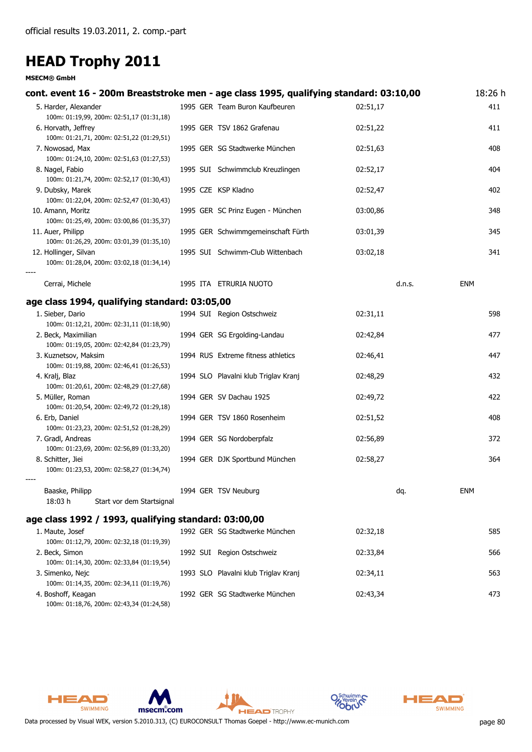official results 19.03.2011, 2. comp.-part

# HEAD Trophy 2011

**MSECM® GmbH**

## cont. event 16 - 200m Breaststroke men - age class 1995, qualifying standard: 03:10,00

18:26 h

| Rank | Name | YoB | Nat | Club | Time | | | Points |
|---|---|---|---|---|---|---|---|---|
| 5. | Harder, Alexander<br>100m: 01:19,99, 200m: 02:51,17 (01:31,18) | 1995 | GER | Team Buron Kaufbeuren | 02:51,17 | | | 411 |
| 6. | Horvath, Jeffrey<br>100m: 01:21,71, 200m: 02:51,22 (01:29,51) | 1995 | GER | TSV 1862 Grafenau | 02:51,22 | | | 411 |
| 7. | Nowosad, Max<br>100m: 01:24,10, 200m: 02:51,63 (01:27,53) | 1995 | GER | SG Stadtwerke München | 02:51,63 | | | 408 |
| 8. | Nagel, Fabio<br>100m: 01:21,74, 200m: 02:52,17 (01:30,43) | 1995 | SUI | Schwimmclub Kreuzlingen | 02:52,17 | | | 404 |
| 9. | Dubsky, Marek<br>100m: 01:22,04, 200m: 02:52,47 (01:30,43) | 1995 | CZE | KSP Kladno | 02:52,47 | | | 402 |
| 10. | Amann, Moritz<br>100m: 01:25,49, 200m: 03:00,86 (01:35,37) | 1995 | GER | SC Prinz Eugen - München | 03:00,86 | | | 348 |
| 11. | Auer, Philipp<br>100m: 01:26,29, 200m: 03:01,39 (01:35,10) | 1995 | GER | Schwimmgemeinschaft Fürth | 03:01,39 | | | 345 |
| 12. | Hollinger, Silvan<br>100m: 01:28,04, 200m: 03:02,18 (01:34,14) | 1995 | SUI | Schwimm-Club Wittenbach | 03:02,18 | | | 341 |
| ---- | | | | | | | | |
| | Cerrai, Michele | 1995 | ITA | ETRURIA NUOTO | | d.n.s. | ENM | |

## age class 1994, qualifying standard: 03:05,00

| Rank | Name | YoB | Nat | Club | Time | | | Points |
|---|---|---|---|---|---|---|---|---|
| 1. | Sieber, Dario<br>100m: 01:12,21, 200m: 02:31,11 (01:18,90) | 1994 | SUI | Region Ostschweiz | 02:31,11 | | | 598 |
| 2. | Beck, Maximilian<br>100m: 01:19,05, 200m: 02:42,84 (01:23,79) | 1994 | GER | SG Ergolding-Landau | 02:42,84 | | | 477 |
| 3. | Kuznetsov, Maksim<br>100m: 01:19,88, 200m: 02:46,41 (01:26,53) | 1994 | RUS | Extreme fitness athletics | 02:46,41 | | | 447 |
| 4. | Kralj, Blaz<br>100m: 01:20,61, 200m: 02:48,29 (01:27,68) | 1994 | SLO | Plavalni klub Triglav Kranj | 02:48,29 | | | 432 |
| 5. | Müller, Roman<br>100m: 01:20,54, 200m: 02:49,72 (01:29,18) | 1994 | GER | SV Dachau 1925 | 02:49,72 | | | 422 |
| 6. | Erb, Daniel<br>100m: 01:23,23, 200m: 02:51,52 (01:28,29) | 1994 | GER | TSV 1860 Rosenheim | 02:51,52 | | | 408 |
| 7. | Gradl, Andreas<br>100m: 01:23,69, 200m: 02:56,89 (01:33,20) | 1994 | GER | SG Nordoberpfalz | 02:56,89 | | | 372 |
| 8. | Schitter, Jiei<br>100m: 01:23,53, 200m: 02:58,27 (01:34,74) | 1994 | GER | DJK Sportbund München | 02:58,27 | | | 364 |
| ---- | | | | | | | | |
| | Baaske, Philipp<br>18:03 h Start vor dem Startsignal | 1994 | GER | TSV Neuburg | | dq. | ENM | |

## age class 1992 / 1993, qualifying standard: 03:00,00

| Rank | Name | YoB | Nat | Club | Time | | | Points |
|---|---|---|---|---|---|---|---|---|
| 1. | Maute, Josef<br>100m: 01:12,79, 200m: 02:32,18 (01:19,39) | 1992 | GER | SG Stadtwerke München | 02:32,18 | | | 585 |
| 2. | Beck, Simon<br>100m: 01:14,30, 200m: 02:33,84 (01:19,54) | 1992 | SUI | Region Ostschweiz | 02:33,84 | | | 566 |
| 3. | Simenko, Nejc<br>100m: 01:14,35, 200m: 02:34,11 (01:19,76) | 1993 | SLO | Plavalni klub Triglav Kranj | 02:34,11 | | | 563 |
| 4. | Boshoff, Keagan<br>100m: 01:18,76, 200m: 02:43,34 (01:24,58) | 1992 | GER | SG Stadtwerke München | 02:43,34 | | | 473 |

Data processed by Visual WEK, version 5.2010.313, (C) EUROCONSULT Thomas Goepel - http://www.ec-munich.com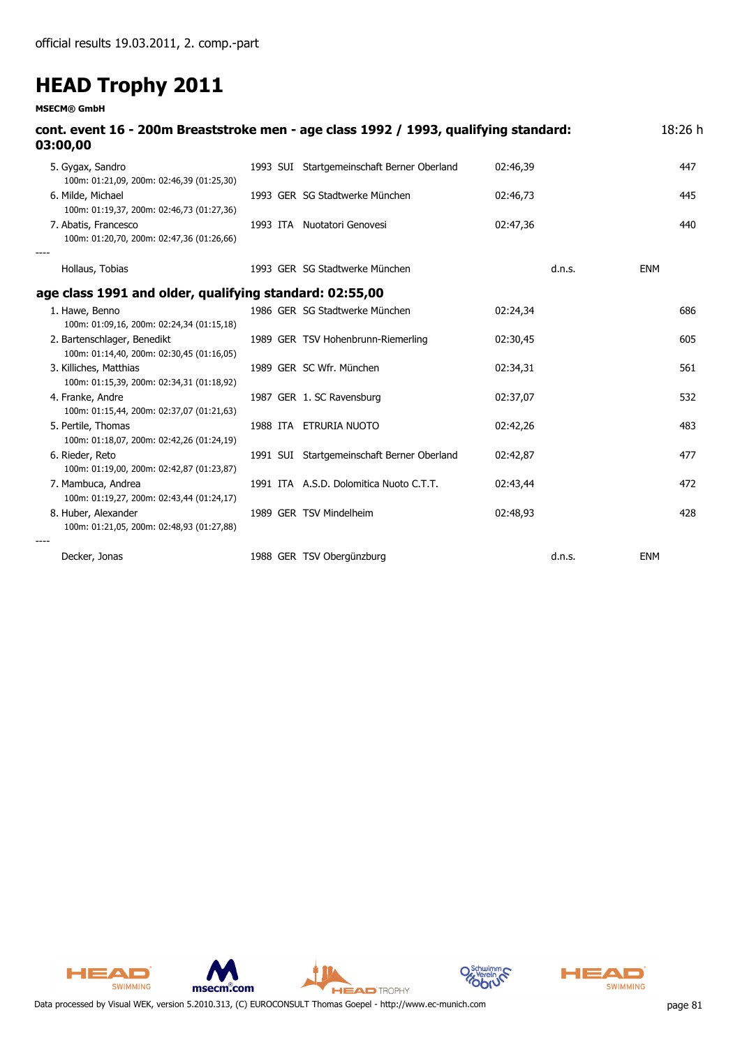official results 19.03.2011, 2. comp.-part

# HEAD Trophy 2011

**MSECM® GmbH**

## cont. event 16 - 200m Breaststroke men - age class 1992 / 1993, qualifying standard: 03:00,00

18:26 h

| Place | Name | Year | Nat | Club | Time | | | Points |
|---|---|---|---|---|---|---|---|---|
| 5. | Gygax, Sandro<br>100m: 01:21,09, 200m: 02:46,39 (01:25,30) | 1993 | SUI | Startgemeinschaft Berner Oberland | 02:46,39 | | | 447 |
| 6. | Milde, Michael<br>100m: 01:19,37, 200m: 02:46,73 (01:27,36) | 1993 | GER | SG Stadtwerke München | 02:46,73 | | | 445 |
| 7. | Abatis, Francesco<br>100m: 01:20,70, 200m: 02:47,36 (01:26,66) | 1993 | ITA | Nuotatori Genovesi | 02:47,36 | | | 440 |
| ---- | | | | | | | | |
| | Hollaus, Tobias | 1993 | GER | SG Stadtwerke München | | d.n.s. | ENM | |

## age class 1991 and older, qualifying standard: 02:55,00

| Place | Name | Year | Nat | Club | Time | | | Points |
|---|---|---|---|---|---|---|---|---|
| 1. | Hawe, Benno<br>100m: 01:09,16, 200m: 02:24,34 (01:15,18) | 1986 | GER | SG Stadtwerke München | 02:24,34 | | | 686 |
| 2. | Bartenschlager, Benedikt<br>100m: 01:14,40, 200m: 02:30,45 (01:16,05) | 1989 | GER | TSV Hohenbrunn-Riemerling | 02:30,45 | | | 605 |
| 3. | Killiches, Matthias<br>100m: 01:15,39, 200m: 02:34,31 (01:18,92) | 1989 | GER | SC Wfr. München | 02:34,31 | | | 561 |
| 4. | Franke, Andre<br>100m: 01:15,44, 200m: 02:37,07 (01:21,63) | 1987 | GER | 1. SC Ravensburg | 02:37,07 | | | 532 |
| 5. | Pertile, Thomas<br>100m: 01:18,07, 200m: 02:42,26 (01:24,19) | 1988 | ITA | ETRURIA NUOTO | 02:42,26 | | | 483 |
| 6. | Rieder, Reto<br>100m: 01:19,00, 200m: 02:42,87 (01:23,87) | 1991 | SUI | Startgemeinschaft Berner Oberland | 02:42,87 | | | 477 |
| 7. | Mambuca, Andrea<br>100m: 01:19,27, 200m: 02:43,44 (01:24,17) | 1991 | ITA | A.S.D. Dolomitica Nuoto C.T.T. | 02:43,44 | | | 472 |
| 8. | Huber, Alexander<br>100m: 01:21,05, 200m: 02:48,93 (01:27,88) | 1989 | GER | TSV Mindelheim | 02:48,93 | | | 428 |
| ---- | | | | | | | | |
| | Decker, Jonas | 1988 | GER | TSV Obergünzburg | | d.n.s. | ENM | |

Data processed by Visual WEK, version 5.2010.313, (C) EUROCONSULT Thomas Goepel - http://www.ec-munich.com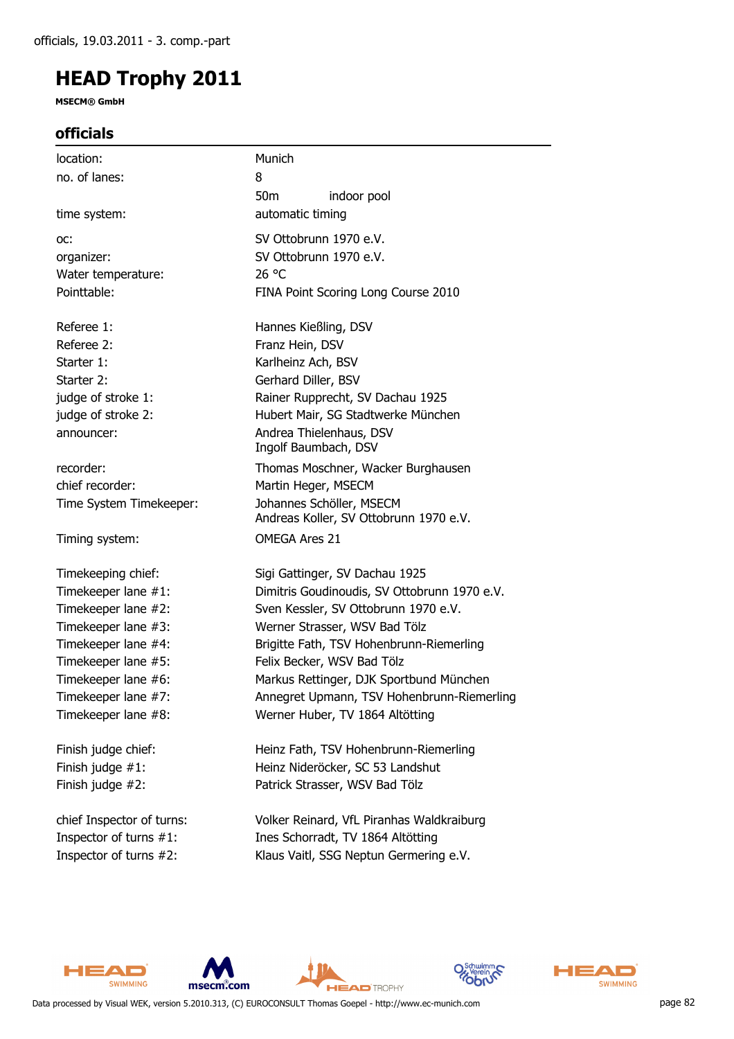officials, 19.03.2011 - 3. comp.-part

# HEAD Trophy 2011

**MSECM® GmbH**

## officials

| | |
|---|---|
| location: | Munich |
| no. of lanes: | 8 |
| | 50m indoor pool |
| time system: | automatic timing |
| oc: | SV Ottobrunn 1970 e.V. |
| organizer: | SV Ottobrunn 1970 e.V. |
| Water temperature: | 26 °C |
| Pointtable: | FINA Point Scoring Long Course 2010 |
| Referee 1: | Hannes Kießling, DSV |
| Referee 2: | Franz Hein, DSV |
| Starter 1: | Karlheinz Ach, BSV |
| Starter 2: | Gerhard Diller, BSV |
| judge of stroke 1: | Rainer Rupprecht, SV Dachau 1925 |
| judge of stroke 2: | Hubert Mair, SG Stadtwerke München |
| announcer: | Andrea Thielenhaus, DSV<br>Ingolf Baumbach, DSV |
| recorder: | Thomas Moschner, Wacker Burghausen |
| chief recorder: | Martin Heger, MSECM |
| Time System Timekeeper: | Johannes Schöller, MSECM<br>Andreas Koller, SV Ottobrunn 1970 e.V. |
| Timing system: | OMEGA Ares 21 |
| Timekeeping chief: | Sigi Gattinger, SV Dachau 1925 |
| Timekeeper lane #1: | Dimitris Goudinoudis, SV Ottobrunn 1970 e.V. |
| Timekeeper lane #2: | Sven Kessler, SV Ottobrunn 1970 e.V. |
| Timekeeper lane #3: | Werner Strasser, WSV Bad Tölz |
| Timekeeper lane #4: | Brigitte Fath, TSV Hohenbrunn-Riemerling |
| Timekeeper lane #5: | Felix Becker, WSV Bad Tölz |
| Timekeeper lane #6: | Markus Rettinger, DJK Sportbund München |
| Timekeeper lane #7: | Annegret Upmann, TSV Hohenbrunn-Riemerling |
| Timekeeper lane #8: | Werner Huber, TV 1864 Altötting |
| Finish judge chief: | Heinz Fath, TSV Hohenbrunn-Riemerling |
| Finish judge #1: | Heinz Niderröcker, SC 53 Landshut |
| Finish judge #2: | Patrick Strasser, WSV Bad Tölz |
| chief Inspector of turns: | Volker Reinard, VfL Piranhas Waldkraiburg |
| Inspector of turns #1: | Ines Schorradt, TV 1864 Altötting |
| Inspector of turns #2: | Klaus Vaitl, SSG Neptun Germering e.V. |

Data processed by Visual WEK, version 5.2010.313, (C) EUROCONSULT Thomas Goepel - http://www.ec-munich.com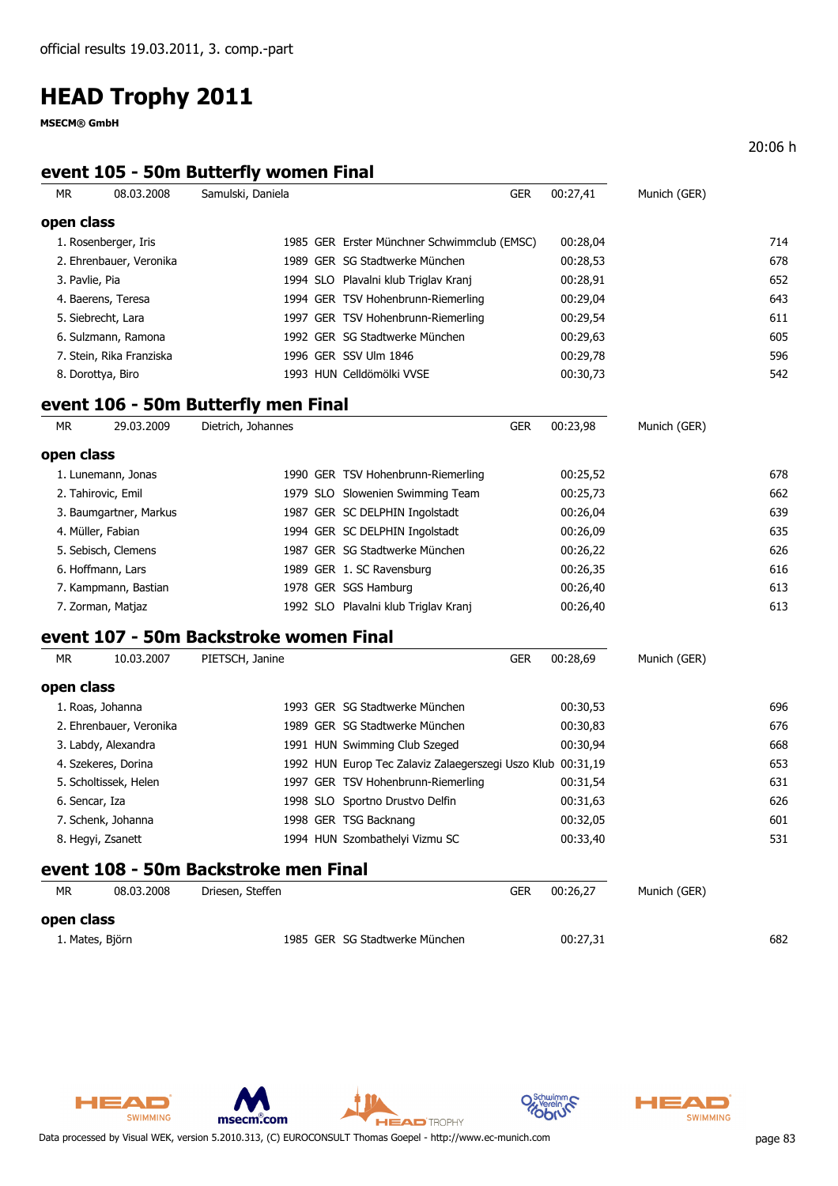official results 19.03.2011, 3. comp.-part

# HEAD Trophy 2011

**MSECM® GmbH**

20:06 h

## event 105 - 50m Butterfly women Final

| MR | 08.03.2008 | Samulski, Daniela | GER | 00:27,41 | Munich (GER) |
|---|---|---|---|---|---|

### open class

| Place | Name | Year | Nat | Club | Time | Points |
|---|---|---|---|---|---|---|
| 1. | Rosenberger, Iris | 1985 | GER | Erster Münchner Schwimmclub (EMSC) | 00:28,04 | 714 |
| 2. | Ehrenbauer, Veronika | 1989 | GER | SG Stadtwerke München | 00:28,53 | 678 |
| 3. | Pavlie, Pia | 1994 | SLO | Plavalni klub Triglav Kranj | 00:28,91 | 652 |
| 4. | Baerens, Teresa | 1994 | GER | TSV Hohenbrunn-Riemerling | 00:29,04 | 643 |
| 5. | Siebrecht, Lara | 1997 | GER | TSV Hohenbrunn-Riemerling | 00:29,54 | 611 |
| 6. | Sulzmann, Ramona | 1992 | GER | SG Stadtwerke München | 00:29,63 | 605 |
| 7. | Stein, Rika Franziska | 1996 | GER | SSV Ulm 1846 | 00:29,78 | 596 |
| 8. | Dorottya, Biro | 1993 | HUN | Celldömölki VVSE | 00:30,73 | 542 |

## event 106 - 50m Butterfly men Final

| MR | 29.03.2009 | Dietrich, Johannes | GER | 00:23,98 | Munich (GER) |
|---|---|---|---|---|---|

### open class

| Place | Name | Year | Nat | Club | Time | Points |
|---|---|---|---|---|---|---|
| 1. | Lunemann, Jonas | 1990 | GER | TSV Hohenbrunn-Riemerling | 00:25,52 | 678 |
| 2. | Tahirovic, Emil | 1979 | SLO | Slowenien Swimming Team | 00:25,73 | 662 |
| 3. | Baumgartner, Markus | 1987 | GER | SC DELPHIN Ingolstadt | 00:26,04 | 639 |
| 4. | Müller, Fabian | 1994 | GER | SC DELPHIN Ingolstadt | 00:26,09 | 635 |
| 5. | Sebisch, Clemens | 1987 | GER | SG Stadtwerke München | 00:26,22 | 626 |
| 6. | Hoffmann, Lars | 1989 | GER | 1. SC Ravensburg | 00:26,35 | 616 |
| 7. | Kampmann, Bastian | 1978 | GER | SGS Hamburg | 00:26,40 | 613 |
| 7. | Zorman, Matjaz | 1992 | SLO | Plavalni klub Triglav Kranj | 00:26,40 | 613 |

## event 107 - 50m Backstroke women Final

| MR | 10.03.2007 | PIETSCH, Janine | GER | 00:28,69 | Munich (GER) |
|---|---|---|---|---|---|

### open class

| Place | Name | Year | Nat | Club | Time | Points |
|---|---|---|---|---|---|---|
| 1. | Roas, Johanna | 1993 | GER | SG Stadtwerke München | 00:30,53 | 696 |
| 2. | Ehrenbauer, Veronika | 1989 | GER | SG Stadtwerke München | 00:30,83 | 676 |
| 3. | Labdy, Alexandra | 1991 | HUN | Swimming Club Szeged | 00:30,94 | 668 |
| 4. | Szekeres, Dorina | 1992 | HUN | Europ Tec Zalaviz Zalaegerszegi Uszo Klub | 00:31,19 | 653 |
| 5. | Scholtissek, Helen | 1997 | GER | TSV Hohenbrunn-Riemerling | 00:31,54 | 631 |
| 6. | Sencar, Iza | 1998 | SLO | Sportno Drustvo Delfin | 00:31,63 | 626 |
| 7. | Schenk, Johanna | 1998 | GER | TSG Backnang | 00:32,05 | 601 |
| 8. | Hegyi, Zsanett | 1994 | HUN | Szombathelyi Vizmu SC | 00:33,40 | 531 |

## event 108 - 50m Backstroke men Final

| MR | 08.03.2008 | Driesen, Steffen | GER | 00:26,27 | Munich (GER) |
|---|---|---|---|---|---|

### open class

| Place | Name | Year | Nat | Club | Time | Points |
|---|---|---|---|---|---|---|
| 1. | Mates, Björn | 1985 | GER | SG Stadtwerke München | 00:27,31 | 682 |

Data processed by Visual WEK, version 5.2010.313, (C) EUROCONSULT Thomas Goepel - http://www.ec-munich.com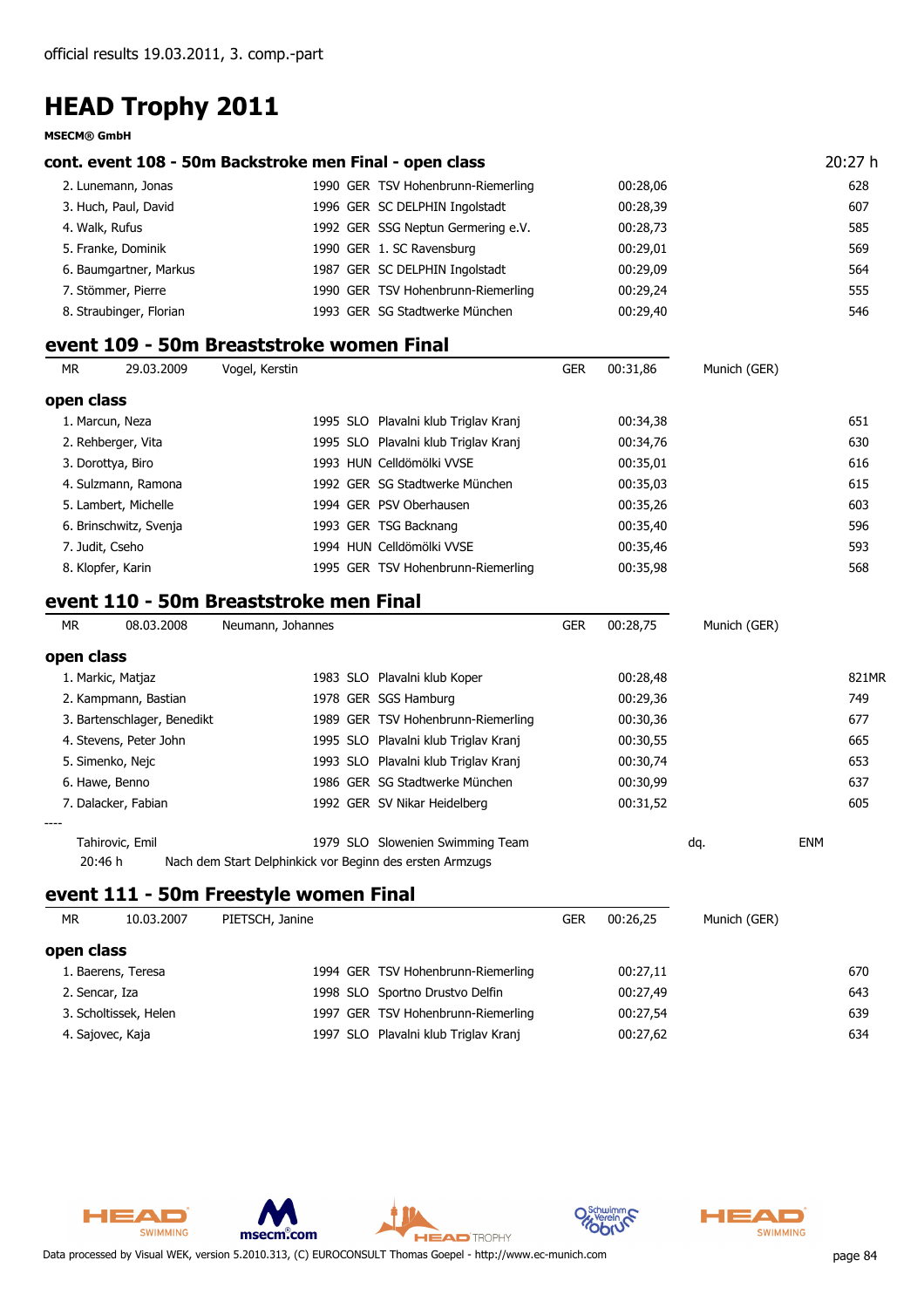official results 19.03.2011, 3. comp.-part

# HEAD Trophy 2011

**MSECM® GmbH**

## cont. event 108 - 50m Backstroke men Final - open class

20:27 h

| Place | Name | Year | Nat | Club | Time | Points |
|---|---|---|---|---|---|---|
| 2. | Lunemann, Jonas | 1990 | GER | TSV Hohenbrunn-Riemerling | 00:28,06 | 628 |
| 3. | Huch, Paul, David | 1996 | GER | SC DELPHIN Ingolstadt | 00:28,39 | 607 |
| 4. | Walk, Rufus | 1992 | GER | SSG Neptun Germering e.V. | 00:28,73 | 585 |
| 5. | Franke, Dominik | 1990 | GER | 1. SC Ravensburg | 00:29,01 | 569 |
| 6. | Baumgartner, Markus | 1987 | GER | SC DELPHIN Ingolstadt | 00:29,09 | 564 |
| 7. | Stömmer, Pierre | 1990 | GER | TSV Hohenbrunn-Riemerling | 00:29,24 | 555 |
| 8. | Straubinger, Florian | 1993 | GER | SG Stadtwerke München | 00:29,40 | 546 |

## event 109 - 50m Breaststroke women Final

| MR | 29.03.2009 | Vogel, Kerstin | GER | 00:31,86 | Munich (GER) |
|---|---|---|---|---|---|

### open class

| Place | Name | Year | Nat | Club | Time | Points |
|---|---|---|---|---|---|---|
| 1. | Marcun, Neza | 1995 | SLO | Plavalni klub Triglav Kranj | 00:34,38 | 651 |
| 2. | Rehberger, Vita | 1995 | SLO | Plavalni klub Triglav Kranj | 00:34,76 | 630 |
| 3. | Dorottya, Biro | 1993 | HUN | Celldömölki VVSE | 00:35,01 | 616 |
| 4. | Sulzmann, Ramona | 1992 | GER | SG Stadtwerke München | 00:35,03 | 615 |
| 5. | Lambert, Michelle | 1994 | GER | PSV Oberhausen | 00:35,26 | 603 |
| 6. | Brinschwitz, Svenja | 1993 | GER | TSG Backnang | 00:35,40 | 596 |
| 7. | Judit, Cseho | 1994 | HUN | Celldömölki VVSE | 00:35,46 | 593 |
| 8. | Klopfer, Karin | 1995 | GER | TSV Hohenbrunn-Riemerling | 00:35,98 | 568 |

## event 110 - 50m Breaststroke men Final

| MR | 08.03.2008 | Neumann, Johannes | GER | 00:28,75 | Munich (GER) |
|---|---|---|---|---|---|

### open class

| Place | Name | Year | Nat | Club | Time | Points |
|---|---|---|---|---|---|---|
| 1. | Markic, Matjaz | 1983 | SLO | Plavalni klub Koper | 00:28,48 | 821MR |
| 2. | Kampmann, Bastian | 1978 | GER | SGS Hamburg | 00:29,36 | 749 |
| 3. | Bartenschlager, Benedikt | 1989 | GER | TSV Hohenbrunn-Riemerling | 00:30,36 | 677 |
| 4. | Stevens, Peter John | 1995 | SLO | Plavalni klub Triglav Kranj | 00:30,55 | 665 |
| 5. | Simenko, Nejc | 1993 | SLO | Plavalni klub Triglav Kranj | 00:30,74 | 653 |
| 6. | Hawe, Benno | 1986 | GER | SG Stadtwerke München | 00:30,99 | 637 |
| 7. | Dalacker, Fabian | 1992 | GER | SV Nikar Heidelberg | 00:31,52 | 605 |

----

| Name | Year | Nat | Club | Status | |
|---|---|---|---|---|---|
| Tahirovic, Emil | 1979 | SLO | Slowenien Swimming Team | dq. | ENM |

20:46 h Nach dem Start Delphinkick vor Beginn des ersten Armzugs

## event 111 - 50m Freestyle women Final

| MR | 10.03.2007 | PIETSCH, Janine | GER | 00:26,25 | Munich (GER) |
|---|---|---|---|---|---|

### open class

| Place | Name | Year | Nat | Club | Time | Points |
|---|---|---|---|---|---|---|
| 1. | Baerens, Teresa | 1994 | GER | TSV Hohenbrunn-Riemerling | 00:27,11 | 670 |
| 2. | Sencar, Iza | 1998 | SLO | Sportno Drustvo Delfin | 00:27,49 | 643 |
| 3. | Scholtissek, Helen | 1997 | GER | TSV Hohenbrunn-Riemerling | 00:27,54 | 639 |
| 4. | Sajovec, Kaja | 1997 | SLO | Plavalni klub Triglav Kranj | 00:27,62 | 634 |

Data processed by Visual WEK, version 5.2010.313, (C) EUROCONSULT Thomas Goepel - http://www.ec-munich.com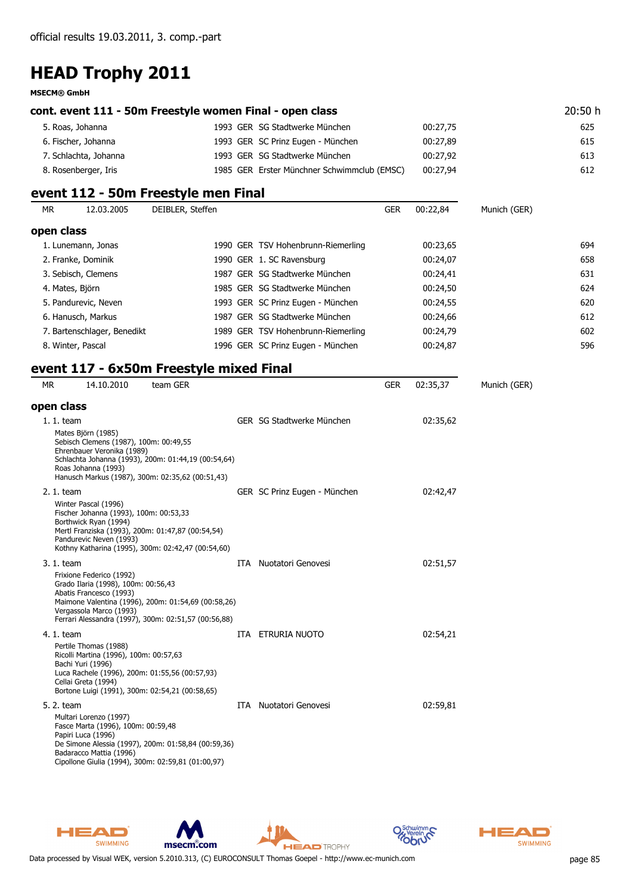official results 19.03.2011, 3. comp.-part

# HEAD Trophy 2011

**MSECM® GmbH**

## cont. event 111 - 50m Freestyle women Final - open class

20:50 h

| Place | Name | Year | Nat | Club | Time | Points |
|---|---|---|---|---|---|---|
| 5. | Roas, Johanna | 1993 | GER | SG Stadtwerke München | 00:27,75 | 625 |
| 6. | Fischer, Johanna | 1993 | GER | SC Prinz Eugen - München | 00:27,89 | 615 |
| 7. | Schlachta, Johanna | 1993 | GER | SG Stadtwerke München | 00:27,92 | 613 |
| 8. | Rosenberger, Iris | 1985 | GER | Erster Münchner Schwimmclub (EMSC) | 00:27,94 | 612 |

## event 112 - 50m Freestyle men Final

| MR | 12.03.2005 | DEIBLER, Steffen | GER | 00:22,84 | Munich (GER) |
|---|---|---|---|---|---|

### open class

| Place | Name | Year | Nat | Club | Time | Points |
|---|---|---|---|---|---|---|
| 1. | Lunemann, Jonas | 1990 | GER | TSV Hohenbrunn-Riemerling | 00:23,65 | 694 |
| 2. | Franke, Dominik | 1990 | GER | 1. SC Ravensburg | 00:24,07 | 658 |
| 3. | Sebisch, Clemens | 1987 | GER | SG Stadtwerke München | 00:24,41 | 631 |
| 4. | Mates, Björn | 1985 | GER | SG Stadtwerke München | 00:24,50 | 624 |
| 5. | Pandurevic, Neven | 1993 | GER | SC Prinz Eugen - München | 00:24,55 | 620 |
| 6. | Hanusch, Markus | 1987 | GER | SG Stadtwerke München | 00:24,66 | 612 |
| 7. | Bartenschlager, Benedikt | 1989 | GER | TSV Hohenbrunn-Riemerling | 00:24,79 | 602 |
| 8. | Winter, Pascal | 1996 | GER | SC Prinz Eugen - München | 00:24,87 | 596 |

## event 117 - 6x50m Freestyle mixed Final

| MR | 14.10.2010 | team GER | GER | 02:35,37 | Munich (GER) |
|---|---|---|---|---|---|

### open class

**1. 1. team** — GER SG Stadtwerke München — 02:35,62

Mates Björn (1985)
Sebisch Clemens (1987), 100m: 00:49,55
Ehrenbauer Veronika (1989)
Schlachta Johanna (1993), 200m: 01:44,19 (00:54,64)
Roas Johanna (1993)
Hanusch Markus (1987), 300m: 02:35,62 (00:51,43)

**2. 1. team** — GER SC Prinz Eugen - München — 02:42,47

Winter Pascal (1996)
Fischer Johanna (1993), 100m: 00:53,33
Borthwick Ryan (1994)
Mertl Franziska (1993), 200m: 01:47,87 (00:54,54)
Pandurevic Neven (1993)
Kothny Katharina (1995), 300m: 02:42,47 (00:54,60)

**3. 1. team** — ITA Nuotatori Genovesi — 02:51,57

Frixione Federico (1992)
Grado Ilaria (1998), 100m: 00:56,43
Abatis Francesco (1993)
Maimone Valentina (1996), 200m: 01:54,69 (00:58,26)
Vergassola Marco (1993)
Ferrari Alessandra (1997), 300m: 02:51,57 (00:56,88)

**4. 1. team** — ITA ETRURIA NUOTO — 02:54,21

Pertile Thomas (1988)
Ricolli Martina (1996), 100m: 00:57,63
Bachi Yuri (1996)
Luca Rachele (1996), 200m: 01:55,56 (00:57,93)
Cellai Greta (1994)
Bortone Luigi (1991), 300m: 02:54,21 (00:58,65)

**5. 2. team** — ITA Nuotatori Genovesi — 02:59,81

Multari Lorenzo (1997)
Fasce Marta (1996), 100m: 00:59,48
Papiri Luca (1996)
De Simone Alessia (1997), 200m: 01:58,84 (00:59,36)
Badaracco Mattia (1996)
Cipollone Giulia (1994), 300m: 02:59,81 (01:00,97)

Data processed by Visual WEK, version 5.2010.313, (C) EUROCONSULT Thomas Goepel - http://www.ec-munich.com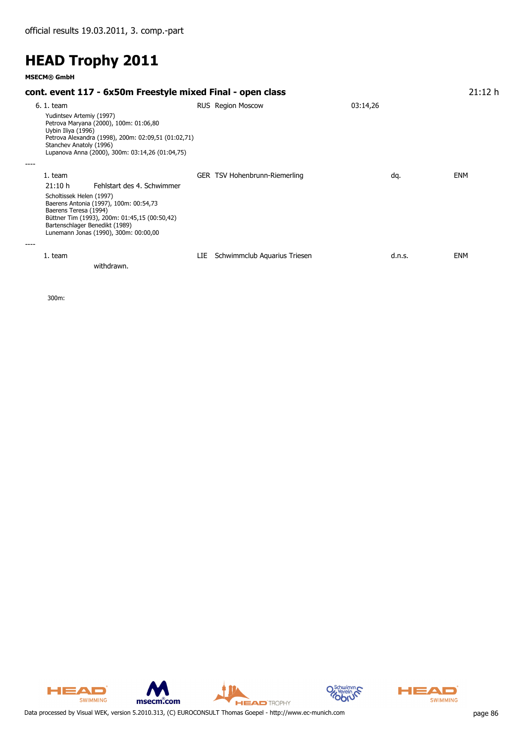official results 19.03.2011, 3. comp.-part

# HEAD Trophy 2011

**MSECM® GmbH**

### cont. event 117 - 6x50m Freestyle mixed Final - open class

21:12 h

6. 1. team — RUS Region Moscow — 03:14,26

Yudintsev Artemiy (1997)
Petrova Maryana (2000), 100m: 01:06,80
Uybin Iliya (1996)
Petrova Alexandra (1998), 200m: 02:09,51 (01:02,71)
Stanchev Anatoly (1996)
Lupanova Anna (2000), 300m: 03:14,26 (01:04,75)

----

1. team — GER TSV Hohenbrunn-Riemerling — dq. — ENM

21:10 h Fehlstart des 4. Schwimmer

Scholtissek Helen (1997)
Baerens Antonia (1997), 100m: 00:54,73
Baerens Teresa (1994)
Büttner Tim (1993), 200m: 01:45,15 (00:50,42)
Bartenschlager Benedikt (1989)
Lunemann Jonas (1990), 300m: 00:00,00

----

1. team — LIE Schwimmclub Aquarius Triesen — d.n.s. — ENM

withdrawn.

300m:

Data processed by Visual WEK, version 5.2010.313, (C) EUROCONSULT Thomas Goepel - http://www.ec-munich.com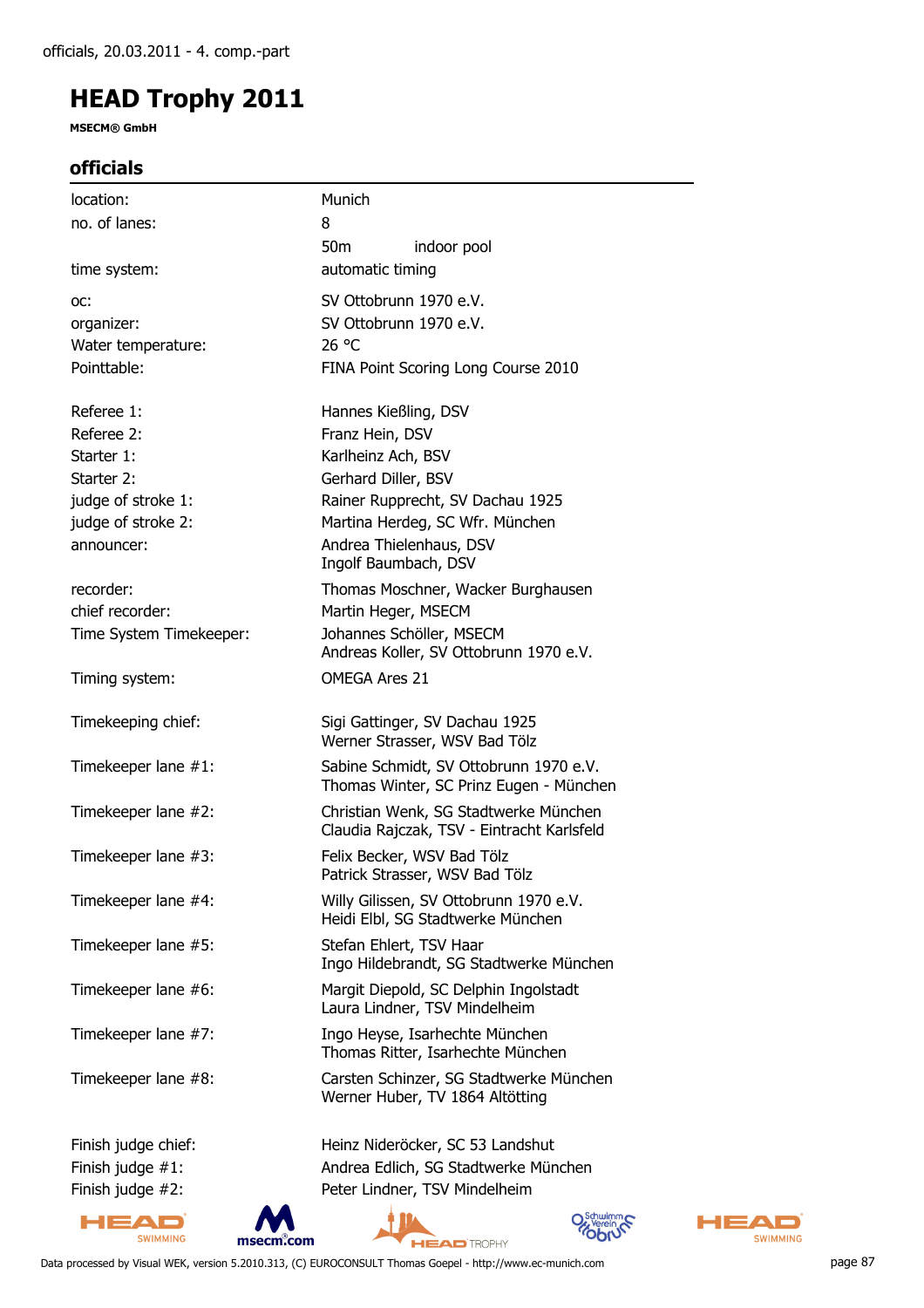# HEAD Trophy 2011

**MSECM® GmbH**

## officials

| | |
|---|---|
| location: | Munich |
| no. of lanes: | 8 |
| | 50m indoor pool |
| time system: | automatic timing |
| oc: | SV Ottobrunn 1970 e.V. |
| organizer: | SV Ottobrunn 1970 e.V. |
| Water temperature: | 26 °C |
| Pointtable: | FINA Point Scoring Long Course 2010 |
| Referee 1: | Hannes Kießling, DSV |
| Referee 2: | Franz Hein, DSV |
| Starter 1: | Karlheinz Ach, BSV |
| Starter 2: | Gerhard Diller, BSV |
| judge of stroke 1: | Rainer Rupprecht, SV Dachau 1925 |
| judge of stroke 2: | Martina Herdeg, SC Wfr. München |
| announcer: | Andrea Thielenhaus, DSV<br>Ingolf Baumbach, DSV |
| recorder: | Thomas Moschner, Wacker Burghausen |
| chief recorder: | Martin Heger, MSECM |
| Time System Timekeeper: | Johannes Schöller, MSECM<br>Andreas Koller, SV Ottobrunn 1970 e.V. |
| Timing system: | OMEGA Ares 21 |
| Timekeeping chief: | Sigi Gattinger, SV Dachau 1925<br>Werner Strasser, WSV Bad Tölz |
| Timekeeper lane #1: | Sabine Schmidt, SV Ottobrunn 1970 e.V.<br>Thomas Winter, SC Prinz Eugen - München |
| Timekeeper lane #2: | Christian Wenk, SG Stadtwerke München<br>Claudia Rajczak, TSV - Eintracht Karlsfeld |
| Timekeeper lane #3: | Felix Becker, WSV Bad Tölz<br>Patrick Strasser, WSV Bad Tölz |
| Timekeeper lane #4: | Willy Gilissen, SV Ottobrunn 1970 e.V.<br>Heidi Elbl, SG Stadtwerke München |
| Timekeeper lane #5: | Stefan Ehlert, TSV Haar<br>Ingo Hildebrandt, SG Stadtwerke München |
| Timekeeper lane #6: | Margit Diepold, SC Delphin Ingolstadt<br>Laura Lindner, TSV Mindelheim |
| Timekeeper lane #7: | Ingo Heyse, Isarhechte München<br>Thomas Ritter, Isarhechte München |
| Timekeeper lane #8: | Carsten Schinzer, SG Stadtwerke München<br>Werner Huber, TV 1864 Altötting |
| Finish judge chief: | Heinz Niderröcker, SC 53 Landshut |
| Finish judge #1: | Andrea Edlich, SG Stadtwerke München |
| Finish judge #2: | Peter Lindner, TSV Mindelheim |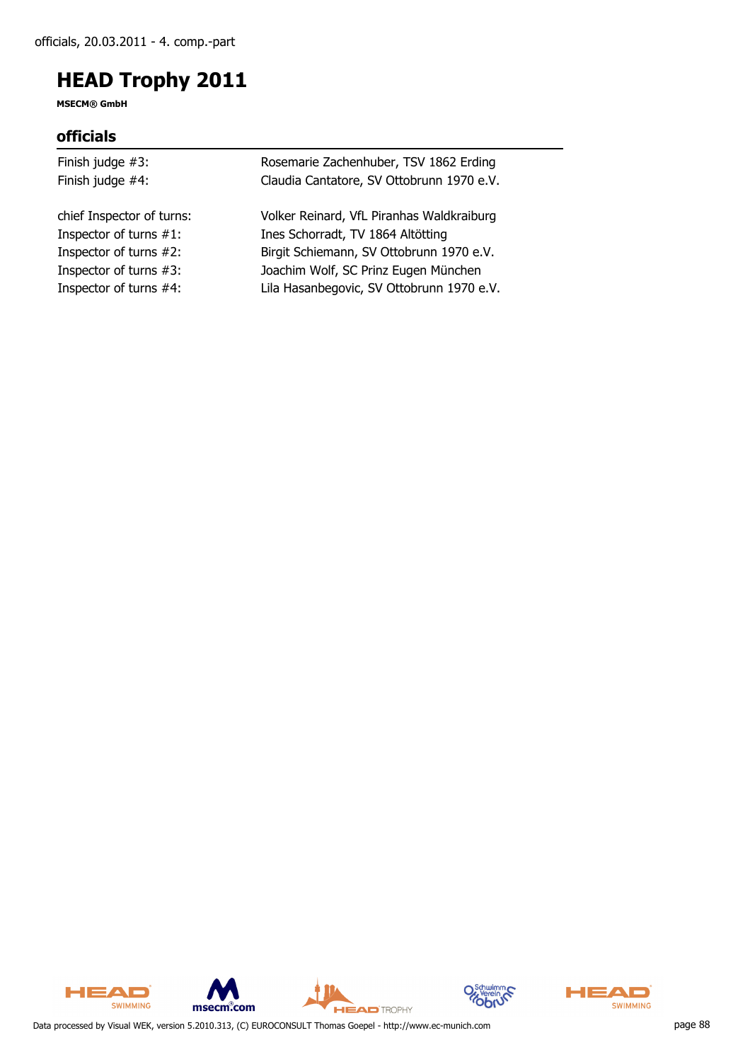# HEAD Trophy 2011

**MSECM® GmbH**

## officials

| | |
|---|---|
| Finish judge #3: | Rosemarie Zachenhuber, TSV 1862 Erding |
| Finish judge #4: | Claudia Cantatore, SV Ottobrunn 1970 e.V. |
| chief Inspector of turns: | Volker Reinard, VfL Piranhas Waldkraiburg |
| Inspector of turns #1: | Ines Schorradt, TV 1864 Altötting |
| Inspector of turns #2: | Birgit Schiemann, SV Ottobrunn 1970 e.V. |
| Inspector of turns #3: | Joachim Wolf, SC Prinz Eugen München |
| Inspector of turns #4: | Lila Hasanbegovic, SV Ottobrunn 1970 e.V. |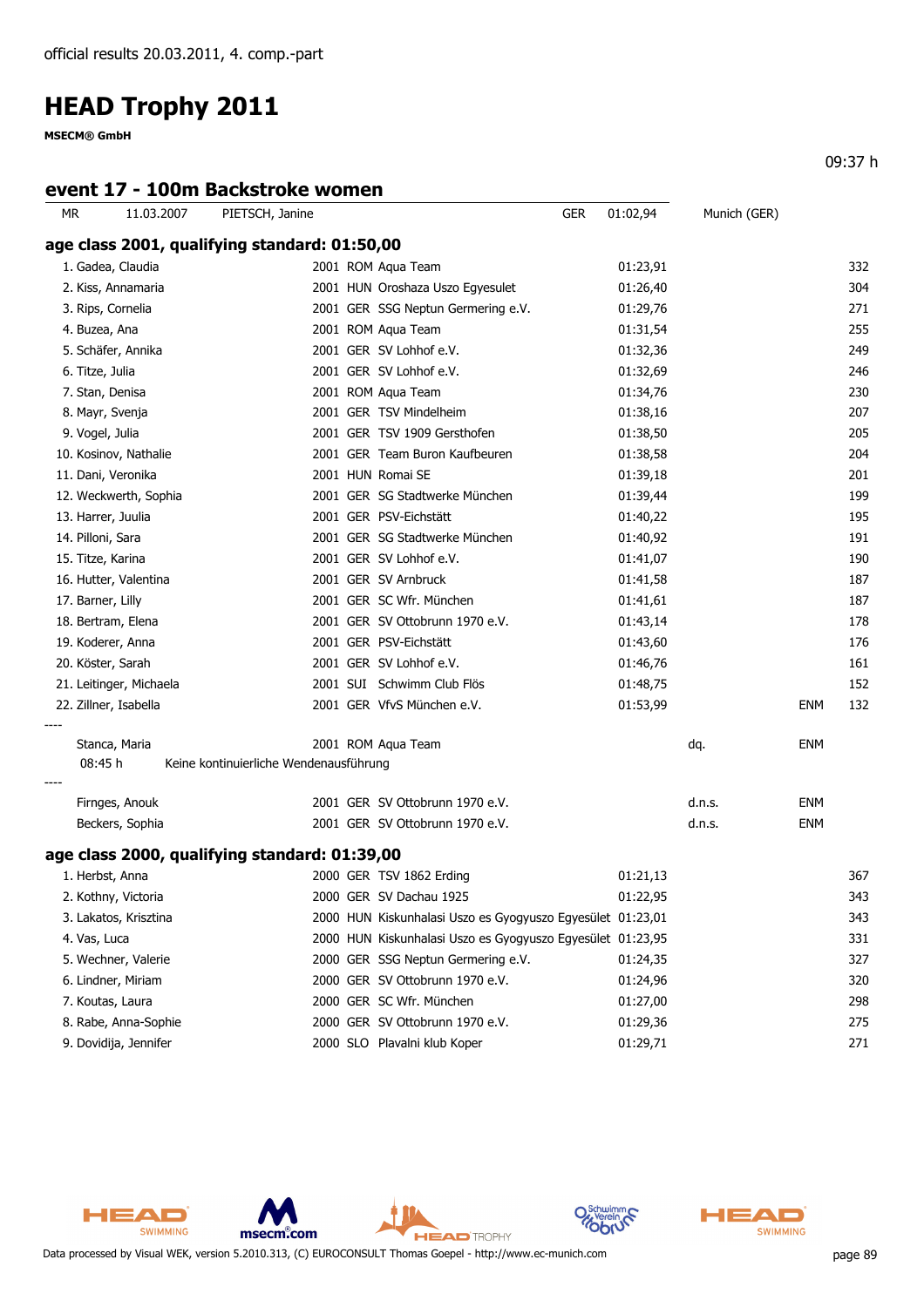official results 20.03.2011, 4. comp.-part

# HEAD Trophy 2011

**MSECM® GmbH**

09:37 h

## event 17 - 100m Backstroke women

| MR | 11.03.2007 | PIETSCH, Janine | GER | 01:02,94 | Munich (GER) |
|---|---|---|---|---|---|

### age class 2001, qualifying standard: 01:50,00

| Place | Name | YOB | Nation | Club | Time | Note | | Points |
|---|---|---|---|---|---|---|---|---|
| 1. | Gadea, Claudia | 2001 | ROM | Aqua Team | 01:23,91 | | | 332 |
| 2. | Kiss, Annamaria | 2001 | HUN | Oroshaza Uszo Egyesulet | 01:26,40 | | | 304 |
| 3. | Rips, Cornelia | 2001 | GER | SSG Neptun Germering e.V. | 01:29,76 | | | 271 |
| 4. | Buzea, Ana | 2001 | ROM | Aqua Team | 01:31,54 | | | 255 |
| 5. | Schäfer, Annika | 2001 | GER | SV Lohhof e.V. | 01:32,36 | | | 249 |
| 6. | Titze, Julia | 2001 | GER | SV Lohhof e.V. | 01:32,69 | | | 246 |
| 7. | Stan, Denisa | 2001 | ROM | Aqua Team | 01:34,76 | | | 230 |
| 8. | Mayr, Svenja | 2001 | GER | TSV Mindelheim | 01:38,16 | | | 207 |
| 9. | Vogel, Julia | 2001 | GER | TSV 1909 Gersthofen | 01:38,50 | | | 205 |
| 10. | Kosinov, Nathalie | 2001 | GER | Team Buron Kaufbeuren | 01:38,58 | | | 204 |
| 11. | Dani, Veronika | 2001 | HUN | Romai SE | 01:39,18 | | | 201 |
| 12. | Weckwerth, Sophia | 2001 | GER | SG Stadtwerke München | 01:39,44 | | | 199 |
| 13. | Harrer, Juulia | 2001 | GER | PSV-Eichstätt | 01:40,22 | | | 195 |
| 14. | Pilloni, Sara | 2001 | GER | SG Stadtwerke München | 01:40,92 | | | 191 |
| 15. | Titze, Karina | 2001 | GER | SV Lohhof e.V. | 01:41,07 | | | 190 |
| 16. | Hutter, Valentina | 2001 | GER | SV Arnbruck | 01:41,58 | | | 187 |
| 17. | Barner, Lilly | 2001 | GER | SC Wfr. München | 01:41,61 | | | 187 |
| 18. | Bertram, Elena | 2001 | GER | SV Ottobrunn 1970 e.V. | 01:43,14 | | | 178 |
| 19. | Koderer, Anna | 2001 | GER | PSV-Eichstätt | 01:43,60 | | | 176 |
| 20. | Köster, Sarah | 2001 | GER | SV Lohhof e.V. | 01:46,76 | | | 161 |
| 21. | Leitinger, Michaela | 2001 | SUI | Schwimm Club Flös | 01:48,75 | | | 152 |
| 22. | Zillner, Isabella | 2001 | GER | VfvS München e.V. | 01:53,99 | | ENM | 132 |
| ---- | | | | | | | | |
| | Stanca, Maria | 2001 | ROM | Aqua Team | | dq. | ENM | |
| | 08:45 h | Keine kontinuierliche Wendenausführung | | | | | | |
| ---- | | | | | | | | |
| | Firnges, Anouk | 2001 | GER | SV Ottobrunn 1970 e.V. | | d.n.s. | ENM | |
| | Beckers, Sophia | 2001 | GER | SV Ottobrunn 1970 e.V. | | d.n.s. | ENM | |

### age class 2000, qualifying standard: 01:39,00

| Place | Name | YOB | Nation | Club | Time | Points |
|---|---|---|---|---|---|---|
| 1. | Herbst, Anna | 2000 | GER | TSV 1862 Erding | 01:21,13 | 367 |
| 2. | Kothny, Victoria | 2000 | GER | SV Dachau 1925 | 01:22,95 | 343 |
| 3. | Lakatos, Krisztina | 2000 | HUN | Kiskunhalasi Uszo es Gyogyuszo Egyesület | 01:23,01 | 343 |
| 4. | Vas, Luca | 2000 | HUN | Kiskunhalasi Uszo es Gyogyuszo Egyesület | 01:23,95 | 331 |
| 5. | Wechner, Valerie | 2000 | GER | SSG Neptun Germering e.V. | 01:24,35 | 327 |
| 6. | Lindner, Miriam | 2000 | GER | SV Ottobrunn 1970 e.V. | 01:24,96 | 320 |
| 7. | Koutas, Laura | 2000 | GER | SC Wfr. München | 01:27,00 | 298 |
| 8. | Rabe, Anna-Sophie | 2000 | GER | SV Ottobrunn 1970 e.V. | 01:29,36 | 275 |
| 9. | Dovidija, Jennifer | 2000 | SLO | Plavalni klub Koper | 01:29,71 | 271 |

Data processed by Visual WEK, version 5.2010.313, (C) EUROCONSULT Thomas Goepel - http://www.ec-munich.com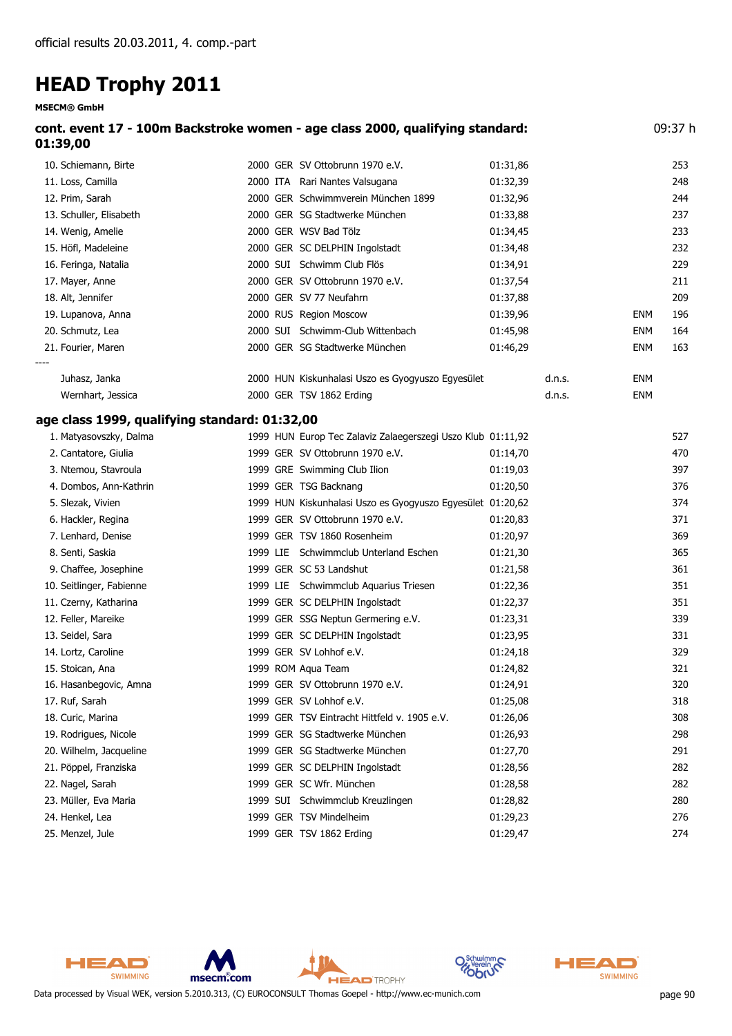official results 20.03.2011, 4. comp.-part

# HEAD Trophy 2011

**MSECM® GmbH**

### cont. event 17 - 100m Backstroke women - age class 2000, qualifying standard: 01:39,00

09:37 h

| Place | Name | YOB | Nat | Club | Time | Note | | Points |
|---|---|---|---|---|---|---|---|---|
| 10. | Schiemann, Birte | 2000 | GER | SV Ottobrunn 1970 e.V. | 01:31,86 | | | 253 |
| 11. | Loss, Camilla | 2000 | ITA | Rari Nantes Valsugana | 01:32,39 | | | 248 |
| 12. | Prim, Sarah | 2000 | GER | Schwimmverein München 1899 | 01:32,96 | | | 244 |
| 13. | Schuller, Elisabeth | 2000 | GER | SG Stadtwerke München | 01:33,88 | | | 237 |
| 14. | Wenig, Amelie | 2000 | GER | WSV Bad Tölz | 01:34,45 | | | 233 |
| 15. | Höfl, Madeleine | 2000 | GER | SC DELPHIN Ingolstadt | 01:34,48 | | | 232 |
| 16. | Feringa, Natalia | 2000 | SUI | Schwimm Club Flös | 01:34,91 | | | 229 |
| 17. | Mayer, Anne | 2000 | GER | SV Ottobrunn 1970 e.V. | 01:37,54 | | | 211 |
| 18. | Alt, Jennifer | 2000 | GER | SV 77 Neufahrn | 01:37,88 | | | 209 |
| 19. | Lupanova, Anna | 2000 | RUS | Region Moscow | 01:39,96 | | ENM | 196 |
| 20. | Schmutz, Lea | 2000 | SUI | Schwimm-Club Wittenbach | 01:45,98 | | ENM | 164 |
| 21. | Fourier, Maren | 2000 | GER | SG Stadtwerke München | 01:46,29 | | ENM | 163 |
| ---- | | | | | | | | |
| | Juhasz, Janka | 2000 | HUN | Kiskunhalasi Uszo es Gyogyuszo Egyesület | | d.n.s. | ENM | |
| | Wernhart, Jessica | 2000 | GER | TSV 1862 Erding | | d.n.s. | ENM | |

### age class 1999, qualifying standard: 01:32,00

| Place | Name | YOB | Nat | Club | Time | Points |
|---|---|---|---|---|---|---|
| 1. | Matyasovszky, Dalma | 1999 | HUN | Europ Tec Zalaviz Zalaegerszegi Uszo Klub | 01:11,92 | 527 |
| 2. | Cantatore, Giulia | 1999 | GER | SV Ottobrunn 1970 e.V. | 01:14,70 | 470 |
| 3. | Ntemou, Stavroula | 1999 | GRE | Swimming Club Ilion | 01:19,03 | 397 |
| 4. | Dombos, Ann-Kathrin | 1999 | GER | TSG Backnang | 01:20,50 | 376 |
| 5. | Slezak, Vivien | 1999 | HUN | Kiskunhalasi Uszo es Gyogyuszo Egyesület | 01:20,62 | 374 |
| 6. | Hackler, Regina | 1999 | GER | SV Ottobrunn 1970 e.V. | 01:20,83 | 371 |
| 7. | Lenhard, Denise | 1999 | GER | TSV 1860 Rosenheim | 01:20,97 | 369 |
| 8. | Senti, Saskia | 1999 | LIE | Schwimmclub Unterland Eschen | 01:21,30 | 365 |
| 9. | Chaffee, Josephine | 1999 | GER | SC 53 Landshut | 01:21,58 | 361 |
| 10. | Seitlinger, Fabienne | 1999 | LIE | Schwimmclub Aquarius Triesen | 01:22,36 | 351 |
| 11. | Czerny, Katharina | 1999 | GER | SC DELPHIN Ingolstadt | 01:22,37 | 351 |
| 12. | Feller, Mareike | 1999 | GER | SSG Neptun Germering e.V. | 01:23,31 | 339 |
| 13. | Seidel, Sara | 1999 | GER | SC DELPHIN Ingolstadt | 01:23,95 | 331 |
| 14. | Lortz, Caroline | 1999 | GER | SV Lohhof e.V. | 01:24,18 | 329 |
| 15. | Stoican, Ana | 1999 | ROM | Aqua Team | 01:24,82 | 321 |
| 16. | Hasanbegovic, Amna | 1999 | GER | SV Ottobrunn 1970 e.V. | 01:24,91 | 320 |
| 17. | Ruf, Sarah | 1999 | GER | SV Lohhof e.V. | 01:25,08 | 318 |
| 18. | Curic, Marina | 1999 | GER | TSV Eintracht Hittfeld v. 1905 e.V. | 01:26,06 | 308 |
| 19. | Rodrigues, Nicole | 1999 | GER | SG Stadtwerke München | 01:26,93 | 298 |
| 20. | Wilhelm, Jacqueline | 1999 | GER | SG Stadtwerke München | 01:27,70 | 291 |
| 21. | Pöppel, Franziska | 1999 | GER | SC DELPHIN Ingolstadt | 01:28,56 | 282 |
| 22. | Nagel, Sarah | 1999 | GER | SC Wfr. München | 01:28,58 | 282 |
| 23. | Müller, Eva Maria | 1999 | SUI | Schwimmclub Kreuzlingen | 01:28,82 | 280 |
| 24. | Henkel, Lea | 1999 | GER | TSV Mindelheim | 01:29,23 | 276 |
| 25. | Menzel, Jule | 1999 | GER | TSV 1862 Erding | 01:29,47 | 274 |

Data processed by Visual WEK, version 5.2010.313, (C) EUROCONSULT Thomas Goepel - http://www.ec-munich.com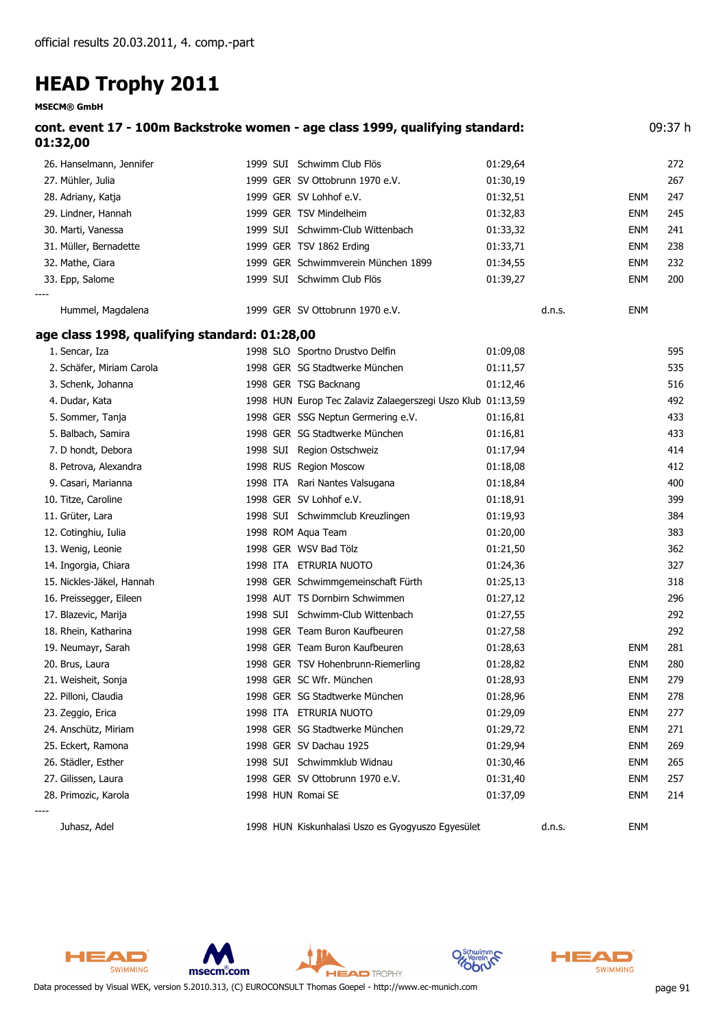official results 20.03.2011, 4. comp.-part

# HEAD Trophy 2011

**MSECM® GmbH**

## cont. event 17 - 100m Backstroke women - age class 1999, qualifying standard: 01:32,00

09:37 h

| Rank | Name | Year | Nat | Club | Time | | | Points |
|---|---|---|---|---|---|---|---|---|
| 26. | Hanselmann, Jennifer | 1999 | SUI | Schwimm Club Flös | 01:29,64 | | | 272 |
| 27. | Mühler, Julia | 1999 | GER | SV Ottobrunn 1970 e.V. | 01:30,19 | | | 267 |
| 28. | Adriany, Katja | 1999 | GER | SV Lohhof e.V. | 01:32,51 | | ENM | 247 |
| 29. | Lindner, Hannah | 1999 | GER | TSV Mindelheim | 01:32,83 | | ENM | 245 |
| 30. | Marti, Vanessa | 1999 | SUI | Schwimm-Club Wittenbach | 01:33,32 | | ENM | 241 |
| 31. | Müller, Bernadette | 1999 | GER | TSV 1862 Erding | 01:33,71 | | ENM | 238 |
| 32. | Mathe, Ciara | 1999 | GER | Schwimmverein München 1899 | 01:34,55 | | ENM | 232 |
| 33. | Epp, Salome | 1999 | SUI | Schwimm Club Flös | 01:39,27 | | ENM | 200 |
| ---- | | | | | | | | |
| | Hummel, Magdalena | 1999 | GER | SV Ottobrunn 1970 e.V. | | d.n.s. | ENM | |

## age class 1998, qualifying standard: 01:28,00

| Rank | Name | Year | Nat | Club | Time | | | Points |
|---|---|---|---|---|---|---|---|---|
| 1. | Sencar, Iza | 1998 | SLO | Sportno Drustvo Delfin | 01:09,08 | | | 595 |
| 2. | Schäfer, Miriam Carola | 1998 | GER | SG Stadtwerke München | 01:11,57 | | | 535 |
| 3. | Schenk, Johanna | 1998 | GER | TSG Backnang | 01:12,46 | | | 516 |
| 4. | Dudar, Kata | 1998 | HUN | Europ Tec Zalaviz Zalaegerszegi Uszo Klub | 01:13,59 | | | 492 |
| 5. | Sommer, Tanja | 1998 | GER | SSG Neptun Germering e.V. | 01:16,81 | | | 433 |
| 5. | Balbach, Samira | 1998 | GER | SG Stadtwerke München | 01:16,81 | | | 433 |
| 7. | D hondt, Debora | 1998 | SUI | Region Ostschweiz | 01:17,94 | | | 414 |
| 8. | Petrova, Alexandra | 1998 | RUS | Region Moscow | 01:18,08 | | | 412 |
| 9. | Casari, Marianna | 1998 | ITA | Rari Nantes Valsugana | 01:18,84 | | | 400 |
| 10. | Titze, Caroline | 1998 | GER | SV Lohhof e.V. | 01:18,91 | | | 399 |
| 11. | Grüter, Lara | 1998 | SUI | Schwimmclub Kreuzlingen | 01:19,93 | | | 384 |
| 12. | Cotinghiu, Iulia | 1998 | ROM | Aqua Team | 01:20,00 | | | 383 |
| 13. | Wenig, Leonie | 1998 | GER | WSV Bad Tölz | 01:21,50 | | | 362 |
| 14. | Ingorgia, Chiara | 1998 | ITA | ETRURIA NUOTO | 01:24,36 | | | 327 |
| 15. | Nickles-Jäkel, Hannah | 1998 | GER | Schwimmgemeinschaft Fürth | 01:25,13 | | | 318 |
| 16. | Preissegger, Eileen | 1998 | AUT | TS Dornbirn Schwimmen | 01:27,12 | | | 296 |
| 17. | Blazevic, Marija | 1998 | SUI | Schwimm-Club Wittenbach | 01:27,55 | | | 292 |
| 18. | Rhein, Katharina | 1998 | GER | Team Buron Kaufbeuren | 01:27,58 | | | 292 |
| 19. | Neumayr, Sarah | 1998 | GER | Team Buron Kaufbeuren | 01:28,63 | | ENM | 281 |
| 20. | Brus, Laura | 1998 | GER | TSV Hohenbrunn-Riemerling | 01:28,82 | | ENM | 280 |
| 21. | Weisheit, Sonja | 1998 | GER | SC Wfr. München | 01:28,93 | | ENM | 279 |
| 22. | Pilloni, Claudia | 1998 | GER | SG Stadtwerke München | 01:28,96 | | ENM | 278 |
| 23. | Zeggio, Erica | 1998 | ITA | ETRURIA NUOTO | 01:29,09 | | ENM | 277 |
| 24. | Anschütz, Miriam | 1998 | GER | SG Stadtwerke München | 01:29,72 | | ENM | 271 |
| 25. | Eckert, Ramona | 1998 | GER | SV Dachau 1925 | 01:29,94 | | ENM | 269 |
| 26. | Städler, Esther | 1998 | SUI | Schwimmklub Widnau | 01:30,46 | | ENM | 265 |
| 27. | Gilissen, Laura | 1998 | GER | SV Ottobrunn 1970 e.V. | 01:31,40 | | ENM | 257 |
| 28. | Primozic, Karola | 1998 | HUN | Romai SE | 01:37,09 | | ENM | 214 |
| ---- | | | | | | | | |
| | Juhasz, Adel | 1998 | HUN | Kiskunhalasi Uszo es Gyogyuszo Egyesület | | d.n.s. | ENM | |

Data processed by Visual WEK, version 5.2010.313, (C) EUROCONSULT Thomas Goepel - http://www.ec-munich.com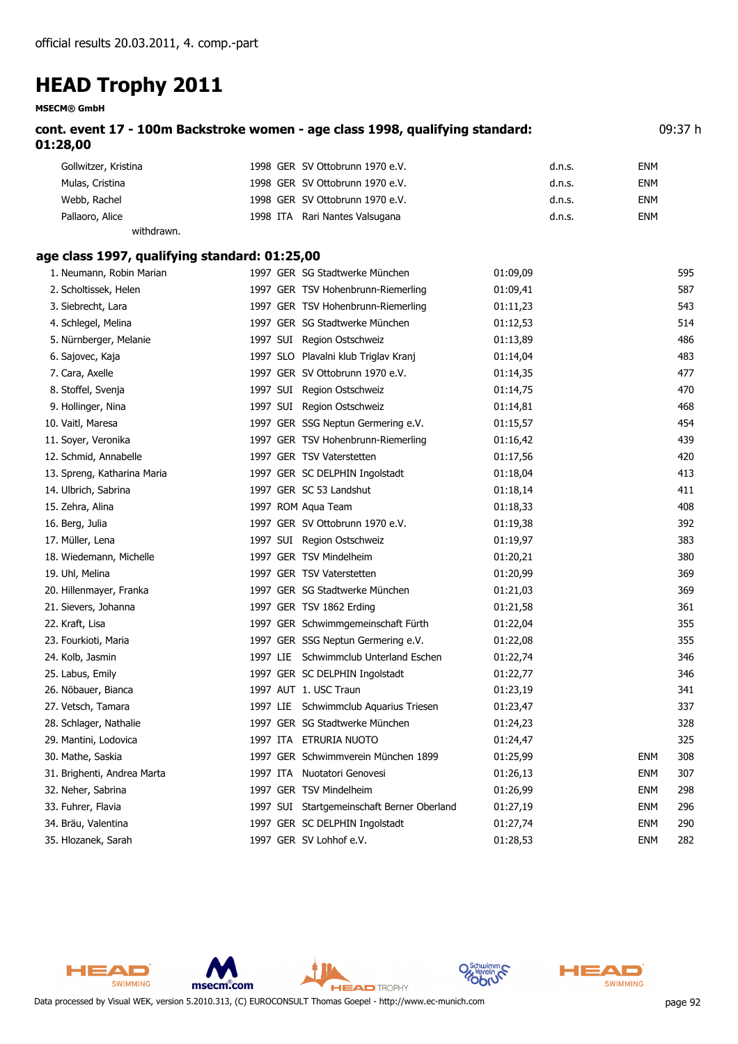official results 20.03.2011, 4. comp.-part

# HEAD Trophy 2011

**MSECM® GmbH**

### cont. event 17 - 100m Backstroke women - age class 1998, qualifying standard: 01:28,00

09:37 h

| Name | Year | Nat | Club | Time | | Points |
|---|---|---|---|---|---|---|
| Gollwitzer, Kristina | 1998 | GER | SV Ottobrunn 1970 e.V. | d.n.s. | ENM | |
| Mulas, Cristina | 1998 | GER | SV Ottobrunn 1970 e.V. | d.n.s. | ENM | |
| Webb, Rachel | 1998 | GER | SV Ottobrunn 1970 e.V. | d.n.s. | ENM | |
| Pallaoro, Alice | 1998 | ITA | Rari Nantes Valsugana | d.n.s. | ENM | |

withdrawn.

### age class 1997, qualifying standard: 01:25,00

| Place | Name | Year | Nat | Club | Time | | Points |
|---|---|---|---|---|---|---|---|
| 1. | Neumann, Robin Marian | 1997 | GER | SG Stadtwerke München | 01:09,09 | | 595 |
| 2. | Scholtissek, Helen | 1997 | GER | TSV Hohenbrunn-Riemerling | 01:09,41 | | 587 |
| 3. | Siebrecht, Lara | 1997 | GER | TSV Hohenbrunn-Riemerling | 01:11,23 | | 543 |
| 4. | Schlegel, Melina | 1997 | GER | SG Stadtwerke München | 01:12,53 | | 514 |
| 5. | Nürnberger, Melanie | 1997 | SUI | Region Ostschweiz | 01:13,89 | | 486 |
| 6. | Sajovec, Kaja | 1997 | SLO | Plavalni klub Triglav Kranj | 01:14,04 | | 483 |
| 7. | Cara, Axelle | 1997 | GER | SV Ottobrunn 1970 e.V. | 01:14,35 | | 477 |
| 8. | Stoffel, Svenja | 1997 | SUI | Region Ostschweiz | 01:14,75 | | 470 |
| 9. | Hollinger, Nina | 1997 | SUI | Region Ostschweiz | 01:14,81 | | 468 |
| 10. | Vaitl, Maresa | 1997 | GER | SSG Neptun Germering e.V. | 01:15,57 | | 454 |
| 11. | Soyer, Veronika | 1997 | GER | TSV Hohenbrunn-Riemerling | 01:16,42 | | 439 |
| 12. | Schmid, Annabelle | 1997 | GER | TSV Vaterstetten | 01:17,56 | | 420 |
| 13. | Spreng, Katharina Maria | 1997 | GER | SC DELPHIN Ingolstadt | 01:18,04 | | 413 |
| 14. | Ulbrich, Sabrina | 1997 | GER | SC 53 Landshut | 01:18,14 | | 411 |
| 15. | Zehra, Alina | 1997 | ROM | Aqua Team | 01:18,33 | | 408 |
| 16. | Berg, Julia | 1997 | GER | SV Ottobrunn 1970 e.V. | 01:19,38 | | 392 |
| 17. | Müller, Lena | 1997 | SUI | Region Ostschweiz | 01:19,97 | | 383 |
| 18. | Wiedemann, Michelle | 1997 | GER | TSV Mindelheim | 01:20,21 | | 380 |
| 19. | Uhl, Melina | 1997 | GER | TSV Vaterstetten | 01:20,99 | | 369 |
| 20. | Hillenmayer, Franka | 1997 | GER | SG Stadtwerke München | 01:21,03 | | 369 |
| 21. | Sievers, Johanna | 1997 | GER | TSV 1862 Erding | 01:21,58 | | 361 |
| 22. | Kraft, Lisa | 1997 | GER | Schwimmgemeinschaft Fürth | 01:22,04 | | 355 |
| 23. | Fourkioti, Maria | 1997 | GER | SSG Neptun Germering e.V. | 01:22,08 | | 355 |
| 24. | Kolb, Jasmin | 1997 | LIE | Schwimmclub Unterland Eschen | 01:22,74 | | 346 |
| 25. | Labus, Emily | 1997 | GER | SC DELPHIN Ingolstadt | 01:22,77 | | 346 |
| 26. | Nöbauer, Bianca | 1997 | AUT | 1. USC Traun | 01:23,19 | | 341 |
| 27. | Vetsch, Tamara | 1997 | LIE | Schwimmclub Aquarius Triesen | 01:23,47 | | 337 |
| 28. | Schlager, Nathalie | 1997 | GER | SG Stadtwerke München | 01:24,23 | | 328 |
| 29. | Mantini, Lodovica | 1997 | ITA | ETRURIA NUOTO | 01:24,47 | | 325 |
| 30. | Mathe, Saskia | 1997 | GER | Schwimmverein München 1899 | 01:25,99 | ENM | 308 |
| 31. | Brighenti, Andrea Marta | 1997 | ITA | Nuotatori Genovesi | 01:26,13 | ENM | 307 |
| 32. | Neher, Sabrina | 1997 | GER | TSV Mindelheim | 01:26,99 | ENM | 298 |
| 33. | Fuhrer, Flavia | 1997 | SUI | Startgemeinschaft Berner Oberland | 01:27,19 | ENM | 296 |
| 34. | Bräu, Valentina | 1997 | GER | SC DELPHIN Ingolstadt | 01:27,74 | ENM | 290 |
| 35. | Hlozanek, Sarah | 1997 | GER | SV Lohhof e.V. | 01:28,53 | ENM | 282 |

Data processed by Visual WEK, version 5.2010.313, (C) EUROCONSULT Thomas Goepel - http://www.ec-munich.com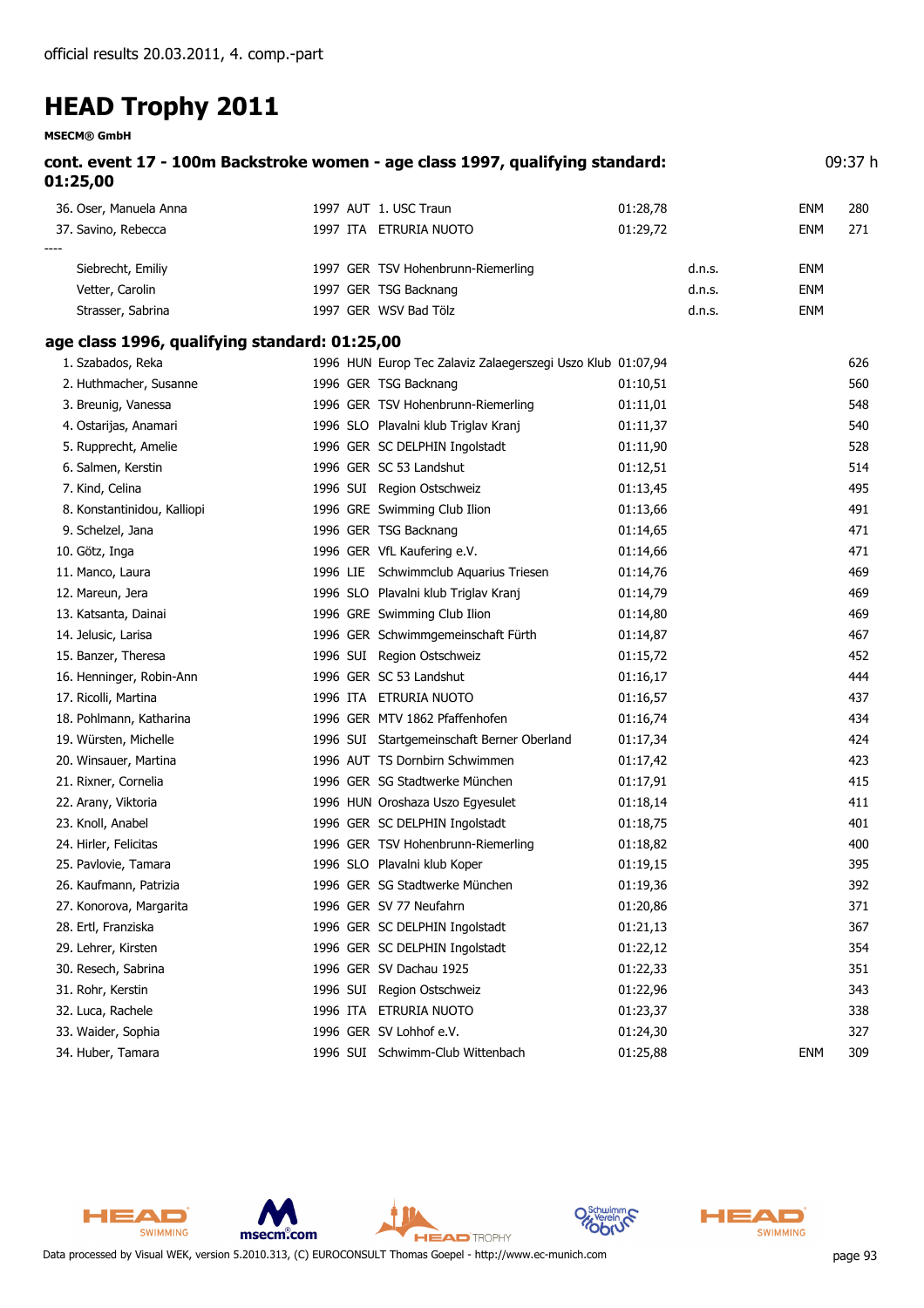official results 20.03.2011, 4. comp.-part

# HEAD Trophy 2011

**MSECM® GmbH**

**cont. event 17 - 100m Backstroke women - age class 1997, qualifying standard: 01:25,00** 09:37 h

| Place | Name | Year | Nat | Club | Time | | | Points |
|---|---|---|---|---|---|---|---|---|
| 36. | Oser, Manuela Anna | 1997 | AUT | 1. USC Traun | 01:28,78 | | ENM | 280 |
| 37. | Savino, Rebecca | 1997 | ITA | ETRURIA NUOTO | 01:29,72 | | ENM | 271 |
| ---- | | | | | | | | |
| | Siebrecht, Emiliy | 1997 | GER | TSV Hohenbrunn-Riemerling | | d.n.s. | ENM | |
| | Vetter, Carolin | 1997 | GER | TSG Backnang | | d.n.s. | ENM | |
| | Strasser, Sabrina | 1997 | GER | WSV Bad Tölz | | d.n.s. | ENM | |

**age class 1996, qualifying standard: 01:25,00**

| Place | Name | Year | Nat | Club | Time | | | Points |
|---|---|---|---|---|---|---|---|---|
| 1. | Szabados, Reka | 1996 | HUN | Europ Tec Zalaviz Zalaegerszegi Uszo Klub | 01:07,94 | | | 626 |
| 2. | Huthmacher, Susanne | 1996 | GER | TSG Backnang | 01:10,51 | | | 560 |
| 3. | Breunig, Vanessa | 1996 | GER | TSV Hohenbrunn-Riemerling | 01:11,01 | | | 548 |
| 4. | Ostarijas, Anamari | 1996 | SLO | Plavalni klub Triglav Kranj | 01:11,37 | | | 540 |
| 5. | Rupprecht, Amelie | 1996 | GER | SC DELPHIN Ingolstadt | 01:11,90 | | | 528 |
| 6. | Salmen, Kerstin | 1996 | GER | SC 53 Landshut | 01:12,51 | | | 514 |
| 7. | Kind, Celina | 1996 | SUI | Region Ostschweiz | 01:13,45 | | | 495 |
| 8. | Konstantinidou, Kalliopi | 1996 | GRE | Swimming Club Ilion | 01:13,66 | | | 491 |
| 9. | Schelzel, Jana | 1996 | GER | TSG Backnang | 01:14,65 | | | 471 |
| 10. | Götz, Inga | 1996 | GER | VfL Kaufering e.V. | 01:14,66 | | | 471 |
| 11. | Manco, Laura | 1996 | LIE | Schwimmclub Aquarius Triesen | 01:14,76 | | | 469 |
| 12. | Mareun, Jera | 1996 | SLO | Plavalni klub Triglav Kranj | 01:14,79 | | | 469 |
| 13. | Katsanta, Dainai | 1996 | GRE | Swimming Club Ilion | 01:14,80 | | | 469 |
| 14. | Jelusic, Larisa | 1996 | GER | Schwimmgemeinschaft Fürth | 01:14,87 | | | 467 |
| 15. | Banzer, Theresa | 1996 | SUI | Region Ostschweiz | 01:15,72 | | | 452 |
| 16. | Henninger, Robin-Ann | 1996 | GER | SC 53 Landshut | 01:16,17 | | | 444 |
| 17. | Ricolli, Martina | 1996 | ITA | ETRURIA NUOTO | 01:16,57 | | | 437 |
| 18. | Pohlmann, Katharina | 1996 | GER | MTV 1862 Pfaffenhofen | 01:16,74 | | | 434 |
| 19. | Würsten, Michelle | 1996 | SUI | Startgemeinschaft Berner Oberland | 01:17,34 | | | 424 |
| 20. | Winsauer, Martina | 1996 | AUT | TS Dornbirn Schwimmen | 01:17,42 | | | 423 |
| 21. | Rixner, Cornelia | 1996 | GER | SG Stadtwerke München | 01:17,91 | | | 415 |
| 22. | Arany, Viktoria | 1996 | HUN | Oroshaza Uszo Egyesulet | 01:18,14 | | | 411 |
| 23. | Knoll, Anabel | 1996 | GER | SC DELPHIN Ingolstadt | 01:18,75 | | | 401 |
| 24. | Hirler, Felicitas | 1996 | GER | TSV Hohenbrunn-Riemerling | 01:18,82 | | | 400 |
| 25. | Pavlovie, Tamara | 1996 | SLO | Plavalni klub Koper | 01:19,15 | | | 395 |
| 26. | Kaufmann, Patrizia | 1996 | GER | SG Stadtwerke München | 01:19,36 | | | 392 |
| 27. | Konorova, Margarita | 1996 | GER | SV 77 Neufahrn | 01:20,86 | | | 371 |
| 28. | Ertl, Franziska | 1996 | GER | SC DELPHIN Ingolstadt | 01:21,13 | | | 367 |
| 29. | Lehrer, Kirsten | 1996 | GER | SC DELPHIN Ingolstadt | 01:22,12 | | | 354 |
| 30. | Resech, Sabrina | 1996 | GER | SV Dachau 1925 | 01:22,33 | | | 351 |
| 31. | Rohr, Kerstin | 1996 | SUI | Region Ostschweiz | 01:22,96 | | | 343 |
| 32. | Luca, Rachele | 1996 | ITA | ETRURIA NUOTO | 01:23,37 | | | 338 |
| 33. | Waider, Sophia | 1996 | GER | SV Lohhof e.V. | 01:24,30 | | | 327 |
| 34. | Huber, Tamara | 1996 | SUI | Schwimm-Club Wittenbach | 01:25,88 | | ENM | 309 |

Data processed by Visual WEK, version 5.2010.313, (C) EUROCONSULT Thomas Goepel - http://www.ec-munich.com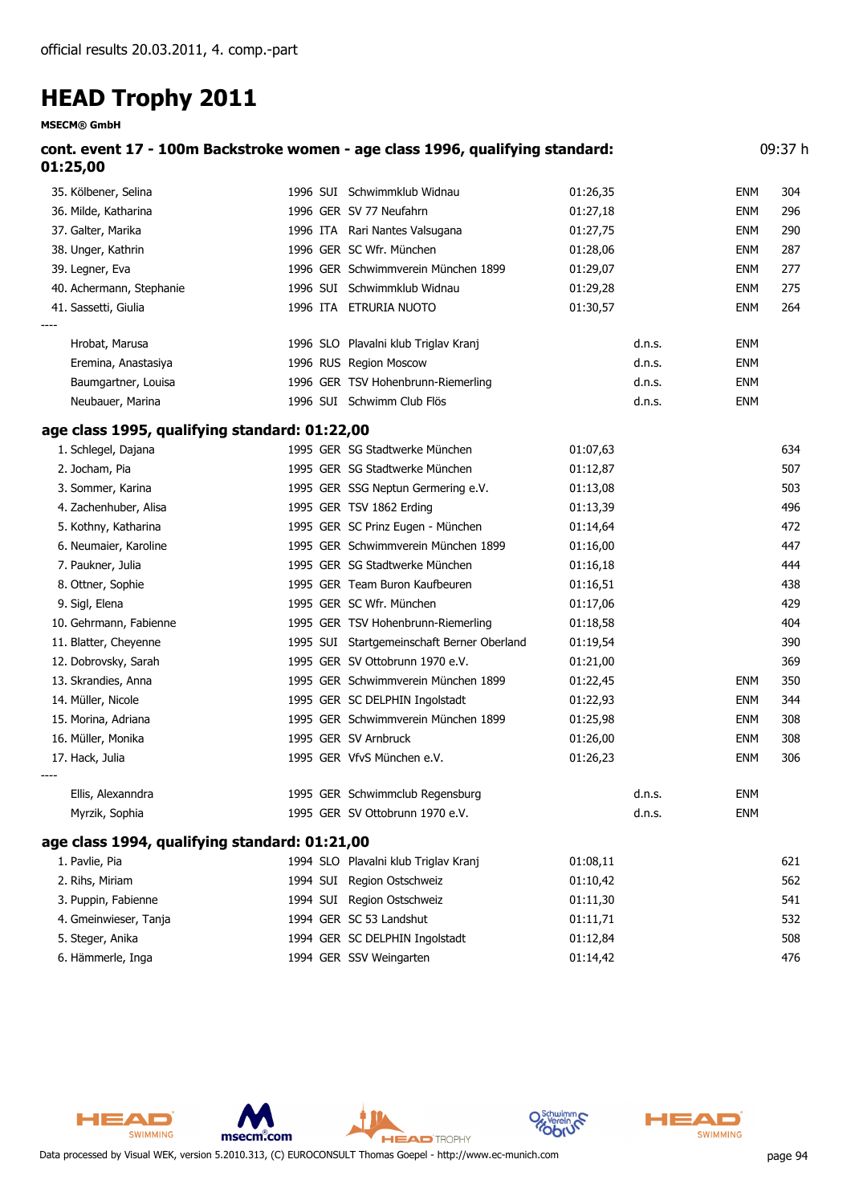official results 20.03.2011, 4. comp.-part

# HEAD Trophy 2011

**MSECM® GmbH**

## cont. event 17 - 100m Backstroke women - age class 1996, qualifying standard: 01:25,00

09:37 h

| | | | | | | | |
|---|---|---|---|---|---|---|---|
| 35. Kölbener, Selina | 1996 | SUI | Schwimmklub Widnau | 01:26,35 | | ENM | 304 |
| 36. Milde, Katharina | 1996 | GER | SV 77 Neufahrn | 01:27,18 | | ENM | 296 |
| 37. Galter, Marika | 1996 | ITA | Rari Nantes Valsugana | 01:27,75 | | ENM | 290 |
| 38. Unger, Kathrin | 1996 | GER | SC Wfr. München | 01:28,06 | | ENM | 287 |
| 39. Legner, Eva | 1996 | GER | Schwimmverein München 1899 | 01:29,07 | | ENM | 277 |
| 40. Achermann, Stephanie | 1996 | SUI | Schwimmklub Widnau | 01:29,28 | | ENM | 275 |
| 41. Sassetti, Giulia | 1996 | ITA | ETRURIA NUOTO | 01:30,57 | | ENM | 264 |
| ---- | | | | | | | |
| Hrobat, Marusa | 1996 | SLO | Plavalni klub Triglav Kranj | | d.n.s. | ENM | |
| Eremina, Anastasiya | 1996 | RUS | Region Moscow | | d.n.s. | ENM | |
| Baumgartner, Louisa | 1996 | GER | TSV Hohenbrunn-Riemerling | | d.n.s. | ENM | |
| Neubauer, Marina | 1996 | SUI | Schwimm Club Flös | | d.n.s. | ENM | |

## age class 1995, qualifying standard: 01:22,00

| | | | | | | | |
|---|---|---|---|---|---|---|---|
| 1. Schlegel, Dajana | 1995 | GER | SG Stadtwerke München | 01:07,63 | | | 634 |
| 2. Jocham, Pia | 1995 | GER | SG Stadtwerke München | 01:12,87 | | | 507 |
| 3. Sommer, Karina | 1995 | GER | SSG Neptun Germering e.V. | 01:13,08 | | | 503 |
| 4. Zachenhuber, Alisa | 1995 | GER | TSV 1862 Erding | 01:13,39 | | | 496 |
| 5. Kothny, Katharina | 1995 | GER | SC Prinz Eugen - München | 01:14,64 | | | 472 |
| 6. Neumaier, Karoline | 1995 | GER | Schwimmverein München 1899 | 01:16,00 | | | 447 |
| 7. Paukner, Julia | 1995 | GER | SG Stadtwerke München | 01:16,18 | | | 444 |
| 8. Ottner, Sophie | 1995 | GER | Team Buron Kaufbeuren | 01:16,51 | | | 438 |
| 9. Sigl, Elena | 1995 | GER | SC Wfr. München | 01:17,06 | | | 429 |
| 10. Gehrmann, Fabienne | 1995 | GER | TSV Hohenbrunn-Riemerling | 01:18,58 | | | 404 |
| 11. Blatter, Cheyenne | 1995 | SUI | Startgemeinschaft Berner Oberland | 01:19,54 | | | 390 |
| 12. Dobrovsky, Sarah | 1995 | GER | SV Ottobrunn 1970 e.V. | 01:21,00 | | | 369 |
| 13. Skrandies, Anna | 1995 | GER | Schwimmverein München 1899 | 01:22,45 | | ENM | 350 |
| 14. Müller, Nicole | 1995 | GER | SC DELPHIN Ingolstadt | 01:22,93 | | ENM | 344 |
| 15. Morina, Adriana | 1995 | GER | Schwimmverein München 1899 | 01:25,98 | | ENM | 308 |
| 16. Müller, Monika | 1995 | GER | SV Arnbruck | 01:26,00 | | ENM | 308 |
| 17. Hack, Julia | 1995 | GER | VfvS München e.V. | 01:26,23 | | ENM | 306 |
| ---- | | | | | | | |
| Ellis, Alexanndra | 1995 | GER | Schwimmclub Regensburg | | d.n.s. | ENM | |
| Myrzik, Sophia | 1995 | GER | SV Ottobrunn 1970 e.V. | | d.n.s. | ENM | |

## age class 1994, qualifying standard: 01:21,00

| | | | | | | | |
|---|---|---|---|---|---|---|---|
| 1. Pavlie, Pia | 1994 | SLO | Plavalni klub Triglav Kranj | 01:08,11 | | | 621 |
| 2. Rihs, Miriam | 1994 | SUI | Region Ostschweiz | 01:10,42 | | | 562 |
| 3. Puppin, Fabienne | 1994 | SUI | Region Ostschweiz | 01:11,30 | | | 541 |
| 4. Gmeinwieser, Tanja | 1994 | GER | SC 53 Landshut | 01:11,71 | | | 532 |
| 5. Steger, Anika | 1994 | GER | SC DELPHIN Ingolstadt | 01:12,84 | | | 508 |
| 6. Hämmerle, Inga | 1994 | GER | SSV Weingarten | 01:14,42 | | | 476 |

Data processed by Visual WEK, version 5.2010.313, (C) EUROCONSULT Thomas Goepel - http://www.ec-munich.com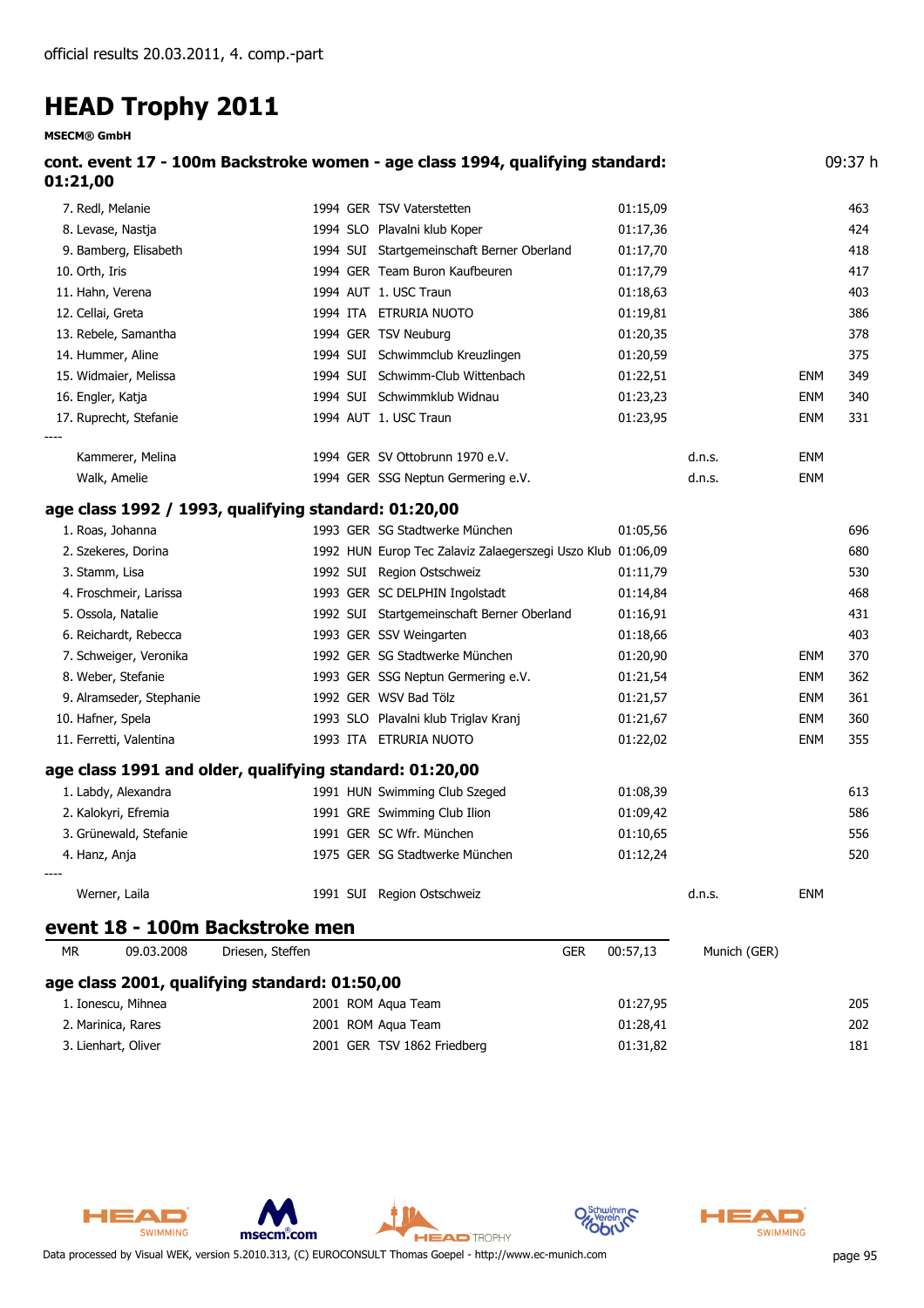official results 20.03.2011, 4. comp.-part

# HEAD Trophy 2011

**MSECM® GmbH**

## cont. event 17 - 100m Backstroke women - age class 1994, qualifying standard: 01:21,00

09:37 h

| Place | Name | YOB | Nat | Club | Time | | | Points |
|---|---|---|---|---|---|---|---|---|
| 7. | Redl, Melanie | 1994 | GER | TSV Vaterstetten | 01:15,09 | | | 463 |
| 8. | Levase, Nastja | 1994 | SLO | Plavalni klub Koper | 01:17,36 | | | 424 |
| 9. | Bamberg, Elisabeth | 1994 | SUI | Startgemeinschaft Berner Oberland | 01:17,70 | | | 418 |
| 10. | Orth, Iris | 1994 | GER | Team Buron Kaufbeuren | 01:17,79 | | | 417 |
| 11. | Hahn, Verena | 1994 | AUT | 1. USC Traun | 01:18,63 | | | 403 |
| 12. | Cellai, Greta | 1994 | ITA | ETRURIA NUOTO | 01:19,81 | | | 386 |
| 13. | Rebele, Samantha | 1994 | GER | TSV Neuburg | 01:20,35 | | | 378 |
| 14. | Hummer, Aline | 1994 | SUI | Schwimmclub Kreuzlingen | 01:20,59 | | | 375 |
| 15. | Widmaier, Melissa | 1994 | SUI | Schwimm-Club Wittenbach | 01:22,51 | | ENM | 349 |
| 16. | Engler, Katja | 1994 | SUI | Schwimmklub Widnau | 01:23,23 | | ENM | 340 |
| 17. | Ruprecht, Stefanie | 1994 | AUT | 1. USC Traun | 01:23,95 | | ENM | 331 |
| ---- | | | | | | | | |
| | Kammerer, Melina | 1994 | GER | SV Ottobrunn 1970 e.V. | | d.n.s. | ENM | |
| | Walk, Amelie | 1994 | GER | SSG Neptun Germering e.V. | | d.n.s. | ENM | |

### age class 1992 / 1993, qualifying standard: 01:20,00

| Place | Name | YOB | Nat | Club | Time | | | Points |
|---|---|---|---|---|---|---|---|---|
| 1. | Roas, Johanna | 1993 | GER | SG Stadtwerke München | 01:05,56 | | | 696 |
| 2. | Szekeres, Dorina | 1992 | HUN | Europ Tec Zalaviz Zalaegerszegi Uszo Klub | 01:06,09 | | | 680 |
| 3. | Stamm, Lisa | 1992 | SUI | Region Ostschweiz | 01:11,79 | | | 530 |
| 4. | Froschmeir, Larissa | 1993 | GER | SC DELPHIN Ingolstadt | 01:14,84 | | | 468 |
| 5. | Ossola, Natalie | 1992 | SUI | Startgemeinschaft Berner Oberland | 01:16,91 | | | 431 |
| 6. | Reichardt, Rebecca | 1993 | GER | SSV Weingarten | 01:18,66 | | | 403 |
| 7. | Schweiger, Veronika | 1992 | GER | SG Stadtwerke München | 01:20,90 | | ENM | 370 |
| 8. | Weber, Stefanie | 1993 | GER | SSG Neptun Germering e.V. | 01:21,54 | | ENM | 362 |
| 9. | Alramseder, Stephanie | 1992 | GER | WSV Bad Tölz | 01:21,57 | | ENM | 361 |
| 10. | Hafner, Spela | 1993 | SLO | Plavalni klub Triglav Kranj | 01:21,67 | | ENM | 360 |
| 11. | Ferretti, Valentina | 1993 | ITA | ETRURIA NUOTO | 01:22,02 | | ENM | 355 |

### age class 1991 and older, qualifying standard: 01:20,00

| Place | Name | YOB | Nat | Club | Time | | | Points |
|---|---|---|---|---|---|---|---|---|
| 1. | Labdy, Alexandra | 1991 | HUN | Swimming Club Szeged | 01:08,39 | | | 613 |
| 2. | Kalokyri, Efremia | 1991 | GRE | Swimming Club Ilion | 01:09,42 | | | 586 |
| 3. | Grünewald, Stefanie | 1991 | GER | SC Wfr. München | 01:10,65 | | | 556 |
| 4. | Hanz, Anja | 1975 | GER | SG Stadtwerke München | 01:12,24 | | | 520 |
| ---- | | | | | | | | |
| | Werner, Laila | 1991 | SUI | Region Ostschweiz | | d.n.s. | ENM | |

## event 18 - 100m Backstroke men

| MR | 09.03.2008 | Driesen, Steffen | GER | 00:57,13 | Munich (GER) |
|---|---|---|---|---|---|

### age class 2001, qualifying standard: 01:50,00

| Place | Name | YOB | Nat | Club | Time | Points |
|---|---|---|---|---|---|---|
| 1. | Ionescu, Mihnea | 2001 | ROM | Aqua Team | 01:27,95 | 205 |
| 2. | Marinica, Rares | 2001 | ROM | Aqua Team | 01:28,41 | 202 |
| 3. | Lienhart, Oliver | 2001 | GER | TSV 1862 Friedberg | 01:31,82 | 181 |

Data processed by Visual WEK, version 5.2010.313, (C) EUROCONSULT Thomas Goepel - http://www.ec-munich.com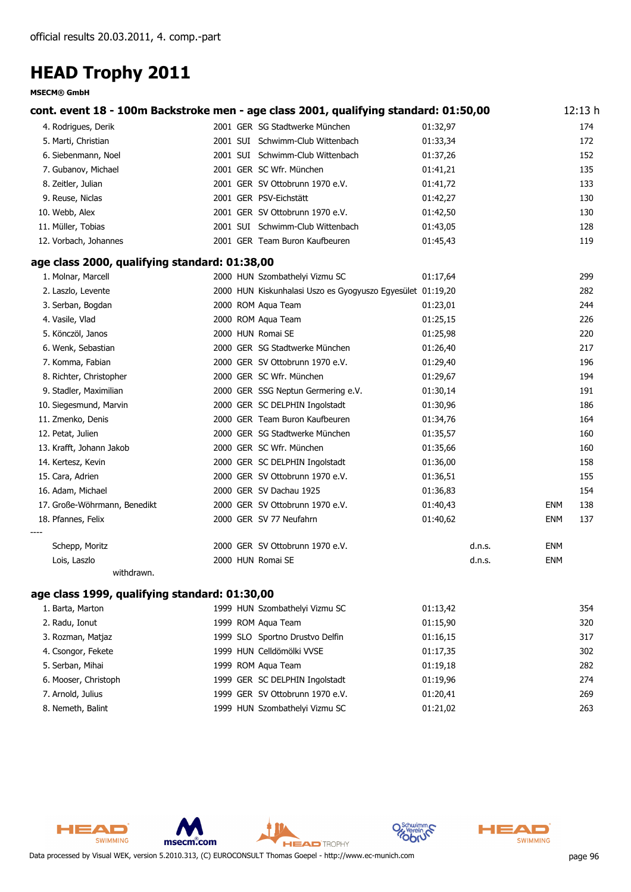official results 20.03.2011, 4. comp.-part

# HEAD Trophy 2011

**MSECM® GmbH**

### cont. event 18 - 100m Backstroke men - age class 2001, qualifying standard: 01:50,00 — 12:13 h

| Place | Name | YoB | Nat | Club | Time | | | Points |
|---|---|---|---|---|---|---|---|---|
| 4. | Rodrigues, Derik | 2001 | GER | SG Stadtwerke München | 01:32,97 | | | 174 |
| 5. | Marti, Christian | 2001 | SUI | Schwimm-Club Wittenbach | 01:33,34 | | | 172 |
| 6. | Siebenmann, Noel | 2001 | SUI | Schwimm-Club Wittenbach | 01:37,26 | | | 152 |
| 7. | Gubanov, Michael | 2001 | GER | SC Wfr. München | 01:41,21 | | | 135 |
| 8. | Zeitler, Julian | 2001 | GER | SV Ottobrunn 1970 e.V. | 01:41,72 | | | 133 |
| 9. | Reuse, Niclas | 2001 | GER | PSV-Eichstätt | 01:42,27 | | | 130 |
| 10. | Webb, Alex | 2001 | GER | SV Ottobrunn 1970 e.V. | 01:42,50 | | | 130 |
| 11. | Müller, Tobias | 2001 | SUI | Schwimm-Club Wittenbach | 01:43,05 | | | 128 |
| 12. | Vorbach, Johannes | 2001 | GER | Team Buron Kaufbeuren | 01:45,43 | | | 119 |

### age class 2000, qualifying standard: 01:38,00

| Place | Name | YoB | Nat | Club | Time | | | Points |
|---|---|---|---|---|---|---|---|---|
| 1. | Molnar, Marcell | 2000 | HUN | Szombathelyi Vizmu SC | 01:17,64 | | | 299 |
| 2. | Laszlo, Levente | 2000 | HUN | Kiskunhalasi Uszo es Gyogyuszo Egyesület | 01:19,20 | | | 282 |
| 3. | Serban, Bogdan | 2000 | ROM | Aqua Team | 01:23,01 | | | 244 |
| 4. | Vasile, Vlad | 2000 | ROM | Aqua Team | 01:25,15 | | | 226 |
| 5. | Könczöl, Janos | 2000 | HUN | Romai SE | 01:25,98 | | | 220 |
| 6. | Wenk, Sebastian | 2000 | GER | SG Stadtwerke München | 01:26,40 | | | 217 |
| 7. | Komma, Fabian | 2000 | GER | SV Ottobrunn 1970 e.V. | 01:29,40 | | | 196 |
| 8. | Richter, Christopher | 2000 | GER | SC Wfr. München | 01:29,67 | | | 194 |
| 9. | Stadler, Maximilian | 2000 | GER | SSG Neptun Germering e.V. | 01:30,14 | | | 191 |
| 10. | Siegesmund, Marvin | 2000 | GER | SC DELPHIN Ingolstadt | 01:30,96 | | | 186 |
| 11. | Zmenko, Denis | 2000 | GER | Team Buron Kaufbeuren | 01:34,76 | | | 164 |
| 12. | Petat, Julien | 2000 | GER | SG Stadtwerke München | 01:35,57 | | | 160 |
| 13. | Krafft, Johann Jakob | 2000 | GER | SC Wfr. München | 01:35,66 | | | 160 |
| 14. | Kertesz, Kevin | 2000 | GER | SC DELPHIN Ingolstadt | 01:36,00 | | | 158 |
| 15. | Cara, Adrien | 2000 | GER | SV Ottobrunn 1970 e.V. | 01:36,51 | | | 155 |
| 16. | Adam, Michael | 2000 | GER | SV Dachau 1925 | 01:36,83 | | | 154 |
| 17. | Große-Wöhrmann, Benedikt | 2000 | GER | SV Ottobrunn 1970 e.V. | 01:40,43 | | ENM | 138 |
| 18. | Pfannes, Felix | 2000 | GER | SV 77 Neufahrn | 01:40,62 | | ENM | 137 |
| ---- | | | | | | | | |
| | Schepp, Moritz | 2000 | GER | SV Ottobrunn 1970 e.V. | | d.n.s. | ENM | |
| | Lois, Laszlo | 2000 | HUN | Romai SE | | d.n.s. | ENM | |
| | withdrawn. | | | | | | | |

### age class 1999, qualifying standard: 01:30,00

| Place | Name | YoB | Nat | Club | Time | | | Points |
|---|---|---|---|---|---|---|---|---|
| 1. | Barta, Marton | 1999 | HUN | Szombathelyi Vizmu SC | 01:13,42 | | | 354 |
| 2. | Radu, Ionut | 1999 | ROM | Aqua Team | 01:15,90 | | | 320 |
| 3. | Rozman, Matjaz | 1999 | SLO | Sportno Drustvo Delfin | 01:16,15 | | | 317 |
| 4. | Csongor, Fekete | 1999 | HUN | Celldömölki VVSE | 01:17,35 | | | 302 |
| 5. | Serban, Mihai | 1999 | ROM | Aqua Team | 01:19,18 | | | 282 |
| 6. | Mooser, Christoph | 1999 | GER | SC DELPHIN Ingolstadt | 01:19,96 | | | 274 |
| 7. | Arnold, Julius | 1999 | GER | SV Ottobrunn 1970 e.V. | 01:20,41 | | | 269 |
| 8. | Nemeth, Balint | 1999 | HUN | Szombathelyi Vizmu SC | 01:21,02 | | | 263 |

Data processed by Visual WEK, version 5.2010.313, (C) EUROCONSULT Thomas Goepel - http://www.ec-munich.com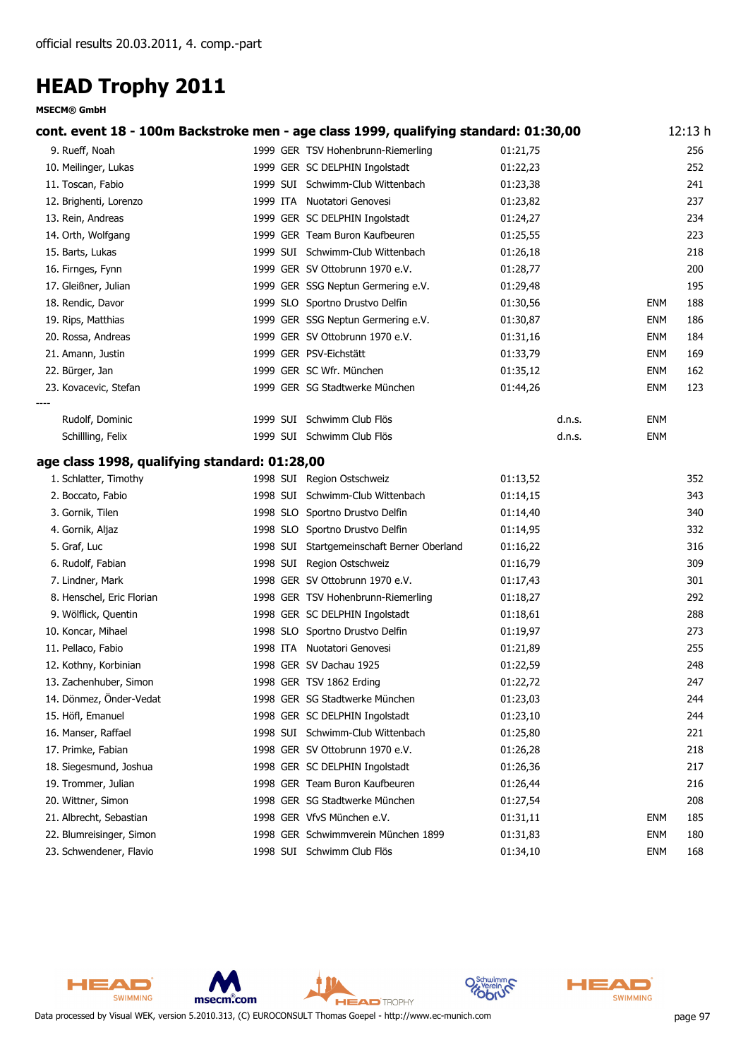official results 20.03.2011, 4. comp.-part

# HEAD Trophy 2011

**MSECM® GmbH**

### cont. event 18 - 100m Backstroke men - age class 1999, qualifying standard: 01:30,00 — 12:13 h

| Place | Name | YoB | Nat | Club | Time | | | Points |
|---|---|---|---|---|---|---|---|---|
| 9. | Rueff, Noah | 1999 | GER | TSV Hohenbrunn-Riemerling | 01:21,75 | | | 256 |
| 10. | Meilinger, Lukas | 1999 | GER | SC DELPHIN Ingolstadt | 01:22,23 | | | 252 |
| 11. | Toscan, Fabio | 1999 | SUI | Schwimm-Club Wittenbach | 01:23,38 | | | 241 |
| 12. | Brighenti, Lorenzo | 1999 | ITA | Nuotatori Genovesi | 01:23,82 | | | 237 |
| 13. | Rein, Andreas | 1999 | GER | SC DELPHIN Ingolstadt | 01:24,27 | | | 234 |
| 14. | Orth, Wolfgang | 1999 | GER | Team Buron Kaufbeuren | 01:25,55 | | | 223 |
| 15. | Barts, Lukas | 1999 | SUI | Schwimm-Club Wittenbach | 01:26,18 | | | 218 |
| 16. | Firnges, Fynn | 1999 | GER | SV Ottobrunn 1970 e.V. | 01:28,77 | | | 200 |
| 17. | Gleißner, Julian | 1999 | GER | SSG Neptun Germering e.V. | 01:29,48 | | | 195 |
| 18. | Rendic, Davor | 1999 | SLO | Sportno Drustvo Delfin | 01:30,56 | | ENM | 188 |
| 19. | Rips, Matthias | 1999 | GER | SSG Neptun Germering e.V. | 01:30,87 | | ENM | 186 |
| 20. | Rossa, Andreas | 1999 | GER | SV Ottobrunn 1970 e.V. | 01:31,16 | | ENM | 184 |
| 21. | Amann, Justin | 1999 | GER | PSV-Eichstätt | 01:33,79 | | ENM | 169 |
| 22. | Bürger, Jan | 1999 | GER | SC Wfr. München | 01:35,12 | | ENM | 162 |
| 23. | Kovacevic, Stefan | 1999 | GER | SG Stadtwerke München | 01:44,26 | | ENM | 123 |
| ---- | | | | | | | | |
| | Rudolf, Dominic | 1999 | SUI | Schwimm Club Flös | | d.n.s. | ENM | |
| | Schillling, Felix | 1999 | SUI | Schwimm Club Flös | | d.n.s. | ENM | |

### age class 1998, qualifying standard: 01:28,00

| Place | Name | YoB | Nat | Club | Time | | | Points |
|---|---|---|---|---|---|---|---|---|
| 1. | Schlatter, Timothy | 1998 | SUI | Region Ostschweiz | 01:13,52 | | | 352 |
| 2. | Boccato, Fabio | 1998 | SUI | Schwimm-Club Wittenbach | 01:14,15 | | | 343 |
| 3. | Gornik, Tilen | 1998 | SLO | Sportno Drustvo Delfin | 01:14,40 | | | 340 |
| 4. | Gornik, Aljaz | 1998 | SLO | Sportno Drustvo Delfin | 01:14,95 | | | 332 |
| 5. | Graf, Luc | 1998 | SUI | Startgemeinschaft Berner Oberland | 01:16,22 | | | 316 |
| 6. | Rudolf, Fabian | 1998 | SUI | Region Ostschweiz | 01:16,79 | | | 309 |
| 7. | Lindner, Mark | 1998 | GER | SV Ottobrunn 1970 e.V. | 01:17,43 | | | 301 |
| 8. | Henschel, Eric Florian | 1998 | GER | TSV Hohenbrunn-Riemerling | 01:18,27 | | | 292 |
| 9. | Wölflick, Quentin | 1998 | GER | SC DELPHIN Ingolstadt | 01:18,61 | | | 288 |
| 10. | Koncar, Mihael | 1998 | SLO | Sportno Drustvo Delfin | 01:19,97 | | | 273 |
| 11. | Pellaco, Fabio | 1998 | ITA | Nuotatori Genovesi | 01:21,89 | | | 255 |
| 12. | Kothny, Korbinian | 1998 | GER | SV Dachau 1925 | 01:22,59 | | | 248 |
| 13. | Zachenhuber, Simon | 1998 | GER | TSV 1862 Erding | 01:22,72 | | | 247 |
| 14. | Dönmez, Önder-Vedat | 1998 | GER | SG Stadtwerke München | 01:23,03 | | | 244 |
| 15. | Höfl, Emanuel | 1998 | GER | SC DELPHIN Ingolstadt | 01:23,10 | | | 244 |
| 16. | Manser, Raffael | 1998 | SUI | Schwimm-Club Wittenbach | 01:25,80 | | | 221 |
| 17. | Primke, Fabian | 1998 | GER | SV Ottobrunn 1970 e.V. | 01:26,28 | | | 218 |
| 18. | Siegesmund, Joshua | 1998 | GER | SC DELPHIN Ingolstadt | 01:26,36 | | | 217 |
| 19. | Trommer, Julian | 1998 | GER | Team Buron Kaufbeuren | 01:26,44 | | | 216 |
| 20. | Wittner, Simon | 1998 | GER | SG Stadtwerke München | 01:27,54 | | | 208 |
| 21. | Albrecht, Sebastian | 1998 | GER | VfvS München e.V. | 01:31,11 | | ENM | 185 |
| 22. | Blumreisinger, Simon | 1998 | GER | Schwimmverein München 1899 | 01:31,83 | | ENM | 180 |
| 23. | Schwendener, Flavio | 1998 | SUI | Schwimm Club Flös | 01:34,10 | | ENM | 168 |

Data processed by Visual WEK, version 5.2010.313, (C) EUROCONSULT Thomas Goepel - http://www.ec-munich.com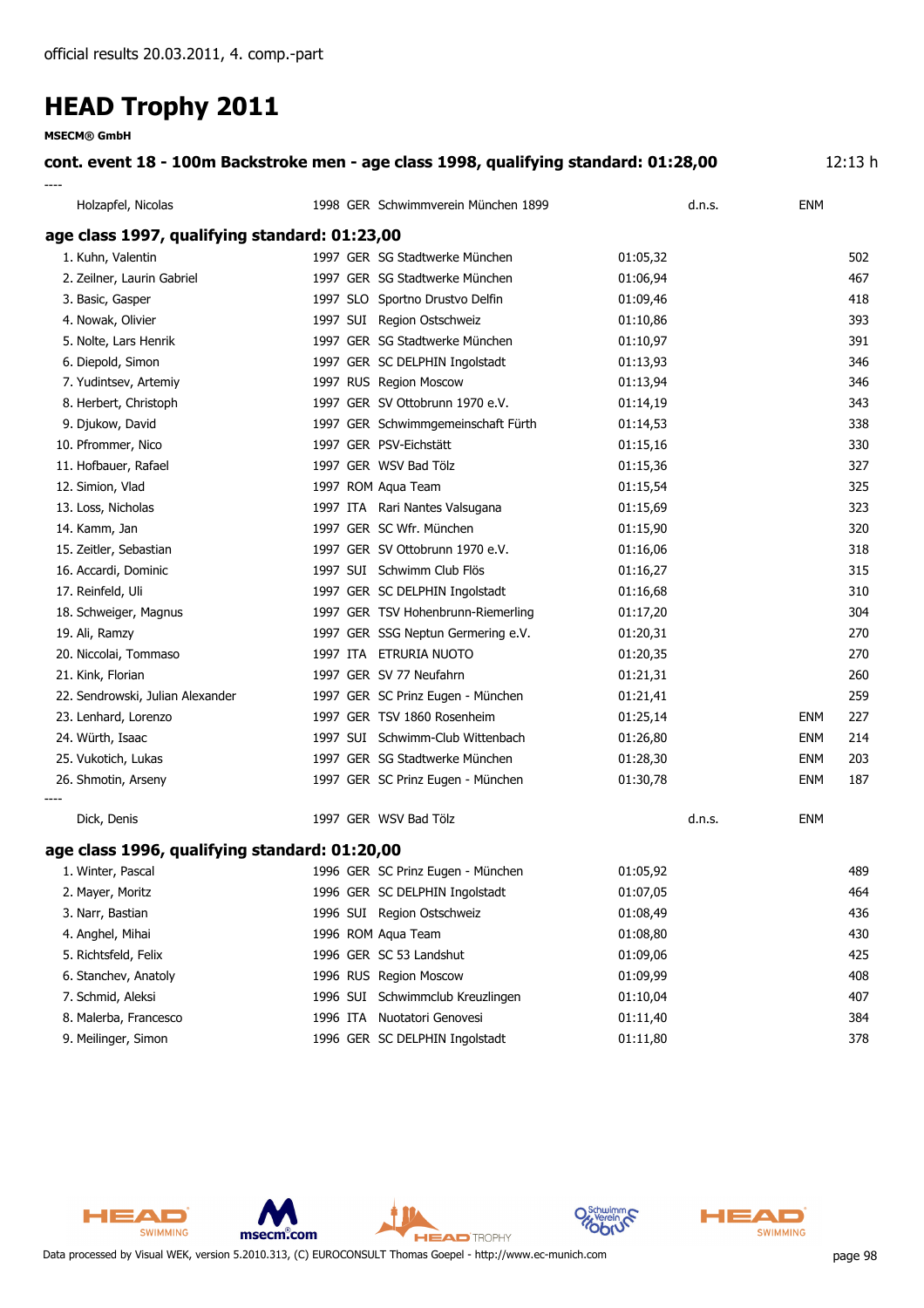official results 20.03.2011, 4. comp.-part

# HEAD Trophy 2011

**MSECM® GmbH**

### cont. event 18 - 100m Backstroke men - age class 1998, qualifying standard: 01:28,00

12:13 h

----

| Place | Name | YOB | Nat | Club | Time | | | Points |
|---|---|---|---|---|---|---|---|---|
| | Holzapfel, Nicolas | 1998 | GER | Schwimmverein München 1899 | | d.n.s. | ENM | |

### age class 1997, qualifying standard: 01:23,00

| Place | Name | YOB | Nat | Club | Time | | | Points |
|---|---|---|---|---|---|---|---|---|
| 1. | Kuhn, Valentin | 1997 | GER | SG Stadtwerke München | 01:05,32 | | | 502 |
| 2. | Zeilner, Laurin Gabriel | 1997 | GER | SG Stadtwerke München | 01:06,94 | | | 467 |
| 3. | Basic, Gasper | 1997 | SLO | Sportno Drustvo Delfin | 01:09,46 | | | 418 |
| 4. | Nowak, Olivier | 1997 | SUI | Region Ostschweiz | 01:10,86 | | | 393 |
| 5. | Nolte, Lars Henrik | 1997 | GER | SG Stadtwerke München | 01:10,97 | | | 391 |
| 6. | Diepold, Simon | 1997 | GER | SC DELPHIN Ingolstadt | 01:13,93 | | | 346 |
| 7. | Yudintsev, Artemiy | 1997 | RUS | Region Moscow | 01:13,94 | | | 346 |
| 8. | Herbert, Christoph | 1997 | GER | SV Ottobrunn 1970 e.V. | 01:14,19 | | | 343 |
| 9. | Djukow, David | 1997 | GER | Schwimmgemeinschaft Fürth | 01:14,53 | | | 338 |
| 10. | Pfrommer, Nico | 1997 | GER | PSV-Eichstätt | 01:15,16 | | | 330 |
| 11. | Hofbauer, Rafael | 1997 | GER | WSV Bad Tölz | 01:15,36 | | | 327 |
| 12. | Simion, Vlad | 1997 | ROM | Aqua Team | 01:15,54 | | | 325 |
| 13. | Loss, Nicholas | 1997 | ITA | Rari Nantes Valsugana | 01:15,69 | | | 323 |
| 14. | Kamm, Jan | 1997 | GER | SC Wfr. München | 01:15,90 | | | 320 |
| 15. | Zeitler, Sebastian | 1997 | GER | SV Ottobrunn 1970 e.V. | 01:16,06 | | | 318 |
| 16. | Accardi, Dominic | 1997 | SUI | Schwimm Club Flös | 01:16,27 | | | 315 |
| 17. | Reinfeld, Uli | 1997 | GER | SC DELPHIN Ingolstadt | 01:16,68 | | | 310 |
| 18. | Schweiger, Magnus | 1997 | GER | TSV Hohenbrunn-Riemerling | 01:17,20 | | | 304 |
| 19. | Ali, Ramzy | 1997 | GER | SSG Neptun Germering e.V. | 01:20,31 | | | 270 |
| 20. | Niccolai, Tommaso | 1997 | ITA | ETRURIA NUOTO | 01:20,35 | | | 270 |
| 21. | Kink, Florian | 1997 | GER | SV 77 Neufahrn | 01:21,31 | | | 260 |
| 22. | Sendrowski, Julian Alexander | 1997 | GER | SC Prinz Eugen - München | 01:21,41 | | | 259 |
| 23. | Lenhard, Lorenzo | 1997 | GER | TSV 1860 Rosenheim | 01:25,14 | | ENM | 227 |
| 24. | Würth, Isaac | 1997 | SUI | Schwimm-Club Wittenbach | 01:26,80 | | ENM | 214 |
| 25. | Vukotich, Lukas | 1997 | GER | SG Stadtwerke München | 01:28,30 | | ENM | 203 |
| 26. | Shmotin, Arseny | 1997 | GER | SC Prinz Eugen - München | 01:30,78 | | ENM | 187 |
| ---- | | | | | | | | |
| | Dick, Denis | 1997 | GER | WSV Bad Tölz | | d.n.s. | ENM | |

### age class 1996, qualifying standard: 01:20,00

| Place | Name | YOB | Nat | Club | Time | | | Points |
|---|---|---|---|---|---|---|---|---|
| 1. | Winter, Pascal | 1996 | GER | SC Prinz Eugen - München | 01:05,92 | | | 489 |
| 2. | Mayer, Moritz | 1996 | GER | SC DELPHIN Ingolstadt | 01:07,05 | | | 464 |
| 3. | Narr, Bastian | 1996 | SUI | Region Ostschweiz | 01:08,49 | | | 436 |
| 4. | Anghel, Mihai | 1996 | ROM | Aqua Team | 01:08,80 | | | 430 |
| 5. | Richtsfeld, Felix | 1996 | GER | SC 53 Landshut | 01:09,06 | | | 425 |
| 6. | Stanchev, Anatoly | 1996 | RUS | Region Moscow | 01:09,99 | | | 408 |
| 7. | Schmid, Aleksi | 1996 | SUI | Schwimmclub Kreuzlingen | 01:10,04 | | | 407 |
| 8. | Malerba, Francesco | 1996 | ITA | Nuotatori Genovesi | 01:11,40 | | | 384 |
| 9. | Meilinger, Simon | 1996 | GER | SC DELPHIN Ingolstadt | 01:11,80 | | | 378 |

Data processed by Visual WEK, version 5.2010.313, (C) EUROCONSULT Thomas Goepel - http://www.ec-munich.com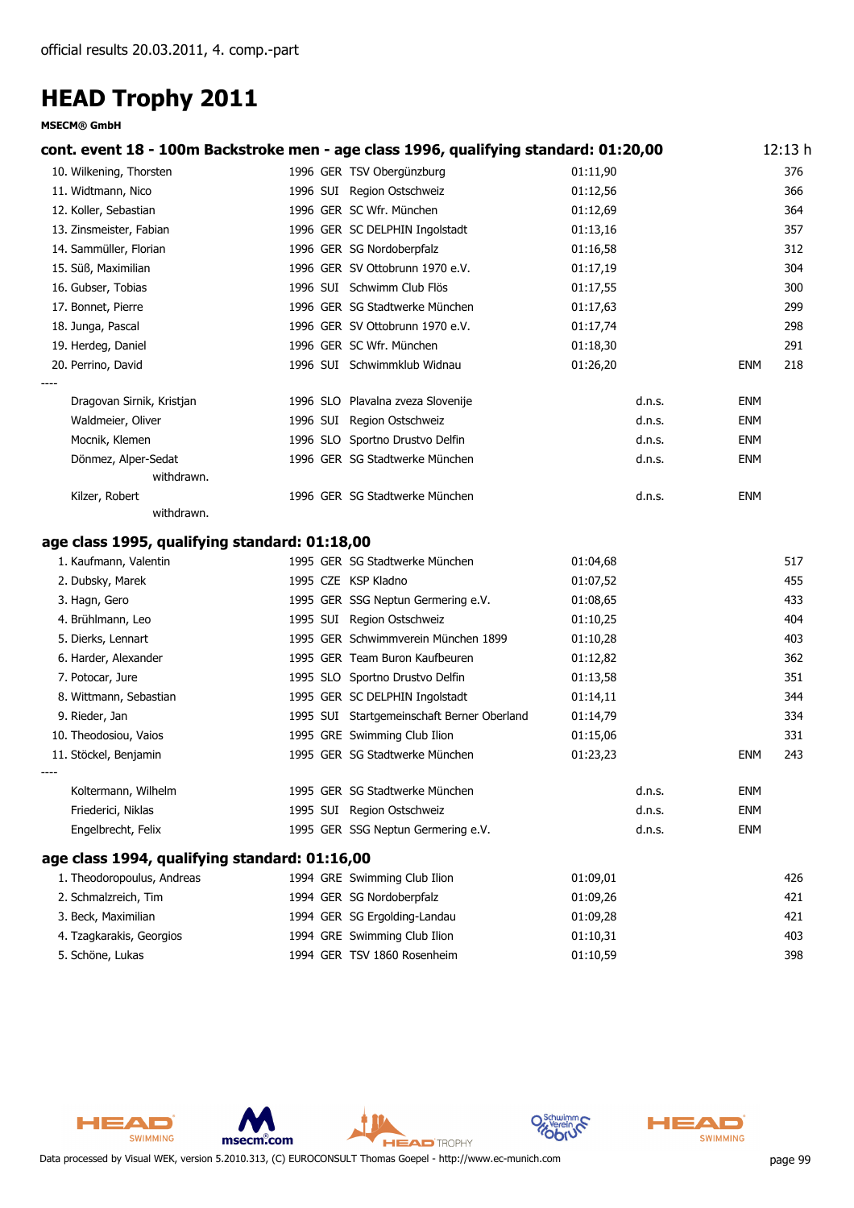official results 20.03.2011, 4. comp.-part

# HEAD Trophy 2011

**MSECM® GmbH**

### cont. event 18 - 100m Backstroke men - age class 1996, qualifying standard: 01:20,00 — 12:13 h

| Place | Name | Year | Nation | Club | Time | Status | Note | Points |
|---|---|---|---|---|---|---|---|---|
| 10. | Wilkening, Thorsten | 1996 | GER | TSV Obergünzburg | 01:11,90 | | | 376 |
| 11. | Widtmann, Nico | 1996 | SUI | Region Ostschweiz | 01:12,56 | | | 366 |
| 12. | Koller, Sebastian | 1996 | GER | SC Wfr. München | 01:12,69 | | | 364 |
| 13. | Zinsmeister, Fabian | 1996 | GER | SC DELPHIN Ingolstadt | 01:13,16 | | | 357 |
| 14. | Sammüller, Florian | 1996 | GER | SG Nordoberpfalz | 01:16,58 | | | 312 |
| 15. | Süß, Maximilian | 1996 | GER | SV Ottobrunn 1970 e.V. | 01:17,19 | | | 304 |
| 16. | Gubser, Tobias | 1996 | SUI | Schwimm Club Flös | 01:17,55 | | | 300 |
| 17. | Bonnet, Pierre | 1996 | GER | SG Stadtwerke München | 01:17,63 | | | 299 |
| 18. | Junga, Pascal | 1996 | GER | SV Ottobrunn 1970 e.V. | 01:17,74 | | | 298 |
| 19. | Herdeg, Daniel | 1996 | GER | SC Wfr. München | 01:18,30 | | | 291 |
| 20. | Perrino, David | 1996 | SUI | Schwimmklub Widnau | 01:26,20 | | ENM | 218 |
| ---- | | | | | | | | |
| | Dragovan Sirnik, Kristjan | 1996 | SLO | Plavalna zveza Slovenije | | d.n.s. | ENM | |
| | Waldmeier, Oliver | 1996 | SUI | Region Ostschweiz | | d.n.s. | ENM | |
| | Mocnik, Klemen | 1996 | SLO | Sportno Drustvo Delfin | | d.n.s. | ENM | |
| | Dönmez, Alper-Sedat (withdrawn.) | 1996 | GER | SG Stadtwerke München | | d.n.s. | ENM | |
| | Kilzer, Robert (withdrawn.) | 1996 | GER | SG Stadtwerke München | | d.n.s. | ENM | |

### age class 1995, qualifying standard: 01:18,00

| Place | Name | Year | Nation | Club | Time | Status | Note | Points |
|---|---|---|---|---|---|---|---|---|
| 1. | Kaufmann, Valentin | 1995 | GER | SG Stadtwerke München | 01:04,68 | | | 517 |
| 2. | Dubsky, Marek | 1995 | CZE | KSP Kladno | 01:07,52 | | | 455 |
| 3. | Hagn, Gero | 1995 | GER | SSG Neptun Germering e.V. | 01:08,65 | | | 433 |
| 4. | Brühlmann, Leo | 1995 | SUI | Region Ostschweiz | 01:10,25 | | | 404 |
| 5. | Dierks, Lennart | 1995 | GER | Schwimmverein München 1899 | 01:10,28 | | | 403 |
| 6. | Harder, Alexander | 1995 | GER | Team Buron Kaufbeuren | 01:12,82 | | | 362 |
| 7. | Potocar, Jure | 1995 | SLO | Sportno Drustvo Delfin | 01:13,58 | | | 351 |
| 8. | Wittmann, Sebastian | 1995 | GER | SC DELPHIN Ingolstadt | 01:14,11 | | | 344 |
| 9. | Rieder, Jan | 1995 | SUI | Startgemeinschaft Berner Oberland | 01:14,79 | | | 334 |
| 10. | Theodosiou, Vaios | 1995 | GRE | Swimming Club Ilion | 01:15,06 | | | 331 |
| 11. | Stöckel, Benjamin | 1995 | GER | SG Stadtwerke München | 01:23,23 | | ENM | 243 |
| ---- | | | | | | | | |
| | Koltermann, Wilhelm | 1995 | GER | SG Stadtwerke München | | d.n.s. | ENM | |
| | Friederici, Niklas | 1995 | SUI | Region Ostschweiz | | d.n.s. | ENM | |
| | Engelbrecht, Felix | 1995 | GER | SSG Neptun Germering e.V. | | d.n.s. | ENM | |

### age class 1994, qualifying standard: 01:16,00

| Place | Name | Year | Nation | Club | Time | Status | Note | Points |
|---|---|---|---|---|---|---|---|---|
| 1. | Theodoropoulus, Andreas | 1994 | GRE | Swimming Club Ilion | 01:09,01 | | | 426 |
| 2. | Schmalzreich, Tim | 1994 | GER | SG Nordoberpfalz | 01:09,26 | | | 421 |
| 3. | Beck, Maximilian | 1994 | GER | SG Ergolding-Landau | 01:09,28 | | | 421 |
| 4. | Tzagkarakis, Georgios | 1994 | GRE | Swimming Club Ilion | 01:10,31 | | | 403 |
| 5. | Schöne, Lukas | 1994 | GER | TSV 1860 Rosenheim | 01:10,59 | | | 398 |

Data processed by Visual WEK, version 5.2010.313, (C) EUROCONSULT Thomas Goepel - http://www.ec-munich.com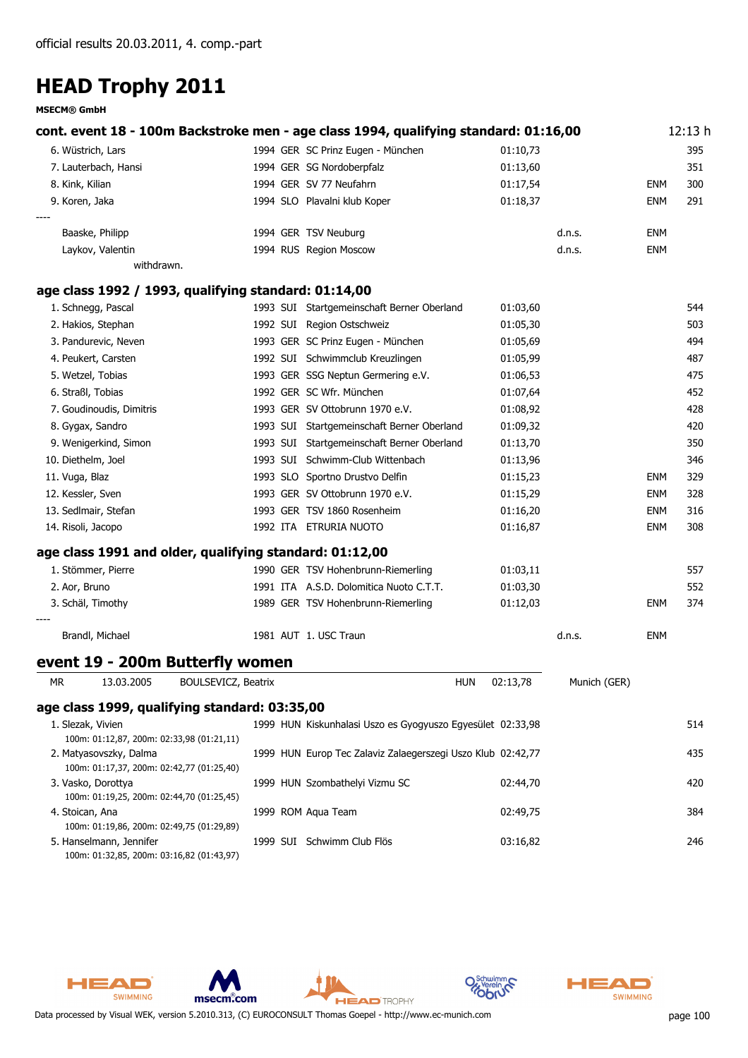official results 20.03.2011, 4. comp.-part

# HEAD Trophy 2011

**MSECM® GmbH**

### cont. event 18 - 100m Backstroke men - age class 1994, qualifying standard: 01:16,00

12:13 h

| | | | | | | | |
|---|---|---|---|---|---|---|---|
| 6. Wüstrich, Lars | 1994 | GER | SC Prinz Eugen - München | 01:10,73 | | | 395 |
| 7. Lauterbach, Hansi | 1994 | GER | SG Nordoberpfalz | 01:13,60 | | | 351 |
| 8. Kink, Kilian | 1994 | GER | SV 77 Neufahrn | 01:17,54 | | ENM | 300 |
| 9. Koren, Jaka | 1994 | SLO | Plavalni klub Koper | 01:18,37 | | ENM | 291 |
| ---- | | | | | | | |
| Baaske, Philipp | 1994 | GER | TSV Neuburg | | d.n.s. | ENM | |
| Laykov, Valentin | 1994 | RUS | Region Moscow | | d.n.s. | ENM | |
| withdrawn. | | | | | | | |

### age class 1992 / 1993, qualifying standard: 01:14,00

| | | | | | | | |
|---|---|---|---|---|---|---|---|
| 1. Schnegg, Pascal | 1993 | SUI | Startgemeinschaft Berner Oberland | 01:03,60 | | | 544 |
| 2. Hakios, Stephan | 1992 | SUI | Region Ostschweiz | 01:05,30 | | | 503 |
| 3. Pandurevic, Neven | 1993 | GER | SC Prinz Eugen - München | 01:05,69 | | | 494 |
| 4. Peukert, Carsten | 1992 | SUI | Schwimmclub Kreuzlingen | 01:05,99 | | | 487 |
| 5. Wetzel, Tobias | 1993 | GER | SSG Neptun Germering e.V. | 01:06,53 | | | 475 |
| 6. Straßl, Tobias | 1992 | GER | SC Wfr. München | 01:07,64 | | | 452 |
| 7. Goudinoudis, Dimitris | 1993 | GER | SV Ottobrunn 1970 e.V. | 01:08,92 | | | 428 |
| 8. Gygax, Sandro | 1993 | SUI | Startgemeinschaft Berner Oberland | 01:09,32 | | | 420 |
| 9. Wenigerkind, Simon | 1993 | SUI | Startgemeinschaft Berner Oberland | 01:13,70 | | | 350 |
| 10. Diethelm, Joel | 1993 | SUI | Schwimm-Club Wittenbach | 01:13,96 | | | 346 |
| 11. Vuga, Blaz | 1993 | SLO | Sportno Drustvo Delfin | 01:15,23 | | ENM | 329 |
| 12. Kessler, Sven | 1993 | GER | SV Ottobrunn 1970 e.V. | 01:15,29 | | ENM | 328 |
| 13. Sedlmair, Stefan | 1993 | GER | TSV 1860 Rosenheim | 01:16,20 | | ENM | 316 |
| 14. Risoli, Jacopo | 1992 | ITA | ETRURIA NUOTO | 01:16,87 | | ENM | 308 |

### age class 1991 and older, qualifying standard: 01:12,00

| | | | | | | | |
|---|---|---|---|---|---|---|---|
| 1. Stömmer, Pierre | 1990 | GER | TSV Hohenbrunn-Riemerling | 01:03,11 | | | 557 |
| 2. Aor, Bruno | 1991 | ITA | A.S.D. Dolomitica Nuoto C.T.T. | 01:03,30 | | | 552 |
| 3. Schäl, Timothy | 1989 | GER | TSV Hohenbrunn-Riemerling | 01:12,03 | | ENM | 374 |
| ---- | | | | | | | |
| Brandl, Michael | 1981 | AUT | 1. USC Traun | | d.n.s. | ENM | |

## event 19 - 200m Butterfly women

| MR | 13.03.2005 | BOULSEVICZ, Beatrix | HUN | 02:13,78 | Munich (GER) |
|---|---|---|---|---|---|

### age class 1999, qualifying standard: 03:35,00

| | | | | | |
|---|---|---|---|---|---|
| 1. Slezak, Vivien | 1999 | HUN | Kiskunhalasi Uszo es Gyogyuszo Egyesület | 02:33,98 | 514 |
| 100m: 01:12,87, 200m: 02:33,98 (01:21,11) | | | | | |
| 2. Matyasovszky, Dalma | 1999 | HUN | Europ Tec Zalaviz Zalaegerszegi Uszo Klub | 02:42,77 | 435 |
| 100m: 01:17,37, 200m: 02:42,77 (01:25,40) | | | | | |
| 3. Vasko, Dorottya | 1999 | HUN | Szombathelyi Vizmu SC | 02:44,70 | 420 |
| 100m: 01:19,25, 200m: 02:44,70 (01:25,45) | | | | | |
| 4. Stoican, Ana | 1999 | ROM | Aqua Team | 02:49,75 | 384 |
| 100m: 01:19,86, 200m: 02:49,75 (01:29,89) | | | | | |
| 5. Hanselmann, Jennifer | 1999 | SUI | Schwimm Club Flös | 03:16,82 | 246 |
| 100m: 01:32,85, 200m: 03:16,82 (01:43,97) | | | | | |

Data processed by Visual WEK, version 5.2010.313, (C) EUROCONSULT Thomas Goepel - http://www.ec-munich.com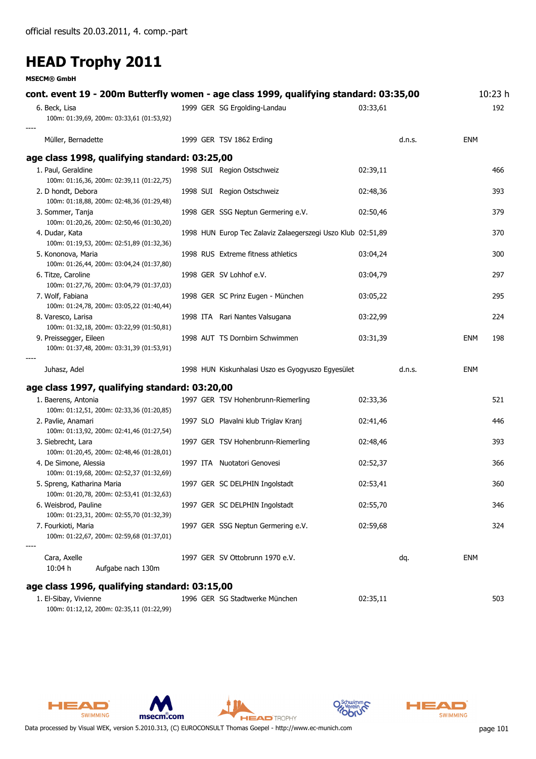official results 20.03.2011, 4. comp.-part

# HEAD Trophy 2011

**MSECM® GmbH**

## cont. event 19 - 200m Butterfly women - age class 1999, qualifying standard: 03:35,00

10:23 h

6. Beck, Lisa — 1999 GER SG Ergolding-Landau — 03:33,61 — 192
   100m: 01:39,69, 200m: 03:33,61 (01:53,92)

----

Müller, Bernadette — 1999 GER TSV 1862 Erding — d.n.s. — ENM

### age class 1998, qualifying standard: 03:25,00

1. Paul, Geraldine — 1998 SUI Region Ostschweiz — 02:39,11 — 466
   100m: 01:16,36, 200m: 02:39,11 (01:22,75)
2. D hondt, Debora — 1998 SUI Region Ostschweiz — 02:48,36 — 393
   100m: 01:18,88, 200m: 02:48,36 (01:29,48)
3. Sommer, Tanja — 1998 GER SSG Neptun Germering e.V. — 02:50,46 — 379
   100m: 01:20,26, 200m: 02:50,46 (01:30,20)
4. Dudar, Kata — 1998 HUN Europ Tec Zalaviz Zalaegerszegi Uszo Klub — 02:51,89 — 370
   100m: 01:19,53, 200m: 02:51,89 (01:32,36)
5. Kononova, Maria — 1998 RUS Extreme fitness athletics — 03:04,24 — 300
   100m: 01:26,44, 200m: 03:04,24 (01:37,80)
6. Titze, Caroline — 1998 GER SV Lohhof e.V. — 03:04,79 — 297
   100m: 01:27,76, 200m: 03:04,79 (01:37,03)
7. Wolf, Fabiana — 1998 GER SC Prinz Eugen - München — 03:05,22 — 295
   100m: 01:24,78, 200m: 03:05,22 (01:40,44)
8. Varesco, Larisa — 1998 ITA Rari Nantes Valsugana — 03:22,99 — 224
   100m: 01:32,18, 200m: 03:22,99 (01:50,81)
9. Preissegger, Eileen — 1998 AUT TS Dornbirn Schwimmen — 03:31,39 — ENM — 198
   100m: 01:37,48, 200m: 03:31,39 (01:53,91)

----

Juhasz, Adel — 1998 HUN Kiskunhalasi Uszo es Gyogyuszo Egyesület — d.n.s. — ENM

### age class 1997, qualifying standard: 03:20,00

1. Baerens, Antonia — 1997 GER TSV Hohenbrunn-Riemerling — 02:33,36 — 521
   100m: 01:12,51, 200m: 02:33,36 (01:20,85)
2. Pavlie, Anamari — 1997 SLO Plavalni klub Triglav Kranj — 02:41,46 — 446
   100m: 01:13,92, 200m: 02:41,46 (01:27,54)
3. Siebrecht, Lara — 1997 GER TSV Hohenbrunn-Riemerling — 02:48,46 — 393
   100m: 01:20,45, 200m: 02:48,46 (01:28,01)
4. De Simone, Alessia — 1997 ITA Nuotatori Genovesi — 02:52,37 — 366
   100m: 01:19,68, 200m: 02:52,37 (01:32,69)
5. Spreng, Katharina Maria — 1997 GER SC DELPHIN Ingolstadt — 02:53,41 — 360
   100m: 01:20,78, 200m: 02:53,41 (01:32,63)
6. Weisbrod, Pauline — 1997 GER SC DELPHIN Ingolstadt — 02:55,70 — 346
   100m: 01:23,31, 200m: 02:55,70 (01:32,39)
7. Fourkioti, Maria — 1997 GER SSG Neptun Germering e.V. — 02:59,68 — 324
   100m: 01:22,67, 200m: 02:59,68 (01:37,01)

----

Cara, Axelle — 1997 GER SV Ottobrunn 1970 e.V. — dq. — ENM
10:04 h Aufgabe nach 130m

### age class 1996, qualifying standard: 03:15,00

1. El-Sibay, Vivienne — 1996 GER SG Stadtwerke München — 02:35,11 — 503
   100m: 01:12,12, 200m: 02:35,11 (01:22,99)

Data processed by Visual WEK, version 5.2010.313, (C) EUROCONSULT Thomas Goepel - http://www.ec-munich.com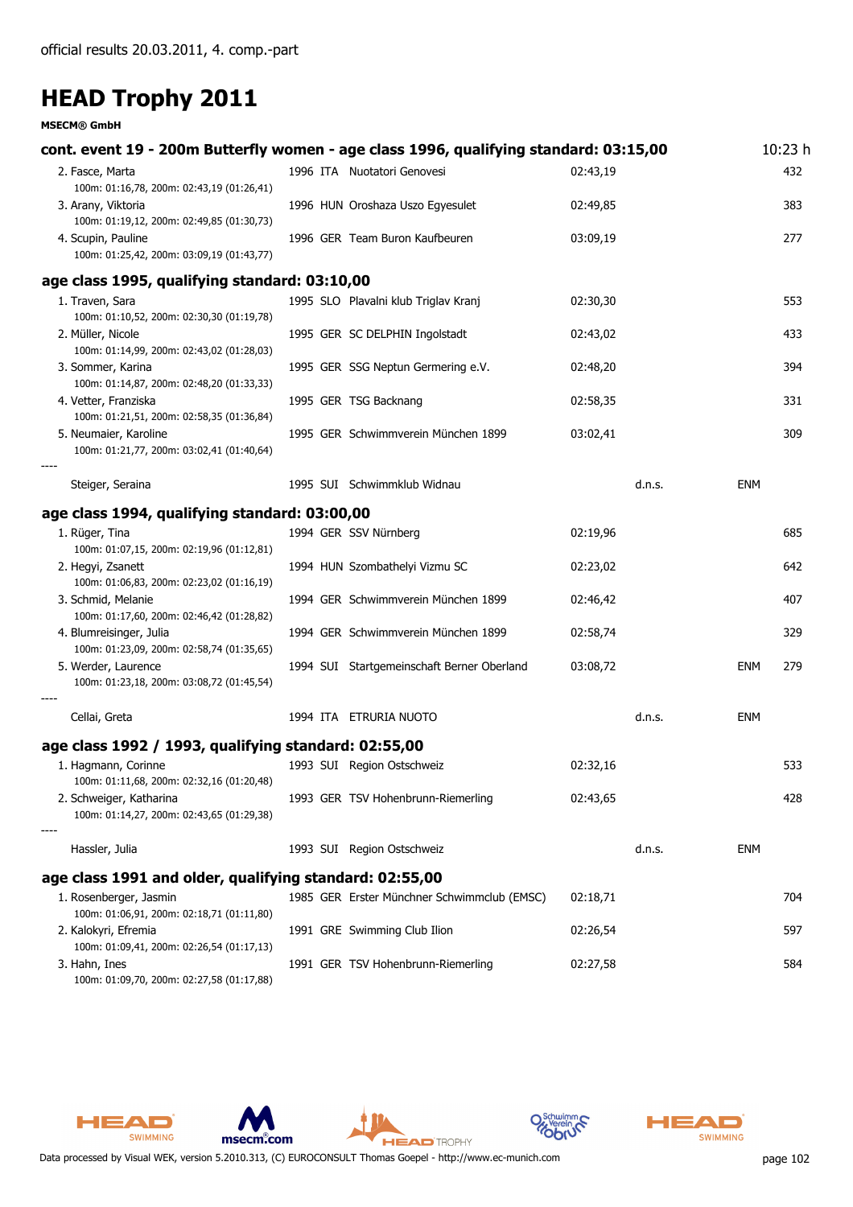official results 20.03.2011, 4. comp.-part

# HEAD Trophy 2011

**MSECM® GmbH**

## cont. event 19 - 200m Butterfly women - age class 1996, qualifying standard: 03:15,00

10:23 h

| Rank / Name | YOB | Nat | Club | Time | | | Points |
|---|---|---|---|---|---|---|---|
| 2. Fasce, Marta<br>100m: 01:16,78, 200m: 02:43,19 (01:26,41) | 1996 | ITA | Nuotatori Genovesi | 02:43,19 | | | 432 |
| 3. Arany, Viktoria<br>100m: 01:19,12, 200m: 02:49,85 (01:30,73) | 1996 | HUN | Oroshaza Uszo Egyesulet | 02:49,85 | | | 383 |
| 4. Scupin, Pauline<br>100m: 01:25,42, 200m: 03:09,19 (01:43,77) | 1996 | GER | Team Buron Kaufbeuren | 03:09,19 | | | 277 |

## age class 1995, qualifying standard: 03:10,00

| Rank / Name | YOB | Nat | Club | Time | | | Points |
|---|---|---|---|---|---|---|---|
| 1. Traven, Sara<br>100m: 01:10,52, 200m: 02:30,30 (01:19,78) | 1995 | SLO | Plavalni klub Triglav Kranj | 02:30,30 | | | 553 |
| 2. Müller, Nicole<br>100m: 01:14,99, 200m: 02:43,02 (01:28,03) | 1995 | GER | SC DELPHIN Ingolstadt | 02:43,02 | | | 433 |
| 3. Sommer, Karina<br>100m: 01:14,87, 200m: 02:48,20 (01:33,33) | 1995 | GER | SSG Neptun Germering e.V. | 02:48,20 | | | 394 |
| 4. Vetter, Franziska<br>100m: 01:21,51, 200m: 02:58,35 (01:36,84) | 1995 | GER | TSG Backnang | 02:58,35 | | | 331 |
| 5. Neumaier, Karoline<br>100m: 01:21,77, 200m: 03:02,41 (01:40,64) | 1995 | GER | Schwimmverein München 1899 | 03:02,41 | | | 309 |
| ---- | | | | | | | |
| Steiger, Seraina | 1995 | SUI | Schwimmklub Widnau | | d.n.s. | ENM | |

## age class 1994, qualifying standard: 03:00,00

| Rank / Name | YOB | Nat | Club | Time | | | Points |
|---|---|---|---|---|---|---|---|
| 1. Rüger, Tina<br>100m: 01:07,15, 200m: 02:19,96 (01:12,81) | 1994 | GER | SSV Nürnberg | 02:19,96 | | | 685 |
| 2. Hegyi, Zsanett<br>100m: 01:06,83, 200m: 02:23,02 (01:16,19) | 1994 | HUN | Szombathelyi Vizmu SC | 02:23,02 | | | 642 |
| 3. Schmid, Melanie<br>100m: 01:17,60, 200m: 02:46,42 (01:28,82) | 1994 | GER | Schwimmverein München 1899 | 02:46,42 | | | 407 |
| 4. Blumreisinger, Julia<br>100m: 01:23,09, 200m: 02:58,74 (01:35,65) | 1994 | GER | Schwimmverein München 1899 | 02:58,74 | | | 329 |
| 5. Werder, Laurence<br>100m: 01:23,18, 200m: 03:08,72 (01:45,54) | 1994 | SUI | Startgemeinschaft Berner Oberland | 03:08,72 | | ENM | 279 |
| ---- | | | | | | | |
| Cellai, Greta | 1994 | ITA | ETRURIA NUOTO | | d.n.s. | ENM | |

## age class 1992 / 1993, qualifying standard: 02:55,00

| Rank / Name | YOB | Nat | Club | Time | | | Points |
|---|---|---|---|---|---|---|---|
| 1. Hagmann, Corinne<br>100m: 01:11,68, 200m: 02:32,16 (01:20,48) | 1993 | SUI | Region Ostschweiz | 02:32,16 | | | 533 |
| 2. Schweiger, Katharina<br>100m: 01:14,27, 200m: 02:43,65 (01:29,38) | 1993 | GER | TSV Hohenbrunn-Riemerling | 02:43,65 | | | 428 |
| ---- | | | | | | | |
| Hassler, Julia | 1993 | SUI | Region Ostschweiz | | d.n.s. | ENM | |

## age class 1991 and older, qualifying standard: 02:55,00

| Rank / Name | YOB | Nat | Club | Time | | | Points |
|---|---|---|---|---|---|---|---|
| 1. Rosenberger, Jasmin<br>100m: 01:06,91, 200m: 02:18,71 (01:11,80) | 1985 | GER | Erster Münchner Schwimmclub (EMSC) | 02:18,71 | | | 704 |
| 2. Kalokyri, Efremia<br>100m: 01:09,41, 200m: 02:26,54 (01:17,13) | 1991 | GRE | Swimming Club Ilion | 02:26,54 | | | 597 |
| 3. Hahn, Ines<br>100m: 01:09,70, 200m: 02:27,58 (01:17,88) | 1991 | GER | TSV Hohenbrunn-Riemerling | 02:27,58 | | | 584 |

Data processed by Visual WEK, version 5.2010.313, (C) EUROCONSULT Thomas Goepel - http://www.ec-munich.com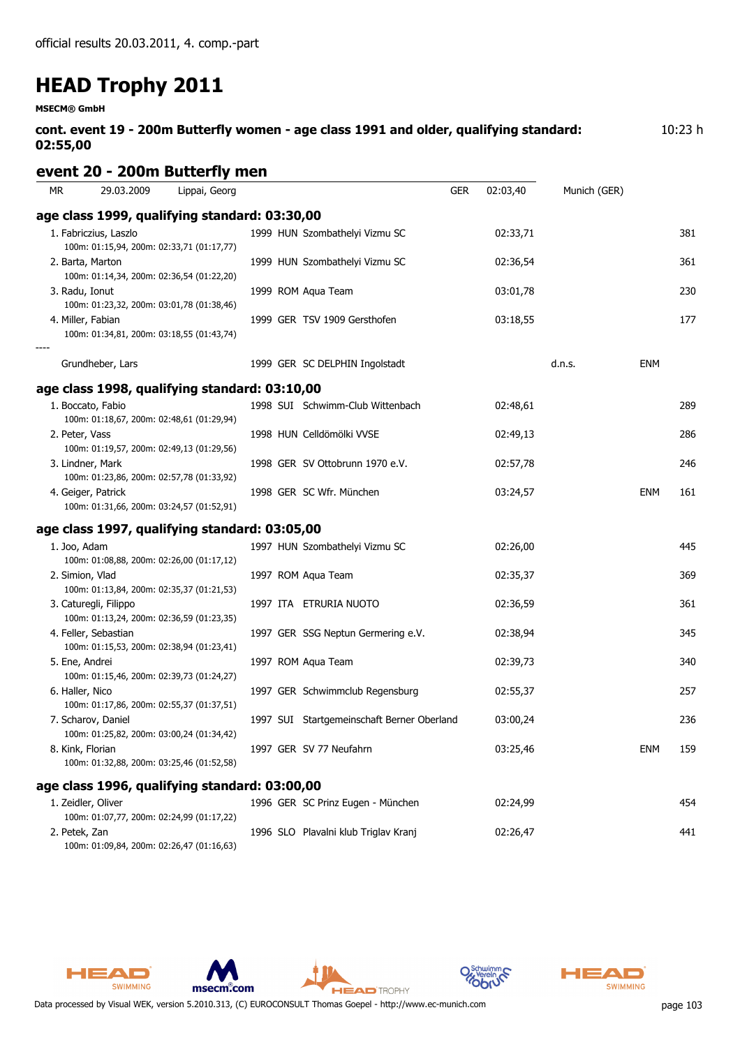official results 20.03.2011, 4. comp.-part

# HEAD Trophy 2011

**MSECM® GmbH**

**cont. event 19 - 200m Butterfly women - age class 1991 and older, qualifying standard: 02:55,00** — 10:23 h

## event 20 - 200m Butterfly men

| MR | 29.03.2009 | Lippai, Georg | GER | 02:03,40 | Munich (GER) |
|---|---|---|---|---|---|

### age class 1999, qualifying standard: 03:30,00

| Place | Name / Splits | Year | Nat | Club | Time | Remark | | Points |
|---|---|---|---|---|---|---|---|---|
| 1. | Fabriczius, Laszlo<br>100m: 01:15,94, 200m: 02:33,71 (01:17,77) | 1999 | HUN | Szombathelyi Vizmu SC | 02:33,71 | | | 381 |
| 2. | Barta, Marton<br>100m: 01:14,34, 200m: 02:36,54 (01:22,20) | 1999 | HUN | Szombathelyi Vizmu SC | 02:36,54 | | | 361 |
| 3. | Radu, Ionut<br>100m: 01:23,32, 200m: 03:01,78 (01:38,46) | 1999 | ROM | Aqua Team | 03:01,78 | | | 230 |
| 4. | Miller, Fabian<br>100m: 01:34,81, 200m: 03:18,55 (01:43,74) | 1999 | GER | TSV 1909 Gersthofen | 03:18,55 | | | 177 |
| ---- | | | | | | | | |
| | Grundheber, Lars | 1999 | GER | SC DELPHIN Ingolstadt | | d.n.s. | ENM | |

### age class 1998, qualifying standard: 03:10,00

| Place | Name / Splits | Year | Nat | Club | Time | Remark | | Points |
|---|---|---|---|---|---|---|---|---|
| 1. | Boccato, Fabio<br>100m: 01:18,67, 200m: 02:48,61 (01:29,94) | 1998 | SUI | Schwimm-Club Wittenbach | 02:48,61 | | | 289 |
| 2. | Peter, Vass<br>100m: 01:19,57, 200m: 02:49,13 (01:29,56) | 1998 | HUN | Celldömölki VVSE | 02:49,13 | | | 286 |
| 3. | Lindner, Mark<br>100m: 01:23,86, 200m: 02:57,78 (01:33,92) | 1998 | GER | SV Ottobrunn 1970 e.V. | 02:57,78 | | | 246 |
| 4. | Geiger, Patrick<br>100m: 01:31,66, 200m: 03:24,57 (01:52,91) | 1998 | GER | SC Wfr. München | 03:24,57 | | ENM | 161 |

### age class 1997, qualifying standard: 03:05,00

| Place | Name / Splits | Year | Nat | Club | Time | Remark | | Points |
|---|---|---|---|---|---|---|---|---|
| 1. | Joo, Adam<br>100m: 01:08,88, 200m: 02:26,00 (01:17,12) | 1997 | HUN | Szombathelyi Vizmu SC | 02:26,00 | | | 445 |
| 2. | Simion, Vlad<br>100m: 01:13,84, 200m: 02:35,37 (01:21,53) | 1997 | ROM | Aqua Team | 02:35,37 | | | 369 |
| 3. | Caturegli, Filippo<br>100m: 01:13,24, 200m: 02:36,59 (01:23,35) | 1997 | ITA | ETRURIA NUOTO | 02:36,59 | | | 361 |
| 4. | Feller, Sebastian<br>100m: 01:15,53, 200m: 02:38,94 (01:23,41) | 1997 | GER | SSG Neptun Germering e.V. | 02:38,94 | | | 345 |
| 5. | Ene, Andrei<br>100m: 01:15,46, 200m: 02:39,73 (01:24,27) | 1997 | ROM | Aqua Team | 02:39,73 | | | 340 |
| 6. | Haller, Nico<br>100m: 01:17,86, 200m: 02:55,37 (01:37,51) | 1997 | GER | Schwimmclub Regensburg | 02:55,37 | | | 257 |
| 7. | Scharov, Daniel<br>100m: 01:25,82, 200m: 03:00,24 (01:34,42) | 1997 | SUI | Startgemeinschaft Berner Oberland | 03:00,24 | | | 236 |
| 8. | Kink, Florian<br>100m: 01:32,88, 200m: 03:25,46 (01:52,58) | 1997 | GER | SV 77 Neufahrn | 03:25,46 | | ENM | 159 |

### age class 1996, qualifying standard: 03:00,00

| Place | Name / Splits | Year | Nat | Club | Time | Remark | | Points |
|---|---|---|---|---|---|---|---|---|
| 1. | Zeidler, Oliver<br>100m: 01:07,77, 200m: 02:24,99 (01:17,22) | 1996 | GER | SC Prinz Eugen - München | 02:24,99 | | | 454 |
| 2. | Petek, Zan<br>100m: 01:09,84, 200m: 02:26,47 (01:16,63) | 1996 | SLO | Plavalni klub Triglav Kranj | 02:26,47 | | | 441 |

Data processed by Visual WEK, version 5.2010.313, (C) EUROCONSULT Thomas Goepel - http://www.ec-munich.com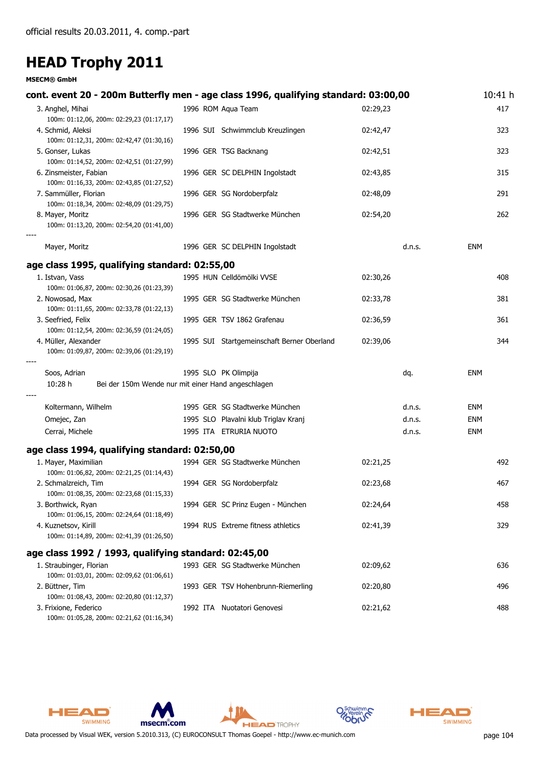official results 20.03.2011, 4. comp.-part

# HEAD Trophy 2011

**MSECM® GmbH**

## cont. event 20 - 200m Butterfly men - age class 1996, qualifying standard: 03:00,00 (10:41 h)

| Place / Name | YOB | Nat | Club | Time | Status | Note | Points |
|---|---|---|---|---|---|---|---|
| 3. Anghel, Mihai | 1996 | ROM | Aqua Team | 02:29,23 | | | 417 |
| 100m: 01:12,06, 200m: 02:29,23 (01:17,17) | | | | | | | |
| 4. Schmid, Aleksi | 1996 | SUI | Schwimmclub Kreuzlingen | 02:42,47 | | | 323 |
| 100m: 01:12,31, 200m: 02:42,47 (01:30,16) | | | | | | | |
| 5. Gonser, Lukas | 1996 | GER | TSG Backnang | 02:42,51 | | | 323 |
| 100m: 01:14,52, 200m: 02:42,51 (01:27,99) | | | | | | | |
| 6. Zinsmeister, Fabian | 1996 | GER | SC DELPHIN Ingolstadt | 02:43,85 | | | 315 |
| 100m: 01:16,33, 200m: 02:43,85 (01:27,52) | | | | | | | |
| 7. Sammüller, Florian | 1996 | GER | SG Nordoberpfalz | 02:48,09 | | | 291 |
| 100m: 01:18,34, 200m: 02:48,09 (01:29,75) | | | | | | | |
| 8. Mayer, Moritz | 1996 | GER | SG Stadtwerke München | 02:54,20 | | | 262 |
| 100m: 01:13,20, 200m: 02:54,20 (01:41,00) | | | | | | | |
| ---- | | | | | | | |
| Mayer, Moritz | 1996 | GER | SC DELPHIN Ingolstadt | | d.n.s. | ENM | |

## age class 1995, qualifying standard: 02:55,00

| Place / Name | YOB | Nat | Club | Time | Status | Note | Points |
|---|---|---|---|---|---|---|---|
| 1. Istvan, Vass | 1995 | HUN | Celldömölki VVSE | 02:30,26 | | | 408 |
| 100m: 01:06,87, 200m: 02:30,26 (01:23,39) | | | | | | | |
| 2. Nowosad, Max | 1995 | GER | SG Stadtwerke München | 02:33,78 | | | 381 |
| 100m: 01:11,65, 200m: 02:33,78 (01:22,13) | | | | | | | |
| 3. Seefried, Felix | 1995 | GER | TSV 1862 Grafenau | 02:36,59 | | | 361 |
| 100m: 01:12,54, 200m: 02:36,59 (01:24,05) | | | | | | | |
| 4. Müller, Alexander | 1995 | SUI | Startgemeinschaft Berner Oberland | 02:39,06 | | | 344 |
| 100m: 01:09,87, 200m: 02:39,06 (01:29,19) | | | | | | | |
| ---- | | | | | | | |
| Soos, Adrian | 1995 | SLO | PK Olimpija | | dq. | ENM | |
| 10:28 h Bei der 150m Wende nur mit einer Hand angeschlagen | | | | | | | |
| ---- | | | | | | | |
| Koltermann, Wilhelm | 1995 | GER | SG Stadtwerke München | | d.n.s. | ENM | |
| Omejec, Zan | 1995 | SLO | Plavalni klub Triglav Kranj | | d.n.s. | ENM | |
| Cerrai, Michele | 1995 | ITA | ETRURIA NUOTO | | d.n.s. | ENM | |

## age class 1994, qualifying standard: 02:50,00

| Place / Name | YOB | Nat | Club | Time | Status | Note | Points |
|---|---|---|---|---|---|---|---|
| 1. Mayer, Maximilian | 1994 | GER | SG Stadtwerke München | 02:21,25 | | | 492 |
| 100m: 01:06,82, 200m: 02:21,25 (01:14,43) | | | | | | | |
| 2. Schmalzreich, Tim | 1994 | GER | SG Nordoberpfalz | 02:23,68 | | | 467 |
| 100m: 01:08,35, 200m: 02:23,68 (01:15,33) | | | | | | | |
| 3. Borthwick, Ryan | 1994 | GER | SC Prinz Eugen - München | 02:24,64 | | | 458 |
| 100m: 01:06,15, 200m: 02:24,64 (01:18,49) | | | | | | | |
| 4. Kuznetsov, Kirill | 1994 | RUS | Extreme fitness athletics | 02:41,39 | | | 329 |
| 100m: 01:14,89, 200m: 02:41,39 (01:26,50) | | | | | | | |

## age class 1992 / 1993, qualifying standard: 02:45,00

| Place / Name | YOB | Nat | Club | Time | Status | Note | Points |
|---|---|---|---|---|---|---|---|
| 1. Straubinger, Florian | 1993 | GER | SG Stadtwerke München | 02:09,62 | | | 636 |
| 100m: 01:03,01, 200m: 02:09,62 (01:06,61) | | | | | | | |
| 2. Büttner, Tim | 1993 | GER | TSV Hohenbrunn-Riemerling | 02:20,80 | | | 496 |
| 100m: 01:08,43, 200m: 02:20,80 (01:12,37) | | | | | | | |
| 3. Frixione, Federico | 1992 | ITA | Nuotatori Genovesi | 02:21,62 | | | 488 |
| 100m: 01:05,28, 200m: 02:21,62 (01:16,34) | | | | | | | |

Data processed by Visual WEK, version 5.2010.313, (C) EUROCONSULT Thomas Goepel - http://www.ec-munich.com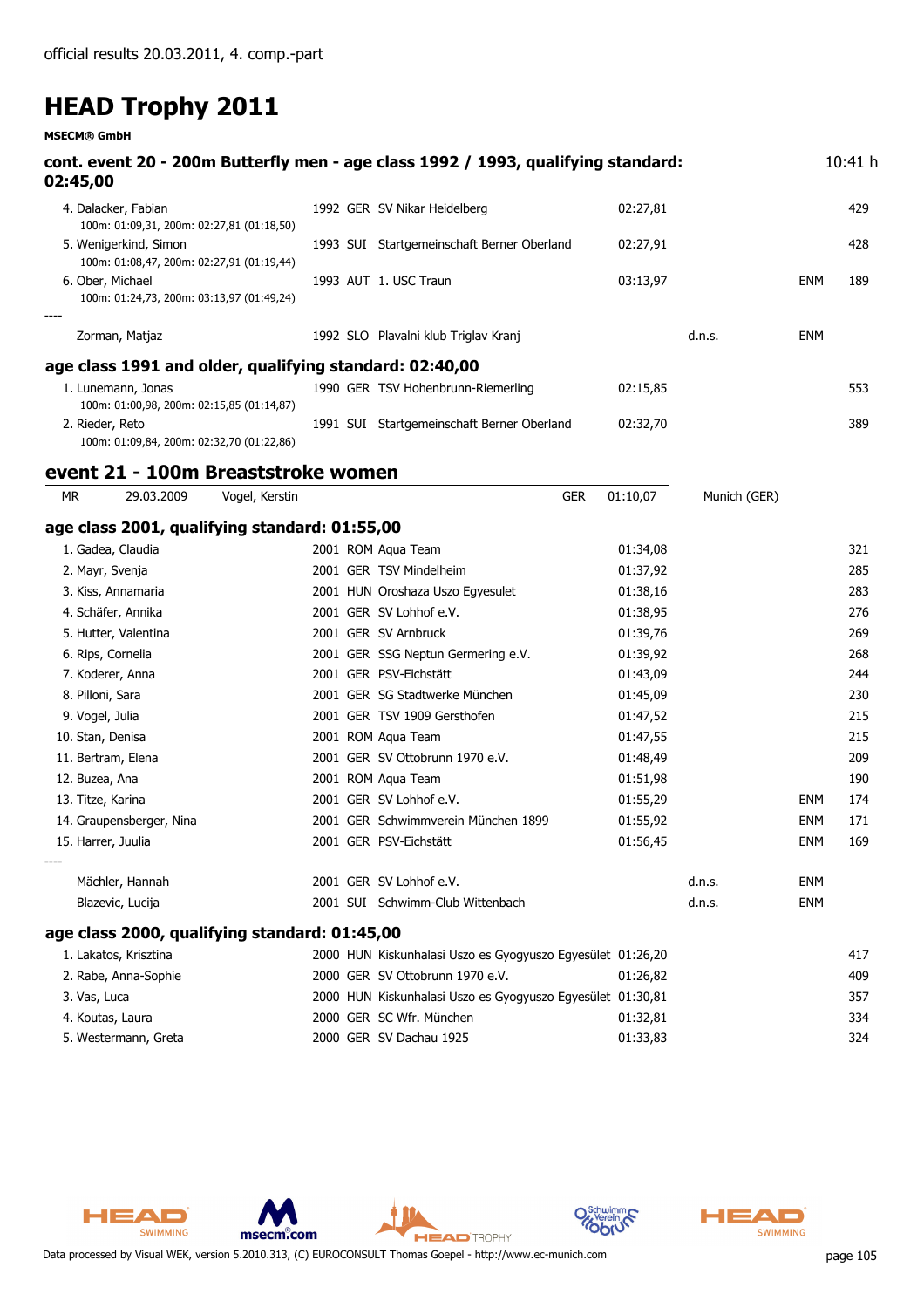official results 20.03.2011, 4. comp.-part

# HEAD Trophy 2011

**MSECM® GmbH**

### cont. event 20 - 200m Butterfly men - age class 1992 / 1993, qualifying standard: 02:45,00

10:41 h

| Place / Name | Year | Nat | Club | Time | | | Points |
|---|---|---|---|---|---|---|---|
| 4. Dalacker, Fabian<br>100m: 01:09,31, 200m: 02:27,81 (01:18,50) | 1992 | GER | SV Nikar Heidelberg | 02:27,81 | | | 429 |
| 5. Wenigerkind, Simon<br>100m: 01:08,47, 200m: 02:27,91 (01:19,44) | 1993 | SUI | Startgemeinschaft Berner Oberland | 02:27,91 | | | 428 |
| 6. Ober, Michael<br>100m: 01:24,73, 200m: 03:13,97 (01:49,24) | 1993 | AUT | 1. USC Traun | 03:13,97 | | ENM | 189 |
| ---- | | | | | | | |
| Zorman, Matjaz | 1992 | SLO | Plavalni klub Triglav Kranj | | d.n.s. | ENM | |

### age class 1991 and older, qualifying standard: 02:40,00

| Place / Name | Year | Nat | Club | Time | Points |
|---|---|---|---|---|---|
| 1. Lunemann, Jonas<br>100m: 01:00,98, 200m: 02:15,85 (01:14,87) | 1990 | GER | TSV Hohenbrunn-Riemerling | 02:15,85 | 553 |
| 2. Rieder, Reto<br>100m: 01:09,84, 200m: 02:32,70 (01:22,86) | 1991 | SUI | Startgemeinschaft Berner Oberland | 02:32,70 | 389 |

## event 21 - 100m Breaststroke women

| MR | 29.03.2009 | Vogel, Kerstin | GER | 01:10,07 | Munich (GER) |
|---|---|---|---|---|---|

### age class 2001, qualifying standard: 01:55,00

| Place / Name | Year | Nat | Club | Time | | | Points |
|---|---|---|---|---|---|---|---|
| 1. Gadea, Claudia | 2001 | ROM | Aqua Team | 01:34,08 | | | 321 |
| 2. Mayr, Svenja | 2001 | GER | TSV Mindelheim | 01:37,92 | | | 285 |
| 3. Kiss, Annamaria | 2001 | HUN | Oroshaza Uszo Egyesulet | 01:38,16 | | | 283 |
| 4. Schäfer, Annika | 2001 | GER | SV Lohhof e.V. | 01:38,95 | | | 276 |
| 5. Hutter, Valentina | 2001 | GER | SV Arnbruck | 01:39,76 | | | 269 |
| 6. Rips, Cornelia | 2001 | GER | SSG Neptun Germering e.V. | 01:39,92 | | | 268 |
| 7. Koderer, Anna | 2001 | GER | PSV-Eichstätt | 01:43,09 | | | 244 |
| 8. Pilloni, Sara | 2001 | GER | SG Stadtwerke München | 01:45,09 | | | 230 |
| 9. Vogel, Julia | 2001 | GER | TSV 1909 Gersthofen | 01:47,52 | | | 215 |
| 10. Stan, Denisa | 2001 | ROM | Aqua Team | 01:47,55 | | | 215 |
| 11. Bertram, Elena | 2001 | GER | SV Ottobrunn 1970 e.V. | 01:48,49 | | | 209 |
| 12. Buzea, Ana | 2001 | ROM | Aqua Team | 01:51,98 | | | 190 |
| 13. Titze, Karina | 2001 | GER | SV Lohhof e.V. | 01:55,29 | | ENM | 174 |
| 14. Graupensberger, Nina | 2001 | GER | Schwimmverein München 1899 | 01:55,92 | | ENM | 171 |
| 15. Harrer, Juulia | 2001 | GER | PSV-Eichstätt | 01:56,45 | | ENM | 169 |
| ---- | | | | | | | |
| Mächler, Hannah | 2001 | GER | SV Lohhof e.V. | | d.n.s. | ENM | |
| Blazevic, Lucija | 2001 | SUI | Schwimm-Club Wittenbach | | d.n.s. | ENM | |

### age class 2000, qualifying standard: 01:45,00

| Place / Name | Year | Nat | Club | Time | Points |
|---|---|---|---|---|---|
| 1. Lakatos, Krisztina | 2000 | HUN | Kiskunhalasi Uszo es Gyogyuszo Egyesület | 01:26,20 | 417 |
| 2. Rabe, Anna-Sophie | 2000 | GER | SV Ottobrunn 1970 e.V. | 01:26,82 | 409 |
| 3. Vas, Luca | 2000 | HUN | Kiskunhalasi Uszo es Gyogyuszo Egyesület | 01:30,81 | 357 |
| 4. Koutas, Laura | 2000 | GER | SC Wfr. München | 01:32,81 | 334 |
| 5. Westermann, Greta | 2000 | GER | SV Dachau 1925 | 01:33,83 | 324 |

Data processed by Visual WEK, version 5.2010.313, (C) EUROCONSULT Thomas Goepel - http://www.ec-munich.com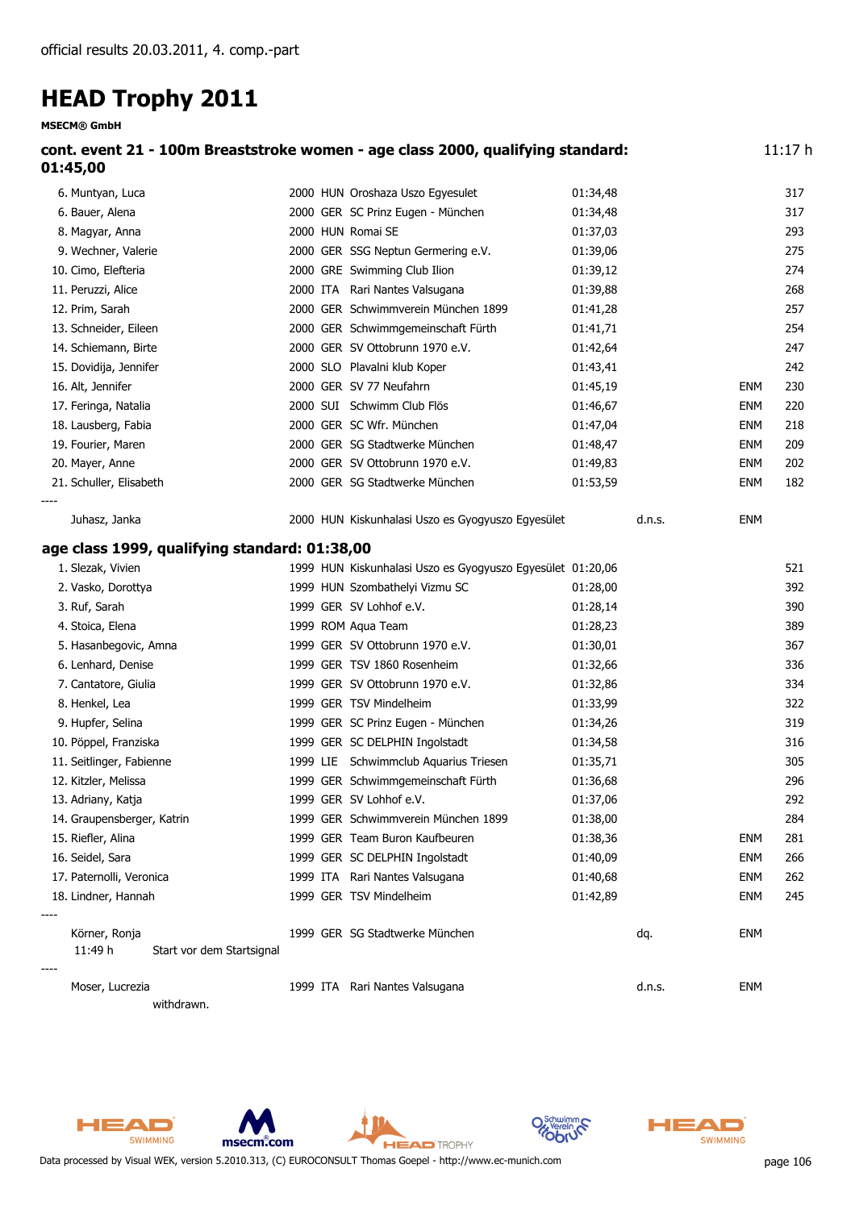official results 20.03.2011, 4. comp.-part

# HEAD Trophy 2011

**MSECM® GmbH**

### cont. event 21 - 100m Breaststroke women - age class 2000, qualifying standard: 01:45,00

11:17 h

| Place | Name | YOB | Nat | Club | Time | | | Points |
|---|---|---|---|---|---|---|---|---|
| 6. | Muntyan, Luca | 2000 | HUN | Oroshaza Uszo Egyesulet | 01:34,48 | | | 317 |
| 6. | Bauer, Alena | 2000 | GER | SC Prinz Eugen - München | 01:34,48 | | | 317 |
| 8. | Magyar, Anna | 2000 | HUN | Romai SE | 01:37,03 | | | 293 |
| 9. | Wechner, Valerie | 2000 | GER | SSG Neptun Germering e.V. | 01:39,06 | | | 275 |
| 10. | Cimo, Elefteria | 2000 | GRE | Swimming Club Ilion | 01:39,12 | | | 274 |
| 11. | Peruzzi, Alice | 2000 | ITA | Rari Nantes Valsugana | 01:39,88 | | | 268 |
| 12. | Prim, Sarah | 2000 | GER | Schwimmverein München 1899 | 01:41,28 | | | 257 |
| 13. | Schneider, Eileen | 2000 | GER | Schwimmgemeinschaft Fürth | 01:41,71 | | | 254 |
| 14. | Schiemann, Birte | 2000 | GER | SV Ottobrunn 1970 e.V. | 01:42,64 | | | 247 |
| 15. | Dovidija, Jennifer | 2000 | SLO | Plavalni klub Koper | 01:43,41 | | | 242 |
| 16. | Alt, Jennifer | 2000 | GER | SV 77 Neufahrn | 01:45,19 | | ENM | 230 |
| 17. | Feringa, Natalia | 2000 | SUI | Schwimm Club Flös | 01:46,67 | | ENM | 220 |
| 18. | Lausberg, Fabia | 2000 | GER | SC Wfr. München | 01:47,04 | | ENM | 218 |
| 19. | Fourier, Maren | 2000 | GER | SG Stadtwerke München | 01:48,47 | | ENM | 209 |
| 20. | Mayer, Anne | 2000 | GER | SV Ottobrunn 1970 e.V. | 01:49,83 | | ENM | 202 |
| 21. | Schuller, Elisabeth | 2000 | GER | SG Stadtwerke München | 01:53,59 | | ENM | 182 |
| ---- | | | | | | | | |
| | Juhasz, Janka | 2000 | HUN | Kiskunhalasi Uszo es Gyogyuszo Egyesület | | d.n.s. | ENM | |

### age class 1999, qualifying standard: 01:38,00

| Place | Name | YOB | Nat | Club | Time | | | Points |
|---|---|---|---|---|---|---|---|---|
| 1. | Slezak, Vivien | 1999 | HUN | Kiskunhalasi Uszo es Gyogyuszo Egyesület | 01:20,06 | | | 521 |
| 2. | Vasko, Dorottya | 1999 | HUN | Szombathelyi Vizmu SC | 01:28,00 | | | 392 |
| 3. | Ruf, Sarah | 1999 | GER | SV Lohhof e.V. | 01:28,14 | | | 390 |
| 4. | Stoica, Elena | 1999 | ROM | Aqua Team | 01:28,23 | | | 389 |
| 5. | Hasanbegovic, Amna | 1999 | GER | SV Ottobrunn 1970 e.V. | 01:30,01 | | | 367 |
| 6. | Lenhard, Denise | 1999 | GER | TSV 1860 Rosenheim | 01:32,66 | | | 336 |
| 7. | Cantatore, Giulia | 1999 | GER | SV Ottobrunn 1970 e.V. | 01:32,86 | | | 334 |
| 8. | Henkel, Lea | 1999 | GER | TSV Mindelheim | 01:33,99 | | | 322 |
| 9. | Hupfer, Selina | 1999 | GER | SC Prinz Eugen - München | 01:34,26 | | | 319 |
| 10. | Pöppel, Franziska | 1999 | GER | SC DELPHIN Ingolstadt | 01:34,58 | | | 316 |
| 11. | Seitlinger, Fabienne | 1999 | LIE | Schwimmclub Aquarius Triesen | 01:35,71 | | | 305 |
| 12. | Kitzler, Melissa | 1999 | GER | Schwimmgemeinschaft Fürth | 01:36,68 | | | 296 |
| 13. | Adriany, Katja | 1999 | GER | SV Lohhof e.V. | 01:37,06 | | | 292 |
| 14. | Graupensberger, Katrin | 1999 | GER | Schwimmverein München 1899 | 01:38,00 | | | 284 |
| 15. | Riefler, Alina | 1999 | GER | Team Buron Kaufbeuren | 01:38,36 | | ENM | 281 |
| 16. | Seidel, Sara | 1999 | GER | SC DELPHIN Ingolstadt | 01:40,09 | | ENM | 266 |
| 17. | Paternolli, Veronica | 1999 | ITA | Rari Nantes Valsugana | 01:40,68 | | ENM | 262 |
| 18. | Lindner, Hannah | 1999 | GER | TSV Mindelheim | 01:42,89 | | ENM | 245 |
| ---- | | | | | | | | |
| | Körner, Ronja (11:49 h Start vor dem Startsignal) | 1999 | GER | SG Stadtwerke München | | dq. | ENM | |
| ---- | | | | | | | | |
| | Moser, Lucrezia (withdrawn.) | 1999 | ITA | Rari Nantes Valsugana | | d.n.s. | ENM | |

Data processed by Visual WEK, version 5.2010.313, (C) EUROCONSULT Thomas Goepel - http://www.ec-munich.com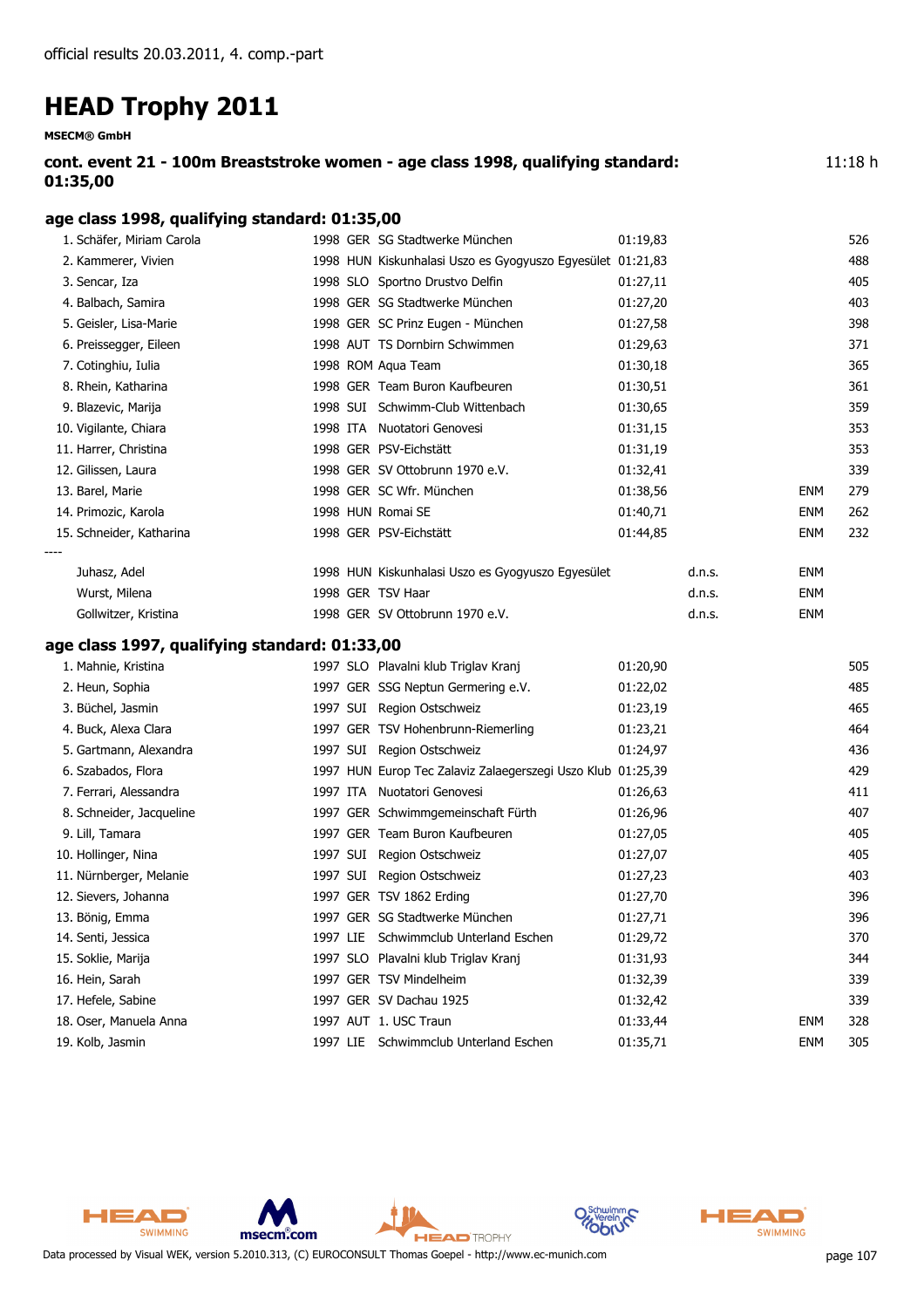official results 20.03.2011, 4. comp.-part

# HEAD Trophy 2011

**MSECM® GmbH**

**cont. event 21 - 100m Breaststroke women - age class 1998, qualifying standard: 01:35,00** 11:18 h

### age class 1998, qualifying standard: 01:35,00

| Rank | Name | YoB | Nat | Club | Time | | | Points |
|---|---|---|---|---|---|---|---|---|
| 1. | Schäfer, Miriam Carola | 1998 | GER | SG Stadtwerke München | 01:19,83 | | | 526 |
| 2. | Kammerer, Vivien | 1998 | HUN | Kiskunhalasi Uszo es Gyogyuszo Egyesület | 01:21,83 | | | 488 |
| 3. | Sencar, Iza | 1998 | SLO | Sportno Drustvo Delfin | 01:27,11 | | | 405 |
| 4. | Balbach, Samira | 1998 | GER | SG Stadtwerke München | 01:27,20 | | | 403 |
| 5. | Geisler, Lisa-Marie | 1998 | GER | SC Prinz Eugen - München | 01:27,58 | | | 398 |
| 6. | Preissegger, Eileen | 1998 | AUT | TS Dornbirn Schwimmen | 01:29,63 | | | 371 |
| 7. | Cotinghiu, Iulia | 1998 | ROM | Aqua Team | 01:30,18 | | | 365 |
| 8. | Rhein, Katharina | 1998 | GER | Team Buron Kaufbeuren | 01:30,51 | | | 361 |
| 9. | Blazevic, Marija | 1998 | SUI | Schwimm-Club Wittenbach | 01:30,65 | | | 359 |
| 10. | Vigilante, Chiara | 1998 | ITA | Nuotatori Genovesi | 01:31,15 | | | 353 |
| 11. | Harrer, Christina | 1998 | GER | PSV-Eichstätt | 01:31,19 | | | 353 |
| 12. | Gilissen, Laura | 1998 | GER | SV Ottobrunn 1970 e.V. | 01:32,41 | | | 339 |
| 13. | Barel, Marie | 1998 | GER | SC Wfr. München | 01:38,56 | | ENM | 279 |
| 14. | Primozic, Karola | 1998 | HUN | Romai SE | 01:40,71 | | ENM | 262 |
| 15. | Schneider, Katharina | 1998 | GER | PSV-Eichstätt | 01:44,85 | | ENM | 232 |
| ---- | | | | | | | | |
| | Juhasz, Adel | 1998 | HUN | Kiskunhalasi Uszo es Gyogyuszo Egyesület | | d.n.s. | ENM | |
| | Wurst, Milena | 1998 | GER | TSV Haar | | d.n.s. | ENM | |
| | Gollwitzer, Kristina | 1998 | GER | SV Ottobrunn 1970 e.V. | | d.n.s. | ENM | |

### age class 1997, qualifying standard: 01:33,00

| Rank | Name | YoB | Nat | Club | Time | | | Points |
|---|---|---|---|---|---|---|---|---|
| 1. | Mahnie, Kristina | 1997 | SLO | Plavalni klub Triglav Kranj | 01:20,90 | | | 505 |
| 2. | Heun, Sophia | 1997 | GER | SSG Neptun Germering e.V. | 01:22,02 | | | 485 |
| 3. | Büchel, Jasmin | 1997 | SUI | Region Ostschweiz | 01:23,19 | | | 465 |
| 4. | Buck, Alexa Clara | 1997 | GER | TSV Hohenbrunn-Riemerling | 01:23,21 | | | 464 |
| 5. | Gartmann, Alexandra | 1997 | SUI | Region Ostschweiz | 01:24,97 | | | 436 |
| 6. | Szabados, Flora | 1997 | HUN | Europ Tec Zalaviz Zalaegerszegi Uszo Klub | 01:25,39 | | | 429 |
| 7. | Ferrari, Alessandra | 1997 | ITA | Nuotatori Genovesi | 01:26,63 | | | 411 |
| 8. | Schneider, Jacqueline | 1997 | GER | Schwimmgemeinschaft Fürth | 01:26,96 | | | 407 |
| 9. | Lill, Tamara | 1997 | GER | Team Buron Kaufbeuren | 01:27,05 | | | 405 |
| 10. | Hollinger, Nina | 1997 | SUI | Region Ostschweiz | 01:27,07 | | | 405 |
| 11. | Nürnberger, Melanie | 1997 | SUI | Region Ostschweiz | 01:27,23 | | | 403 |
| 12. | Sievers, Johanna | 1997 | GER | TSV 1862 Erding | 01:27,70 | | | 396 |
| 13. | Bönig, Emma | 1997 | GER | SG Stadtwerke München | 01:27,71 | | | 396 |
| 14. | Senti, Jessica | 1997 | LIE | Schwimmclub Unterland Eschen | 01:29,72 | | | 370 |
| 15. | Soklie, Marija | 1997 | SLO | Plavalni klub Triglav Kranj | 01:31,93 | | | 344 |
| 16. | Hein, Sarah | 1997 | GER | TSV Mindelheim | 01:32,39 | | | 339 |
| 17. | Hefele, Sabine | 1997 | GER | SV Dachau 1925 | 01:32,42 | | | 339 |
| 18. | Oser, Manuela Anna | 1997 | AUT | 1. USC Traun | 01:33,44 | | ENM | 328 |
| 19. | Kolb, Jasmin | 1997 | LIE | Schwimmclub Unterland Eschen | 01:35,71 | | ENM | 305 |

Data processed by Visual WEK, version 5.2010.313, (C) EUROCONSULT Thomas Goepel - http://www.ec-munich.com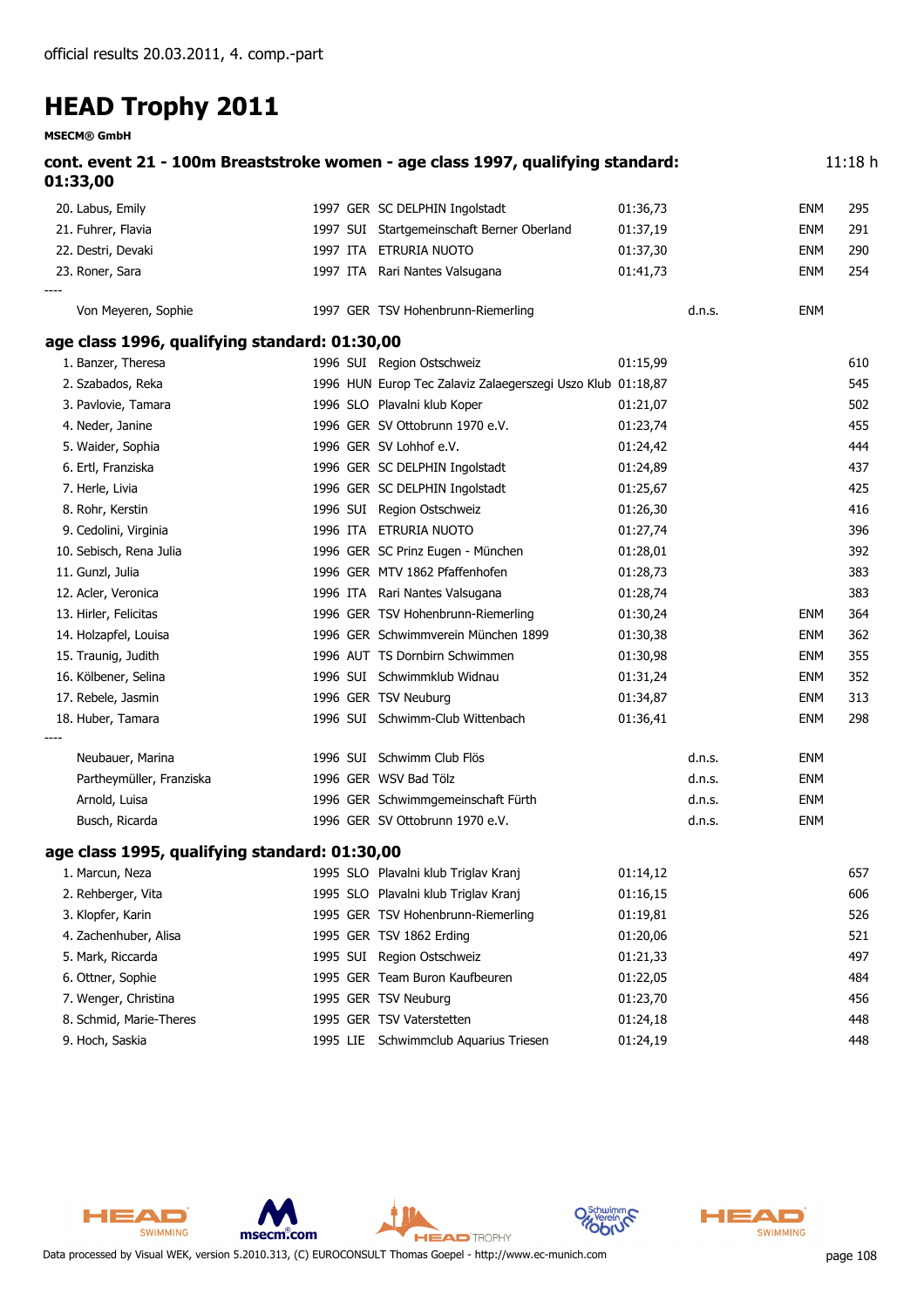official results 20.03.2011, 4. comp.-part

# HEAD Trophy 2011

**MSECM® GmbH**

### cont. event 21 - 100m Breaststroke women - age class 1997, qualifying standard: 01:33,00

11:18 h

| Place | Name | Year | Nat | Club | Time | Status | Note | Points |
|---|---|---|---|---|---|---|---|---|
| 20. | Labus, Emily | 1997 | GER | SC DELPHIN Ingolstadt | 01:36,73 | | ENM | 295 |
| 21. | Fuhrer, Flavia | 1997 | SUI | Startgemeinschaft Berner Oberland | 01:37,19 | | ENM | 291 |
| 22. | Destri, Devaki | 1997 | ITA | ETRURIA NUOTO | 01:37,30 | | ENM | 290 |
| 23. | Roner, Sara | 1997 | ITA | Rari Nantes Valsugana | 01:41,73 | | ENM | 254 |
| ---- | | | | | | | | |
| | Von Meyeren, Sophie | 1997 | GER | TSV Hohenbrunn-Riemerling | | d.n.s. | ENM | |

### age class 1996, qualifying standard: 01:30,00

| Place | Name | Year | Nat | Club | Time | Status | Note | Points |
|---|---|---|---|---|---|---|---|---|
| 1. | Banzer, Theresa | 1996 | SUI | Region Ostschweiz | 01:15,99 | | | 610 |
| 2. | Szabados, Reka | 1996 | HUN | Europ Tec Zalaviz Zalaegerszegi Uszo Klub | 01:18,87 | | | 545 |
| 3. | Pavlovie, Tamara | 1996 | SLO | Plavalni klub Koper | 01:21,07 | | | 502 |
| 4. | Neder, Janine | 1996 | GER | SV Ottobrunn 1970 e.V. | 01:23,74 | | | 455 |
| 5. | Waider, Sophia | 1996 | GER | SV Lohhof e.V. | 01:24,42 | | | 444 |
| 6. | Ertl, Franziska | 1996 | GER | SC DELPHIN Ingolstadt | 01:24,89 | | | 437 |
| 7. | Herle, Livia | 1996 | GER | SC DELPHIN Ingolstadt | 01:25,67 | | | 425 |
| 8. | Rohr, Kerstin | 1996 | SUI | Region Ostschweiz | 01:26,30 | | | 416 |
| 9. | Cedolini, Virginia | 1996 | ITA | ETRURIA NUOTO | 01:27,74 | | | 396 |
| 10. | Sebisch, Rena Julia | 1996 | GER | SC Prinz Eugen - München | 01:28,01 | | | 392 |
| 11. | Gunzl, Julia | 1996 | GER | MTV 1862 Pfaffenhofen | 01:28,73 | | | 383 |
| 12. | Acler, Veronica | 1996 | ITA | Rari Nantes Valsugana | 01:28,74 | | | 383 |
| 13. | Hirler, Felicitas | 1996 | GER | TSV Hohenbrunn-Riemerling | 01:30,24 | | ENM | 364 |
| 14. | Holzapfel, Louisa | 1996 | GER | Schwimmverein München 1899 | 01:30,38 | | ENM | 362 |
| 15. | Traunig, Judith | 1996 | AUT | TS Dornbirn Schwimmen | 01:30,98 | | ENM | 355 |
| 16. | Kölbener, Selina | 1996 | SUI | Schwimmklub Widnau | 01:31,24 | | ENM | 352 |
| 17. | Rebele, Jasmin | 1996 | GER | TSV Neuburg | 01:34,87 | | ENM | 313 |
| 18. | Huber, Tamara | 1996 | SUI | Schwimm-Club Wittenbach | 01:36,41 | | ENM | 298 |
| ---- | | | | | | | | |
| | Neubauer, Marina | 1996 | SUI | Schwimm Club Flös | | d.n.s. | ENM | |
| | Partheymüller, Franziska | 1996 | GER | WSV Bad Tölz | | d.n.s. | ENM | |
| | Arnold, Luisa | 1996 | GER | Schwimmgemeinschaft Fürth | | d.n.s. | ENM | |
| | Busch, Ricarda | 1996 | GER | SV Ottobrunn 1970 e.V. | | d.n.s. | ENM | |

### age class 1995, qualifying standard: 01:30,00

| Place | Name | Year | Nat | Club | Time | Status | Note | Points |
|---|---|---|---|---|---|---|---|---|
| 1. | Marcun, Neza | 1995 | SLO | Plavalni klub Triglav Kranj | 01:14,12 | | | 657 |
| 2. | Rehberger, Vita | 1995 | SLO | Plavalni klub Triglav Kranj | 01:16,15 | | | 606 |
| 3. | Klopfer, Karin | 1995 | GER | TSV Hohenbrunn-Riemerling | 01:19,81 | | | 526 |
| 4. | Zachenhuber, Alisa | 1995 | GER | TSV 1862 Erding | 01:20,06 | | | 521 |
| 5. | Mark, Riccarda | 1995 | SUI | Region Ostschweiz | 01:21,33 | | | 497 |
| 6. | Ottner, Sophie | 1995 | GER | Team Buron Kaufbeuren | 01:22,05 | | | 484 |
| 7. | Wenger, Christina | 1995 | GER | TSV Neuburg | 01:23,70 | | | 456 |
| 8. | Schmid, Marie-Theres | 1995 | GER | TSV Vaterstetten | 01:24,18 | | | 448 |
| 9. | Hoch, Saskia | 1995 | LIE | Schwimmclub Aquarius Triesen | 01:24,19 | | | 448 |

Data processed by Visual WEK, version 5.2010.313, (C) EUROCONSULT Thomas Goepel - http://www.ec-munich.com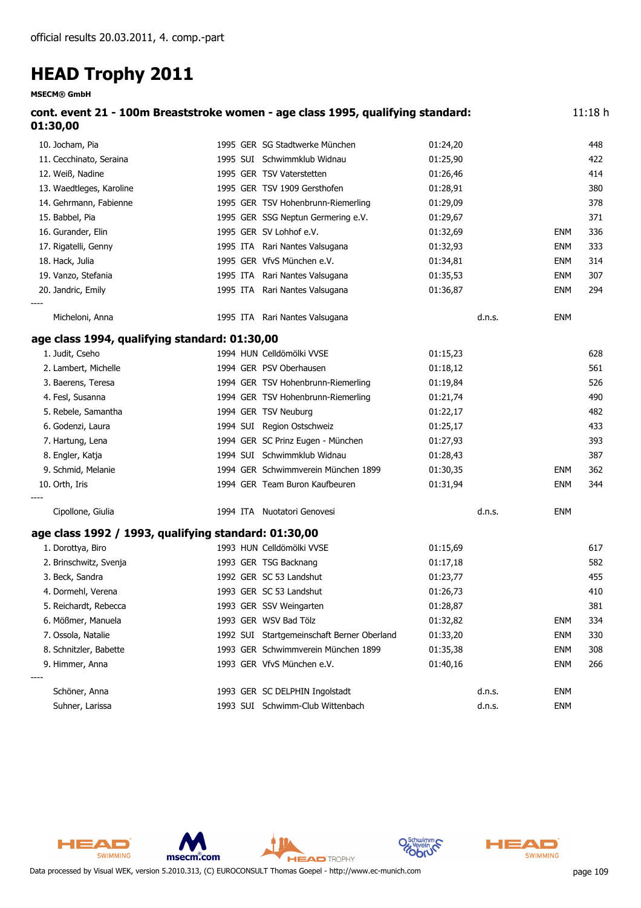official results 20.03.2011, 4. comp.-part

# HEAD Trophy 2011

**MSECM® GmbH**

### cont. event 21 - 100m Breaststroke women - age class 1995, qualifying standard: 01:30,00

11:18 h

| Place | Name | Year | Nat | Club | Time | | | Points |
|---|---|---|---|---|---|---|---|---|
| 10. | Jocham, Pia | 1995 | GER | SG Stadtwerke München | 01:24,20 | | | 448 |
| 11. | Cecchinato, Seraina | 1995 | SUI | Schwimmklub Widnau | 01:25,90 | | | 422 |
| 12. | Weiß, Nadine | 1995 | GER | TSV Vaterstetten | 01:26,46 | | | 414 |
| 13. | Waedtleges, Karoline | 1995 | GER | TSV 1909 Gersthofen | 01:28,91 | | | 380 |
| 14. | Gehrmann, Fabienne | 1995 | GER | TSV Hohenbrunn-Riemerling | 01:29,09 | | | 378 |
| 15. | Babbel, Pia | 1995 | GER | SSG Neptun Germering e.V. | 01:29,67 | | | 371 |
| 16. | Gurander, Elin | 1995 | GER | SV Lohhof e.V. | 01:32,69 | | ENM | 336 |
| 17. | Rigatelli, Genny | 1995 | ITA | Rari Nantes Valsugana | 01:32,93 | | ENM | 333 |
| 18. | Hack, Julia | 1995 | GER | VfvS München e.V. | 01:34,81 | | ENM | 314 |
| 19. | Vanzo, Stefania | 1995 | ITA | Rari Nantes Valsugana | 01:35,53 | | ENM | 307 |
| 20. | Jandric, Emily | 1995 | ITA | Rari Nantes Valsugana | 01:36,87 | | ENM | 294 |
| ---- | | | | | | | | |
| | Micheloni, Anna | 1995 | ITA | Rari Nantes Valsugana | | d.n.s. | ENM | |

### age class 1994, qualifying standard: 01:30,00

| Place | Name | Year | Nat | Club | Time | | | Points |
|---|---|---|---|---|---|---|---|---|
| 1. | Judit, Cseho | 1994 | HUN | Celldömölki VVSE | 01:15,23 | | | 628 |
| 2. | Lambert, Michelle | 1994 | GER | PSV Oberhausen | 01:18,12 | | | 561 |
| 3. | Baerens, Teresa | 1994 | GER | TSV Hohenbrunn-Riemerling | 01:19,84 | | | 526 |
| 4. | Fesl, Susanna | 1994 | GER | TSV Hohenbrunn-Riemerling | 01:21,74 | | | 490 |
| 5. | Rebele, Samantha | 1994 | GER | TSV Neuburg | 01:22,17 | | | 482 |
| 6. | Godenzi, Laura | 1994 | SUI | Region Ostschweiz | 01:25,17 | | | 433 |
| 7. | Hartung, Lena | 1994 | GER | SC Prinz Eugen - München | 01:27,93 | | | 393 |
| 8. | Engler, Katja | 1994 | SUI | Schwimmklub Widnau | 01:28,43 | | | 387 |
| 9. | Schmid, Melanie | 1994 | GER | Schwimmverein München 1899 | 01:30,35 | | ENM | 362 |
| 10. | Orth, Iris | 1994 | GER | Team Buron Kaufbeuren | 01:31,94 | | ENM | 344 |
| ---- | | | | | | | | |
| | Cipollone, Giulia | 1994 | ITA | Nuotatori Genovesi | | d.n.s. | ENM | |

### age class 1992 / 1993, qualifying standard: 01:30,00

| Place | Name | Year | Nat | Club | Time | | | Points |
|---|---|---|---|---|---|---|---|---|
| 1. | Dorottya, Biro | 1993 | HUN | Celldömölki VVSE | 01:15,69 | | | 617 |
| 2. | Brinschwitz, Svenja | 1993 | GER | TSG Backnang | 01:17,18 | | | 582 |
| 3. | Beck, Sandra | 1992 | GER | SC 53 Landshut | 01:23,77 | | | 455 |
| 4. | Dormehl, Verena | 1993 | GER | SC 53 Landshut | 01:26,73 | | | 410 |
| 5. | Reichardt, Rebecca | 1993 | GER | SSV Weingarten | 01:28,87 | | | 381 |
| 6. | Mößmer, Manuela | 1993 | GER | WSV Bad Tölz | 01:32,82 | | ENM | 334 |
| 7. | Ossola, Natalie | 1992 | SUI | Startgemeinschaft Berner Oberland | 01:33,20 | | ENM | 330 |
| 8. | Schnitzler, Babette | 1993 | GER | Schwimmverein München 1899 | 01:35,38 | | ENM | 308 |
| 9. | Himmer, Anna | 1993 | GER | VfvS München e.V. | 01:40,16 | | ENM | 266 |
| ---- | | | | | | | | |
| | Schöner, Anna | 1993 | GER | SC DELPHIN Ingolstadt | | d.n.s. | ENM | |
| | Suhner, Larissa | 1993 | SUI | Schwimm-Club Wittenbach | | d.n.s. | ENM | |

Data processed by Visual WEK, version 5.2010.313, (C) EUROCONSULT Thomas Goepel - http://www.ec-munich.com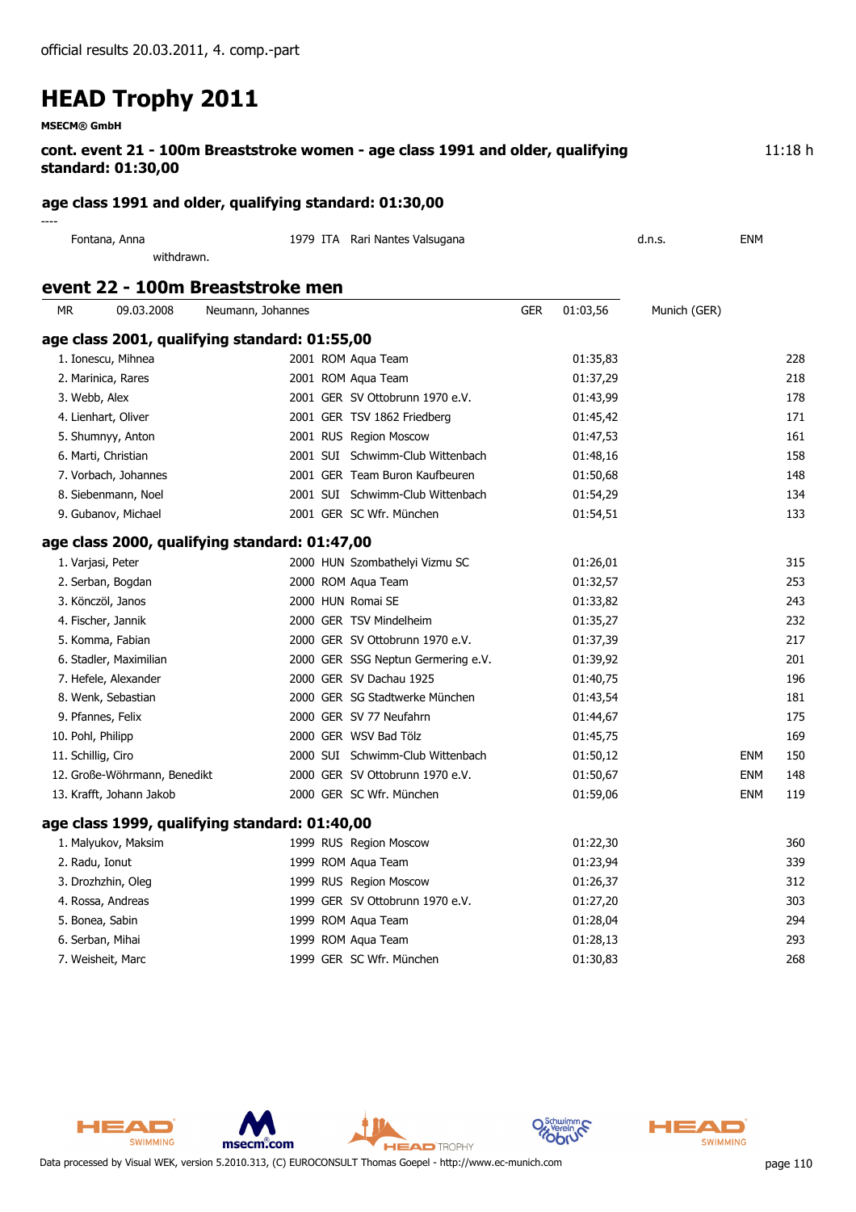official results 20.03.2011, 4. comp.-part

# HEAD Trophy 2011

**MSECM® GmbH**

**cont. event 21 - 100m Breaststroke women - age class 1991 and older, qualifying standard: 01:30,00** 11:18 h

### age class 1991 and older, qualifying standard: 01:30,00

----

| Name | Year | Nat | Club | Time | | Points |
|---|---|---|---|---|---|---|
| Fontana, Anna | 1979 | ITA | Rari Nantes Valsugana | d.n.s. | ENM | |
| withdrawn. | | | | | | |

## event 22 - 100m Breaststroke men

| MR | 09.03.2008 | Neumann, Johannes | GER | 01:03,56 | Munich (GER) |
|---|---|---|---|---|---|

### age class 2001, qualifying standard: 01:55,00

| Place | Name | Year | Nat | Club | Time | | Points |
|---|---|---|---|---|---|---|---|
| 1. | Ionescu, Mihnea | 2001 | ROM | Aqua Team | 01:35,83 | | 228 |
| 2. | Marinica, Rares | 2001 | ROM | Aqua Team | 01:37,29 | | 218 |
| 3. | Webb, Alex | 2001 | GER | SV Ottobrunn 1970 e.V. | 01:43,99 | | 178 |
| 4. | Lienhart, Oliver | 2001 | GER | TSV 1862 Friedberg | 01:45,42 | | 171 |
| 5. | Shumnyy, Anton | 2001 | RUS | Region Moscow | 01:47,53 | | 161 |
| 6. | Marti, Christian | 2001 | SUI | Schwimm-Club Wittenbach | 01:48,16 | | 158 |
| 7. | Vorbach, Johannes | 2001 | GER | Team Buron Kaufbeuren | 01:50,68 | | 148 |
| 8. | Siebenmann, Noel | 2001 | SUI | Schwimm-Club Wittenbach | 01:54,29 | | 134 |
| 9. | Gubanov, Michael | 2001 | GER | SC Wfr. München | 01:54,51 | | 133 |

### age class 2000, qualifying standard: 01:47,00

| Place | Name | Year | Nat | Club | Time | | Points |
|---|---|---|---|---|---|---|---|
| 1. | Varjasi, Peter | 2000 | HUN | Szombathelyi Vizmu SC | 01:26,01 | | 315 |
| 2. | Serban, Bogdan | 2000 | ROM | Aqua Team | 01:32,57 | | 253 |
| 3. | Könczöl, Janos | 2000 | HUN | Romai SE | 01:33,82 | | 243 |
| 4. | Fischer, Jannik | 2000 | GER | TSV Mindelheim | 01:35,27 | | 232 |
| 5. | Komma, Fabian | 2000 | GER | SV Ottobrunn 1970 e.V. | 01:37,39 | | 217 |
| 6. | Stadler, Maximilian | 2000 | GER | SSG Neptun Germering e.V. | 01:39,92 | | 201 |
| 7. | Hefele, Alexander | 2000 | GER | SV Dachau 1925 | 01:40,75 | | 196 |
| 8. | Wenk, Sebastian | 2000 | GER | SG Stadtwerke München | 01:43,54 | | 181 |
| 9. | Pfannes, Felix | 2000 | GER | SV 77 Neufahrn | 01:44,67 | | 175 |
| 10. | Pohl, Philipp | 2000 | GER | WSV Bad Tölz | 01:45,75 | | 169 |
| 11. | Schillig, Ciro | 2000 | SUI | Schwimm-Club Wittenbach | 01:50,12 | ENM | 150 |
| 12. | Große-Wöhrmann, Benedikt | 2000 | GER | SV Ottobrunn 1970 e.V. | 01:50,67 | ENM | 148 |
| 13. | Krafft, Johann Jakob | 2000 | GER | SC Wfr. München | 01:59,06 | ENM | 119 |

### age class 1999, qualifying standard: 01:40,00

| Place | Name | Year | Nat | Club | Time | | Points |
|---|---|---|---|---|---|---|---|
| 1. | Malyukov, Maksim | 1999 | RUS | Region Moscow | 01:22,30 | | 360 |
| 2. | Radu, Ionut | 1999 | ROM | Aqua Team | 01:23,94 | | 339 |
| 3. | Drozhzhin, Oleg | 1999 | RUS | Region Moscow | 01:26,37 | | 312 |
| 4. | Rossa, Andreas | 1999 | GER | SV Ottobrunn 1970 e.V. | 01:27,20 | | 303 |
| 5. | Bonea, Sabin | 1999 | ROM | Aqua Team | 01:28,04 | | 294 |
| 6. | Serban, Mihai | 1999 | ROM | Aqua Team | 01:28,13 | | 293 |
| 7. | Weisheit, Marc | 1999 | GER | SC Wfr. München | 01:30,83 | | 268 |

Data processed by Visual WEK, version 5.2010.313, (C) EUROCONSULT Thomas Goepel - http://www.ec-munich.com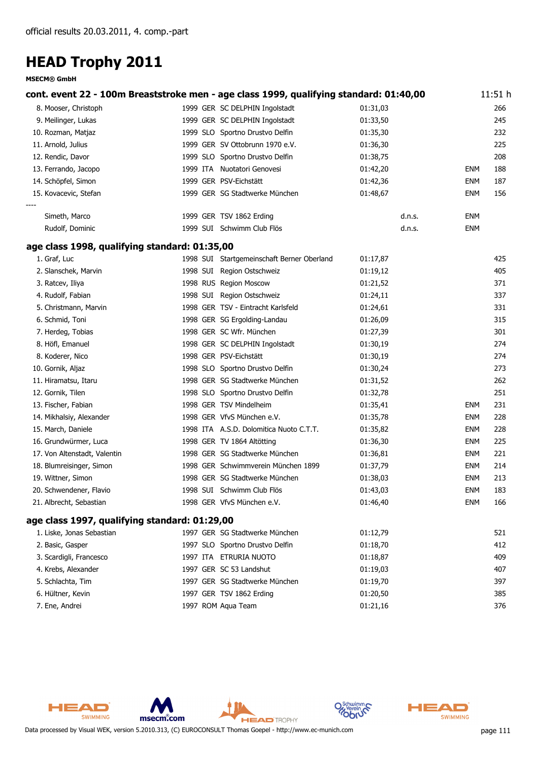official results 20.03.2011, 4. comp.-part

# HEAD Trophy 2011

**MSECM® GmbH**

### cont. event 22 - 100m Breaststroke men - age class 1999, qualifying standard: 01:40,00

11:51 h

| Place | Name | Year | Nat | Club | Time | Note | Std | Points |
|---|---|---|---|---|---|---|---|---|
| 8. | Mooser, Christoph | 1999 | GER | SC DELPHIN Ingolstadt | 01:31,03 | | | 266 |
| 9. | Meilinger, Lukas | 1999 | GER | SC DELPHIN Ingolstadt | 01:33,50 | | | 245 |
| 10. | Rozman, Matjaz | 1999 | SLO | Sportno Drustvo Delfin | 01:35,30 | | | 232 |
| 11. | Arnold, Julius | 1999 | GER | SV Ottobrunn 1970 e.V. | 01:36,30 | | | 225 |
| 12. | Rendic, Davor | 1999 | SLO | Sportno Drustvo Delfin | 01:38,75 | | | 208 |
| 13. | Ferrando, Jacopo | 1999 | ITA | Nuotatori Genovesi | 01:42,20 | | ENM | 188 |
| 14. | Schöpfel, Simon | 1999 | GER | PSV-Eichstätt | 01:42,36 | | ENM | 187 |
| 15. | Kovacevic, Stefan | 1999 | GER | SG Stadtwerke München | 01:48,67 | | ENM | 156 |
| ---- | | | | | | | | |
| | Simeth, Marco | 1999 | GER | TSV 1862 Erding | | d.n.s. | ENM | |
| | Rudolf, Dominic | 1999 | SUI | Schwimm Club Flös | | d.n.s. | ENM | |

### age class 1998, qualifying standard: 01:35,00

| Place | Name | Year | Nat | Club | Time | Note | Std | Points |
|---|---|---|---|---|---|---|---|---|
| 1. | Graf, Luc | 1998 | SUI | Startgemeinschaft Berner Oberland | 01:17,87 | | | 425 |
| 2. | Slanschek, Marvin | 1998 | SUI | Region Ostschweiz | 01:19,12 | | | 405 |
| 3. | Ratcev, Iliya | 1998 | RUS | Region Moscow | 01:21,52 | | | 371 |
| 4. | Rudolf, Fabian | 1998 | SUI | Region Ostschweiz | 01:24,11 | | | 337 |
| 5. | Christmann, Marvin | 1998 | GER | TSV - Eintracht Karlsfeld | 01:24,61 | | | 331 |
| 6. | Schmid, Toni | 1998 | GER | SG Ergolding-Landau | 01:26,09 | | | 315 |
| 7. | Herdeg, Tobias | 1998 | GER | SC Wfr. München | 01:27,39 | | | 301 |
| 8. | Höfl, Emanuel | 1998 | GER | SC DELPHIN Ingolstadt | 01:30,19 | | | 274 |
| 8. | Koderer, Nico | 1998 | GER | PSV-Eichstätt | 01:30,19 | | | 274 |
| 10. | Gornik, Aljaz | 1998 | SLO | Sportno Drustvo Delfin | 01:30,24 | | | 273 |
| 11. | Hiramatsu, Itaru | 1998 | GER | SG Stadtwerke München | 01:31,52 | | | 262 |
| 12. | Gornik, Tilen | 1998 | SLO | Sportno Drustvo Delfin | 01:32,78 | | | 251 |
| 13. | Fischer, Fabian | 1998 | GER | TSV Mindelheim | 01:35,41 | | ENM | 231 |
| 14. | Mikhalsiy, Alexander | 1998 | GER | VfvS München e.V. | 01:35,78 | | ENM | 228 |
| 15. | March, Daniele | 1998 | ITA | A.S.D. Dolomitica Nuoto C.T.T. | 01:35,82 | | ENM | 228 |
| 16. | Grundwürmer, Luca | 1998 | GER | TV 1864 Altötting | 01:36,30 | | ENM | 225 |
| 17. | Von Altenstadt, Valentin | 1998 | GER | SG Stadtwerke München | 01:36,81 | | ENM | 221 |
| 18. | Blumreisinger, Simon | 1998 | GER | Schwimmverein München 1899 | 01:37,79 | | ENM | 214 |
| 19. | Wittner, Simon | 1998 | GER | SG Stadtwerke München | 01:38,03 | | ENM | 213 |
| 20. | Schwendener, Flavio | 1998 | SUI | Schwimm Club Flös | 01:43,03 | | ENM | 183 |
| 21. | Albrecht, Sebastian | 1998 | GER | VfvS München e.V. | 01:46,40 | | ENM | 166 |

### age class 1997, qualifying standard: 01:29,00

| Place | Name | Year | Nat | Club | Time | Note | Std | Points |
|---|---|---|---|---|---|---|---|---|
| 1. | Liske, Jonas Sebastian | 1997 | GER | SG Stadtwerke München | 01:12,79 | | | 521 |
| 2. | Basic, Gasper | 1997 | SLO | Sportno Drustvo Delfin | 01:18,70 | | | 412 |
| 3. | Scardigli, Francesco | 1997 | ITA | ETRURIA NUOTO | 01:18,87 | | | 409 |
| 4. | Krebs, Alexander | 1997 | GER | SC 53 Landshut | 01:19,03 | | | 407 |
| 5. | Schlachta, Tim | 1997 | GER | SG Stadtwerke München | 01:19,70 | | | 397 |
| 6. | Hültner, Kevin | 1997 | GER | TSV 1862 Erding | 01:20,50 | | | 385 |
| 7. | Ene, Andrei | 1997 | ROM | Aqua Team | 01:21,16 | | | 376 |

Data processed by Visual WEK, version 5.2010.313, (C) EUROCONSULT Thomas Goepel - http://www.ec-munich.com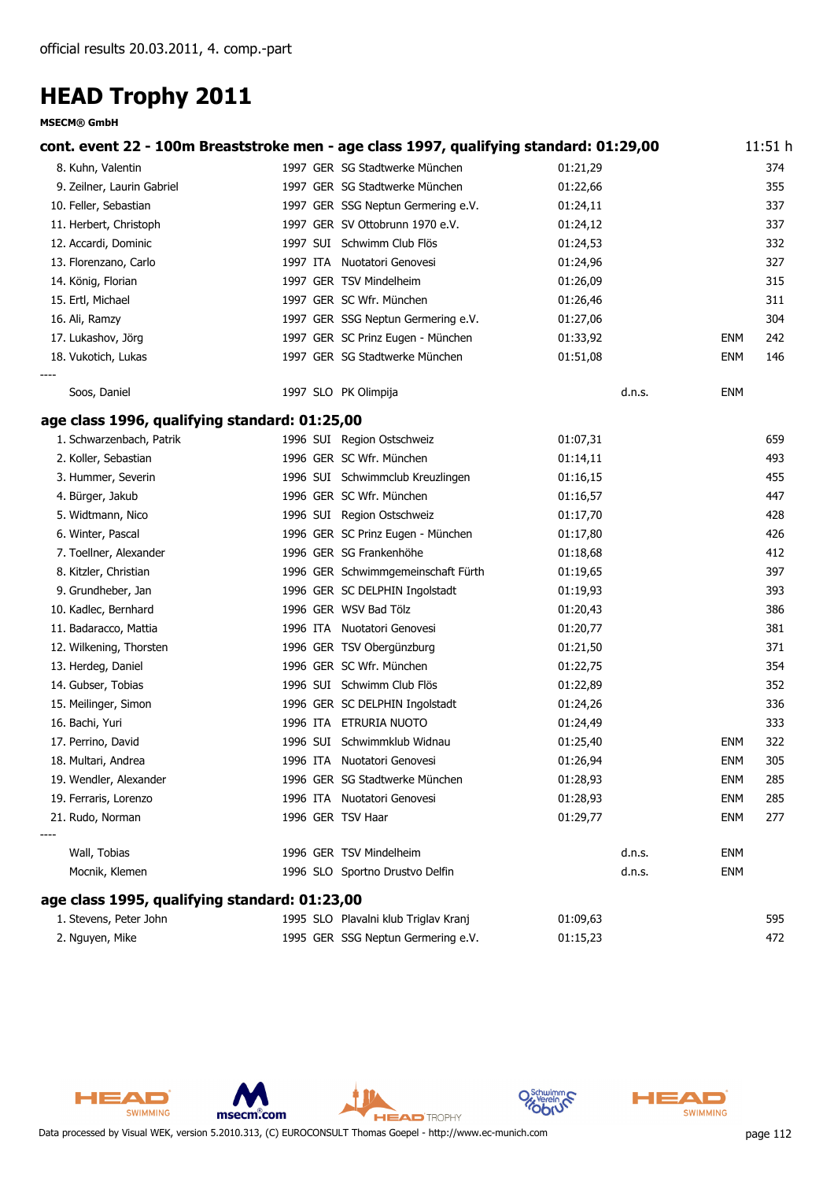official results 20.03.2011, 4. comp.-part

# HEAD Trophy 2011

**MSECM® GmbH**

## cont. event 22 - 100m Breaststroke men - age class 1997, qualifying standard: 01:29,00

11:51 h

| Rank | Name | Year | Nat | Club | Time | | | Points |
|---|---|---|---|---|---|---|---|---|
| 8. | Kuhn, Valentin | 1997 | GER | SG Stadtwerke München | 01:21,29 | | | 374 |
| 9. | Zeilner, Laurin Gabriel | 1997 | GER | SG Stadtwerke München | 01:22,66 | | | 355 |
| 10. | Feller, Sebastian | 1997 | GER | SSG Neptun Germering e.V. | 01:24,11 | | | 337 |
| 11. | Herbert, Christoph | 1997 | GER | SV Ottobrunn 1970 e.V. | 01:24,12 | | | 337 |
| 12. | Accardi, Dominic | 1997 | SUI | Schwimm Club Flös | 01:24,53 | | | 332 |
| 13. | Florenzano, Carlo | 1997 | ITA | Nuotatori Genovesi | 01:24,96 | | | 327 |
| 14. | König, Florian | 1997 | GER | TSV Mindelheim | 01:26,09 | | | 315 |
| 15. | Ertl, Michael | 1997 | GER | SC Wfr. München | 01:26,46 | | | 311 |
| 16. | Ali, Ramzy | 1997 | GER | SSG Neptun Germering e.V. | 01:27,06 | | | 304 |
| 17. | Lukashov, Jörg | 1997 | GER | SC Prinz Eugen - München | 01:33,92 | | ENM | 242 |
| 18. | Vukotich, Lukas | 1997 | GER | SG Stadtwerke München | 01:51,08 | | ENM | 146 |
| ---- | | | | | | | | |
| | Soos, Daniel | 1997 | SLO | PK Olimpija | | d.n.s. | ENM | |

## age class 1996, qualifying standard: 01:25,00

| Rank | Name | Year | Nat | Club | Time | | | Points |
|---|---|---|---|---|---|---|---|---|
| 1. | Schwarzenbach, Patrik | 1996 | SUI | Region Ostschweiz | 01:07,31 | | | 659 |
| 2. | Koller, Sebastian | 1996 | GER | SC Wfr. München | 01:14,11 | | | 493 |
| 3. | Hummer, Severin | 1996 | SUI | Schwimmclub Kreuzlingen | 01:16,15 | | | 455 |
| 4. | Bürger, Jakub | 1996 | GER | SC Wfr. München | 01:16,57 | | | 447 |
| 5. | Widtmann, Nico | 1996 | SUI | Region Ostschweiz | 01:17,70 | | | 428 |
| 6. | Winter, Pascal | 1996 | GER | SC Prinz Eugen - München | 01:17,80 | | | 426 |
| 7. | Toellner, Alexander | 1996 | GER | SG Frankenhöhe | 01:18,68 | | | 412 |
| 8. | Kitzler, Christian | 1996 | GER | Schwimmgemeinschaft Fürth | 01:19,65 | | | 397 |
| 9. | Grundheber, Jan | 1996 | GER | SC DELPHIN Ingolstadt | 01:19,93 | | | 393 |
| 10. | Kadlec, Bernhard | 1996 | GER | WSV Bad Tölz | 01:20,43 | | | 386 |
| 11. | Badaracco, Mattia | 1996 | ITA | Nuotatori Genovesi | 01:20,77 | | | 381 |
| 12. | Wilkening, Thorsten | 1996 | GER | TSV Obergünzburg | 01:21,50 | | | 371 |
| 13. | Herdeg, Daniel | 1996 | GER | SC Wfr. München | 01:22,75 | | | 354 |
| 14. | Gubser, Tobias | 1996 | SUI | Schwimm Club Flös | 01:22,89 | | | 352 |
| 15. | Meilinger, Simon | 1996 | GER | SC DELPHIN Ingolstadt | 01:24,26 | | | 336 |
| 16. | Bachi, Yuri | 1996 | ITA | ETRURIA NUOTO | 01:24,49 | | | 333 |
| 17. | Perrino, David | 1996 | SUI | Schwimmklub Widnau | 01:25,40 | | ENM | 322 |
| 18. | Multari, Andrea | 1996 | ITA | Nuotatori Genovesi | 01:26,94 | | ENM | 305 |
| 19. | Wendler, Alexander | 1996 | GER | SG Stadtwerke München | 01:28,93 | | ENM | 285 |
| 19. | Ferraris, Lorenzo | 1996 | ITA | Nuotatori Genovesi | 01:28,93 | | ENM | 285 |
| 21. | Rudo, Norman | 1996 | GER | TSV Haar | 01:29,77 | | ENM | 277 |
| ---- | | | | | | | | |
| | Wall, Tobias | 1996 | GER | TSV Mindelheim | | d.n.s. | ENM | |
| | Mocnik, Klemen | 1996 | SLO | Sportno Drustvo Delfin | | d.n.s. | ENM | |

## age class 1995, qualifying standard: 01:23,00

| Rank | Name | Year | Nat | Club | Time | | | Points |
|---|---|---|---|---|---|---|---|---|
| 1. | Stevens, Peter John | 1995 | SLO | Plavalni klub Triglav Kranj | 01:09,63 | | | 595 |
| 2. | Nguyen, Mike | 1995 | GER | SSG Neptun Germering e.V. | 01:15,23 | | | 472 |

Data processed by Visual WEK, version 5.2010.313, (C) EUROCONSULT Thomas Goepel - http://www.ec-munich.com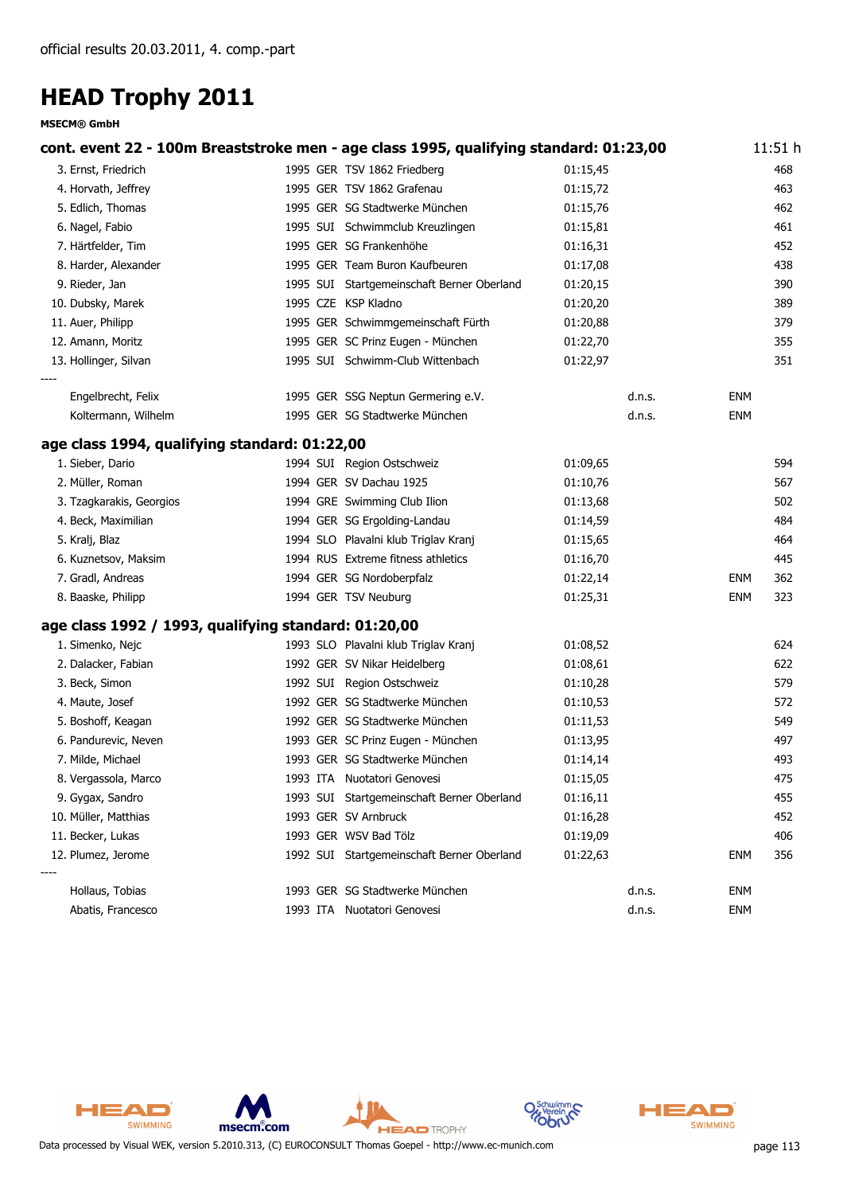official results 20.03.2011, 4. comp.-part

# HEAD Trophy 2011

**MSECM® GmbH**

## cont. event 22 - 100m Breaststroke men - age class 1995, qualifying standard: 01:23,00

11:51 h

| Place | Name | Year | Nat | Club | Time | | | Points |
|---|---|---|---|---|---|---|---|---|
| 3. | Ernst, Friedrich | 1995 | GER | TSV 1862 Friedberg | 01:15,45 | | | 468 |
| 4. | Horvath, Jeffrey | 1995 | GER | TSV 1862 Grafenau | 01:15,72 | | | 463 |
| 5. | Edlich, Thomas | 1995 | GER | SG Stadtwerke München | 01:15,76 | | | 462 |
| 6. | Nagel, Fabio | 1995 | SUI | Schwimmclub Kreuzlingen | 01:15,81 | | | 461 |
| 7. | Härtfelder, Tim | 1995 | GER | SG Frankenhöhe | 01:16,31 | | | 452 |
| 8. | Harder, Alexander | 1995 | GER | Team Buron Kaufbeuren | 01:17,08 | | | 438 |
| 9. | Rieder, Jan | 1995 | SUI | Startgemeinschaft Berner Oberland | 01:20,15 | | | 390 |
| 10. | Dubsky, Marek | 1995 | CZE | KSP Kladno | 01:20,20 | | | 389 |
| 11. | Auer, Philipp | 1995 | GER | Schwimmgemeinschaft Fürth | 01:20,88 | | | 379 |
| 12. | Amann, Moritz | 1995 | GER | SC Prinz Eugen - München | 01:22,70 | | | 355 |
| 13. | Hollinger, Silvan | 1995 | SUI | Schwimm-Club Wittenbach | 01:22,97 | | | 351 |
| ---- | | | | | | | | |
| | Engelbrecht, Felix | 1995 | GER | SSG Neptun Germering e.V. | | d.n.s. | ENM | |
| | Koltermann, Wilhelm | 1995 | GER | SG Stadtwerke München | | d.n.s. | ENM | |

## age class 1994, qualifying standard: 01:22,00

| Place | Name | Year | Nat | Club | Time | | | Points |
|---|---|---|---|---|---|---|---|---|
| 1. | Sieber, Dario | 1994 | SUI | Region Ostschweiz | 01:09,65 | | | 594 |
| 2. | Müller, Roman | 1994 | GER | SV Dachau 1925 | 01:10,76 | | | 567 |
| 3. | Tzagkarakis, Georgios | 1994 | GRE | Swimming Club Ilion | 01:13,68 | | | 502 |
| 4. | Beck, Maximilian | 1994 | GER | SG Ergolding-Landau | 01:14,59 | | | 484 |
| 5. | Kralj, Blaz | 1994 | SLO | Plavalni klub Triglav Kranj | 01:15,65 | | | 464 |
| 6. | Kuznetsov, Maksim | 1994 | RUS | Extreme fitness athletics | 01:16,70 | | | 445 |
| 7. | Gradl, Andreas | 1994 | GER | SG Nordoberpfalz | 01:22,14 | | ENM | 362 |
| 8. | Baaske, Philipp | 1994 | GER | TSV Neuburg | 01:25,31 | | ENM | 323 |

## age class 1992 / 1993, qualifying standard: 01:20,00

| Place | Name | Year | Nat | Club | Time | | | Points |
|---|---|---|---|---|---|---|---|---|
| 1. | Simenko, Nejc | 1993 | SLO | Plavalni klub Triglav Kranj | 01:08,52 | | | 624 |
| 2. | Dalacker, Fabian | 1992 | GER | SV Nikar Heidelberg | 01:08,61 | | | 622 |
| 3. | Beck, Simon | 1992 | SUI | Region Ostschweiz | 01:10,28 | | | 579 |
| 4. | Maute, Josef | 1992 | GER | SG Stadtwerke München | 01:10,53 | | | 572 |
| 5. | Boshoff, Keagan | 1992 | GER | SG Stadtwerke München | 01:11,53 | | | 549 |
| 6. | Pandurevic, Neven | 1993 | GER | SC Prinz Eugen - München | 01:13,95 | | | 497 |
| 7. | Milde, Michael | 1993 | GER | SG Stadtwerke München | 01:14,14 | | | 493 |
| 8. | Vergassola, Marco | 1993 | ITA | Nuotatori Genovesi | 01:15,05 | | | 475 |
| 9. | Gygax, Sandro | 1993 | SUI | Startgemeinschaft Berner Oberland | 01:16,11 | | | 455 |
| 10. | Müller, Matthias | 1993 | GER | SV Arnbruck | 01:16,28 | | | 452 |
| 11. | Becker, Lukas | 1993 | GER | WSV Bad Tölz | 01:19,09 | | | 406 |
| 12. | Plumez, Jerome | 1992 | SUI | Startgemeinschaft Berner Oberland | 01:22,63 | | ENM | 356 |
| ---- | | | | | | | | |
| | Hollaus, Tobias | 1993 | GER | SG Stadtwerke München | | d.n.s. | ENM | |
| | Abatis, Francesco | 1993 | ITA | Nuotatori Genovesi | | d.n.s. | ENM | |

Data processed by Visual WEK, version 5.2010.313, (C) EUROCONSULT Thomas Goepel - http://www.ec-munich.com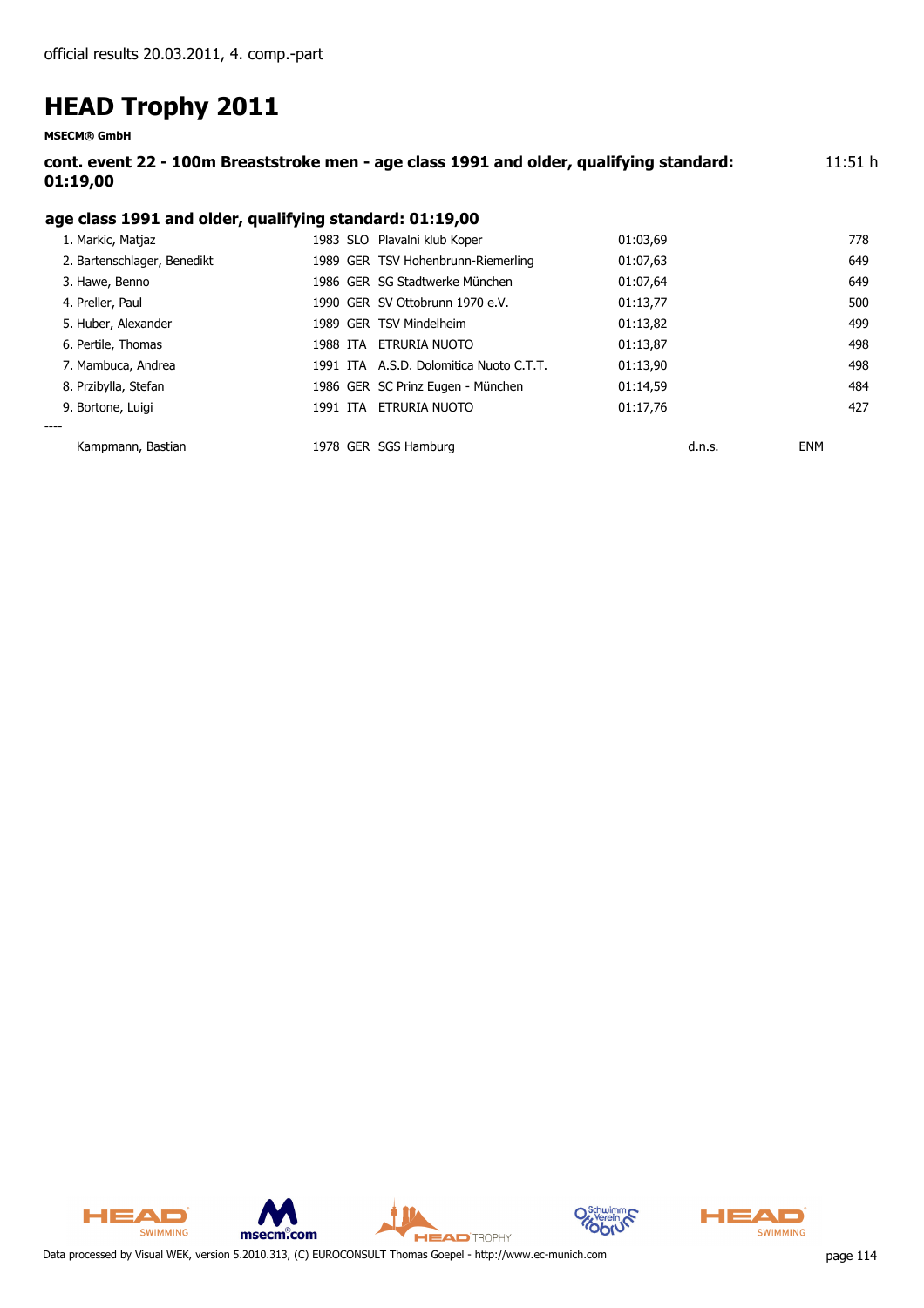official results 20.03.2011, 4. comp.-part

# HEAD Trophy 2011

**MSECM® GmbH**

**cont. event 22 - 100m Breaststroke men - age class 1991 and older, qualifying standard: 01:19,00** 11:51 h

### age class 1991 and older, qualifying standard: 01:19,00

| Rank | Name | Year | Nation | Club | Time | | | Points |
|---|---|---|---|---|---|---|---|---|
| 1. | Markic, Matjaz | 1983 | SLO | Plavalni klub Koper | 01:03,69 | | | 778 |
| 2. | Bartenschlager, Benedikt | 1989 | GER | TSV Hohenbrunn-Riemerling | 01:07,63 | | | 649 |
| 3. | Hawe, Benno | 1986 | GER | SG Stadtwerke München | 01:07,64 | | | 649 |
| 4. | Preller, Paul | 1990 | GER | SV Ottobrunn 1970 e.V. | 01:13,77 | | | 500 |
| 5. | Huber, Alexander | 1989 | GER | TSV Mindelheim | 01:13,82 | | | 499 |
| 6. | Pertile, Thomas | 1988 | ITA | ETRURIA NUOTO | 01:13,87 | | | 498 |
| 7. | Mambuca, Andrea | 1991 | ITA | A.S.D. Dolomitica Nuoto C.T.T. | 01:13,90 | | | 498 |
| 8. | Przibylla, Stefan | 1986 | GER | SC Prinz Eugen - München | 01:14,59 | | | 484 |
| 9. | Bortone, Luigi | 1991 | ITA | ETRURIA NUOTO | 01:17,76 | | | 427 |
| ---- | | | | | | | | |
| | Kampmann, Bastian | 1978 | GER | SGS Hamburg | | d.n.s. | ENM | |

Data processed by Visual WEK, version 5.2010.313, (C) EUROCONSULT Thomas Goepel - http://www.ec-munich.com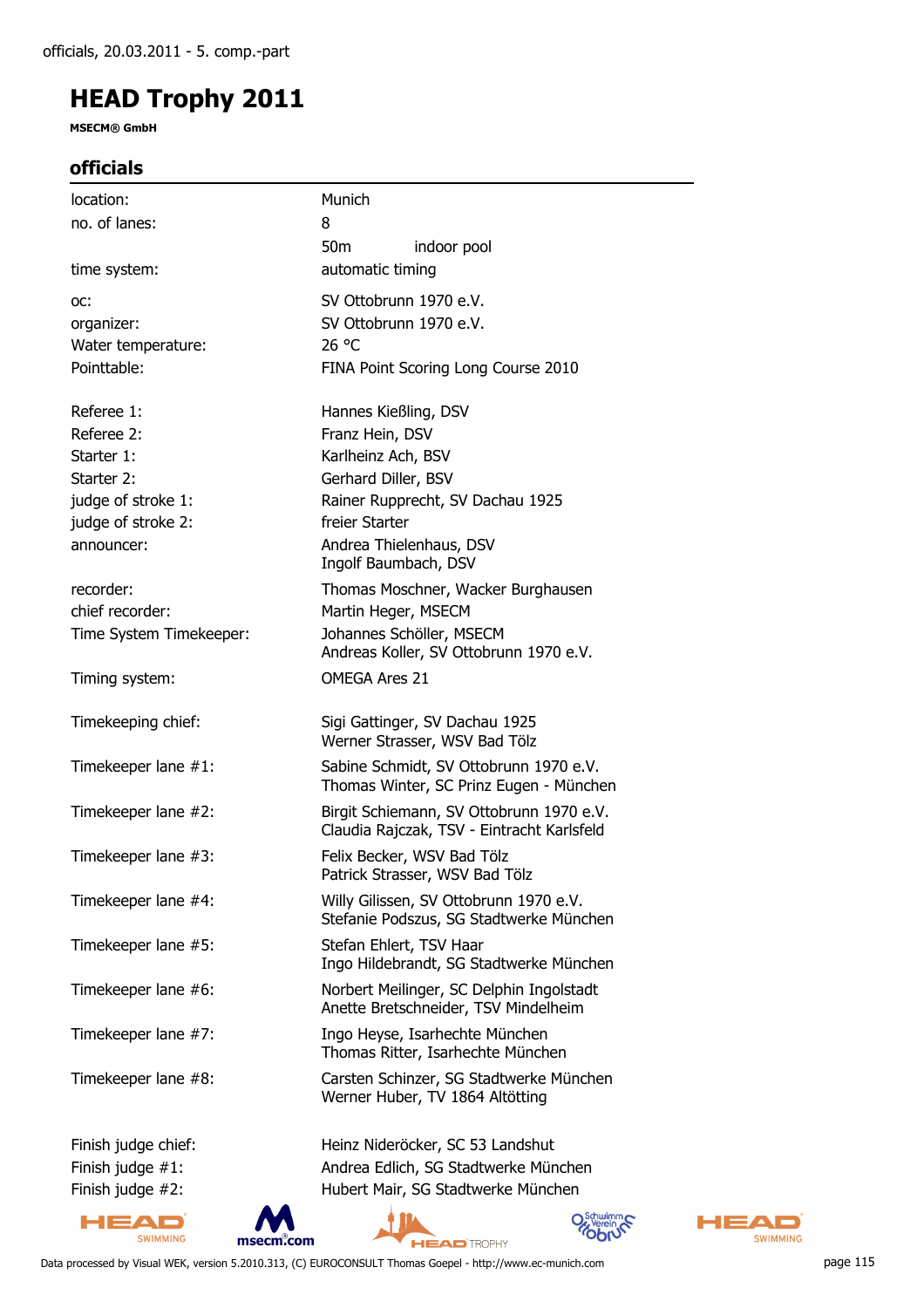# HEAD Trophy 2011

**MSECM® GmbH**

## officials

| | |
|---|---|
| location: | Munich |
| no. of lanes: | 8 |
| | 50m indoor pool |
| time system: | automatic timing |
| oc: | SV Ottobrunn 1970 e.V. |
| organizer: | SV Ottobrunn 1970 e.V. |
| Water temperature: | 26 °C |
| Pointtable: | FINA Point Scoring Long Course 2010 |
| Referee 1: | Hannes Kießling, DSV |
| Referee 2: | Franz Hein, DSV |
| Starter 1: | Karlheinz Ach, BSV |
| Starter 2: | Gerhard Diller, BSV |
| judge of stroke 1: | Rainer Rupprecht, SV Dachau 1925 |
| judge of stroke 2: | freier Starter |
| announcer: | Andrea Thielenhaus, DSV<br>Ingolf Baumbach, DSV |
| recorder: | Thomas Moschner, Wacker Burghausen |
| chief recorder: | Martin Heger, MSECM |
| Time System Timekeeper: | Johannes Schöller, MSECM<br>Andreas Koller, SV Ottobrunn 1970 e.V. |
| Timing system: | OMEGA Ares 21 |
| Timekeeping chief: | Sigi Gattinger, SV Dachau 1925<br>Werner Strasser, WSV Bad Tölz |
| Timekeeper lane #1: | Sabine Schmidt, SV Ottobrunn 1970 e.V.<br>Thomas Winter, SC Prinz Eugen - München |
| Timekeeper lane #2: | Birgit Schiemann, SV Ottobrunn 1970 e.V.<br>Claudia Rajczak, TSV - Eintracht Karlsfeld |
| Timekeeper lane #3: | Felix Becker, WSV Bad Tölz<br>Patrick Strasser, WSV Bad Tölz |
| Timekeeper lane #4: | Willy Gilissen, SV Ottobrunn 1970 e.V.<br>Stefanie Podszus, SG Stadtwerke München |
| Timekeeper lane #5: | Stefan Ehlert, TSV Haar<br>Ingo Hildebrandt, SG Stadtwerke München |
| Timekeeper lane #6: | Norbert Meilinger, SC Delphin Ingolstadt<br>Anette Bretschneider, TSV Mindelheim |
| Timekeeper lane #7: | Ingo Heyse, Isarhechte München<br>Thomas Ritter, Isarhechte München |
| Timekeeper lane #8: | Carsten Schinzer, SG Stadtwerke München<br>Werner Huber, TV 1864 Altötting |
| Finish judge chief: | Heinz Nideröcker, SC 53 Landshut |
| Finish judge #1: | Andrea Edlich, SG Stadtwerke München |
| Finish judge #2: | Hubert Mair, SG Stadtwerke München |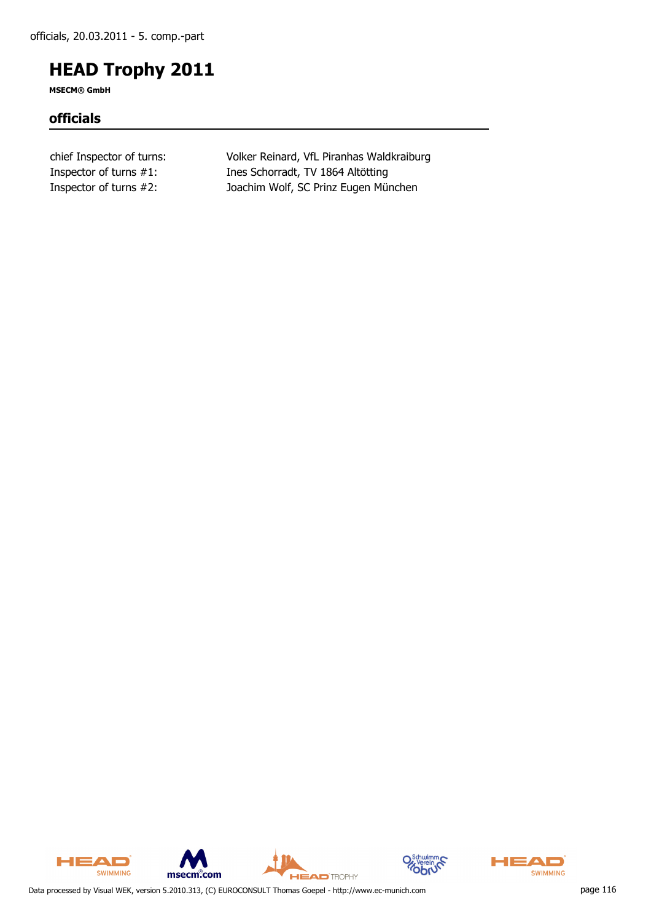# HEAD Trophy 2011

**MSECM® GmbH**

## officials

| | |
|---|---|
| chief Inspector of turns: | Volker Reinard, VfL Piranhas Waldkraiburg |
| Inspector of turns #1: | Ines Schorradt, TV 1864 Altötting |
| Inspector of turns #2: | Joachim Wolf, SC Prinz Eugen München |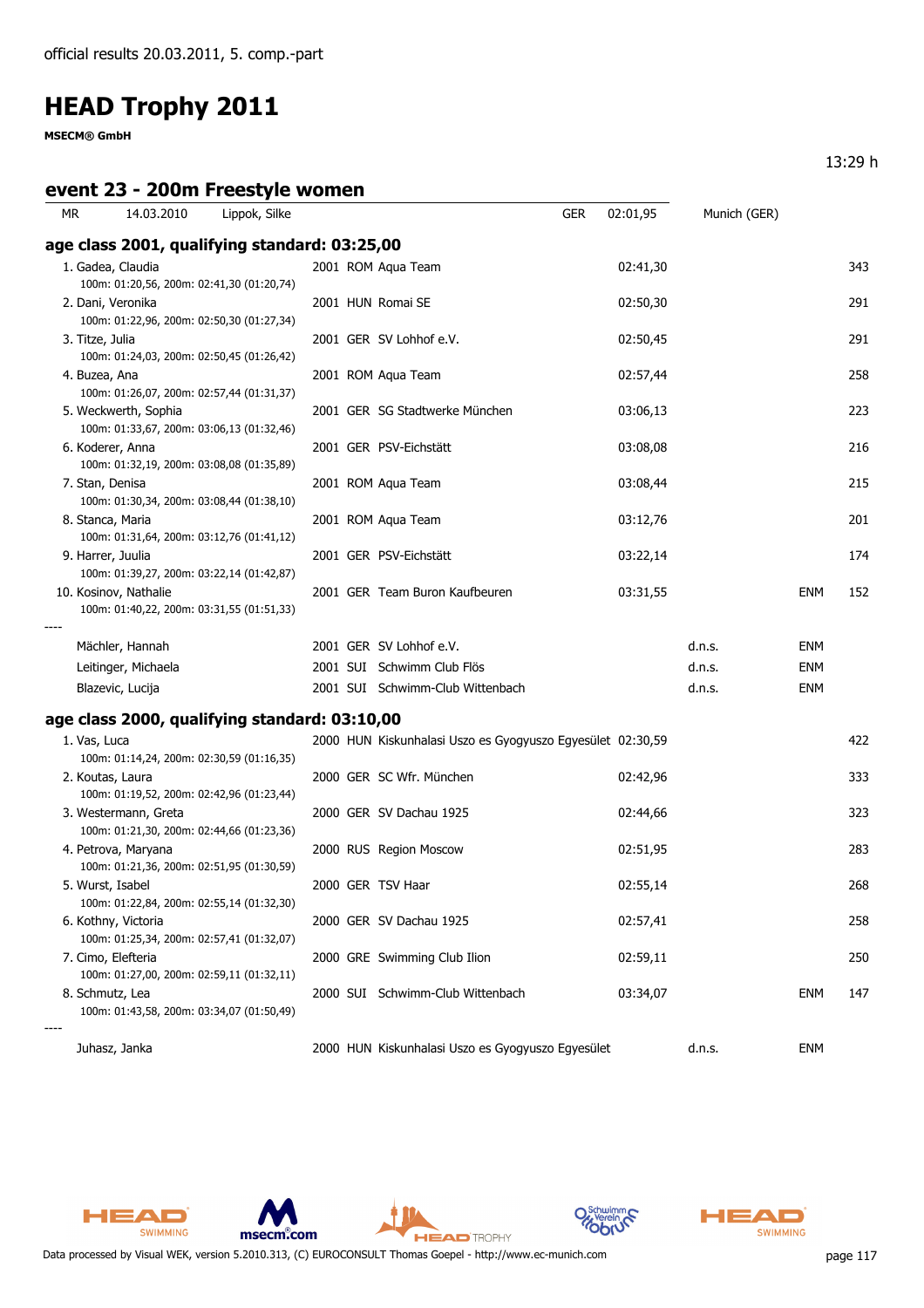official results 20.03.2011, 5. comp.-part

# HEAD Trophy 2011

**MSECM® GmbH**

13:29 h

## event 23 - 200m Freestyle women

| MR | 14.03.2010 | Lippok, Silke | GER | 02:01,95 | Munich (GER) |
|---|---|---|---|---|---|

### age class 2001, qualifying standard: 03:25,00

| Place | Name | YOB | Nat | Club | Time | | | Points |
|---|---|---|---|---|---|---|---|---|
| 1. | Gadea, Claudia<br>100m: 01:20,56, 200m: 02:41,30 (01:20,74) | 2001 | ROM | Aqua Team | 02:41,30 | | | 343 |
| 2. | Dani, Veronika<br>100m: 01:22,96, 200m: 02:50,30 (01:27,34) | 2001 | HUN | Romai SE | 02:50,30 | | | 291 |
| 3. | Titze, Julia<br>100m: 01:24,03, 200m: 02:50,45 (01:26,42) | 2001 | GER | SV Lohhof e.V. | 02:50,45 | | | 291 |
| 4. | Buzea, Ana<br>100m: 01:26,07, 200m: 02:57,44 (01:31,37) | 2001 | ROM | Aqua Team | 02:57,44 | | | 258 |
| 5. | Weckwerth, Sophia<br>100m: 01:33,67, 200m: 03:06,13 (01:32,46) | 2001 | GER | SG Stadtwerke München | 03:06,13 | | | 223 |
| 6. | Koderer, Anna<br>100m: 01:32,19, 200m: 03:08,08 (01:35,89) | 2001 | GER | PSV-Eichstätt | 03:08,08 | | | 216 |
| 7. | Stan, Denisa<br>100m: 01:30,34, 200m: 03:08,44 (01:38,10) | 2001 | ROM | Aqua Team | 03:08,44 | | | 215 |
| 8. | Stanca, Maria<br>100m: 01:31,64, 200m: 03:12,76 (01:41,12) | 2001 | ROM | Aqua Team | 03:12,76 | | | 201 |
| 9. | Harrer, Juulia<br>100m: 01:39,27, 200m: 03:22,14 (01:42,87) | 2001 | GER | PSV-Eichstätt | 03:22,14 | | | 174 |
| 10. | Kosinov, Nathalie<br>100m: 01:40,22, 200m: 03:31,55 (01:51,33) | 2001 | GER | Team Buron Kaufbeuren | 03:31,55 | | ENM | 152 |
| ---- | | | | | | | | |
| | Mächler, Hannah | 2001 | GER | SV Lohhof e.V. | | d.n.s. | ENM | |
| | Leitinger, Michaela | 2001 | SUI | Schwimm Club Flös | | d.n.s. | ENM | |
| | Blazevic, Lucija | 2001 | SUI | Schwimm-Club Wittenbach | | d.n.s. | ENM | |

### age class 2000, qualifying standard: 03:10,00

| Place | Name | YOB | Nat | Club | Time | | | Points |
|---|---|---|---|---|---|---|---|---|
| 1. | Vas, Luca<br>100m: 01:14,24, 200m: 02:30,59 (01:16,35) | 2000 | HUN | Kiskunhalasi Uszo es Gyogyuszo Egyesület | 02:30,59 | | | 422 |
| 2. | Koutas, Laura<br>100m: 01:19,52, 200m: 02:42,96 (01:23,44) | 2000 | GER | SC Wfr. München | 02:42,96 | | | 333 |
| 3. | Westermann, Greta<br>100m: 01:21,30, 200m: 02:44,66 (01:23,36) | 2000 | GER | SV Dachau 1925 | 02:44,66 | | | 323 |
| 4. | Petrova, Maryana<br>100m: 01:21,36, 200m: 02:51,95 (01:30,59) | 2000 | RUS | Region Moscow | 02:51,95 | | | 283 |
| 5. | Wurst, Isabel<br>100m: 01:22,84, 200m: 02:55,14 (01:32,30) | 2000 | GER | TSV Haar | 02:55,14 | | | 268 |
| 6. | Kothny, Victoria<br>100m: 01:25,34, 200m: 02:57,41 (01:32,07) | 2000 | GER | SV Dachau 1925 | 02:57,41 | | | 258 |
| 7. | Cimo, Elefteria<br>100m: 01:27,00, 200m: 02:59,11 (01:32,11) | 2000 | GRE | Swimming Club Ilion | 02:59,11 | | | 250 |
| 8. | Schmutz, Lea<br>100m: 01:43,58, 200m: 03:34,07 (01:50,49) | 2000 | SUI | Schwimm-Club Wittenbach | 03:34,07 | | ENM | 147 |
| ---- | | | | | | | | |
| | Juhasz, Janka | 2000 | HUN | Kiskunhalasi Uszo es Gyogyuszo Egyesület | | d.n.s. | ENM | |

Data processed by Visual WEK, version 5.2010.313, (C) EUROCONSULT Thomas Goepel - http://www.ec-munich.com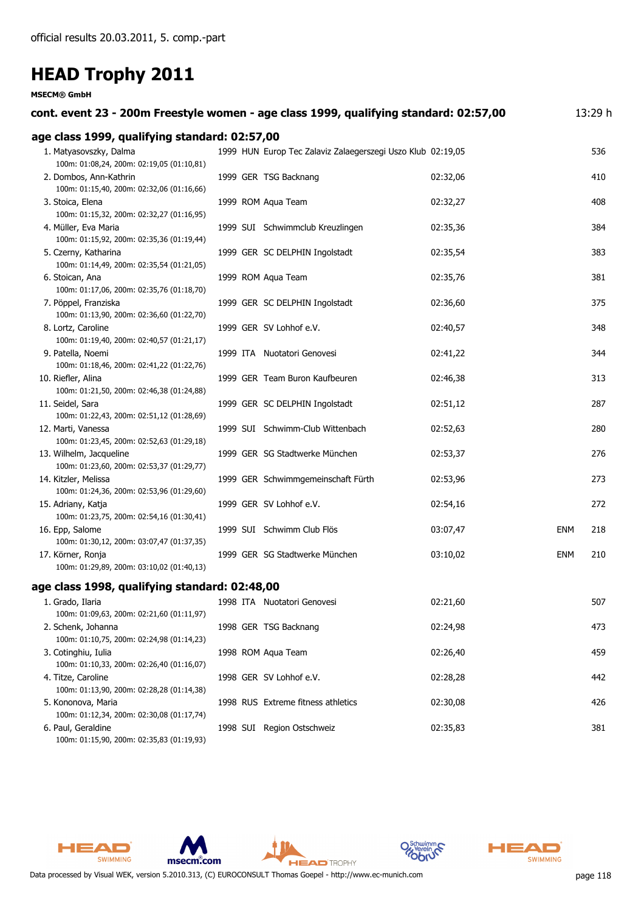official results 20.03.2011, 5. comp.-part

# HEAD Trophy 2011

**MSECM® GmbH**

### cont. event 23 - 200m Freestyle women - age class 1999, qualifying standard: 02:57,00 — 13:29 h

### age class 1999, qualifying standard: 02:57,00

| Place | Name | Year | Nat | Club | Time | | Points |
|---|---|---|---|---|---|---|---|
| 1. | Matyasovszky, Dalma<br>100m: 01:08,24, 200m: 02:19,05 (01:10,81) | 1999 | HUN | Europ Tec Zalaviz Zalaegerszegi Uszo Klub | 02:19,05 | | 536 |
| 2. | Dombos, Ann-Kathrin<br>100m: 01:15,40, 200m: 02:32,06 (01:16,66) | 1999 | GER | TSG Backnang | 02:32,06 | | 410 |
| 3. | Stoica, Elena<br>100m: 01:15,32, 200m: 02:32,27 (01:16,95) | 1999 | ROM | Aqua Team | 02:32,27 | | 408 |
| 4. | Müller, Eva Maria<br>100m: 01:15,92, 200m: 02:35,36 (01:19,44) | 1999 | SUI | Schwimmclub Kreuzlingen | 02:35,36 | | 384 |
| 5. | Czerny, Katharina<br>100m: 01:14,49, 200m: 02:35,54 (01:21,05) | 1999 | GER | SC DELPHIN Ingolstadt | 02:35,54 | | 383 |
| 6. | Stoican, Ana<br>100m: 01:17,06, 200m: 02:35,76 (01:18,70) | 1999 | ROM | Aqua Team | 02:35,76 | | 381 |
| 7. | Pöppel, Franziska<br>100m: 01:13,90, 200m: 02:36,60 (01:22,70) | 1999 | GER | SC DELPHIN Ingolstadt | 02:36,60 | | 375 |
| 8. | Lortz, Caroline<br>100m: 01:19,40, 200m: 02:40,57 (01:21,17) | 1999 | GER | SV Lohhof e.V. | 02:40,57 | | 348 |
| 9. | Patella, Noemi<br>100m: 01:18,46, 200m: 02:41,22 (01:22,76) | 1999 | ITA | Nuotatori Genovesi | 02:41,22 | | 344 |
| 10. | Riefler, Alina<br>100m: 01:21,50, 200m: 02:46,38 (01:24,88) | 1999 | GER | Team Buron Kaufbeuren | 02:46,38 | | 313 |
| 11. | Seidel, Sara<br>100m: 01:22,43, 200m: 02:51,12 (01:28,69) | 1999 | GER | SC DELPHIN Ingolstadt | 02:51,12 | | 287 |
| 12. | Marti, Vanessa<br>100m: 01:23,45, 200m: 02:52,63 (01:29,18) | 1999 | SUI | Schwimm-Club Wittenbach | 02:52,63 | | 280 |
| 13. | Wilhelm, Jacqueline<br>100m: 01:23,60, 200m: 02:53,37 (01:29,77) | 1999 | GER | SG Stadtwerke München | 02:53,37 | | 276 |
| 14. | Kitzler, Melissa<br>100m: 01:24,36, 200m: 02:53,96 (01:29,60) | 1999 | GER | Schwimmgemeinschaft Fürth | 02:53,96 | | 273 |
| 15. | Adriany, Katja<br>100m: 01:23,75, 200m: 02:54,16 (01:30,41) | 1999 | GER | SV Lohhof e.V. | 02:54,16 | | 272 |
| 16. | Epp, Salome<br>100m: 01:30,12, 200m: 03:07,47 (01:37,35) | 1999 | SUI | Schwimm Club Flös | 03:07,47 | ENM | 218 |
| 17. | Körner, Ronja<br>100m: 01:29,89, 200m: 03:10,02 (01:40,13) | 1999 | GER | SG Stadtwerke München | 03:10,02 | ENM | 210 |

### age class 1998, qualifying standard: 02:48,00

| Place | Name | Year | Nat | Club | Time | | Points |
|---|---|---|---|---|---|---|---|
| 1. | Grado, Ilaria<br>100m: 01:09,63, 200m: 02:21,60 (01:11,97) | 1998 | ITA | Nuotatori Genovesi | 02:21,60 | | 507 |
| 2. | Schenk, Johanna<br>100m: 01:10,75, 200m: 02:24,98 (01:14,23) | 1998 | GER | TSG Backnang | 02:24,98 | | 473 |
| 3. | Cotinghiu, Iulia<br>100m: 01:10,33, 200m: 02:26,40 (01:16,07) | 1998 | ROM | Aqua Team | 02:26,40 | | 459 |
| 4. | Titze, Caroline<br>100m: 01:13,90, 200m: 02:28,28 (01:14,38) | 1998 | GER | SV Lohhof e.V. | 02:28,28 | | 442 |
| 5. | Kononova, Maria<br>100m: 01:12,34, 200m: 02:30,08 (01:17,74) | 1998 | RUS | Extreme fitness athletics | 02:30,08 | | 426 |
| 6. | Paul, Geraldine<br>100m: 01:15,90, 200m: 02:35,83 (01:19,93) | 1998 | SUI | Region Ostschweiz | 02:35,83 | | 381 |

Data processed by Visual WEK, version 5.2010.313, (C) EUROCONSULT Thomas Goepel - http://www.ec-munich.com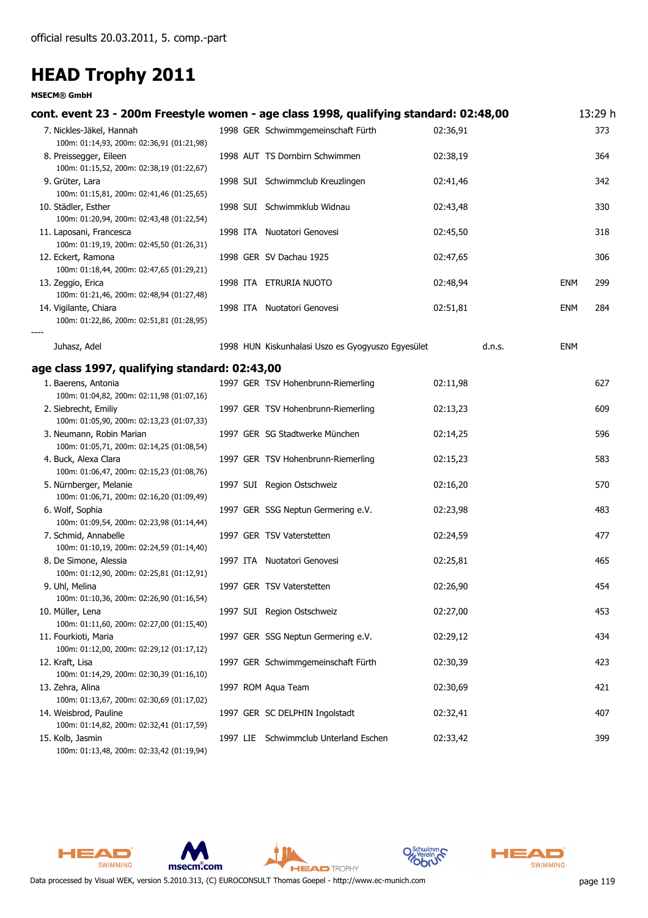official results 20.03.2011, 5. comp.-part

# HEAD Trophy 2011

**MSECM® GmbH**

## cont. event 23 - 200m Freestyle women - age class 1998, qualifying standard: 02:48,00 — 13:29 h

| Place | Name | Year | Nat | Club | Time | | Note | Points |
|---|---|---|---|---|---|---|---|---|
| 7. | Nickles-Jäkel, Hannah<br>100m: 01:14,93, 200m: 02:36,91 (01:21,98) | 1998 | GER | Schwimmgemeinschaft Fürth | 02:36,91 | | | 373 |
| 8. | Preissegger, Eileen<br>100m: 01:15,52, 200m: 02:38,19 (01:22,67) | 1998 | AUT | TS Dornbirn Schwimmen | 02:38,19 | | | 364 |
| 9. | Grüter, Lara<br>100m: 01:15,81, 200m: 02:41,46 (01:25,65) | 1998 | SUI | Schwimmclub Kreuzlingen | 02:41,46 | | | 342 |
| 10. | Städler, Esther<br>100m: 01:20,94, 200m: 02:43,48 (01:22,54) | 1998 | SUI | Schwimmklub Widnau | 02:43,48 | | | 330 |
| 11. | Laposani, Francesca<br>100m: 01:19,19, 200m: 02:45,50 (01:26,31) | 1998 | ITA | Nuotatori Genovesi | 02:45,50 | | | 318 |
| 12. | Eckert, Ramona<br>100m: 01:18,44, 200m: 02:47,65 (01:29,21) | 1998 | GER | SV Dachau 1925 | 02:47,65 | | | 306 |
| 13. | Zeggio, Erica<br>100m: 01:21,46, 200m: 02:48,94 (01:27,48) | 1998 | ITA | ETRURIA NUOTO | 02:48,94 | | ENM | 299 |
| 14. | Vigilante, Chiara<br>100m: 01:22,86, 200m: 02:51,81 (01:28,95) | 1998 | ITA | Nuotatori Genovesi | 02:51,81 | | ENM | 284 |
| ---- | | | | | | | | |
| | Juhasz, Adel | 1998 | HUN | Kiskunhalasi Uszo es Gyogyuszo Egyesület | | d.n.s. | ENM | |

## age class 1997, qualifying standard: 02:43,00

| Place | Name | Year | Nat | Club | Time | Points |
|---|---|---|---|---|---|---|
| 1. | Baerens, Antonia<br>100m: 01:04,82, 200m: 02:11,98 (01:07,16) | 1997 | GER | TSV Hohenbrunn-Riemerling | 02:11,98 | 627 |
| 2. | Siebrecht, Emiliy<br>100m: 01:05,90, 200m: 02:13,23 (01:07,33) | 1997 | GER | TSV Hohenbrunn-Riemerling | 02:13,23 | 609 |
| 3. | Neumann, Robin Marian<br>100m: 01:05,71, 200m: 02:14,25 (01:08,54) | 1997 | GER | SG Stadtwerke München | 02:14,25 | 596 |
| 4. | Buck, Alexa Clara<br>100m: 01:06,47, 200m: 02:15,23 (01:08,76) | 1997 | GER | TSV Hohenbrunn-Riemerling | 02:15,23 | 583 |
| 5. | Nürnberger, Melanie<br>100m: 01:06,71, 200m: 02:16,20 (01:09,49) | 1997 | SUI | Region Ostschweiz | 02:16,20 | 570 |
| 6. | Wolf, Sophia<br>100m: 01:09,54, 200m: 02:23,98 (01:14,44) | 1997 | GER | SSG Neptun Germering e.V. | 02:23,98 | 483 |
| 7. | Schmid, Annabelle<br>100m: 01:10,19, 200m: 02:24,59 (01:14,40) | 1997 | GER | TSV Vaterstetten | 02:24,59 | 477 |
| 8. | De Simone, Alessia<br>100m: 01:12,90, 200m: 02:25,81 (01:12,91) | 1997 | ITA | Nuotatori Genovesi | 02:25,81 | 465 |
| 9. | Uhl, Melina<br>100m: 01:10,36, 200m: 02:26,90 (01:16,54) | 1997 | GER | TSV Vaterstetten | 02:26,90 | 454 |
| 10. | Müller, Lena<br>100m: 01:11,60, 200m: 02:27,00 (01:15,40) | 1997 | SUI | Region Ostschweiz | 02:27,00 | 453 |
| 11. | Fourkioti, Maria<br>100m: 01:12,00, 200m: 02:29,12 (01:17,12) | 1997 | GER | SSG Neptun Germering e.V. | 02:29,12 | 434 |
| 12. | Kraft, Lisa<br>100m: 01:14,29, 200m: 02:30,39 (01:16,10) | 1997 | GER | Schwimmgemeinschaft Fürth | 02:30,39 | 423 |
| 13. | Zehra, Alina<br>100m: 01:13,67, 200m: 02:30,69 (01:17,02) | 1997 | ROM | Aqua Team | 02:30,69 | 421 |
| 14. | Weisbrod, Pauline<br>100m: 01:14,82, 200m: 02:32,41 (01:17,59) | 1997 | GER | SC DELPHIN Ingolstadt | 02:32,41 | 407 |
| 15. | Kolb, Jasmin<br>100m: 01:13,48, 200m: 02:33,42 (01:19,94) | 1997 | LIE | Schwimmclub Unterland Eschen | 02:33,42 | 399 |

Data processed by Visual WEK, version 5.2010.313, (C) EUROCONSULT Thomas Goepel - http://www.ec-munich.com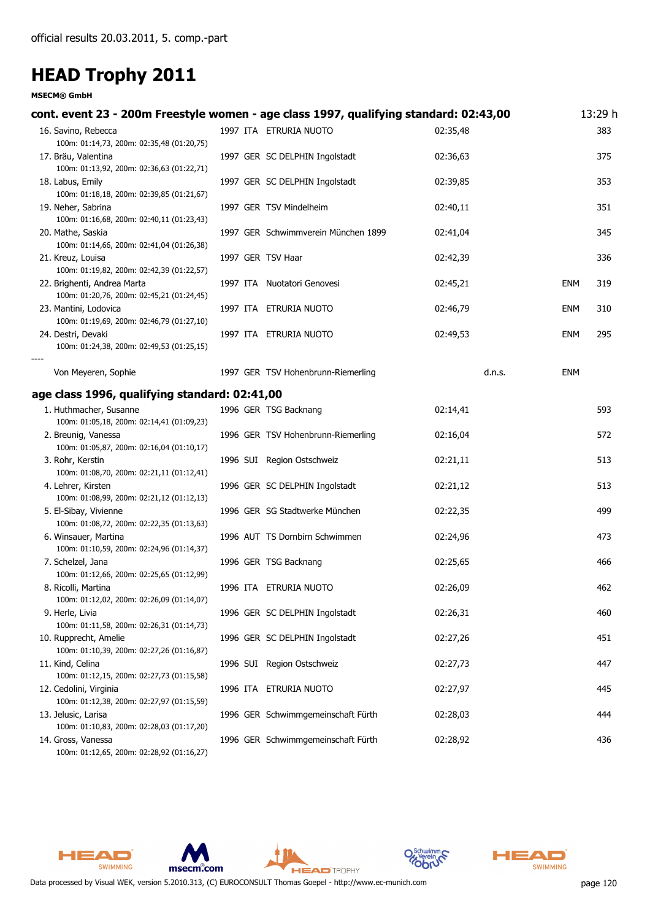official results 20.03.2011, 5. comp.-part

# HEAD Trophy 2011

**MSECM® GmbH**

### cont. event 23 - 200m Freestyle women - age class 1997, qualifying standard: 02:43,00 — 13:29 h

| Place | Name | Year | Nat | Club | Time | | Note | Points |
|---|---|---|---|---|---|---|---|---|
| 16. | Savino, Rebecca<br>100m: 01:14,73, 200m: 02:35,48 (01:20,75) | 1997 | ITA | ETRURIA NUOTO | 02:35,48 | | | 383 |
| 17. | Bräu, Valentina<br>100m: 01:13,92, 200m: 02:36,63 (01:22,71) | 1997 | GER | SC DELPHIN Ingolstadt | 02:36,63 | | | 375 |
| 18. | Labus, Emily<br>100m: 01:18,18, 200m: 02:39,85 (01:21,67) | 1997 | GER | SC DELPHIN Ingolstadt | 02:39,85 | | | 353 |
| 19. | Neher, Sabrina<br>100m: 01:16,68, 200m: 02:40,11 (01:23,43) | 1997 | GER | TSV Mindelheim | 02:40,11 | | | 351 |
| 20. | Mathe, Saskia<br>100m: 01:14,66, 200m: 02:41,04 (01:26,38) | 1997 | GER | Schwimmverein München 1899 | 02:41,04 | | | 345 |
| 21. | Kreuz, Louisa<br>100m: 01:19,82, 200m: 02:42,39 (01:22,57) | 1997 | GER | TSV Haar | 02:42,39 | | | 336 |
| 22. | Brighenti, Andrea Marta<br>100m: 01:20,76, 200m: 02:45,21 (01:24,45) | 1997 | ITA | Nuotatori Genovesi | 02:45,21 | | ENM | 319 |
| 23. | Mantini, Lodovica<br>100m: 01:19,69, 200m: 02:46,79 (01:27,10) | 1997 | ITA | ETRURIA NUOTO | 02:46,79 | | ENM | 310 |
| 24. | Destri, Devaki<br>100m: 01:24,38, 200m: 02:49,53 (01:25,15) | 1997 | ITA | ETRURIA NUOTO | 02:49,53 | | ENM | 295 |
| ---- | | | | | | | | |
| | Von Meyeren, Sophie | 1997 | GER | TSV Hohenbrunn-Riemerling | | d.n.s. | ENM | |

### age class 1996, qualifying standard: 02:41,00

| Place | Name | Year | Nat | Club | Time | Points |
|---|---|---|---|---|---|---|
| 1. | Huthmacher, Susanne<br>100m: 01:05,18, 200m: 02:14,41 (01:09,23) | 1996 | GER | TSG Backnang | 02:14,41 | 593 |
| 2. | Breunig, Vanessa<br>100m: 01:05,87, 200m: 02:16,04 (01:10,17) | 1996 | GER | TSV Hohenbrunn-Riemerling | 02:16,04 | 572 |
| 3. | Rohr, Kerstin<br>100m: 01:08,70, 200m: 02:21,11 (01:12,41) | 1996 | SUI | Region Ostschweiz | 02:21,11 | 513 |
| 4. | Lehrer, Kirsten<br>100m: 01:08,99, 200m: 02:21,12 (01:12,13) | 1996 | GER | SC DELPHIN Ingolstadt | 02:21,12 | 513 |
| 5. | El-Sibay, Vivienne<br>100m: 01:08,72, 200m: 02:22,35 (01:13,63) | 1996 | GER | SG Stadtwerke München | 02:22,35 | 499 |
| 6. | Winsauer, Martina<br>100m: 01:10,59, 200m: 02:24,96 (01:14,37) | 1996 | AUT | TS Dornbirn Schwimmen | 02:24,96 | 473 |
| 7. | Schelzel, Jana<br>100m: 01:12,66, 200m: 02:25,65 (01:12,99) | 1996 | GER | TSG Backnang | 02:25,65 | 466 |
| 8. | Ricolli, Martina<br>100m: 01:12,02, 200m: 02:26,09 (01:14,07) | 1996 | ITA | ETRURIA NUOTO | 02:26,09 | 462 |
| 9. | Herle, Livia<br>100m: 01:11,58, 200m: 02:26,31 (01:14,73) | 1996 | GER | SC DELPHIN Ingolstadt | 02:26,31 | 460 |
| 10. | Rupprecht, Amelie<br>100m: 01:10,39, 200m: 02:27,26 (01:16,87) | 1996 | GER | SC DELPHIN Ingolstadt | 02:27,26 | 451 |
| 11. | Kind, Celina<br>100m: 01:12,15, 200m: 02:27,73 (01:15,58) | 1996 | SUI | Region Ostschweiz | 02:27,73 | 447 |
| 12. | Cedolini, Virginia<br>100m: 01:12,38, 200m: 02:27,97 (01:15,59) | 1996 | ITA | ETRURIA NUOTO | 02:27,97 | 445 |
| 13. | Jelusic, Larisa<br>100m: 01:10,83, 200m: 02:28,03 (01:17,20) | 1996 | GER | Schwimmgemeinschaft Fürth | 02:28,03 | 444 |
| 14. | Gross, Vanessa<br>100m: 01:12,65, 200m: 02:28,92 (01:16,27) | 1996 | GER | Schwimmgemeinschaft Fürth | 02:28,92 | 436 |

Data processed by Visual WEK, version 5.2010.313, (C) EUROCONSULT Thomas Goepel - http://www.ec-munich.com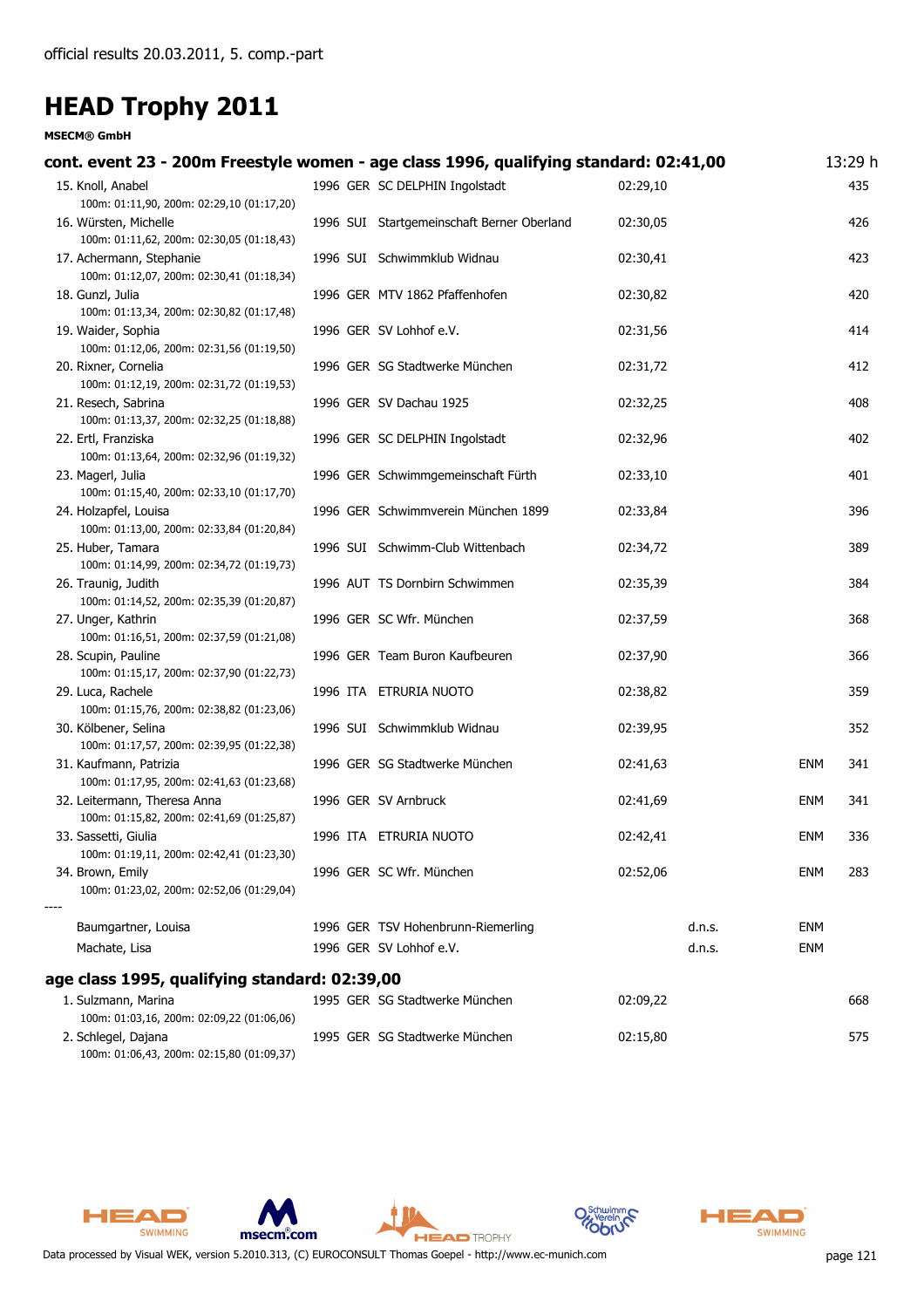official results 20.03.2011, 5. comp.-part

# HEAD Trophy 2011

**MSECM® GmbH**

### cont. event 23 - 200m Freestyle women - age class 1996, qualifying standard: 02:41,00 — 13:29 h

| Place | Name | Year | Nat | Club | Time | | | Points |
|---|---|---|---|---|---|---|---|---|
| 15. | Knoll, Anabel<br>100m: 01:11,90, 200m: 02:29,10 (01:17,20) | 1996 | GER | SC DELPHIN Ingolstadt | 02:29,10 | | | 435 |
| 16. | Würsten, Michelle<br>100m: 01:11,62, 200m: 02:30,05 (01:18,43) | 1996 | SUI | Startgemeinschaft Berner Oberland | 02:30,05 | | | 426 |
| 17. | Achermann, Stephanie<br>100m: 01:12,07, 200m: 02:30,41 (01:18,34) | 1996 | SUI | Schwimmklub Widnau | 02:30,41 | | | 423 |
| 18. | Gunzl, Julia<br>100m: 01:13,34, 200m: 02:30,82 (01:17,48) | 1996 | GER | MTV 1862 Pfaffenhofen | 02:30,82 | | | 420 |
| 19. | Waider, Sophia<br>100m: 01:12,06, 200m: 02:31,56 (01:19,50) | 1996 | GER | SV Lohhof e.V. | 02:31,56 | | | 414 |
| 20. | Rixner, Cornelia<br>100m: 01:12,19, 200m: 02:31,72 (01:19,53) | 1996 | GER | SG Stadtwerke München | 02:31,72 | | | 412 |
| 21. | Resech, Sabrina<br>100m: 01:13,37, 200m: 02:32,25 (01:18,88) | 1996 | GER | SV Dachau 1925 | 02:32,25 | | | 408 |
| 22. | Ertl, Franziska<br>100m: 01:13,64, 200m: 02:32,96 (01:19,32) | 1996 | GER | SC DELPHIN Ingolstadt | 02:32,96 | | | 402 |
| 23. | Magerl, Julia<br>100m: 01:15,40, 200m: 02:33,10 (01:17,70) | 1996 | GER | Schwimmgemeinschaft Fürth | 02:33,10 | | | 401 |
| 24. | Holzapfel, Louisa<br>100m: 01:13,00, 200m: 02:33,84 (01:20,84) | 1996 | GER | Schwimmverein München 1899 | 02:33,84 | | | 396 |
| 25. | Huber, Tamara<br>100m: 01:14,99, 200m: 02:34,72 (01:19,73) | 1996 | SUI | Schwimm-Club Wittenbach | 02:34,72 | | | 389 |
| 26. | Traunig, Judith<br>100m: 01:14,52, 200m: 02:35,39 (01:20,87) | 1996 | AUT | TS Dornbirn Schwimmen | 02:35,39 | | | 384 |
| 27. | Unger, Kathrin<br>100m: 01:16,51, 200m: 02:37,59 (01:21,08) | 1996 | GER | SC Wfr. München | 02:37,59 | | | 368 |
| 28. | Scupin, Pauline<br>100m: 01:15,17, 200m: 02:37,90 (01:22,73) | 1996 | GER | Team Buron Kaufbeuren | 02:37,90 | | | 366 |
| 29. | Luca, Rachele<br>100m: 01:15,76, 200m: 02:38,82 (01:23,06) | 1996 | ITA | ETRURIA NUOTO | 02:38,82 | | | 359 |
| 30. | Kölbener, Selina<br>100m: 01:17,57, 200m: 02:39,95 (01:22,38) | 1996 | SUI | Schwimmklub Widnau | 02:39,95 | | | 352 |
| 31. | Kaufmann, Patrizia<br>100m: 01:17,95, 200m: 02:41,63 (01:23,68) | 1996 | GER | SG Stadtwerke München | 02:41,63 | | ENM | 341 |
| 32. | Leitermann, Theresa Anna<br>100m: 01:15,82, 200m: 02:41,69 (01:25,87) | 1996 | GER | SV Arnbruck | 02:41,69 | | ENM | 341 |
| 33. | Sassetti, Giulia<br>100m: 01:19,11, 200m: 02:42,41 (01:23,30) | 1996 | ITA | ETRURIA NUOTO | 02:42,41 | | ENM | 336 |
| 34. | Brown, Emily<br>100m: 01:23,02, 200m: 02:52,06 (01:29,04) | 1996 | GER | SC Wfr. München | 02:52,06 | | ENM | 283 |
| ---- | | | | | | | | |
| | Baumgartner, Louisa | 1996 | GER | TSV Hohenbrunn-Riemerling | | d.n.s. | ENM | |
| | Machate, Lisa | 1996 | GER | SV Lohhof e.V. | | d.n.s. | ENM | |

### age class 1995, qualifying standard: 02:39,00

| Place | Name | Year | Nat | Club | Time | | | Points |
|---|---|---|---|---|---|---|---|---|
| 1. | Sulzmann, Marina<br>100m: 01:03,16, 200m: 02:09,22 (01:06,06) | 1995 | GER | SG Stadtwerke München | 02:09,22 | | | 668 |
| 2. | Schlegel, Dajana<br>100m: 01:06,43, 200m: 02:15,80 (01:09,37) | 1995 | GER | SG Stadtwerke München | 02:15,80 | | | 575 |

Data processed by Visual WEK, version 5.2010.313, (C) EUROCONSULT Thomas Goepel - http://www.ec-munich.com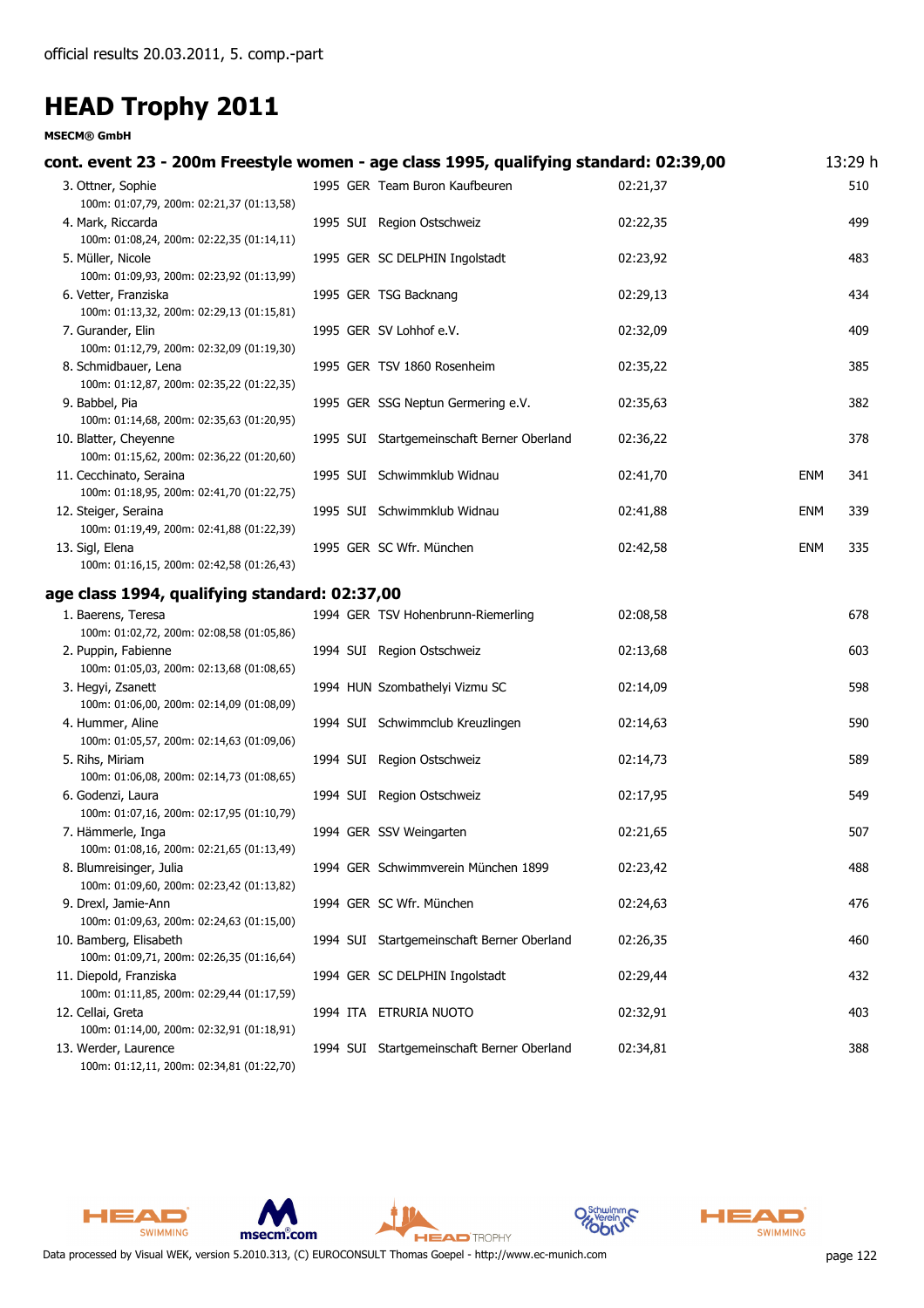official results 20.03.2011, 5. comp.-part

# HEAD Trophy 2011

**MSECM® GmbH**

## cont. event 23 - 200m Freestyle women - age class 1995, qualifying standard: 02:39,00

13:29 h

| Place | Name / Splits | YOB | Nat | Club | Time | | Points |
|---|---|---|---|---|---|---|---|
| 3. | Ottner, Sophie<br>100m: 01:07,79, 200m: 02:21,37 (01:13,58) | 1995 | GER | Team Buron Kaufbeuren | 02:21,37 | | 510 |
| 4. | Mark, Riccarda<br>100m: 01:08,24, 200m: 02:22,35 (01:14,11) | 1995 | SUI | Region Ostschweiz | 02:22,35 | | 499 |
| 5. | Müller, Nicole<br>100m: 01:09,93, 200m: 02:23,92 (01:13,99) | 1995 | GER | SC DELPHIN Ingolstadt | 02:23,92 | | 483 |
| 6. | Vetter, Franziska<br>100m: 01:13,32, 200m: 02:29,13 (01:15,81) | 1995 | GER | TSG Backnang | 02:29,13 | | 434 |
| 7. | Gurander, Elin<br>100m: 01:12,79, 200m: 02:32,09 (01:19,30) | 1995 | GER | SV Lohhof e.V. | 02:32,09 | | 409 |
| 8. | Schmidbauer, Lena<br>100m: 01:12,87, 200m: 02:35,22 (01:22,35) | 1995 | GER | TSV 1860 Rosenheim | 02:35,22 | | 385 |
| 9. | Babbel, Pia<br>100m: 01:14,68, 200m: 02:35,63 (01:20,95) | 1995 | GER | SSG Neptun Germering e.V. | 02:35,63 | | 382 |
| 10. | Blatter, Cheyenne<br>100m: 01:15,62, 200m: 02:36,22 (01:20,60) | 1995 | SUI | Startgemeinschaft Berner Oberland | 02:36,22 | | 378 |
| 11. | Cecchinato, Seraina<br>100m: 01:18,95, 200m: 02:41,70 (01:22,75) | 1995 | SUI | Schwimmklub Widnau | 02:41,70 | ENM | 341 |
| 12. | Steiger, Seraina<br>100m: 01:19,49, 200m: 02:41,88 (01:22,39) | 1995 | SUI | Schwimmklub Widnau | 02:41,88 | ENM | 339 |
| 13. | Sigl, Elena<br>100m: 01:16,15, 200m: 02:42,58 (01:26,43) | 1995 | GER | SC Wfr. München | 02:42,58 | ENM | 335 |

## age class 1994, qualifying standard: 02:37,00

| Place | Name / Splits | YOB | Nat | Club | Time | | Points |
|---|---|---|---|---|---|---|---|
| 1. | Baerens, Teresa<br>100m: 01:02,72, 200m: 02:08,58 (01:05,86) | 1994 | GER | TSV Hohenbrunn-Riemerling | 02:08,58 | | 678 |
| 2. | Puppin, Fabienne<br>100m: 01:05,03, 200m: 02:13,68 (01:08,65) | 1994 | SUI | Region Ostschweiz | 02:13,68 | | 603 |
| 3. | Hegyi, Zsanett<br>100m: 01:06,00, 200m: 02:14,09 (01:08,09) | 1994 | HUN | Szombathelyi Vizmu SC | 02:14,09 | | 598 |
| 4. | Hummer, Aline<br>100m: 01:05,57, 200m: 02:14,63 (01:09,06) | 1994 | SUI | Schwimmclub Kreuzlingen | 02:14,63 | | 590 |
| 5. | Rihs, Miriam<br>100m: 01:06,08, 200m: 02:14,73 (01:08,65) | 1994 | SUI | Region Ostschweiz | 02:14,73 | | 589 |
| 6. | Godenzi, Laura<br>100m: 01:07,16, 200m: 02:17,95 (01:10,79) | 1994 | SUI | Region Ostschweiz | 02:17,95 | | 549 |
| 7. | Hämmerle, Inga<br>100m: 01:08,16, 200m: 02:21,65 (01:13,49) | 1994 | GER | SSV Weingarten | 02:21,65 | | 507 |
| 8. | Blumreisinger, Julia<br>100m: 01:09,60, 200m: 02:23,42 (01:13,82) | 1994 | GER | Schwimmverein München 1899 | 02:23,42 | | 488 |
| 9. | Drexl, Jamie-Ann<br>100m: 01:09,63, 200m: 02:24,63 (01:15,00) | 1994 | GER | SC Wfr. München | 02:24,63 | | 476 |
| 10. | Bamberg, Elisabeth<br>100m: 01:09,71, 200m: 02:26,35 (01:16,64) | 1994 | SUI | Startgemeinschaft Berner Oberland | 02:26,35 | | 460 |
| 11. | Diepold, Franziska<br>100m: 01:11,85, 200m: 02:29,44 (01:17,59) | 1994 | GER | SC DELPHIN Ingolstadt | 02:29,44 | | 432 |
| 12. | Cellai, Greta<br>100m: 01:14,00, 200m: 02:32,91 (01:18,91) | 1994 | ITA | ETRURIA NUOTO | 02:32,91 | | 403 |
| 13. | Werder, Laurence<br>100m: 01:12,11, 200m: 02:34,81 (01:22,70) | 1994 | SUI | Startgemeinschaft Berner Oberland | 02:34,81 | | 388 |

Data processed by Visual WEK, version 5.2010.313, (C) EUROCONSULT Thomas Goepel - http://www.ec-munich.com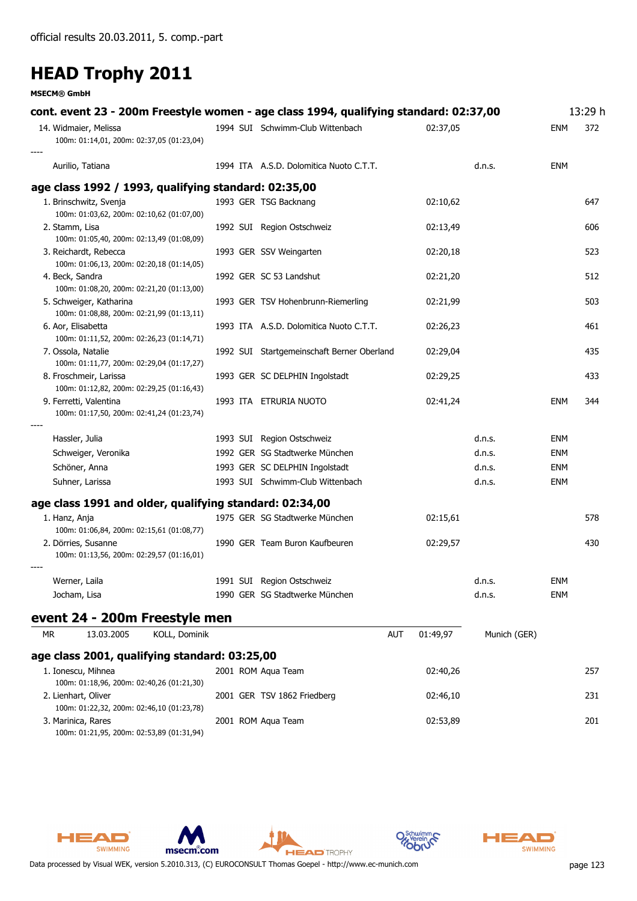official results 20.03.2011, 5. comp.-part

# HEAD Trophy 2011

**MSECM® GmbH**

## cont. event 23 - 200m Freestyle women - age class 1994, qualifying standard: 02:37,00 — 13:29 h

| Place, Name | YOB | Nat | Club | Time | | | Points |
|---|---|---|---|---|---|---|---|
| 14. Widmaier, Melissa<br>100m: 01:14,01, 200m: 02:37,05 (01:23,04) | 1994 | SUI | Schwimm-Club Wittenbach | 02:37,05 | | ENM | 372 |
| ---- | | | | | | | |
| Aurilio, Tatiana | 1994 | ITA | A.S.D. Dolomitica Nuoto C.T.T. | | d.n.s. | ENM | |

### age class 1992 / 1993, qualifying standard: 02:35,00

| Place, Name | YOB | Nat | Club | Time | | | Points |
|---|---|---|---|---|---|---|---|
| 1. Brinschwitz, Svenja<br>100m: 01:03,62, 200m: 02:10,62 (01:07,00) | 1993 | GER | TSG Backnang | 02:10,62 | | | 647 |
| 2. Stamm, Lisa<br>100m: 01:05,40, 200m: 02:13,49 (01:08,09) | 1992 | SUI | Region Ostschweiz | 02:13,49 | | | 606 |
| 3. Reichardt, Rebecca<br>100m: 01:06,13, 200m: 02:20,18 (01:14,05) | 1993 | GER | SSV Weingarten | 02:20,18 | | | 523 |
| 4. Beck, Sandra<br>100m: 01:08,20, 200m: 02:21,20 (01:13,00) | 1992 | GER | SC 53 Landshut | 02:21,20 | | | 512 |
| 5. Schweiger, Katharina<br>100m: 01:08,88, 200m: 02:21,99 (01:13,11) | 1993 | GER | TSV Hohenbrunn-Riemerling | 02:21,99 | | | 503 |
| 6. Aor, Elisabetta<br>100m: 01:11,52, 200m: 02:26,23 (01:14,71) | 1993 | ITA | A.S.D. Dolomitica Nuoto C.T.T. | 02:26,23 | | | 461 |
| 7. Ossola, Natalie<br>100m: 01:11,77, 200m: 02:29,04 (01:17,27) | 1992 | SUI | Startgemeinschaft Berner Oberland | 02:29,04 | | | 435 |
| 8. Froschmeir, Larissa<br>100m: 01:12,82, 200m: 02:29,25 (01:16,43) | 1993 | GER | SC DELPHIN Ingolstadt | 02:29,25 | | | 433 |
| 9. Ferretti, Valentina<br>100m: 01:17,50, 200m: 02:41,24 (01:23,74) | 1993 | ITA | ETRURIA NUOTO | 02:41,24 | | ENM | 344 |
| ---- | | | | | | | |
| Hassler, Julia | 1993 | SUI | Region Ostschweiz | | d.n.s. | ENM | |
| Schweiger, Veronika | 1992 | GER | SG Stadtwerke München | | d.n.s. | ENM | |
| Schöner, Anna | 1993 | GER | SC DELPHIN Ingolstadt | | d.n.s. | ENM | |
| Suhner, Larissa | 1993 | SUI | Schwimm-Club Wittenbach | | d.n.s. | ENM | |

### age class 1991 and older, qualifying standard: 02:34,00

| Place, Name | YOB | Nat | Club | Time | | | Points |
|---|---|---|---|---|---|---|---|
| 1. Hanz, Anja<br>100m: 01:06,84, 200m: 02:15,61 (01:08,77) | 1975 | GER | SG Stadtwerke München | 02:15,61 | | | 578 |
| 2. Dörries, Susanne<br>100m: 01:13,56, 200m: 02:29,57 (01:16,01) | 1990 | GER | Team Buron Kaufbeuren | 02:29,57 | | | 430 |
| ---- | | | | | | | |
| Werner, Laila | 1991 | SUI | Region Ostschweiz | | d.n.s. | ENM | |
| Jocham, Lisa | 1990 | GER | SG Stadtwerke München | | d.n.s. | ENM | |

## event 24 - 200m Freestyle men

| MR | 13.03.2005 | KOLL, Dominik | AUT | 01:49,97 | Munich (GER) |
|---|---|---|---|---|---|

### age class 2001, qualifying standard: 03:25,00

| Place, Name | YOB | Nat | Club | Time | | | Points |
|---|---|---|---|---|---|---|---|
| 1. Ionescu, Mihnea<br>100m: 01:18,96, 200m: 02:40,26 (01:21,30) | 2001 | ROM | Aqua Team | 02:40,26 | | | 257 |
| 2. Lienhart, Oliver<br>100m: 01:22,32, 200m: 02:46,10 (01:23,78) | 2001 | GER | TSV 1862 Friedberg | 02:46,10 | | | 231 |
| 3. Marinica, Rares<br>100m: 01:21,95, 200m: 02:53,89 (01:31,94) | 2001 | ROM | Aqua Team | 02:53,89 | | | 201 |

Data processed by Visual WEK, version 5.2010.313, (C) EUROCONSULT Thomas Goepel - http://www.ec-munich.com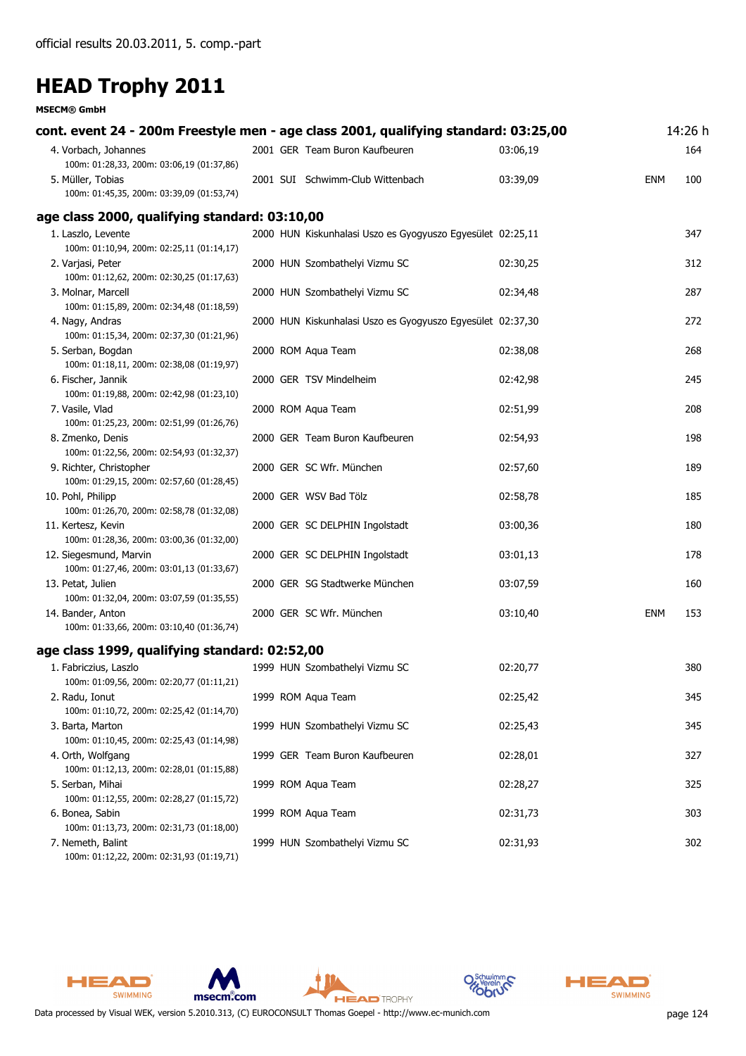official results 20.03.2011, 5. comp.-part

# HEAD Trophy 2011

**MSECM® GmbH**

## cont. event 24 - 200m Freestyle men - age class 2001, qualifying standard: 03:25,00 — 14:26 h

| Place | Name | Year | Nation | Club | Time | Note | Points |
|---|---|---|---|---|---|---|---|
| 4. | Vorbach, Johannes | 2001 | GER | Team Buron Kaufbeuren | 03:06,19 | | 164 |
| | 100m: 01:28,33, 200m: 03:06,19 (01:37,86) | | | | | | |
| 5. | Müller, Tobias | 2001 | SUI | Schwimm-Club Wittenbach | 03:39,09 | ENM | 100 |
| | 100m: 01:45,35, 200m: 03:39,09 (01:53,74) | | | | | | |

## age class 2000, qualifying standard: 03:10,00

| Place | Name | Year | Nation | Club | Time | Note | Points |
|---|---|---|---|---|---|---|---|
| 1. | Laszlo, Levente | 2000 | HUN | Kiskunhalasi Uszo es Gyogyuszo Egyesület | 02:25,11 | | 347 |
| | 100m: 01:10,94, 200m: 02:25,11 (01:14,17) | | | | | | |
| 2. | Varjasi, Peter | 2000 | HUN | Szombathelyi Vizmu SC | 02:30,25 | | 312 |
| | 100m: 01:12,62, 200m: 02:30,25 (01:17,63) | | | | | | |
| 3. | Molnar, Marcell | 2000 | HUN | Szombathelyi Vizmu SC | 02:34,48 | | 287 |
| | 100m: 01:15,89, 200m: 02:34,48 (01:18,59) | | | | | | |
| 4. | Nagy, Andras | 2000 | HUN | Kiskunhalasi Uszo es Gyogyuszo Egyesület | 02:37,30 | | 272 |
| | 100m: 01:15,34, 200m: 02:37,30 (01:21,96) | | | | | | |
| 5. | Serban, Bogdan | 2000 | ROM | Aqua Team | 02:38,08 | | 268 |
| | 100m: 01:18,11, 200m: 02:38,08 (01:19,97) | | | | | | |
| 6. | Fischer, Jannik | 2000 | GER | TSV Mindelheim | 02:42,98 | | 245 |
| | 100m: 01:19,88, 200m: 02:42,98 (01:23,10) | | | | | | |
| 7. | Vasile, Vlad | 2000 | ROM | Aqua Team | 02:51,99 | | 208 |
| | 100m: 01:25,23, 200m: 02:51,99 (01:26,76) | | | | | | |
| 8. | Zmenko, Denis | 2000 | GER | Team Buron Kaufbeuren | 02:54,93 | | 198 |
| | 100m: 01:22,56, 200m: 02:54,93 (01:32,37) | | | | | | |
| 9. | Richter, Christopher | 2000 | GER | SC Wfr. München | 02:57,60 | | 189 |
| | 100m: 01:29,15, 200m: 02:57,60 (01:28,45) | | | | | | |
| 10. | Pohl, Philipp | 2000 | GER | WSV Bad Tölz | 02:58,78 | | 185 |
| | 100m: 01:26,70, 200m: 02:58,78 (01:32,08) | | | | | | |
| 11. | Kertesz, Kevin | 2000 | GER | SC DELPHIN Ingolstadt | 03:00,36 | | 180 |
| | 100m: 01:28,36, 200m: 03:00,36 (01:32,00) | | | | | | |
| 12. | Siegesmund, Marvin | 2000 | GER | SC DELPHIN Ingolstadt | 03:01,13 | | 178 |
| | 100m: 01:27,46, 200m: 03:01,13 (01:33,67) | | | | | | |
| 13. | Petat, Julien | 2000 | GER | SG Stadtwerke München | 03:07,59 | | 160 |
| | 100m: 01:32,04, 200m: 03:07,59 (01:35,55) | | | | | | |
| 14. | Bander, Anton | 2000 | GER | SC Wfr. München | 03:10,40 | ENM | 153 |
| | 100m: 01:33,66, 200m: 03:10,40 (01:36,74) | | | | | | |

## age class 1999, qualifying standard: 02:52,00

| Place | Name | Year | Nation | Club | Time | Note | Points |
|---|---|---|---|---|---|---|---|
| 1. | Fabriczius, Laszlo | 1999 | HUN | Szombathelyi Vizmu SC | 02:20,77 | | 380 |
| | 100m: 01:09,56, 200m: 02:20,77 (01:11,21) | | | | | | |
| 2. | Radu, Ionut | 1999 | ROM | Aqua Team | 02:25,42 | | 345 |
| | 100m: 01:10,72, 200m: 02:25,42 (01:14,70) | | | | | | |
| 3. | Barta, Marton | 1999 | HUN | Szombathelyi Vizmu SC | 02:25,43 | | 345 |
| | 100m: 01:10,45, 200m: 02:25,43 (01:14,98) | | | | | | |
| 4. | Orth, Wolfgang | 1999 | GER | Team Buron Kaufbeuren | 02:28,01 | | 327 |
| | 100m: 01:12,13, 200m: 02:28,01 (01:15,88) | | | | | | |
| 5. | Serban, Mihai | 1999 | ROM | Aqua Team | 02:28,27 | | 325 |
| | 100m: 01:12,55, 200m: 02:28,27 (01:15,72) | | | | | | |
| 6. | Bonea, Sabin | 1999 | ROM | Aqua Team | 02:31,73 | | 303 |
| | 100m: 01:13,73, 200m: 02:31,73 (01:18,00) | | | | | | |
| 7. | Nemeth, Balint | 1999 | HUN | Szombathelyi Vizmu SC | 02:31,93 | | 302 |
| | 100m: 01:12,22, 200m: 02:31,93 (01:19,71) | | | | | | |

Data processed by Visual WEK, version 5.2010.313, (C) EUROCONSULT Thomas Goepel - http://www.ec-munich.com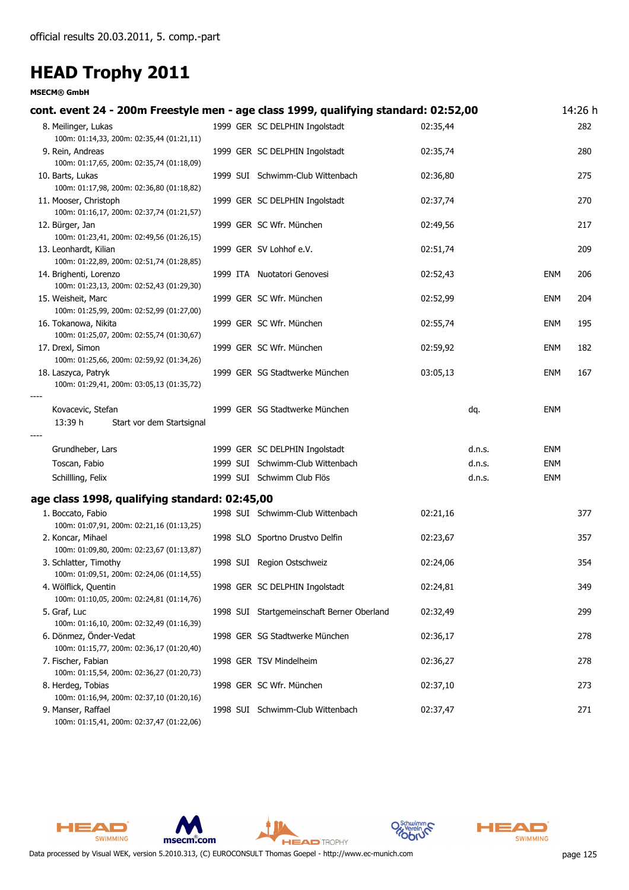official results 20.03.2011, 5. comp.-part

# HEAD Trophy 2011

**MSECM® GmbH**

### cont. event 24 - 200m Freestyle men - age class 1999, qualifying standard: 02:52,00 — 14:26 h

| Place | Name | YOB | Nat | Club | Time | Status | Note | Points |
|---|---|---|---|---|---|---|---|---|
| 8. | Meilinger, Lukas<br>100m: 01:14,33, 200m: 02:35,44 (01:21,11) | 1999 | GER | SC DELPHIN Ingolstadt | 02:35,44 | | | 282 |
| 9. | Rein, Andreas<br>100m: 01:17,65, 200m: 02:35,74 (01:18,09) | 1999 | GER | SC DELPHIN Ingolstadt | 02:35,74 | | | 280 |
| 10. | Barts, Lukas<br>100m: 01:17,98, 200m: 02:36,80 (01:18,82) | 1999 | SUI | Schwimm-Club Wittenbach | 02:36,80 | | | 275 |
| 11. | Mooser, Christoph<br>100m: 01:16,17, 200m: 02:37,74 (01:21,57) | 1999 | GER | SC DELPHIN Ingolstadt | 02:37,74 | | | 270 |
| 12. | Bürger, Jan<br>100m: 01:23,41, 200m: 02:49,56 (01:26,15) | 1999 | GER | SC Wfr. München | 02:49,56 | | | 217 |
| 13. | Leonhardt, Kilian<br>100m: 01:22,89, 200m: 02:51,74 (01:28,85) | 1999 | GER | SV Lohhof e.V. | 02:51,74 | | | 209 |
| 14. | Brighenti, Lorenzo<br>100m: 01:23,13, 200m: 02:52,43 (01:29,30) | 1999 | ITA | Nuotatori Genovesi | 02:52,43 | | ENM | 206 |
| 15. | Weisheit, Marc<br>100m: 01:25,99, 200m: 02:52,99 (01:27,00) | 1999 | GER | SC Wfr. München | 02:52,99 | | ENM | 204 |
| 16. | Tokanowa, Nikita<br>100m: 01:25,07, 200m: 02:55,74 (01:30,67) | 1999 | GER | SC Wfr. München | 02:55,74 | | ENM | 195 |
| 17. | Drexl, Simon<br>100m: 01:25,66, 200m: 02:59,92 (01:34,26) | 1999 | GER | SC Wfr. München | 02:59,92 | | ENM | 182 |
| 18. | Laszyca, Patryk<br>100m: 01:29,41, 200m: 03:05,13 (01:35,72) | 1999 | GER | SG Stadtwerke München | 03:05,13 | | ENM | 167 |
| ---- | | | | | | | | |
| | Kovacevic, Stefan<br>13:39 h Start vor dem Startsignal | 1999 | GER | SG Stadtwerke München | | dq. | ENM | |
| ---- | | | | | | | | |
| | Grundheber, Lars | 1999 | GER | SC DELPHIN Ingolstadt | | d.n.s. | ENM | |
| | Toscan, Fabio | 1999 | SUI | Schwimm-Club Wittenbach | | d.n.s. | ENM | |
| | Schillling, Felix | 1999 | SUI | Schwimm Club Flös | | d.n.s. | ENM | |

### age class 1998, qualifying standard: 02:45,00

| Place | Name | YOB | Nat | Club | Time | Points |
|---|---|---|---|---|---|---|
| 1. | Boccato, Fabio<br>100m: 01:07,91, 200m: 02:21,16 (01:13,25) | 1998 | SUI | Schwimm-Club Wittenbach | 02:21,16 | 377 |
| 2. | Koncar, Mihael<br>100m: 01:09,80, 200m: 02:23,67 (01:13,87) | 1998 | SLO | Sportno Drustvo Delfin | 02:23,67 | 357 |
| 3. | Schlatter, Timothy<br>100m: 01:09,51, 200m: 02:24,06 (01:14,55) | 1998 | SUI | Region Ostschweiz | 02:24,06 | 354 |
| 4. | Wölflick, Quentin<br>100m: 01:10,05, 200m: 02:24,81 (01:14,76) | 1998 | GER | SC DELPHIN Ingolstadt | 02:24,81 | 349 |
| 5. | Graf, Luc<br>100m: 01:16,10, 200m: 02:32,49 (01:16,39) | 1998 | SUI | Startgemeinschaft Berner Oberland | 02:32,49 | 299 |
| 6. | Dönmez, Önder-Vedat<br>100m: 01:15,77, 200m: 02:36,17 (01:20,40) | 1998 | GER | SG Stadtwerke München | 02:36,17 | 278 |
| 7. | Fischer, Fabian<br>100m: 01:15,54, 200m: 02:36,27 (01:20,73) | 1998 | GER | TSV Mindelheim | 02:36,27 | 278 |
| 8. | Herdeg, Tobias<br>100m: 01:16,94, 200m: 02:37,10 (01:20,16) | 1998 | GER | SC Wfr. München | 02:37,10 | 273 |
| 9. | Manser, Raffael<br>100m: 01:15,41, 200m: 02:37,47 (01:22,06) | 1998 | SUI | Schwimm-Club Wittenbach | 02:37,47 | 271 |

Data processed by Visual WEK, version 5.2010.313, (C) EUROCONSULT Thomas Goepel - http://www.ec-munich.com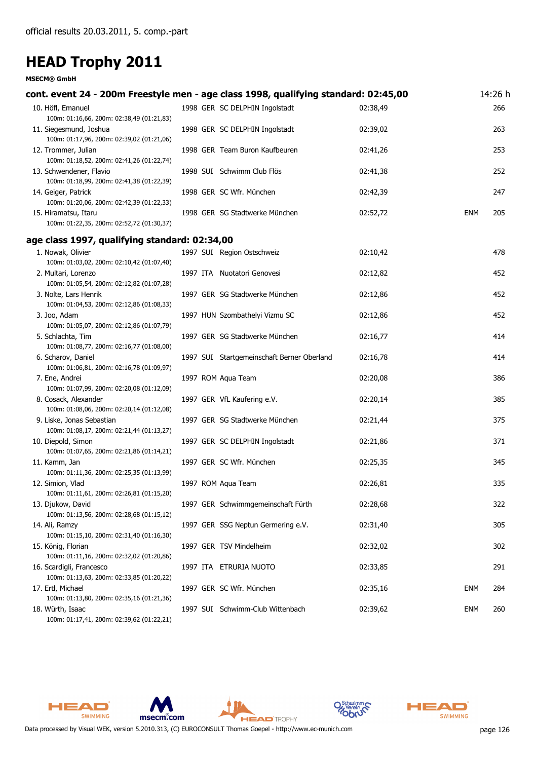official results 20.03.2011, 5. comp.-part

# HEAD Trophy 2011

**MSECM® GmbH**

## cont. event 24 - 200m Freestyle men - age class 1998, qualifying standard: 02:45,00 — 14:26 h

| Place | Name / Splits | YOB | Nat | Club | Time | | Points |
|---|---|---|---|---|---|---|---|
| 10. | Höfl, Emanuel<br>100m: 01:16,66, 200m: 02:38,49 (01:21,83) | 1998 | GER | SC DELPHIN Ingolstadt | 02:38,49 | | 266 |
| 11. | Siegesmund, Joshua<br>100m: 01:17,96, 200m: 02:39,02 (01:21,06) | 1998 | GER | SC DELPHIN Ingolstadt | 02:39,02 | | 263 |
| 12. | Trommer, Julian<br>100m: 01:18,52, 200m: 02:41,26 (01:22,74) | 1998 | GER | Team Buron Kaufbeuren | 02:41,26 | | 253 |
| 13. | Schwendener, Flavio<br>100m: 01:18,99, 200m: 02:41,38 (01:22,39) | 1998 | SUI | Schwimm Club Flös | 02:41,38 | | 252 |
| 14. | Geiger, Patrick<br>100m: 01:20,06, 200m: 02:42,39 (01:22,33) | 1998 | GER | SC Wfr. München | 02:42,39 | | 247 |
| 15. | Hiramatsu, Itaru<br>100m: 01:22,35, 200m: 02:52,72 (01:30,37) | 1998 | GER | SG Stadtwerke München | 02:52,72 | ENM | 205 |

## age class 1997, qualifying standard: 02:34,00

| Place | Name / Splits | YOB | Nat | Club | Time | | Points |
|---|---|---|---|---|---|---|---|
| 1. | Nowak, Olivier<br>100m: 01:03,02, 200m: 02:10,42 (01:07,40) | 1997 | SUI | Region Ostschweiz | 02:10,42 | | 478 |
| 2. | Multari, Lorenzo<br>100m: 01:05,54, 200m: 02:12,82 (01:07,28) | 1997 | ITA | Nuotatori Genovesi | 02:12,82 | | 452 |
| 3. | Nolte, Lars Henrik<br>100m: 01:04,53, 200m: 02:12,86 (01:08,33) | 1997 | GER | SG Stadtwerke München | 02:12,86 | | 452 |
| 3. | Joo, Adam<br>100m: 01:05,07, 200m: 02:12,86 (01:07,79) | 1997 | HUN | Szombathelyi Vizmu SC | 02:12,86 | | 452 |
| 5. | Schlachta, Tim<br>100m: 01:08,77, 200m: 02:16,77 (01:08,00) | 1997 | GER | SG Stadtwerke München | 02:16,77 | | 414 |
| 6. | Scharov, Daniel<br>100m: 01:06,81, 200m: 02:16,78 (01:09,97) | 1997 | SUI | Startgemeinschaft Berner Oberland | 02:16,78 | | 414 |
| 7. | Ene, Andrei<br>100m: 01:07,99, 200m: 02:20,08 (01:12,09) | 1997 | ROM | Aqua Team | 02:20,08 | | 386 |
| 8. | Cosack, Alexander<br>100m: 01:08,06, 200m: 02:20,14 (01:12,08) | 1997 | GER | VfL Kaufering e.V. | 02:20,14 | | 385 |
| 9. | Liske, Jonas Sebastian<br>100m: 01:08,17, 200m: 02:21,44 (01:13,27) | 1997 | GER | SG Stadtwerke München | 02:21,44 | | 375 |
| 10. | Diepold, Simon<br>100m: 01:07,65, 200m: 02:21,86 (01:14,21) | 1997 | GER | SC DELPHIN Ingolstadt | 02:21,86 | | 371 |
| 11. | Kamm, Jan<br>100m: 01:11,36, 200m: 02:25,35 (01:13,99) | 1997 | GER | SC Wfr. München | 02:25,35 | | 345 |
| 12. | Simion, Vlad<br>100m: 01:11,61, 200m: 02:26,81 (01:15,20) | 1997 | ROM | Aqua Team | 02:26,81 | | 335 |
| 13. | Djukow, David<br>100m: 01:13,56, 200m: 02:28,68 (01:15,12) | 1997 | GER | Schwimmgemeinschaft Fürth | 02:28,68 | | 322 |
| 14. | Ali, Ramzy<br>100m: 01:15,10, 200m: 02:31,40 (01:16,30) | 1997 | GER | SSG Neptun Germering e.V. | 02:31,40 | | 305 |
| 15. | König, Florian<br>100m: 01:11,16, 200m: 02:32,02 (01:20,86) | 1997 | GER | TSV Mindelheim | 02:32,02 | | 302 |
| 16. | Scardigli, Francesco<br>100m: 01:13,63, 200m: 02:33,85 (01:20,22) | 1997 | ITA | ETRURIA NUOTO | 02:33,85 | | 291 |
| 17. | Ertl, Michael<br>100m: 01:13,80, 200m: 02:35,16 (01:21,36) | 1997 | GER | SC Wfr. München | 02:35,16 | ENM | 284 |
| 18. | Würth, Isaac<br>100m: 01:17,41, 200m: 02:39,62 (01:22,21) | 1997 | SUI | Schwimm-Club Wittenbach | 02:39,62 | ENM | 260 |

Data processed by Visual WEK, version 5.2010.313, (C) EUROCONSULT Thomas Goepel - http://www.ec-munich.com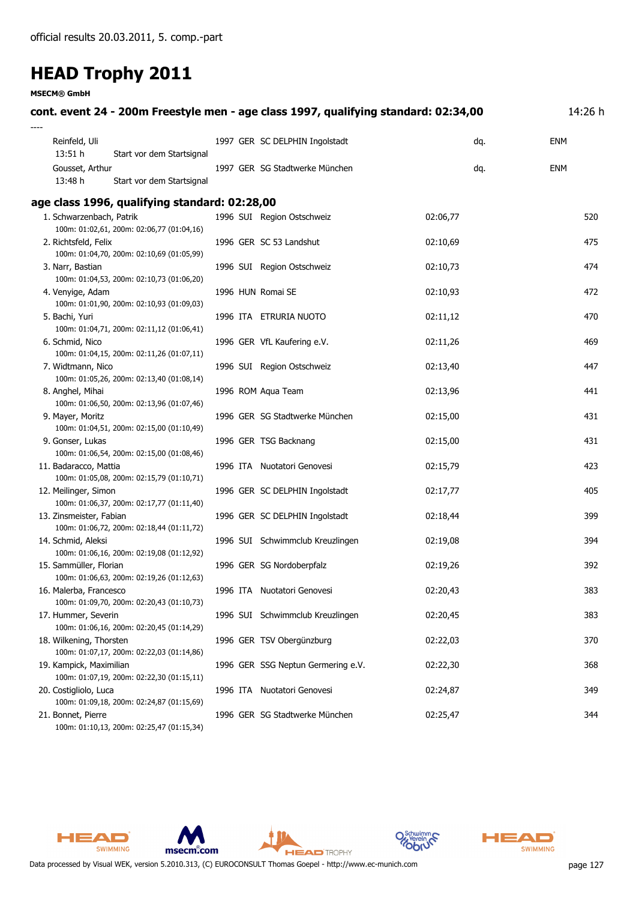official results 20.03.2011, 5. comp.-part

# HEAD Trophy 2011

**MSECM® GmbH**

### cont. event 24 - 200m Freestyle men - age class 1997, qualifying standard: 02:34,00

14:26 h

----

| Name | YOB | Nat | Club | Time | | | Points |
|---|---|---|---|---|---|---|---|
| Reinfeld, Uli | 1997 | GER | SC DELPHIN Ingolstadt | | dq. | ENM | |
| 13:51 h Start vor dem Startsignal | | | | | | | |
| Gousset, Arthur | 1997 | GER | SG Stadtwerke München | | dq. | ENM | |
| 13:48 h Start vor dem Startsignal | | | | | | | |

### age class 1996, qualifying standard: 02:28,00

| Place / Name | YOB | Nat | Club | Time | Points |
|---|---|---|---|---|---|
| 1. Schwarzenbach, Patrik | 1996 | SUI | Region Ostschweiz | 02:06,77 | 520 |
| 100m: 01:02,61, 200m: 02:06,77 (01:04,16) | | | | | |
| 2. Richtsfeld, Felix | 1996 | GER | SC 53 Landshut | 02:10,69 | 475 |
| 100m: 01:04,70, 200m: 02:10,69 (01:05,99) | | | | | |
| 3. Narr, Bastian | 1996 | SUI | Region Ostschweiz | 02:10,73 | 474 |
| 100m: 01:04,53, 200m: 02:10,73 (01:06,20) | | | | | |
| 4. Venyige, Adam | 1996 | HUN | Romai SE | 02:10,93 | 472 |
| 100m: 01:01,90, 200m: 02:10,93 (01:09,03) | | | | | |
| 5. Bachi, Yuri | 1996 | ITA | ETRURIA NUOTO | 02:11,12 | 470 |
| 100m: 01:04,71, 200m: 02:11,12 (01:06,41) | | | | | |
| 6. Schmid, Nico | 1996 | GER | VfL Kaufering e.V. | 02:11,26 | 469 |
| 100m: 01:04,15, 200m: 02:11,26 (01:07,11) | | | | | |
| 7. Widtmann, Nico | 1996 | SUI | Region Ostschweiz | 02:13,40 | 447 |
| 100m: 01:05,26, 200m: 02:13,40 (01:08,14) | | | | | |
| 8. Anghel, Mihai | 1996 | ROM | Aqua Team | 02:13,96 | 441 |
| 100m: 01:06,50, 200m: 02:13,96 (01:07,46) | | | | | |
| 9. Mayer, Moritz | 1996 | GER | SG Stadtwerke München | 02:15,00 | 431 |
| 100m: 01:04,51, 200m: 02:15,00 (01:10,49) | | | | | |
| 9. Gonser, Lukas | 1996 | GER | TSG Backnang | 02:15,00 | 431 |
| 100m: 01:06,54, 200m: 02:15,00 (01:08,46) | | | | | |
| 11. Badaracco, Mattia | 1996 | ITA | Nuotatori Genovesi | 02:15,79 | 423 |
| 100m: 01:05,08, 200m: 02:15,79 (01:10,71) | | | | | |
| 12. Meilinger, Simon | 1996 | GER | SC DELPHIN Ingolstadt | 02:17,77 | 405 |
| 100m: 01:06,37, 200m: 02:17,77 (01:11,40) | | | | | |
| 13. Zinsmeister, Fabian | 1996 | GER | SC DELPHIN Ingolstadt | 02:18,44 | 399 |
| 100m: 01:06,72, 200m: 02:18,44 (01:11,72) | | | | | |
| 14. Schmid, Aleksi | 1996 | SUI | Schwimmclub Kreuzlingen | 02:19,08 | 394 |
| 100m: 01:06,16, 200m: 02:19,08 (01:12,92) | | | | | |
| 15. Sammüller, Florian | 1996 | GER | SG Nordoberpfalz | 02:19,26 | 392 |
| 100m: 01:06,63, 200m: 02:19,26 (01:12,63) | | | | | |
| 16. Malerba, Francesco | 1996 | ITA | Nuotatori Genovesi | 02:20,43 | 383 |
| 100m: 01:09,70, 200m: 02:20,43 (01:10,73) | | | | | |
| 17. Hummer, Severin | 1996 | SUI | Schwimmclub Kreuzlingen | 02:20,45 | 383 |
| 100m: 01:06,16, 200m: 02:20,45 (01:14,29) | | | | | |
| 18. Wilkening, Thorsten | 1996 | GER | TSV Obergünzburg | 02:22,03 | 370 |
| 100m: 01:07,17, 200m: 02:22,03 (01:14,86) | | | | | |
| 19. Kampick, Maximilian | 1996 | GER | SSG Neptun Germering e.V. | 02:22,30 | 368 |
| 100m: 01:07,19, 200m: 02:22,30 (01:15,11) | | | | | |
| 20. Costigliolo, Luca | 1996 | ITA | Nuotatori Genovesi | 02:24,87 | 349 |
| 100m: 01:09,18, 200m: 02:24,87 (01:15,69) | | | | | |
| 21. Bonnet, Pierre | 1996 | GER | SG Stadtwerke München | 02:25,47 | 344 |
| 100m: 01:10,13, 200m: 02:25,47 (01:15,34) | | | | | |

Data processed by Visual WEK, version 5.2010.313, (C) EUROCONSULT Thomas Goepel - http://www.ec-munich.com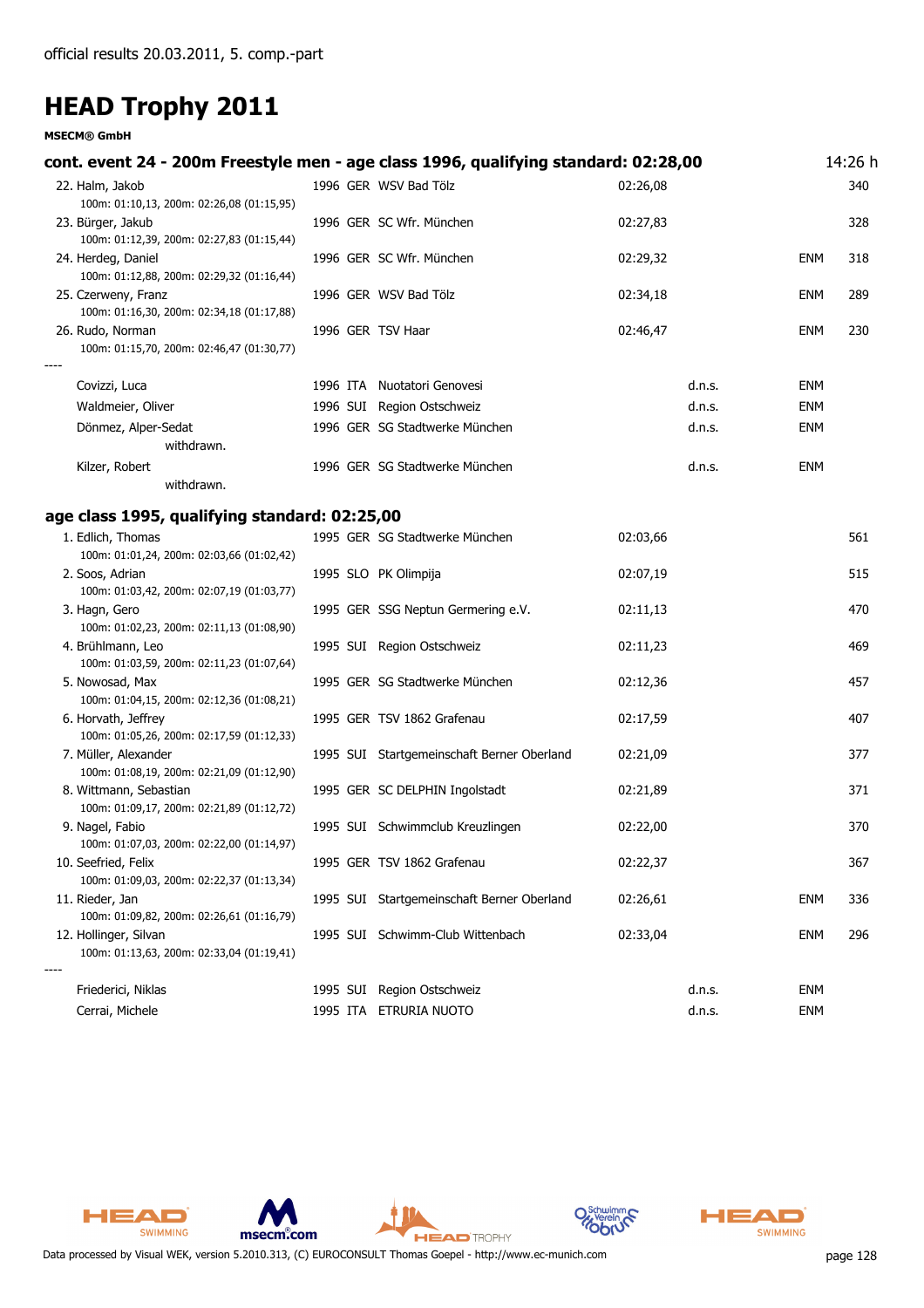official results 20.03.2011, 5. comp.-part

# HEAD Trophy 2011

**MSECM® GmbH**

## cont. event 24 - 200m Freestyle men - age class 1996, qualifying standard: 02:28,00

14:26 h

| Place | Name | Year | Nat | Club | Time | | | Points |
|---|---|---|---|---|---|---|---|---|
| 22. | Halm, Jakob<br>100m: 01:10,13, 200m: 02:26,08 (01:15,95) | 1996 | GER | WSV Bad Tölz | 02:26,08 | | | 340 |
| 23. | Bürger, Jakub<br>100m: 01:12,39, 200m: 02:27,83 (01:15,44) | 1996 | GER | SC Wfr. München | 02:27,83 | | | 328 |
| 24. | Herdeg, Daniel<br>100m: 01:12,88, 200m: 02:29,32 (01:16,44) | 1996 | GER | SC Wfr. München | 02:29,32 | | ENM | 318 |
| 25. | Czerweny, Franz<br>100m: 01:16,30, 200m: 02:34,18 (01:17,88) | 1996 | GER | WSV Bad Tölz | 02:34,18 | | ENM | 289 |
| 26. | Rudo, Norman<br>100m: 01:15,70, 200m: 02:46,47 (01:30,77) | 1996 | GER | TSV Haar | 02:46,47 | | ENM | 230 |
| ---- | | | | | | | | |
| | Covizzi, Luca | 1996 | ITA | Nuotatori Genovesi | | d.n.s. | ENM | |
| | Waldmeier, Oliver | 1996 | SUI | Region Ostschweiz | | d.n.s. | ENM | |
| | Dönmez, Alper-Sedat<br>withdrawn. | 1996 | GER | SG Stadtwerke München | | d.n.s. | ENM | |
| | Kilzer, Robert<br>withdrawn. | 1996 | GER | SG Stadtwerke München | | d.n.s. | ENM | |

## age class 1995, qualifying standard: 02:25,00

| Place | Name | Year | Nat | Club | Time | | | Points |
|---|---|---|---|---|---|---|---|---|
| 1. | Edlich, Thomas<br>100m: 01:01,24, 200m: 02:03,66 (01:02,42) | 1995 | GER | SG Stadtwerke München | 02:03,66 | | | 561 |
| 2. | Soos, Adrian<br>100m: 01:03,42, 200m: 02:07,19 (01:03,77) | 1995 | SLO | PK Olimpija | 02:07,19 | | | 515 |
| 3. | Hagn, Gero<br>100m: 01:02,23, 200m: 02:11,13 (01:08,90) | 1995 | GER | SSG Neptun Germering e.V. | 02:11,13 | | | 470 |
| 4. | Brühlmann, Leo<br>100m: 01:03,59, 200m: 02:11,23 (01:07,64) | 1995 | SUI | Region Ostschweiz | 02:11,23 | | | 469 |
| 5. | Nowosad, Max<br>100m: 01:04,15, 200m: 02:12,36 (01:08,21) | 1995 | GER | SG Stadtwerke München | 02:12,36 | | | 457 |
| 6. | Horvath, Jeffrey<br>100m: 01:05,26, 200m: 02:17,59 (01:12,33) | 1995 | GER | TSV 1862 Grafenau | 02:17,59 | | | 407 |
| 7. | Müller, Alexander<br>100m: 01:08,19, 200m: 02:21,09 (01:12,90) | 1995 | SUI | Startgemeinschaft Berner Oberland | 02:21,09 | | | 377 |
| 8. | Wittmann, Sebastian<br>100m: 01:09,17, 200m: 02:21,89 (01:12,72) | 1995 | GER | SC DELPHIN Ingolstadt | 02:21,89 | | | 371 |
| 9. | Nagel, Fabio<br>100m: 01:07,03, 200m: 02:22,00 (01:14,97) | 1995 | SUI | Schwimmclub Kreuzlingen | 02:22,00 | | | 370 |
| 10. | Seefried, Felix<br>100m: 01:09,03, 200m: 02:22,37 (01:13,34) | 1995 | GER | TSV 1862 Grafenau | 02:22,37 | | | 367 |
| 11. | Rieder, Jan<br>100m: 01:09,82, 200m: 02:26,61 (01:16,79) | 1995 | SUI | Startgemeinschaft Berner Oberland | 02:26,61 | | ENM | 336 |
| 12. | Hollinger, Silvan<br>100m: 01:13,63, 200m: 02:33,04 (01:19,41) | 1995 | SUI | Schwimm-Club Wittenbach | 02:33,04 | | ENM | 296 |
| ---- | | | | | | | | |
| | Friederici, Niklas | 1995 | SUI | Region Ostschweiz | | d.n.s. | ENM | |
| | Cerrai, Michele | 1995 | ITA | ETRURIA NUOTO | | d.n.s. | ENM | |

Data processed by Visual WEK, version 5.2010.313, (C) EUROCONSULT Thomas Goepel - http://www.ec-munich.com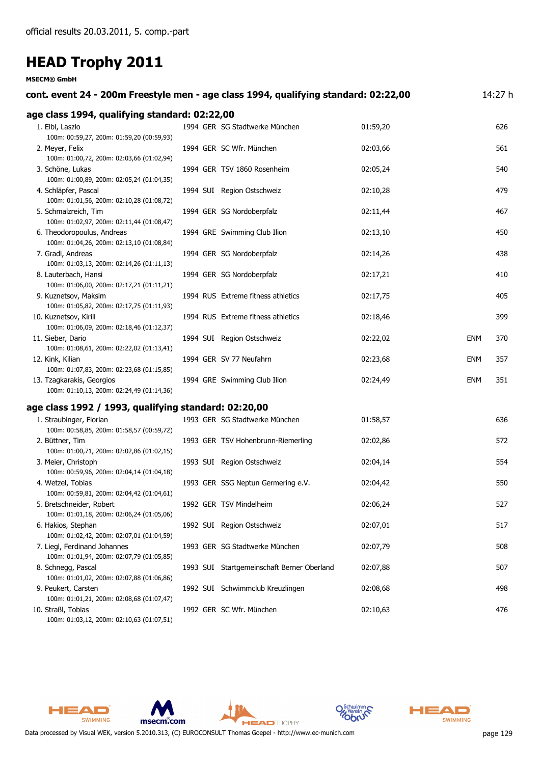official results 20.03.2011, 5. comp.-part

# HEAD Trophy 2011

**MSECM® GmbH**

### cont. event 24 - 200m Freestyle men - age class 1994, qualifying standard: 02:22,00 — 14:27 h

### age class 1994, qualifying standard: 02:22,00

| Place | Name | Year | Nat | Club | Time | | Points |
|---|---|---|---|---|---|---|---|
| 1. | Elbl, Laszlo<br>100m: 00:59,27, 200m: 01:59,20 (00:59,93) | 1994 | GER | SG Stadtwerke München | 01:59,20 | | 626 |
| 2. | Meyer, Felix<br>100m: 01:00,72, 200m: 02:03,66 (01:02,94) | 1994 | GER | SC Wfr. München | 02:03,66 | | 561 |
| 3. | Schöne, Lukas<br>100m: 01:00,89, 200m: 02:05,24 (01:04,35) | 1994 | GER | TSV 1860 Rosenheim | 02:05,24 | | 540 |
| 4. | Schläpfer, Pascal<br>100m: 01:01,56, 200m: 02:10,28 (01:08,72) | 1994 | SUI | Region Ostschweiz | 02:10,28 | | 479 |
| 5. | Schmalzreich, Tim<br>100m: 01:02,97, 200m: 02:11,44 (01:08,47) | 1994 | GER | SG Nordoberpfalz | 02:11,44 | | 467 |
| 6. | Theodoropoulus, Andreas<br>100m: 01:04,26, 200m: 02:13,10 (01:08,84) | 1994 | GRE | Swimming Club Ilion | 02:13,10 | | 450 |
| 7. | Gradl, Andreas<br>100m: 01:03,13, 200m: 02:14,26 (01:11,13) | 1994 | GER | SG Nordoberpfalz | 02:14,26 | | 438 |
| 8. | Lauterbach, Hansi<br>100m: 01:06,00, 200m: 02:17,21 (01:11,21) | 1994 | GER | SG Nordoberpfalz | 02:17,21 | | 410 |
| 9. | Kuznetsov, Maksim<br>100m: 01:05,82, 200m: 02:17,75 (01:11,93) | 1994 | RUS | Extreme fitness athletics | 02:17,75 | | 405 |
| 10. | Kuznetsov, Kirill<br>100m: 01:06,09, 200m: 02:18,46 (01:12,37) | 1994 | RUS | Extreme fitness athletics | 02:18,46 | | 399 |
| 11. | Sieber, Dario<br>100m: 01:08,61, 200m: 02:22,02 (01:13,41) | 1994 | SUI | Region Ostschweiz | 02:22,02 | ENM | 370 |
| 12. | Kink, Kilian<br>100m: 01:07,83, 200m: 02:23,68 (01:15,85) | 1994 | GER | SV 77 Neufahrn | 02:23,68 | ENM | 357 |
| 13. | Tzagkarakis, Georgios<br>100m: 01:10,13, 200m: 02:24,49 (01:14,36) | 1994 | GRE | Swimming Club Ilion | 02:24,49 | ENM | 351 |

### age class 1992 / 1993, qualifying standard: 02:20,00

| Place | Name | Year | Nat | Club | Time | | Points |
|---|---|---|---|---|---|---|---|
| 1. | Straubinger, Florian<br>100m: 00:58,85, 200m: 01:58,57 (00:59,72) | 1993 | GER | SG Stadtwerke München | 01:58,57 | | 636 |
| 2. | Büttner, Tim<br>100m: 01:00,71, 200m: 02:02,86 (01:02,15) | 1993 | GER | TSV Hohenbrunn-Riemerling | 02:02,86 | | 572 |
| 3. | Meier, Christoph<br>100m: 00:59,96, 200m: 02:04,14 (01:04,18) | 1993 | SUI | Region Ostschweiz | 02:04,14 | | 554 |
| 4. | Wetzel, Tobias<br>100m: 00:59,81, 200m: 02:04,42 (01:04,61) | 1993 | GER | SSG Neptun Germering e.V. | 02:04,42 | | 550 |
| 5. | Bretschneider, Robert<br>100m: 01:01,18, 200m: 02:06,24 (01:05,06) | 1992 | GER | TSV Mindelheim | 02:06,24 | | 527 |
| 6. | Hakios, Stephan<br>100m: 01:02,42, 200m: 02:07,01 (01:04,59) | 1992 | SUI | Region Ostschweiz | 02:07,01 | | 517 |
| 7. | Liegl, Ferdinand Johannes<br>100m: 01:01,94, 200m: 02:07,79 (01:05,85) | 1993 | GER | SG Stadtwerke München | 02:07,79 | | 508 |
| 8. | Schnegg, Pascal<br>100m: 01:01,02, 200m: 02:07,88 (01:06,86) | 1993 | SUI | Startgemeinschaft Berner Oberland | 02:07,88 | | 507 |
| 9. | Peukert, Carsten<br>100m: 01:01,21, 200m: 02:08,68 (01:07,47) | 1992 | SUI | Schwimmclub Kreuzlingen | 02:08,68 | | 498 |
| 10. | Straßl, Tobias<br>100m: 01:03,12, 200m: 02:10,63 (01:07,51) | 1992 | GER | SC Wfr. München | 02:10,63 | | 476 |

Data processed by Visual WEK, version 5.2010.313, (C) EUROCONSULT Thomas Goepel - http://www.ec-munich.com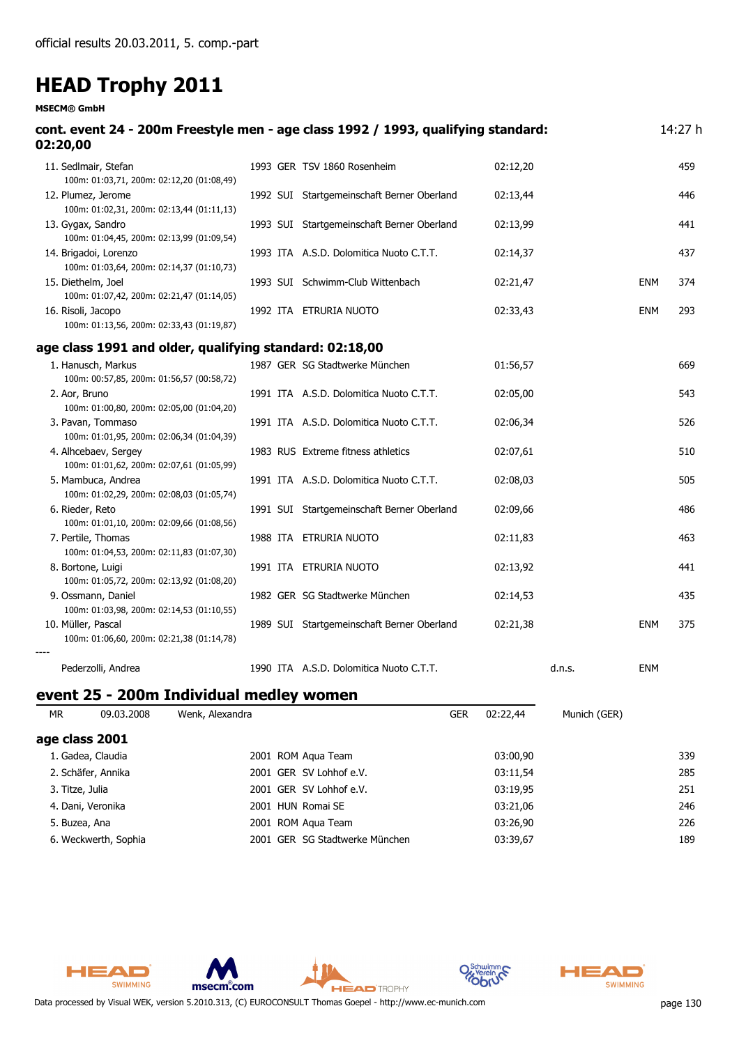official results 20.03.2011, 5. comp.-part

# HEAD Trophy 2011

**MSECM® GmbH**

## cont. event 24 - 200m Freestyle men - age class 1992 / 1993, qualifying standard: 02:20,00

14:27 h

| Rank/Name | Year | Nat | Club | Time | | | Points |
|---|---|---|---|---|---|---|---|
| 11. Sedlmair, Stefan<br>100m: 01:03,71, 200m: 02:12,20 (01:08,49) | 1993 | GER | TSV 1860 Rosenheim | 02:12,20 | | | 459 |
| 12. Plumez, Jerome<br>100m: 01:02,31, 200m: 02:13,44 (01:11,13) | 1992 | SUI | Startgemeinschaft Berner Oberland | 02:13,44 | | | 446 |
| 13. Gygax, Sandro<br>100m: 01:04,45, 200m: 02:13,99 (01:09,54) | 1993 | SUI | Startgemeinschaft Berner Oberland | 02:13,99 | | | 441 |
| 14. Brigadoi, Lorenzo<br>100m: 01:03,64, 200m: 02:14,37 (01:10,73) | 1993 | ITA | A.S.D. Dolomitica Nuoto C.T.T. | 02:14,37 | | | 437 |
| 15. Diethelm, Joel<br>100m: 01:07,42, 200m: 02:21,47 (01:14,05) | 1993 | SUI | Schwimm-Club Wittenbach | 02:21,47 | | ENM | 374 |
| 16. Risoli, Jacopo<br>100m: 01:13,56, 200m: 02:33,43 (01:19,87) | 1992 | ITA | ETRURIA NUOTO | 02:33,43 | | ENM | 293 |

### age class 1991 and older, qualifying standard: 02:18,00

| Rank/Name | Year | Nat | Club | Time | | | Points |
|---|---|---|---|---|---|---|---|
| 1. Hanusch, Markus<br>100m: 00:57,85, 200m: 01:56,57 (00:58,72) | 1987 | GER | SG Stadtwerke München | 01:56,57 | | | 669 |
| 2. Aor, Bruno<br>100m: 01:00,80, 200m: 02:05,00 (01:04,20) | 1991 | ITA | A.S.D. Dolomitica Nuoto C.T.T. | 02:05,00 | | | 543 |
| 3. Pavan, Tommaso<br>100m: 01:01,95, 200m: 02:06,34 (01:04,39) | 1991 | ITA | A.S.D. Dolomitica Nuoto C.T.T. | 02:06,34 | | | 526 |
| 4. Alhcebaev, Sergey<br>100m: 01:01,62, 200m: 02:07,61 (01:05,99) | 1983 | RUS | Extreme fitness athletics | 02:07,61 | | | 510 |
| 5. Mambuca, Andrea<br>100m: 01:02,29, 200m: 02:08,03 (01:05,74) | 1991 | ITA | A.S.D. Dolomitica Nuoto C.T.T. | 02:08,03 | | | 505 |
| 6. Rieder, Reto<br>100m: 01:01,10, 200m: 02:09,66 (01:08,56) | 1991 | SUI | Startgemeinschaft Berner Oberland | 02:09,66 | | | 486 |
| 7. Pertile, Thomas<br>100m: 01:04,53, 200m: 02:11,83 (01:07,30) | 1988 | ITA | ETRURIA NUOTO | 02:11,83 | | | 463 |
| 8. Bortone, Luigi<br>100m: 01:05,72, 200m: 02:13,92 (01:08,20) | 1991 | ITA | ETRURIA NUOTO | 02:13,92 | | | 441 |
| 9. Ossmann, Daniel<br>100m: 01:03,98, 200m: 02:14,53 (01:10,55) | 1982 | GER | SG Stadtwerke München | 02:14,53 | | | 435 |
| 10. Müller, Pascal<br>100m: 01:06,60, 200m: 02:21,38 (01:14,78) | 1989 | SUI | Startgemeinschaft Berner Oberland | 02:21,38 | | ENM | 375 |
| ---- | | | | | | | |
| Pederzolli, Andrea | 1990 | ITA | A.S.D. Dolomitica Nuoto C.T.T. | | d.n.s. | ENM | |

## event 25 - 200m Individual medley women

| MR | 09.03.2008 | Wenk, Alexandra | GER | 02:22,44 | Munich (GER) |
|---|---|---|---|---|---|

### age class 2001

| Rank/Name | Year | Nat | Club | Time | Points |
|---|---|---|---|---|---|
| 1. Gadea, Claudia | 2001 | ROM | Aqua Team | 03:00,90 | 339 |
| 2. Schäfer, Annika | 2001 | GER | SV Lohhof e.V. | 03:11,54 | 285 |
| 3. Titze, Julia | 2001 | GER | SV Lohhof e.V. | 03:19,95 | 251 |
| 4. Dani, Veronika | 2001 | HUN | Romai SE | 03:21,06 | 246 |
| 5. Buzea, Ana | 2001 | ROM | Aqua Team | 03:26,90 | 226 |
| 6. Weckwerth, Sophia | 2001 | GER | SG Stadtwerke München | 03:39,67 | 189 |

Data processed by Visual WEK, version 5.2010.313, (C) EUROCONSULT Thomas Goepel - http://www.ec-munich.com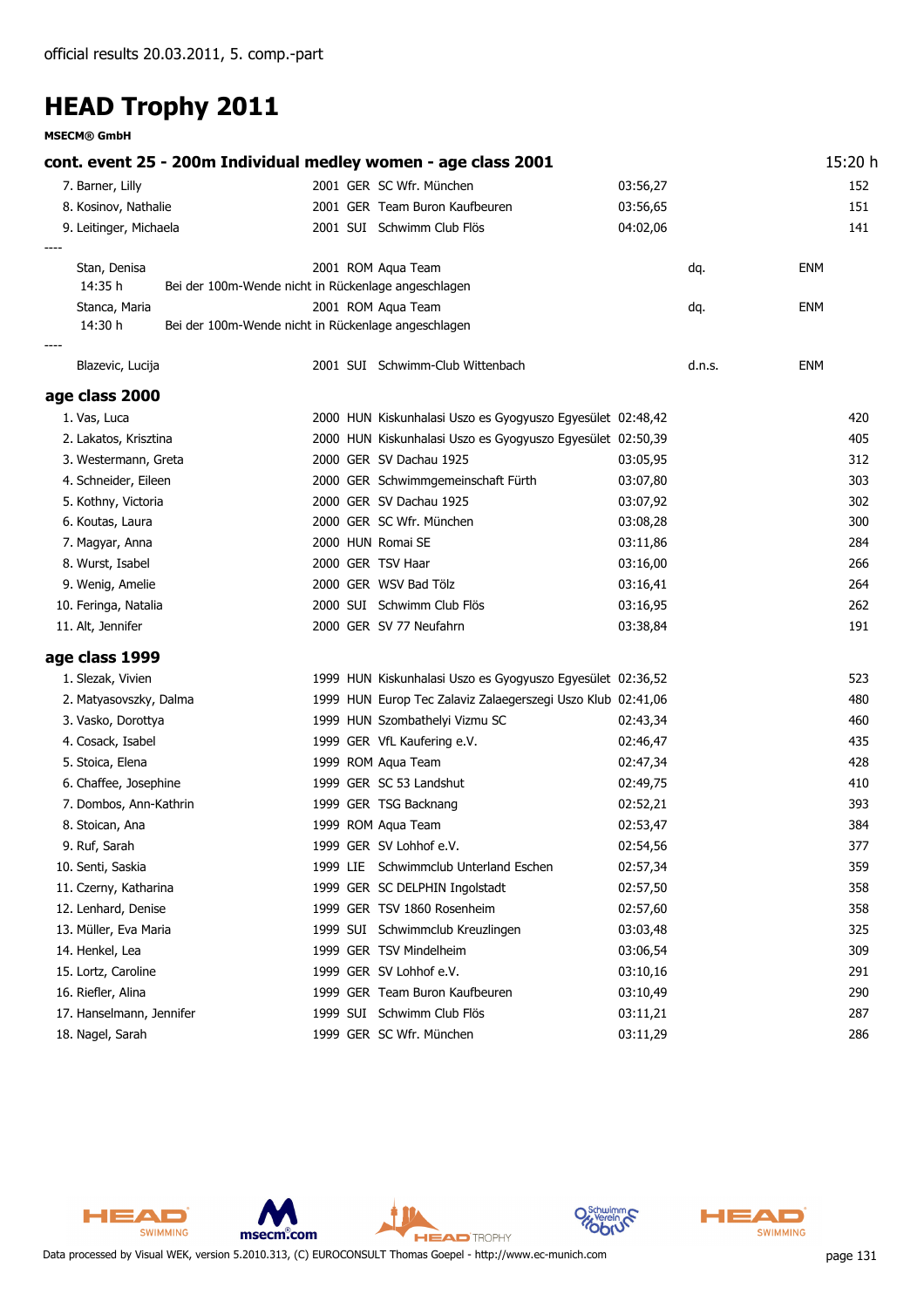official results 20.03.2011, 5. comp.-part

# HEAD Trophy 2011

**MSECM® GmbH**

## cont. event 25 - 200m Individual medley women - age class 2001 15:20 h

| Rank | Name | YOB | Nat | Club | Time | | | Points |
|---|---|---|---|---|---|---|---|---|
| 7. | Barner, Lilly | 2001 | GER | SC Wfr. München | 03:56,27 | | | 152 |
| 8. | Kosinov, Nathalie | 2001 | GER | Team Buron Kaufbeuren | 03:56,65 | | | 151 |
| 9. | Leitinger, Michaela | 2001 | SUI | Schwimm Club Flös | 04:02,06 | | | 141 |
| ---- | | | | | | | | |
| | Stan, Denisa | 2001 | ROM | Aqua Team | | dq. | ENM | |
| | 14:35 h Bei der 100m-Wende nicht in Rückenlage angeschlagen | | | | | | | |
| | Stanca, Maria | 2001 | ROM | Aqua Team | | dq. | ENM | |
| | 14:30 h Bei der 100m-Wende nicht in Rückenlage angeschlagen | | | | | | | |
| ---- | | | | | | | | |
| | Blazevic, Lucija | 2001 | SUI | Schwimm-Club Wittenbach | | d.n.s. | ENM | |

## age class 2000

| Rank | Name | YOB | Nat | Club | Time | Points |
|---|---|---|---|---|---|---|
| 1. | Vas, Luca | 2000 | HUN | Kiskunhalasi Uszo es Gyogyuszo Egyesület | 02:48,42 | 420 |
| 2. | Lakatos, Krisztina | 2000 | HUN | Kiskunhalasi Uszo es Gyogyuszo Egyesület | 02:50,39 | 405 |
| 3. | Westermann, Greta | 2000 | GER | SV Dachau 1925 | 03:05,95 | 312 |
| 4. | Schneider, Eileen | 2000 | GER | Schwimmgemeinschaft Fürth | 03:07,80 | 303 |
| 5. | Kothny, Victoria | 2000 | GER | SV Dachau 1925 | 03:07,92 | 302 |
| 6. | Koutas, Laura | 2000 | GER | SC Wfr. München | 03:08,28 | 300 |
| 7. | Magyar, Anna | 2000 | HUN | Romai SE | 03:11,86 | 284 |
| 8. | Wurst, Isabel | 2000 | GER | TSV Haar | 03:16,00 | 266 |
| 9. | Wenig, Amelie | 2000 | GER | WSV Bad Tölz | 03:16,41 | 264 |
| 10. | Feringa, Natalia | 2000 | SUI | Schwimm Club Flös | 03:16,95 | 262 |
| 11. | Alt, Jennifer | 2000 | GER | SV 77 Neufahrn | 03:38,84 | 191 |

## age class 1999

| Rank | Name | YOB | Nat | Club | Time | Points |
|---|---|---|---|---|---|---|
| 1. | Slezak, Vivien | 1999 | HUN | Kiskunhalasi Uszo es Gyogyuszo Egyesület | 02:36,52 | 523 |
| 2. | Matyasovszky, Dalma | 1999 | HUN | Europ Tec Zalaviz Zalaegerszegi Uszo Klub | 02:41,06 | 480 |
| 3. | Vasko, Dorottya | 1999 | HUN | Szombathelyi Vizmu SC | 02:43,34 | 460 |
| 4. | Cosack, Isabel | 1999 | GER | VfL Kaufering e.V. | 02:46,47 | 435 |
| 5. | Stoica, Elena | 1999 | ROM | Aqua Team | 02:47,34 | 428 |
| 6. | Chaffee, Josephine | 1999 | GER | SC 53 Landshut | 02:49,75 | 410 |
| 7. | Dombos, Ann-Kathrin | 1999 | GER | TSG Backnang | 02:52,21 | 393 |
| 8. | Stoican, Ana | 1999 | ROM | Aqua Team | 02:53,47 | 384 |
| 9. | Ruf, Sarah | 1999 | GER | SV Lohhof e.V. | 02:54,56 | 377 |
| 10. | Senti, Saskia | 1999 | LIE | Schwimmclub Unterland Eschen | 02:57,34 | 359 |
| 11. | Czerny, Katharina | 1999 | GER | SC DELPHIN Ingolstadt | 02:57,50 | 358 |
| 12. | Lenhard, Denise | 1999 | GER | TSV 1860 Rosenheim | 02:57,60 | 358 |
| 13. | Müller, Eva Maria | 1999 | SUI | Schwimmclub Kreuzlingen | 03:03,48 | 325 |
| 14. | Henkel, Lea | 1999 | GER | TSV Mindelheim | 03:06,54 | 309 |
| 15. | Lortz, Caroline | 1999 | GER | SV Lohhof e.V. | 03:10,16 | 291 |
| 16. | Riefler, Alina | 1999 | GER | Team Buron Kaufbeuren | 03:10,49 | 290 |
| 17. | Hanselmann, Jennifer | 1999 | SUI | Schwimm Club Flös | 03:11,21 | 287 |
| 18. | Nagel, Sarah | 1999 | GER | SC Wfr. München | 03:11,29 | 286 |

Data processed by Visual WEK, version 5.2010.313, (C) EUROCONSULT Thomas Goepel - http://www.ec-munich.com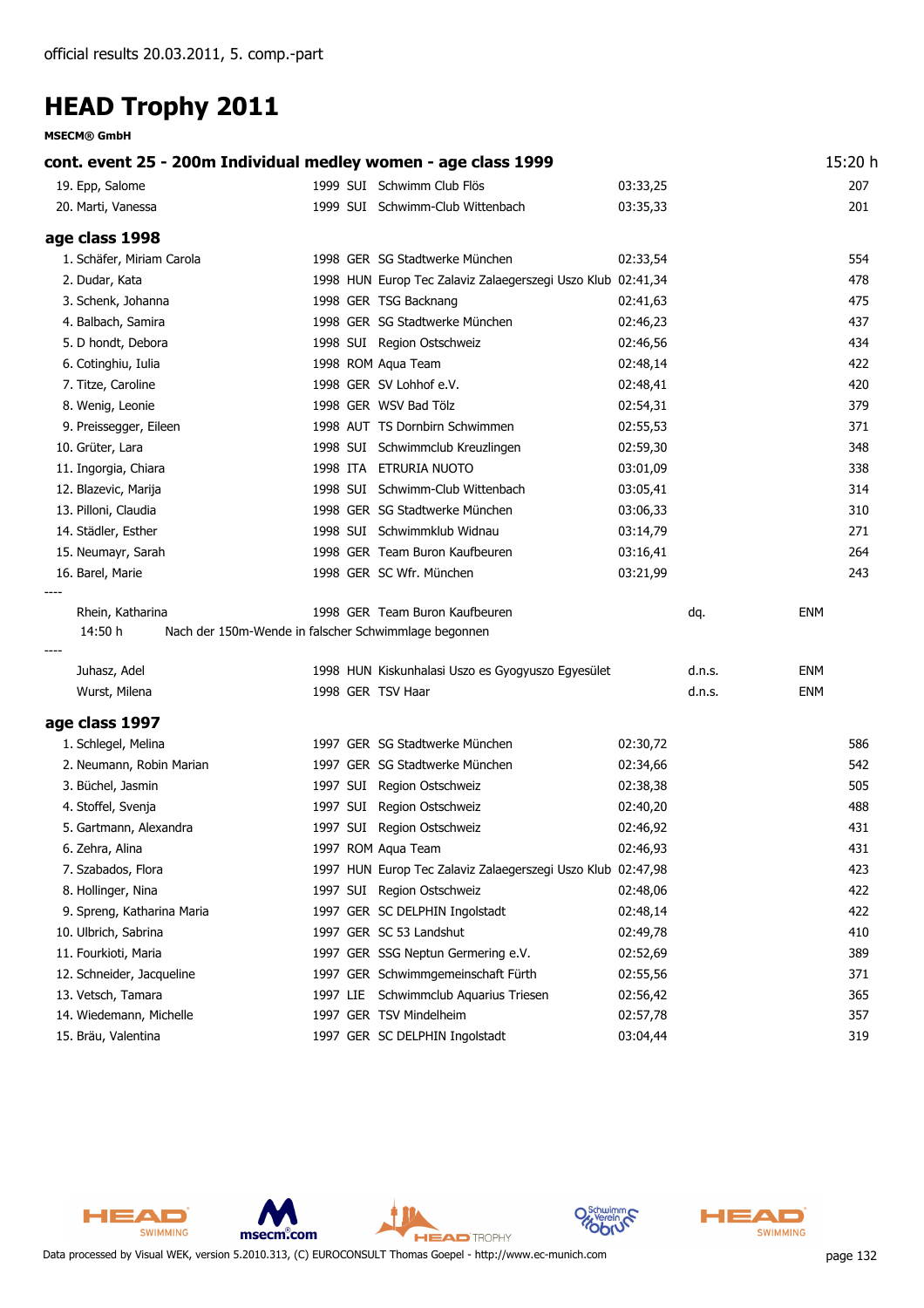official results 20.03.2011, 5. comp.-part

# HEAD Trophy 2011

**MSECM® GmbH**

## cont. event 25 - 200m Individual medley women - age class 1999

15:20 h

| Place | Name | Year | Nat | Club | Time | | | Points |
|---|---|---|---|---|---|---|---|---|
| 19. | Epp, Salome | 1999 | SUI | Schwimm Club Flös | 03:33,25 | | | 207 |
| 20. | Marti, Vanessa | 1999 | SUI | Schwimm-Club Wittenbach | 03:35,33 | | | 201 |

## age class 1998

| Place | Name | Year | Nat | Club | Time | | | Points |
|---|---|---|---|---|---|---|---|---|
| 1. | Schäfer, Miriam Carola | 1998 | GER | SG Stadtwerke München | 02:33,54 | | | 554 |
| 2. | Dudar, Kata | 1998 | HUN | Europ Tec Zalaviz Zalaegerszegi Uszo Klub | 02:41,34 | | | 478 |
| 3. | Schenk, Johanna | 1998 | GER | TSG Backnang | 02:41,63 | | | 475 |
| 4. | Balbach, Samira | 1998 | GER | SG Stadtwerke München | 02:46,23 | | | 437 |
| 5. | D hondt, Debora | 1998 | SUI | Region Ostschweiz | 02:46,56 | | | 434 |
| 6. | Cotinghiu, Iulia | 1998 | ROM | Aqua Team | 02:48,14 | | | 422 |
| 7. | Titze, Caroline | 1998 | GER | SV Lohhof e.V. | 02:48,41 | | | 420 |
| 8. | Wenig, Leonie | 1998 | GER | WSV Bad Tölz | 02:54,31 | | | 379 |
| 9. | Preissegger, Eileen | 1998 | AUT | TS Dornbirn Schwimmen | 02:55,53 | | | 371 |
| 10. | Grüter, Lara | 1998 | SUI | Schwimmclub Kreuzlingen | 02:59,30 | | | 348 |
| 11. | Ingorgia, Chiara | 1998 | ITA | ETRURIA NUOTO | 03:01,09 | | | 338 |
| 12. | Blazevic, Marija | 1998 | SUI | Schwimm-Club Wittenbach | 03:05,41 | | | 314 |
| 13. | Pilloni, Claudia | 1998 | GER | SG Stadtwerke München | 03:06,33 | | | 310 |
| 14. | Städler, Esther | 1998 | SUI | Schwimmklub Widnau | 03:14,79 | | | 271 |
| 15. | Neumayr, Sarah | 1998 | GER | Team Buron Kaufbeuren | 03:16,41 | | | 264 |
| 16. | Barel, Marie | 1998 | GER | SC Wfr. München | 03:21,99 | | | 243 |
| ---- | | | | | | | | |
| | Rhein, Katharina | 1998 | GER | Team Buron Kaufbeuren | | dq. | ENM | |
| | 14:50 h | Nach der 150m-Wende in falscher Schwimmlage begonnen | | | | | | |
| ---- | | | | | | | | |
| | Juhasz, Adel | 1998 | HUN | Kiskunhalasi Uszo es Gyogyuszo Egyesület | | d.n.s. | ENM | |
| | Wurst, Milena | 1998 | GER | TSV Haar | | d.n.s. | ENM | |

## age class 1997

| Place | Name | Year | Nat | Club | Time | | | Points |
|---|---|---|---|---|---|---|---|---|
| 1. | Schlegel, Melina | 1997 | GER | SG Stadtwerke München | 02:30,72 | | | 586 |
| 2. | Neumann, Robin Marian | 1997 | GER | SG Stadtwerke München | 02:34,66 | | | 542 |
| 3. | Büchel, Jasmin | 1997 | SUI | Region Ostschweiz | 02:38,38 | | | 505 |
| 4. | Stoffel, Svenja | 1997 | SUI | Region Ostschweiz | 02:40,20 | | | 488 |
| 5. | Gartmann, Alexandra | 1997 | SUI | Region Ostschweiz | 02:46,92 | | | 431 |
| 6. | Zehra, Alina | 1997 | ROM | Aqua Team | 02:46,93 | | | 431 |
| 7. | Szabados, Flora | 1997 | HUN | Europ Tec Zalaviz Zalaegerszegi Uszo Klub | 02:47,98 | | | 423 |
| 8. | Hollinger, Nina | 1997 | SUI | Region Ostschweiz | 02:48,06 | | | 422 |
| 9. | Spreng, Katharina Maria | 1997 | GER | SC DELPHIN Ingolstadt | 02:48,14 | | | 422 |
| 10. | Ulbrich, Sabrina | 1997 | GER | SC 53 Landshut | 02:49,78 | | | 410 |
| 11. | Fourkioti, Maria | 1997 | GER | SSG Neptun Germering e.V. | 02:52,69 | | | 389 |
| 12. | Schneider, Jacqueline | 1997 | GER | Schwimmgemeinschaft Fürth | 02:55,56 | | | 371 |
| 13. | Vetsch, Tamara | 1997 | LIE | Schwimmclub Aquarius Triesen | 02:56,42 | | | 365 |
| 14. | Wiedemann, Michelle | 1997 | GER | TSV Mindelheim | 02:57,78 | | | 357 |
| 15. | Bräu, Valentina | 1997 | GER | SC DELPHIN Ingolstadt | 03:04,44 | | | 319 |

Data processed by Visual WEK, version 5.2010.313, (C) EUROCONSULT Thomas Goepel - http://www.ec-munich.com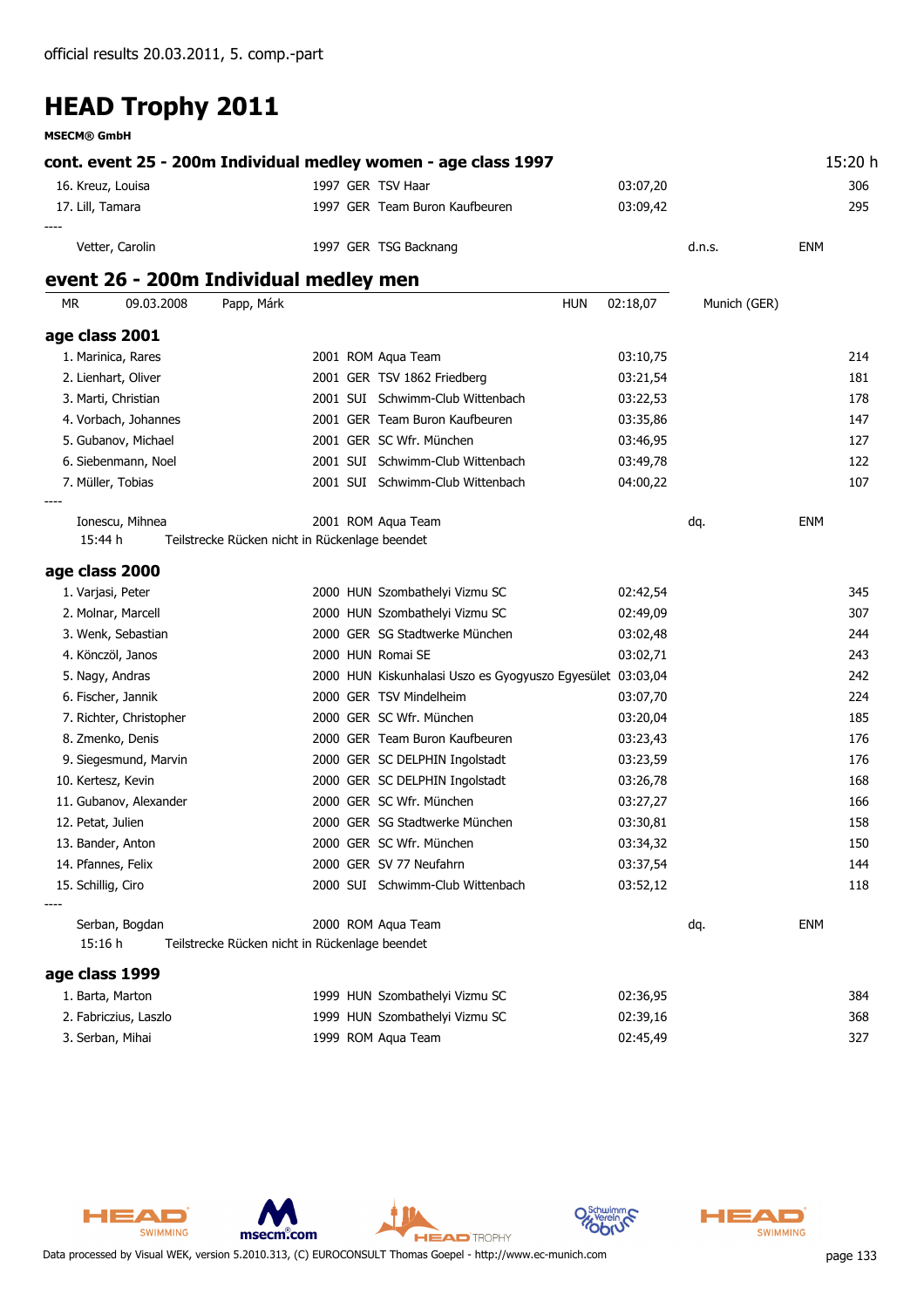official results 20.03.2011, 5. comp.-part

# HEAD Trophy 2011

**MSECM® GmbH**

## cont. event 25 - 200m Individual medley women - age class 1997

15:20 h

| Place | Name | Year | Nat | Club | Time | Status | Note | Points |
|---|---|---|---|---|---|---|---|---|
| 16. | Kreuz, Louisa | 1997 | GER | TSV Haar | 03:07,20 | | | 306 |
| 17. | Lill, Tamara | 1997 | GER | Team Buron Kaufbeuren | 03:09,42 | | | 295 |
| ---- | | | | | | | | |
| | Vetter, Carolin | 1997 | GER | TSG Backnang | | d.n.s. | ENM | |

## event 26 - 200m Individual medley men

| MR | 09.03.2008 | Papp, Márk | HUN | 02:18,07 | Munich (GER) |
|---|---|---|---|---|---|

### age class 2001

| Place | Name | Year | Nat | Club | Time | Status | Note | Points |
|---|---|---|---|---|---|---|---|---|
| 1. | Marinica, Rares | 2001 | ROM | Aqua Team | 03:10,75 | | | 214 |
| 2. | Lienhart, Oliver | 2001 | GER | TSV 1862 Friedberg | 03:21,54 | | | 181 |
| 3. | Marti, Christian | 2001 | SUI | Schwimm-Club Wittenbach | 03:22,53 | | | 178 |
| 4. | Vorbach, Johannes | 2001 | GER | Team Buron Kaufbeuren | 03:35,86 | | | 147 |
| 5. | Gubanov, Michael | 2001 | GER | SC Wfr. München | 03:46,95 | | | 127 |
| 6. | Siebenmann, Noel | 2001 | SUI | Schwimm-Club Wittenbach | 03:49,78 | | | 122 |
| 7. | Müller, Tobias | 2001 | SUI | Schwimm-Club Wittenbach | 04:00,22 | | | 107 |
| ---- | | | | | | | | |
| | Ionescu, Mihnea | 2001 | ROM | Aqua Team | | dq. | ENM | |
| | 15:44 h | Teilstrecke Rücken nicht in Rückenlage beendet | | | | | | |

### age class 2000

| Place | Name | Year | Nat | Club | Time | Status | Note | Points |
|---|---|---|---|---|---|---|---|---|
| 1. | Varjasi, Peter | 2000 | HUN | Szombathelyi Vizmu SC | 02:42,54 | | | 345 |
| 2. | Molnar, Marcell | 2000 | HUN | Szombathelyi Vizmu SC | 02:49,09 | | | 307 |
| 3. | Wenk, Sebastian | 2000 | GER | SG Stadtwerke München | 03:02,48 | | | 244 |
| 4. | Könczöl, Janos | 2000 | HUN | Romai SE | 03:02,71 | | | 243 |
| 5. | Nagy, Andras | 2000 | HUN | Kiskunhalasi Uszo es Gyogyuszo Egyesület | 03:03,04 | | | 242 |
| 6. | Fischer, Jannik | 2000 | GER | TSV Mindelheim | 03:07,70 | | | 224 |
| 7. | Richter, Christopher | 2000 | GER | SC Wfr. München | 03:20,04 | | | 185 |
| 8. | Zmenko, Denis | 2000 | GER | Team Buron Kaufbeuren | 03:23,43 | | | 176 |
| 9. | Siegesmund, Marvin | 2000 | GER | SC DELPHIN Ingolstadt | 03:23,59 | | | 176 |
| 10. | Kertesz, Kevin | 2000 | GER | SC DELPHIN Ingolstadt | 03:26,78 | | | 168 |
| 11. | Gubanov, Alexander | 2000 | GER | SC Wfr. München | 03:27,27 | | | 166 |
| 12. | Petat, Julien | 2000 | GER | SG Stadtwerke München | 03:30,81 | | | 158 |
| 13. | Bander, Anton | 2000 | GER | SC Wfr. München | 03:34,32 | | | 150 |
| 14. | Pfannes, Felix | 2000 | GER | SV 77 Neufahrn | 03:37,54 | | | 144 |
| 15. | Schillig, Ciro | 2000 | SUI | Schwimm-Club Wittenbach | 03:52,12 | | | 118 |
| ---- | | | | | | | | |
| | Serban, Bogdan | 2000 | ROM | Aqua Team | | dq. | ENM | |
| | 15:16 h | Teilstrecke Rücken nicht in Rückenlage beendet | | | | | | |

### age class 1999

| Place | Name | Year | Nat | Club | Time | Status | Note | Points |
|---|---|---|---|---|---|---|---|---|
| 1. | Barta, Marton | 1999 | HUN | Szombathelyi Vizmu SC | 02:36,95 | | | 384 |
| 2. | Fabriczius, Laszlo | 1999 | HUN | Szombathelyi Vizmu SC | 02:39,16 | | | 368 |
| 3. | Serban, Mihai | 1999 | ROM | Aqua Team | 02:45,49 | | | 327 |

Data processed by Visual WEK, version 5.2010.313, (C) EUROCONSULT Thomas Goepel - http://www.ec-munich.com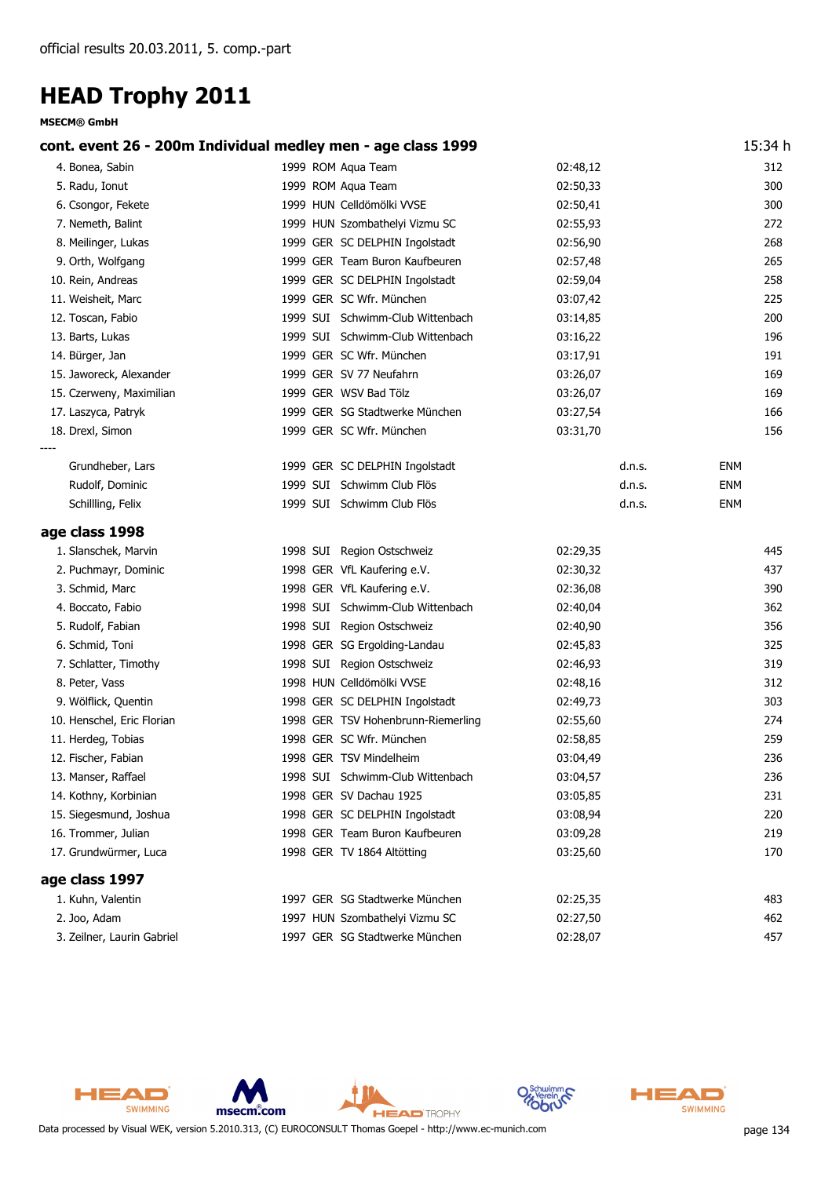official results 20.03.2011, 5. comp.-part

# HEAD Trophy 2011

**MSECM® GmbH**

## cont. event 26 - 200m Individual medley men - age class 1999 — 15:34 h

| Place | Name | YoB | Nat | Club | Time | | | Points |
|---|---|---|---|---|---|---|---|---|
| 4. | Bonea, Sabin | 1999 | ROM | Aqua Team | 02:48,12 | | | 312 |
| 5. | Radu, Ionut | 1999 | ROM | Aqua Team | 02:50,33 | | | 300 |
| 6. | Csongor, Fekete | 1999 | HUN | Celldömölki VVSE | 02:50,41 | | | 300 |
| 7. | Nemeth, Balint | 1999 | HUN | Szombathelyi Vizmu SC | 02:55,93 | | | 272 |
| 8. | Meilinger, Lukas | 1999 | GER | SC DELPHIN Ingolstadt | 02:56,90 | | | 268 |
| 9. | Orth, Wolfgang | 1999 | GER | Team Buron Kaufbeuren | 02:57,48 | | | 265 |
| 10. | Rein, Andreas | 1999 | GER | SC DELPHIN Ingolstadt | 02:59,04 | | | 258 |
| 11. | Weisheit, Marc | 1999 | GER | SC Wfr. München | 03:07,42 | | | 225 |
| 12. | Toscan, Fabio | 1999 | SUI | Schwimm-Club Wittenbach | 03:14,85 | | | 200 |
| 13. | Barts, Lukas | 1999 | SUI | Schwimm-Club Wittenbach | 03:16,22 | | | 196 |
| 14. | Bürger, Jan | 1999 | GER | SC Wfr. München | 03:17,91 | | | 191 |
| 15. | Jaworeck, Alexander | 1999 | GER | SV 77 Neufahrn | 03:26,07 | | | 169 |
| 15. | Czerweny, Maximilian | 1999 | GER | WSV Bad Tölz | 03:26,07 | | | 169 |
| 17. | Laszyca, Patryk | 1999 | GER | SG Stadtwerke München | 03:27,54 | | | 166 |
| 18. | Drexl, Simon | 1999 | GER | SC Wfr. München | 03:31,70 | | | 156 |
| ---- | | | | | | | | |
| | Grundheber, Lars | 1999 | GER | SC DELPHIN Ingolstadt | | d.n.s. | ENM | |
| | Rudolf, Dominic | 1999 | SUI | Schwimm Club Flös | | d.n.s. | ENM | |
| | Schillling, Felix | 1999 | SUI | Schwimm Club Flös | | d.n.s. | ENM | |

## age class 1998

| Place | Name | YoB | Nat | Club | Time | Points |
|---|---|---|---|---|---|---|
| 1. | Slanschek, Marvin | 1998 | SUI | Region Ostschweiz | 02:29,35 | 445 |
| 2. | Puchmayr, Dominic | 1998 | GER | VfL Kaufering e.V. | 02:30,32 | 437 |
| 3. | Schmid, Marc | 1998 | GER | VfL Kaufering e.V. | 02:36,08 | 390 |
| 4. | Boccato, Fabio | 1998 | SUI | Schwimm-Club Wittenbach | 02:40,04 | 362 |
| 5. | Rudolf, Fabian | 1998 | SUI | Region Ostschweiz | 02:40,90 | 356 |
| 6. | Schmid, Toni | 1998 | GER | SG Ergolding-Landau | 02:45,83 | 325 |
| 7. | Schlatter, Timothy | 1998 | SUI | Region Ostschweiz | 02:46,93 | 319 |
| 8. | Peter, Vass | 1998 | HUN | Celldömölki VVSE | 02:48,16 | 312 |
| 9. | Wölflick, Quentin | 1998 | GER | SC DELPHIN Ingolstadt | 02:49,73 | 303 |
| 10. | Henschel, Eric Florian | 1998 | GER | TSV Hohenbrunn-Riemerling | 02:55,60 | 274 |
| 11. | Herdeg, Tobias | 1998 | GER | SC Wfr. München | 02:58,85 | 259 |
| 12. | Fischer, Fabian | 1998 | GER | TSV Mindelheim | 03:04,49 | 236 |
| 13. | Manser, Raffael | 1998 | SUI | Schwimm-Club Wittenbach | 03:04,57 | 236 |
| 14. | Kothny, Korbinian | 1998 | GER | SV Dachau 1925 | 03:05,85 | 231 |
| 15. | Siegesmund, Joshua | 1998 | GER | SC DELPHIN Ingolstadt | 03:08,94 | 220 |
| 16. | Trommer, Julian | 1998 | GER | Team Buron Kaufbeuren | 03:09,28 | 219 |
| 17. | Grundwürmer, Luca | 1998 | GER | TV 1864 Altötting | 03:25,60 | 170 |

## age class 1997

| Place | Name | YoB | Nat | Club | Time | Points |
|---|---|---|---|---|---|---|
| 1. | Kuhn, Valentin | 1997 | GER | SG Stadtwerke München | 02:25,35 | 483 |
| 2. | Joo, Adam | 1997 | HUN | Szombathelyi Vizmu SC | 02:27,50 | 462 |
| 3. | Zeilner, Laurin Gabriel | 1997 | GER | SG Stadtwerke München | 02:28,07 | 457 |

Data processed by Visual WEK, version 5.2010.313, (C) EUROCONSULT Thomas Goepel - http://www.ec-munich.com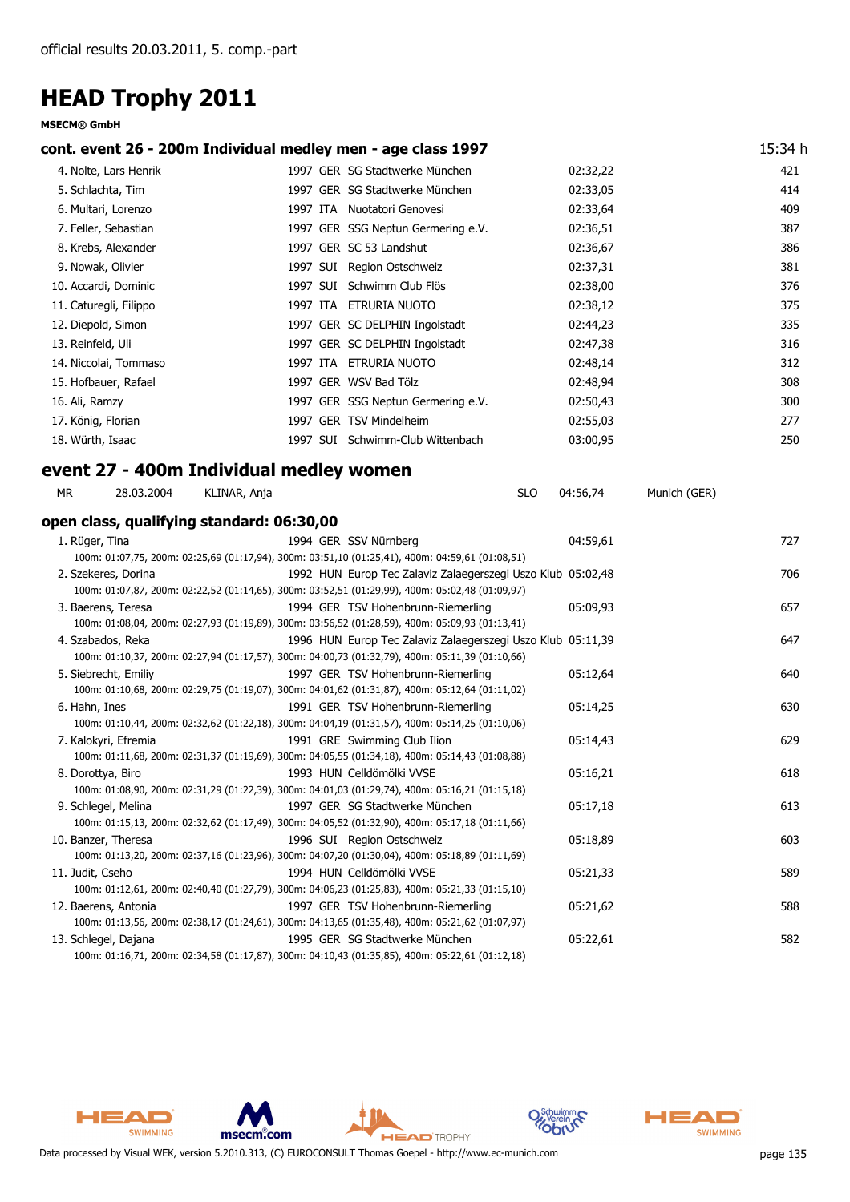official results 20.03.2011, 5. comp.-part

# HEAD Trophy 2011

**MSECM® GmbH**

## cont. event 26 - 200m Individual medley men - age class 1997

15:34 h

| Place | Name | YOB | Nat | Club | Time | Points |
|---|---|---|---|---|---|---|
| 4. | Nolte, Lars Henrik | 1997 | GER | SG Stadtwerke München | 02:32,22 | 421 |
| 5. | Schlachta, Tim | 1997 | GER | SG Stadtwerke München | 02:33,05 | 414 |
| 6. | Multari, Lorenzo | 1997 | ITA | Nuotatori Genovesi | 02:33,64 | 409 |
| 7. | Feller, Sebastian | 1997 | GER | SSG Neptun Germering e.V. | 02:36,51 | 387 |
| 8. | Krebs, Alexander | 1997 | GER | SC 53 Landshut | 02:36,67 | 386 |
| 9. | Nowak, Olivier | 1997 | SUI | Region Ostschweiz | 02:37,31 | 381 |
| 10. | Accardi, Dominic | 1997 | SUI | Schwimm Club Flös | 02:38,00 | 376 |
| 11. | Caturegli, Filippo | 1997 | ITA | ETRURIA NUOTO | 02:38,12 | 375 |
| 12. | Diepold, Simon | 1997 | GER | SC DELPHIN Ingolstadt | 02:44,23 | 335 |
| 13. | Reinfeld, Uli | 1997 | GER | SC DELPHIN Ingolstadt | 02:47,38 | 316 |
| 14. | Niccolai, Tommaso | 1997 | ITA | ETRURIA NUOTO | 02:48,14 | 312 |
| 15. | Hofbauer, Rafael | 1997 | GER | WSV Bad Tölz | 02:48,94 | 308 |
| 16. | Ali, Ramzy | 1997 | GER | SSG Neptun Germering e.V. | 02:50,43 | 300 |
| 17. | König, Florian | 1997 | GER | TSV Mindelheim | 02:55,03 | 277 |
| 18. | Würth, Isaac | 1997 | SUI | Schwimm-Club Wittenbach | 03:00,95 | 250 |

## event 27 - 400m Individual medley women

| MR | 28.03.2004 | KLINAR, Anja | SLO | 04:56,74 | Munich (GER) |
|---|---|---|---|---|---|

### open class, qualifying standard: 06:30,00

| Place | Name | YOB | Nat | Club | Time | Points |
|---|---|---|---|---|---|---|
| 1. | Rüger, Tina | 1994 | GER | SSV Nürnberg | 04:59,61 | 727 |
| | 100m: 01:07,75, 200m: 02:25,69 (01:17,94), 300m: 03:51,10 (01:25,41), 400m: 04:59,61 (01:08,51) | | | | | |
| 2. | Szekeres, Dorina | 1992 | HUN | Europ Tec Zalaviz Zalaegerszegi Uszo Klub | 05:02,48 | 706 |
| | 100m: 01:07,87, 200m: 02:22,52 (01:14,65), 300m: 03:52,51 (01:29,99), 400m: 05:02,48 (01:09,97) | | | | | |
| 3. | Baerens, Teresa | 1994 | GER | TSV Hohenbrunn-Riemerling | 05:09,93 | 657 |
| | 100m: 01:08,04, 200m: 02:27,93 (01:19,89), 300m: 03:56,52 (01:28,59), 400m: 05:09,93 (01:13,41) | | | | | |
| 4. | Szabados, Reka | 1996 | HUN | Europ Tec Zalaviz Zalaegerszegi Uszo Klub | 05:11,39 | 647 |
| | 100m: 01:10,37, 200m: 02:27,94 (01:17,57), 300m: 04:00,73 (01:32,79), 400m: 05:11,39 (01:10,66) | | | | | |
| 5. | Siebrecht, Emiliy | 1997 | GER | TSV Hohenbrunn-Riemerling | 05:12,64 | 640 |
| | 100m: 01:10,68, 200m: 02:29,75 (01:19,07), 300m: 04:01,62 (01:31,87), 400m: 05:12,64 (01:11,02) | | | | | |
| 6. | Hahn, Ines | 1991 | GER | TSV Hohenbrunn-Riemerling | 05:14,25 | 630 |
| | 100m: 01:10,44, 200m: 02:32,62 (01:22,18), 300m: 04:04,19 (01:31,57), 400m: 05:14,25 (01:10,06) | | | | | |
| 7. | Kalokyri, Efremia | 1991 | GRE | Swimming Club Ilion | 05:14,43 | 629 |
| | 100m: 01:11,68, 200m: 02:31,37 (01:19,69), 300m: 04:05,55 (01:34,18), 400m: 05:14,43 (01:08,88) | | | | | |
| 8. | Dorottya, Biro | 1993 | HUN | Celldömölki VVSE | 05:16,21 | 618 |
| | 100m: 01:08,90, 200m: 02:31,29 (01:22,39), 300m: 04:01,03 (01:29,74), 400m: 05:16,21 (01:15,18) | | | | | |
| 9. | Schlegel, Melina | 1997 | GER | SG Stadtwerke München | 05:17,18 | 613 |
| | 100m: 01:15,13, 200m: 02:32,62 (01:17,49), 300m: 04:05,52 (01:32,90), 400m: 05:17,18 (01:11,66) | | | | | |
| 10. | Banzer, Theresa | 1996 | SUI | Region Ostschweiz | 05:18,89 | 603 |
| | 100m: 01:13,20, 200m: 02:37,16 (01:23,96), 300m: 04:07,20 (01:30,04), 400m: 05:18,89 (01:11,69) | | | | | |
| 11. | Judit, Cseho | 1994 | HUN | Celldömölki VVSE | 05:21,33 | 589 |
| | 100m: 01:12,61, 200m: 02:40,40 (01:27,79), 300m: 04:06,23 (01:25,83), 400m: 05:21,33 (01:15,10) | | | | | |
| 12. | Baerens, Antonia | 1997 | GER | TSV Hohenbrunn-Riemerling | 05:21,62 | 588 |
| | 100m: 01:13,56, 200m: 02:38,17 (01:24,61), 300m: 04:13,65 (01:35,48), 400m: 05:21,62 (01:07,97) | | | | | |
| 13. | Schlegel, Dajana | 1995 | GER | SG Stadtwerke München | 05:22,61 | 582 |
| | 100m: 01:16,71, 200m: 02:34,58 (01:17,87), 300m: 04:10,43 (01:35,85), 400m: 05:22,61 (01:12,18) | | | | | |

Data processed by Visual WEK, version 5.2010.313, (C) EUROCONSULT Thomas Goepel - http://www.ec-munich.com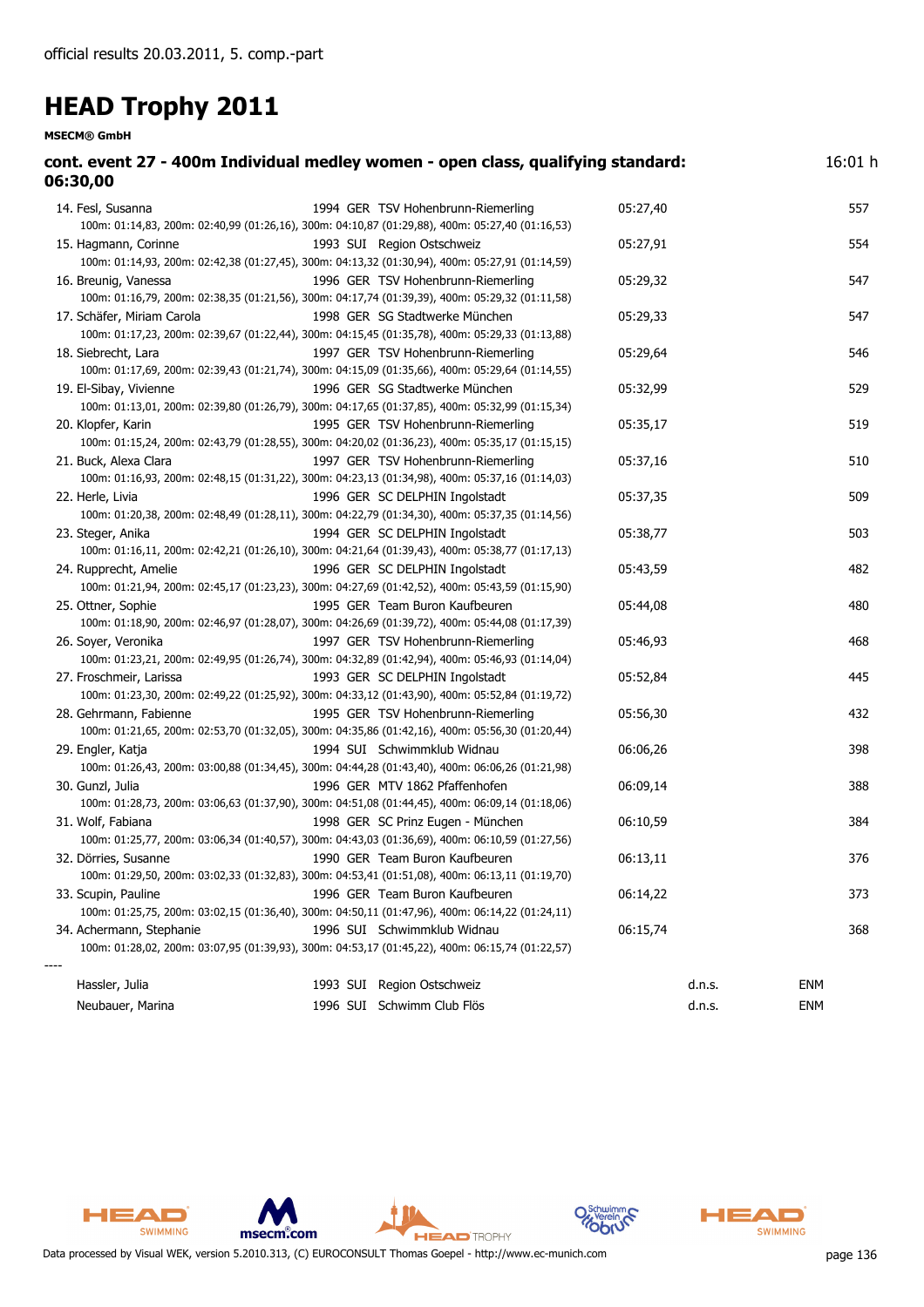official results 20.03.2011, 5. comp.-part

# HEAD Trophy 2011

**MSECM® GmbH**

## cont. event 27 - 400m Individual medley women - open class, qualifying standard: 06:30,00

16:01 h

| Rank | Name | YOB | Nat | Club | Time | | Points |
|---|---|---|---|---|---|---|---|
| 14. | Fesl, Susanna | 1994 | GER | TSV Hohenbrunn-Riemerling | 05:27,40 | | 557 |
| | 100m: 01:14,83, 200m: 02:40,99 (01:26,16), 300m: 04:10,87 (01:29,88), 400m: 05:27,40 (01:16,53) | | | | | | |
| 15. | Hagmann, Corinne | 1993 | SUI | Region Ostschweiz | 05:27,91 | | 554 |
| | 100m: 01:14,93, 200m: 02:42,38 (01:27,45), 300m: 04:13,32 (01:30,94), 400m: 05:27,91 (01:14,59) | | | | | | |
| 16. | Breunig, Vanessa | 1996 | GER | TSV Hohenbrunn-Riemerling | 05:29,32 | | 547 |
| | 100m: 01:16,79, 200m: 02:38,35 (01:21,56), 300m: 04:17,74 (01:39,39), 400m: 05:29,32 (01:11,58) | | | | | | |
| 17. | Schäfer, Miriam Carola | 1998 | GER | SG Stadtwerke München | 05:29,33 | | 547 |
| | 100m: 01:17,23, 200m: 02:39,67 (01:22,44), 300m: 04:15,45 (01:35,78), 400m: 05:29,33 (01:13,88) | | | | | | |
| 18. | Siebrecht, Lara | 1997 | GER | TSV Hohenbrunn-Riemerling | 05:29,64 | | 546 |
| | 100m: 01:17,69, 200m: 02:39,43 (01:21,74), 300m: 04:15,09 (01:35,66), 400m: 05:29,64 (01:14,55) | | | | | | |
| 19. | El-Sibay, Vivienne | 1996 | GER | SG Stadtwerke München | 05:32,99 | | 529 |
| | 100m: 01:13,01, 200m: 02:39,80 (01:26,79), 300m: 04:17,65 (01:37,85), 400m: 05:32,99 (01:15,34) | | | | | | |
| 20. | Klopfer, Karin | 1995 | GER | TSV Hohenbrunn-Riemerling | 05:35,17 | | 519 |
| | 100m: 01:15,24, 200m: 02:43,79 (01:28,55), 300m: 04:20,02 (01:36,23), 400m: 05:35,17 (01:15,15) | | | | | | |
| 21. | Buck, Alexa Clara | 1997 | GER | TSV Hohenbrunn-Riemerling | 05:37,16 | | 510 |
| | 100m: 01:16,93, 200m: 02:48,15 (01:31,22), 300m: 04:23,13 (01:34,98), 400m: 05:37,16 (01:14,03) | | | | | | |
| 22. | Herle, Livia | 1996 | GER | SC DELPHIN Ingolstadt | 05:37,35 | | 509 |
| | 100m: 01:20,38, 200m: 02:48,49 (01:28,11), 300m: 04:22,79 (01:34,30), 400m: 05:37,35 (01:14,56) | | | | | | |
| 23. | Steger, Anika | 1994 | GER | SC DELPHIN Ingolstadt | 05:38,77 | | 503 |
| | 100m: 01:16,11, 200m: 02:42,21 (01:26,10), 300m: 04:21,64 (01:39,43), 400m: 05:38,77 (01:17,13) | | | | | | |
| 24. | Rupprecht, Amelie | 1996 | GER | SC DELPHIN Ingolstadt | 05:43,59 | | 482 |
| | 100m: 01:21,94, 200m: 02:45,17 (01:23,23), 300m: 04:27,69 (01:42,52), 400m: 05:43,59 (01:15,90) | | | | | | |
| 25. | Ottner, Sophie | 1995 | GER | Team Buron Kaufbeuren | 05:44,08 | | 480 |
| | 100m: 01:18,90, 200m: 02:46,97 (01:28,07), 300m: 04:26,69 (01:39,72), 400m: 05:44,08 (01:17,39) | | | | | | |
| 26. | Soyer, Veronika | 1997 | GER | TSV Hohenbrunn-Riemerling | 05:46,93 | | 468 |
| | 100m: 01:23,21, 200m: 02:49,95 (01:26,74), 300m: 04:32,89 (01:42,94), 400m: 05:46,93 (01:14,04) | | | | | | |
| 27. | Froschmeir, Larissa | 1993 | GER | SC DELPHIN Ingolstadt | 05:52,84 | | 445 |
| | 100m: 01:23,30, 200m: 02:49,22 (01:25,92), 300m: 04:33,12 (01:43,90), 400m: 05:52,84 (01:19,72) | | | | | | |
| 28. | Gehrmann, Fabienne | 1995 | GER | TSV Hohenbrunn-Riemerling | 05:56,30 | | 432 |
| | 100m: 01:21,65, 200m: 02:53,70 (01:32,05), 300m: 04:35,86 (01:42,16), 400m: 05:56,30 (01:20,44) | | | | | | |
| 29. | Engler, Katja | 1994 | SUI | Schwimmklub Widnau | 06:06,26 | | 398 |
| | 100m: 01:26,43, 200m: 03:00,88 (01:34,45), 300m: 04:44,28 (01:43,40), 400m: 06:06,26 (01:21,98) | | | | | | |
| 30. | Gunzl, Julia | 1996 | GER | MTV 1862 Pfaffenhofen | 06:09,14 | | 388 |
| | 100m: 01:28,73, 200m: 03:06,63 (01:37,90), 300m: 04:51,08 (01:44,45), 400m: 06:09,14 (01:18,06) | | | | | | |
| 31. | Wolf, Fabiana | 1998 | GER | SC Prinz Eugen - München | 06:10,59 | | 384 |
| | 100m: 01:25,77, 200m: 03:06,34 (01:40,57), 300m: 04:43,03 (01:36,69), 400m: 06:10,59 (01:27,56) | | | | | | |
| 32. | Dörries, Susanne | 1990 | GER | Team Buron Kaufbeuren | 06:13,11 | | 376 |
| | 100m: 01:29,50, 200m: 03:02,33 (01:32,83), 300m: 04:53,41 (01:51,08), 400m: 06:13,11 (01:19,70) | | | | | | |
| 33. | Scupin, Pauline | 1996 | GER | Team Buron Kaufbeuren | 06:14,22 | | 373 |
| | 100m: 01:25,75, 200m: 03:02,15 (01:36,40), 300m: 04:50,11 (01:47,96), 400m: 06:14,22 (01:24,11) | | | | | | |
| 34. | Achermann, Stephanie | 1996 | SUI | Schwimmklub Widnau | 06:15,74 | | 368 |
| | 100m: 01:28,02, 200m: 03:07,95 (01:39,93), 300m: 04:53,17 (01:45,22), 400m: 06:15,74 (01:22,57) | | | | | | |

----

| Name | YOB | Nat | Club | | |
|---|---|---|---|---|---|
| Hassler, Julia | 1993 | SUI | Region Ostschweiz | d.n.s. | ENM |
| Neubauer, Marina | 1996 | SUI | Schwimm Club Flös | d.n.s. | ENM |

Data processed by Visual WEK, version 5.2010.313, (C) EUROCONSULT Thomas Goepel - http://www.ec-munich.com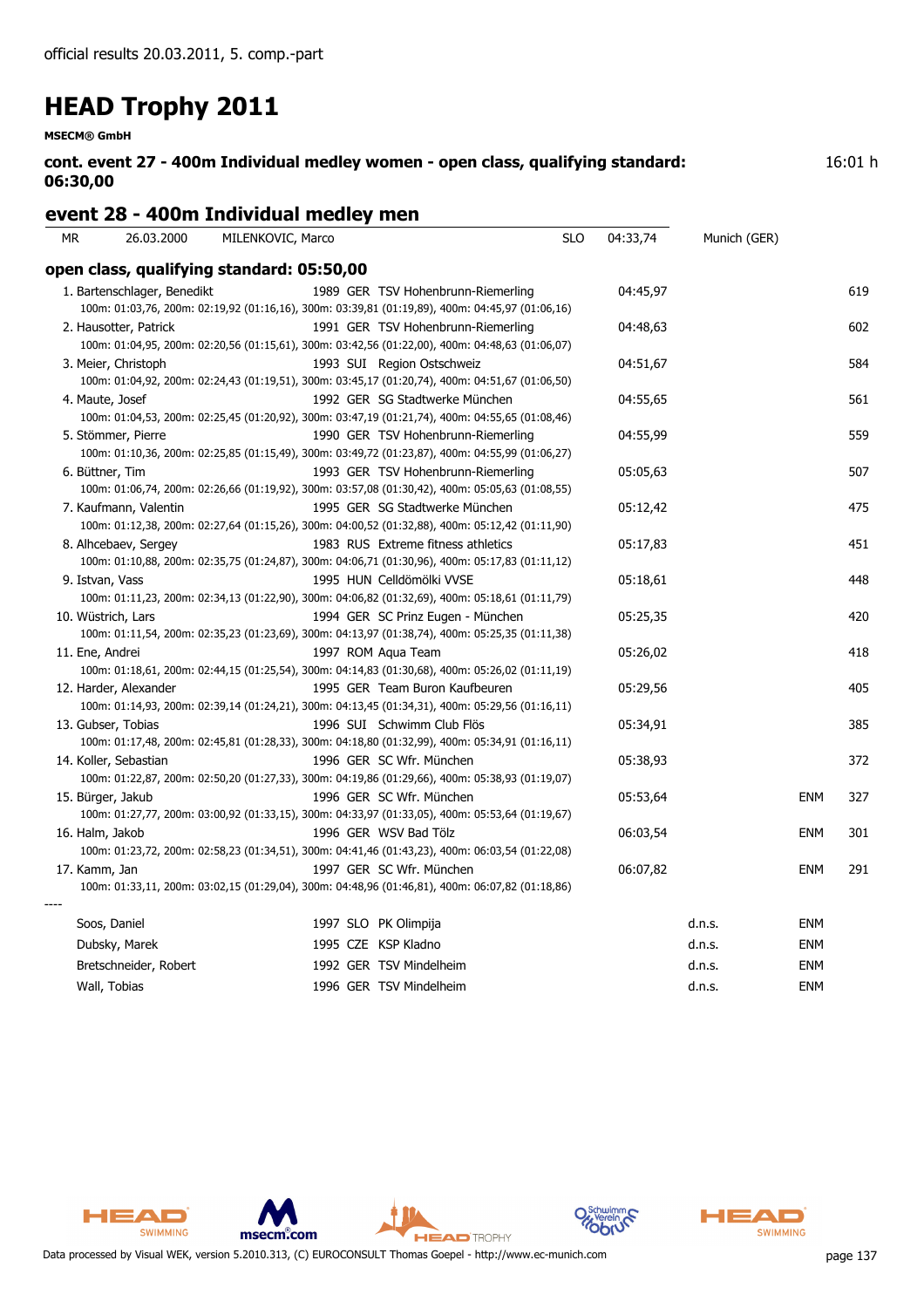official results 20.03.2011, 5. comp.-part

# HEAD Trophy 2011

**MSECM® GmbH**

**cont. event 27 - 400m Individual medley women - open class, qualifying standard: 06:30,00**

16:01 h

## event 28 - 400m Individual medley men

| MR | 26.03.2000 | MILENKOVIC, Marco | SLO | 04:33,74 | Munich (GER) |
|---|---|---|---|---|---|

### open class, qualifying standard: 05:50,00

| Place | Name | Year | Nat | Club | Time | | Points |
|---|---|---|---|---|---|---|---|
| 1. | Bartenschlager, Benedikt | 1989 | GER | TSV Hohenbrunn-Riemerling | 04:45,97 | | 619 |
| | 100m: 01:03,76, 200m: 02:19,92 (01:16,16), 300m: 03:39,81 (01:19,89), 400m: 04:45,97 (01:06,16) | | | | | | |
| 2. | Hausotter, Patrick | 1991 | GER | TSV Hohenbrunn-Riemerling | 04:48,63 | | 602 |
| | 100m: 01:04,95, 200m: 02:20,56 (01:15,61), 300m: 03:42,56 (01:22,00), 400m: 04:48,63 (01:06,07) | | | | | | |
| 3. | Meier, Christoph | 1993 | SUI | Region Ostschweiz | 04:51,67 | | 584 |
| | 100m: 01:04,92, 200m: 02:24,43 (01:19,51), 300m: 03:45,17 (01:20,74), 400m: 04:51,67 (01:06,50) | | | | | | |
| 4. | Maute, Josef | 1992 | GER | SG Stadtwerke München | 04:55,65 | | 561 |
| | 100m: 01:04,53, 200m: 02:25,45 (01:20,92), 300m: 03:47,19 (01:21,74), 400m: 04:55,65 (01:08,46) | | | | | | |
| 5. | Stömmer, Pierre | 1990 | GER | TSV Hohenbrunn-Riemerling | 04:55,99 | | 559 |
| | 100m: 01:10,36, 200m: 02:25,85 (01:15,49), 300m: 03:49,72 (01:23,87), 400m: 04:55,99 (01:06,27) | | | | | | |
| 6. | Büttner, Tim | 1993 | GER | TSV Hohenbrunn-Riemerling | 05:05,63 | | 507 |
| | 100m: 01:06,74, 200m: 02:26,66 (01:19,92), 300m: 03:57,08 (01:30,42), 400m: 05:05,63 (01:08,55) | | | | | | |
| 7. | Kaufmann, Valentin | 1995 | GER | SG Stadtwerke München | 05:12,42 | | 475 |
| | 100m: 01:12,38, 200m: 02:27,64 (01:15,26), 300m: 04:00,52 (01:32,88), 400m: 05:12,42 (01:11,90) | | | | | | |
| 8. | Alhcebaev, Sergey | 1983 | RUS | Extreme fitness athletics | 05:17,83 | | 451 |
| | 100m: 01:10,88, 200m: 02:35,75 (01:24,87), 300m: 04:06,71 (01:30,96), 400m: 05:17,83 (01:11,12) | | | | | | |
| 9. | Istvan, Vass | 1995 | HUN | Celldömölki VVSE | 05:18,61 | | 448 |
| | 100m: 01:11,23, 200m: 02:34,13 (01:22,90), 300m: 04:06,82 (01:32,69), 400m: 05:18,61 (01:11,79) | | | | | | |
| 10. | Wüstrich, Lars | 1994 | GER | SC Prinz Eugen - München | 05:25,35 | | 420 |
| | 100m: 01:11,54, 200m: 02:35,23 (01:23,69), 300m: 04:13,97 (01:38,74), 400m: 05:25,35 (01:11,38) | | | | | | |
| 11. | Ene, Andrei | 1997 | ROM | Aqua Team | 05:26,02 | | 418 |
| | 100m: 01:18,61, 200m: 02:44,15 (01:25,54), 300m: 04:14,83 (01:30,68), 400m: 05:26,02 (01:11,19) | | | | | | |
| 12. | Harder, Alexander | 1995 | GER | Team Buron Kaufbeuren | 05:29,56 | | 405 |
| | 100m: 01:14,93, 200m: 02:39,14 (01:24,21), 300m: 04:13,45 (01:34,31), 400m: 05:29,56 (01:16,11) | | | | | | |
| 13. | Gubser, Tobias | 1996 | SUI | Schwimm Club Flös | 05:34,91 | | 385 |
| | 100m: 01:17,48, 200m: 02:45,81 (01:28,33), 300m: 04:18,80 (01:32,99), 400m: 05:34,91 (01:16,11) | | | | | | |
| 14. | Koller, Sebastian | 1996 | GER | SC Wfr. München | 05:38,93 | | 372 |
| | 100m: 01:22,87, 200m: 02:50,20 (01:27,33), 300m: 04:19,86 (01:29,66), 400m: 05:38,93 (01:19,07) | | | | | | |
| 15. | Bürger, Jakub | 1996 | GER | SC Wfr. München | 05:53,64 | ENM | 327 |
| | 100m: 01:27,77, 200m: 03:00,92 (01:33,15), 300m: 04:33,97 (01:33,05), 400m: 05:53,64 (01:19,67) | | | | | | |
| 16. | Halm, Jakob | 1996 | GER | WSV Bad Tölz | 06:03,54 | ENM | 301 |
| | 100m: 01:23,72, 200m: 02:58,23 (01:34,51), 300m: 04:41,46 (01:43,23), 400m: 06:03,54 (01:22,08) | | | | | | |
| 17. | Kamm, Jan | 1997 | GER | SC Wfr. München | 06:07,82 | ENM | 291 |
| | 100m: 01:33,11, 200m: 03:02,15 (01:29,04), 300m: 04:48,96 (01:46,81), 400m: 06:07,82 (01:18,86) | | | | | | |

----

| Name | Year | Nat | Club | Time | |
|---|---|---|---|---|---|
| Soos, Daniel | 1997 | SLO | PK Olimpija | d.n.s. | ENM |
| Dubsky, Marek | 1995 | CZE | KSP Kladno | d.n.s. | ENM |
| Bretschneider, Robert | 1992 | GER | TSV Mindelheim | d.n.s. | ENM |
| Wall, Tobias | 1996 | GER | TSV Mindelheim | d.n.s. | ENM |

Data processed by Visual WEK, version 5.2010.313, (C) EUROCONSULT Thomas Goepel - http://www.ec-munich.com